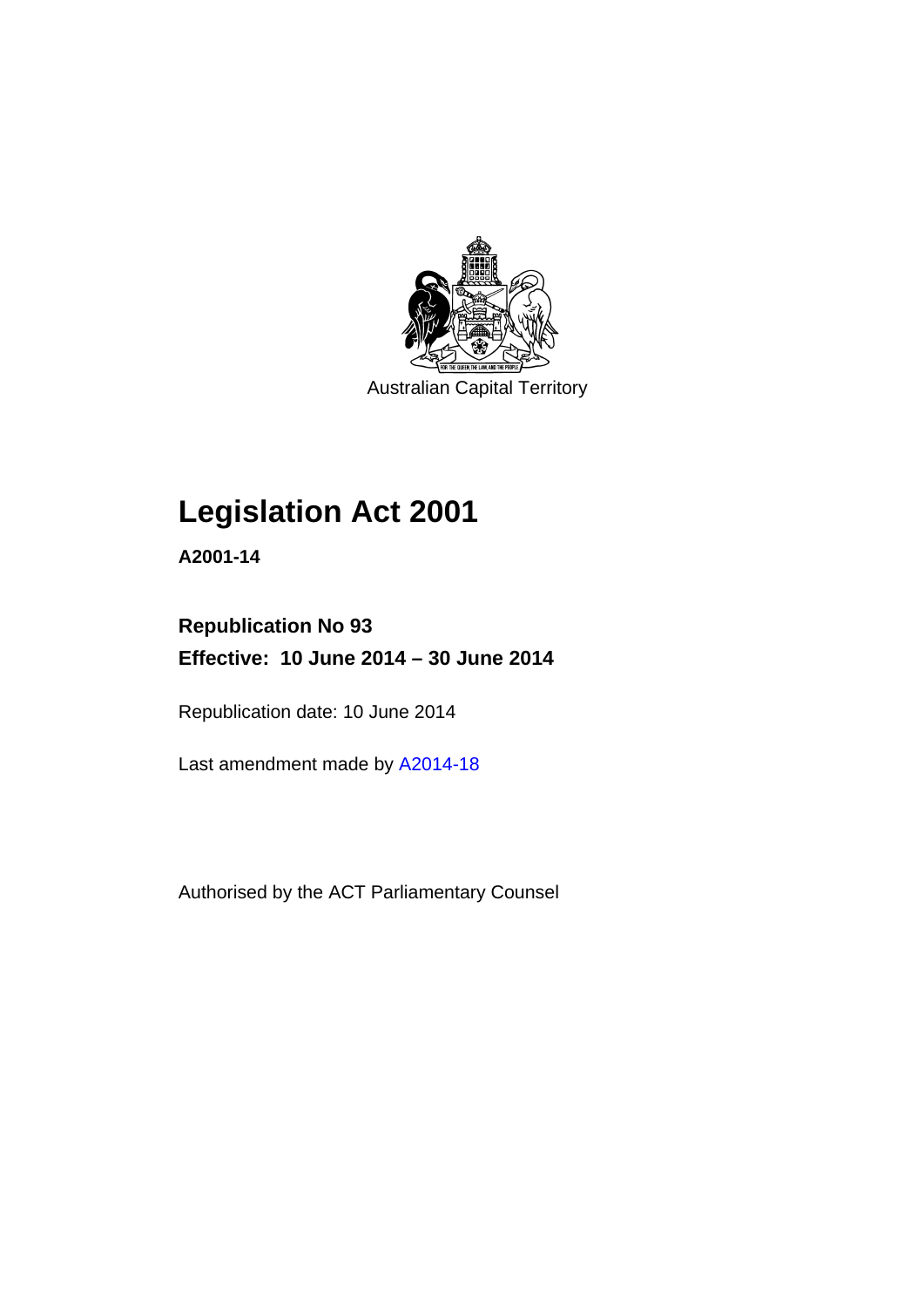Australian Capital Territory

# Legislation Act 2001

**A2001-14**

## Republication No 93

## Effective: 10 June 2014 – 30 June 2014

Republication date: 10 June 2014

Last amendment made by A2014-18

Authorised by the ACT Parliamentary Counsel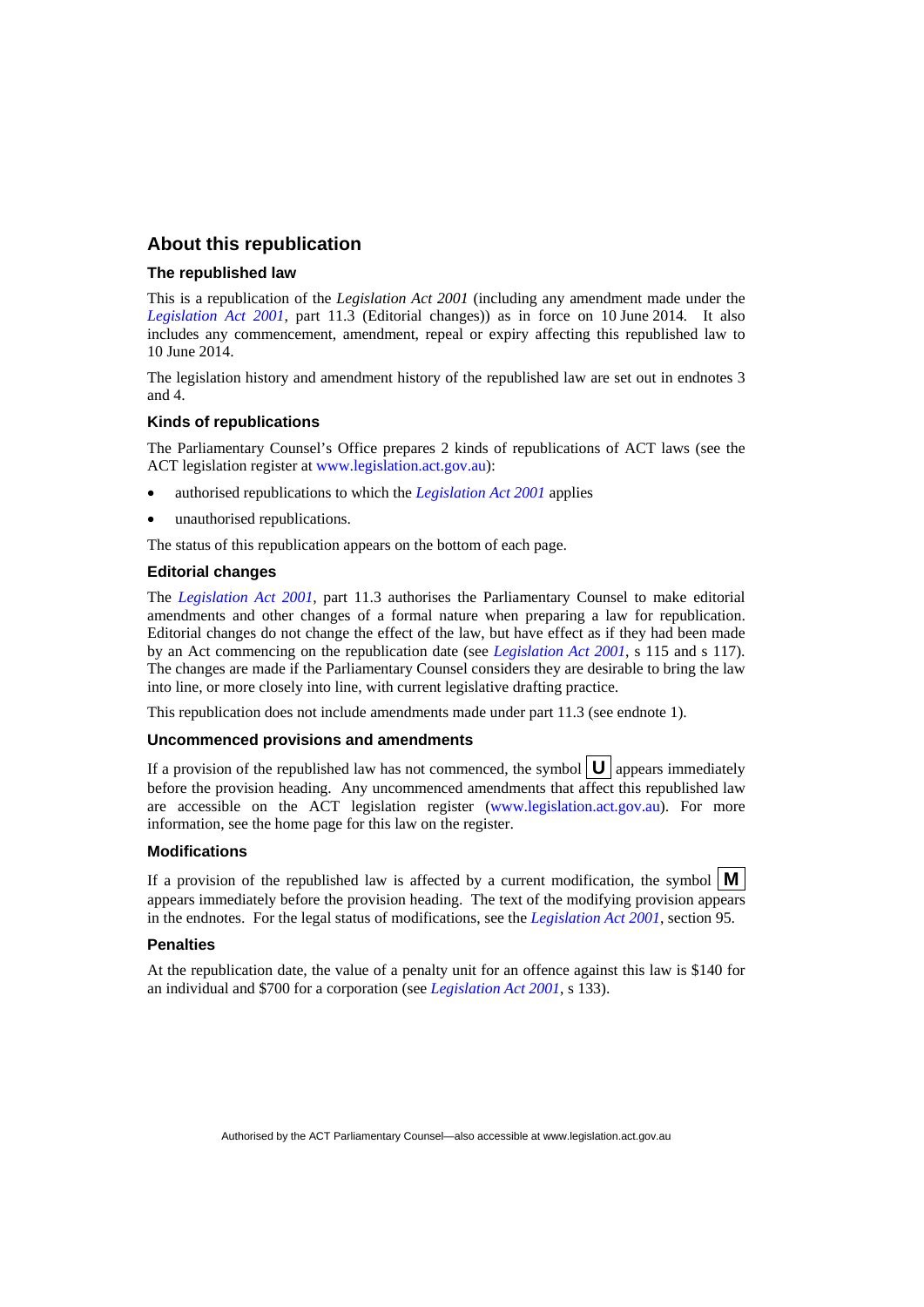## About this republication

### The republished law

This is a republication of the *Legislation Act 2001* (including any amendment made under the *Legislation Act 2001*, part 11.3 (Editorial changes)) as in force on 10 June 2014. It also includes any commencement, amendment, repeal or expiry affecting this republished law to 10 June 2014.

The legislation history and amendment history of the republished law are set out in endnotes 3 and 4.

### Kinds of republications

The Parliamentary Counsel's Office prepares 2 kinds of republications of ACT laws (see the ACT legislation register at www.legislation.act.gov.au):

- authorised republications to which the *Legislation Act 2001* applies
- unauthorised republications.

The status of this republication appears on the bottom of each page.

### Editorial changes

The *Legislation Act 2001*, part 11.3 authorises the Parliamentary Counsel to make editorial amendments and other changes of a formal nature when preparing a law for republication. Editorial changes do not change the effect of the law, but have effect as if they had been made by an Act commencing on the republication date (see *Legislation Act 2001*, s 115 and s 117). The changes are made if the Parliamentary Counsel considers they are desirable to bring the law into line, or more closely into line, with current legislative drafting practice.

This republication does not include amendments made under part 11.3 (see endnote 1).

### Uncommenced provisions and amendments

If a provision of the republished law has not commenced, the symbol **U** appears immediately before the provision heading. Any uncommenced amendments that affect this republished law are accessible on the ACT legislation register (www.legislation.act.gov.au). For more information, see the home page for this law on the register.

### Modifications

If a provision of the republished law is affected by a current modification, the symbol **M** appears immediately before the provision heading. The text of the modifying provision appears in the endnotes. For the legal status of modifications, see the *Legislation Act 2001*, section 95.

### Penalties

At the republication date, the value of a penalty unit for an offence against this law is $140 for an individual and $700 for a corporation (see *Legislation Act 2001*, s 133).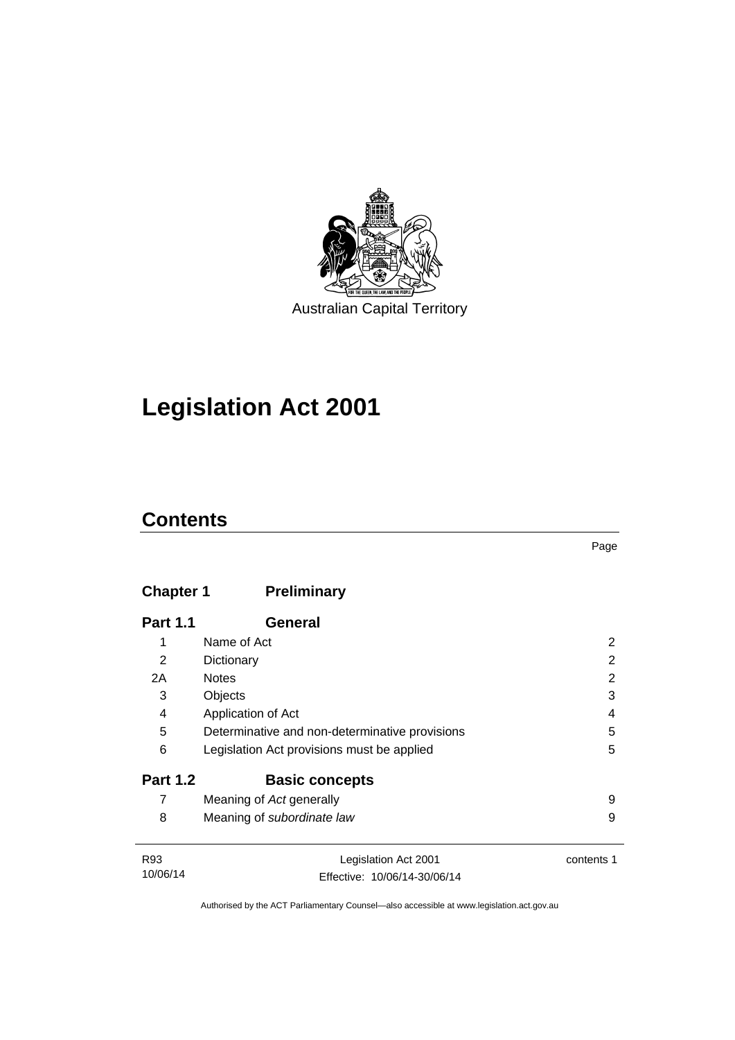Australian Capital Territory

# Legislation Act 2001

## Contents

| | | Page |
|---|---|---|
| **Chapter 1** | **Preliminary** | |
| **Part 1.1** | **General** | |
| 1 | Name of Act | 2 |
| 2 | Dictionary | 2 |
| 2A | Notes | 2 |
| 3 | Objects | 3 |
| 4 | Application of Act | 4 |
| 5 | Determinative and non-determinative provisions | 5 |
| 6 | Legislation Act provisions must be applied | 5 |
| **Part 1.2** | **Basic concepts** | |
| 7 | Meaning of *Act* generally | 9 |
| 8 | Meaning of *subordinate law* | 9 |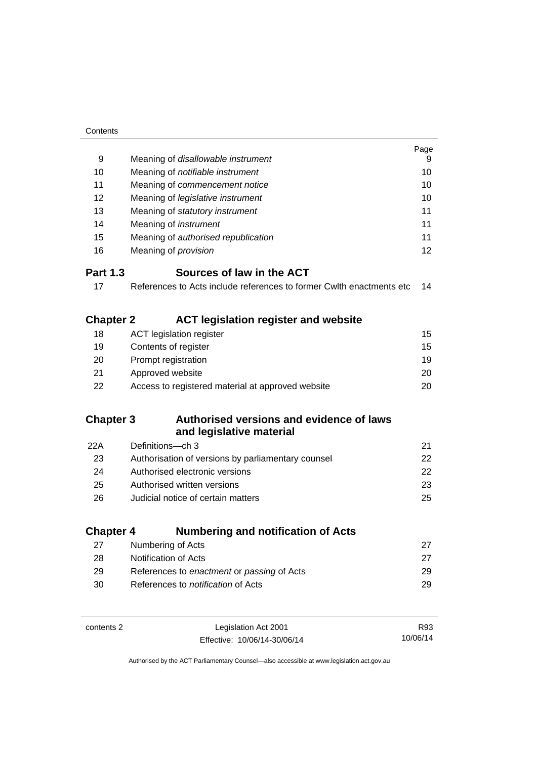| | | Page |
|---|---|---|
| 9 | Meaning of *disallowable instrument* | 9 |
| 10 | Meaning of *notifiable instrument* | 10 |
| 11 | Meaning of *commencement notice* | 10 |
| 12 | Meaning of *legislative instrument* | 10 |
| 13 | Meaning of *statutory instrument* | 11 |
| 14 | Meaning of *instrument* | 11 |
| 15 | Meaning of *authorised republication* | 11 |
| 16 | Meaning of *provision* | 12 |

### Part 1.3 Sources of law in the ACT

| | | |
|---|---|---|
| 17 | References to Acts include references to former Cwlth enactments etc | 14 |

## Chapter 2 ACT legislation register and website

| | | |
|---|---|---|
| 18 | ACT legislation register | 15 |
| 19 | Contents of register | 15 |
| 20 | Prompt registration | 19 |
| 21 | Approved website | 20 |
| 22 | Access to registered material at approved website | 20 |

## Chapter 3 Authorised versions and evidence of laws and legislative material

| | | |
|---|---|---|
| 22A | Definitions—ch 3 | 21 |
| 23 | Authorisation of versions by parliamentary counsel | 22 |
| 24 | Authorised electronic versions | 22 |
| 25 | Authorised written versions | 23 |
| 26 | Judicial notice of certain matters | 25 |

## Chapter 4 Numbering and notification of Acts

| | | |
|---|---|---|
| 27 | Numbering of Acts | 27 |
| 28 | Notification of Acts | 27 |
| 29 | References to *enactment* or *passing* of Acts | 29 |
| 30 | References to *notification* of Acts | 29 |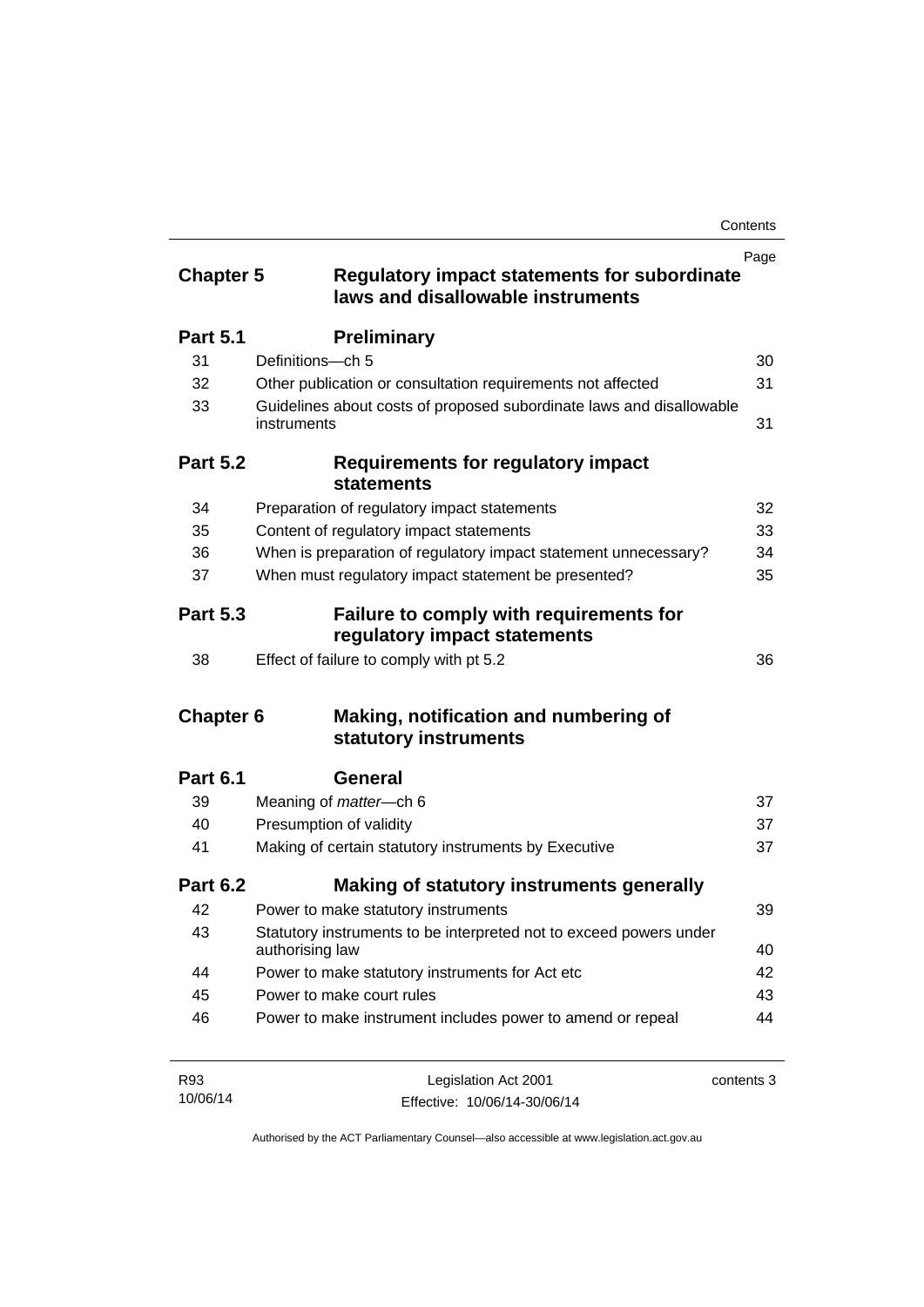| | | Page |
|---|---|---|
| **Chapter 5** | **Regulatory impact statements for subordinate laws and disallowable instruments** | |
| **Part 5.1** | **Preliminary** | |
| 31 | Definitions—ch 5 | 30 |
| 32 | Other publication or consultation requirements not affected | 31 |
| 33 | Guidelines about costs of proposed subordinate laws and disallowable instruments | 31 |
| **Part 5.2** | **Requirements for regulatory impact statements** | |
| 34 | Preparation of regulatory impact statements | 32 |
| 35 | Content of regulatory impact statements | 33 |
| 36 | When is preparation of regulatory impact statement unnecessary? | 34 |
| 37 | When must regulatory impact statement be presented? | 35 |
| **Part 5.3** | **Failure to comply with requirements for regulatory impact statements** | |
| 38 | Effect of failure to comply with pt 5.2 | 36 |
| **Chapter 6** | **Making, notification and numbering of statutory instruments** | |
| **Part 6.1** | **General** | |
| 39 | Meaning of *matter*—ch 6 | 37 |
| 40 | Presumption of validity | 37 |
| 41 | Making of certain statutory instruments by Executive | 37 |
| **Part 6.2** | **Making of statutory instruments generally** | |
| 42 | Power to make statutory instruments | 39 |
| 43 | Statutory instruments to be interpreted not to exceed powers under authorising law | 40 |
| 44 | Power to make statutory instruments for Act etc | 42 |
| 45 | Power to make court rules | 43 |
| 46 | Power to make instrument includes power to amend or repeal | 44 |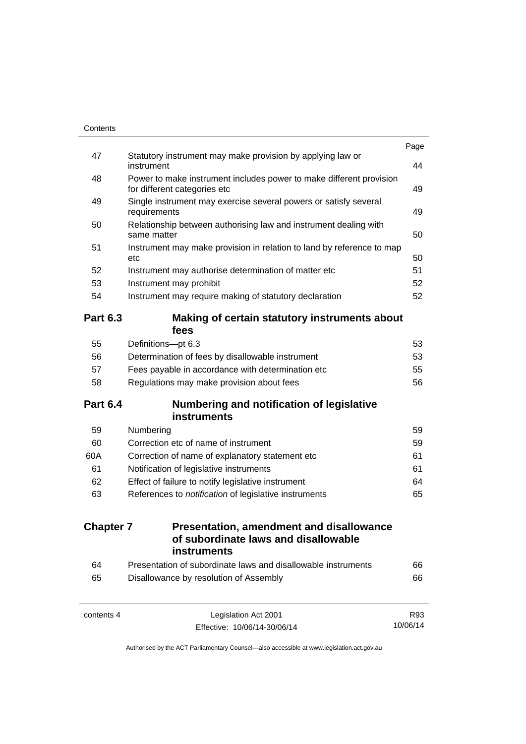| | | Page |
|---|---|---|
| 47 | Statutory instrument may make provision by applying law or instrument | 44 |
| 48 | Power to make instrument includes power to make different provision for different categories etc | 49 |
| 49 | Single instrument may exercise several powers or satisfy several requirements | 49 |
| 50 | Relationship between authorising law and instrument dealing with same matter | 50 |
| 51 | Instrument may make provision in relation to land by reference to map etc | 50 |
| 52 | Instrument may authorise determination of matter etc | 51 |
| 53 | Instrument may prohibit | 52 |
| 54 | Instrument may require making of statutory declaration | 52 |

**Part 6.3 Making of certain statutory instruments about fees**

| | | |
|---|---|---|
| 55 | Definitions—pt 6.3 | 53 |
| 56 | Determination of fees by disallowable instrument | 53 |
| 57 | Fees payable in accordance with determination etc | 55 |
| 58 | Regulations may make provision about fees | 56 |

**Part 6.4 Numbering and notification of legislative instruments**

| | | |
|---|---|---|
| 59 | Numbering | 59 |
| 60 | Correction etc of name of instrument | 59 |
| 60A | Correction of name of explanatory statement etc | 61 |
| 61 | Notification of legislative instruments | 61 |
| 62 | Effect of failure to notify legislative instrument | 64 |
| 63 | References to *notification* of legislative instruments | 65 |

**Chapter 7 Presentation, amendment and disallowance of subordinate laws and disallowable instruments**

| | | |
|---|---|---|
| 64 | Presentation of subordinate laws and disallowable instruments | 66 |
| 65 | Disallowance by resolution of Assembly | 66 |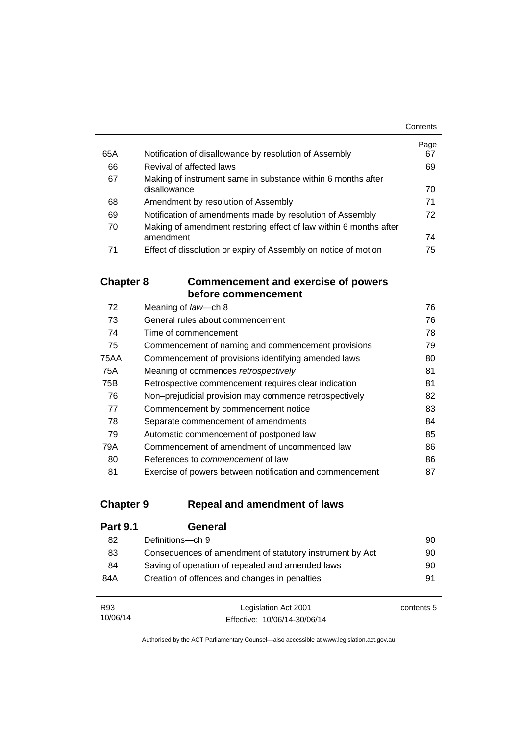| | | Page |
|---|---|---|
| 65A | Notification of disallowance by resolution of Assembly | 67 |
| 66 | Revival of affected laws | 69 |
| 67 | Making of instrument same in substance within 6 months after disallowance | 70 |
| 68 | Amendment by resolution of Assembly | 71 |
| 69 | Notification of amendments made by resolution of Assembly | 72 |
| 70 | Making of amendment restoring effect of law within 6 months after amendment | 74 |
| 71 | Effect of dissolution or expiry of Assembly on notice of motion | 75 |

## Chapter 8 Commencement and exercise of powers before commencement

| | | |
|---|---|---|
| 72 | Meaning of *law*—ch 8 | 76 |
| 73 | General rules about commencement | 76 |
| 74 | Time of commencement | 78 |
| 75 | Commencement of naming and commencement provisions | 79 |
| 75AA | Commencement of provisions identifying amended laws | 80 |
| 75A | Meaning of commences *retrospectively* | 81 |
| 75B | Retrospective commencement requires clear indication | 81 |
| 76 | Non–prejudicial provision may commence retrospectively | 82 |
| 77 | Commencement by commencement notice | 83 |
| 78 | Separate commencement of amendments | 84 |
| 79 | Automatic commencement of postponed law | 85 |
| 79A | Commencement of amendment of uncommenced law | 86 |
| 80 | References to *commencement* of law | 86 |
| 81 | Exercise of powers between notification and commencement | 87 |

## Chapter 9 Repeal and amendment of laws

### Part 9.1 General

| | | |
|---|---|---|
| 82 | Definitions—ch 9 | 90 |
| 83 | Consequences of amendment of statutory instrument by Act | 90 |
| 84 | Saving of operation of repealed and amended laws | 90 |
| 84A | Creation of offences and changes in penalties | 91 |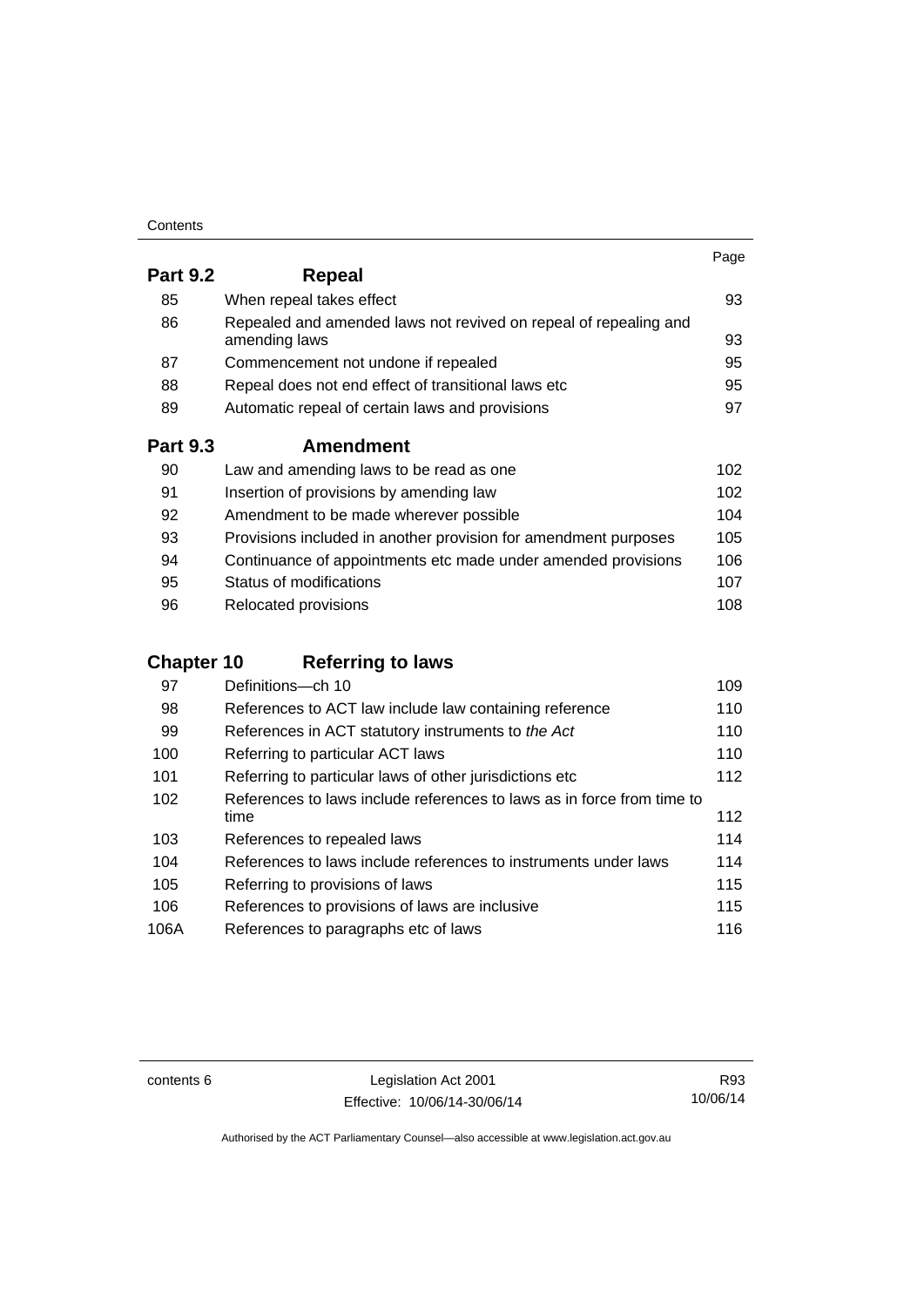| | | Page |
|---|---|---|
| **Part 9.2** | **Repeal** | |
| 85 | When repeal takes effect | 93 |
| 86 | Repealed and amended laws not revived on repeal of repealing and amending laws | 93 |
| 87 | Commencement not undone if repealed | 95 |
| 88 | Repeal does not end effect of transitional laws etc | 95 |
| 89 | Automatic repeal of certain laws and provisions | 97 |
| **Part 9.3** | **Amendment** | |
| 90 | Law and amending laws to be read as one | 102 |
| 91 | Insertion of provisions by amending law | 102 |
| 92 | Amendment to be made wherever possible | 104 |
| 93 | Provisions included in another provision for amendment purposes | 105 |
| 94 | Continuance of appointments etc made under amended provisions | 106 |
| 95 | Status of modifications | 107 |
| 96 | Relocated provisions | 108 |
| **Chapter 10** | **Referring to laws** | |
| 97 | Definitions—ch 10 | 109 |
| 98 | References to ACT law include law containing reference | 110 |
| 99 | References in ACT statutory instruments to *the Act* | 110 |
| 100 | Referring to particular ACT laws | 110 |
| 101 | Referring to particular laws of other jurisdictions etc | 112 |
| 102 | References to laws include references to laws as in force from time to time | 112 |
| 103 | References to repealed laws | 114 |
| 104 | References to laws include references to instruments under laws | 114 |
| 105 | Referring to provisions of laws | 115 |
| 106 | References to provisions of laws are inclusive | 115 |
| 106A | References to paragraphs etc of laws | 116 |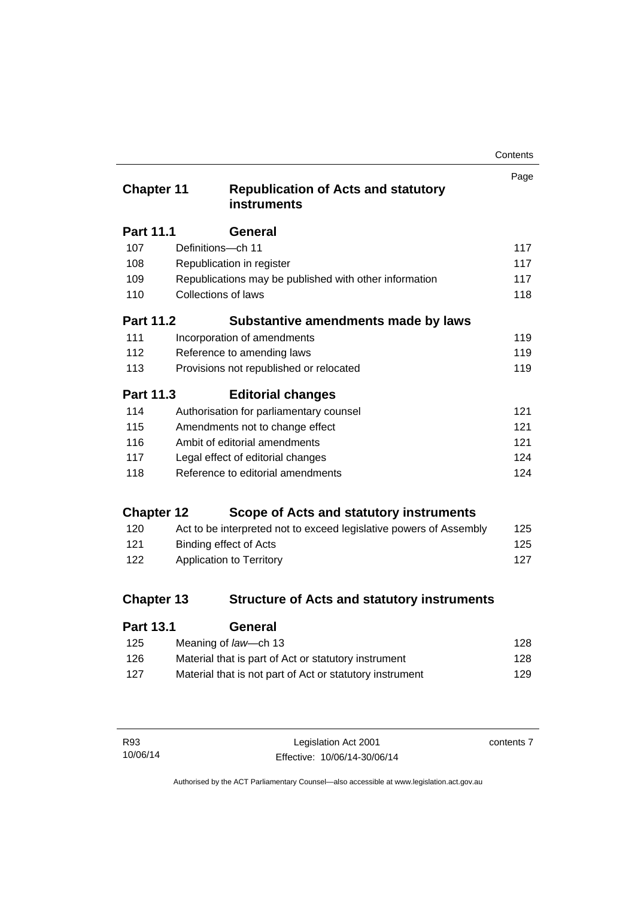| | | Page |
|---|---|---|
| **Chapter 11** | **Republication of Acts and statutory instruments** | |
| **Part 11.1** | **General** | |
| 107 | Definitions—ch 11 | 117 |
| 108 | Republication in register | 117 |
| 109 | Republications may be published with other information | 117 |
| 110 | Collections of laws | 118 |
| **Part 11.2** | **Substantive amendments made by laws** | |
| 111 | Incorporation of amendments | 119 |
| 112 | Reference to amending laws | 119 |
| 113 | Provisions not republished or relocated | 119 |
| **Part 11.3** | **Editorial changes** | |
| 114 | Authorisation for parliamentary counsel | 121 |
| 115 | Amendments not to change effect | 121 |
| 116 | Ambit of editorial amendments | 121 |
| 117 | Legal effect of editorial changes | 124 |
| 118 | Reference to editorial amendments | 124 |
| **Chapter 12** | **Scope of Acts and statutory instruments** | |
| 120 | Act to be interpreted not to exceed legislative powers of Assembly | 125 |
| 121 | Binding effect of Acts | 125 |
| 122 | Application to Territory | 127 |
| **Chapter 13** | **Structure of Acts and statutory instruments** | |
| **Part 13.1** | **General** | |
| 125 | Meaning of *law*—ch 13 | 128 |
| 126 | Material that is part of Act or statutory instrument | 128 |
| 127 | Material that is not part of Act or statutory instrument | 129 |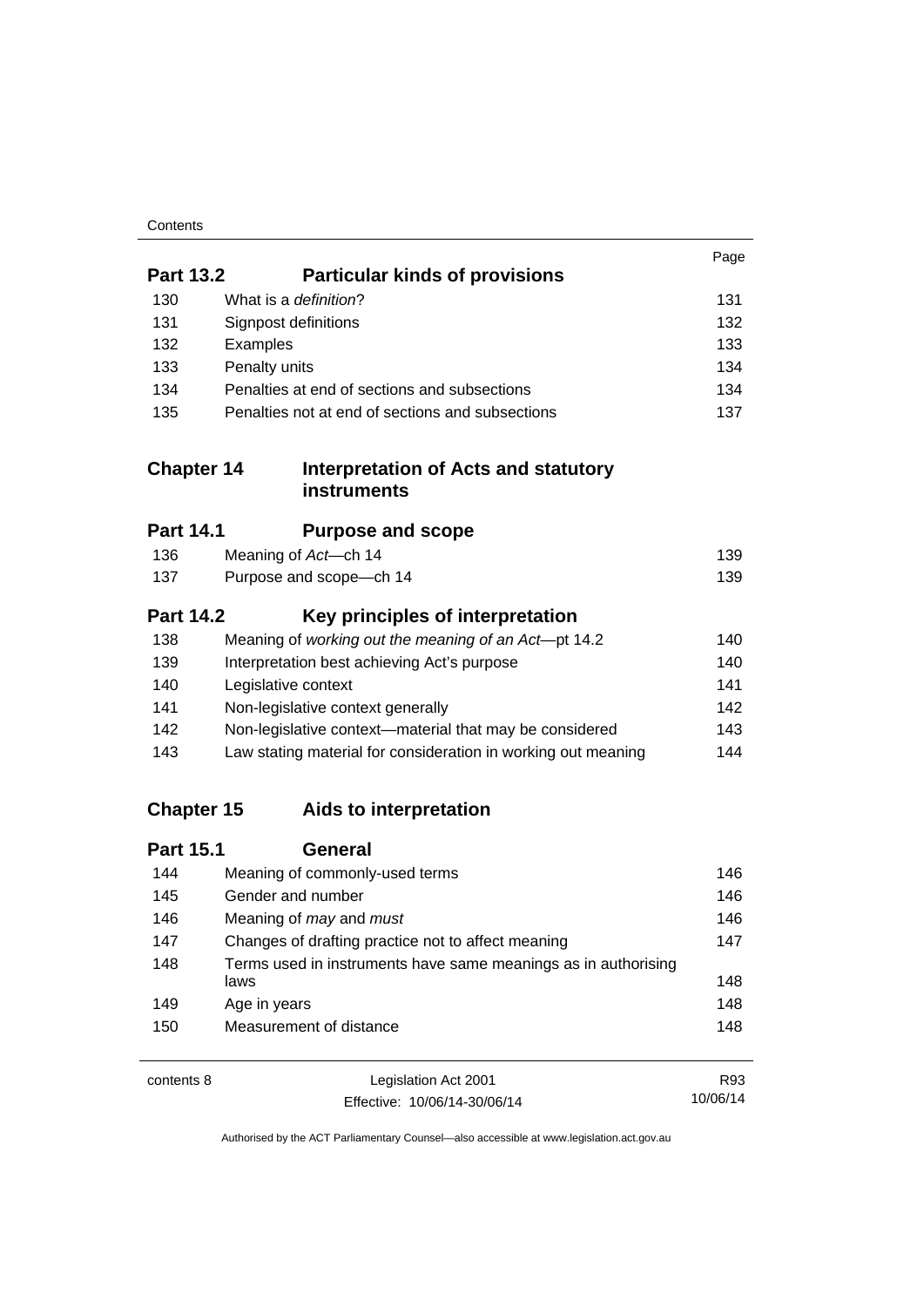| | | Page |
|---|---|---|
| **Part 13.2** | **Particular kinds of provisions** | |
| 130 | What is a *definition*? | 131 |
| 131 | Signpost definitions | 132 |
| 132 | Examples | 133 |
| 133 | Penalty units | 134 |
| 134 | Penalties at end of sections and subsections | 134 |
| 135 | Penalties not at end of sections and subsections | 137 |
| **Chapter 14** | **Interpretation of Acts and statutory instruments** | |
| **Part 14.1** | **Purpose and scope** | |
| 136 | Meaning of *Act*—ch 14 | 139 |
| 137 | Purpose and scope—ch 14 | 139 |
| **Part 14.2** | **Key principles of interpretation** | |
| 138 | Meaning of *working out the meaning of an Act*—pt 14.2 | 140 |
| 139 | Interpretation best achieving Act's purpose | 140 |
| 140 | Legislative context | 141 |
| 141 | Non-legislative context generally | 142 |
| 142 | Non-legislative context—material that may be considered | 143 |
| 143 | Law stating material for consideration in working out meaning | 144 |
| **Chapter 15** | **Aids to interpretation** | |
| **Part 15.1** | **General** | |
| 144 | Meaning of commonly-used terms | 146 |
| 145 | Gender and number | 146 |
| 146 | Meaning of *may* and *must* | 146 |
| 147 | Changes of drafting practice not to affect meaning | 147 |
| 148 | Terms used in instruments have same meanings as in authorising laws | 148 |
| 149 | Age in years | 148 |
| 150 | Measurement of distance | 148 |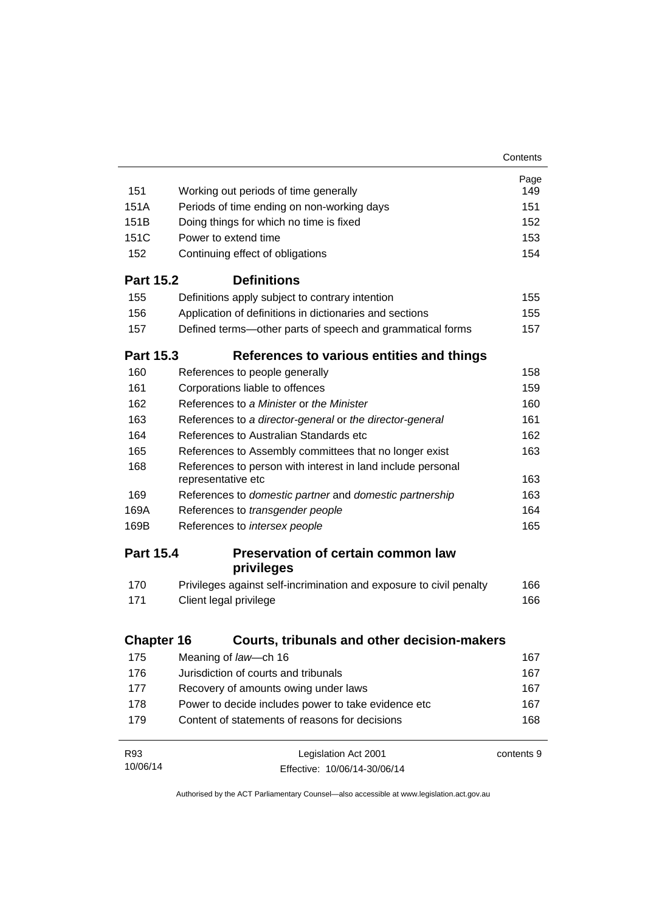| | | Page |
|---|---|---|
| 151 | Working out periods of time generally | 149 |
| 151A | Periods of time ending on non-working days | 151 |
| 151B | Doing things for which no time is fixed | 152 |
| 151C | Power to extend time | 153 |
| 152 | Continuing effect of obligations | 154 |
| **Part 15.2** | **Definitions** | |
| 155 | Definitions apply subject to contrary intention | 155 |
| 156 | Application of definitions in dictionaries and sections | 155 |
| 157 | Defined terms—other parts of speech and grammatical forms | 157 |
| **Part 15.3** | **References to various entities and things** | |
| 160 | References to people generally | 158 |
| 161 | Corporations liable to offences | 159 |
| 162 | References to *a Minister* or *the Minister* | 160 |
| 163 | References to *a director-general* or *the director-general* | 161 |
| 164 | References to Australian Standards etc | 162 |
| 165 | References to Assembly committees that no longer exist | 163 |
| 168 | References to person with interest in land include personal representative etc | 163 |
| 169 | References to *domestic partner* and *domestic partnership* | 163 |
| 169A | References to *transgender people* | 164 |
| 169B | References to *intersex people* | 165 |
| **Part 15.4** | **Preservation of certain common law privileges** | |
| 170 | Privileges against self-incrimination and exposure to civil penalty | 166 |
| 171 | Client legal privilege | 166 |
| **Chapter 16** | **Courts, tribunals and other decision-makers** | |
| 175 | Meaning of *law*—ch 16 | 167 |
| 176 | Jurisdiction of courts and tribunals | 167 |
| 177 | Recovery of amounts owing under laws | 167 |
| 178 | Power to decide includes power to take evidence etc | 167 |
| 179 | Content of statements of reasons for decisions | 168 |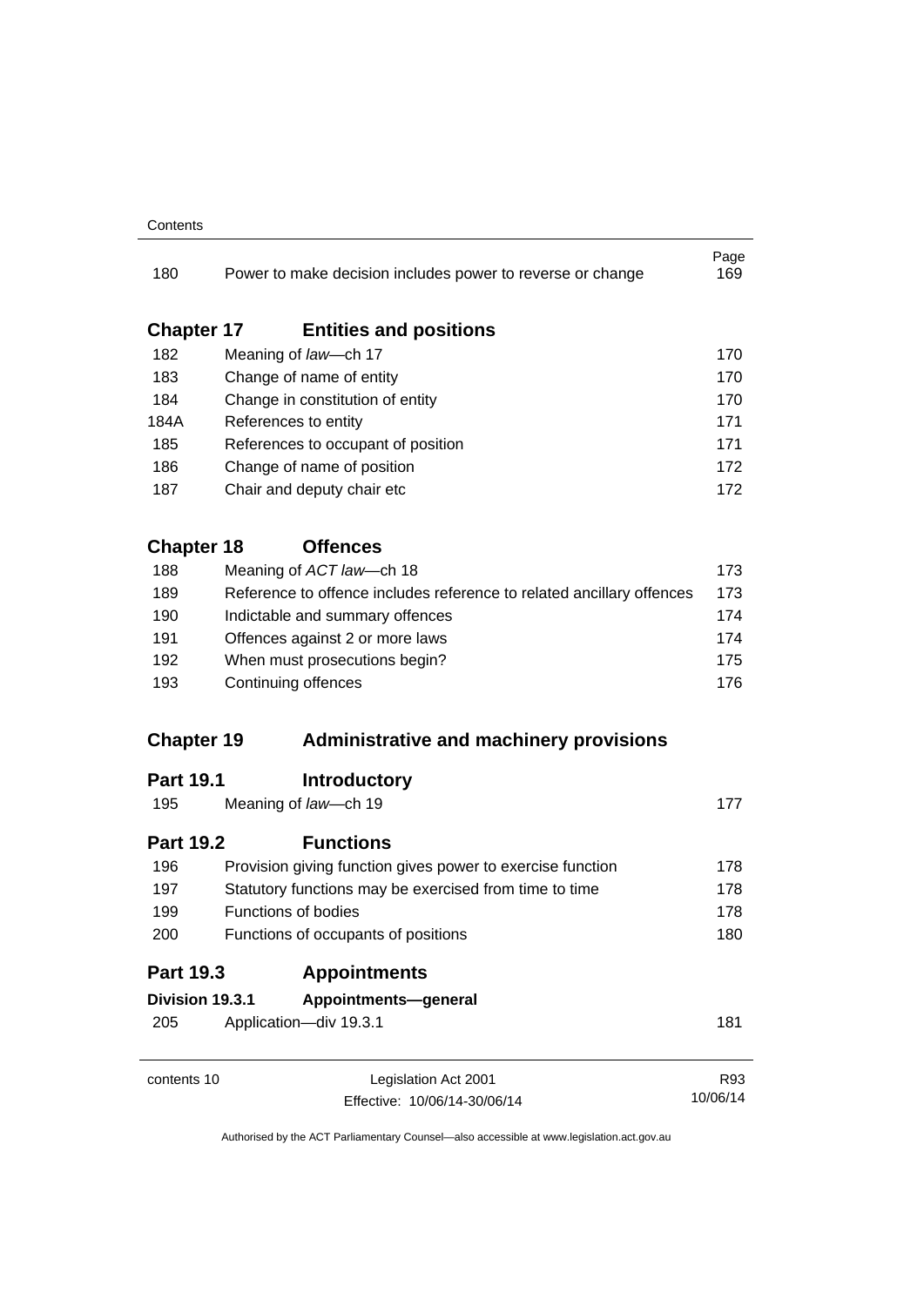| | | Page |
|---|---|---|
| 180 | Power to make decision includes power to reverse or change | 169 |

## Chapter 17 Entities and positions

| | | |
|---|---|---|
| 182 | Meaning of *law*—ch 17 | 170 |
| 183 | Change of name of entity | 170 |
| 184 | Change in constitution of entity | 170 |
| 184A | References to entity | 171 |
| 185 | References to occupant of position | 171 |
| 186 | Change of name of position | 172 |
| 187 | Chair and deputy chair etc | 172 |

## Chapter 18 Offences

| | | |
|---|---|---|
| 188 | Meaning of *ACT law*—ch 18 | 173 |
| 189 | Reference to offence includes reference to related ancillary offences | 173 |
| 190 | Indictable and summary offences | 174 |
| 191 | Offences against 2 or more laws | 174 |
| 192 | When must prosecutions begin? | 175 |
| 193 | Continuing offences | 176 |

## Chapter 19 Administrative and machinery provisions

### Part 19.1 Introductory

| | | |
|---|---|---|
| 195 | Meaning of *law*—ch 19 | 177 |

### Part 19.2 Functions

| | | |
|---|---|---|
| 196 | Provision giving function gives power to exercise function | 178 |
| 197 | Statutory functions may be exercised from time to time | 178 |
| 199 | Functions of bodies | 178 |
| 200 | Functions of occupants of positions | 180 |

### Part 19.3 Appointments

#### Division 19.3.1 Appointments—general

| | | |
|---|---|---|
| 205 | Application—div 19.3.1 | 181 |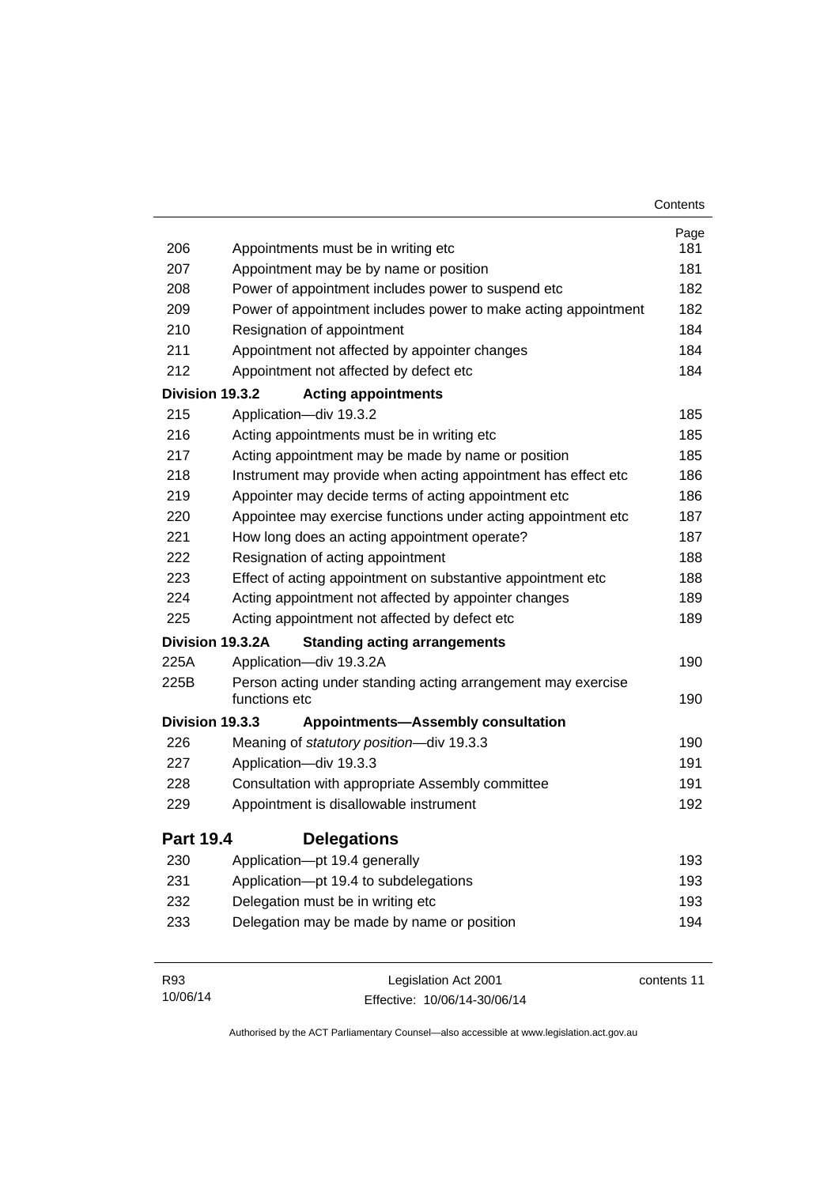| | | Page |
|---|---|---|
| 206 | Appointments must be in writing etc | 181 |
| 207 | Appointment may be by name or position | 181 |
| 208 | Power of appointment includes power to suspend etc | 182 |
| 209 | Power of appointment includes power to make acting appointment | 182 |
| 210 | Resignation of appointment | 184 |
| 211 | Appointment not affected by appointer changes | 184 |
| 212 | Appointment not affected by defect etc | 184 |
| **Division 19.3.2** | **Acting appointments** | |
| 215 | Application—div 19.3.2 | 185 |
| 216 | Acting appointments must be in writing etc | 185 |
| 217 | Acting appointment may be made by name or position | 185 |
| 218 | Instrument may provide when acting appointment has effect etc | 186 |
| 219 | Appointer may decide terms of acting appointment etc | 186 |
| 220 | Appointee may exercise functions under acting appointment etc | 187 |
| 221 | How long does an acting appointment operate? | 187 |
| 222 | Resignation of acting appointment | 188 |
| 223 | Effect of acting appointment on substantive appointment etc | 188 |
| 224 | Acting appointment not affected by appointer changes | 189 |
| 225 | Acting appointment not affected by defect etc | 189 |
| **Division 19.3.2A** | **Standing acting arrangements** | |
| 225A | Application—div 19.3.2A | 190 |
| 225B | Person acting under standing acting arrangement may exercise functions etc | 190 |
| **Division 19.3.3** | **Appointments—Assembly consultation** | |
| 226 | Meaning of *statutory position*—div 19.3.3 | 190 |
| 227 | Application—div 19.3.3 | 191 |
| 228 | Consultation with appropriate Assembly committee | 191 |
| 229 | Appointment is disallowable instrument | 192 |

## Part 19.4 Delegations

| | | |
|---|---|---|
| 230 | Application—pt 19.4 generally | 193 |
| 231 | Application—pt 19.4 to subdelegations | 193 |
| 232 | Delegation must be in writing etc | 193 |
| 233 | Delegation may be made by name or position | 194 |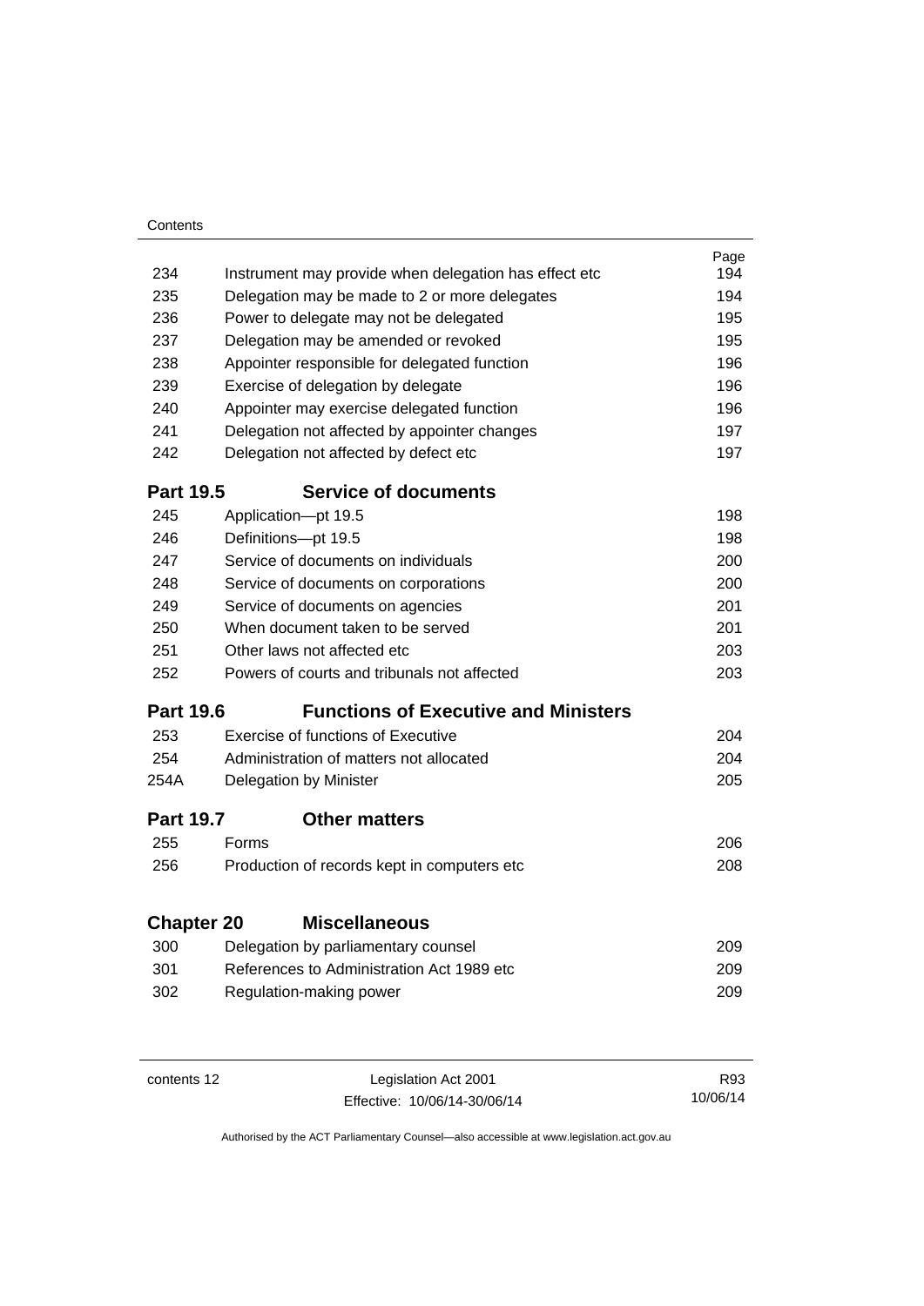| | | Page |
|---|---|---|
| 234 | Instrument may provide when delegation has effect etc | 194 |
| 235 | Delegation may be made to 2 or more delegates | 194 |
| 236 | Power to delegate may not be delegated | 195 |
| 237 | Delegation may be amended or revoked | 195 |
| 238 | Appointer responsible for delegated function | 196 |
| 239 | Exercise of delegation by delegate | 196 |
| 240 | Appointer may exercise delegated function | 196 |
| 241 | Delegation not affected by appointer changes | 197 |
| 242 | Delegation not affected by defect etc | 197 |

## Part 19.5 Service of documents

| | | |
|---|---|---|
| 245 | Application—pt 19.5 | 198 |
| 246 | Definitions—pt 19.5 | 198 |
| 247 | Service of documents on individuals | 200 |
| 248 | Service of documents on corporations | 200 |
| 249 | Service of documents on agencies | 201 |
| 250 | When document taken to be served | 201 |
| 251 | Other laws not affected etc | 203 |
| 252 | Powers of courts and tribunals not affected | 203 |

## Part 19.6 Functions of Executive and Ministers

| | | |
|---|---|---|
| 253 | Exercise of functions of Executive | 204 |
| 254 | Administration of matters not allocated | 204 |
| 254A | Delegation by Minister | 205 |

## Part 19.7 Other matters

| | | |
|---|---|---|
| 255 | Forms | 206 |
| 256 | Production of records kept in computers etc | 208 |

# Chapter 20 Miscellaneous

| | | |
|---|---|---|
| 300 | Delegation by parliamentary counsel | 209 |
| 301 | References to Administration Act 1989 etc | 209 |
| 302 | Regulation-making power | 209 |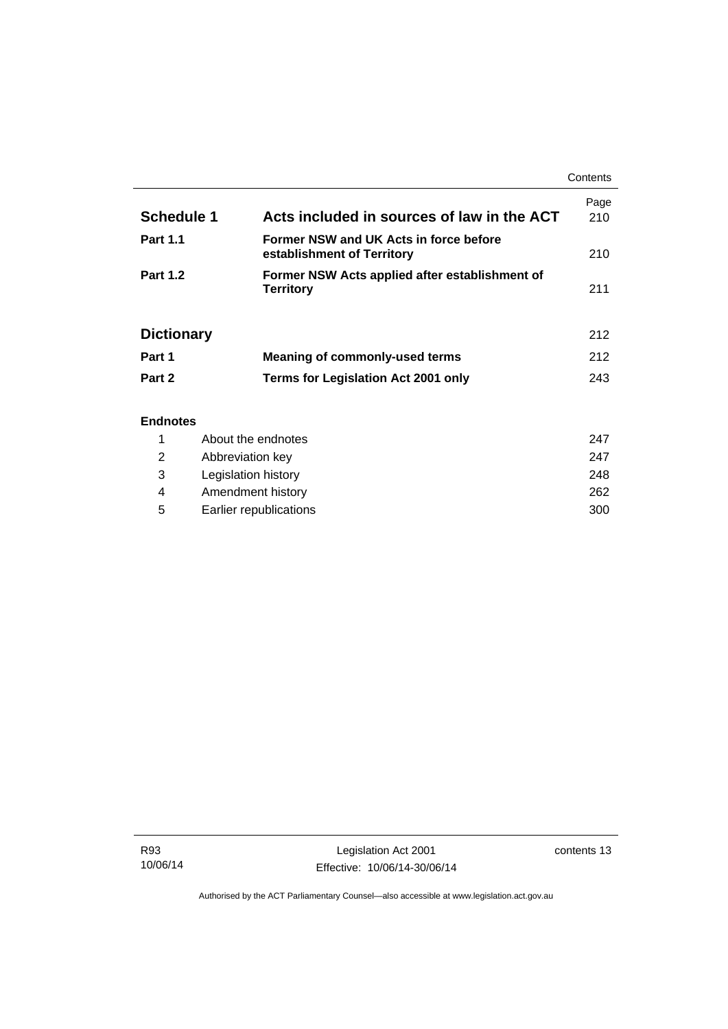| | | Page |
|---|---|---|
| **Schedule 1** | **Acts included in sources of law in the ACT** | 210 |
| **Part 1.1** | **Former NSW and UK Acts in force before establishment of Territory** | 210 |
| **Part 1.2** | **Former NSW Acts applied after establishment of Territory** | 211 |
| **Dictionary** | | 212 |
| **Part 1** | **Meaning of commonly-used terms** | 212 |
| **Part 2** | **Terms for Legislation Act 2001 only** | 243 |

**Endnotes**

| | | |
|---|---|---|
| 1 | About the endnotes | 247 |
| 2 | Abbreviation key | 247 |
| 3 | Legislation history | 248 |
| 4 | Amendment history | 262 |
| 5 | Earlier republications | 300 |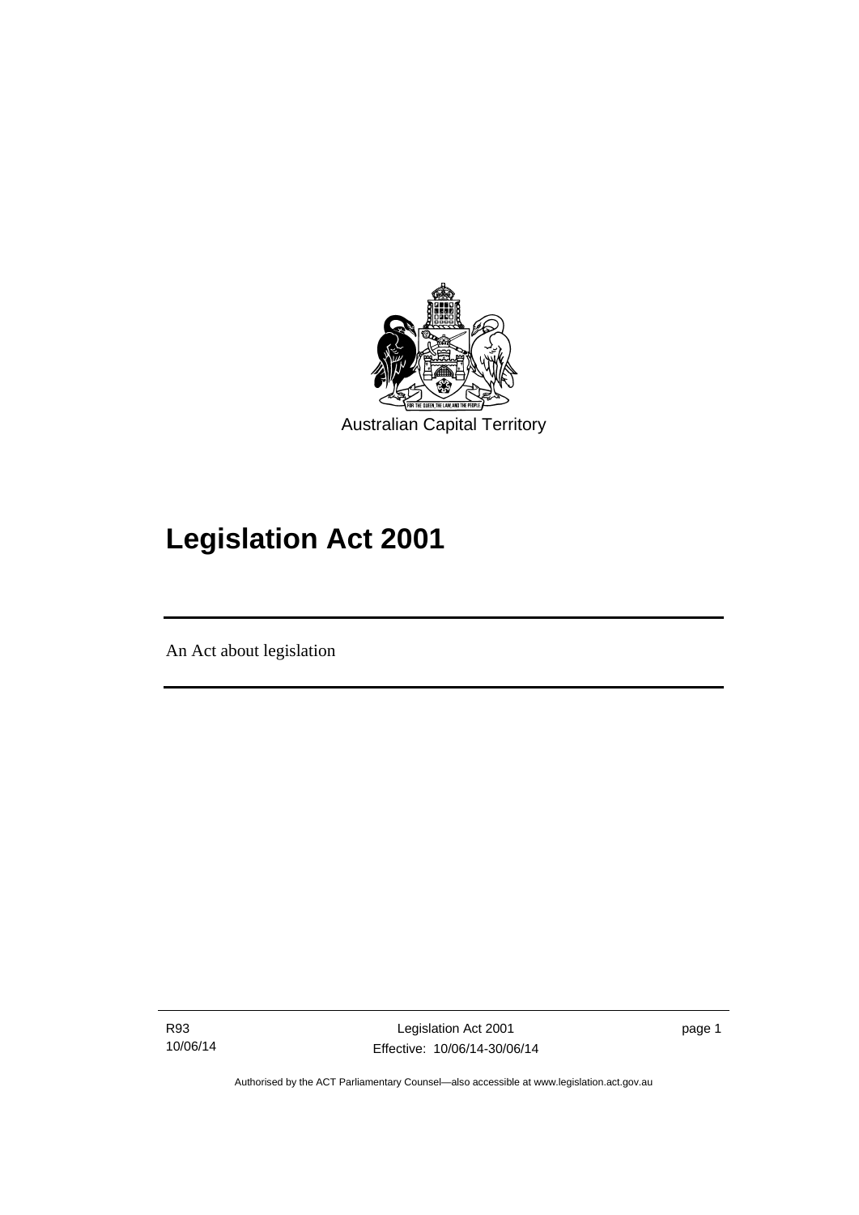Australian Capital Territory

# Legislation Act 2001

An Act about legislation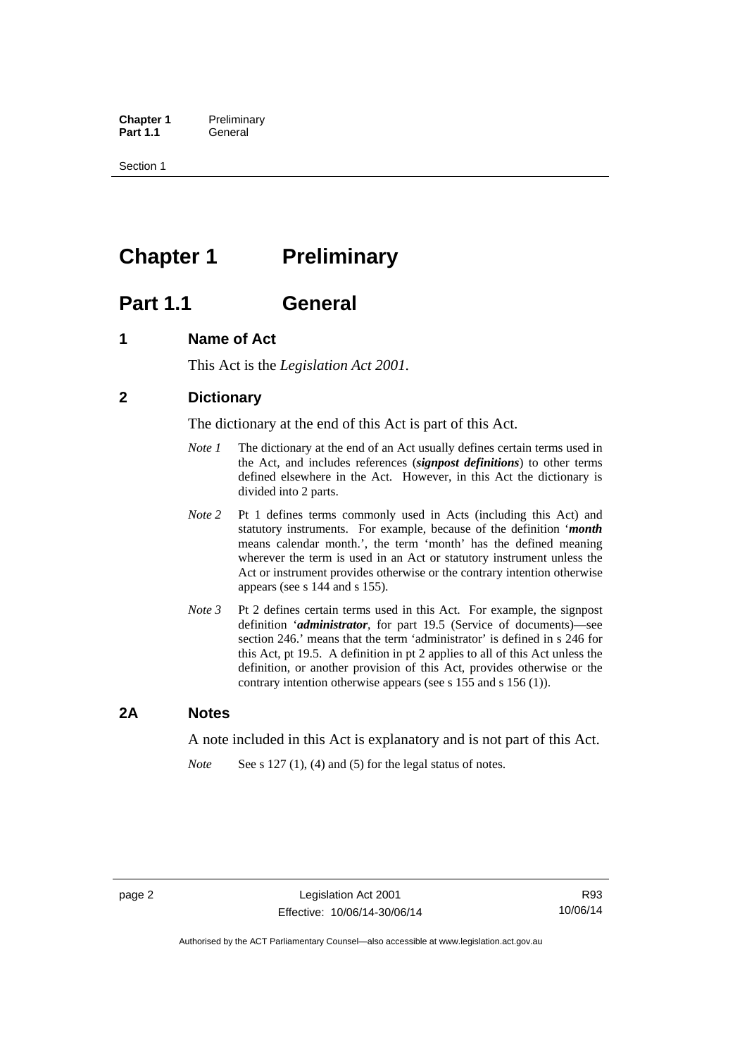# Chapter 1 Preliminary

## Part 1.1 General

### 1 Name of Act

This Act is the *Legislation Act 2001*.

### 2 Dictionary

The dictionary at the end of this Act is part of this Act.

*Note 1* The dictionary at the end of an Act usually defines certain terms used in the Act, and includes references (***signpost definitions***) to other terms defined elsewhere in the Act. However, in this Act the dictionary is divided into 2 parts.

*Note 2* Pt 1 defines terms commonly used in Acts (including this Act) and statutory instruments. For example, because of the definition '***month*** means calendar month.', the term 'month' has the defined meaning wherever the term is used in an Act or statutory instrument unless the Act or instrument provides otherwise or the contrary intention otherwise appears (see s 144 and s 155).

*Note 3* Pt 2 defines certain terms used in this Act. For example, the signpost definition '***administrator***, for part 19.5 (Service of documents)—see section 246.' means that the term 'administrator' is defined in s 246 for this Act, pt 19.5. A definition in pt 2 applies to all of this Act unless the definition, or another provision of this Act, provides otherwise or the contrary intention otherwise appears (see s 155 and s 156 (1)).

### 2A Notes

A note included in this Act is explanatory and is not part of this Act.

*Note* See s 127 (1), (4) and (5) for the legal status of notes.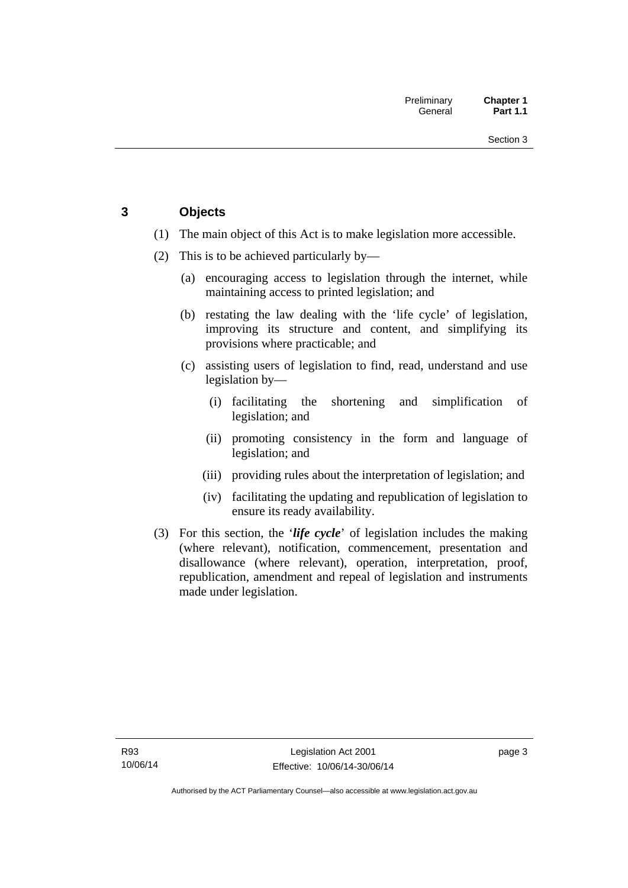## 3 Objects

(1) The main object of this Act is to make legislation more accessible.

(2) This is to be achieved particularly by—

(a) encouraging access to legislation through the internet, while maintaining access to printed legislation; and

(b) restating the law dealing with the 'life cycle' of legislation, improving its structure and content, and simplifying its provisions where practicable; and

(c) assisting users of legislation to find, read, understand and use legislation by—

(i) facilitating the shortening and simplification of legislation; and

(ii) promoting consistency in the form and language of legislation; and

(iii) providing rules about the interpretation of legislation; and

(iv) facilitating the updating and republication of legislation to ensure its ready availability.

(3) For this section, the '***life cycle***' of legislation includes the making (where relevant), notification, commencement, presentation and disallowance (where relevant), operation, interpretation, proof, republication, amendment and repeal of legislation and instruments made under legislation.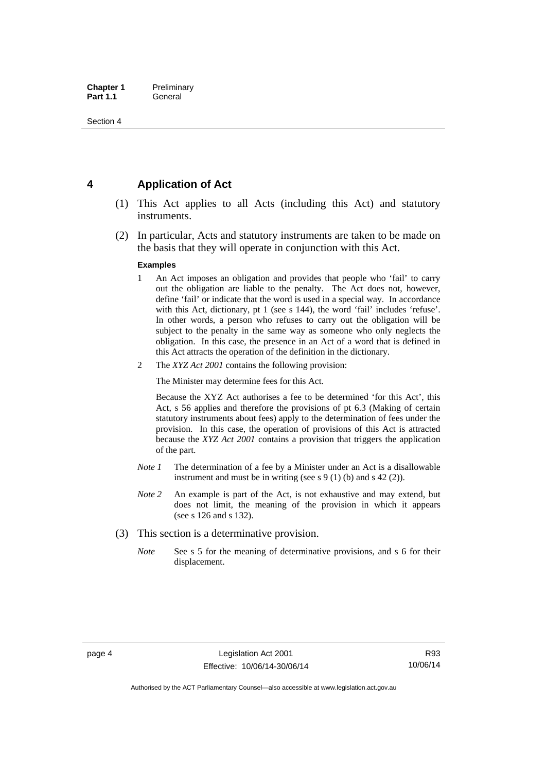## 4 Application of Act

(1) This Act applies to all Acts (including this Act) and statutory instruments.

(2) In particular, Acts and statutory instruments are taken to be made on the basis that they will operate in conjunction with this Act.

**Examples**

1 An Act imposes an obligation and provides that people who 'fail' to carry out the obligation are liable to the penalty. The Act does not, however, define 'fail' or indicate that the word is used in a special way. In accordance with this Act, dictionary, pt 1 (see s 144), the word 'fail' includes 'refuse'. In other words, a person who refuses to carry out the obligation will be subject to the penalty in the same way as someone who only neglects the obligation. In this case, the presence in an Act of a word that is defined in this Act attracts the operation of the definition in the dictionary.

2 The *XYZ Act 2001* contains the following provision:

The Minister may determine fees for this Act.

Because the XYZ Act authorises a fee to be determined 'for this Act', this Act, s 56 applies and therefore the provisions of pt 6.3 (Making of certain statutory instruments about fees) apply to the determination of fees under the provision. In this case, the operation of provisions of this Act is attracted because the *XYZ Act 2001* contains a provision that triggers the application of the part.

*Note 1* The determination of a fee by a Minister under an Act is a disallowable instrument and must be in writing (see s 9 (1) (b) and s 42 (2)).

*Note 2* An example is part of the Act, is not exhaustive and may extend, but does not limit, the meaning of the provision in which it appears (see s 126 and s 132).

(3) This section is a determinative provision.

*Note* See s 5 for the meaning of determinative provisions, and s 6 for their displacement.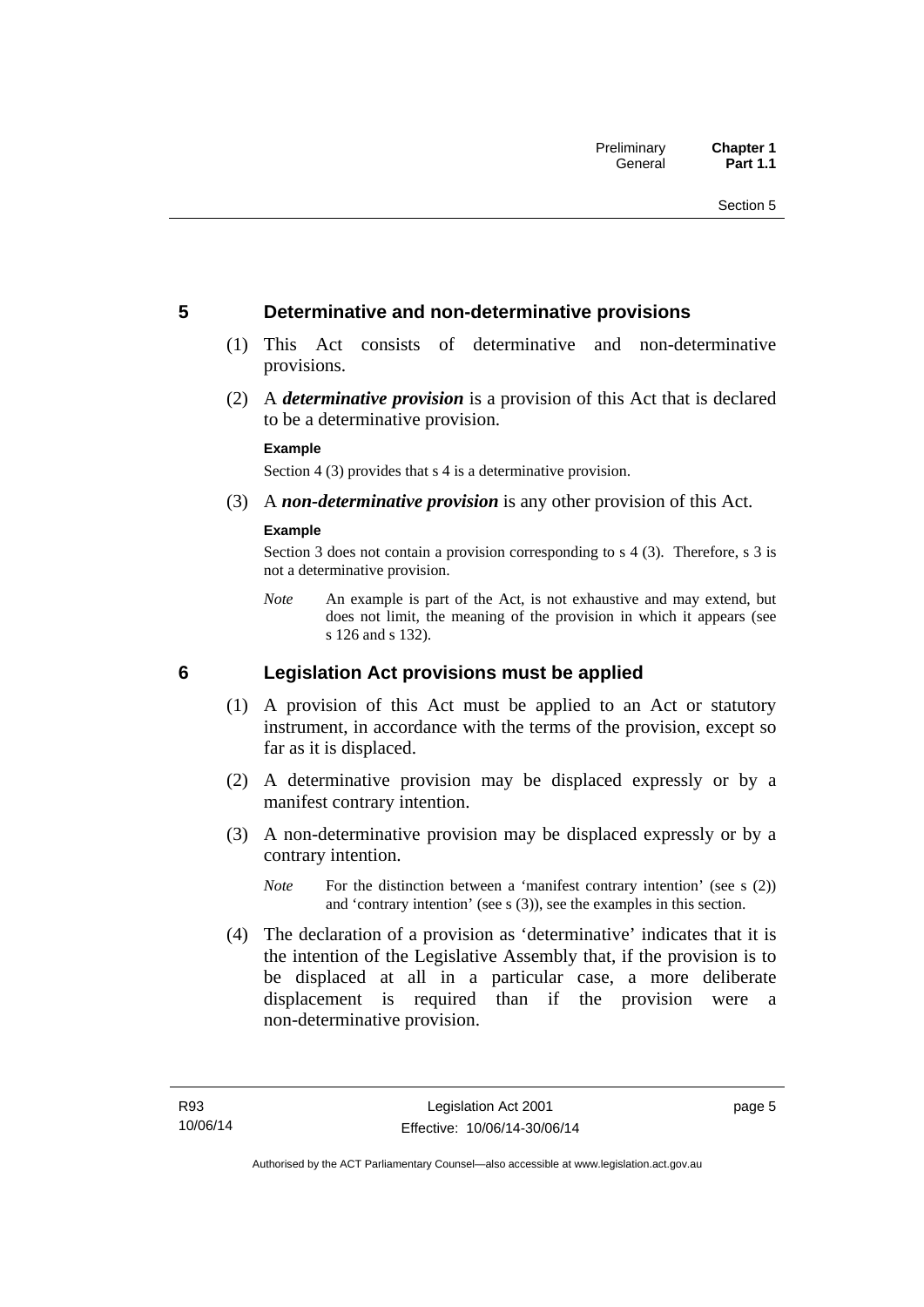## 5 Determinative and non-determinative provisions

(1) This Act consists of determinative and non-determinative provisions.

(2) A ***determinative provision*** is a provision of this Act that is declared to be a determinative provision.

**Example**

Section 4 (3) provides that s 4 is a determinative provision.

(3) A ***non-determinative provision*** is any other provision of this Act.

**Example**

Section 3 does not contain a provision corresponding to s 4 (3). Therefore, s 3 is not a determinative provision.

*Note* An example is part of the Act, is not exhaustive and may extend, but does not limit, the meaning of the provision in which it appears (see s 126 and s 132).

## 6 Legislation Act provisions must be applied

(1) A provision of this Act must be applied to an Act or statutory instrument, in accordance with the terms of the provision, except so far as it is displaced.

(2) A determinative provision may be displaced expressly or by a manifest contrary intention.

(3) A non-determinative provision may be displaced expressly or by a contrary intention.

*Note* For the distinction between a 'manifest contrary intention' (see s (2)) and 'contrary intention' (see s (3)), see the examples in this section.

(4) The declaration of a provision as 'determinative' indicates that it is the intention of the Legislative Assembly that, if the provision is to be displaced at all in a particular case, a more deliberate displacement is required than if the provision were a non-determinative provision.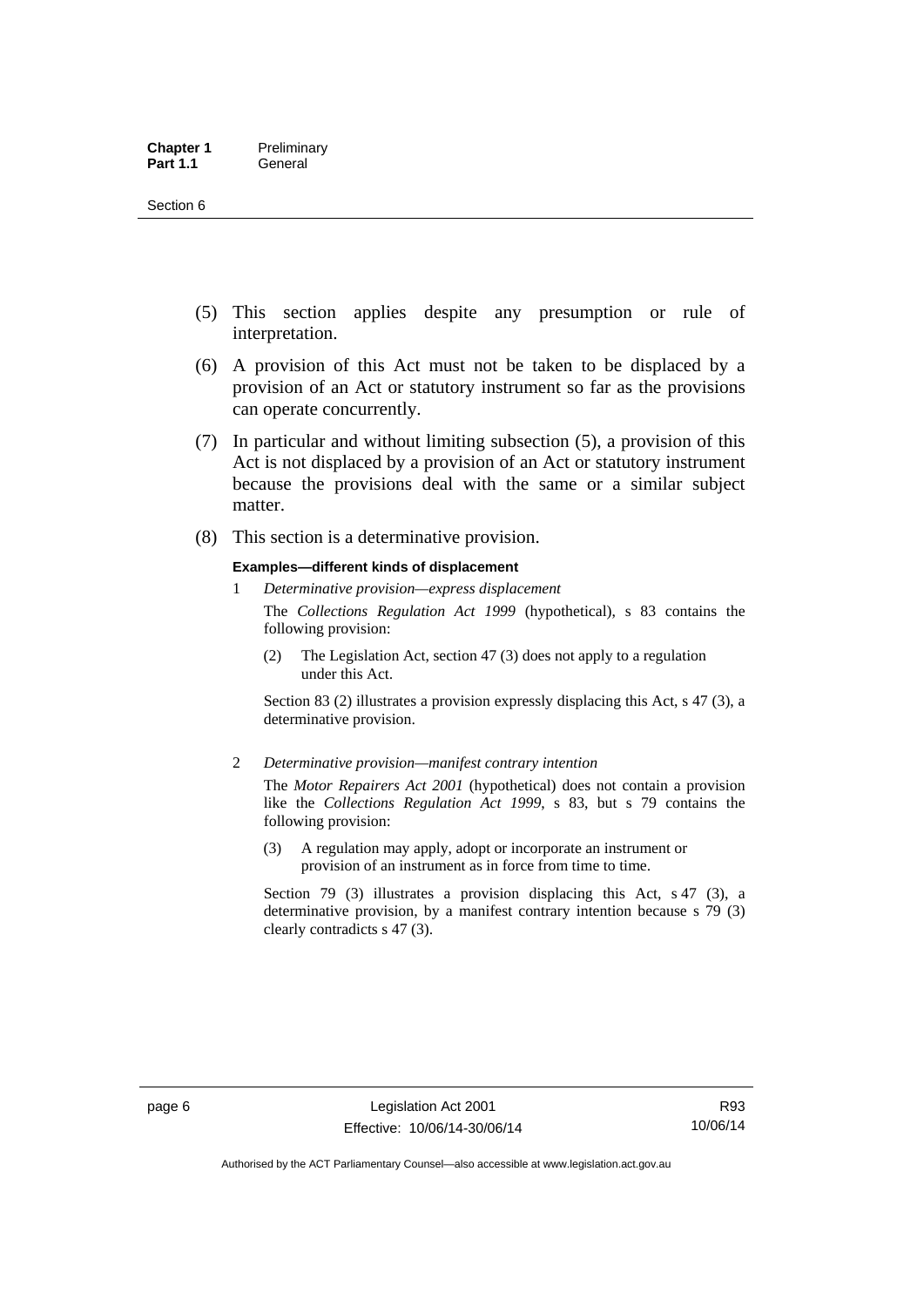(5) This section applies despite any presumption or rule of interpretation.

(6) A provision of this Act must not be taken to be displaced by a provision of an Act or statutory instrument so far as the provisions can operate concurrently.

(7) In particular and without limiting subsection (5), a provision of this Act is not displaced by a provision of an Act or statutory instrument because the provisions deal with the same or a similar subject matter.

(8) This section is a determinative provision.

**Examples—different kinds of displacement**

1 *Determinative provision—express displacement*

The *Collections Regulation Act 1999* (hypothetical), s 83 contains the following provision:

> (2) The Legislation Act, section 47 (3) does not apply to a regulation under this Act.

Section 83 (2) illustrates a provision expressly displacing this Act, s 47 (3), a determinative provision.

2 *Determinative provision—manifest contrary intention*

The *Motor Repairers Act 2001* (hypothetical) does not contain a provision like the *Collections Regulation Act 1999*, s 83, but s 79 contains the following provision:

> (3) A regulation may apply, adopt or incorporate an instrument or provision of an instrument as in force from time to time.

Section 79 (3) illustrates a provision displacing this Act, s 47 (3), a determinative provision, by a manifest contrary intention because s 79 (3) clearly contradicts s 47 (3).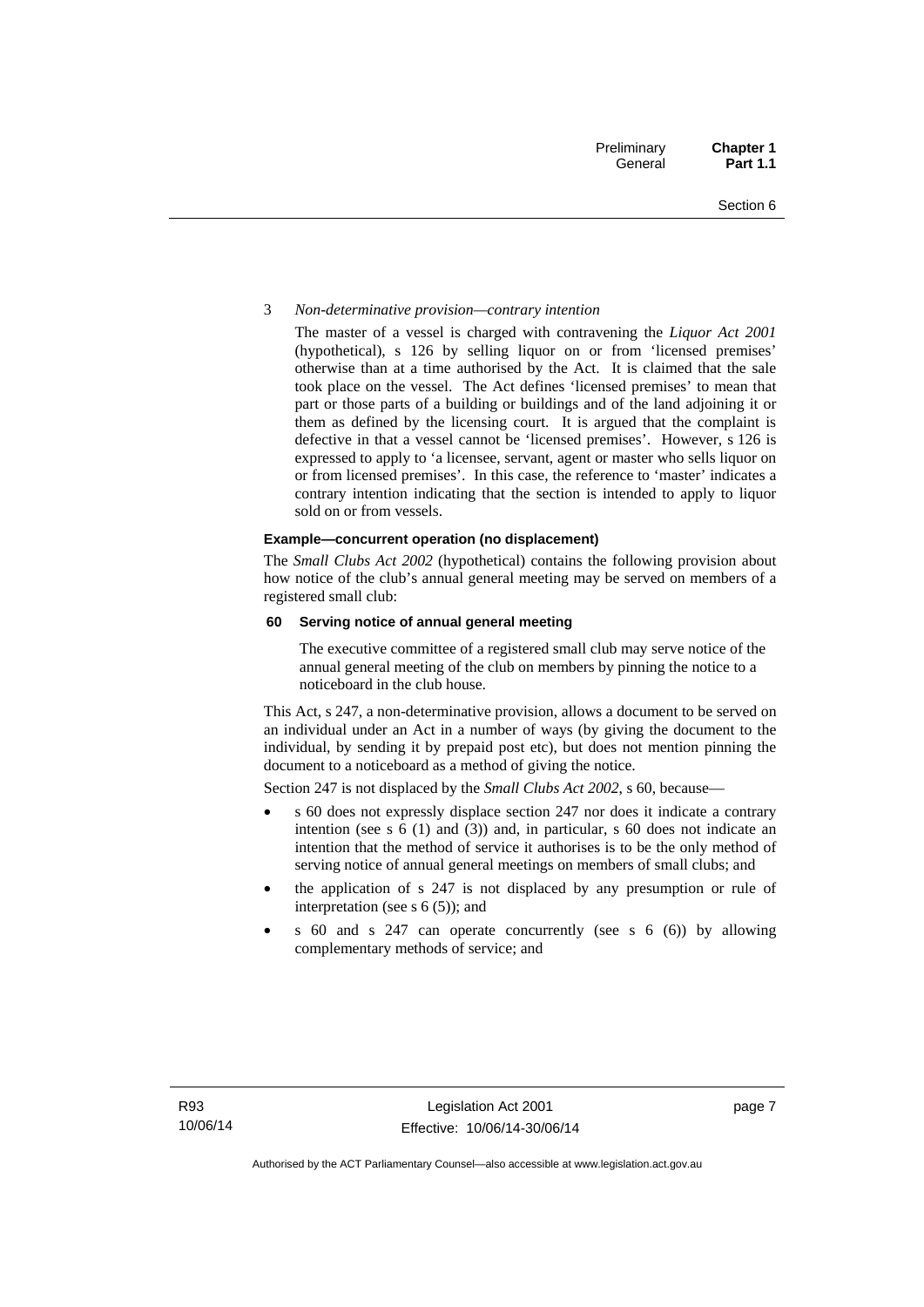3 *Non-determinative provision—contrary intention*

The master of a vessel is charged with contravening the *Liquor Act 2001* (hypothetical), s 126 by selling liquor on or from 'licensed premises' otherwise than at a time authorised by the Act. It is claimed that the sale took place on the vessel. The Act defines 'licensed premises' to mean that part or those parts of a building or buildings and of the land adjoining it or them as defined by the licensing court. It is argued that the complaint is defective in that a vessel cannot be 'licensed premises'. However, s 126 is expressed to apply to 'a licensee, servant, agent or master who sells liquor on or from licensed premises'. In this case, the reference to 'master' indicates a contrary intention indicating that the section is intended to apply to liquor sold on or from vessels.

**Example—concurrent operation (no displacement)**

The *Small Clubs Act 2002* (hypothetical) contains the following provision about how notice of the club's annual general meeting may be served on members of a registered small club:

**60 Serving notice of annual general meeting**

The executive committee of a registered small club may serve notice of the annual general meeting of the club on members by pinning the notice to a noticeboard in the club house.

This Act, s 247, a non-determinative provision, allows a document to be served on an individual under an Act in a number of ways (by giving the document to the individual, by sending it by prepaid post etc), but does not mention pinning the document to a noticeboard as a method of giving the notice.

Section 247 is not displaced by the *Small Clubs Act 2002*, s 60, because—

- s 60 does not expressly displace section 247 nor does it indicate a contrary intention (see s 6 (1) and (3)) and, in particular, s 60 does not indicate an intention that the method of service it authorises is to be the only method of serving notice of annual general meetings on members of small clubs; and
- the application of s 247 is not displaced by any presumption or rule of interpretation (see s 6 (5)); and
- s 60 and s 247 can operate concurrently (see s 6 (6)) by allowing complementary methods of service; and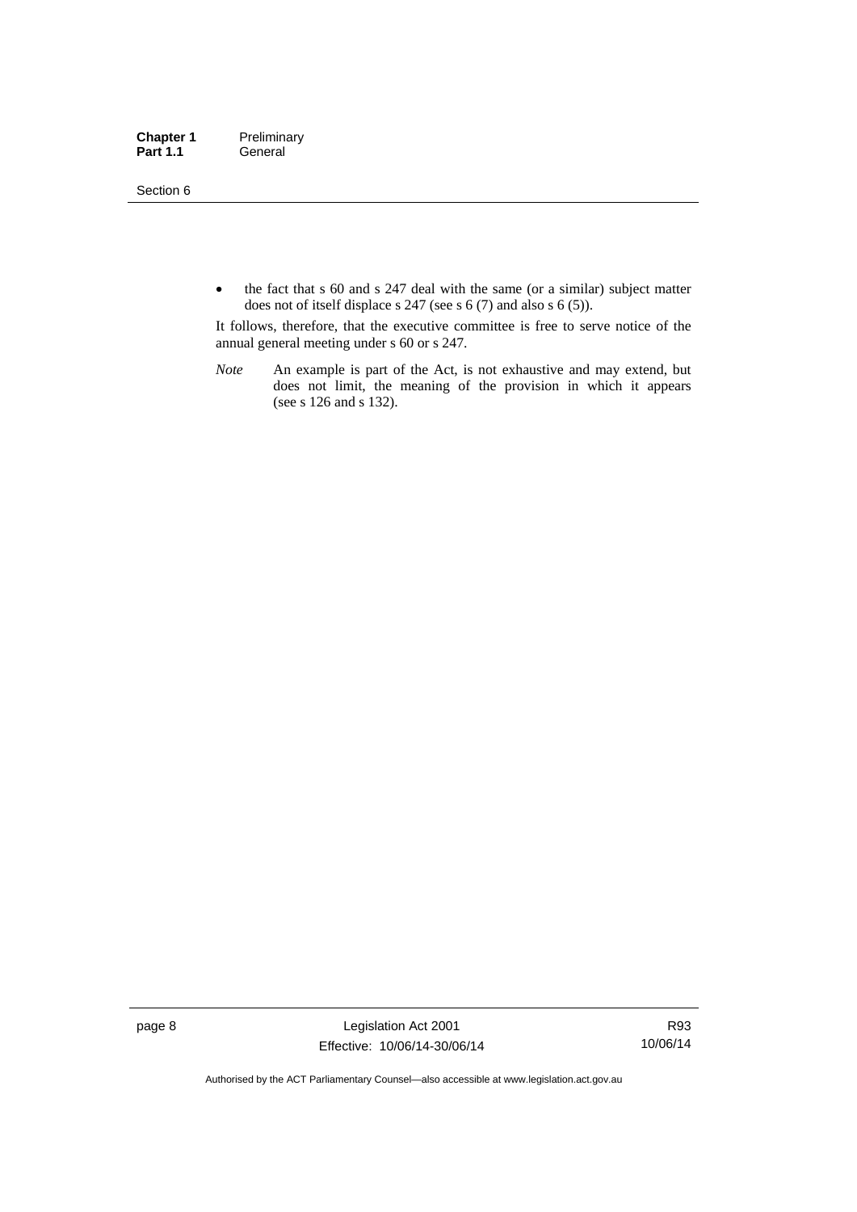- the fact that s 60 and s 247 deal with the same (or a similar) subject matter does not of itself displace s 247 (see s 6 (7) and also s 6 (5)).

It follows, therefore, that the executive committee is free to serve notice of the annual general meeting under s 60 or s 247.

*Note* An example is part of the Act, is not exhaustive and may extend, but does not limit, the meaning of the provision in which it appears (see s 126 and s 132).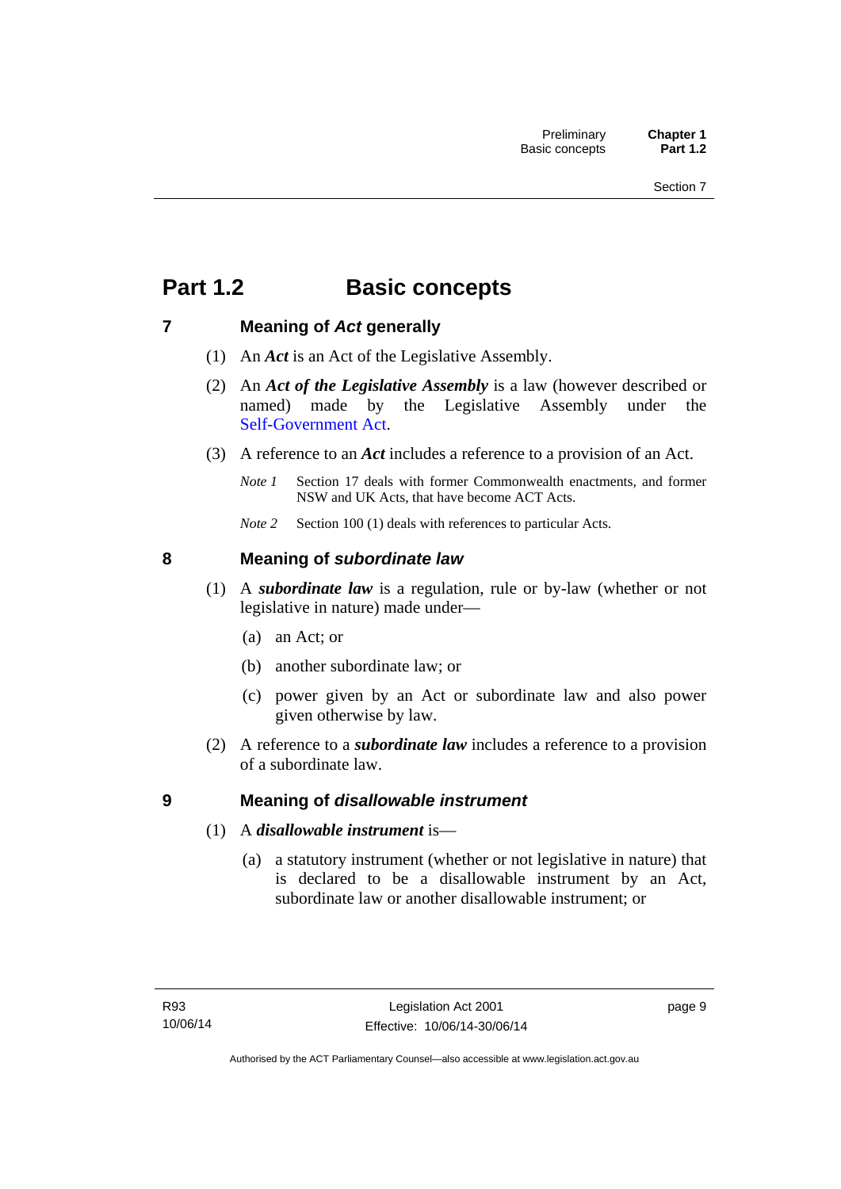# Part 1.2 Basic concepts

## 7 Meaning of *Act* generally

(1) An ***Act*** is an Act of the Legislative Assembly.

(2) An ***Act of the Legislative Assembly*** is a law (however described or named) made by the Legislative Assembly under the Self-Government Act.

(3) A reference to an ***Act*** includes a reference to a provision of an Act.

*Note 1* Section 17 deals with former Commonwealth enactments, and former NSW and UK Acts, that have become ACT Acts.

*Note 2* Section 100 (1) deals with references to particular Acts.

## 8 Meaning of *subordinate law*

(1) A ***subordinate law*** is a regulation, rule or by-law (whether or not legislative in nature) made under—

(a) an Act; or

(b) another subordinate law; or

(c) power given by an Act or subordinate law and also power given otherwise by law.

(2) A reference to a ***subordinate law*** includes a reference to a provision of a subordinate law.

## 9 Meaning of *disallowable instrument*

(1) A ***disallowable instrument*** is—

(a) a statutory instrument (whether or not legislative in nature) that is declared to be a disallowable instrument by an Act, subordinate law or another disallowable instrument; or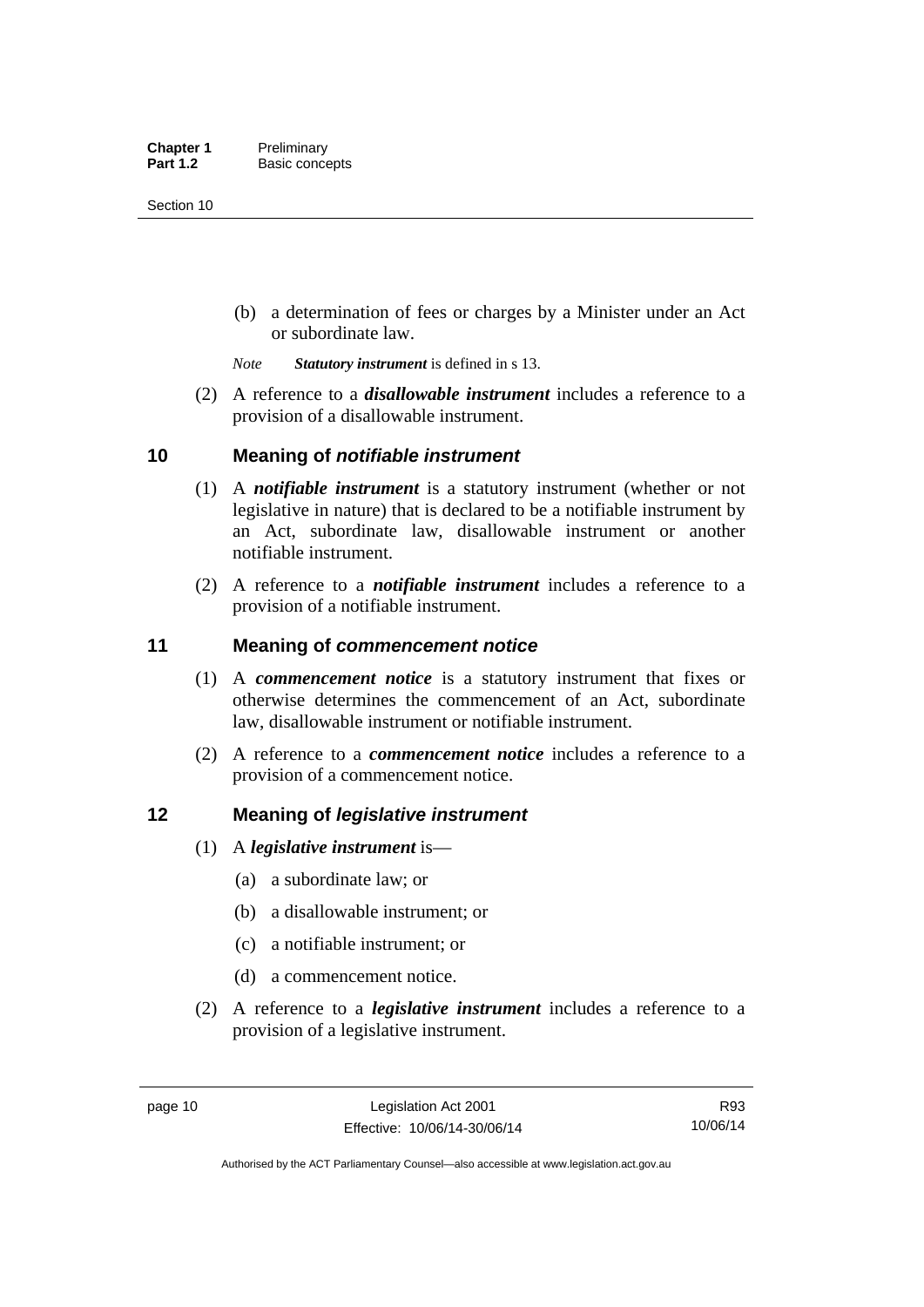(b) a determination of fees or charges by a Minister under an Act or subordinate law.

*Note* ***Statutory instrument*** is defined in s 13.

(2) A reference to a ***disallowable instrument*** includes a reference to a provision of a disallowable instrument.

## 10 Meaning of *notifiable instrument*

(1) A ***notifiable instrument*** is a statutory instrument (whether or not legislative in nature) that is declared to be a notifiable instrument by an Act, subordinate law, disallowable instrument or another notifiable instrument.

(2) A reference to a ***notifiable instrument*** includes a reference to a provision of a notifiable instrument.

## 11 Meaning of *commencement notice*

(1) A ***commencement notice*** is a statutory instrument that fixes or otherwise determines the commencement of an Act, subordinate law, disallowable instrument or notifiable instrument.

(2) A reference to a ***commencement notice*** includes a reference to a provision of a commencement notice.

## 12 Meaning of *legislative instrument*

(1) A ***legislative instrument*** is—

(a) a subordinate law; or

(b) a disallowable instrument; or

(c) a notifiable instrument; or

(d) a commencement notice.

(2) A reference to a ***legislative instrument*** includes a reference to a provision of a legislative instrument.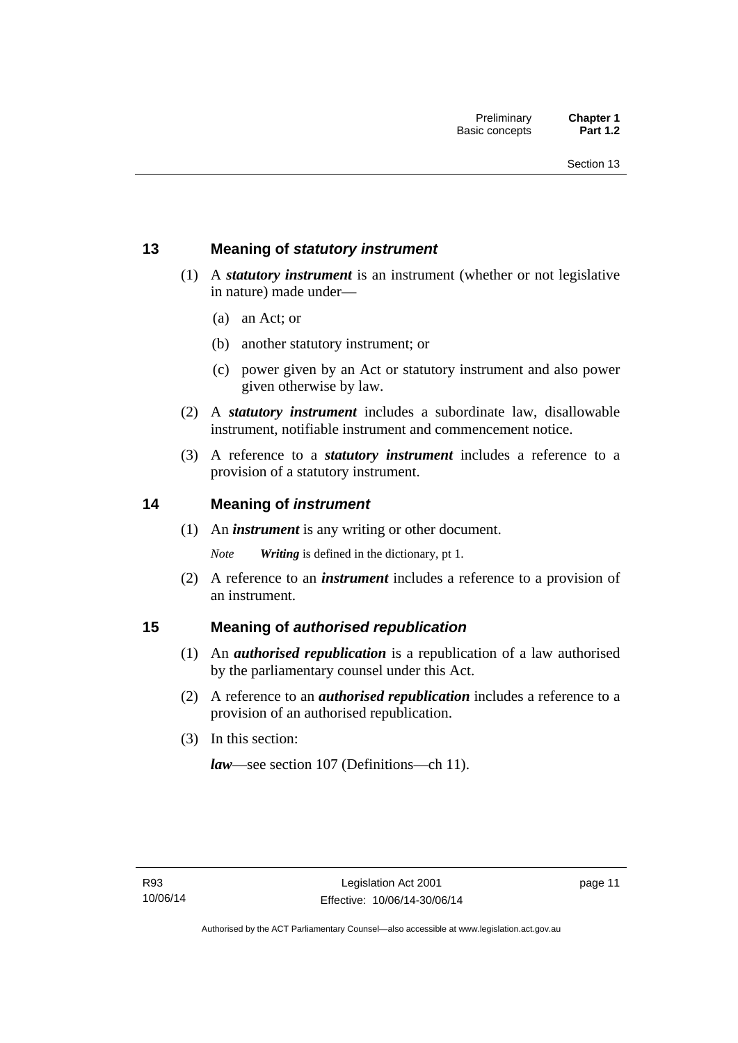## 13 Meaning of *statutory instrument*

(1) A ***statutory instrument*** is an instrument (whether or not legislative in nature) made under—

(a) an Act; or

(b) another statutory instrument; or

(c) power given by an Act or statutory instrument and also power given otherwise by law.

(2) A ***statutory instrument*** includes a subordinate law, disallowable instrument, notifiable instrument and commencement notice.

(3) A reference to a ***statutory instrument*** includes a reference to a provision of a statutory instrument.

## 14 Meaning of *instrument*

(1) An ***instrument*** is any writing or other document.

*Note* ***Writing*** is defined in the dictionary, pt 1.

(2) A reference to an ***instrument*** includes a reference to a provision of an instrument.

## 15 Meaning of *authorised republication*

(1) An ***authorised republication*** is a republication of a law authorised by the parliamentary counsel under this Act.

(2) A reference to an ***authorised republication*** includes a reference to a provision of an authorised republication.

(3) In this section:

***law***—see section 107 (Definitions—ch 11).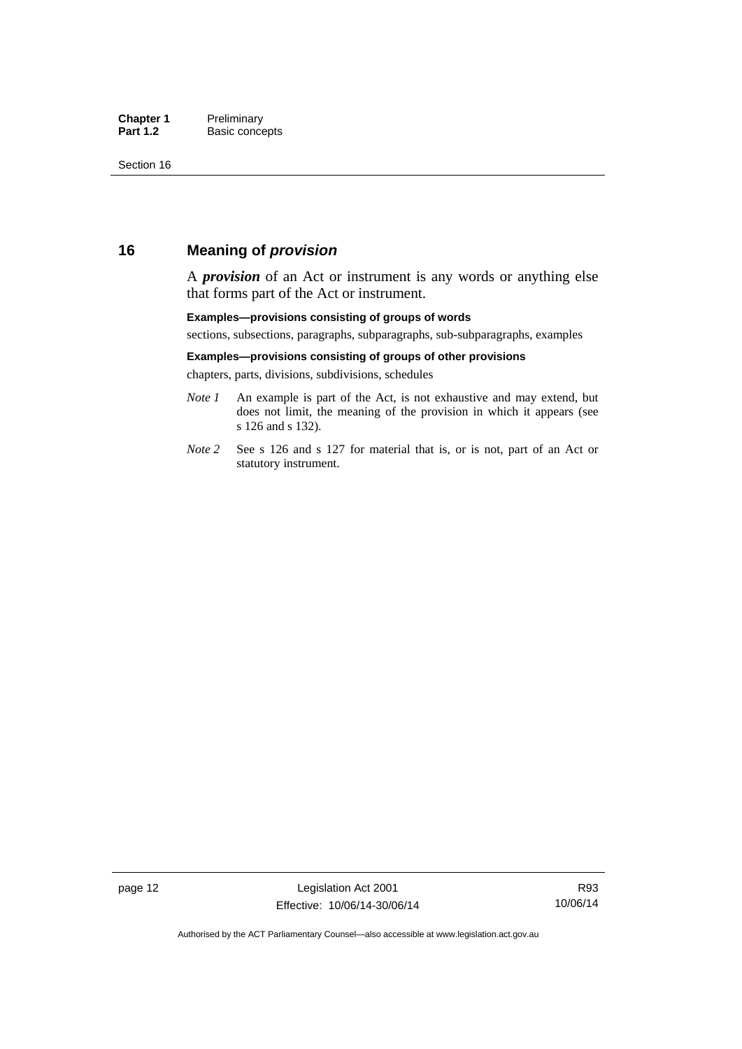## 16 Meaning of *provision*

A ***provision*** of an Act or instrument is any words or anything else that forms part of the Act or instrument.

**Examples—provisions consisting of groups of words**

sections, subsections, paragraphs, subparagraphs, sub-subparagraphs, examples

**Examples—provisions consisting of groups of other provisions**

chapters, parts, divisions, subdivisions, schedules

*Note 1* An example is part of the Act, is not exhaustive and may extend, but does not limit, the meaning of the provision in which it appears (see s 126 and s 132).

*Note 2* See s 126 and s 127 for material that is, or is not, part of an Act or statutory instrument.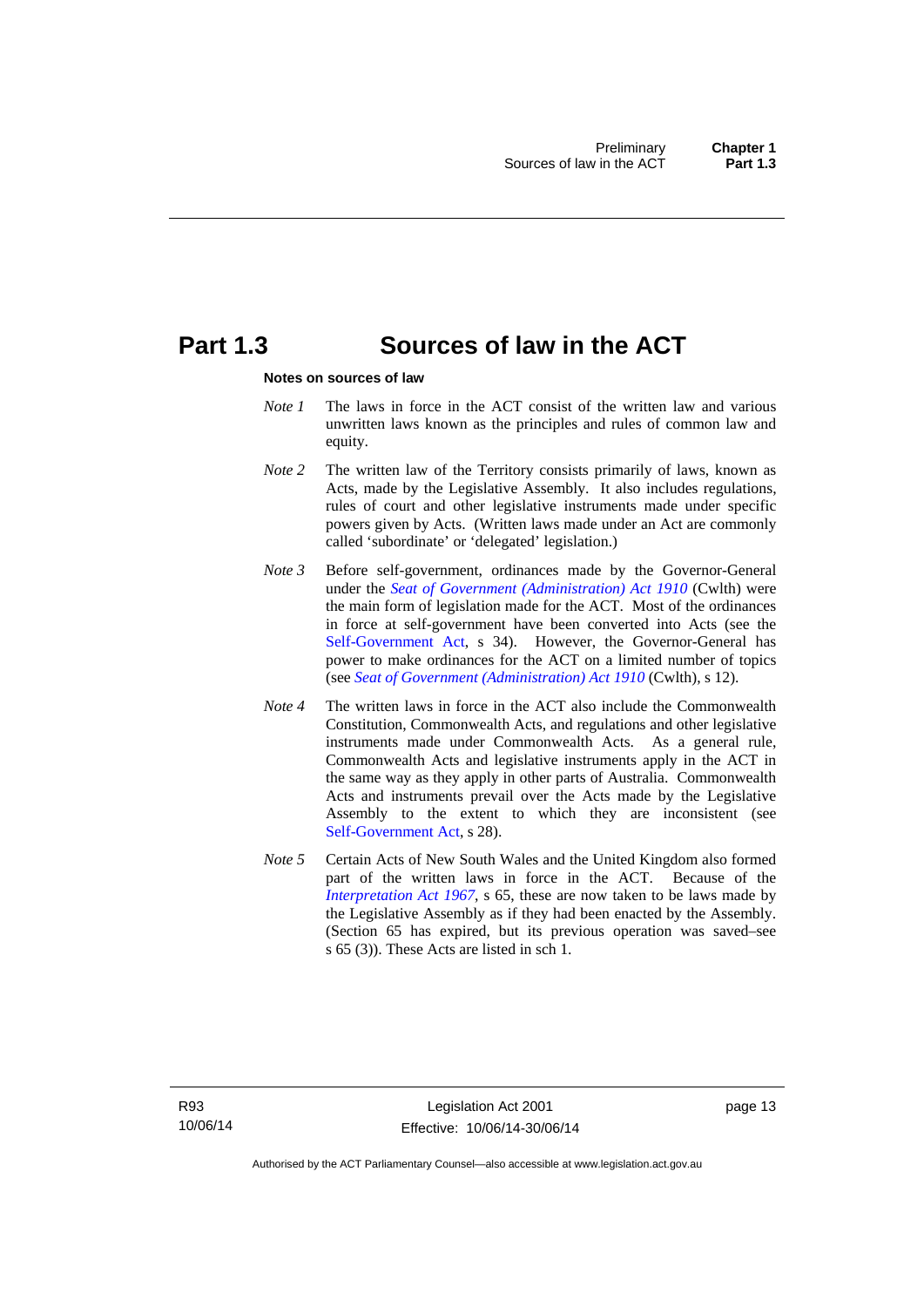# Part 1.3 Sources of law in the ACT

**Notes on sources of law**

*Note 1* The laws in force in the ACT consist of the written law and various unwritten laws known as the principles and rules of common law and equity.

*Note 2* The written law of the Territory consists primarily of laws, known as Acts, made by the Legislative Assembly. It also includes regulations, rules of court and other legislative instruments made under specific powers given by Acts. (Written laws made under an Act are commonly called 'subordinate' or 'delegated' legislation.)

*Note 3* Before self-government, ordinances made by the Governor-General under the *Seat of Government (Administration) Act 1910* (Cwlth) were the main form of legislation made for the ACT. Most of the ordinances in force at self-government have been converted into Acts (see the Self-Government Act, s 34). However, the Governor-General has power to make ordinances for the ACT on a limited number of topics (see *Seat of Government (Administration) Act 1910* (Cwlth), s 12).

*Note 4* The written laws in force in the ACT also include the Commonwealth Constitution, Commonwealth Acts, and regulations and other legislative instruments made under Commonwealth Acts. As a general rule, Commonwealth Acts and legislative instruments apply in the ACT in the same way as they apply in other parts of Australia. Commonwealth Acts and instruments prevail over the Acts made by the Legislative Assembly to the extent to which they are inconsistent (see Self-Government Act, s 28).

*Note 5* Certain Acts of New South Wales and the United Kingdom also formed part of the written laws in force in the ACT. Because of the *Interpretation Act 1967*, s 65, these are now taken to be laws made by the Legislative Assembly as if they had been enacted by the Assembly. (Section 65 has expired, but its previous operation was saved–see s 65 (3)). These Acts are listed in sch 1.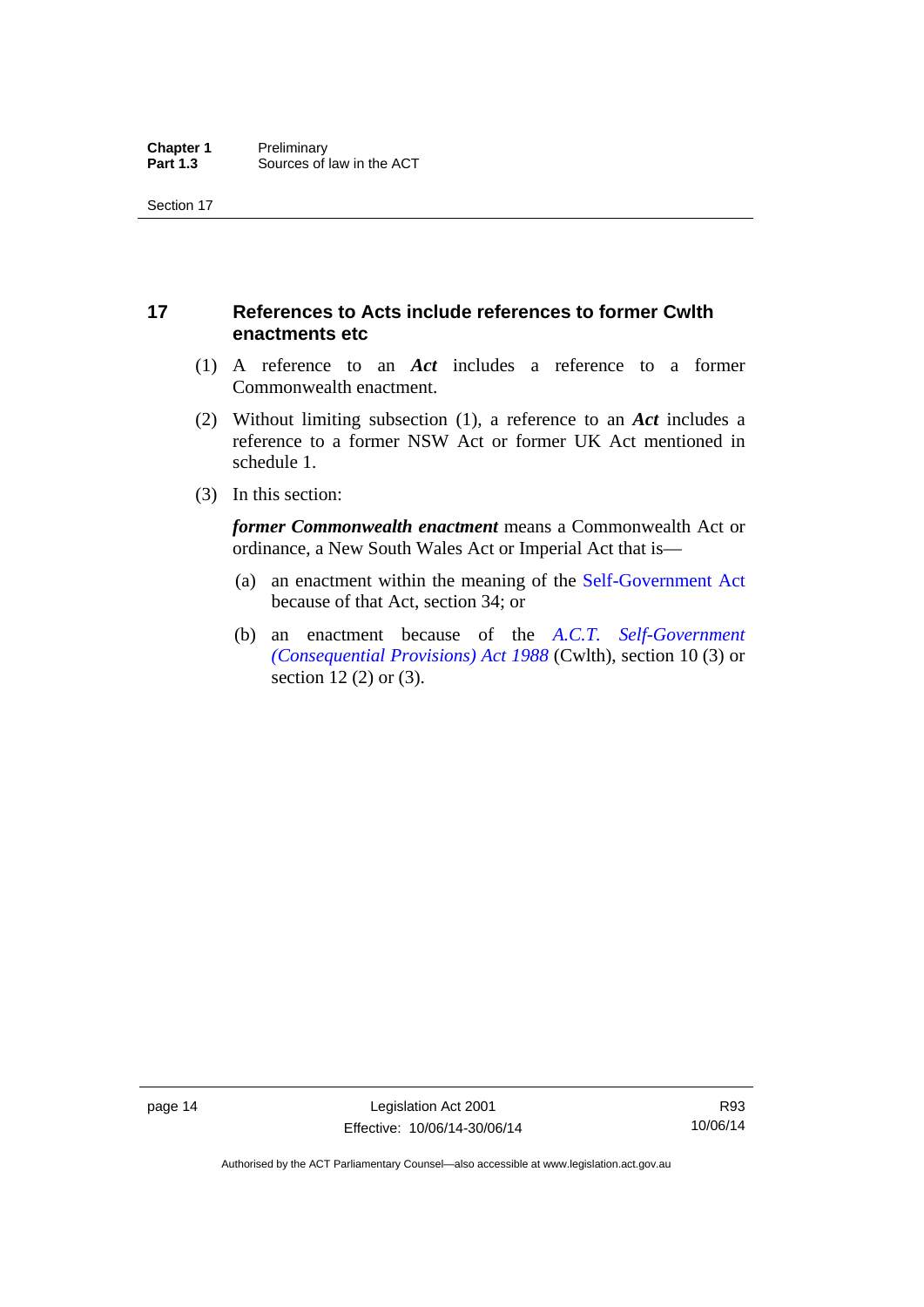## 17 References to Acts include references to former Cwlth enactments etc

(1) A reference to an ***Act*** includes a reference to a former Commonwealth enactment.

(2) Without limiting subsection (1), a reference to an ***Act*** includes a reference to a former NSW Act or former UK Act mentioned in schedule 1.

(3) In this section:

***former Commonwealth enactment*** means a Commonwealth Act or ordinance, a New South Wales Act or Imperial Act that is—

(a) an enactment within the meaning of the Self-Government Act because of that Act, section 34; or

(b) an enactment because of the *A.C.T. Self-Government (Consequential Provisions) Act 1988* (Cwlth), section 10 (3) or section 12 (2) or (3).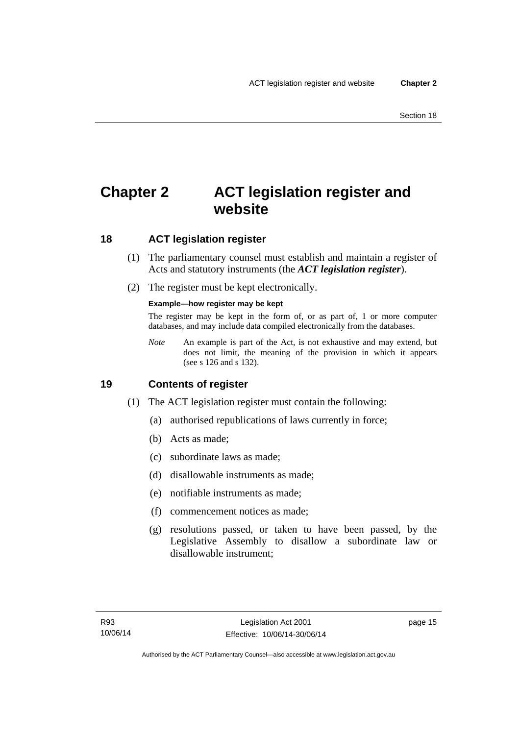# Chapter 2 ACT legislation register and website

## 18 ACT legislation register

(1) The parliamentary counsel must establish and maintain a register of Acts and statutory instruments (the ***ACT legislation register***).

(2) The register must be kept electronically.

**Example—how register may be kept**

The register may be kept in the form of, or as part of, 1 or more computer databases, and may include data compiled electronically from the databases.

*Note* An example is part of the Act, is not exhaustive and may extend, but does not limit, the meaning of the provision in which it appears (see s 126 and s 132).

## 19 Contents of register

(1) The ACT legislation register must contain the following:

(a) authorised republications of laws currently in force;

(b) Acts as made;

(c) subordinate laws as made;

(d) disallowable instruments as made;

(e) notifiable instruments as made;

(f) commencement notices as made;

(g) resolutions passed, or taken to have been passed, by the Legislative Assembly to disallow a subordinate law or disallowable instrument;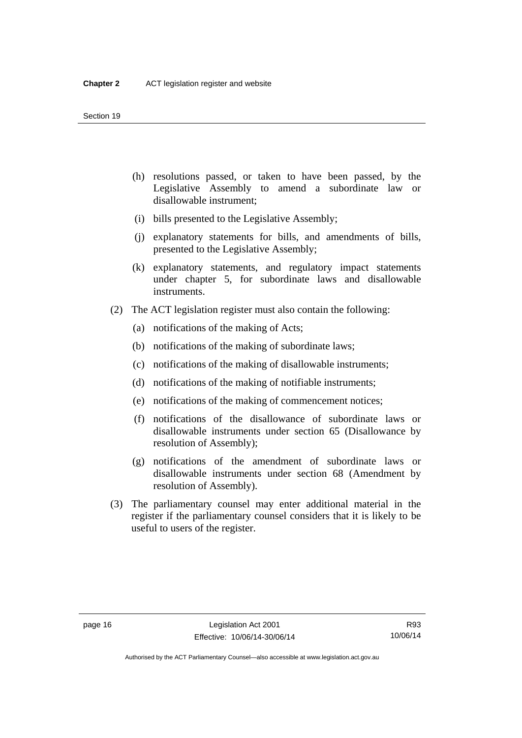(h) resolutions passed, or taken to have been passed, by the Legislative Assembly to amend a subordinate law or disallowable instrument;

(i) bills presented to the Legislative Assembly;

(j) explanatory statements for bills, and amendments of bills, presented to the Legislative Assembly;

(k) explanatory statements, and regulatory impact statements under chapter 5, for subordinate laws and disallowable instruments.

(2) The ACT legislation register must also contain the following:

(a) notifications of the making of Acts;

(b) notifications of the making of subordinate laws;

(c) notifications of the making of disallowable instruments;

(d) notifications of the making of notifiable instruments;

(e) notifications of the making of commencement notices;

(f) notifications of the disallowance of subordinate laws or disallowable instruments under section 65 (Disallowance by resolution of Assembly);

(g) notifications of the amendment of subordinate laws or disallowable instruments under section 68 (Amendment by resolution of Assembly).

(3) The parliamentary counsel may enter additional material in the register if the parliamentary counsel considers that it is likely to be useful to users of the register.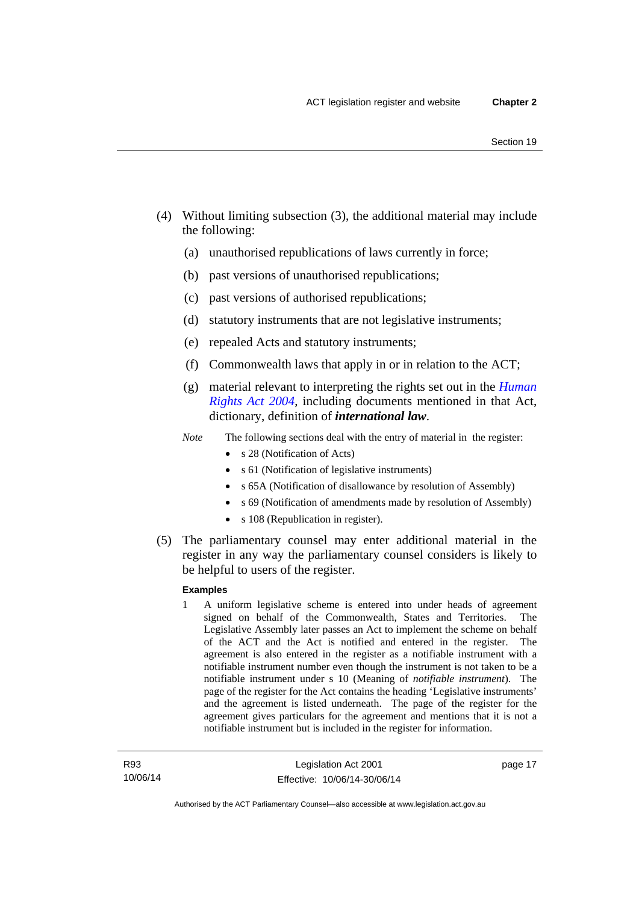(4) Without limiting subsection (3), the additional material may include the following:

(a) unauthorised republications of laws currently in force;

(b) past versions of unauthorised republications;

(c) past versions of authorised republications;

(d) statutory instruments that are not legislative instruments;

(e) repealed Acts and statutory instruments;

(f) Commonwealth laws that apply in or in relation to the ACT;

(g) material relevant to interpreting the rights set out in the *Human Rights Act 2004*, including documents mentioned in that Act, dictionary, definition of ***international law***.

*Note* The following sections deal with the entry of material in the register:

- s 28 (Notification of Acts)
- s 61 (Notification of legislative instruments)
- s 65A (Notification of disallowance by resolution of Assembly)
- s 69 (Notification of amendments made by resolution of Assembly)
- s 108 (Republication in register).

(5) The parliamentary counsel may enter additional material in the register in any way the parliamentary counsel considers is likely to be helpful to users of the register.

**Examples**

1 A uniform legislative scheme is entered into under heads of agreement signed on behalf of the Commonwealth, States and Territories. The Legislative Assembly later passes an Act to implement the scheme on behalf of the ACT and the Act is notified and entered in the register. The agreement is also entered in the register as a notifiable instrument with a notifiable instrument number even though the instrument is not taken to be a notifiable instrument under s 10 (Meaning of *notifiable instrument*). The page of the register for the Act contains the heading 'Legislative instruments' and the agreement is listed underneath. The page of the register for the agreement gives particulars for the agreement and mentions that it is not a notifiable instrument but is included in the register for information.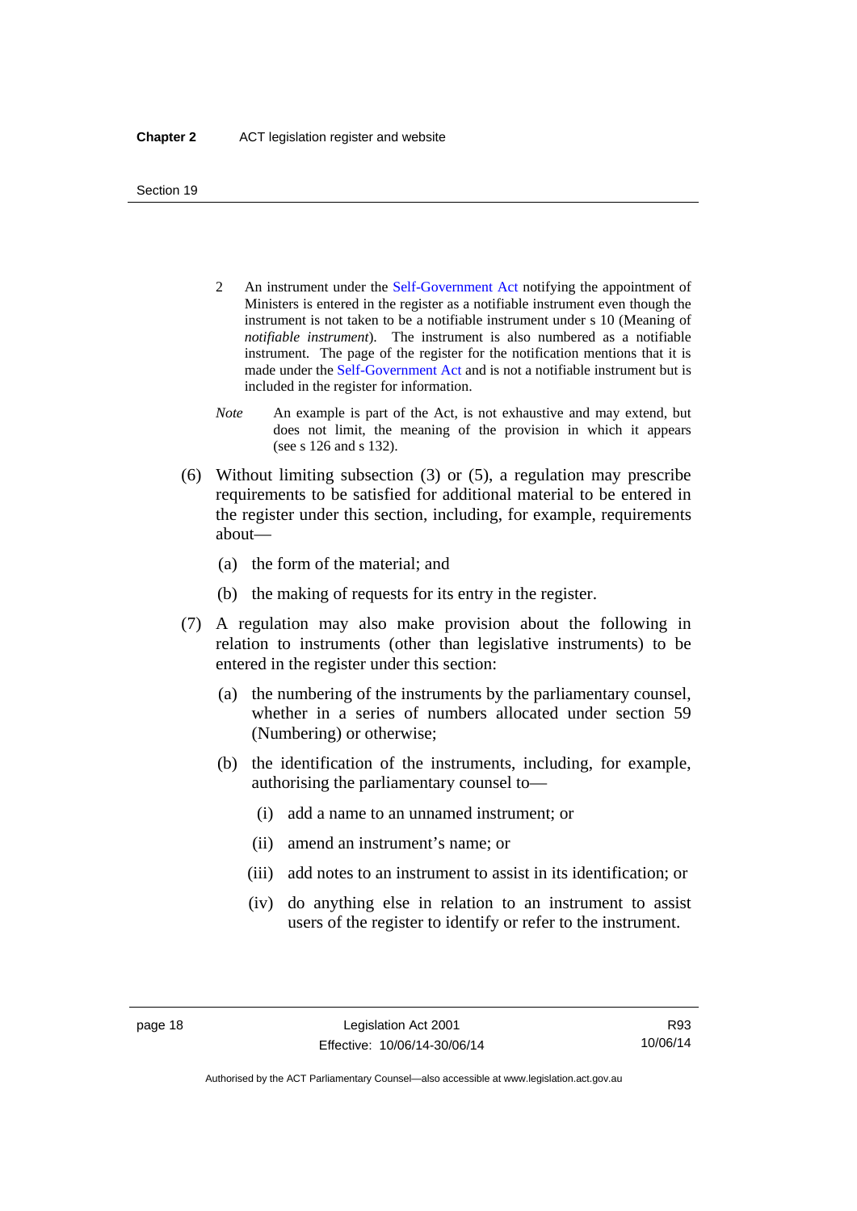2 An instrument under the Self-Government Act notifying the appointment of Ministers is entered in the register as a notifiable instrument even though the instrument is not taken to be a notifiable instrument under s 10 (Meaning of *notifiable instrument*). The instrument is also numbered as a notifiable instrument. The page of the register for the notification mentions that it is made under the Self-Government Act and is not a notifiable instrument but is included in the register for information.

*Note* An example is part of the Act, is not exhaustive and may extend, but does not limit, the meaning of the provision in which it appears (see s 126 and s 132).

(6) Without limiting subsection (3) or (5), a regulation may prescribe requirements to be satisfied for additional material to be entered in the register under this section, including, for example, requirements about—

(a) the form of the material; and

(b) the making of requests for its entry in the register.

(7) A regulation may also make provision about the following in relation to instruments (other than legislative instruments) to be entered in the register under this section:

(a) the numbering of the instruments by the parliamentary counsel, whether in a series of numbers allocated under section 59 (Numbering) or otherwise;

(b) the identification of the instruments, including, for example, authorising the parliamentary counsel to—

(i) add a name to an unnamed instrument; or

(ii) amend an instrument's name; or

(iii) add notes to an instrument to assist in its identification; or

(iv) do anything else in relation to an instrument to assist users of the register to identify or refer to the instrument.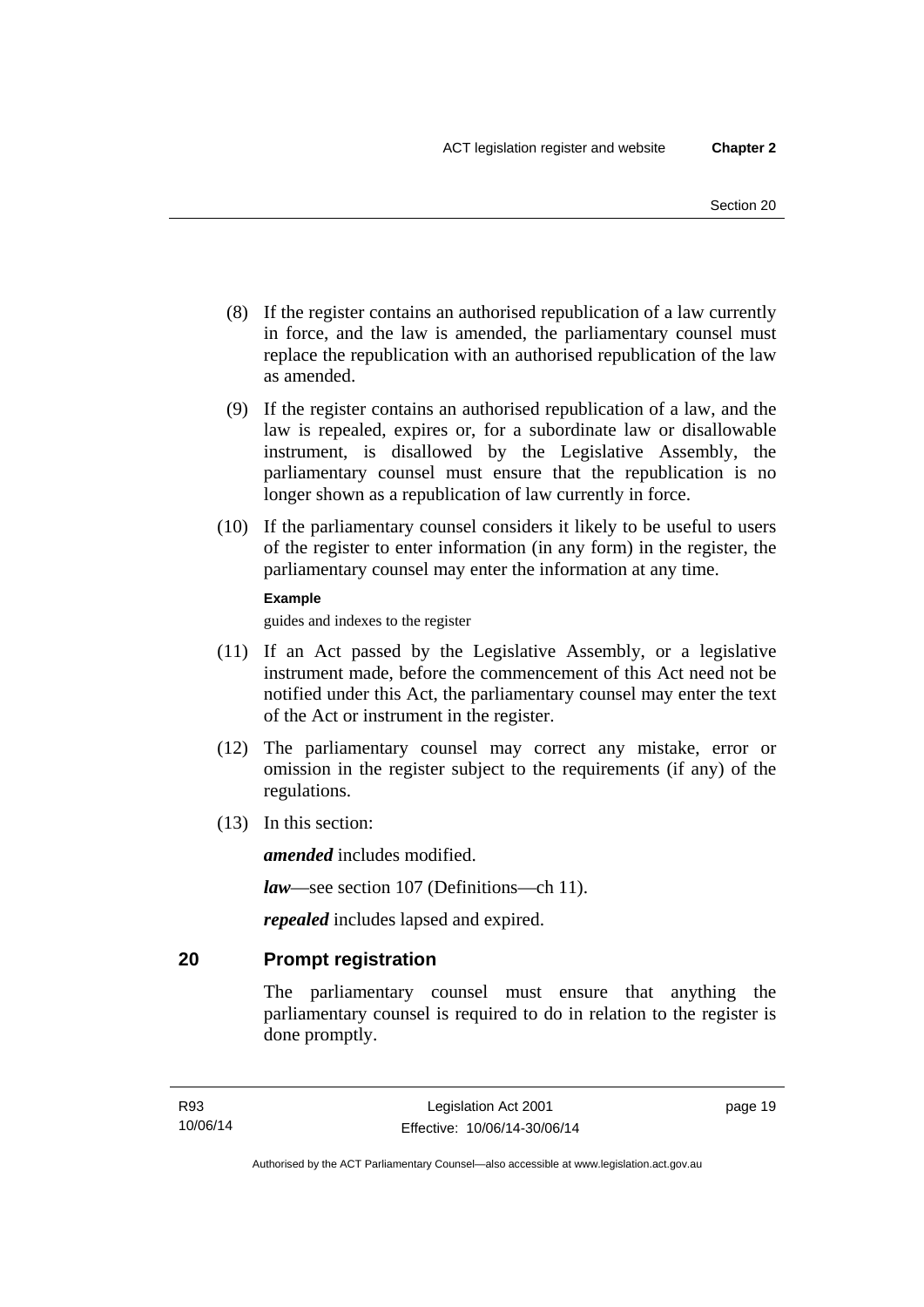(8) If the register contains an authorised republication of a law currently in force, and the law is amended, the parliamentary counsel must replace the republication with an authorised republication of the law as amended.

(9) If the register contains an authorised republication of a law, and the law is repealed, expires or, for a subordinate law or disallowable instrument, is disallowed by the Legislative Assembly, the parliamentary counsel must ensure that the republication is no longer shown as a republication of law currently in force.

(10) If the parliamentary counsel considers it likely to be useful to users of the register to enter information (in any form) in the register, the parliamentary counsel may enter the information at any time.

**Example**

guides and indexes to the register

(11) If an Act passed by the Legislative Assembly, or a legislative instrument made, before the commencement of this Act need not be notified under this Act, the parliamentary counsel may enter the text of the Act or instrument in the register.

(12) The parliamentary counsel may correct any mistake, error or omission in the register subject to the requirements (if any) of the regulations.

(13) In this section:

***amended*** includes modified.

***law***—see section 107 (Definitions—ch 11).

***repealed*** includes lapsed and expired.

## 20 Prompt registration

The parliamentary counsel must ensure that anything the parliamentary counsel is required to do in relation to the register is done promptly.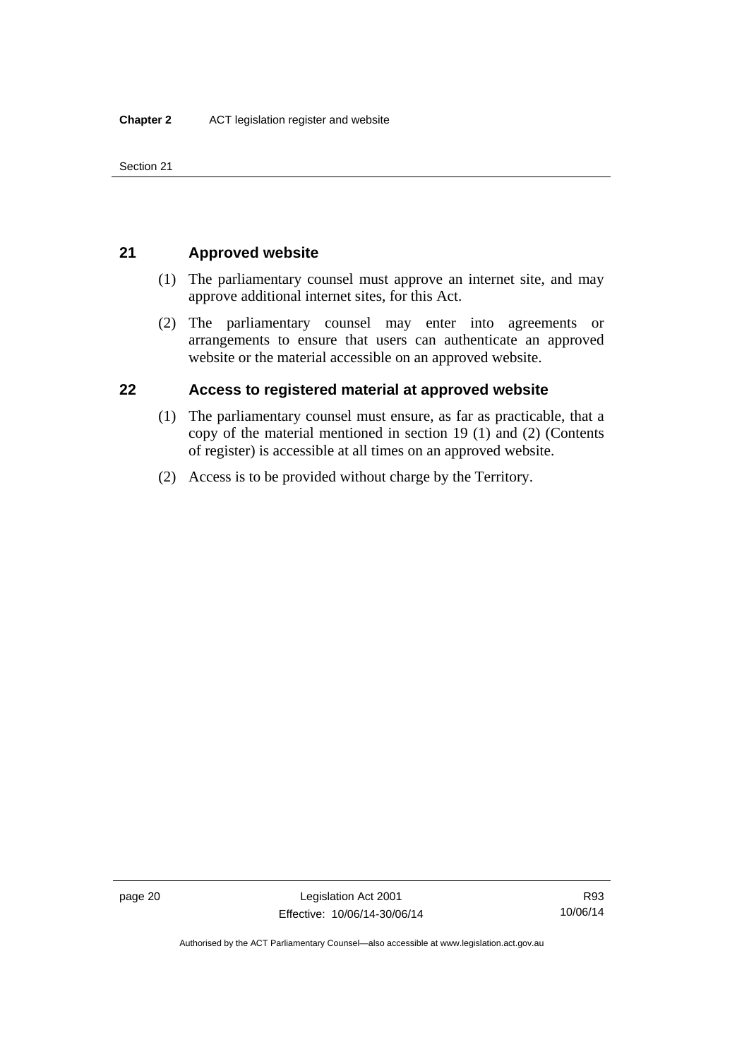## 21 Approved website

(1) The parliamentary counsel must approve an internet site, and may approve additional internet sites, for this Act.

(2) The parliamentary counsel may enter into agreements or arrangements to ensure that users can authenticate an approved website or the material accessible on an approved website.

## 22 Access to registered material at approved website

(1) The parliamentary counsel must ensure, as far as practicable, that a copy of the material mentioned in section 19 (1) and (2) (Contents of register) is accessible at all times on an approved website.

(2) Access is to be provided without charge by the Territory.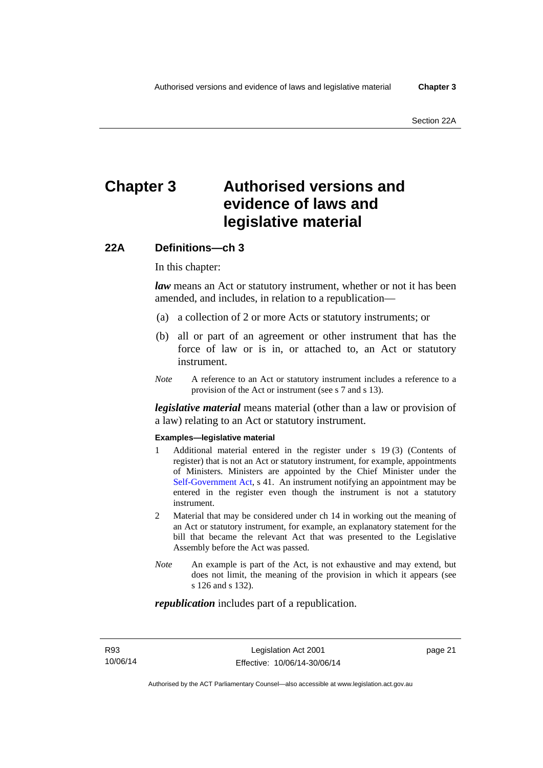# Chapter 3 Authorised versions and evidence of laws and legislative material

## 22A Definitions—ch 3

In this chapter:

***law*** means an Act or statutory instrument, whether or not it has been amended, and includes, in relation to a republication—

(a) a collection of 2 or more Acts or statutory instruments; or

(b) all or part of an agreement or other instrument that has the force of law or is in, or attached to, an Act or statutory instrument.

*Note* A reference to an Act or statutory instrument includes a reference to a provision of the Act or instrument (see s 7 and s 13).

***legislative material*** means material (other than a law or provision of a law) relating to an Act or statutory instrument.

**Examples—legislative material**

1 Additional material entered in the register under s 19 (3) (Contents of register) that is not an Act or statutory instrument, for example, appointments of Ministers. Ministers are appointed by the Chief Minister under the Self-Government Act, s 41. An instrument notifying an appointment may be entered in the register even though the instrument is not a statutory instrument.

2 Material that may be considered under ch 14 in working out the meaning of an Act or statutory instrument, for example, an explanatory statement for the bill that became the relevant Act that was presented to the Legislative Assembly before the Act was passed.

*Note* An example is part of the Act, is not exhaustive and may extend, but does not limit, the meaning of the provision in which it appears (see s 126 and s 132).

***republication*** includes part of a republication.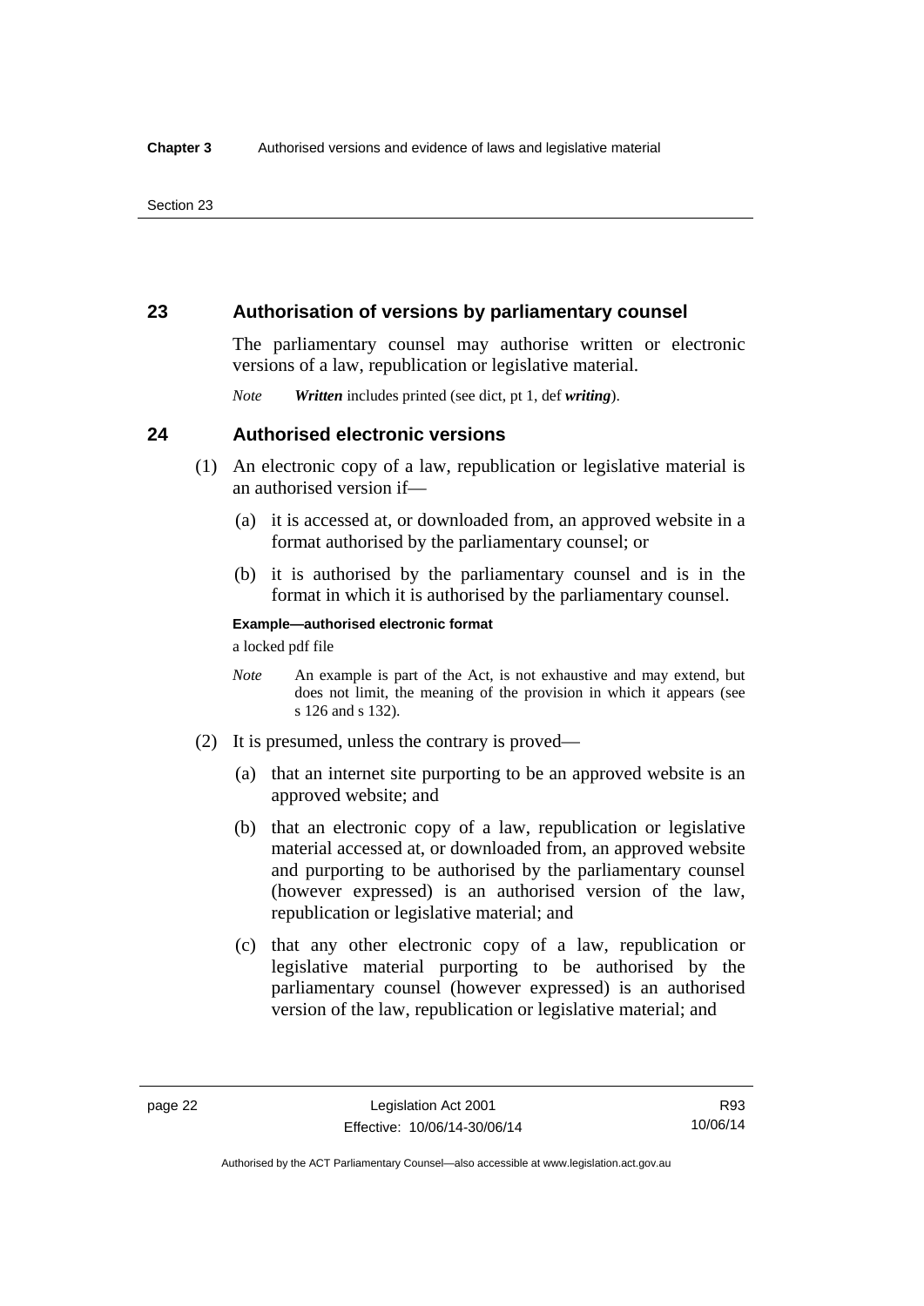## 23 Authorisation of versions by parliamentary counsel

The parliamentary counsel may authorise written or electronic versions of a law, republication or legislative material.

*Note* ***Written*** includes printed (see dict, pt 1, def ***writing***).

## 24 Authorised electronic versions

(1) An electronic copy of a law, republication or legislative material is an authorised version if—

(a) it is accessed at, or downloaded from, an approved website in a format authorised by the parliamentary counsel; or

(b) it is authorised by the parliamentary counsel and is in the format in which it is authorised by the parliamentary counsel.

**Example—authorised electronic format**

a locked pdf file

*Note* An example is part of the Act, is not exhaustive and may extend, but does not limit, the meaning of the provision in which it appears (see s 126 and s 132).

(2) It is presumed, unless the contrary is proved—

(a) that an internet site purporting to be an approved website is an approved website; and

(b) that an electronic copy of a law, republication or legislative material accessed at, or downloaded from, an approved website and purporting to be authorised by the parliamentary counsel (however expressed) is an authorised version of the law, republication or legislative material; and

(c) that any other electronic copy of a law, republication or legislative material purporting to be authorised by the parliamentary counsel (however expressed) is an authorised version of the law, republication or legislative material; and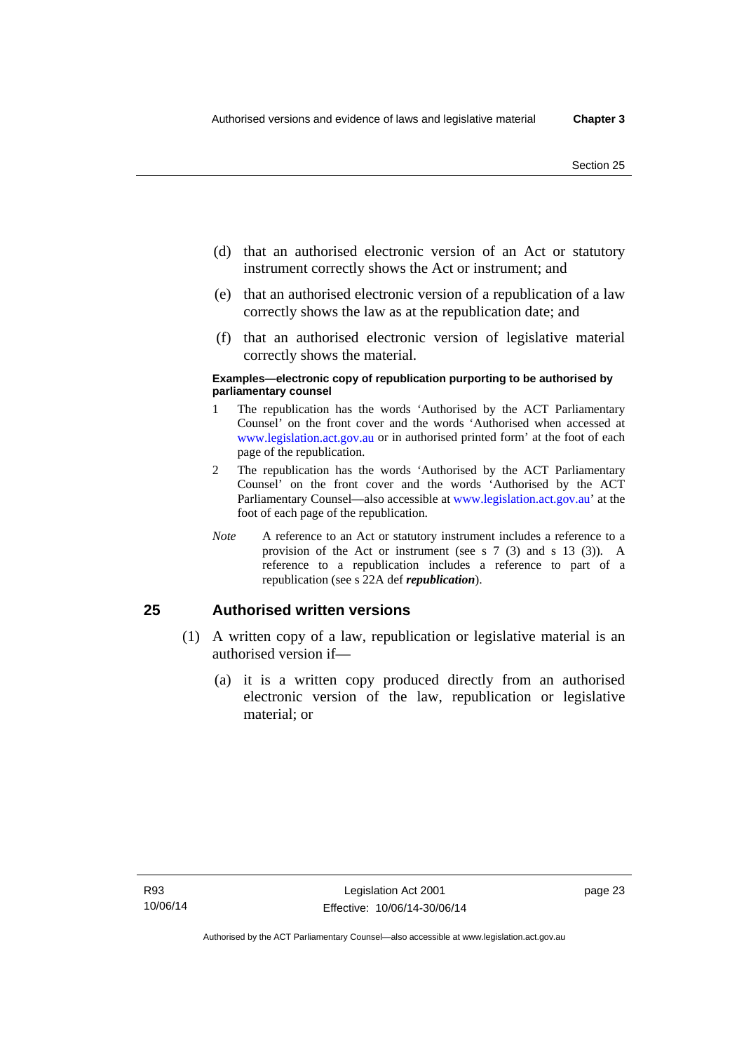(d) that an authorised electronic version of an Act or statutory instrument correctly shows the Act or instrument; and

(e) that an authorised electronic version of a republication of a law correctly shows the law as at the republication date; and

(f) that an authorised electronic version of legislative material correctly shows the material.

**Examples—electronic copy of republication purporting to be authorised by parliamentary counsel**

1 The republication has the words 'Authorised by the ACT Parliamentary Counsel' on the front cover and the words 'Authorised when accessed at www.legislation.act.gov.au or in authorised printed form' at the foot of each page of the republication.

2 The republication has the words 'Authorised by the ACT Parliamentary Counsel' on the front cover and the words 'Authorised by the ACT Parliamentary Counsel—also accessible at www.legislation.act.gov.au' at the foot of each page of the republication.

*Note* A reference to an Act or statutory instrument includes a reference to a provision of the Act or instrument (see s 7 (3) and s 13 (3)). A reference to a republication includes a reference to part of a republication (see s 22A def ***republication***).

## 25 Authorised written versions

(1) A written copy of a law, republication or legislative material is an authorised version if—

(a) it is a written copy produced directly from an authorised electronic version of the law, republication or legislative material; or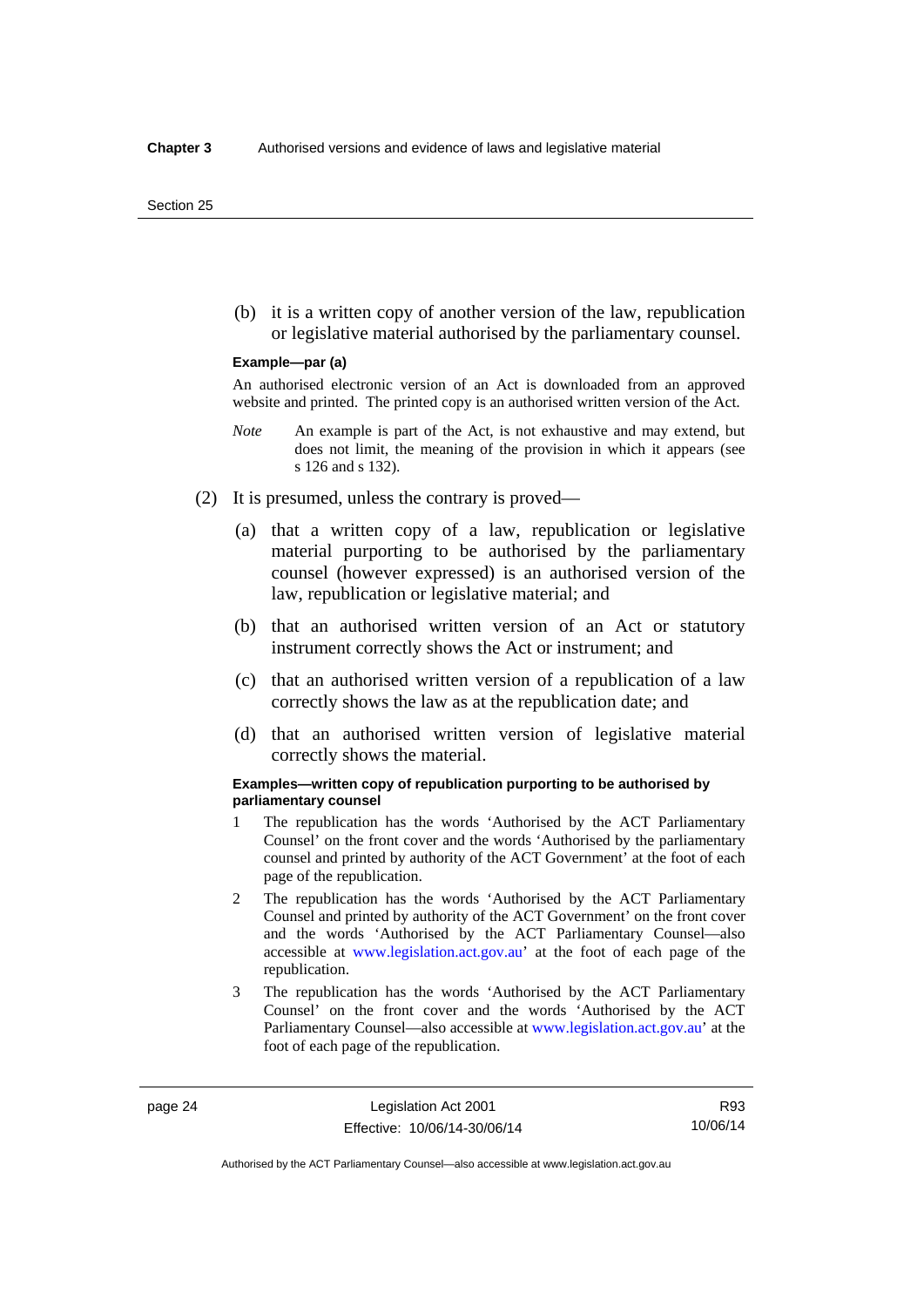(b) it is a written copy of another version of the law, republication or legislative material authorised by the parliamentary counsel.

**Example—par (a)**

An authorised electronic version of an Act is downloaded from an approved website and printed. The printed copy is an authorised written version of the Act.

*Note* An example is part of the Act, is not exhaustive and may extend, but does not limit, the meaning of the provision in which it appears (see s 126 and s 132).

(2) It is presumed, unless the contrary is proved—

(a) that a written copy of a law, republication or legislative material purporting to be authorised by the parliamentary counsel (however expressed) is an authorised version of the law, republication or legislative material; and

(b) that an authorised written version of an Act or statutory instrument correctly shows the Act or instrument; and

(c) that an authorised written version of a republication of a law correctly shows the law as at the republication date; and

(d) that an authorised written version of legislative material correctly shows the material.

**Examples—written copy of republication purporting to be authorised by parliamentary counsel**

1 The republication has the words 'Authorised by the ACT Parliamentary Counsel' on the front cover and the words 'Authorised by the parliamentary counsel and printed by authority of the ACT Government' at the foot of each page of the republication.

2 The republication has the words 'Authorised by the ACT Parliamentary Counsel and printed by authority of the ACT Government' on the front cover and the words 'Authorised by the ACT Parliamentary Counsel—also accessible at www.legislation.act.gov.au' at the foot of each page of the republication.

3 The republication has the words 'Authorised by the ACT Parliamentary Counsel' on the front cover and the words 'Authorised by the ACT Parliamentary Counsel—also accessible at www.legislation.act.gov.au' at the foot of each page of the republication.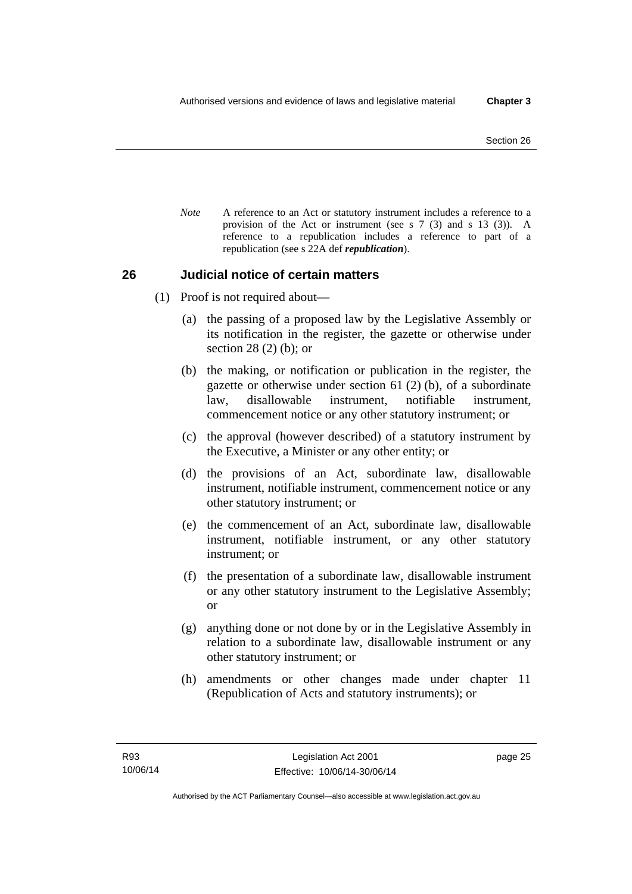*Note* A reference to an Act or statutory instrument includes a reference to a provision of the Act or instrument (see s 7 (3) and s 13 (3)). A reference to a republication includes a reference to part of a republication (see s 22A def ***republication***).

## 26 Judicial notice of certain matters

(1) Proof is not required about—

(a) the passing of a proposed law by the Legislative Assembly or its notification in the register, the gazette or otherwise under section 28 (2) (b); or

(b) the making, or notification or publication in the register, the gazette or otherwise under section 61 (2) (b), of a subordinate law, disallowable instrument, notifiable instrument, commencement notice or any other statutory instrument; or

(c) the approval (however described) of a statutory instrument by the Executive, a Minister or any other entity; or

(d) the provisions of an Act, subordinate law, disallowable instrument, notifiable instrument, commencement notice or any other statutory instrument; or

(e) the commencement of an Act, subordinate law, disallowable instrument, notifiable instrument, or any other statutory instrument; or

(f) the presentation of a subordinate law, disallowable instrument or any other statutory instrument to the Legislative Assembly; or

(g) anything done or not done by or in the Legislative Assembly in relation to a subordinate law, disallowable instrument or any other statutory instrument; or

(h) amendments or other changes made under chapter 11 (Republication of Acts and statutory instruments); or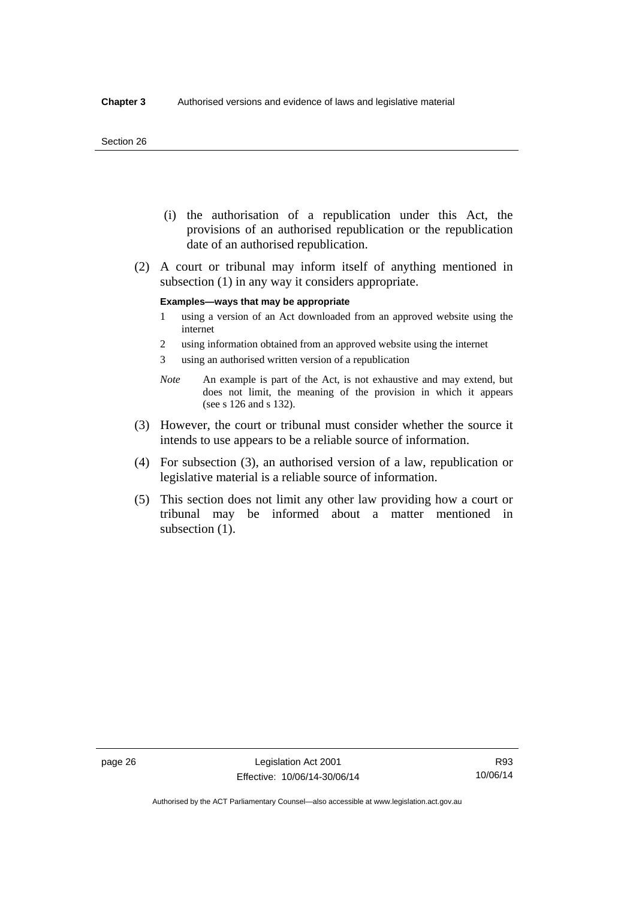(i) the authorisation of a republication under this Act, the provisions of an authorised republication or the republication date of an authorised republication.

(2) A court or tribunal may inform itself of anything mentioned in subsection (1) in any way it considers appropriate.

**Examples—ways that may be appropriate**

1 using a version of an Act downloaded from an approved website using the internet

2 using information obtained from an approved website using the internet

3 using an authorised written version of a republication

*Note* An example is part of the Act, is not exhaustive and may extend, but does not limit, the meaning of the provision in which it appears (see s 126 and s 132).

(3) However, the court or tribunal must consider whether the source it intends to use appears to be a reliable source of information.

(4) For subsection (3), an authorised version of a law, republication or legislative material is a reliable source of information.

(5) This section does not limit any other law providing how a court or tribunal may be informed about a matter mentioned in subsection (1).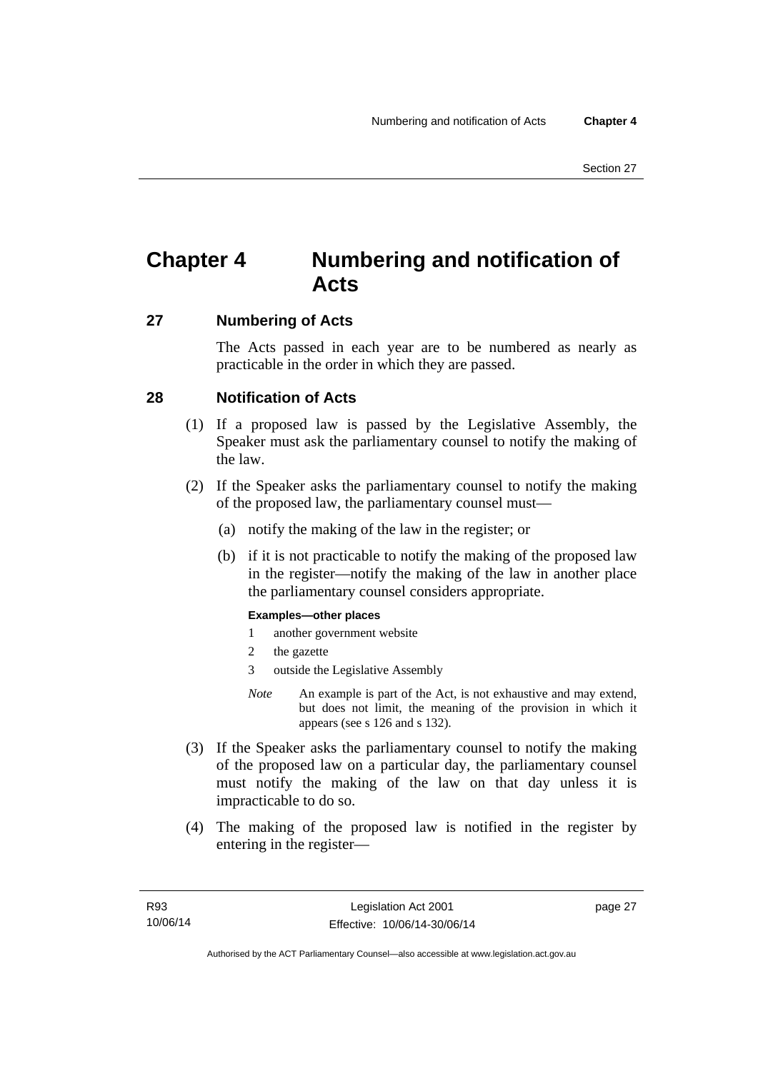# Chapter 4 Numbering and notification of Acts

## 27 Numbering of Acts

The Acts passed in each year are to be numbered as nearly as practicable in the order in which they are passed.

## 28 Notification of Acts

(1) If a proposed law is passed by the Legislative Assembly, the Speaker must ask the parliamentary counsel to notify the making of the law.

(2) If the Speaker asks the parliamentary counsel to notify the making of the proposed law, the parliamentary counsel must—

(a) notify the making of the law in the register; or

(b) if it is not practicable to notify the making of the proposed law in the register—notify the making of the law in another place the parliamentary counsel considers appropriate.

**Examples—other places**

1 another government website

2 the gazette

3 outside the Legislative Assembly

*Note* An example is part of the Act, is not exhaustive and may extend, but does not limit, the meaning of the provision in which it appears (see s 126 and s 132).

(3) If the Speaker asks the parliamentary counsel to notify the making of the proposed law on a particular day, the parliamentary counsel must notify the making of the law on that day unless it is impracticable to do so.

(4) The making of the proposed law is notified in the register by entering in the register—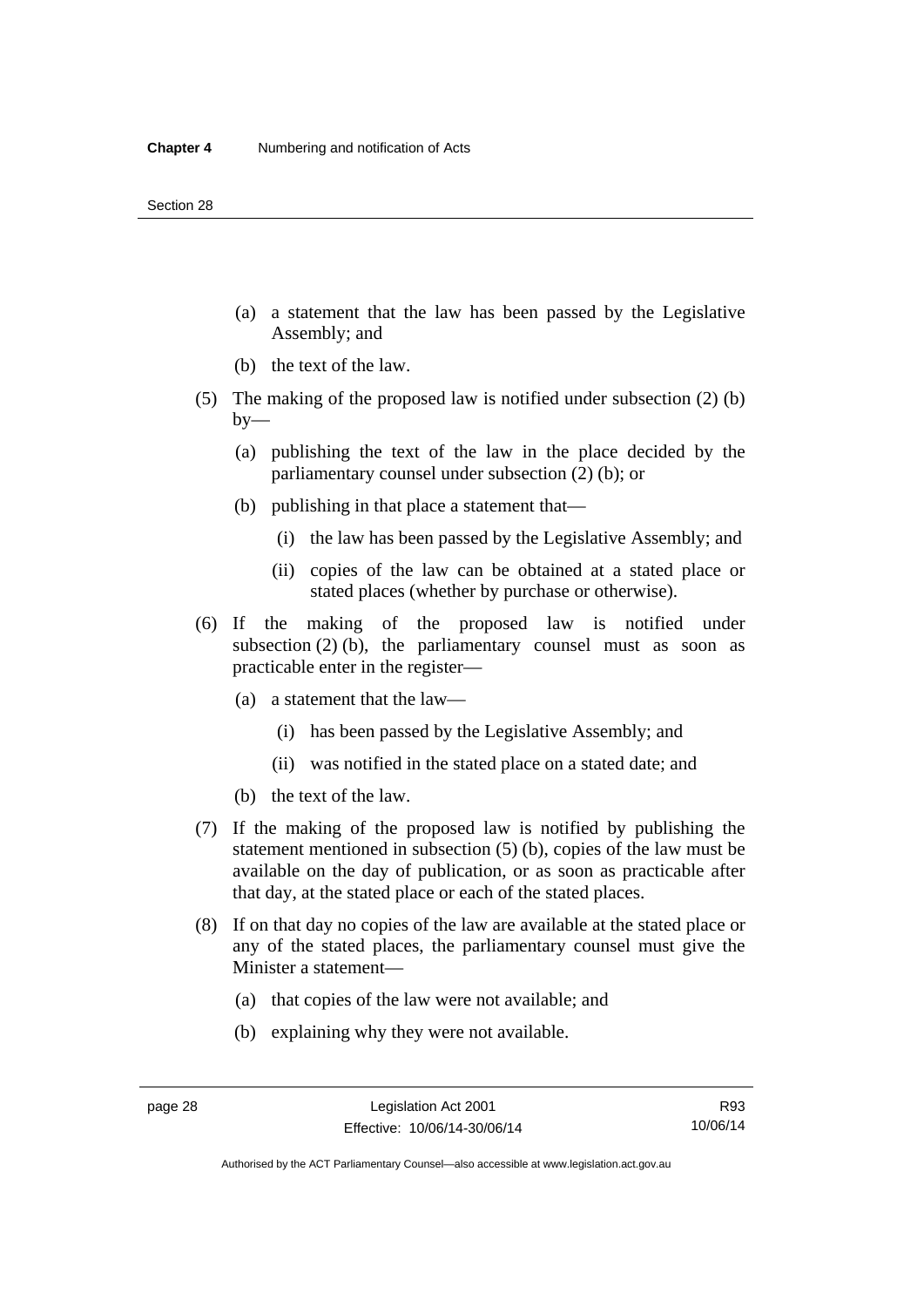(a) a statement that the law has been passed by the Legislative Assembly; and

(b) the text of the law.

(5) The making of the proposed law is notified under subsection (2) (b) by—

(a) publishing the text of the law in the place decided by the parliamentary counsel under subsection (2) (b); or

(b) publishing in that place a statement that—

(i) the law has been passed by the Legislative Assembly; and

(ii) copies of the law can be obtained at a stated place or stated places (whether by purchase or otherwise).

(6) If the making of the proposed law is notified under subsection (2) (b), the parliamentary counsel must as soon as practicable enter in the register—

(a) a statement that the law—

(i) has been passed by the Legislative Assembly; and

(ii) was notified in the stated place on a stated date; and

(b) the text of the law.

(7) If the making of the proposed law is notified by publishing the statement mentioned in subsection (5) (b), copies of the law must be available on the day of publication, or as soon as practicable after that day, at the stated place or each of the stated places.

(8) If on that day no copies of the law are available at the stated place or any of the stated places, the parliamentary counsel must give the Minister a statement—

(a) that copies of the law were not available; and

(b) explaining why they were not available.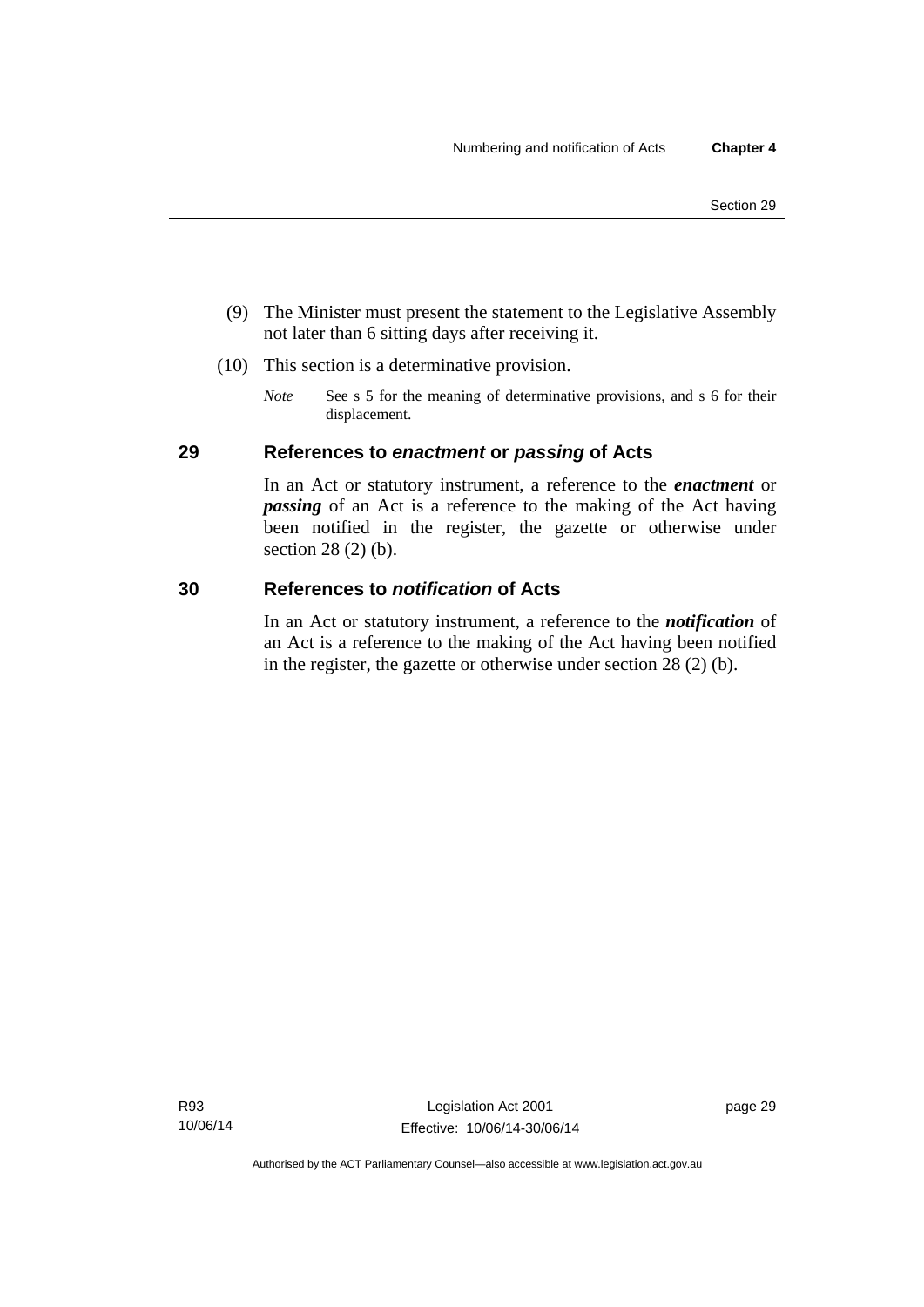(9) The Minister must present the statement to the Legislative Assembly not later than 6 sitting days after receiving it.

(10) This section is a determinative provision.

*Note* See s 5 for the meaning of determinative provisions, and s 6 for their displacement.

## 29 References to *enactment* or *passing* of Acts

In an Act or statutory instrument, a reference to the ***enactment*** or ***passing*** of an Act is a reference to the making of the Act having been notified in the register, the gazette or otherwise under section 28 (2) (b).

## 30 References to *notification* of Acts

In an Act or statutory instrument, a reference to the ***notification*** of an Act is a reference to the making of the Act having been notified in the register, the gazette or otherwise under section 28 (2) (b).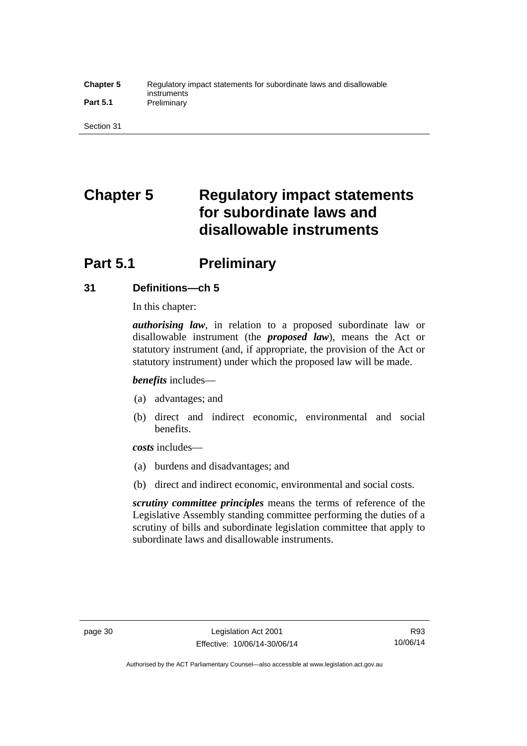# Chapter 5 Regulatory impact statements for subordinate laws and disallowable instruments

## Part 5.1 Preliminary

### 31 Definitions—ch 5

In this chapter:

***authorising law***, in relation to a proposed subordinate law or disallowable instrument (the ***proposed law***), means the Act or statutory instrument (and, if appropriate, the provision of the Act or statutory instrument) under which the proposed law will be made.

***benefits*** includes—

(a) advantages; and

(b) direct and indirect economic, environmental and social benefits.

***costs*** includes—

(a) burdens and disadvantages; and

(b) direct and indirect economic, environmental and social costs.

***scrutiny committee principles*** means the terms of reference of the Legislative Assembly standing committee performing the duties of a scrutiny of bills and subordinate legislation committee that apply to subordinate laws and disallowable instruments.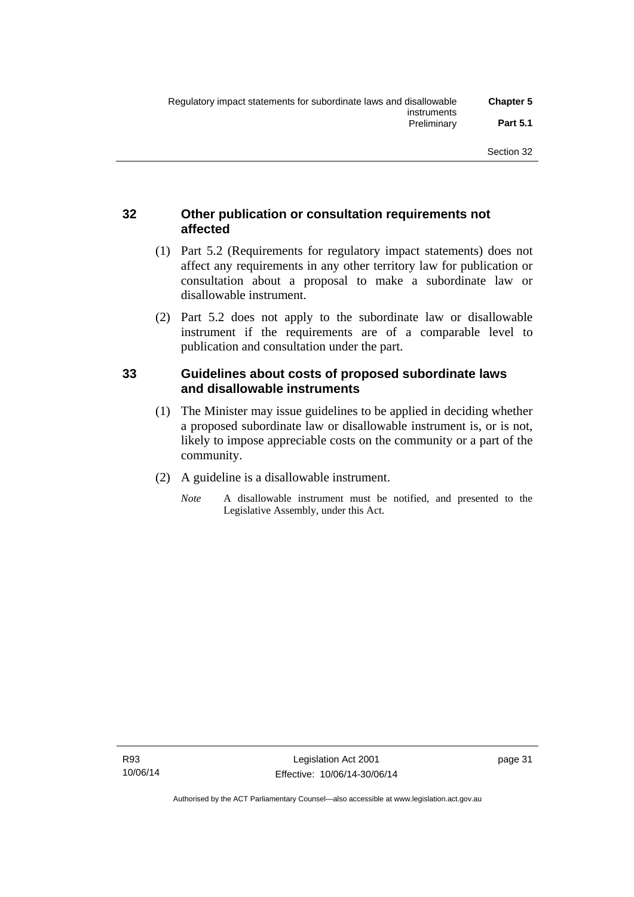## 32 Other publication or consultation requirements not affected

(1) Part 5.2 (Requirements for regulatory impact statements) does not affect any requirements in any other territory law for publication or consultation about a proposal to make a subordinate law or disallowable instrument.

(2) Part 5.2 does not apply to the subordinate law or disallowable instrument if the requirements are of a comparable level to publication and consultation under the part.

## 33 Guidelines about costs of proposed subordinate laws and disallowable instruments

(1) The Minister may issue guidelines to be applied in deciding whether a proposed subordinate law or disallowable instrument is, or is not, likely to impose appreciable costs on the community or a part of the community.

(2) A guideline is a disallowable instrument.

*Note* A disallowable instrument must be notified, and presented to the Legislative Assembly, under this Act.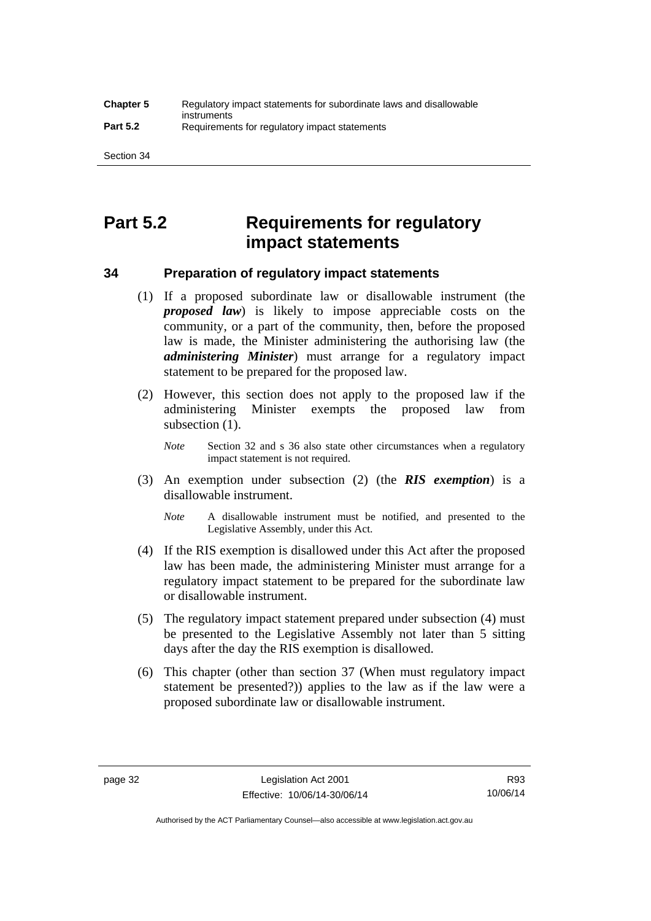# Part 5.2 Requirements for regulatory impact statements

## 34 Preparation of regulatory impact statements

(1) If a proposed subordinate law or disallowable instrument (the ***proposed law***) is likely to impose appreciable costs on the community, or a part of the community, then, before the proposed law is made, the Minister administering the authorising law (the ***administering Minister***) must arrange for a regulatory impact statement to be prepared for the proposed law.

(2) However, this section does not apply to the proposed law if the administering Minister exempts the proposed law from subsection (1).

*Note* Section 32 and s 36 also state other circumstances when a regulatory impact statement is not required.

(3) An exemption under subsection (2) (the ***RIS exemption***) is a disallowable instrument.

*Note* A disallowable instrument must be notified, and presented to the Legislative Assembly, under this Act.

(4) If the RIS exemption is disallowed under this Act after the proposed law has been made, the administering Minister must arrange for a regulatory impact statement to be prepared for the subordinate law or disallowable instrument.

(5) The regulatory impact statement prepared under subsection (4) must be presented to the Legislative Assembly not later than 5 sitting days after the day the RIS exemption is disallowed.

(6) This chapter (other than section 37 (When must regulatory impact statement be presented?)) applies to the law as if the law were a proposed subordinate law or disallowable instrument.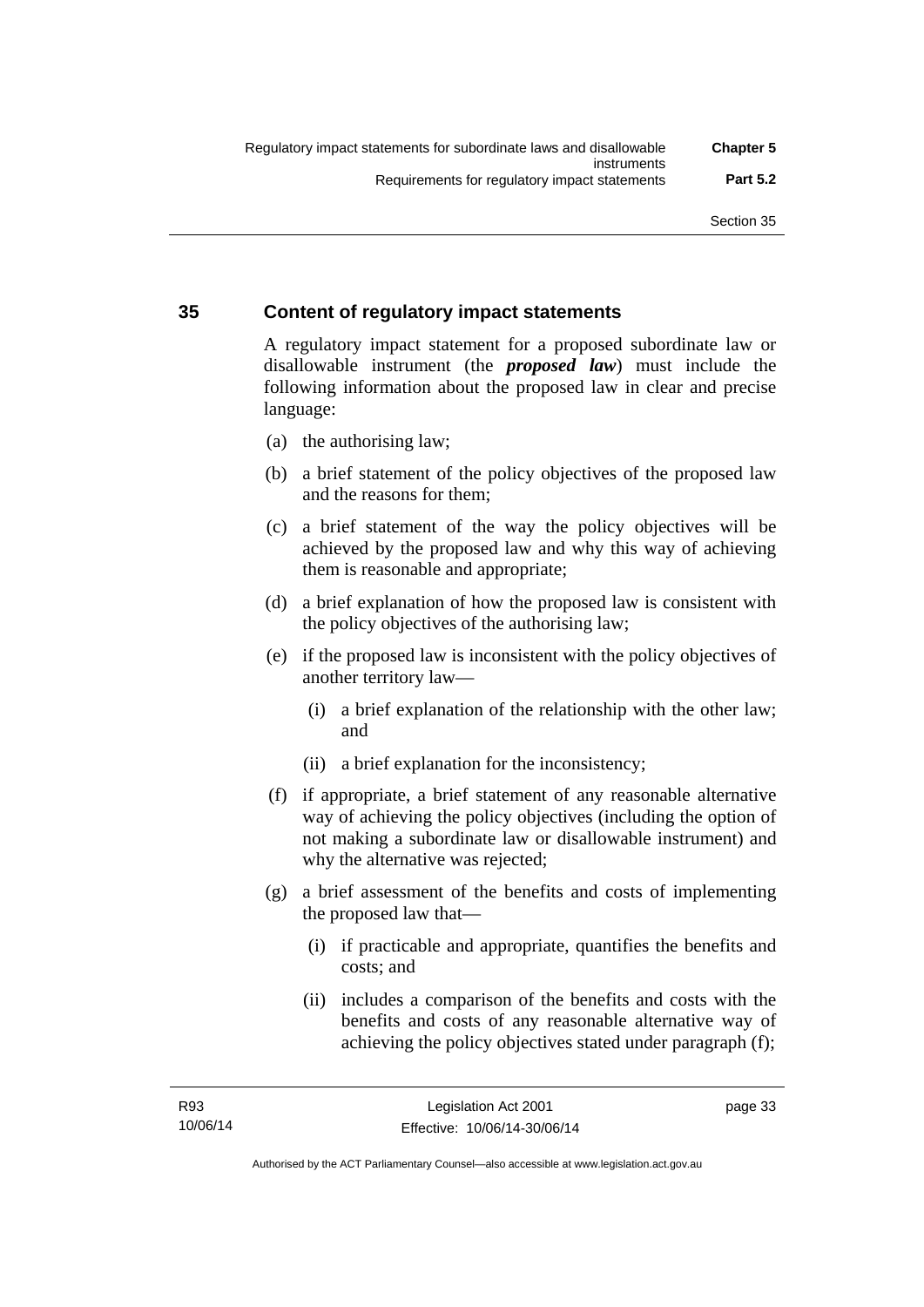## 35 Content of regulatory impact statements

A regulatory impact statement for a proposed subordinate law or disallowable instrument (the ***proposed law***) must include the following information about the proposed law in clear and precise language:

(a) the authorising law;

(b) a brief statement of the policy objectives of the proposed law and the reasons for them;

(c) a brief statement of the way the policy objectives will be achieved by the proposed law and why this way of achieving them is reasonable and appropriate;

(d) a brief explanation of how the proposed law is consistent with the policy objectives of the authorising law;

(e) if the proposed law is inconsistent with the policy objectives of another territory law—

(i) a brief explanation of the relationship with the other law; and

(ii) a brief explanation for the inconsistency;

(f) if appropriate, a brief statement of any reasonable alternative way of achieving the policy objectives (including the option of not making a subordinate law or disallowable instrument) and why the alternative was rejected;

(g) a brief assessment of the benefits and costs of implementing the proposed law that—

(i) if practicable and appropriate, quantifies the benefits and costs; and

(ii) includes a comparison of the benefits and costs with the benefits and costs of any reasonable alternative way of achieving the policy objectives stated under paragraph (f);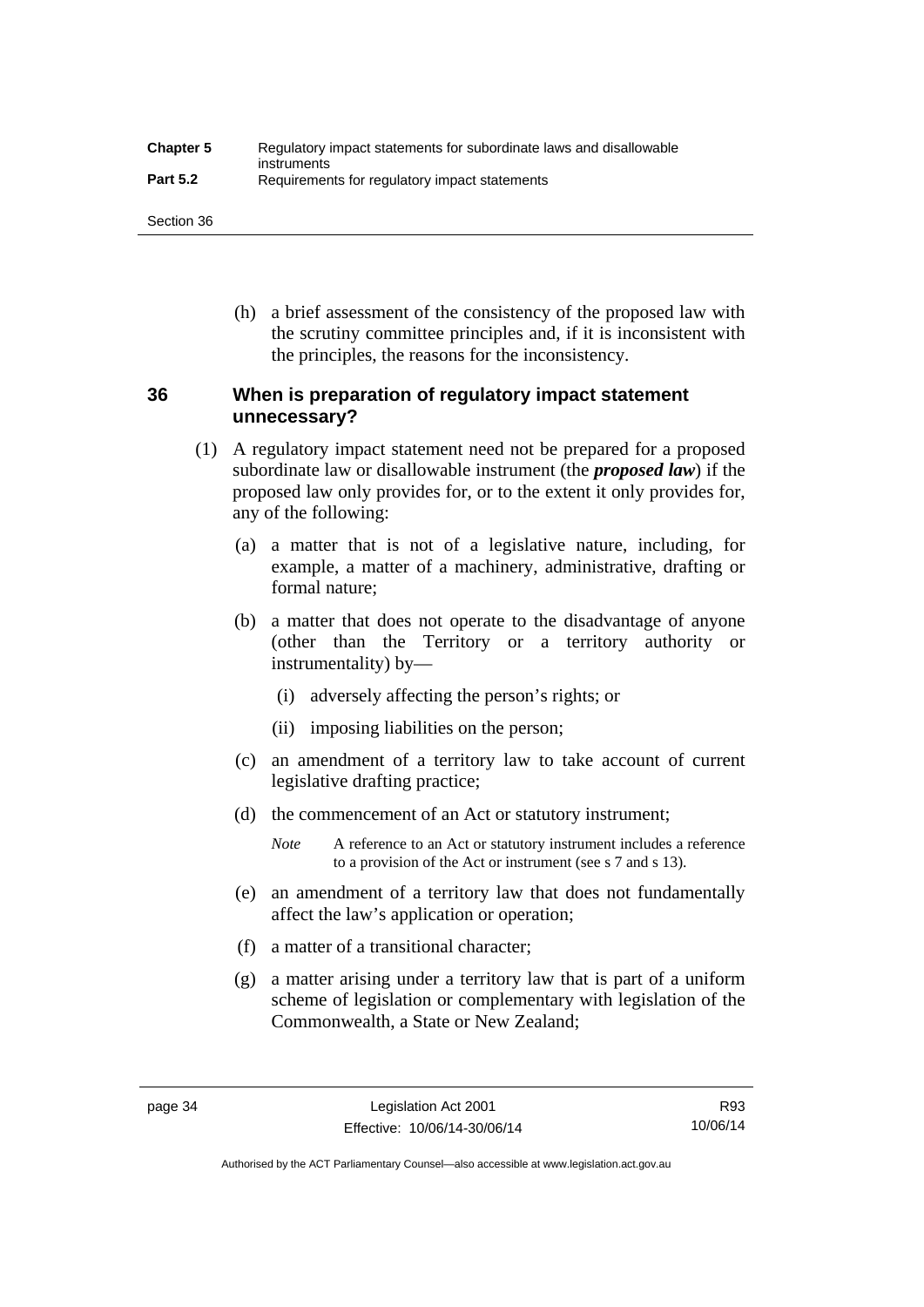(h) a brief assessment of the consistency of the proposed law with the scrutiny committee principles and, if it is inconsistent with the principles, the reasons for the inconsistency.

## 36 When is preparation of regulatory impact statement unnecessary?

(1) A regulatory impact statement need not be prepared for a proposed subordinate law or disallowable instrument (the ***proposed law***) if the proposed law only provides for, or to the extent it only provides for, any of the following:

(a) a matter that is not of a legislative nature, including, for example, a matter of a machinery, administrative, drafting or formal nature;

(b) a matter that does not operate to the disadvantage of anyone (other than the Territory or a territory authority or instrumentality) by—

(i) adversely affecting the person's rights; or

(ii) imposing liabilities on the person;

(c) an amendment of a territory law to take account of current legislative drafting practice;

(d) the commencement of an Act or statutory instrument;

*Note* A reference to an Act or statutory instrument includes a reference to a provision of the Act or instrument (see s 7 and s 13).

(e) an amendment of a territory law that does not fundamentally affect the law's application or operation;

(f) a matter of a transitional character;

(g) a matter arising under a territory law that is part of a uniform scheme of legislation or complementary with legislation of the Commonwealth, a State or New Zealand;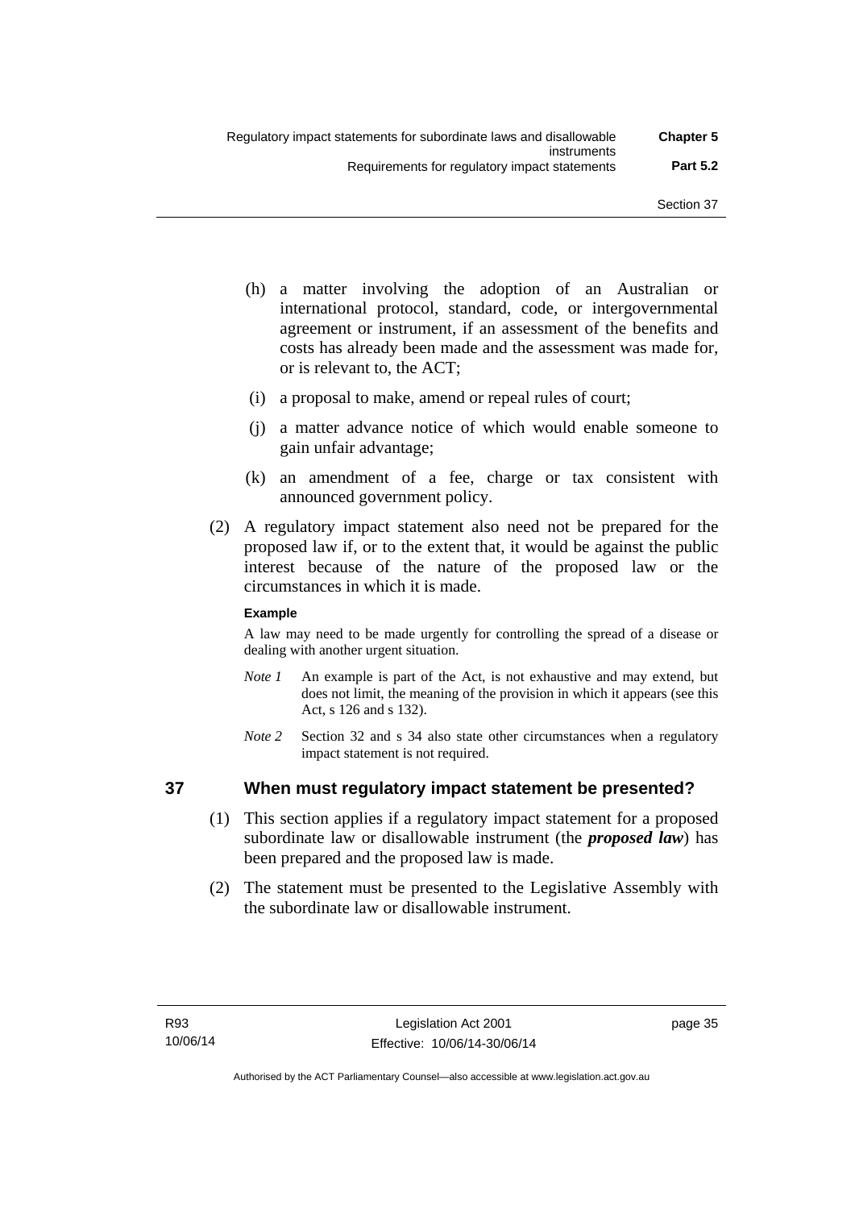(h) a matter involving the adoption of an Australian or international protocol, standard, code, or intergovernmental agreement or instrument, if an assessment of the benefits and costs has already been made and the assessment was made for, or is relevant to, the ACT;

(i) a proposal to make, amend or repeal rules of court;

(j) a matter advance notice of which would enable someone to gain unfair advantage;

(k) an amendment of a fee, charge or tax consistent with announced government policy.

(2) A regulatory impact statement also need not be prepared for the proposed law if, or to the extent that, it would be against the public interest because of the nature of the proposed law or the circumstances in which it is made.

**Example**

A law may need to be made urgently for controlling the spread of a disease or dealing with another urgent situation.

*Note 1* An example is part of the Act, is not exhaustive and may extend, but does not limit, the meaning of the provision in which it appears (see this Act, s 126 and s 132).

*Note 2* Section 32 and s 34 also state other circumstances when a regulatory impact statement is not required.

## 37 When must regulatory impact statement be presented?

(1) This section applies if a regulatory impact statement for a proposed subordinate law or disallowable instrument (the ***proposed law***) has been prepared and the proposed law is made.

(2) The statement must be presented to the Legislative Assembly with the subordinate law or disallowable instrument.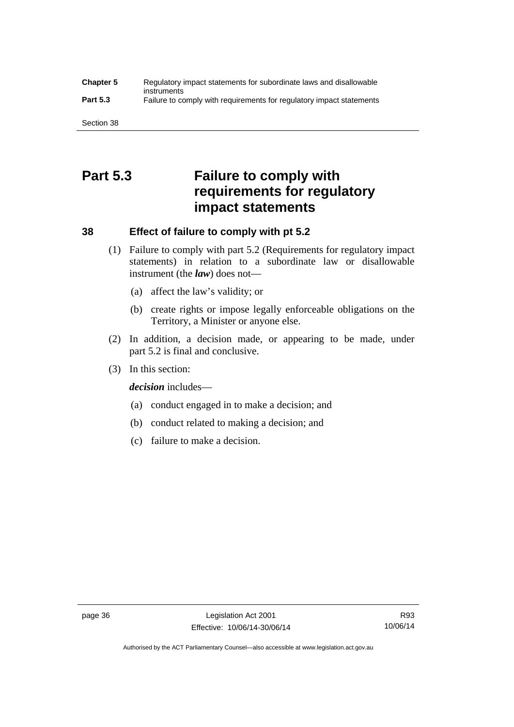# Part 5.3 Failure to comply with requirements for regulatory impact statements

### 38 Effect of failure to comply with pt 5.2

(1) Failure to comply with part 5.2 (Requirements for regulatory impact statements) in relation to a subordinate law or disallowable instrument (the ***law***) does not—

(a) affect the law's validity; or

(b) create rights or impose legally enforceable obligations on the Territory, a Minister or anyone else.

(2) In addition, a decision made, or appearing to be made, under part 5.2 is final and conclusive.

(3) In this section:

***decision*** includes—

(a) conduct engaged in to make a decision; and

(b) conduct related to making a decision; and

(c) failure to make a decision.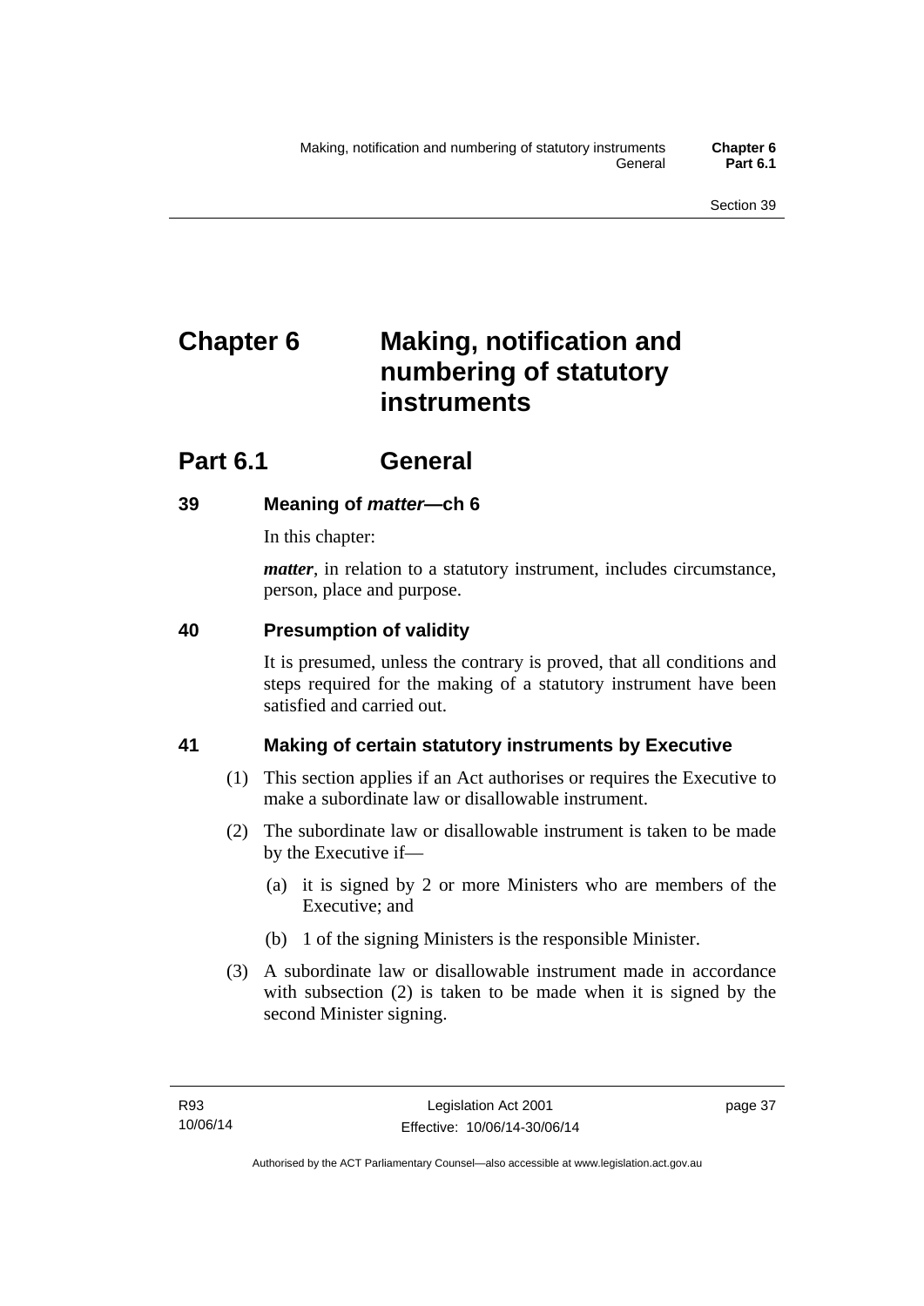# Chapter 6 Making, notification and numbering of statutory instruments

## Part 6.1 General

### 39 Meaning of *matter*—ch 6

In this chapter:

***matter***, in relation to a statutory instrument, includes circumstance, person, place and purpose.

### 40 Presumption of validity

It is presumed, unless the contrary is proved, that all conditions and steps required for the making of a statutory instrument have been satisfied and carried out.

### 41 Making of certain statutory instruments by Executive

(1) This section applies if an Act authorises or requires the Executive to make a subordinate law or disallowable instrument.

(2) The subordinate law or disallowable instrument is taken to be made by the Executive if—

(a) it is signed by 2 or more Ministers who are members of the Executive; and

(b) 1 of the signing Ministers is the responsible Minister.

(3) A subordinate law or disallowable instrument made in accordance with subsection (2) is taken to be made when it is signed by the second Minister signing.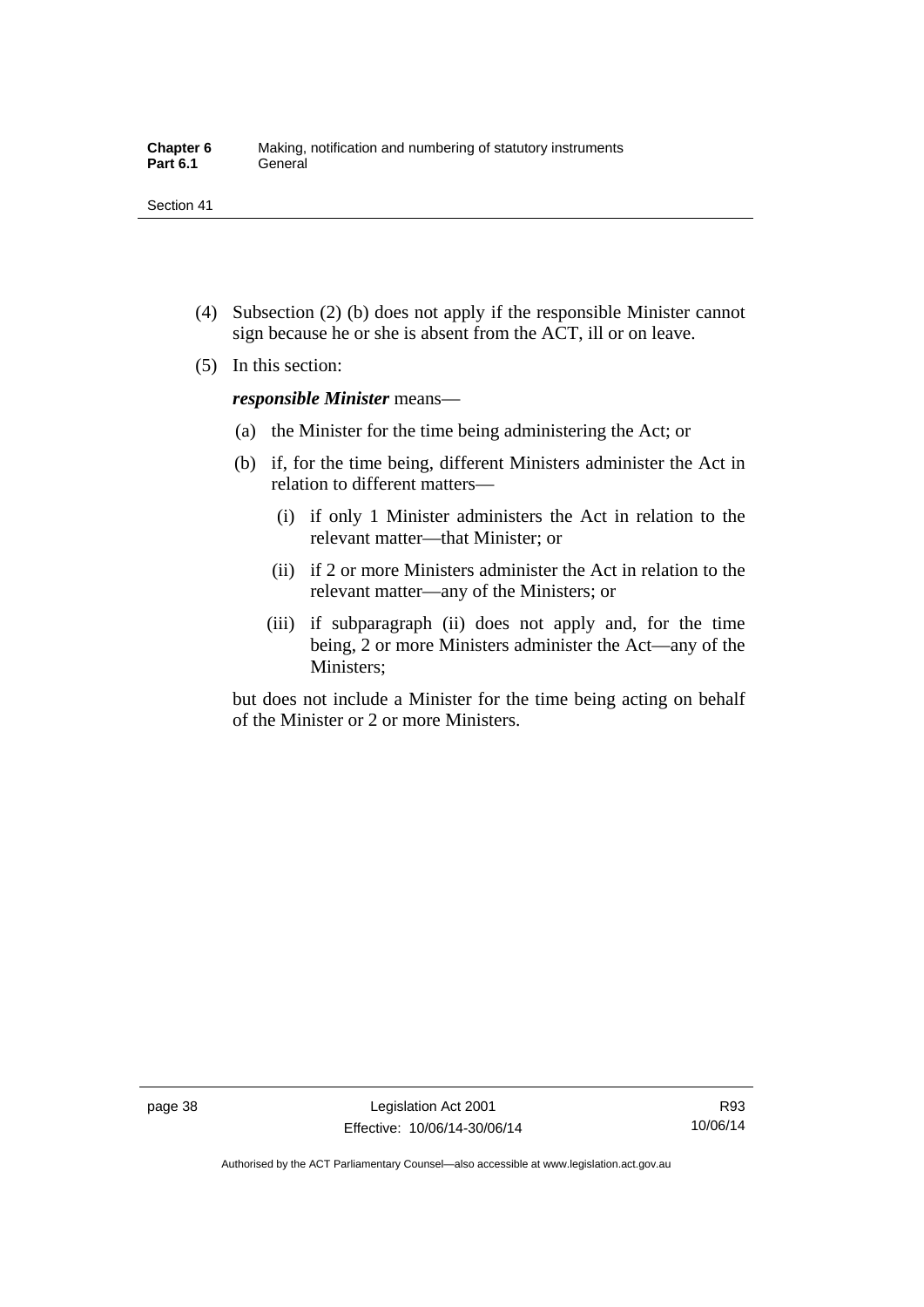(4) Subsection (2) (b) does not apply if the responsible Minister cannot sign because he or she is absent from the ACT, ill or on leave.

(5) In this section:

***responsible Minister*** means—

(a) the Minister for the time being administering the Act; or

(b) if, for the time being, different Ministers administer the Act in relation to different matters—

(i) if only 1 Minister administers the Act in relation to the relevant matter—that Minister; or

(ii) if 2 or more Ministers administer the Act in relation to the relevant matter—any of the Ministers; or

(iii) if subparagraph (ii) does not apply and, for the time being, 2 or more Ministers administer the Act—any of the Ministers;

but does not include a Minister for the time being acting on behalf of the Minister or 2 or more Ministers.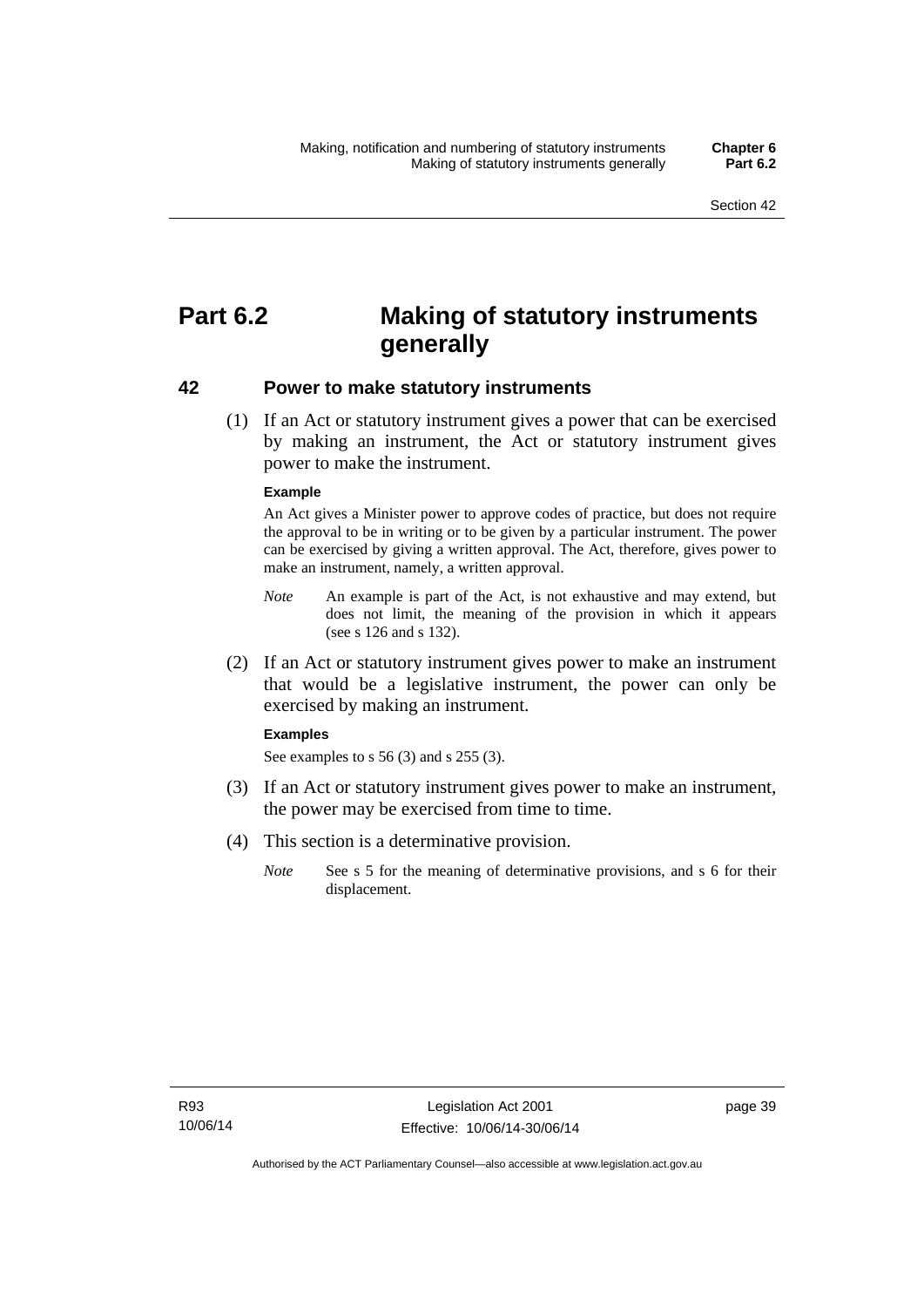# Part 6.2 Making of statutory instruments generally

## 42 Power to make statutory instruments

(1) If an Act or statutory instrument gives a power that can be exercised by making an instrument, the Act or statutory instrument gives power to make the instrument.

**Example**

An Act gives a Minister power to approve codes of practice, but does not require the approval to be in writing or to be given by a particular instrument. The power can be exercised by giving a written approval. The Act, therefore, gives power to make an instrument, namely, a written approval.

*Note* An example is part of the Act, is not exhaustive and may extend, but does not limit, the meaning of the provision in which it appears (see s 126 and s 132).

(2) If an Act or statutory instrument gives power to make an instrument that would be a legislative instrument, the power can only be exercised by making an instrument.

**Examples**

See examples to s 56 (3) and s 255 (3).

(3) If an Act or statutory instrument gives power to make an instrument, the power may be exercised from time to time.

(4) This section is a determinative provision.

*Note* See s 5 for the meaning of determinative provisions, and s 6 for their displacement.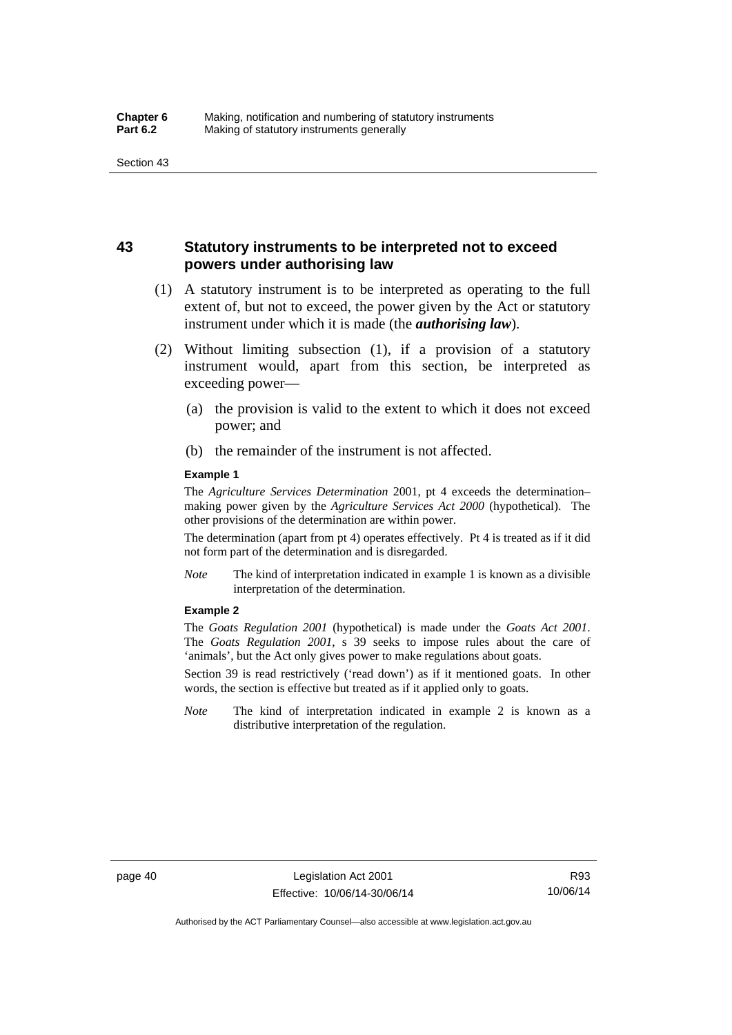## 43 Statutory instruments to be interpreted not to exceed powers under authorising law

(1) A statutory instrument is to be interpreted as operating to the full extent of, but not to exceed, the power given by the Act or statutory instrument under which it is made (the ***authorising law***).

(2) Without limiting subsection (1), if a provision of a statutory instrument would, apart from this section, be interpreted as exceeding power—

(a) the provision is valid to the extent to which it does not exceed power; and

(b) the remainder of the instrument is not affected.

**Example 1**

The *Agriculture Services Determination* 2001, pt 4 exceeds the determination–making power given by the *Agriculture Services Act 2000* (hypothetical). The other provisions of the determination are within power.

The determination (apart from pt 4) operates effectively. Pt 4 is treated as if it did not form part of the determination and is disregarded.

*Note* The kind of interpretation indicated in example 1 is known as a divisible interpretation of the determination.

**Example 2**

The *Goats Regulation 2001* (hypothetical) is made under the *Goats Act 2001*. The *Goats Regulation 2001*, s 39 seeks to impose rules about the care of 'animals', but the Act only gives power to make regulations about goats.

Section 39 is read restrictively ('read down') as if it mentioned goats. In other words, the section is effective but treated as if it applied only to goats.

*Note* The kind of interpretation indicated in example 2 is known as a distributive interpretation of the regulation.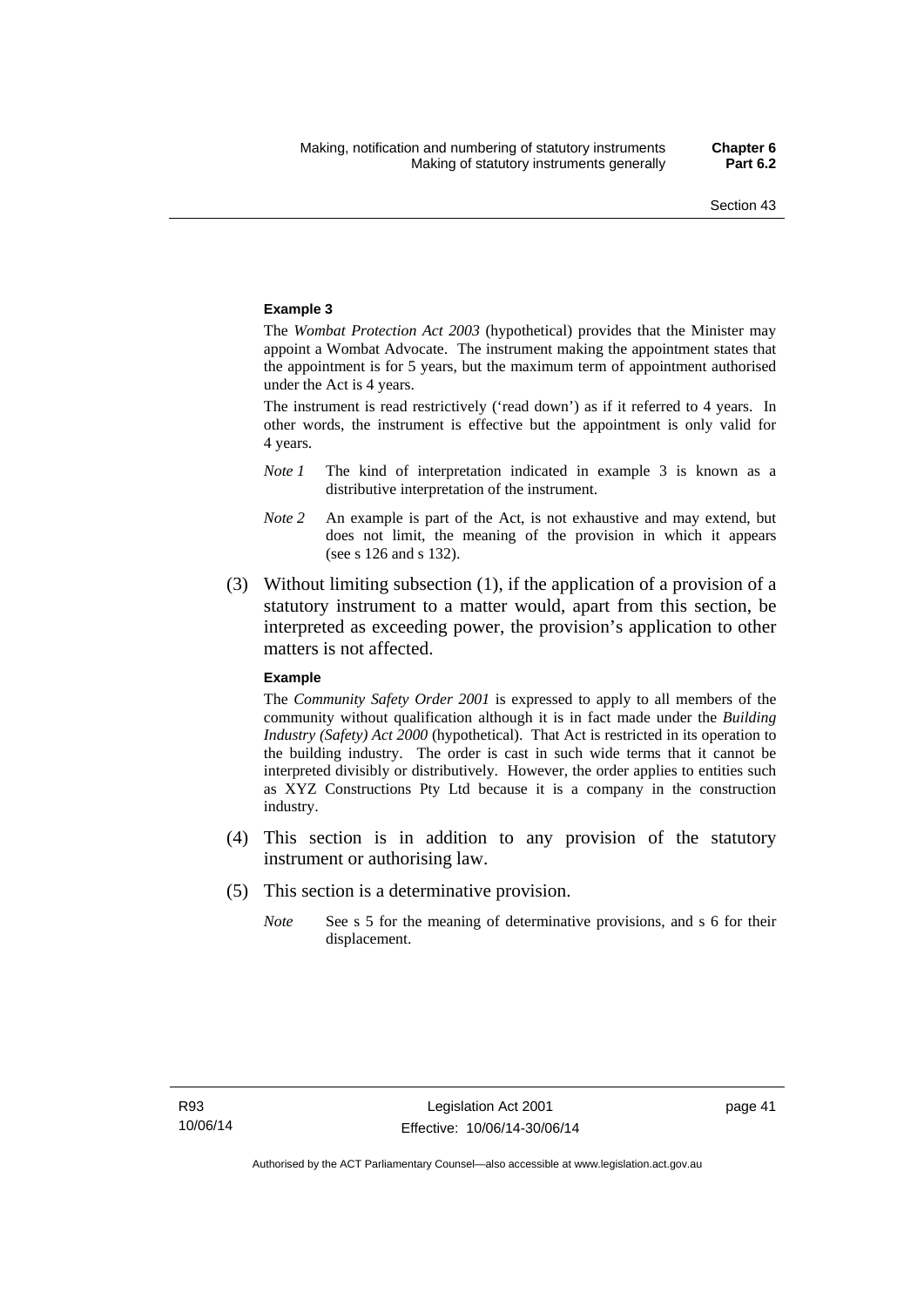#### Example 3

The *Wombat Protection Act 2003* (hypothetical) provides that the Minister may appoint a Wombat Advocate. The instrument making the appointment states that the appointment is for 5 years, but the maximum term of appointment authorised under the Act is 4 years.

The instrument is read restrictively ('read down') as if it referred to 4 years. In other words, the instrument is effective but the appointment is only valid for 4 years.

*Note 1* The kind of interpretation indicated in example 3 is known as a distributive interpretation of the instrument.

*Note 2* An example is part of the Act, is not exhaustive and may extend, but does not limit, the meaning of the provision in which it appears (see s 126 and s 132).

(3) Without limiting subsection (1), if the application of a provision of a statutory instrument to a matter would, apart from this section, be interpreted as exceeding power, the provision's application to other matters is not affected.

#### Example

The *Community Safety Order 2001* is expressed to apply to all members of the community without qualification although it is in fact made under the *Building Industry (Safety) Act 2000* (hypothetical). That Act is restricted in its operation to the building industry. The order is cast in such wide terms that it cannot be interpreted divisibly or distributively. However, the order applies to entities such as XYZ Constructions Pty Ltd because it is a company in the construction industry.

(4) This section is in addition to any provision of the statutory instrument or authorising law.

(5) This section is a determinative provision.

*Note* See s 5 for the meaning of determinative provisions, and s 6 for their displacement.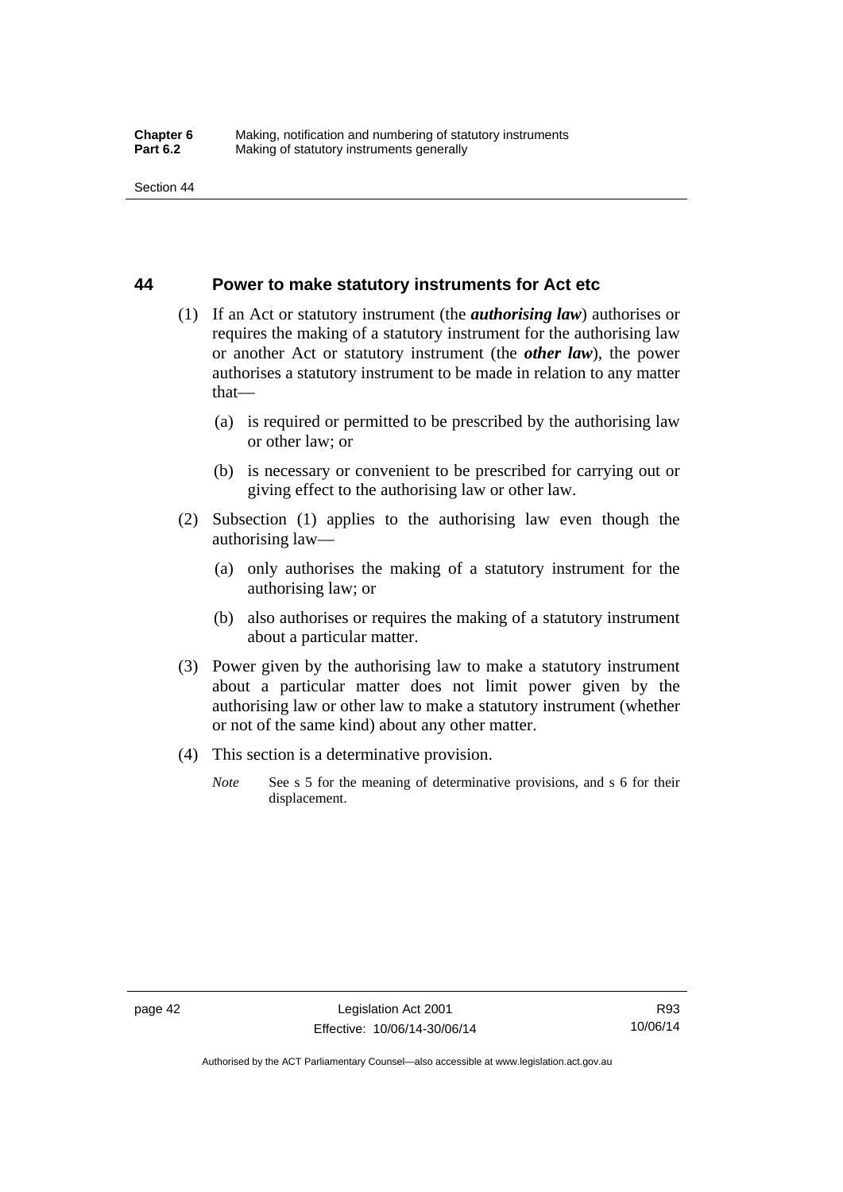## 44 Power to make statutory instruments for Act etc

(1) If an Act or statutory instrument (the ***authorising law***) authorises or requires the making of a statutory instrument for the authorising law or another Act or statutory instrument (the ***other law***), the power authorises a statutory instrument to be made in relation to any matter that—

(a) is required or permitted to be prescribed by the authorising law or other law; or

(b) is necessary or convenient to be prescribed for carrying out or giving effect to the authorising law or other law.

(2) Subsection (1) applies to the authorising law even though the authorising law—

(a) only authorises the making of a statutory instrument for the authorising law; or

(b) also authorises or requires the making of a statutory instrument about a particular matter.

(3) Power given by the authorising law to make a statutory instrument about a particular matter does not limit power given by the authorising law or other law to make a statutory instrument (whether or not of the same kind) about any other matter.

(4) This section is a determinative provision.

*Note* See s 5 for the meaning of determinative provisions, and s 6 for their displacement.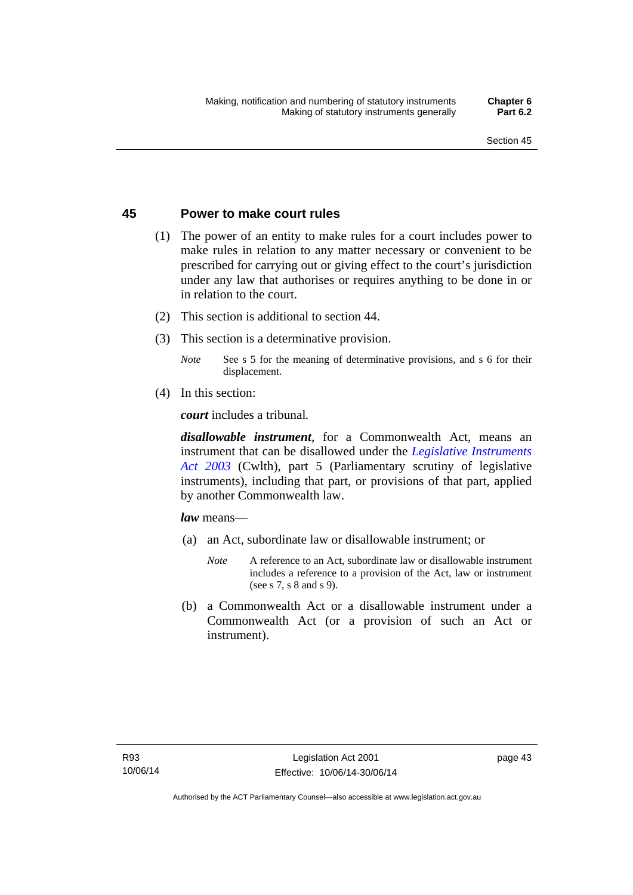## 45 Power to make court rules

(1) The power of an entity to make rules for a court includes power to make rules in relation to any matter necessary or convenient to be prescribed for carrying out or giving effect to the court's jurisdiction under any law that authorises or requires anything to be done in or in relation to the court.

(2) This section is additional to section 44.

(3) This section is a determinative provision.

*Note* See s 5 for the meaning of determinative provisions, and s 6 for their displacement.

(4) In this section:

***court*** includes a tribunal.

***disallowable instrument***, for a Commonwealth Act, means an instrument that can be disallowed under the *Legislative Instruments Act 2003* (Cwlth), part 5 (Parliamentary scrutiny of legislative instruments), including that part, or provisions of that part, applied by another Commonwealth law.

***law*** means—

(a) an Act, subordinate law or disallowable instrument; or

*Note* A reference to an Act, subordinate law or disallowable instrument includes a reference to a provision of the Act, law or instrument (see s 7, s 8 and s 9).

(b) a Commonwealth Act or a disallowable instrument under a Commonwealth Act (or a provision of such an Act or instrument).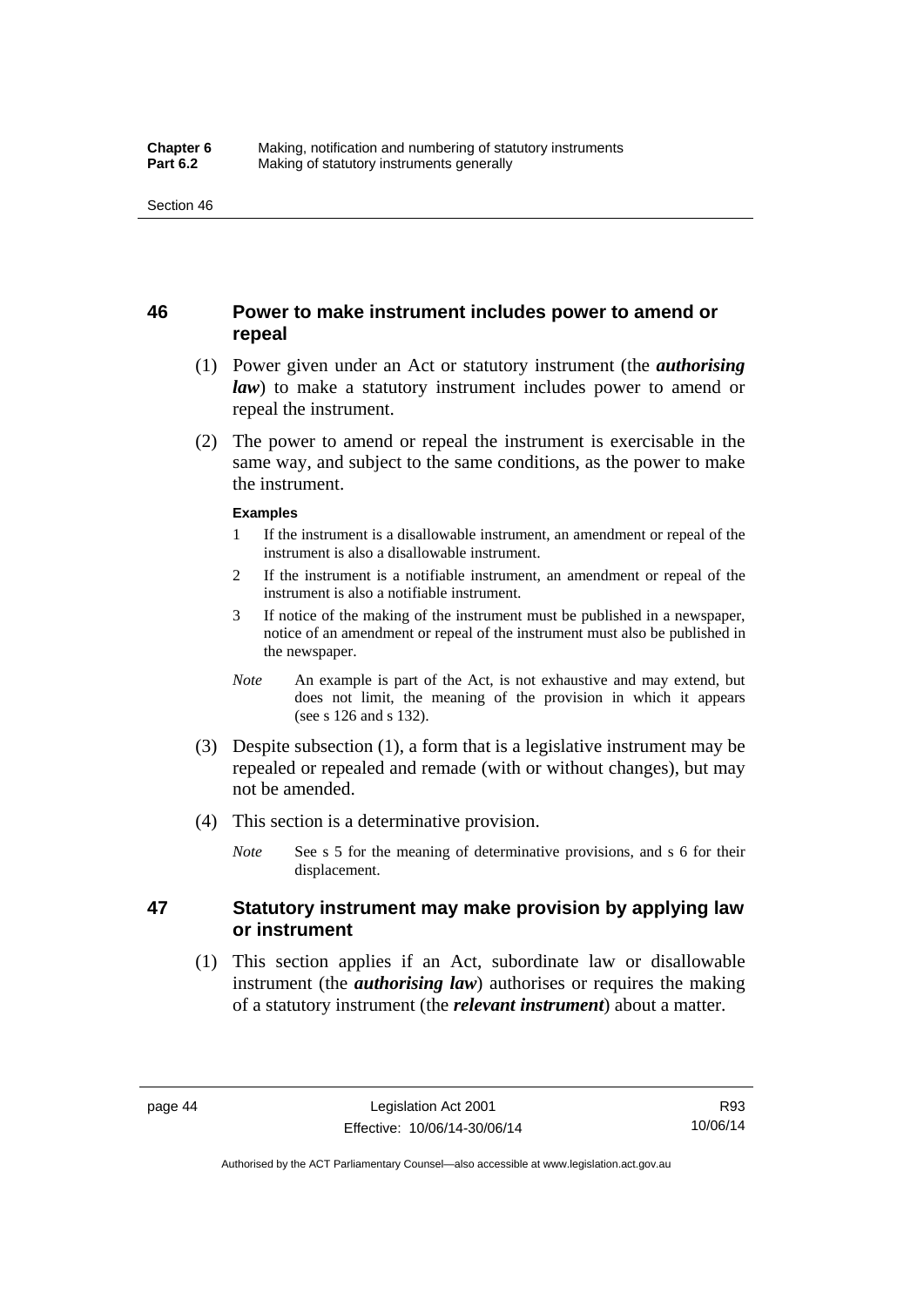## 46 Power to make instrument includes power to amend or repeal

(1) Power given under an Act or statutory instrument (the ***authorising law***) to make a statutory instrument includes power to amend or repeal the instrument.

(2) The power to amend or repeal the instrument is exercisable in the same way, and subject to the same conditions, as the power to make the instrument.

**Examples**

1 If the instrument is a disallowable instrument, an amendment or repeal of the instrument is also a disallowable instrument.

2 If the instrument is a notifiable instrument, an amendment or repeal of the instrument is also a notifiable instrument.

3 If notice of the making of the instrument must be published in a newspaper, notice of an amendment or repeal of the instrument must also be published in the newspaper.

*Note* An example is part of the Act, is not exhaustive and may extend, but does not limit, the meaning of the provision in which it appears (see s 126 and s 132).

(3) Despite subsection (1), a form that is a legislative instrument may be repealed or repealed and remade (with or without changes), but may not be amended.

(4) This section is a determinative provision.

*Note* See s 5 for the meaning of determinative provisions, and s 6 for their displacement.

## 47 Statutory instrument may make provision by applying law or instrument

(1) This section applies if an Act, subordinate law or disallowable instrument (the ***authorising law***) authorises or requires the making of a statutory instrument (the ***relevant instrument***) about a matter.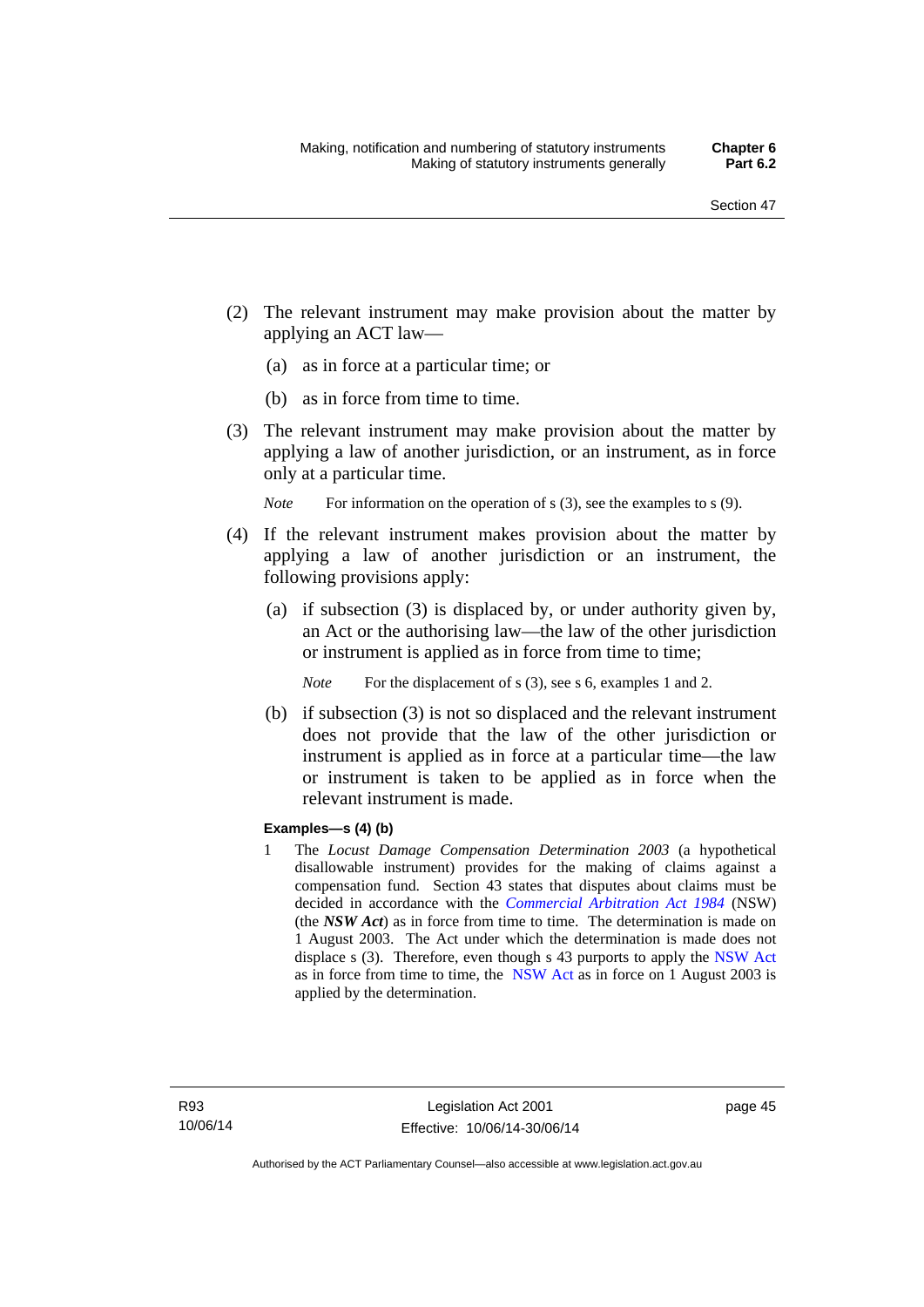(2) The relevant instrument may make provision about the matter by applying an ACT law—

  (a) as in force at a particular time; or

  (b) as in force from time to time.

(3) The relevant instrument may make provision about the matter by applying a law of another jurisdiction, or an instrument, as in force only at a particular time.

*Note* For information on the operation of s (3), see the examples to s (9).

(4) If the relevant instrument makes provision about the matter by applying a law of another jurisdiction or an instrument, the following provisions apply:

  (a) if subsection (3) is displaced by, or under authority given by, an Act or the authorising law—the law of the other jurisdiction or instrument is applied as in force from time to time;

  *Note* For the displacement of s (3), see s 6, examples 1 and 2.

  (b) if subsection (3) is not so displaced and the relevant instrument does not provide that the law of the other jurisdiction or instrument is applied as in force at a particular time—the law or instrument is taken to be applied as in force when the relevant instrument is made.

**Examples—s (4) (b)**

1 The *Locust Damage Compensation Determination 2003* (a hypothetical disallowable instrument) provides for the making of claims against a compensation fund. Section 43 states that disputes about claims must be decided in accordance with the *Commercial Arbitration Act 1984* (NSW) (the ***NSW Act***) as in force from time to time. The determination is made on 1 August 2003. The Act under which the determination is made does not displace s (3). Therefore, even though s 43 purports to apply the NSW Act as in force from time to time, the NSW Act as in force on 1 August 2003 is applied by the determination.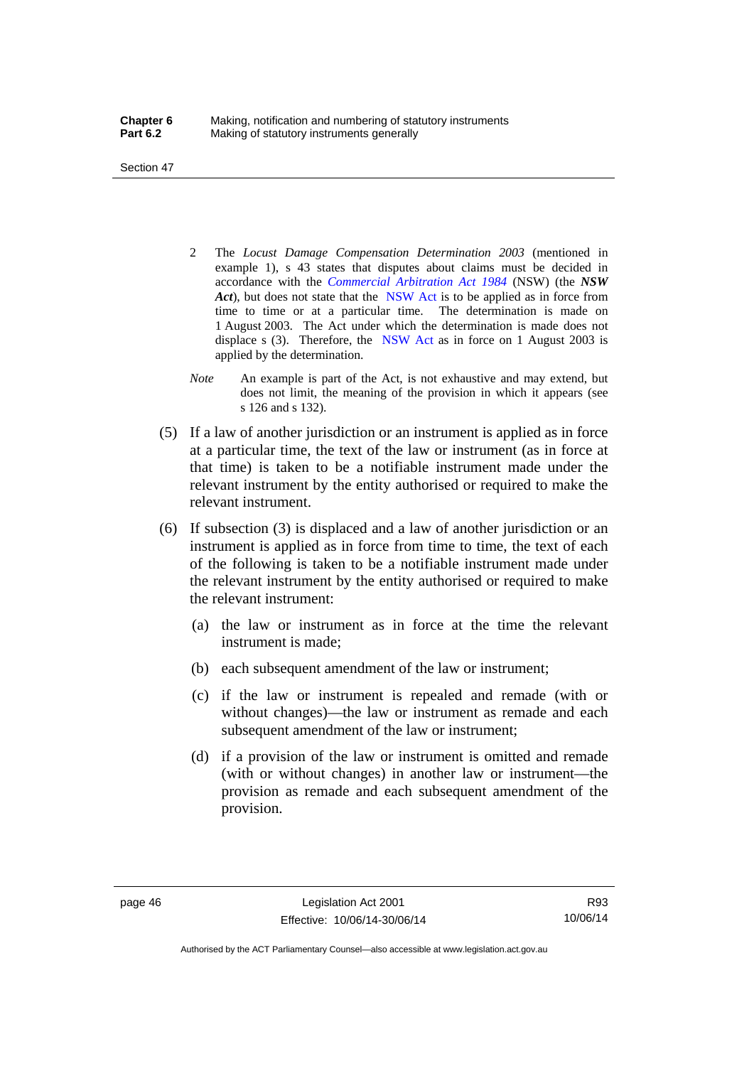2 The *Locust Damage Compensation Determination 2003* (mentioned in example 1), s 43 states that disputes about claims must be decided in accordance with the *Commercial Arbitration Act 1984* (NSW) (the ***NSW Act***), but does not state that the NSW Act is to be applied as in force from time to time or at a particular time. The determination is made on 1 August 2003. The Act under which the determination is made does not displace s (3). Therefore, the NSW Act as in force on 1 August 2003 is applied by the determination.

*Note* An example is part of the Act, is not exhaustive and may extend, but does not limit, the meaning of the provision in which it appears (see s 126 and s 132).

(5) If a law of another jurisdiction or an instrument is applied as in force at a particular time, the text of the law or instrument (as in force at that time) is taken to be a notifiable instrument made under the relevant instrument by the entity authorised or required to make the relevant instrument.

(6) If subsection (3) is displaced and a law of another jurisdiction or an instrument is applied as in force from time to time, the text of each of the following is taken to be a notifiable instrument made under the relevant instrument by the entity authorised or required to make the relevant instrument:

(a) the law or instrument as in force at the time the relevant instrument is made;

(b) each subsequent amendment of the law or instrument;

(c) if the law or instrument is repealed and remade (with or without changes)—the law or instrument as remade and each subsequent amendment of the law or instrument;

(d) if a provision of the law or instrument is omitted and remade (with or without changes) in another law or instrument—the provision as remade and each subsequent amendment of the provision.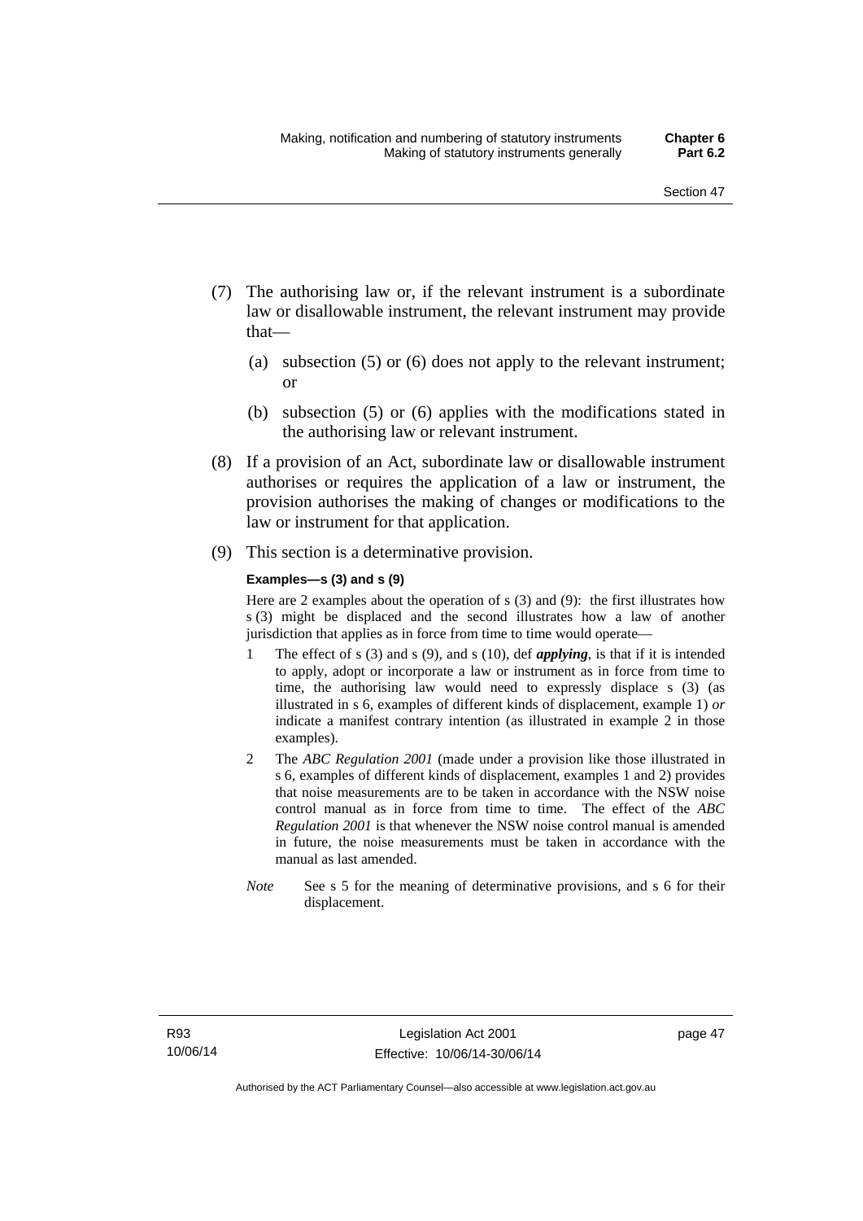(7) The authorising law or, if the relevant instrument is a subordinate law or disallowable instrument, the relevant instrument may provide that—

(a) subsection (5) or (6) does not apply to the relevant instrument; or

(b) subsection (5) or (6) applies with the modifications stated in the authorising law or relevant instrument.

(8) If a provision of an Act, subordinate law or disallowable instrument authorises or requires the application of a law or instrument, the provision authorises the making of changes or modifications to the law or instrument for that application.

(9) This section is a determinative provision.

**Examples—s (3) and s (9)**

Here are 2 examples about the operation of s (3) and (9): the first illustrates how s (3) might be displaced and the second illustrates how a law of another jurisdiction that applies as in force from time to time would operate—

1 The effect of s (3) and s (9), and s (10), def ***applying***, is that if it is intended to apply, adopt or incorporate a law or instrument as in force from time to time, the authorising law would need to expressly displace s (3) (as illustrated in s 6, examples of different kinds of displacement, example 1) *or* indicate a manifest contrary intention (as illustrated in example 2 in those examples).

2 The *ABC Regulation 2001* (made under a provision like those illustrated in s 6, examples of different kinds of displacement, examples 1 and 2) provides that noise measurements are to be taken in accordance with the NSW noise control manual as in force from time to time. The effect of the *ABC Regulation 2001* is that whenever the NSW noise control manual is amended in future, the noise measurements must be taken in accordance with the manual as last amended.

*Note* See s 5 for the meaning of determinative provisions, and s 6 for their displacement.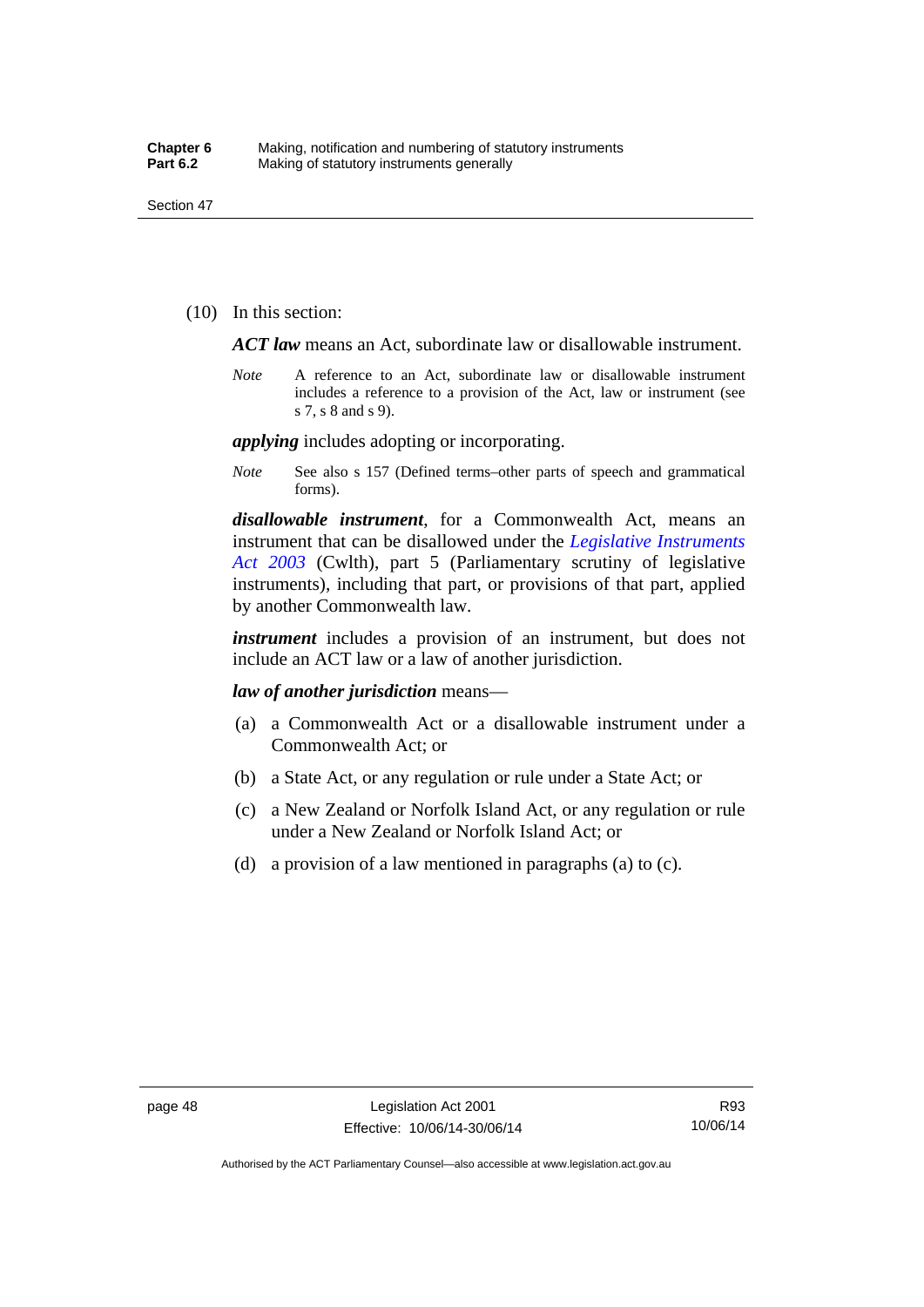(10) In this section:

***ACT law*** means an Act, subordinate law or disallowable instrument.

*Note* A reference to an Act, subordinate law or disallowable instrument includes a reference to a provision of the Act, law or instrument (see s 7, s 8 and s 9).

***applying*** includes adopting or incorporating.

*Note* See also s 157 (Defined terms–other parts of speech and grammatical forms).

***disallowable instrument***, for a Commonwealth Act, means an instrument that can be disallowed under the *Legislative Instruments Act 2003* (Cwlth), part 5 (Parliamentary scrutiny of legislative instruments), including that part, or provisions of that part, applied by another Commonwealth law.

***instrument*** includes a provision of an instrument, but does not include an ACT law or a law of another jurisdiction.

***law of another jurisdiction*** means—

(a) a Commonwealth Act or a disallowable instrument under a Commonwealth Act; or

(b) a State Act, or any regulation or rule under a State Act; or

(c) a New Zealand or Norfolk Island Act, or any regulation or rule under a New Zealand or Norfolk Island Act; or

(d) a provision of a law mentioned in paragraphs (a) to (c).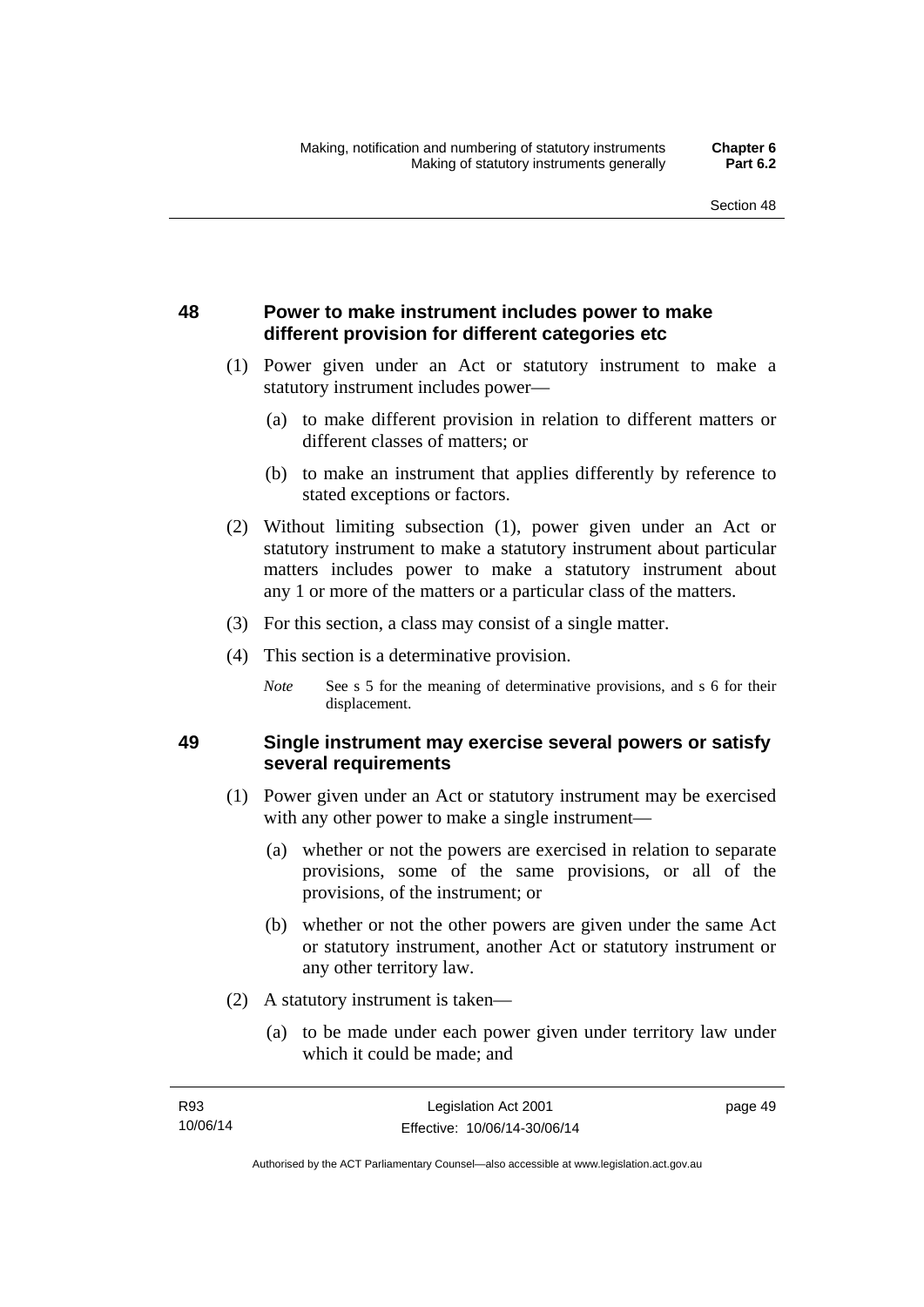## 48 Power to make instrument includes power to make different provision for different categories etc

(1) Power given under an Act or statutory instrument to make a statutory instrument includes power—

(a) to make different provision in relation to different matters or different classes of matters; or

(b) to make an instrument that applies differently by reference to stated exceptions or factors.

(2) Without limiting subsection (1), power given under an Act or statutory instrument to make a statutory instrument about particular matters includes power to make a statutory instrument about any 1 or more of the matters or a particular class of the matters.

(3) For this section, a class may consist of a single matter.

(4) This section is a determinative provision.

*Note* See s 5 for the meaning of determinative provisions, and s 6 for their displacement.

## 49 Single instrument may exercise several powers or satisfy several requirements

(1) Power given under an Act or statutory instrument may be exercised with any other power to make a single instrument—

(a) whether or not the powers are exercised in relation to separate provisions, some of the same provisions, or all of the provisions, of the instrument; or

(b) whether or not the other powers are given under the same Act or statutory instrument, another Act or statutory instrument or any other territory law.

(2) A statutory instrument is taken—

(a) to be made under each power given under territory law under which it could be made; and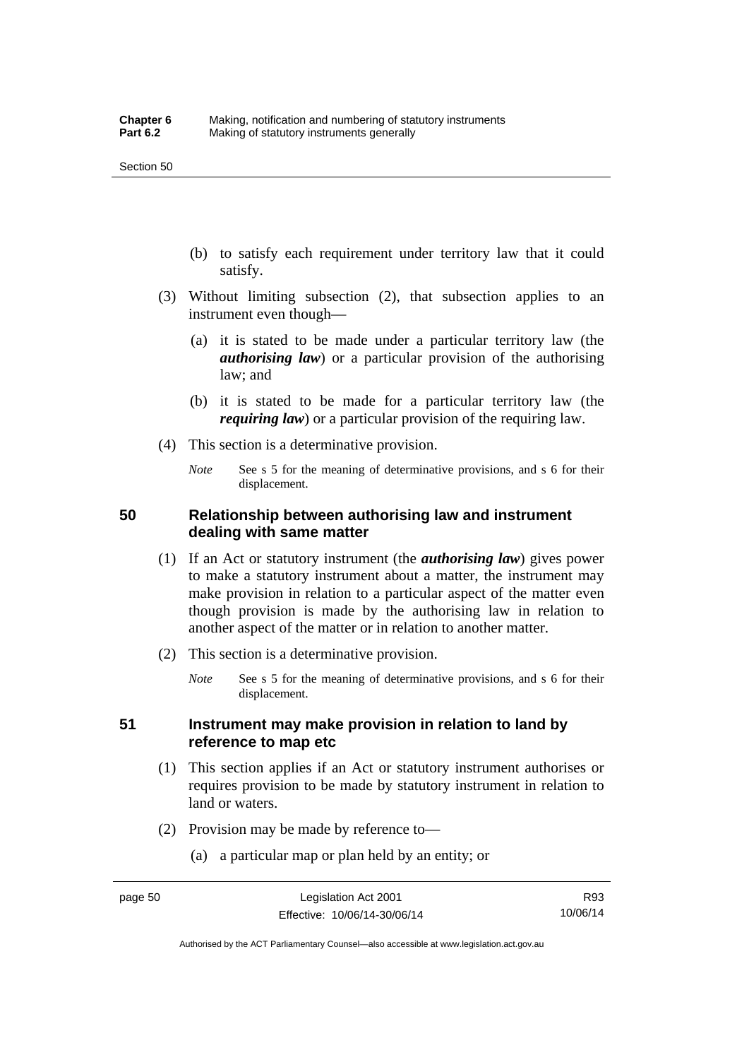(b) to satisfy each requirement under territory law that it could satisfy.

(3) Without limiting subsection (2), that subsection applies to an instrument even though—

(a) it is stated to be made under a particular territory law (the ***authorising law***) or a particular provision of the authorising law; and

(b) it is stated to be made for a particular territory law (the ***requiring law***) or a particular provision of the requiring law.

(4) This section is a determinative provision.

*Note* See s 5 for the meaning of determinative provisions, and s 6 for their displacement.

## 50 Relationship between authorising law and instrument dealing with same matter

(1) If an Act or statutory instrument (the ***authorising law***) gives power to make a statutory instrument about a matter, the instrument may make provision in relation to a particular aspect of the matter even though provision is made by the authorising law in relation to another aspect of the matter or in relation to another matter.

(2) This section is a determinative provision.

*Note* See s 5 for the meaning of determinative provisions, and s 6 for their displacement.

## 51 Instrument may make provision in relation to land by reference to map etc

(1) This section applies if an Act or statutory instrument authorises or requires provision to be made by statutory instrument in relation to land or waters.

(2) Provision may be made by reference to—

(a) a particular map or plan held by an entity; or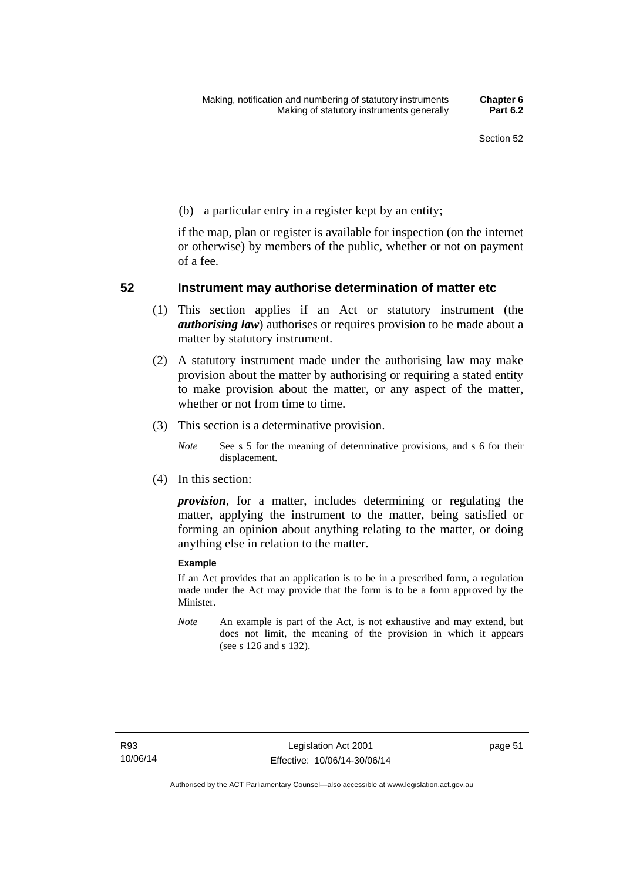(b) a particular entry in a register kept by an entity;

if the map, plan or register is available for inspection (on the internet or otherwise) by members of the public, whether or not on payment of a fee.

## 52 Instrument may authorise determination of matter etc

(1) This section applies if an Act or statutory instrument (the ***authorising law***) authorises or requires provision to be made about a matter by statutory instrument.

(2) A statutory instrument made under the authorising law may make provision about the matter by authorising or requiring a stated entity to make provision about the matter, or any aspect of the matter, whether or not from time to time.

(3) This section is a determinative provision.

*Note* See s 5 for the meaning of determinative provisions, and s 6 for their displacement.

(4) In this section:

***provision***, for a matter, includes determining or regulating the matter, applying the instrument to the matter, being satisfied or forming an opinion about anything relating to the matter, or doing anything else in relation to the matter.

**Example**

If an Act provides that an application is to be in a prescribed form, a regulation made under the Act may provide that the form is to be a form approved by the Minister.

*Note* An example is part of the Act, is not exhaustive and may extend, but does not limit, the meaning of the provision in which it appears (see s 126 and s 132).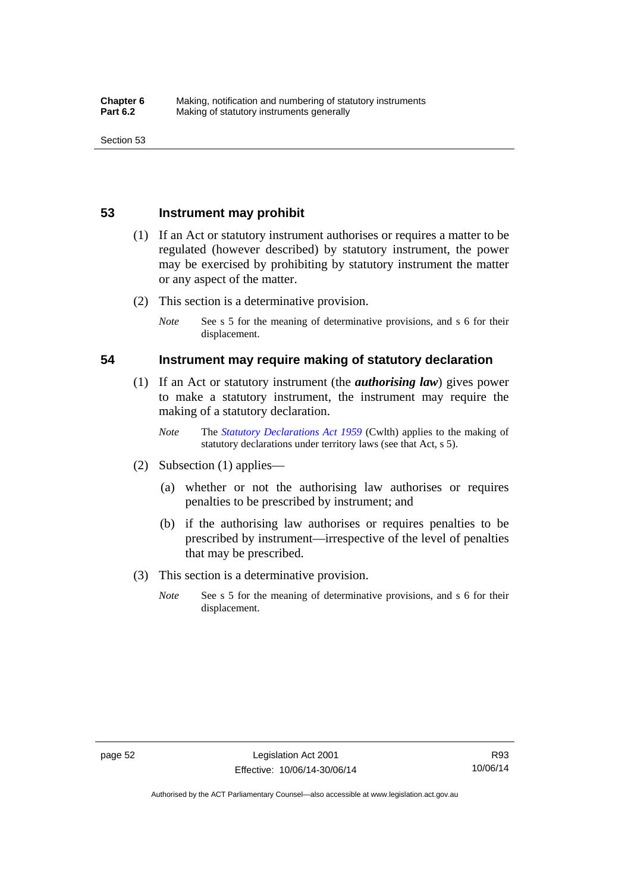## 53 Instrument may prohibit

(1) If an Act or statutory instrument authorises or requires a matter to be regulated (however described) by statutory instrument, the power may be exercised by prohibiting by statutory instrument the matter or any aspect of the matter.

(2) This section is a determinative provision.

*Note* See s 5 for the meaning of determinative provisions, and s 6 for their displacement.

## 54 Instrument may require making of statutory declaration

(1) If an Act or statutory instrument (the ***authorising law***) gives power to make a statutory instrument, the instrument may require the making of a statutory declaration.

*Note* The *Statutory Declarations Act 1959* (Cwlth) applies to the making of statutory declarations under territory laws (see that Act, s 5).

(2) Subsection (1) applies—

(a) whether or not the authorising law authorises or requires penalties to be prescribed by instrument; and

(b) if the authorising law authorises or requires penalties to be prescribed by instrument—irrespective of the level of penalties that may be prescribed.

(3) This section is a determinative provision.

*Note* See s 5 for the meaning of determinative provisions, and s 6 for their displacement.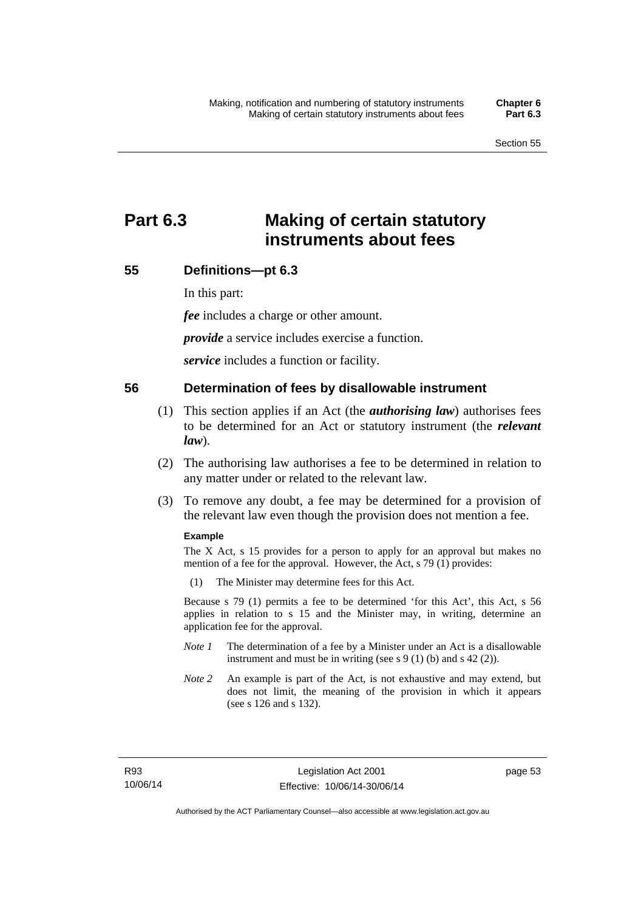# Part 6.3 Making of certain statutory instruments about fees

## 55 Definitions—pt 6.3

In this part:

***fee*** includes a charge or other amount.

***provide*** a service includes exercise a function.

***service*** includes a function or facility.

## 56 Determination of fees by disallowable instrument

(1) This section applies if an Act (the ***authorising law***) authorises fees to be determined for an Act or statutory instrument (the ***relevant law***).

(2) The authorising law authorises a fee to be determined in relation to any matter under or related to the relevant law.

(3) To remove any doubt, a fee may be determined for a provision of the relevant law even though the provision does not mention a fee.

**Example**

The X Act, s 15 provides for a person to apply for an approval but makes no mention of a fee for the approval. However, the Act, s 79 (1) provides:

(1) The Minister may determine fees for this Act.

Because s 79 (1) permits a fee to be determined 'for this Act', this Act, s 56 applies in relation to s 15 and the Minister may, in writing, determine an application fee for the approval.

*Note 1* The determination of a fee by a Minister under an Act is a disallowable instrument and must be in writing (see s 9 (1) (b) and s 42 (2)).

*Note 2* An example is part of the Act, is not exhaustive and may extend, but does not limit, the meaning of the provision in which it appears (see s 126 and s 132).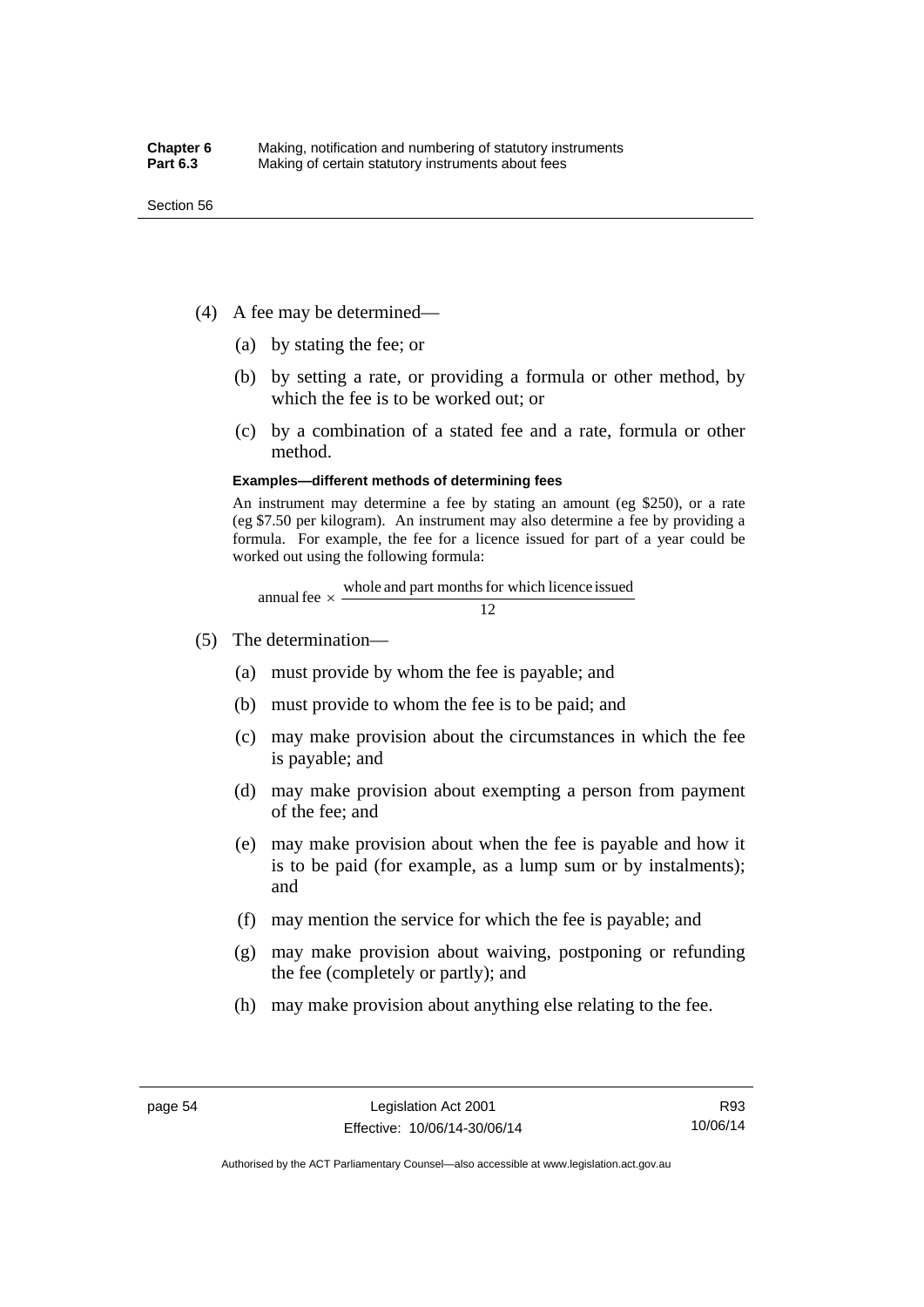(4) A fee may be determined—

(a) by stating the fee; or

(b) by setting a rate, or providing a formula or other method, by which the fee is to be worked out; or

(c) by a combination of a stated fee and a rate, formula or other method.

**Examples—different methods of determining fees**

An instrument may determine a fee by stating an amount (eg $250), or a rate (eg $7.50 per kilogram). An instrument may also determine a fee by providing a formula. For example, the fee for a licence issued for part of a year could be worked out using the following formula:

$$\text{annual fee} \times \frac{\text{whole and part months for which licence issued}}{12}$$

(5) The determination—

(a) must provide by whom the fee is payable; and

(b) must provide to whom the fee is to be paid; and

(c) may make provision about the circumstances in which the fee is payable; and

(d) may make provision about exempting a person from payment of the fee; and

(e) may make provision about when the fee is payable and how it is to be paid (for example, as a lump sum or by instalments); and

(f) may mention the service for which the fee is payable; and

(g) may make provision about waiving, postponing or refunding the fee (completely or partly); and

(h) may make provision about anything else relating to the fee.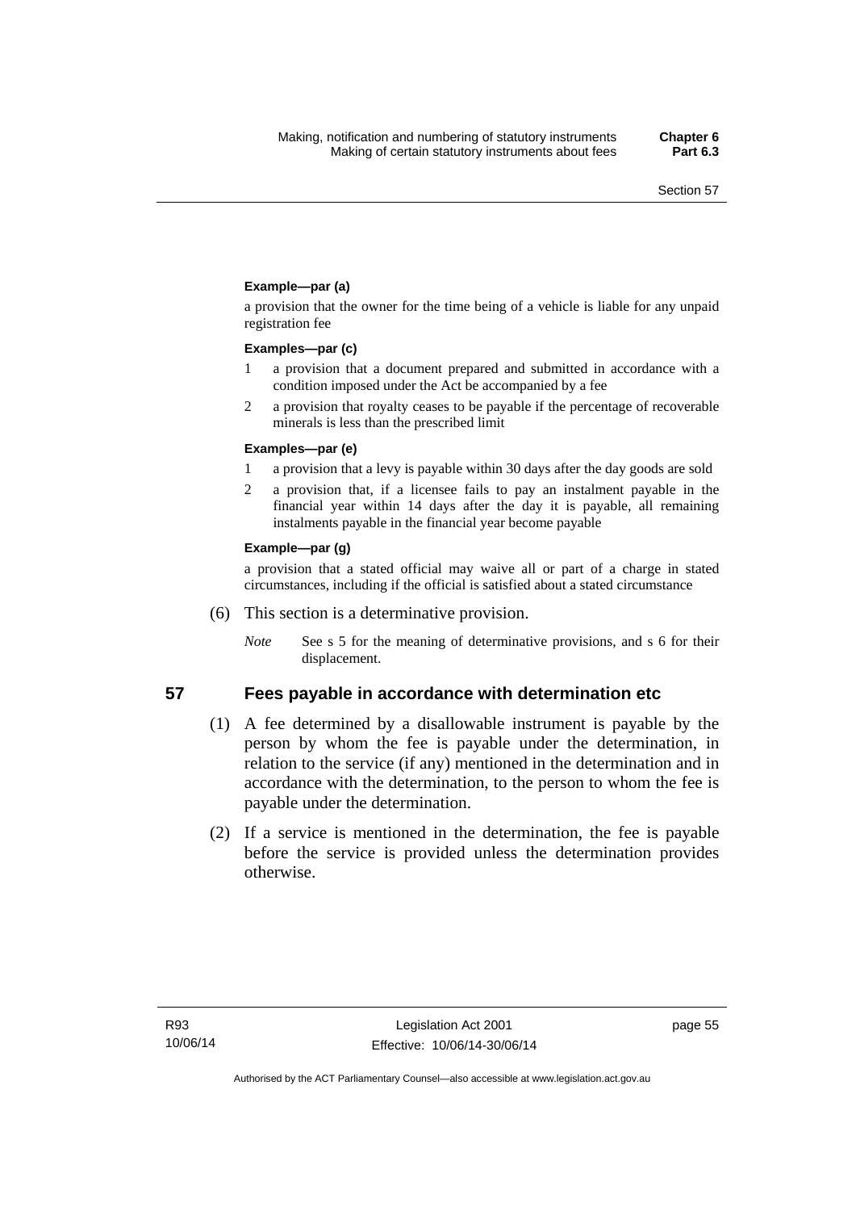**Example—par (a)**

a provision that the owner for the time being of a vehicle is liable for any unpaid registration fee

**Examples—par (c)**

1 a provision that a document prepared and submitted in accordance with a condition imposed under the Act be accompanied by a fee

2 a provision that royalty ceases to be payable if the percentage of recoverable minerals is less than the prescribed limit

**Examples—par (e)**

1 a provision that a levy is payable within 30 days after the day goods are sold

2 a provision that, if a licensee fails to pay an instalment payable in the financial year within 14 days after the day it is payable, all remaining instalments payable in the financial year become payable

**Example—par (g)**

a provision that a stated official may waive all or part of a charge in stated circumstances, including if the official is satisfied about a stated circumstance

(6) This section is a determinative provision.

*Note* See s 5 for the meaning of determinative provisions, and s 6 for their displacement.

## 57 Fees payable in accordance with determination etc

(1) A fee determined by a disallowable instrument is payable by the person by whom the fee is payable under the determination, in relation to the service (if any) mentioned in the determination and in accordance with the determination, to the person to whom the fee is payable under the determination.

(2) If a service is mentioned in the determination, the fee is payable before the service is provided unless the determination provides otherwise.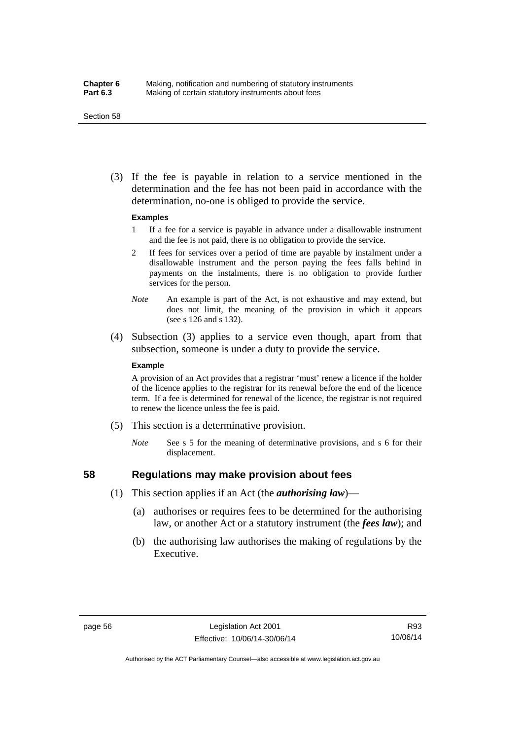(3) If the fee is payable in relation to a service mentioned in the determination and the fee has not been paid in accordance with the determination, no-one is obliged to provide the service.

**Examples**

1 If a fee for a service is payable in advance under a disallowable instrument and the fee is not paid, there is no obligation to provide the service.

2 If fees for services over a period of time are payable by instalment under a disallowable instrument and the person paying the fees falls behind in payments on the instalments, there is no obligation to provide further services for the person.

*Note* An example is part of the Act, is not exhaustive and may extend, but does not limit, the meaning of the provision in which it appears (see s 126 and s 132).

(4) Subsection (3) applies to a service even though, apart from that subsection, someone is under a duty to provide the service.

**Example**

A provision of an Act provides that a registrar 'must' renew a licence if the holder of the licence applies to the registrar for its renewal before the end of the licence term. If a fee is determined for renewal of the licence, the registrar is not required to renew the licence unless the fee is paid.

(5) This section is a determinative provision.

*Note* See s 5 for the meaning of determinative provisions, and s 6 for their displacement.

## 58 Regulations may make provision about fees

(1) This section applies if an Act (the ***authorising law***)—

(a) authorises or requires fees to be determined for the authorising law, or another Act or a statutory instrument (the ***fees law***); and

(b) the authorising law authorises the making of regulations by the Executive.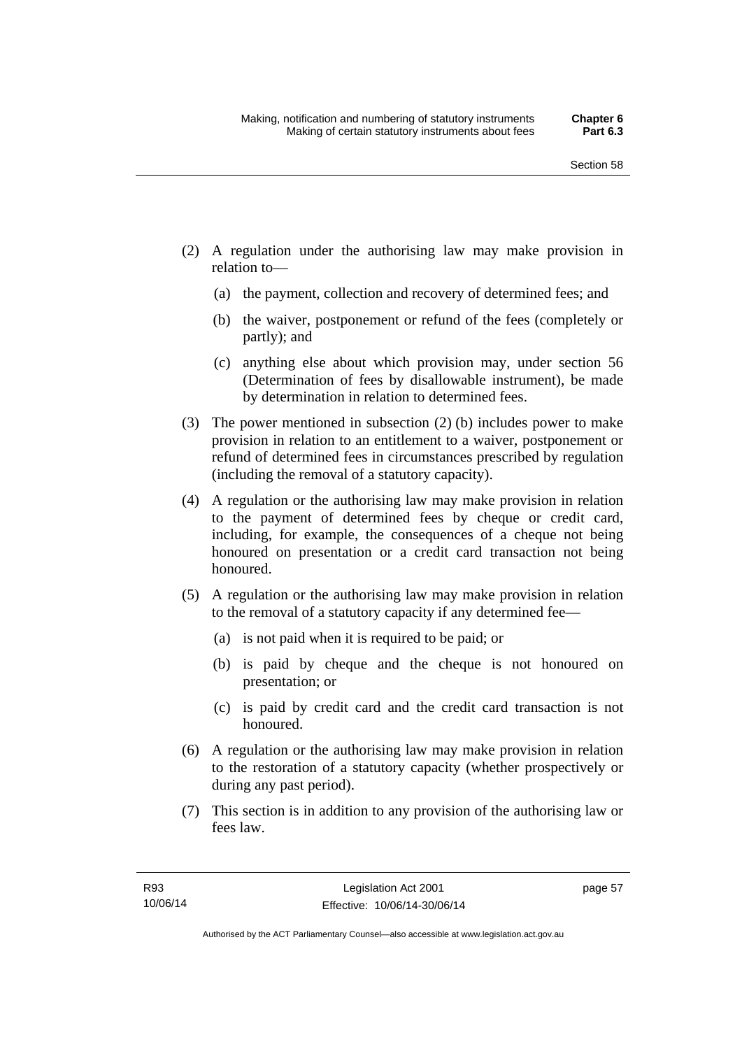(2) A regulation under the authorising law may make provision in relation to—

  (a) the payment, collection and recovery of determined fees; and

  (b) the waiver, postponement or refund of the fees (completely or partly); and

  (c) anything else about which provision may, under section 56 (Determination of fees by disallowable instrument), be made by determination in relation to determined fees.

(3) The power mentioned in subsection (2) (b) includes power to make provision in relation to an entitlement to a waiver, postponement or refund of determined fees in circumstances prescribed by regulation (including the removal of a statutory capacity).

(4) A regulation or the authorising law may make provision in relation to the payment of determined fees by cheque or credit card, including, for example, the consequences of a cheque not being honoured on presentation or a credit card transaction not being honoured.

(5) A regulation or the authorising law may make provision in relation to the removal of a statutory capacity if any determined fee—

  (a) is not paid when it is required to be paid; or

  (b) is paid by cheque and the cheque is not honoured on presentation; or

  (c) is paid by credit card and the credit card transaction is not honoured.

(6) A regulation or the authorising law may make provision in relation to the restoration of a statutory capacity (whether prospectively or during any past period).

(7) This section is in addition to any provision of the authorising law or fees law.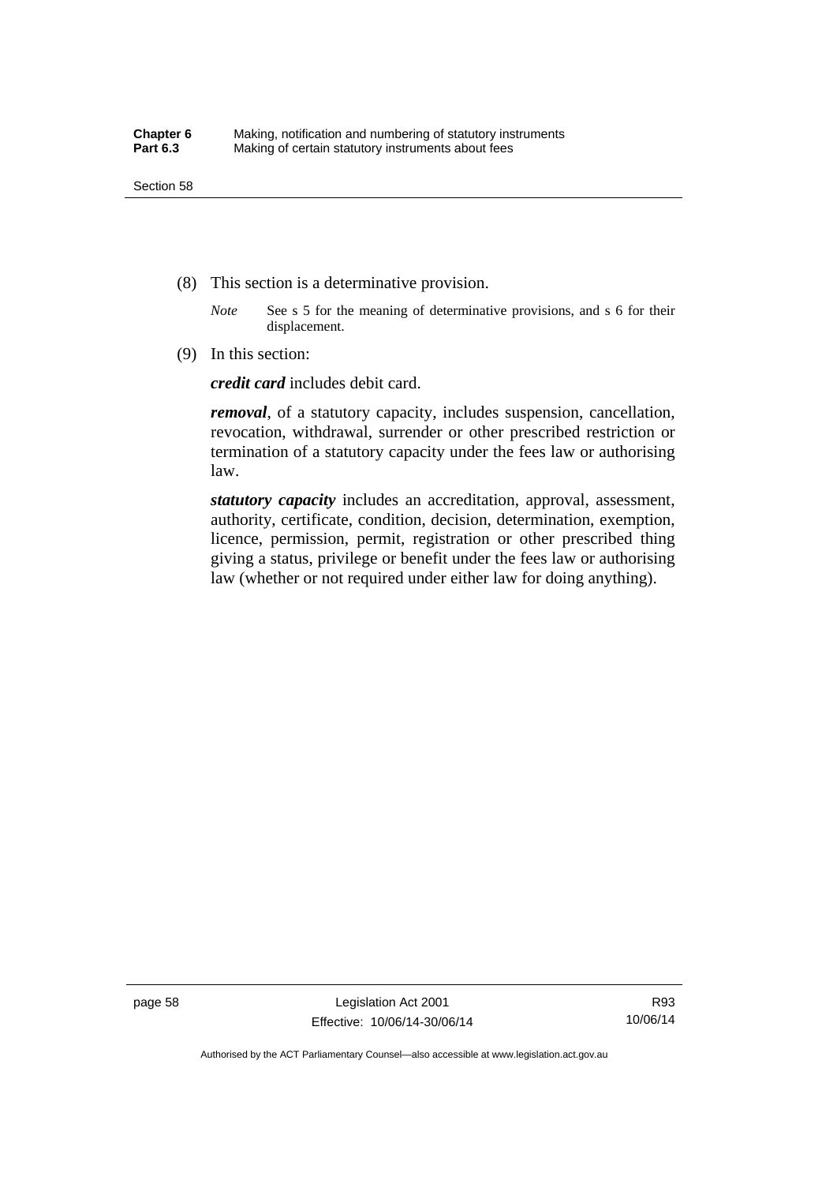(8) This section is a determinative provision.

*Note* See s 5 for the meaning of determinative provisions, and s 6 for their displacement.

(9) In this section:

***credit card*** includes debit card.

***removal***, of a statutory capacity, includes suspension, cancellation, revocation, withdrawal, surrender or other prescribed restriction or termination of a statutory capacity under the fees law or authorising law.

***statutory capacity*** includes an accreditation, approval, assessment, authority, certificate, condition, decision, determination, exemption, licence, permission, permit, registration or other prescribed thing giving a status, privilege or benefit under the fees law or authorising law (whether or not required under either law for doing anything).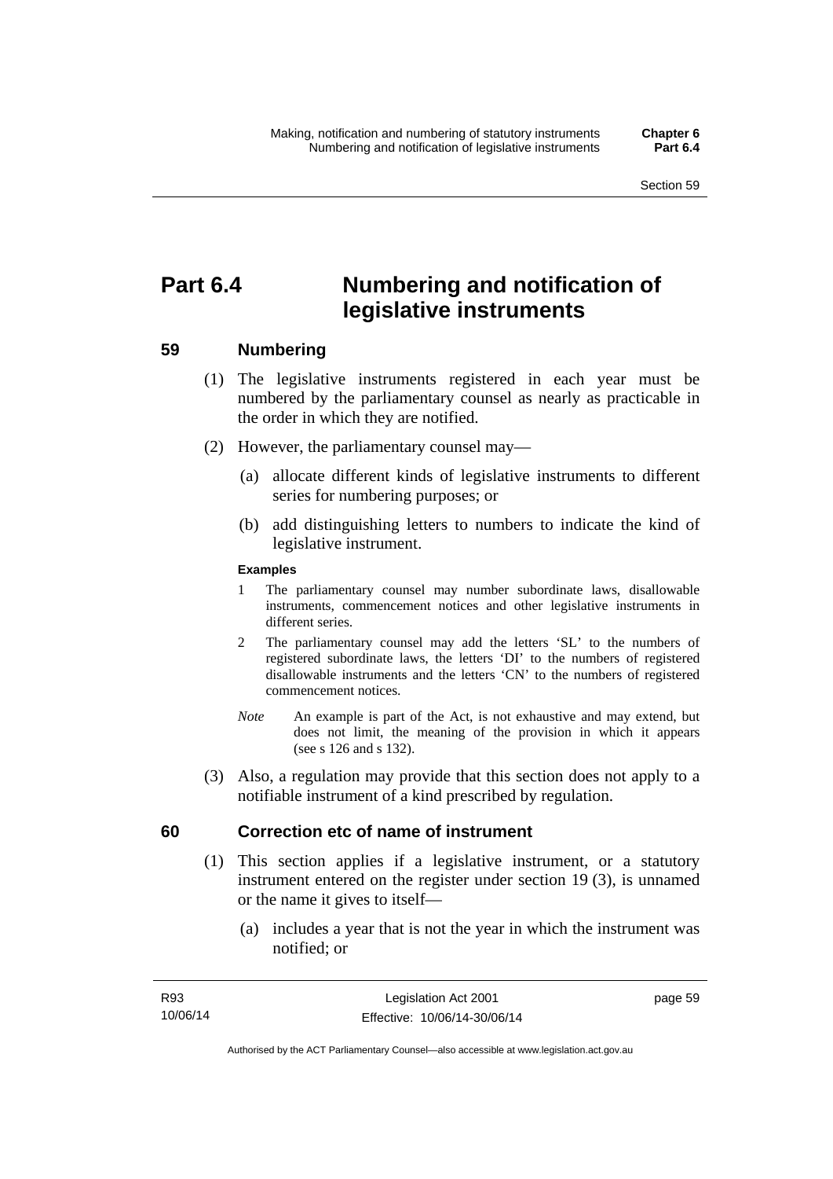# Part 6.4 Numbering and notification of legislative instruments

## 59 Numbering

(1) The legislative instruments registered in each year must be numbered by the parliamentary counsel as nearly as practicable in the order in which they are notified.

(2) However, the parliamentary counsel may—

(a) allocate different kinds of legislative instruments to different series for numbering purposes; or

(b) add distinguishing letters to numbers to indicate the kind of legislative instrument.

**Examples**

1 The parliamentary counsel may number subordinate laws, disallowable instruments, commencement notices and other legislative instruments in different series.

2 The parliamentary counsel may add the letters 'SL' to the numbers of registered subordinate laws, the letters 'DI' to the numbers of registered disallowable instruments and the letters 'CN' to the numbers of registered commencement notices.

*Note* An example is part of the Act, is not exhaustive and may extend, but does not limit, the meaning of the provision in which it appears (see s 126 and s 132).

(3) Also, a regulation may provide that this section does not apply to a notifiable instrument of a kind prescribed by regulation.

## 60 Correction etc of name of instrument

(1) This section applies if a legislative instrument, or a statutory instrument entered on the register under section 19 (3), is unnamed or the name it gives to itself—

(a) includes a year that is not the year in which the instrument was notified; or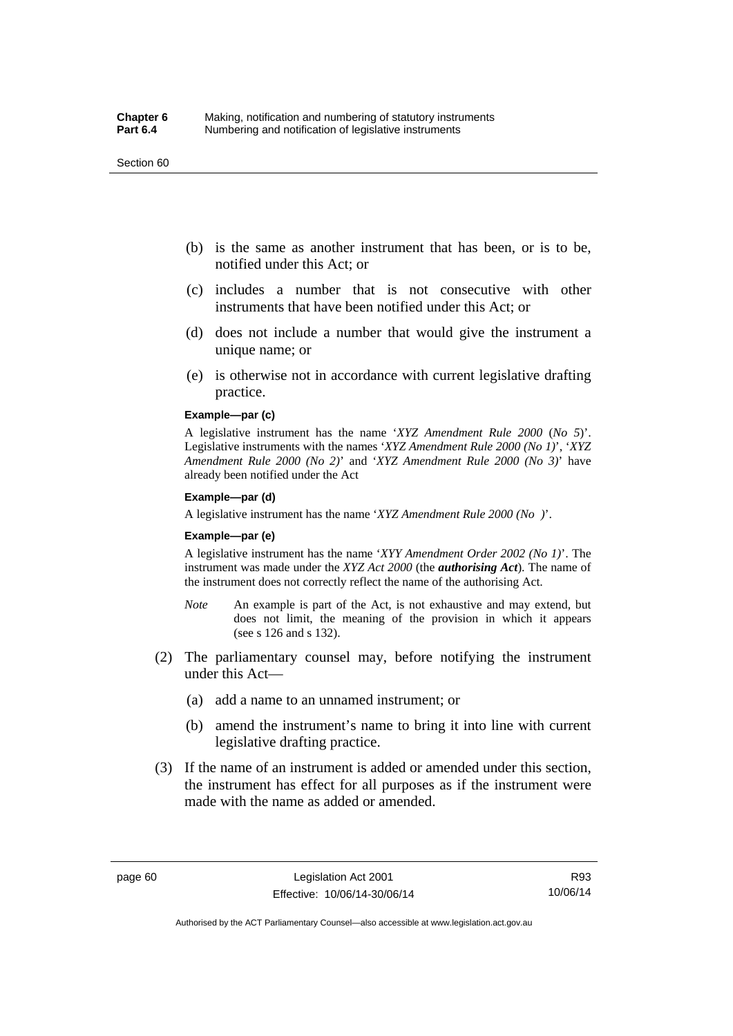(b) is the same as another instrument that has been, or is to be, notified under this Act; or

(c) includes a number that is not consecutive with other instruments that have been notified under this Act; or

(d) does not include a number that would give the instrument a unique name; or

(e) is otherwise not in accordance with current legislative drafting practice.

**Example—par (c)**

A legislative instrument has the name '*XYZ Amendment Rule 2000* (*No 5*)'. Legislative instruments with the names '*XYZ Amendment Rule 2000 (No 1)*', '*XYZ Amendment Rule 2000 (No 2)*' and '*XYZ Amendment Rule 2000 (No 3)*' have already been notified under the Act

**Example—par (d)**

A legislative instrument has the name '*XYZ Amendment Rule 2000 (No )*'.

**Example—par (e)**

A legislative instrument has the name '*XYY Amendment Order 2002 (No 1)*'. The instrument was made under the *XYZ Act 2000* (the ***authorising Act***). The name of the instrument does not correctly reflect the name of the authorising Act.

*Note* An example is part of the Act, is not exhaustive and may extend, but does not limit, the meaning of the provision in which it appears (see s 126 and s 132).

(2) The parliamentary counsel may, before notifying the instrument under this Act—

(a) add a name to an unnamed instrument; or

(b) amend the instrument's name to bring it into line with current legislative drafting practice.

(3) If the name of an instrument is added or amended under this section, the instrument has effect for all purposes as if the instrument were made with the name as added or amended.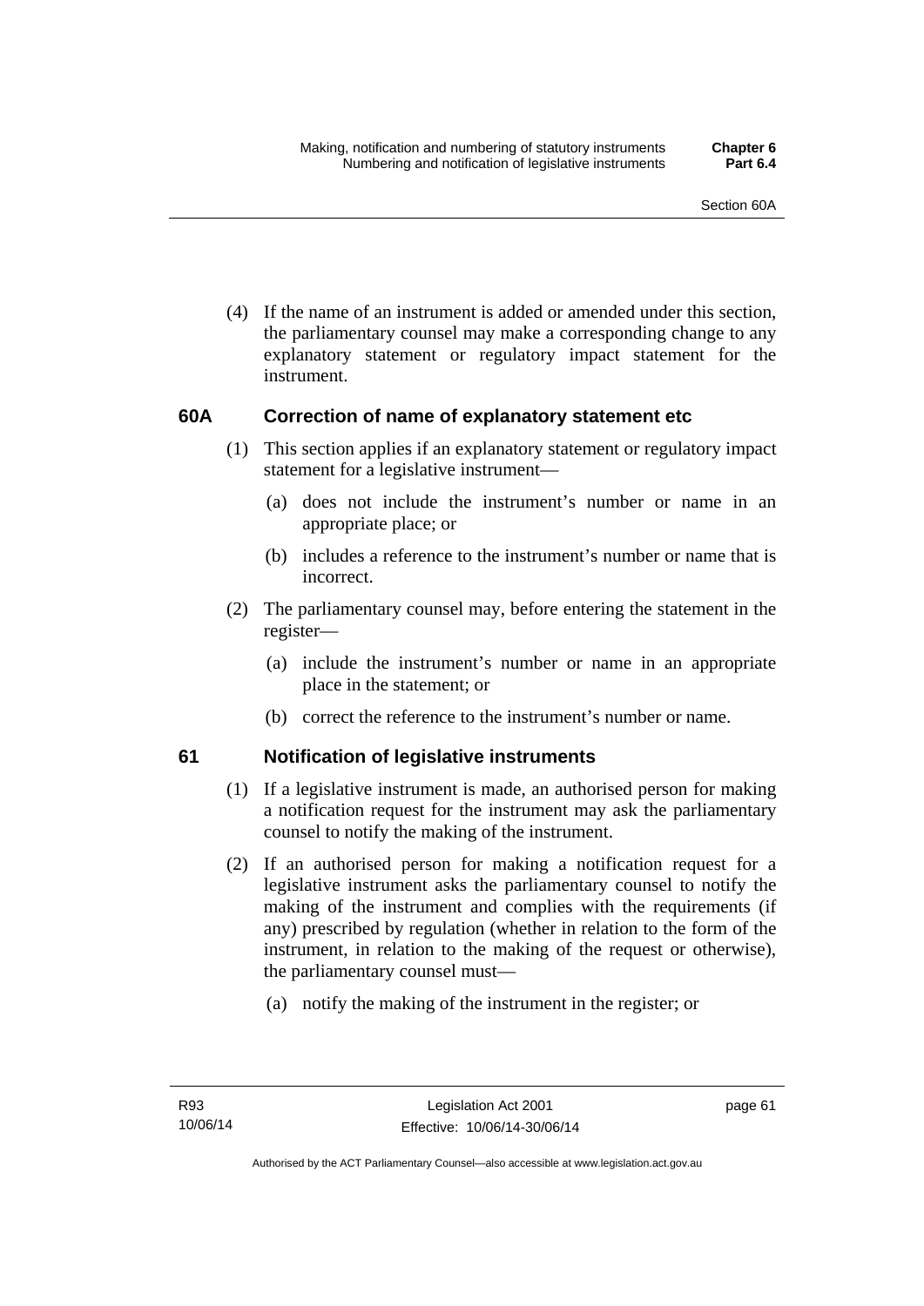(4) If the name of an instrument is added or amended under this section, the parliamentary counsel may make a corresponding change to any explanatory statement or regulatory impact statement for the instrument.

### 60A Correction of name of explanatory statement etc

(1) This section applies if an explanatory statement or regulatory impact statement for a legislative instrument—

(a) does not include the instrument's number or name in an appropriate place; or

(b) includes a reference to the instrument's number or name that is incorrect.

(2) The parliamentary counsel may, before entering the statement in the register—

(a) include the instrument's number or name in an appropriate place in the statement; or

(b) correct the reference to the instrument's number or name.

### 61 Notification of legislative instruments

(1) If a legislative instrument is made, an authorised person for making a notification request for the instrument may ask the parliamentary counsel to notify the making of the instrument.

(2) If an authorised person for making a notification request for a legislative instrument asks the parliamentary counsel to notify the making of the instrument and complies with the requirements (if any) prescribed by regulation (whether in relation to the form of the instrument, in relation to the making of the request or otherwise), the parliamentary counsel must—

(a) notify the making of the instrument in the register; or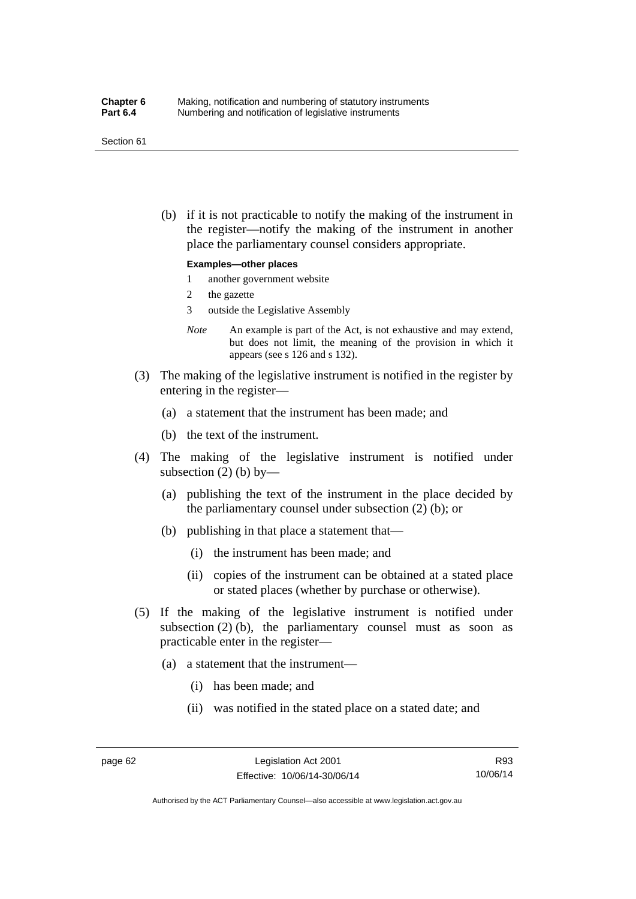(b) if it is not practicable to notify the making of the instrument in the register—notify the making of the instrument in another place the parliamentary counsel considers appropriate.

**Examples—other places**

1 another government website
2 the gazette
3 outside the Legislative Assembly

*Note* An example is part of the Act, is not exhaustive and may extend, but does not limit, the meaning of the provision in which it appears (see s 126 and s 132).

(3) The making of the legislative instrument is notified in the register by entering in the register—

(a) a statement that the instrument has been made; and

(b) the text of the instrument.

(4) The making of the legislative instrument is notified under subsection (2) (b) by—

(a) publishing the text of the instrument in the place decided by the parliamentary counsel under subsection (2) (b); or

(b) publishing in that place a statement that—

(i) the instrument has been made; and

(ii) copies of the instrument can be obtained at a stated place or stated places (whether by purchase or otherwise).

(5) If the making of the legislative instrument is notified under subsection (2) (b), the parliamentary counsel must as soon as practicable enter in the register—

(a) a statement that the instrument—

(i) has been made; and

(ii) was notified in the stated place on a stated date; and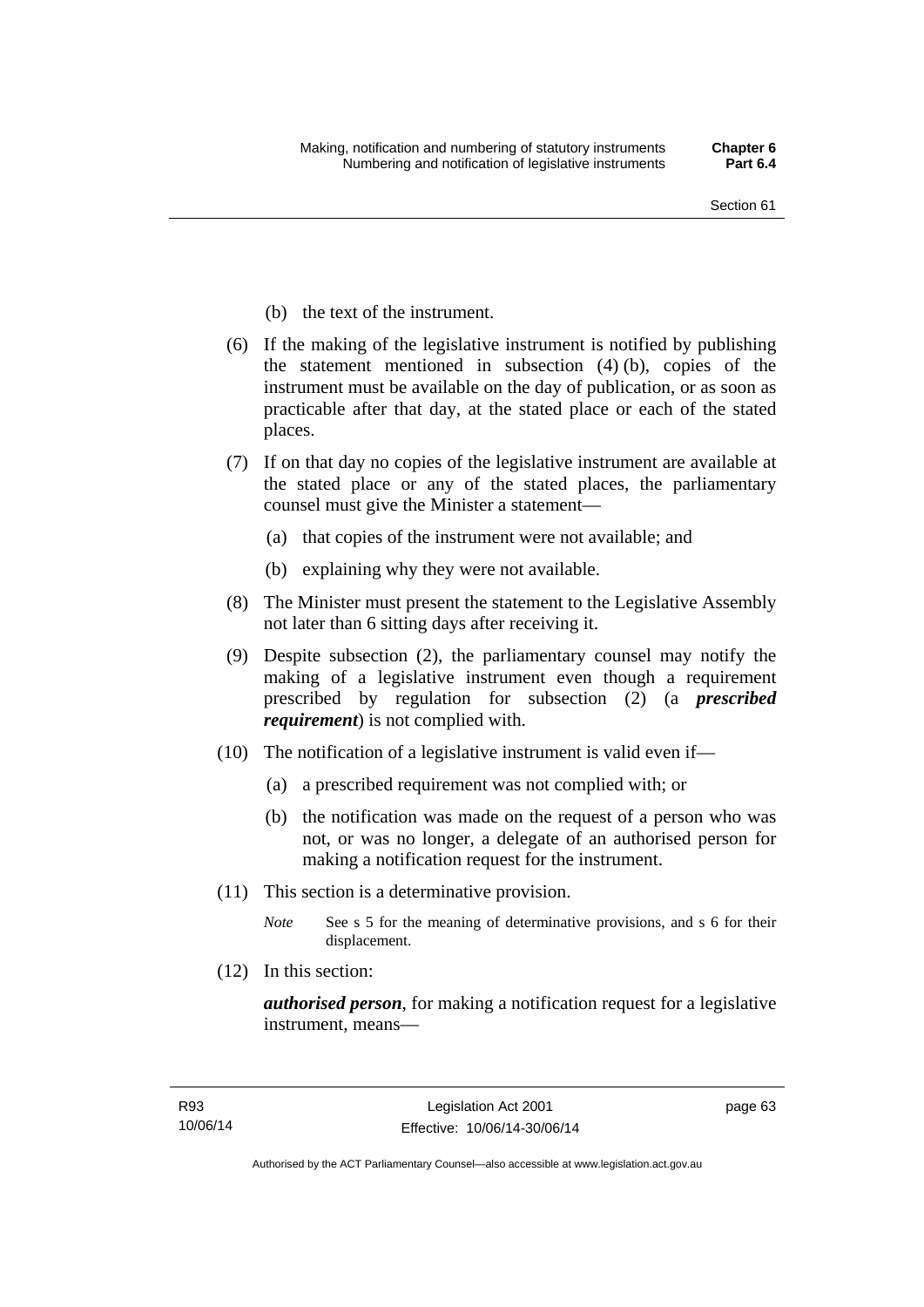(b) the text of the instrument.

(6) If the making of the legislative instrument is notified by publishing the statement mentioned in subsection (4) (b), copies of the instrument must be available on the day of publication, or as soon as practicable after that day, at the stated place or each of the stated places.

(7) If on that day no copies of the legislative instrument are available at the stated place or any of the stated places, the parliamentary counsel must give the Minister a statement—

(a) that copies of the instrument were not available; and

(b) explaining why they were not available.

(8) The Minister must present the statement to the Legislative Assembly not later than 6 sitting days after receiving it.

(9) Despite subsection (2), the parliamentary counsel may notify the making of a legislative instrument even though a requirement prescribed by regulation for subsection (2) (a ***prescribed requirement***) is not complied with.

(10) The notification of a legislative instrument is valid even if—

(a) a prescribed requirement was not complied with; or

(b) the notification was made on the request of a person who was not, or was no longer, a delegate of an authorised person for making a notification request for the instrument.

(11) This section is a determinative provision.

*Note* See s 5 for the meaning of determinative provisions, and s 6 for their displacement.

(12) In this section:

***authorised person***, for making a notification request for a legislative instrument, means—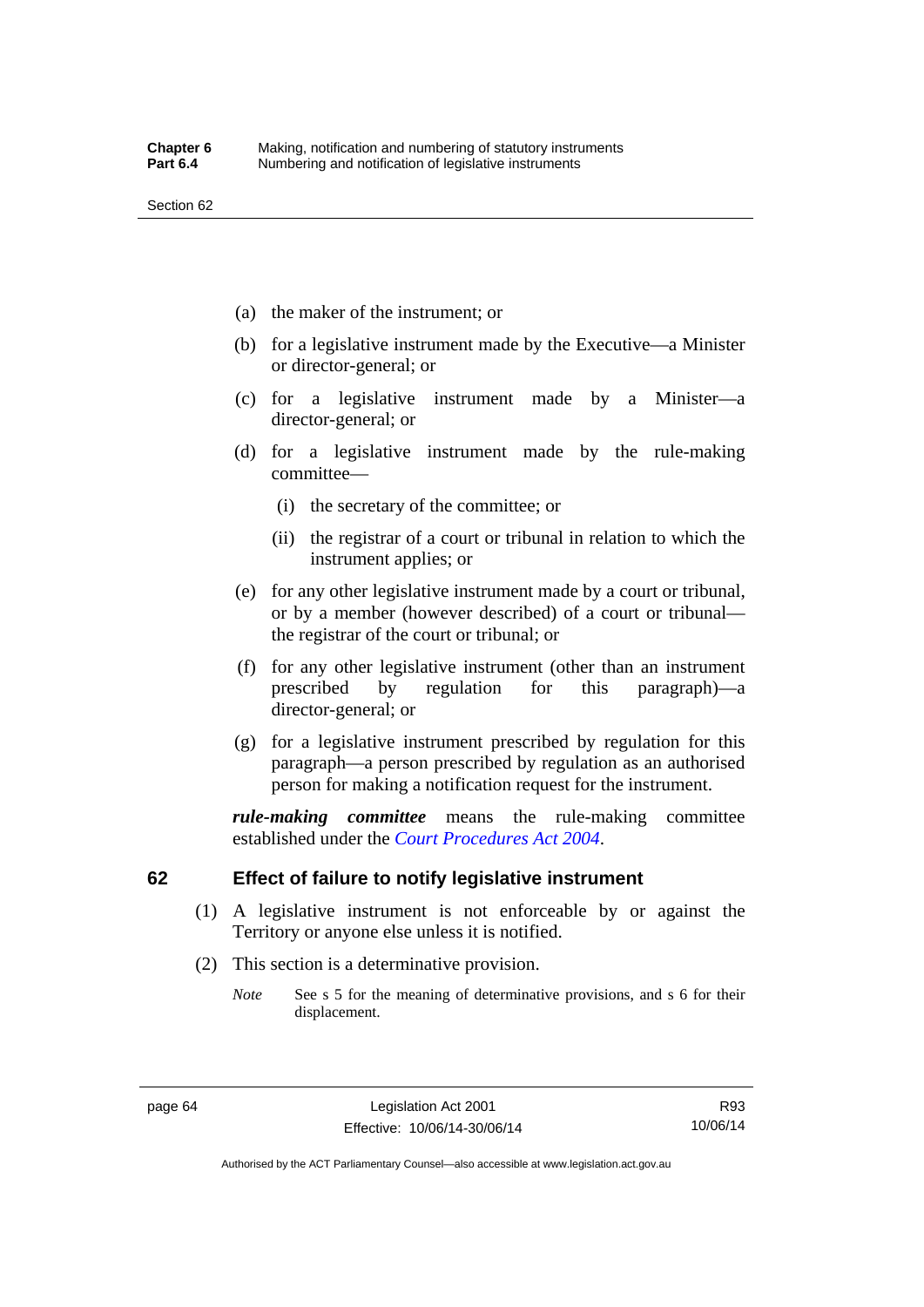(a) the maker of the instrument; or

(b) for a legislative instrument made by the Executive—a Minister or director-general; or

(c) for a legislative instrument made by a Minister—a director-general; or

(d) for a legislative instrument made by the rule-making committee—

  (i) the secretary of the committee; or

  (ii) the registrar of a court or tribunal in relation to which the instrument applies; or

(e) for any other legislative instrument made by a court or tribunal, or by a member (however described) of a court or tribunal—the registrar of the court or tribunal; or

(f) for any other legislative instrument (other than an instrument prescribed by regulation for this paragraph)—a director-general; or

(g) for a legislative instrument prescribed by regulation for this paragraph—a person prescribed by regulation as an authorised person for making a notification request for the instrument.

***rule-making committee*** means the rule-making committee established under the *Court Procedures Act 2004*.

## 62 Effect of failure to notify legislative instrument

(1) A legislative instrument is not enforceable by or against the Territory or anyone else unless it is notified.

(2) This section is a determinative provision.

*Note* See s 5 for the meaning of determinative provisions, and s 6 for their displacement.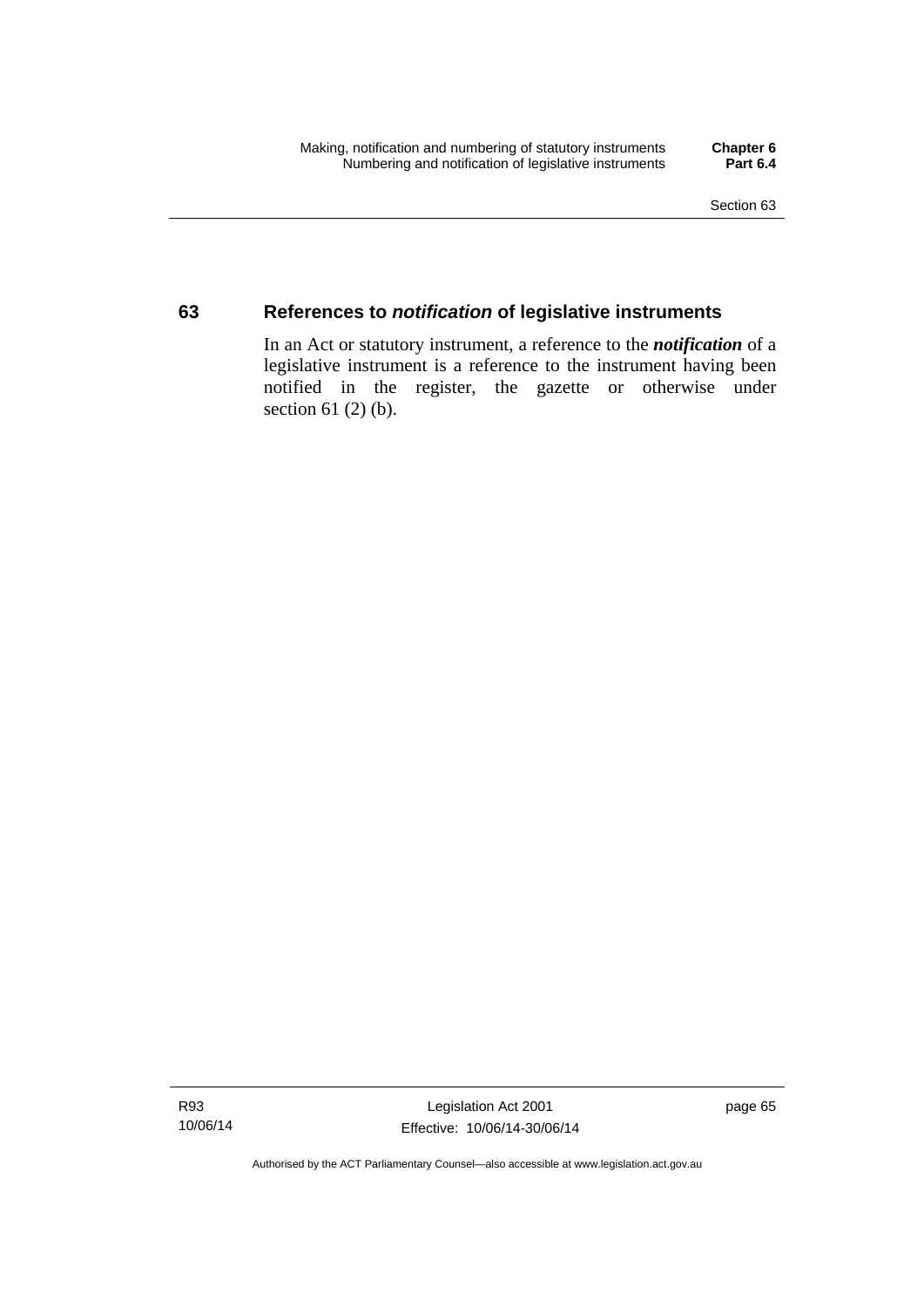## 63 References to *notification* of legislative instruments

In an Act or statutory instrument, a reference to the ***notification*** of a legislative instrument is a reference to the instrument having been notified in the register, the gazette or otherwise under section 61 (2) (b).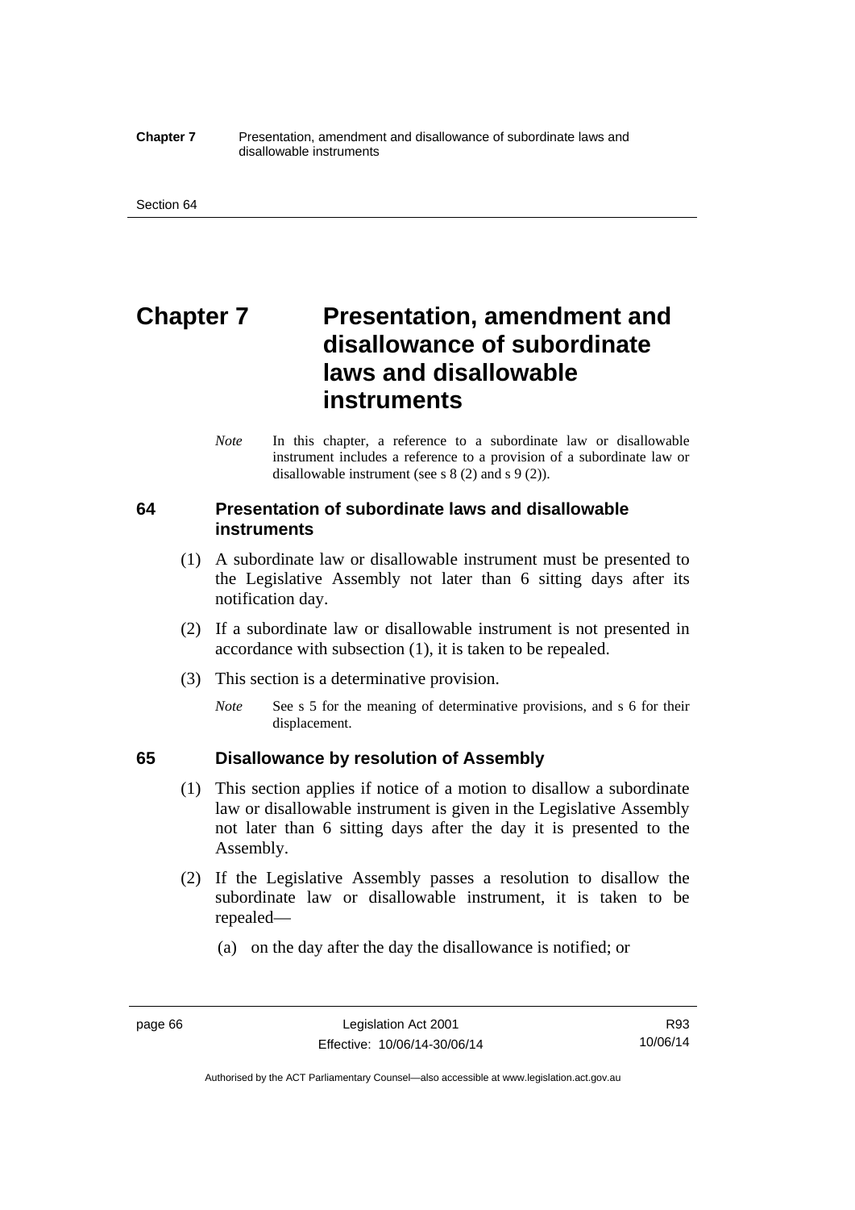# Chapter 7 Presentation, amendment and disallowance of subordinate laws and disallowable instruments

*Note* In this chapter, a reference to a subordinate law or disallowable instrument includes a reference to a provision of a subordinate law or disallowable instrument (see s 8 (2) and s 9 (2)).

## 64 Presentation of subordinate laws and disallowable instruments

(1) A subordinate law or disallowable instrument must be presented to the Legislative Assembly not later than 6 sitting days after its notification day.

(2) If a subordinate law or disallowable instrument is not presented in accordance with subsection (1), it is taken to be repealed.

(3) This section is a determinative provision.

*Note* See s 5 for the meaning of determinative provisions, and s 6 for their displacement.

## 65 Disallowance by resolution of Assembly

(1) This section applies if notice of a motion to disallow a subordinate law or disallowable instrument is given in the Legislative Assembly not later than 6 sitting days after the day it is presented to the Assembly.

(2) If the Legislative Assembly passes a resolution to disallow the subordinate law or disallowable instrument, it is taken to be repealed—

(a) on the day after the day the disallowance is notified; or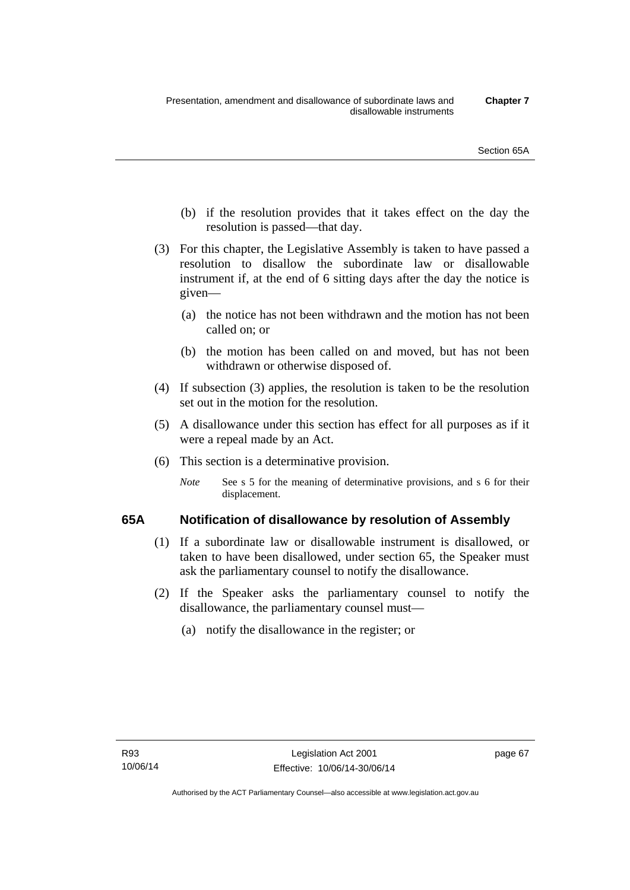(b) if the resolution provides that it takes effect on the day the resolution is passed—that day.

(3) For this chapter, the Legislative Assembly is taken to have passed a resolution to disallow the subordinate law or disallowable instrument if, at the end of 6 sitting days after the day the notice is given—

(a) the notice has not been withdrawn and the motion has not been called on; or

(b) the motion has been called on and moved, but has not been withdrawn or otherwise disposed of.

(4) If subsection (3) applies, the resolution is taken to be the resolution set out in the motion for the resolution.

(5) A disallowance under this section has effect for all purposes as if it were a repeal made by an Act.

(6) This section is a determinative provision.

*Note* See s 5 for the meaning of determinative provisions, and s 6 for their displacement.

## 65A Notification of disallowance by resolution of Assembly

(1) If a subordinate law or disallowable instrument is disallowed, or taken to have been disallowed, under section 65, the Speaker must ask the parliamentary counsel to notify the disallowance.

(2) If the Speaker asks the parliamentary counsel to notify the disallowance, the parliamentary counsel must—

(a) notify the disallowance in the register; or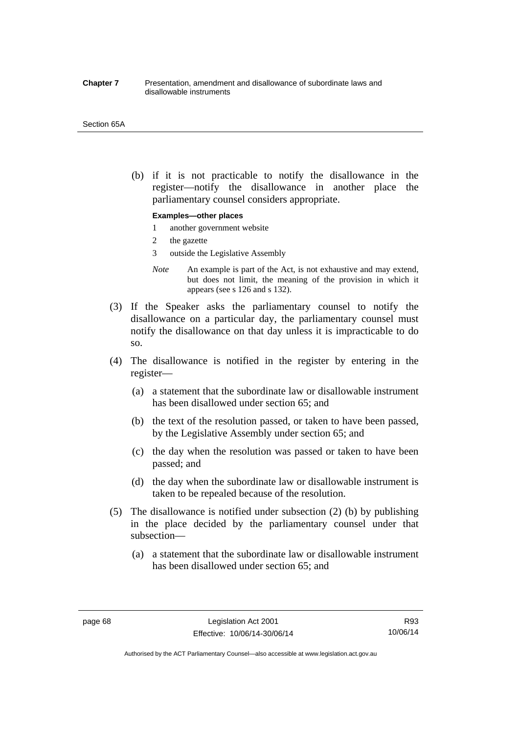(b) if it is not practicable to notify the disallowance in the register—notify the disallowance in another place the parliamentary counsel considers appropriate.

**Examples—other places**

1 another government website

2 the gazette

3 outside the Legislative Assembly

*Note* An example is part of the Act, is not exhaustive and may extend, but does not limit, the meaning of the provision in which it appears (see s 126 and s 132).

(3) If the Speaker asks the parliamentary counsel to notify the disallowance on a particular day, the parliamentary counsel must notify the disallowance on that day unless it is impracticable to do so.

(4) The disallowance is notified in the register by entering in the register—

(a) a statement that the subordinate law or disallowable instrument has been disallowed under section 65; and

(b) the text of the resolution passed, or taken to have been passed, by the Legislative Assembly under section 65; and

(c) the day when the resolution was passed or taken to have been passed; and

(d) the day when the subordinate law or disallowable instrument is taken to be repealed because of the resolution.

(5) The disallowance is notified under subsection (2) (b) by publishing in the place decided by the parliamentary counsel under that subsection—

(a) a statement that the subordinate law or disallowable instrument has been disallowed under section 65; and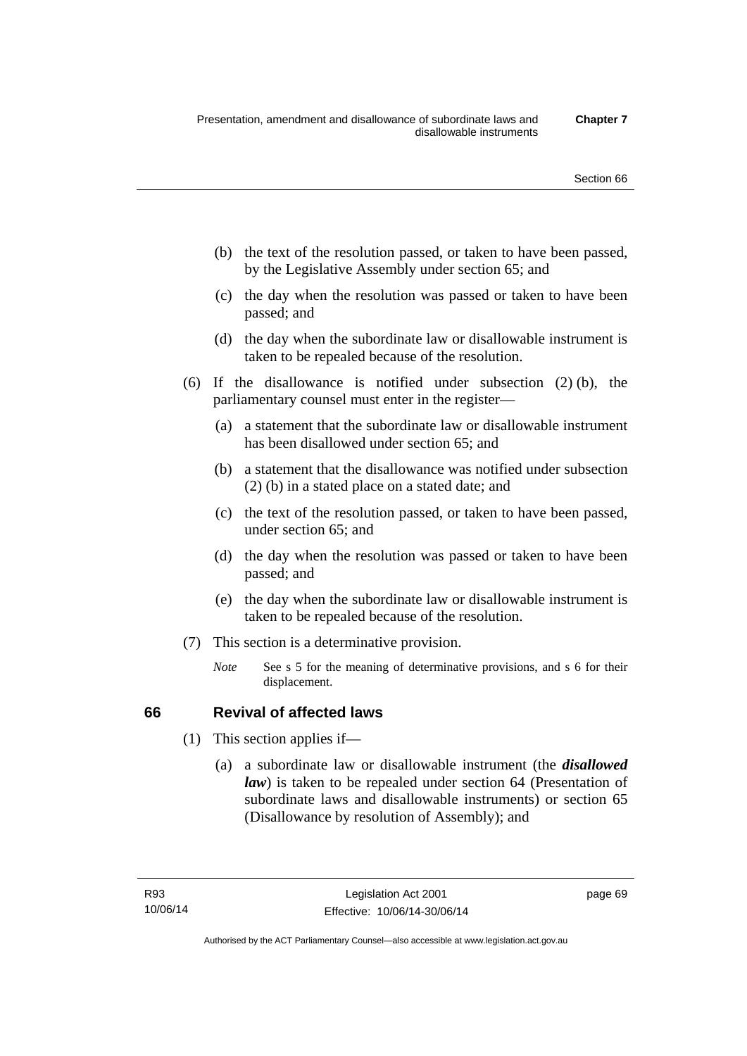(b) the text of the resolution passed, or taken to have been passed, by the Legislative Assembly under section 65; and

(c) the day when the resolution was passed or taken to have been passed; and

(d) the day when the subordinate law or disallowable instrument is taken to be repealed because of the resolution.

(6) If the disallowance is notified under subsection (2) (b), the parliamentary counsel must enter in the register—

(a) a statement that the subordinate law or disallowable instrument has been disallowed under section 65; and

(b) a statement that the disallowance was notified under subsection (2) (b) in a stated place on a stated date; and

(c) the text of the resolution passed, or taken to have been passed, under section 65; and

(d) the day when the resolution was passed or taken to have been passed; and

(e) the day when the subordinate law or disallowable instrument is taken to be repealed because of the resolution.

(7) This section is a determinative provision.

*Note* See s 5 for the meaning of determinative provisions, and s 6 for their displacement.

## 66 Revival of affected laws

(1) This section applies if—

(a) a subordinate law or disallowable instrument (the ***disallowed law***) is taken to be repealed under section 64 (Presentation of subordinate laws and disallowable instruments) or section 65 (Disallowance by resolution of Assembly); and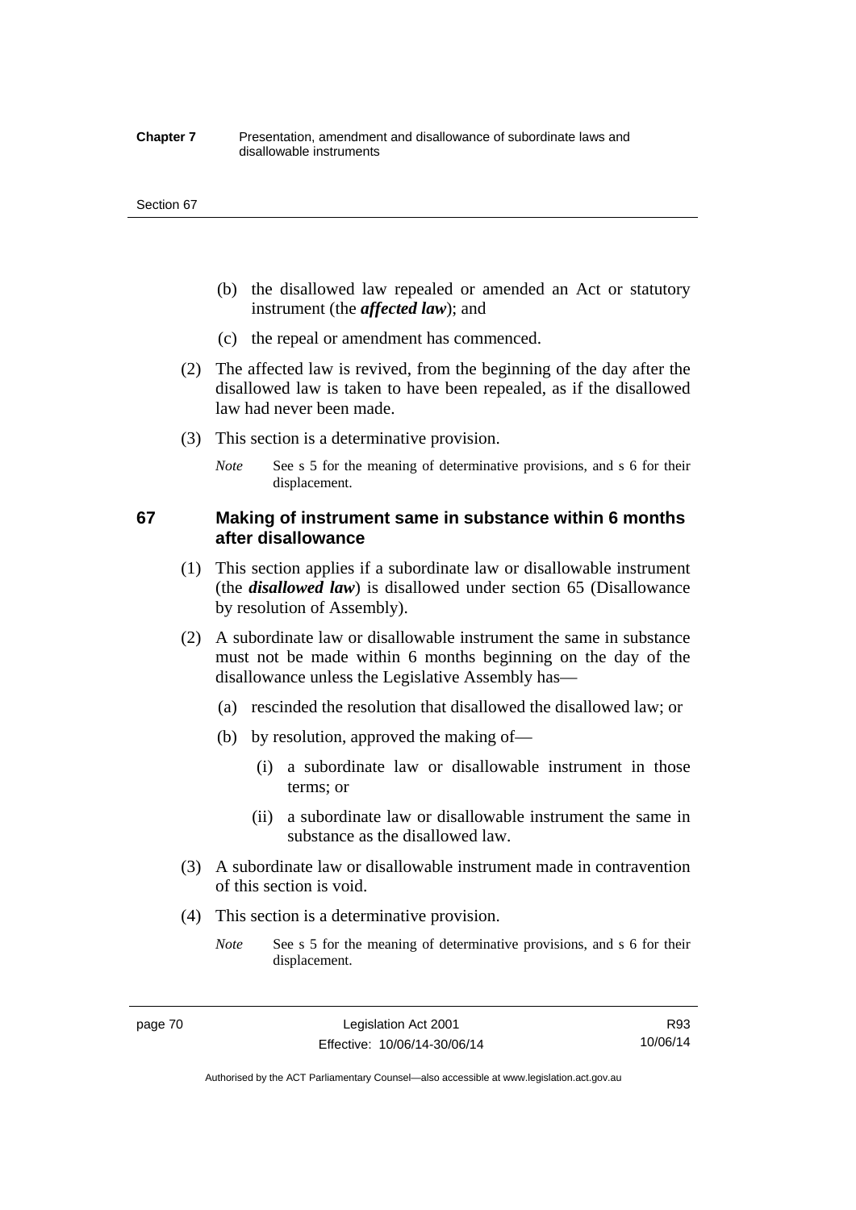(b) the disallowed law repealed or amended an Act or statutory instrument (the ***affected law***); and

(c) the repeal or amendment has commenced.

(2) The affected law is revived, from the beginning of the day after the disallowed law is taken to have been repealed, as if the disallowed law had never been made.

(3) This section is a determinative provision.

*Note* See s 5 for the meaning of determinative provisions, and s 6 for their displacement.

### 67 Making of instrument same in substance within 6 months after disallowance

(1) This section applies if a subordinate law or disallowable instrument (the ***disallowed law***) is disallowed under section 65 (Disallowance by resolution of Assembly).

(2) A subordinate law or disallowable instrument the same in substance must not be made within 6 months beginning on the day of the disallowance unless the Legislative Assembly has—

(a) rescinded the resolution that disallowed the disallowed law; or

(b) by resolution, approved the making of—

(i) a subordinate law or disallowable instrument in those terms; or

(ii) a subordinate law or disallowable instrument the same in substance as the disallowed law.

(3) A subordinate law or disallowable instrument made in contravention of this section is void.

(4) This section is a determinative provision.

*Note* See s 5 for the meaning of determinative provisions, and s 6 for their displacement.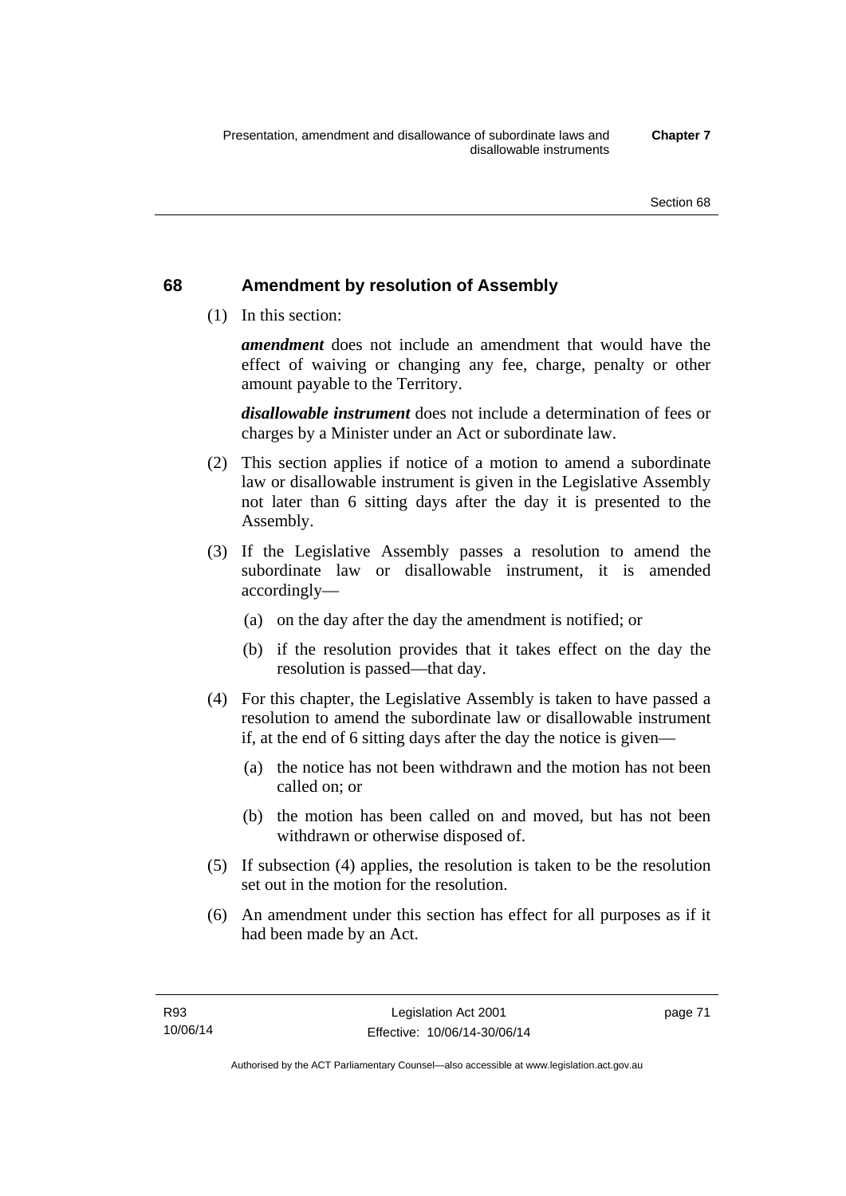## 68 Amendment by resolution of Assembly

(1) In this section:

***amendment*** does not include an amendment that would have the effect of waiving or changing any fee, charge, penalty or other amount payable to the Territory.

***disallowable instrument*** does not include a determination of fees or charges by a Minister under an Act or subordinate law.

(2) This section applies if notice of a motion to amend a subordinate law or disallowable instrument is given in the Legislative Assembly not later than 6 sitting days after the day it is presented to the Assembly.

(3) If the Legislative Assembly passes a resolution to amend the subordinate law or disallowable instrument, it is amended accordingly—

  (a) on the day after the day the amendment is notified; or

  (b) if the resolution provides that it takes effect on the day the resolution is passed—that day.

(4) For this chapter, the Legislative Assembly is taken to have passed a resolution to amend the subordinate law or disallowable instrument if, at the end of 6 sitting days after the day the notice is given—

  (a) the notice has not been withdrawn and the motion has not been called on; or

  (b) the motion has been called on and moved, but has not been withdrawn or otherwise disposed of.

(5) If subsection (4) applies, the resolution is taken to be the resolution set out in the motion for the resolution.

(6) An amendment under this section has effect for all purposes as if it had been made by an Act.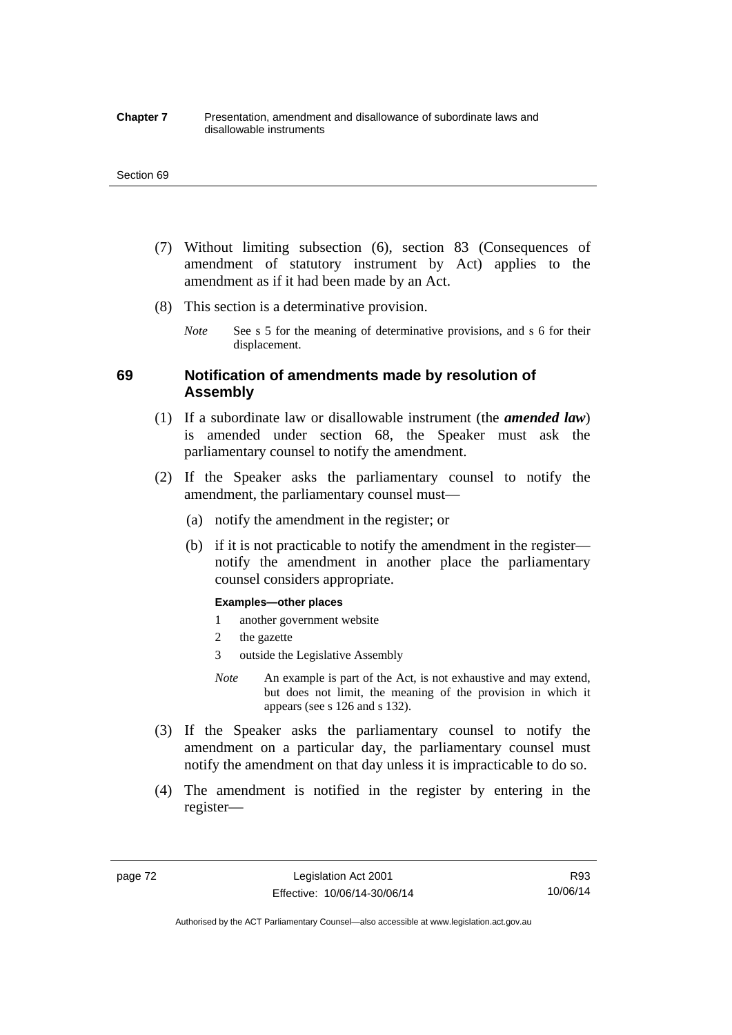(7) Without limiting subsection (6), section 83 (Consequences of amendment of statutory instrument by Act) applies to the amendment as if it had been made by an Act.

(8) This section is a determinative provision.

*Note* See s 5 for the meaning of determinative provisions, and s 6 for their displacement.

## 69 Notification of amendments made by resolution of Assembly

(1) If a subordinate law or disallowable instrument (the ***amended law***) is amended under section 68, the Speaker must ask the parliamentary counsel to notify the amendment.

(2) If the Speaker asks the parliamentary counsel to notify the amendment, the parliamentary counsel must—

(a) notify the amendment in the register; or

(b) if it is not practicable to notify the amendment in the register—notify the amendment in another place the parliamentary counsel considers appropriate.

**Examples—other places**

1 another government website

2 the gazette

3 outside the Legislative Assembly

*Note* An example is part of the Act, is not exhaustive and may extend, but does not limit, the meaning of the provision in which it appears (see s 126 and s 132).

(3) If the Speaker asks the parliamentary counsel to notify the amendment on a particular day, the parliamentary counsel must notify the amendment on that day unless it is impracticable to do so.

(4) The amendment is notified in the register by entering in the register—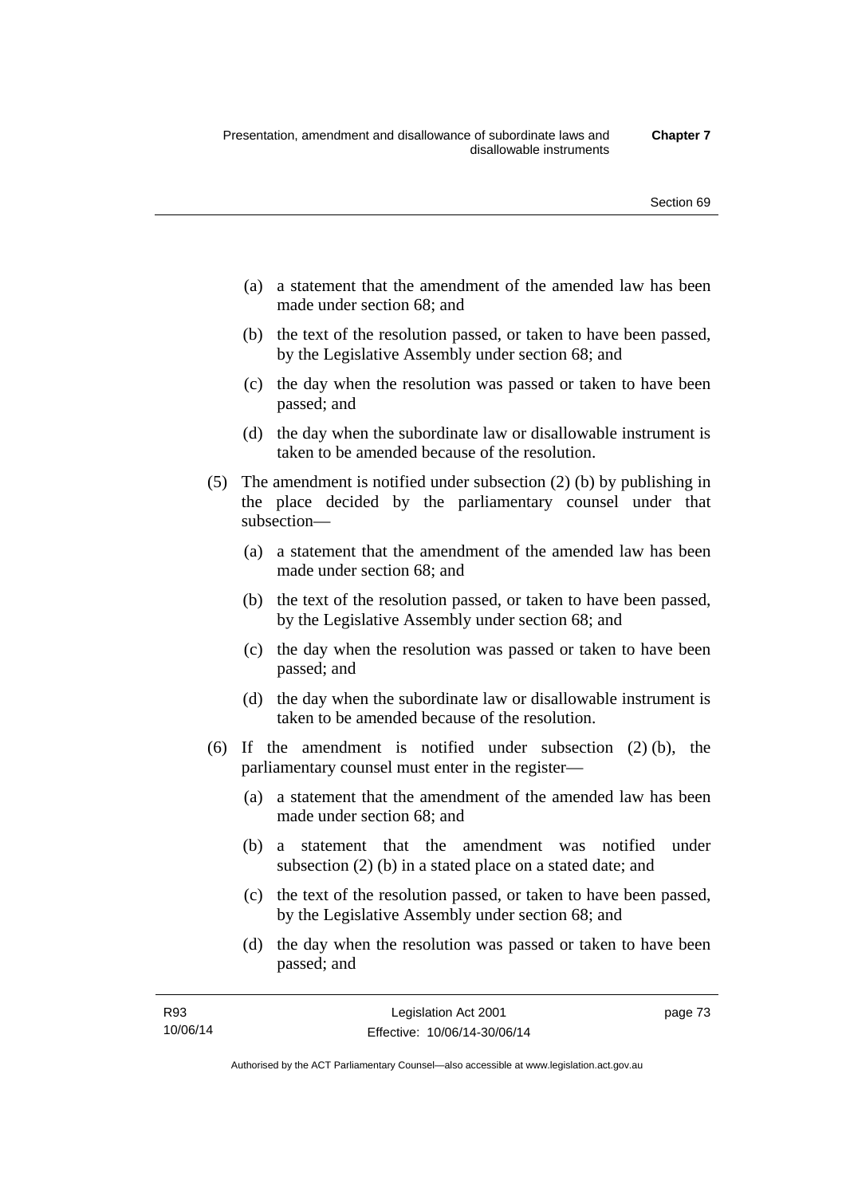(a) a statement that the amendment of the amended law has been made under section 68; and

(b) the text of the resolution passed, or taken to have been passed, by the Legislative Assembly under section 68; and

(c) the day when the resolution was passed or taken to have been passed; and

(d) the day when the subordinate law or disallowable instrument is taken to be amended because of the resolution.

(5) The amendment is notified under subsection (2) (b) by publishing in the place decided by the parliamentary counsel under that subsection—

(a) a statement that the amendment of the amended law has been made under section 68; and

(b) the text of the resolution passed, or taken to have been passed, by the Legislative Assembly under section 68; and

(c) the day when the resolution was passed or taken to have been passed; and

(d) the day when the subordinate law or disallowable instrument is taken to be amended because of the resolution.

(6) If the amendment is notified under subsection (2) (b), the parliamentary counsel must enter in the register—

(a) a statement that the amendment of the amended law has been made under section 68; and

(b) a statement that the amendment was notified under subsection (2) (b) in a stated place on a stated date; and

(c) the text of the resolution passed, or taken to have been passed, by the Legislative Assembly under section 68; and

(d) the day when the resolution was passed or taken to have been passed; and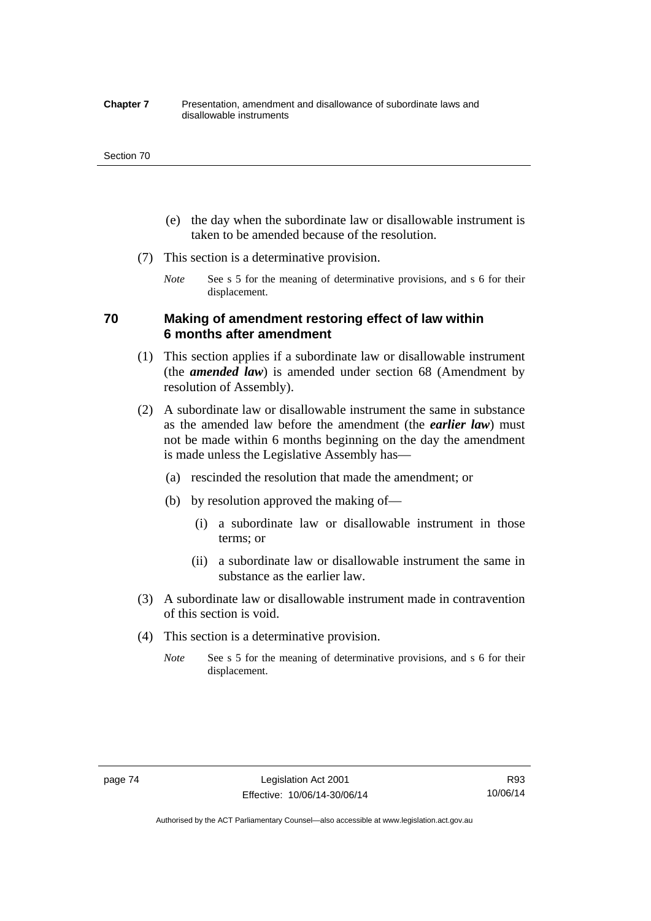(e) the day when the subordinate law or disallowable instrument is taken to be amended because of the resolution.

(7) This section is a determinative provision.

*Note* See s 5 for the meaning of determinative provisions, and s 6 for their displacement.

## 70 Making of amendment restoring effect of law within 6 months after amendment

(1) This section applies if a subordinate law or disallowable instrument (the ***amended law***) is amended under section 68 (Amendment by resolution of Assembly).

(2) A subordinate law or disallowable instrument the same in substance as the amended law before the amendment (the ***earlier law***) must not be made within 6 months beginning on the day the amendment is made unless the Legislative Assembly has—

(a) rescinded the resolution that made the amendment; or

(b) by resolution approved the making of—

(i) a subordinate law or disallowable instrument in those terms; or

(ii) a subordinate law or disallowable instrument the same in substance as the earlier law.

(3) A subordinate law or disallowable instrument made in contravention of this section is void.

(4) This section is a determinative provision.

*Note* See s 5 for the meaning of determinative provisions, and s 6 for their displacement.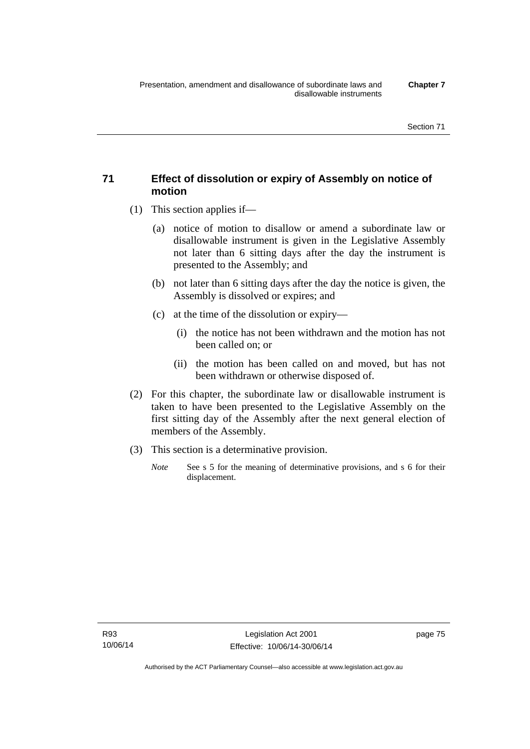## 71 Effect of dissolution or expiry of Assembly on notice of motion

(1) This section applies if—

  (a) notice of motion to disallow or amend a subordinate law or disallowable instrument is given in the Legislative Assembly not later than 6 sitting days after the day the instrument is presented to the Assembly; and

  (b) not later than 6 sitting days after the day the notice is given, the Assembly is dissolved or expires; and

  (c) at the time of the dissolution or expiry—

    (i) the notice has not been withdrawn and the motion has not been called on; or

    (ii) the motion has been called on and moved, but has not been withdrawn or otherwise disposed of.

(2) For this chapter, the subordinate law or disallowable instrument is taken to have been presented to the Legislative Assembly on the first sitting day of the Assembly after the next general election of members of the Assembly.

(3) This section is a determinative provision.

*Note* See s 5 for the meaning of determinative provisions, and s 6 for their displacement.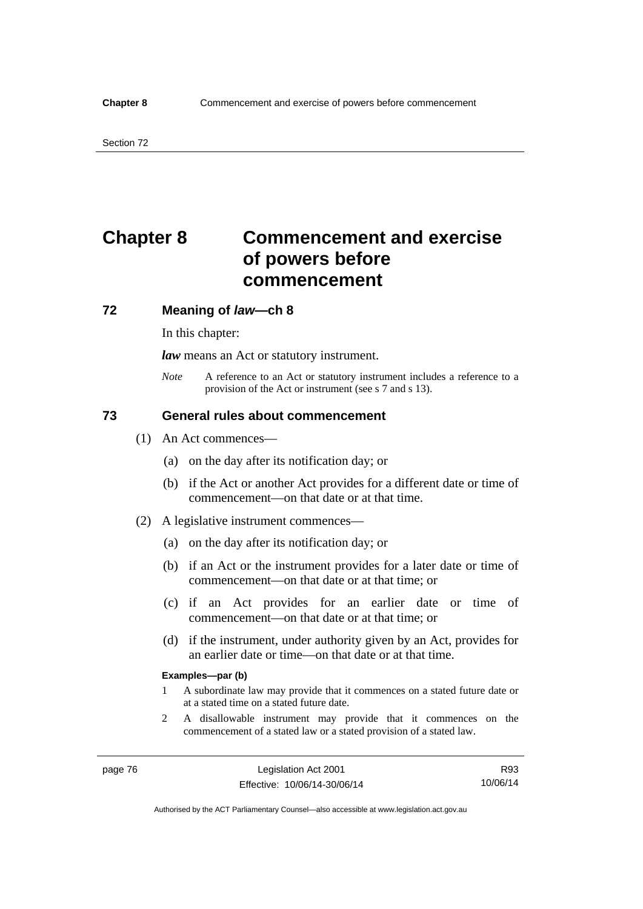# Chapter 8 Commencement and exercise of powers before commencement

## 72 Meaning of *law*—ch 8

In this chapter:

***law*** means an Act or statutory instrument.

*Note* A reference to an Act or statutory instrument includes a reference to a provision of the Act or instrument (see s 7 and s 13).

## 73 General rules about commencement

(1) An Act commences—

(a) on the day after its notification day; or

(b) if the Act or another Act provides for a different date or time of commencement—on that date or at that time.

(2) A legislative instrument commences—

(a) on the day after its notification day; or

(b) if an Act or the instrument provides for a later date or time of commencement—on that date or at that time; or

(c) if an Act provides for an earlier date or time of commencement—on that date or at that time; or

(d) if the instrument, under authority given by an Act, provides for an earlier date or time—on that date or at that time.

**Examples—par (b)**

1 A subordinate law may provide that it commences on a stated future date or at a stated time on a stated future date.

2 A disallowable instrument may provide that it commences on the commencement of a stated law or a stated provision of a stated law.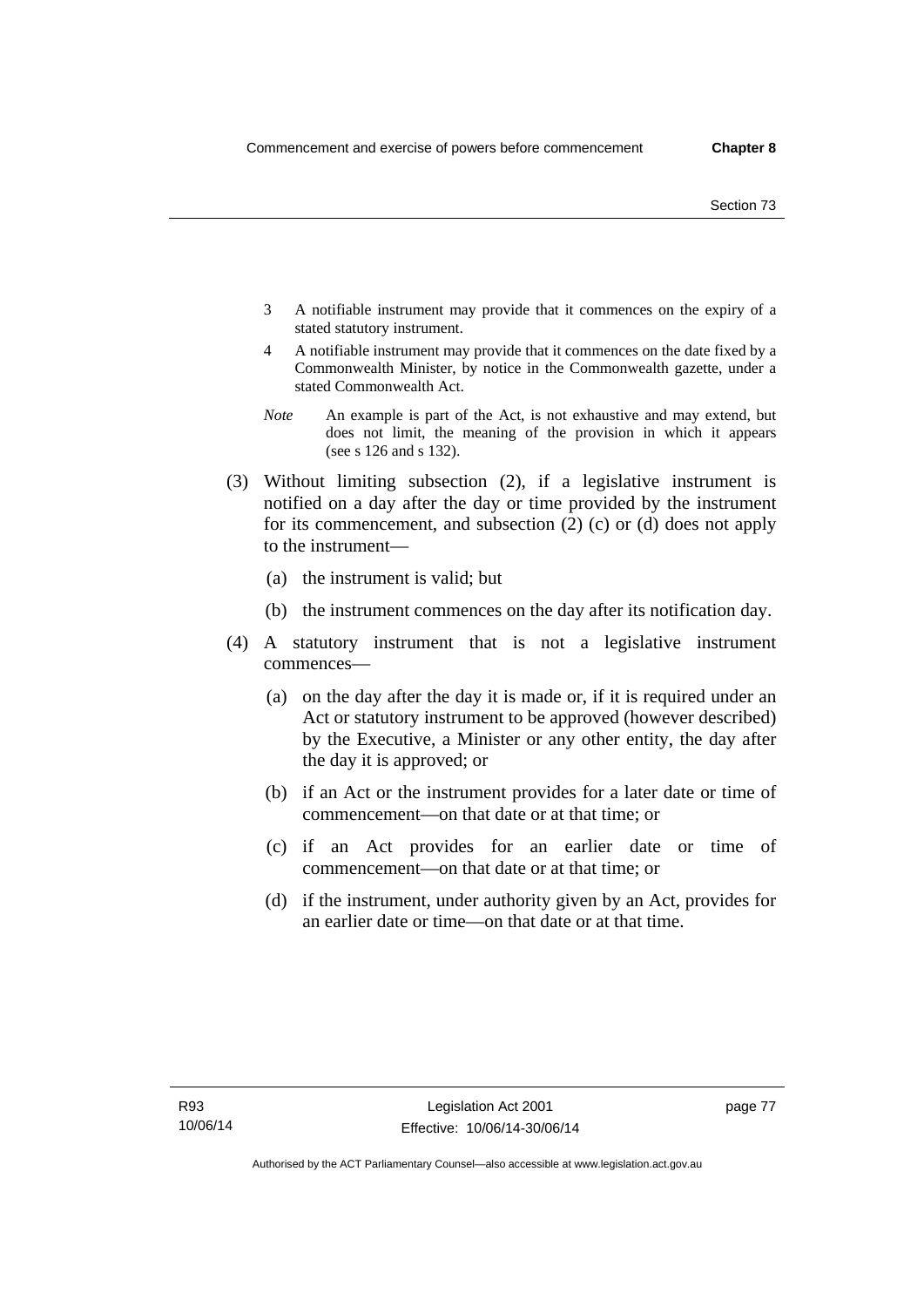3 A notifiable instrument may provide that it commences on the expiry of a stated statutory instrument.

4 A notifiable instrument may provide that it commences on the date fixed by a Commonwealth Minister, by notice in the Commonwealth gazette, under a stated Commonwealth Act.

*Note* An example is part of the Act, is not exhaustive and may extend, but does not limit, the meaning of the provision in which it appears (see s 126 and s 132).

(3) Without limiting subsection (2), if a legislative instrument is notified on a day after the day or time provided by the instrument for its commencement, and subsection (2) (c) or (d) does not apply to the instrument—

(a) the instrument is valid; but

(b) the instrument commences on the day after its notification day.

(4) A statutory instrument that is not a legislative instrument commences—

(a) on the day after the day it is made or, if it is required under an Act or statutory instrument to be approved (however described) by the Executive, a Minister or any other entity, the day after the day it is approved; or

(b) if an Act or the instrument provides for a later date or time of commencement—on that date or at that time; or

(c) if an Act provides for an earlier date or time of commencement—on that date or at that time; or

(d) if the instrument, under authority given by an Act, provides for an earlier date or time—on that date or at that time.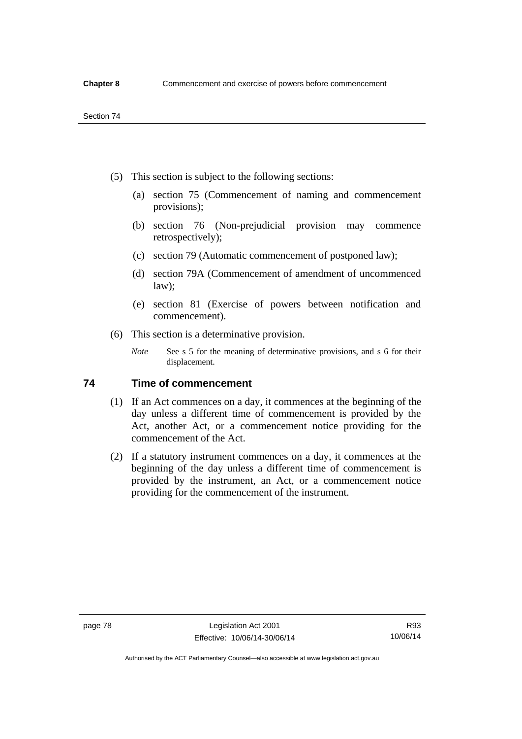(5) This section is subject to the following sections:

(a) section 75 (Commencement of naming and commencement provisions);

(b) section 76 (Non-prejudicial provision may commence retrospectively);

(c) section 79 (Automatic commencement of postponed law);

(d) section 79A (Commencement of amendment of uncommenced law);

(e) section 81 (Exercise of powers between notification and commencement).

(6) This section is a determinative provision.

*Note* See s 5 for the meaning of determinative provisions, and s 6 for their displacement.

## 74 Time of commencement

(1) If an Act commences on a day, it commences at the beginning of the day unless a different time of commencement is provided by the Act, another Act, or a commencement notice providing for the commencement of the Act.

(2) If a statutory instrument commences on a day, it commences at the beginning of the day unless a different time of commencement is provided by the instrument, an Act, or a commencement notice providing for the commencement of the instrument.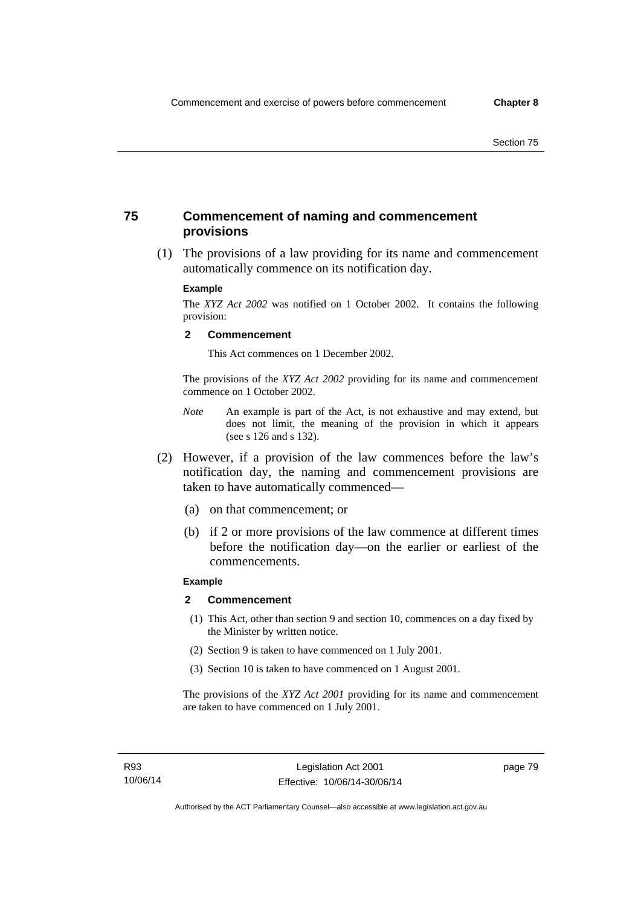## 75 Commencement of naming and commencement provisions

(1) The provisions of a law providing for its name and commencement automatically commence on its notification day.

**Example**

The *XYZ Act 2002* was notified on 1 October 2002. It contains the following provision:

**2 Commencement**

This Act commences on 1 December 2002.

The provisions of the *XYZ Act 2002* providing for its name and commencement commence on 1 October 2002.

*Note* An example is part of the Act, is not exhaustive and may extend, but does not limit, the meaning of the provision in which it appears (see s 126 and s 132).

(2) However, if a provision of the law commences before the law's notification day, the naming and commencement provisions are taken to have automatically commenced—

(a) on that commencement; or

(b) if 2 or more provisions of the law commence at different times before the notification day—on the earlier or earliest of the commencements.

**Example**

**2 Commencement**

(1) This Act, other than section 9 and section 10, commences on a day fixed by the Minister by written notice.

(2) Section 9 is taken to have commenced on 1 July 2001.

(3) Section 10 is taken to have commenced on 1 August 2001.

The provisions of the *XYZ Act 2001* providing for its name and commencement are taken to have commenced on 1 July 2001.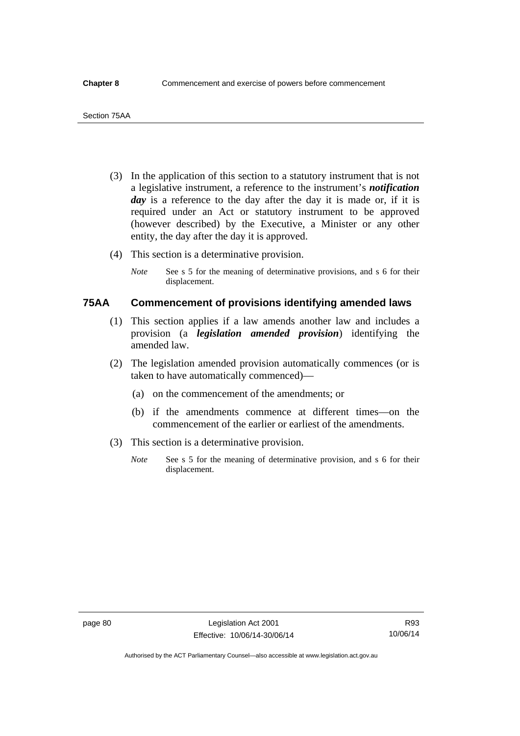(3) In the application of this section to a statutory instrument that is not a legislative instrument, a reference to the instrument's ***notification day*** is a reference to the day after the day it is made or, if it is required under an Act or statutory instrument to be approved (however described) by the Executive, a Minister or any other entity, the day after the day it is approved.

(4) This section is a determinative provision.

*Note* See s 5 for the meaning of determinative provisions, and s 6 for their displacement.

### 75AA Commencement of provisions identifying amended laws

(1) This section applies if a law amends another law and includes a provision (a ***legislation amended provision***) identifying the amended law.

(2) The legislation amended provision automatically commences (or is taken to have automatically commenced)—

(a) on the commencement of the amendments; or

(b) if the amendments commence at different times—on the commencement of the earlier or earliest of the amendments.

(3) This section is a determinative provision.

*Note* See s 5 for the meaning of determinative provision, and s 6 for their displacement.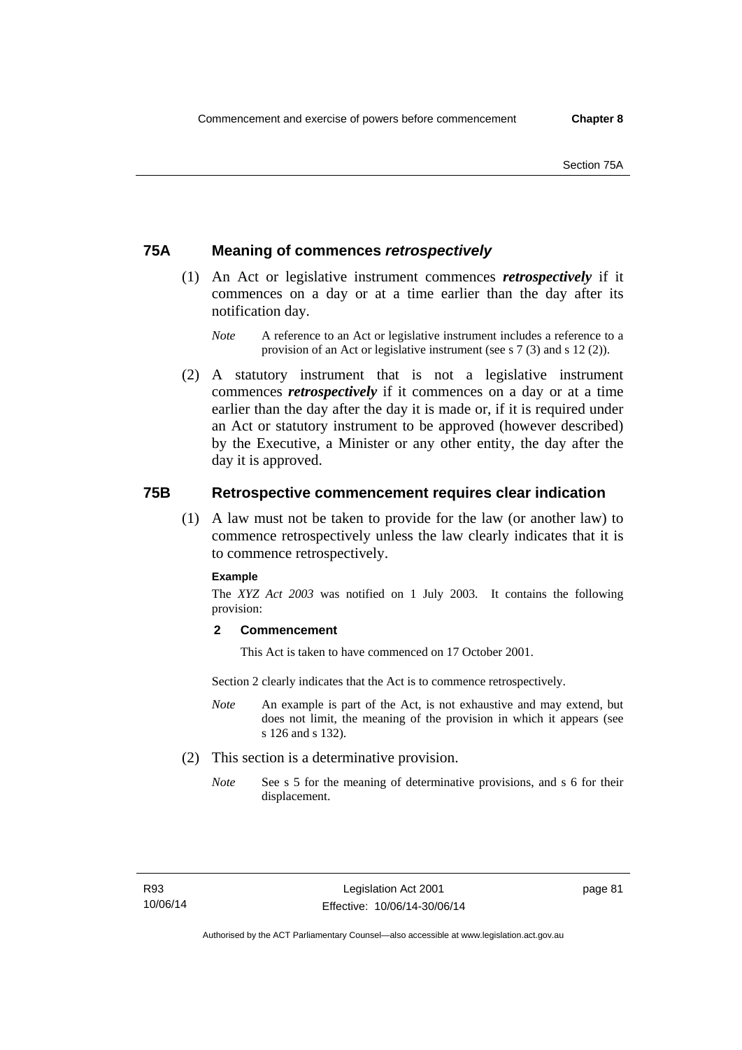## 75A Meaning of commences *retrospectively*

(1) An Act or legislative instrument commences ***retrospectively*** if it commences on a day or at a time earlier than the day after its notification day.

*Note* A reference to an Act or legislative instrument includes a reference to a provision of an Act or legislative instrument (see s 7 (3) and s 12 (2)).

(2) A statutory instrument that is not a legislative instrument commences ***retrospectively*** if it commences on a day or at a time earlier than the day after the day it is made or, if it is required under an Act or statutory instrument to be approved (however described) by the Executive, a Minister or any other entity, the day after the day it is approved.

## 75B Retrospective commencement requires clear indication

(1) A law must not be taken to provide for the law (or another law) to commence retrospectively unless the law clearly indicates that it is to commence retrospectively.

**Example**

The *XYZ Act 2003* was notified on 1 July 2003. It contains the following provision:

**2 Commencement**

This Act is taken to have commenced on 17 October 2001.

Section 2 clearly indicates that the Act is to commence retrospectively.

*Note* An example is part of the Act, is not exhaustive and may extend, but does not limit, the meaning of the provision in which it appears (see s 126 and s 132).

(2) This section is a determinative provision.

*Note* See s 5 for the meaning of determinative provisions, and s 6 for their displacement.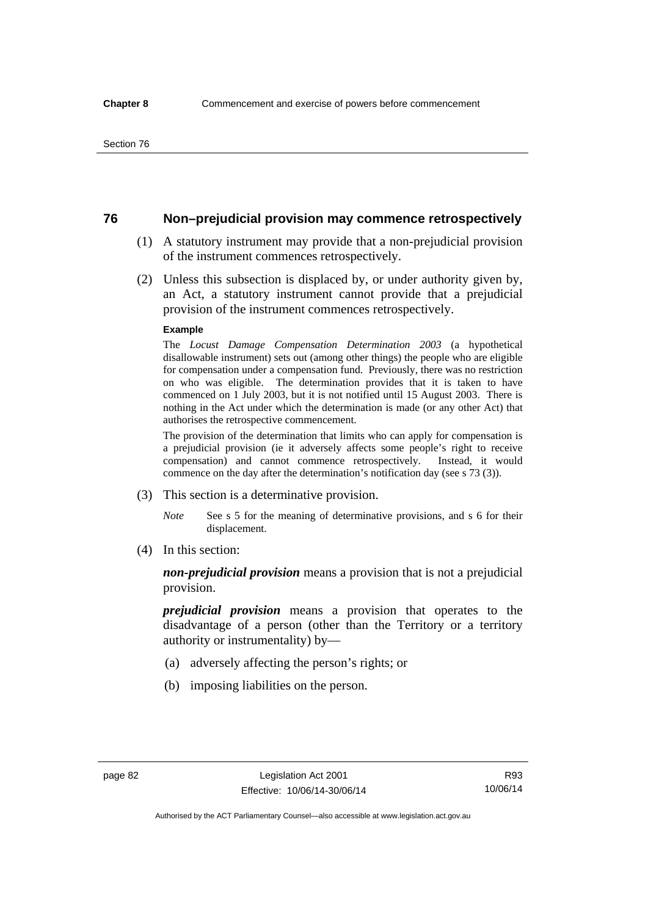## 76 Non–prejudicial provision may commence retrospectively

(1) A statutory instrument may provide that a non-prejudicial provision of the instrument commences retrospectively.

(2) Unless this subsection is displaced by, or under authority given by, an Act, a statutory instrument cannot provide that a prejudicial provision of the instrument commences retrospectively.

**Example**

The *Locust Damage Compensation Determination 2003* (a hypothetical disallowable instrument) sets out (among other things) the people who are eligible for compensation under a compensation fund. Previously, there was no restriction on who was eligible. The determination provides that it is taken to have commenced on 1 July 2003, but it is not notified until 15 August 2003. There is nothing in the Act under which the determination is made (or any other Act) that authorises the retrospective commencement.

The provision of the determination that limits who can apply for compensation is a prejudicial provision (ie it adversely affects some people's right to receive compensation) and cannot commence retrospectively. Instead, it would commence on the day after the determination's notification day (see s 73 (3)).

(3) This section is a determinative provision.

*Note* See s 5 for the meaning of determinative provisions, and s 6 for their displacement.

(4) In this section:

***non-prejudicial provision*** means a provision that is not a prejudicial provision.

***prejudicial provision*** means a provision that operates to the disadvantage of a person (other than the Territory or a territory authority or instrumentality) by—

(a) adversely affecting the person's rights; or

(b) imposing liabilities on the person.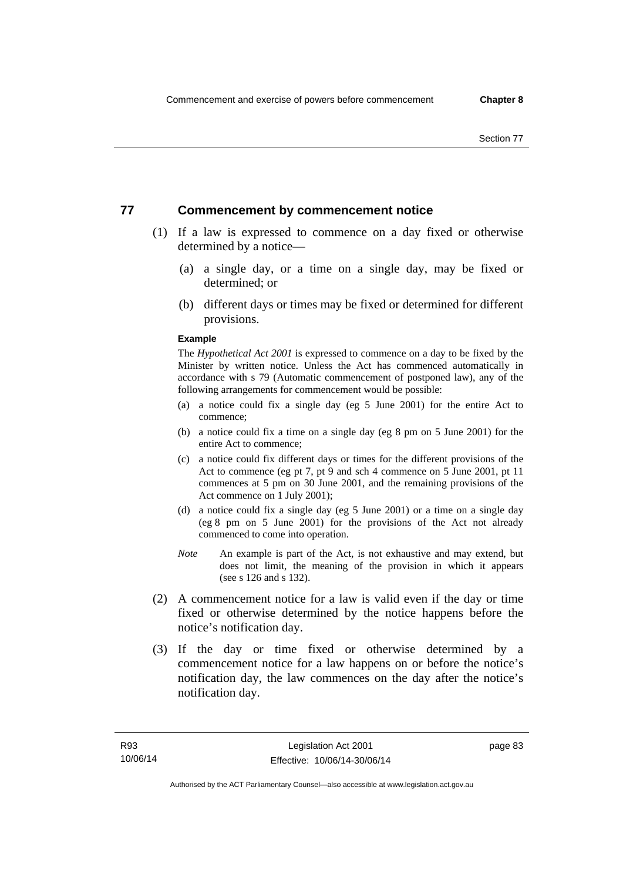## 77 Commencement by commencement notice

(1) If a law is expressed to commence on a day fixed or otherwise determined by a notice—

- (a) a single day, or a time on a single day, may be fixed or determined; or
- (b) different days or times may be fixed or determined for different provisions.

**Example**

The *Hypothetical Act 2001* is expressed to commence on a day to be fixed by the Minister by written notice. Unless the Act has commenced automatically in accordance with s 79 (Automatic commencement of postponed law), any of the following arrangements for commencement would be possible:

- (a) a notice could fix a single day (eg 5 June 2001) for the entire Act to commence;
- (b) a notice could fix a time on a single day (eg 8 pm on 5 June 2001) for the entire Act to commence;
- (c) a notice could fix different days or times for the different provisions of the Act to commence (eg pt 7, pt 9 and sch 4 commence on 5 June 2001, pt 11 commences at 5 pm on 30 June 2001, and the remaining provisions of the Act commence on 1 July 2001);
- (d) a notice could fix a single day (eg 5 June 2001) or a time on a single day (eg 8 pm on 5 June 2001) for the provisions of the Act not already commenced to come into operation.

*Note* An example is part of the Act, is not exhaustive and may extend, but does not limit, the meaning of the provision in which it appears (see s 126 and s 132).

(2) A commencement notice for a law is valid even if the day or time fixed or otherwise determined by the notice happens before the notice's notification day.

(3) If the day or time fixed or otherwise determined by a commencement notice for a law happens on or before the notice's notification day, the law commences on the day after the notice's notification day.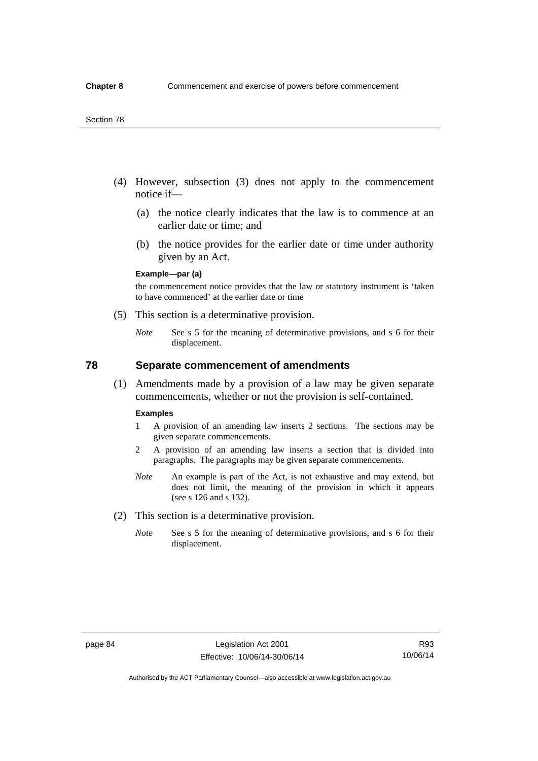(4) However, subsection (3) does not apply to the commencement notice if—

(a) the notice clearly indicates that the law is to commence at an earlier date or time; and

(b) the notice provides for the earlier date or time under authority given by an Act.

**Example—par (a)**

the commencement notice provides that the law or statutory instrument is 'taken to have commenced' at the earlier date or time

(5) This section is a determinative provision.

*Note* See s 5 for the meaning of determinative provisions, and s 6 for their displacement.

## 78 Separate commencement of amendments

(1) Amendments made by a provision of a law may be given separate commencements, whether or not the provision is self-contained.

**Examples**

1 A provision of an amending law inserts 2 sections. The sections may be given separate commencements.

2 A provision of an amending law inserts a section that is divided into paragraphs. The paragraphs may be given separate commencements.

*Note* An example is part of the Act, is not exhaustive and may extend, but does not limit, the meaning of the provision in which it appears (see s 126 and s 132).

(2) This section is a determinative provision.

*Note* See s 5 for the meaning of determinative provisions, and s 6 for their displacement.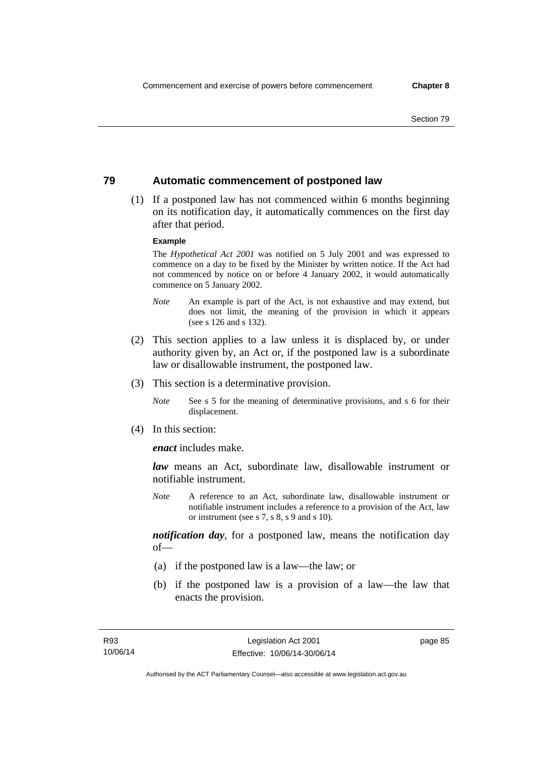## 79 Automatic commencement of postponed law

(1) If a postponed law has not commenced within 6 months beginning on its notification day, it automatically commences on the first day after that period.

**Example**

The *Hypothetical Act 2001* was notified on 5 July 2001 and was expressed to commence on a day to be fixed by the Minister by written notice. If the Act had not commenced by notice on or before 4 January 2002, it would automatically commence on 5 January 2002.

*Note* An example is part of the Act, is not exhaustive and may extend, but does not limit, the meaning of the provision in which it appears (see s 126 and s 132).

(2) This section applies to a law unless it is displaced by, or under authority given by, an Act or, if the postponed law is a subordinate law or disallowable instrument, the postponed law.

(3) This section is a determinative provision.

*Note* See s 5 for the meaning of determinative provisions, and s 6 for their displacement.

(4) In this section:

***enact*** includes make.

***law*** means an Act, subordinate law, disallowable instrument or notifiable instrument.

*Note* A reference to an Act, subordinate law, disallowable instrument or notifiable instrument includes a reference to a provision of the Act, law or instrument (see s 7, s 8, s 9 and s 10).

***notification day***, for a postponed law, means the notification day of—

(a) if the postponed law is a law—the law; or

(b) if the postponed law is a provision of a law—the law that enacts the provision.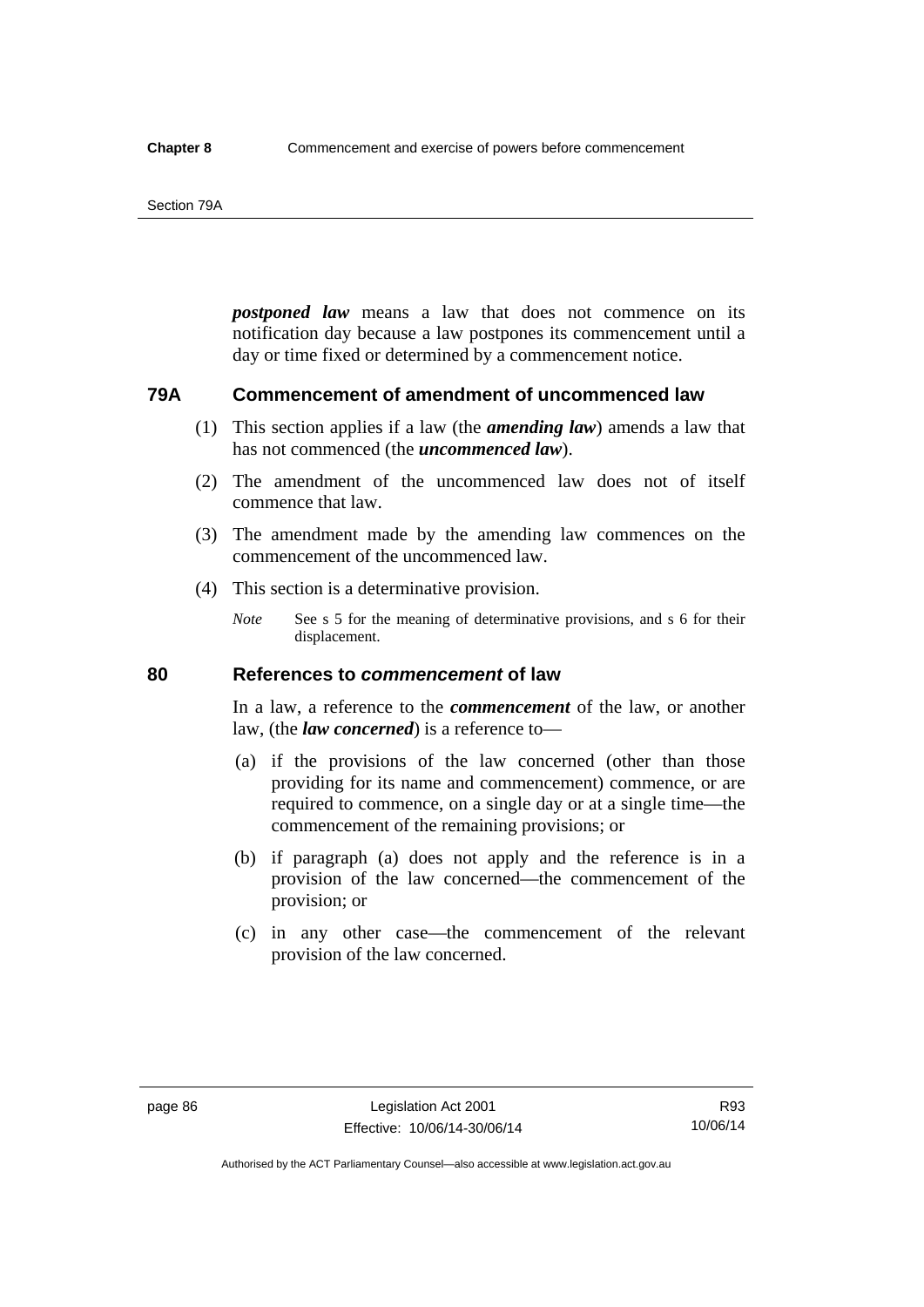***postponed law*** means a law that does not commence on its notification day because a law postpones its commencement until a day or time fixed or determined by a commencement notice.

### 79A Commencement of amendment of uncommenced law

(1) This section applies if a law (the ***amending law***) amends a law that has not commenced (the ***uncommenced law***).

(2) The amendment of the uncommenced law does not of itself commence that law.

(3) The amendment made by the amending law commences on the commencement of the uncommenced law.

(4) This section is a determinative provision.

*Note* See s 5 for the meaning of determinative provisions, and s 6 for their displacement.

### 80 References to *commencement* of law

In a law, a reference to the ***commencement*** of the law, or another law, (the ***law concerned***) is a reference to—

(a) if the provisions of the law concerned (other than those providing for its name and commencement) commence, or are required to commence, on a single day or at a single time—the commencement of the remaining provisions; or

(b) if paragraph (a) does not apply and the reference is in a provision of the law concerned—the commencement of the provision; or

(c) in any other case—the commencement of the relevant provision of the law concerned.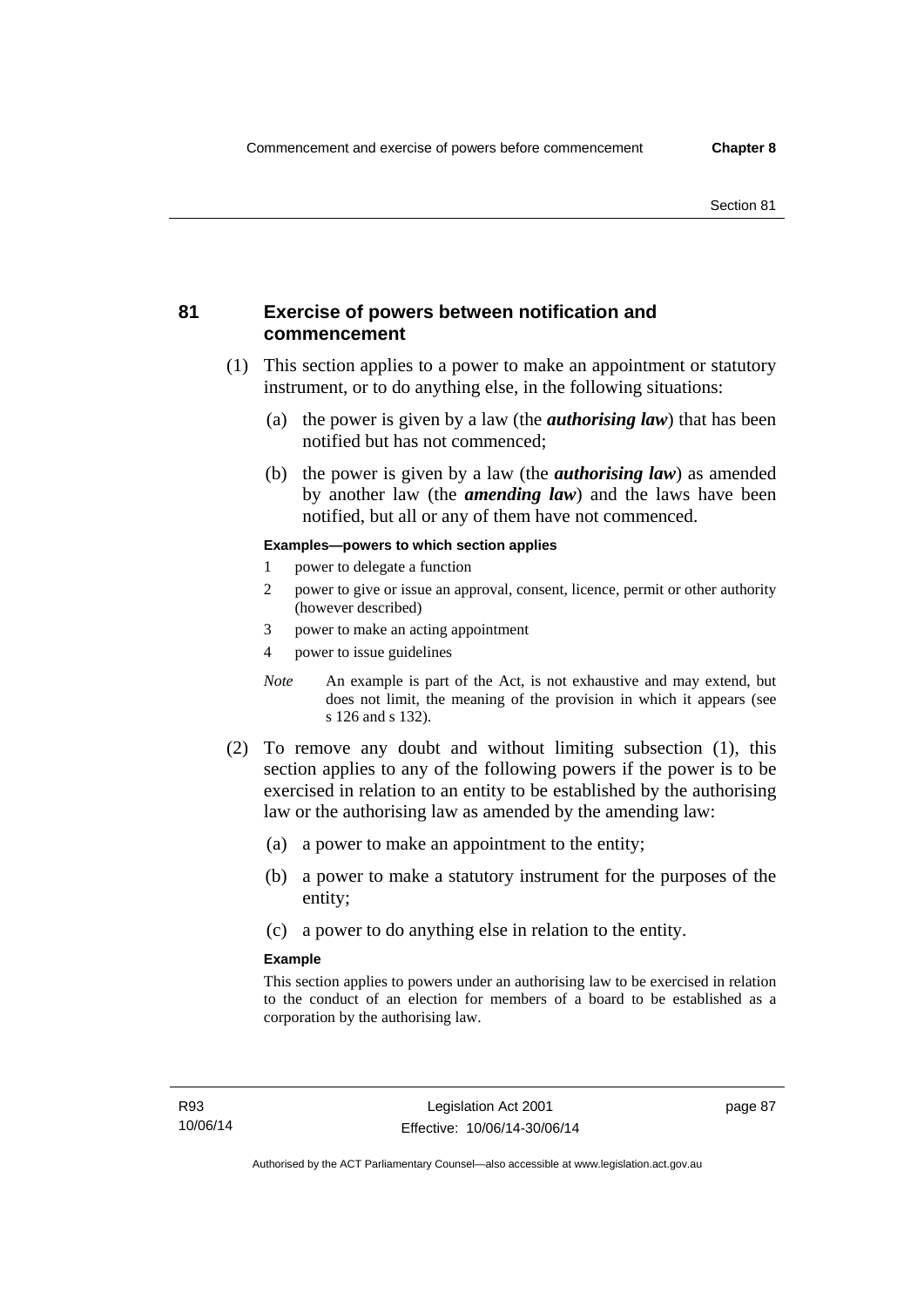## 81 Exercise of powers between notification and commencement

(1) This section applies to a power to make an appointment or statutory instrument, or to do anything else, in the following situations:

(a) the power is given by a law (the ***authorising law***) that has been notified but has not commenced;

(b) the power is given by a law (the ***authorising law***) as amended by another law (the ***amending law***) and the laws have been notified, but all or any of them have not commenced.

**Examples—powers to which section applies**

1 power to delegate a function

2 power to give or issue an approval, consent, licence, permit or other authority (however described)

3 power to make an acting appointment

4 power to issue guidelines

*Note* An example is part of the Act, is not exhaustive and may extend, but does not limit, the meaning of the provision in which it appears (see s 126 and s 132).

(2) To remove any doubt and without limiting subsection (1), this section applies to any of the following powers if the power is to be exercised in relation to an entity to be established by the authorising law or the authorising law as amended by the amending law:

(a) a power to make an appointment to the entity;

(b) a power to make a statutory instrument for the purposes of the entity;

(c) a power to do anything else in relation to the entity.

**Example**

This section applies to powers under an authorising law to be exercised in relation to the conduct of an election for members of a board to be established as a corporation by the authorising law.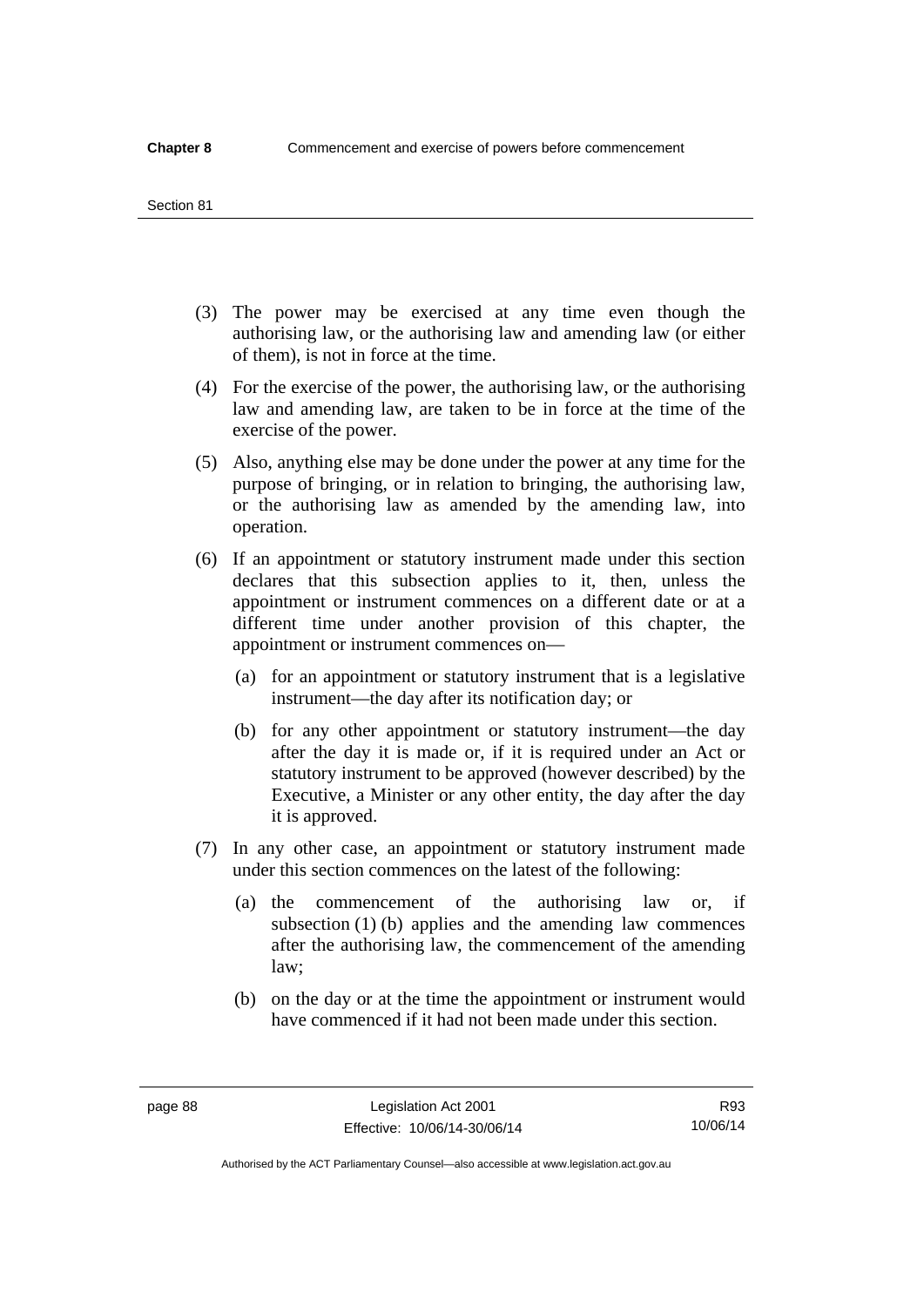(3) The power may be exercised at any time even though the authorising law, or the authorising law and amending law (or either of them), is not in force at the time.

(4) For the exercise of the power, the authorising law, or the authorising law and amending law, are taken to be in force at the time of the exercise of the power.

(5) Also, anything else may be done under the power at any time for the purpose of bringing, or in relation to bringing, the authorising law, or the authorising law as amended by the amending law, into operation.

(6) If an appointment or statutory instrument made under this section declares that this subsection applies to it, then, unless the appointment or instrument commences on a different date or at a different time under another provision of this chapter, the appointment or instrument commences on—

  (a) for an appointment or statutory instrument that is a legislative instrument—the day after its notification day; or

  (b) for any other appointment or statutory instrument—the day after the day it is made or, if it is required under an Act or statutory instrument to be approved (however described) by the Executive, a Minister or any other entity, the day after the day it is approved.

(7) In any other case, an appointment or statutory instrument made under this section commences on the latest of the following:

  (a) the commencement of the authorising law or, if subsection (1) (b) applies and the amending law commences after the authorising law, the commencement of the amending law;

  (b) on the day or at the time the appointment or instrument would have commenced if it had not been made under this section.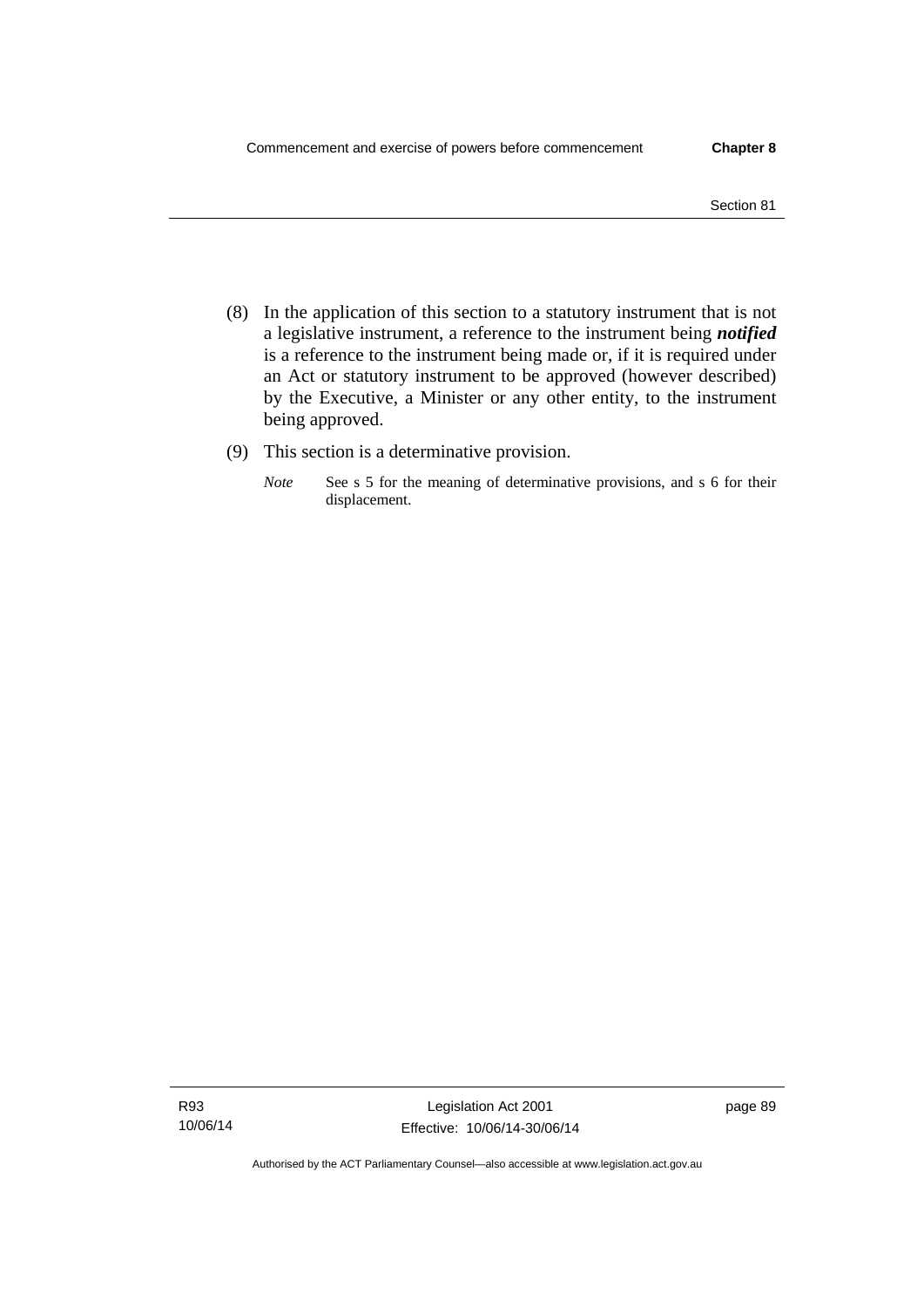(8) In the application of this section to a statutory instrument that is not a legislative instrument, a reference to the instrument being ***notified*** is a reference to the instrument being made or, if it is required under an Act or statutory instrument to be approved (however described) by the Executive, a Minister or any other entity, to the instrument being approved.

(9) This section is a determinative provision.

*Note* See s 5 for the meaning of determinative provisions, and s 6 for their displacement.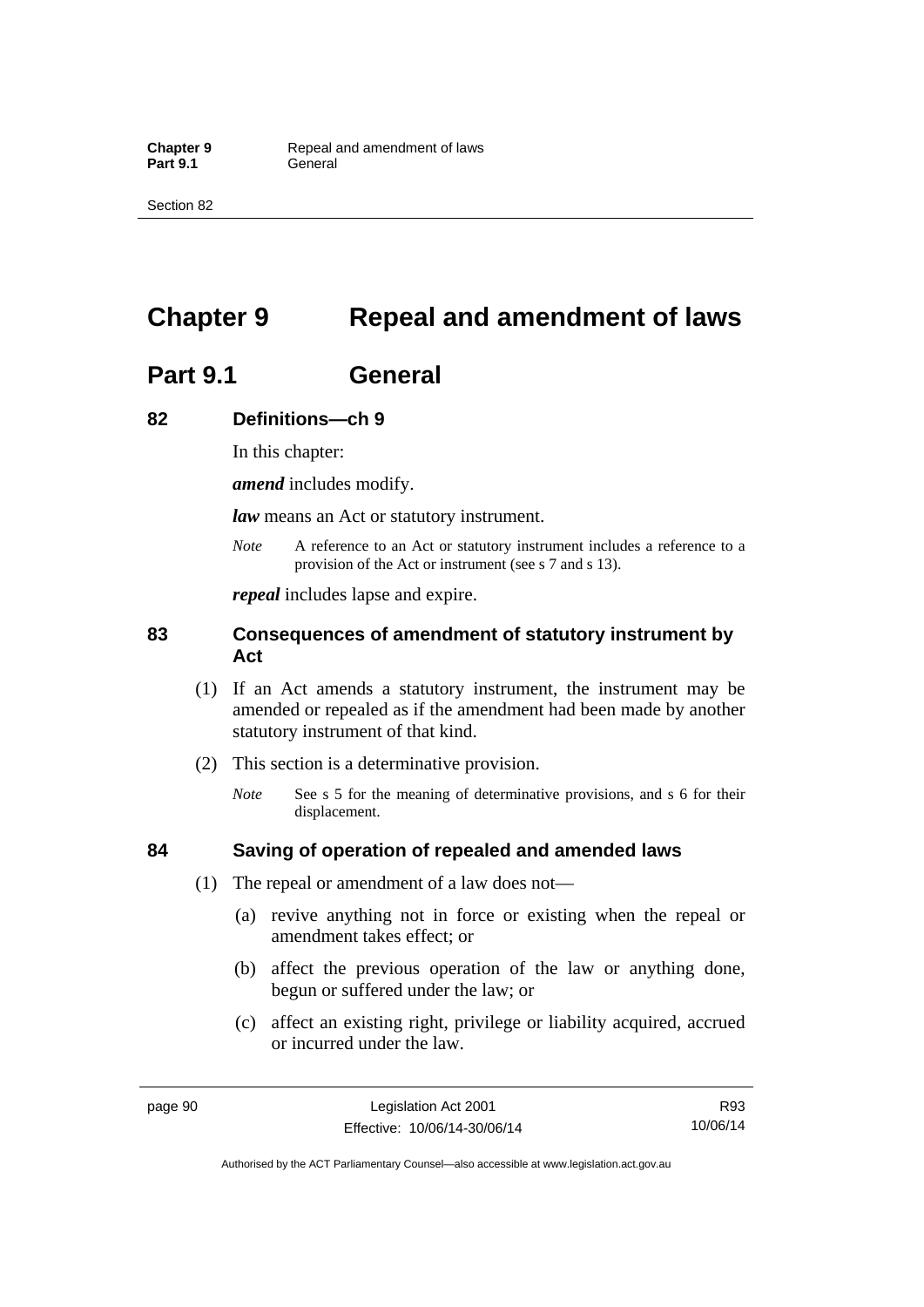# Chapter 9 Repeal and amendment of laws

## Part 9.1 General

### 82 Definitions—ch 9

In this chapter:

***amend*** includes modify.

***law*** means an Act or statutory instrument.

*Note* A reference to an Act or statutory instrument includes a reference to a provision of the Act or instrument (see s 7 and s 13).

***repeal*** includes lapse and expire.

### 83 Consequences of amendment of statutory instrument by Act

(1) If an Act amends a statutory instrument, the instrument may be amended or repealed as if the amendment had been made by another statutory instrument of that kind.

(2) This section is a determinative provision.

*Note* See s 5 for the meaning of determinative provisions, and s 6 for their displacement.

### 84 Saving of operation of repealed and amended laws

(1) The repeal or amendment of a law does not—

(a) revive anything not in force or existing when the repeal or amendment takes effect; or

(b) affect the previous operation of the law or anything done, begun or suffered under the law; or

(c) affect an existing right, privilege or liability acquired, accrued or incurred under the law.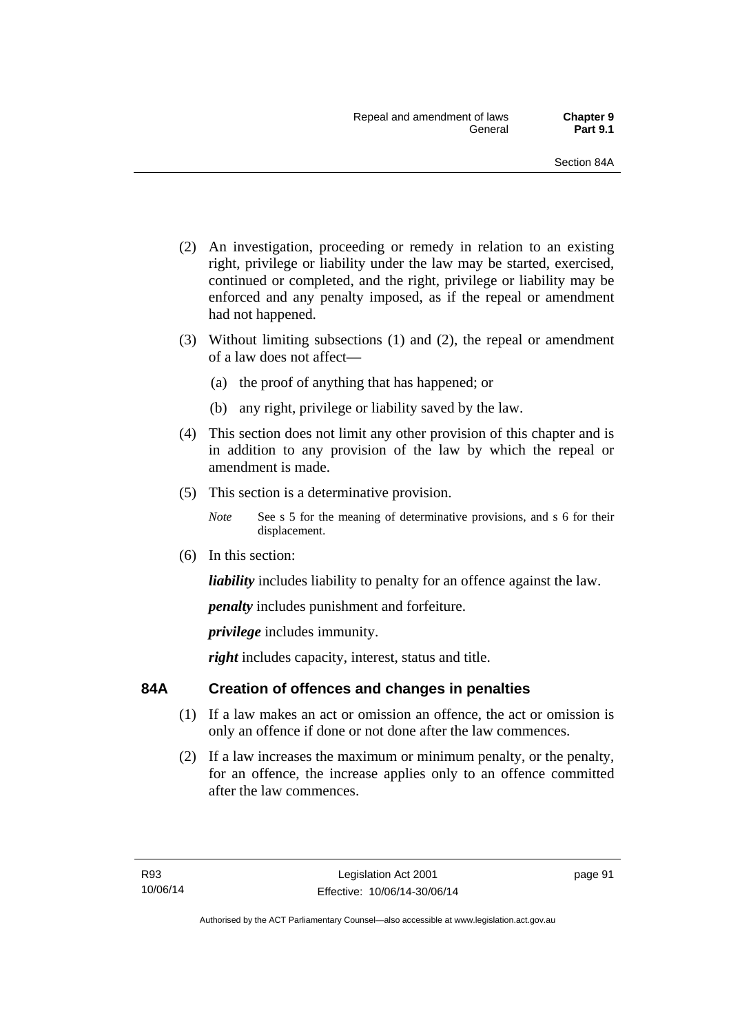(2) An investigation, proceeding or remedy in relation to an existing right, privilege or liability under the law may be started, exercised, continued or completed, and the right, privilege or liability may be enforced and any penalty imposed, as if the repeal or amendment had not happened.

(3) Without limiting subsections (1) and (2), the repeal or amendment of a law does not affect—

(a) the proof of anything that has happened; or

(b) any right, privilege or liability saved by the law.

(4) This section does not limit any other provision of this chapter and is in addition to any provision of the law by which the repeal or amendment is made.

(5) This section is a determinative provision.

*Note* See s 5 for the meaning of determinative provisions, and s 6 for their displacement.

(6) In this section:

***liability*** includes liability to penalty for an offence against the law.

***penalty*** includes punishment and forfeiture.

***privilege*** includes immunity.

***right*** includes capacity, interest, status and title.

## 84A Creation of offences and changes in penalties

(1) If a law makes an act or omission an offence, the act or omission is only an offence if done or not done after the law commences.

(2) If a law increases the maximum or minimum penalty, or the penalty, for an offence, the increase applies only to an offence committed after the law commences.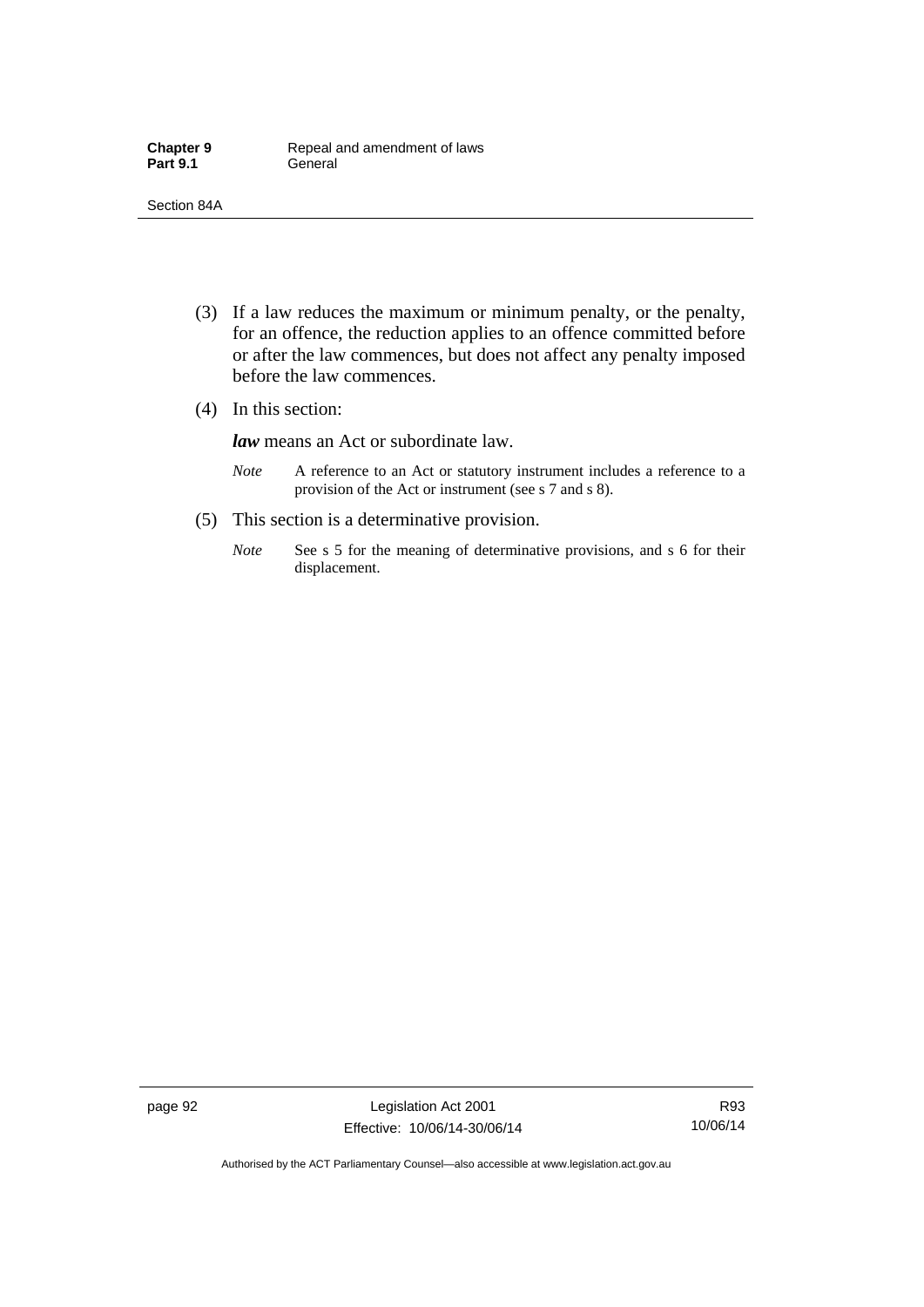(3) If a law reduces the maximum or minimum penalty, or the penalty, for an offence, the reduction applies to an offence committed before or after the law commences, but does not affect any penalty imposed before the law commences.

(4) In this section:

***law*** means an Act or subordinate law.

*Note* A reference to an Act or statutory instrument includes a reference to a provision of the Act or instrument (see s 7 and s 8).

(5) This section is a determinative provision.

*Note* See s 5 for the meaning of determinative provisions, and s 6 for their displacement.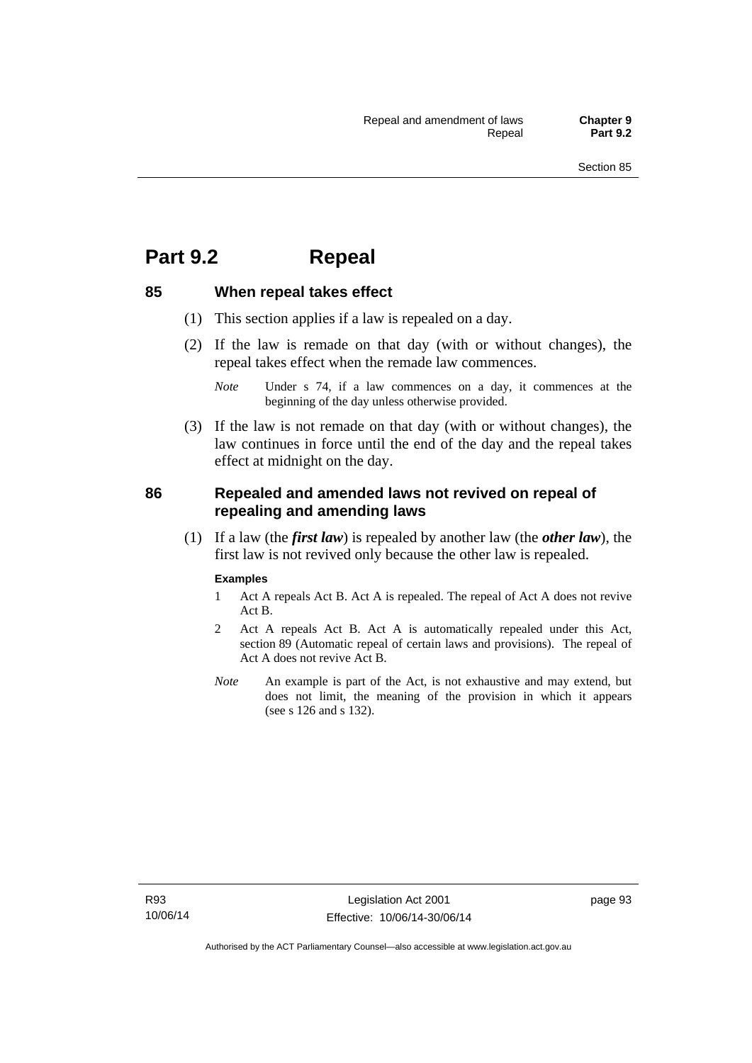# Part 9.2 Repeal

## 85 When repeal takes effect

(1) This section applies if a law is repealed on a day.

(2) If the law is remade on that day (with or without changes), the repeal takes effect when the remade law commences.

*Note* Under s 74, if a law commences on a day, it commences at the beginning of the day unless otherwise provided.

(3) If the law is not remade on that day (with or without changes), the law continues in force until the end of the day and the repeal takes effect at midnight on the day.

## 86 Repealed and amended laws not revived on repeal of repealing and amending laws

(1) If a law (the ***first law***) is repealed by another law (the ***other law***), the first law is not revived only because the other law is repealed.

**Examples**

1 Act A repeals Act B. Act A is repealed. The repeal of Act A does not revive Act B.

2 Act A repeals Act B. Act A is automatically repealed under this Act, section 89 (Automatic repeal of certain laws and provisions). The repeal of Act A does not revive Act B.

*Note* An example is part of the Act, is not exhaustive and may extend, but does not limit, the meaning of the provision in which it appears (see s 126 and s 132).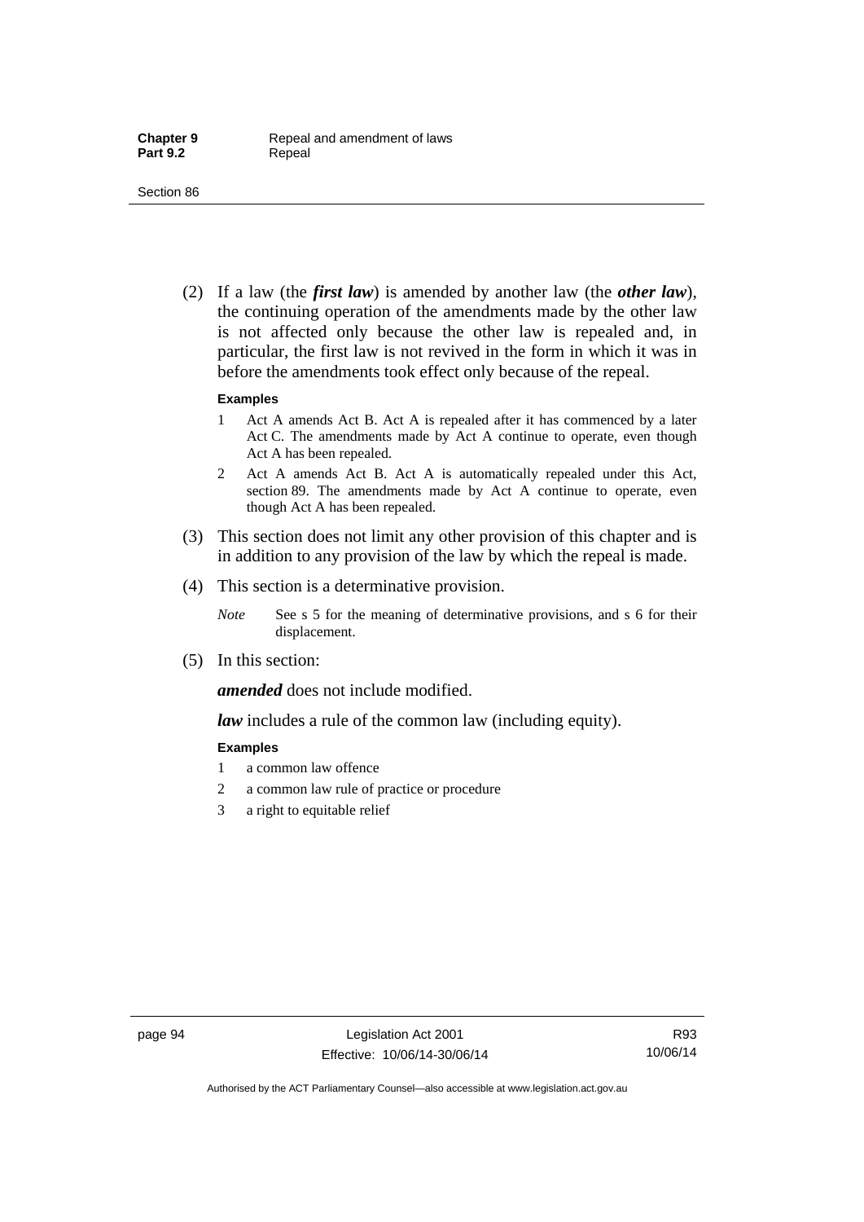(2) If a law (the ***first law***) is amended by another law (the ***other law***), the continuing operation of the amendments made by the other law is not affected only because the other law is repealed and, in particular, the first law is not revived in the form in which it was in before the amendments took effect only because of the repeal.

**Examples**

1 Act A amends Act B. Act A is repealed after it has commenced by a later Act C. The amendments made by Act A continue to operate, even though Act A has been repealed.

2 Act A amends Act B. Act A is automatically repealed under this Act, section 89. The amendments made by Act A continue to operate, even though Act A has been repealed.

(3) This section does not limit any other provision of this chapter and is in addition to any provision of the law by which the repeal is made.

(4) This section is a determinative provision.

*Note* See s 5 for the meaning of determinative provisions, and s 6 for their displacement.

(5) In this section:

***amended*** does not include modified.

***law*** includes a rule of the common law (including equity).

**Examples**

1 a common law offence

2 a common law rule of practice or procedure

3 a right to equitable relief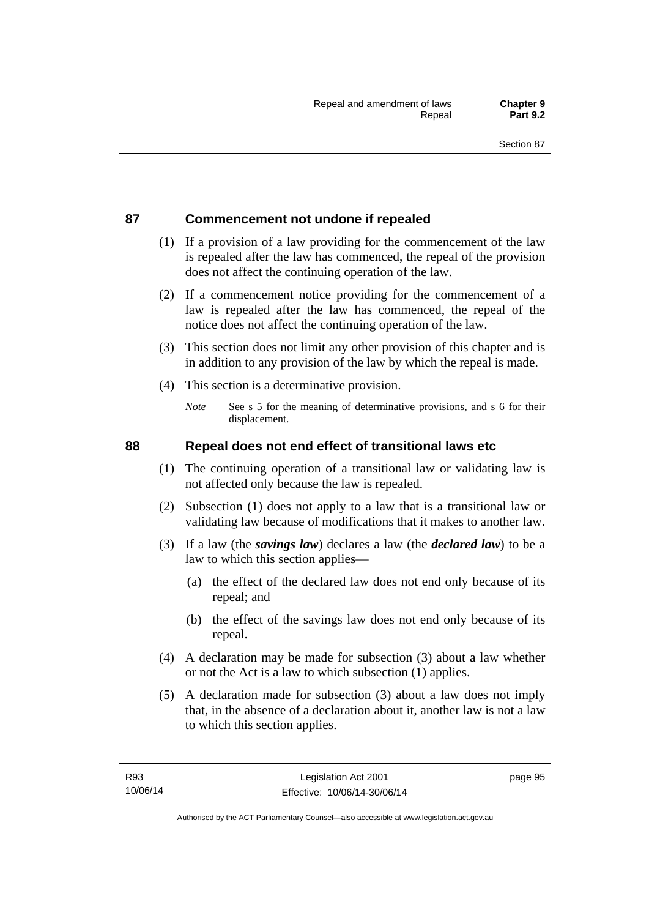## 87 Commencement not undone if repealed

(1) If a provision of a law providing for the commencement of the law is repealed after the law has commenced, the repeal of the provision does not affect the continuing operation of the law.

(2) If a commencement notice providing for the commencement of a law is repealed after the law has commenced, the repeal of the notice does not affect the continuing operation of the law.

(3) This section does not limit any other provision of this chapter and is in addition to any provision of the law by which the repeal is made.

(4) This section is a determinative provision.

*Note* See s 5 for the meaning of determinative provisions, and s 6 for their displacement.

## 88 Repeal does not end effect of transitional laws etc

(1) The continuing operation of a transitional law or validating law is not affected only because the law is repealed.

(2) Subsection (1) does not apply to a law that is a transitional law or validating law because of modifications that it makes to another law.

(3) If a law (the ***savings law***) declares a law (the ***declared law***) to be a law to which this section applies—

(a) the effect of the declared law does not end only because of its repeal; and

(b) the effect of the savings law does not end only because of its repeal.

(4) A declaration may be made for subsection (3) about a law whether or not the Act is a law to which subsection (1) applies.

(5) A declaration made for subsection (3) about a law does not imply that, in the absence of a declaration about it, another law is not a law to which this section applies.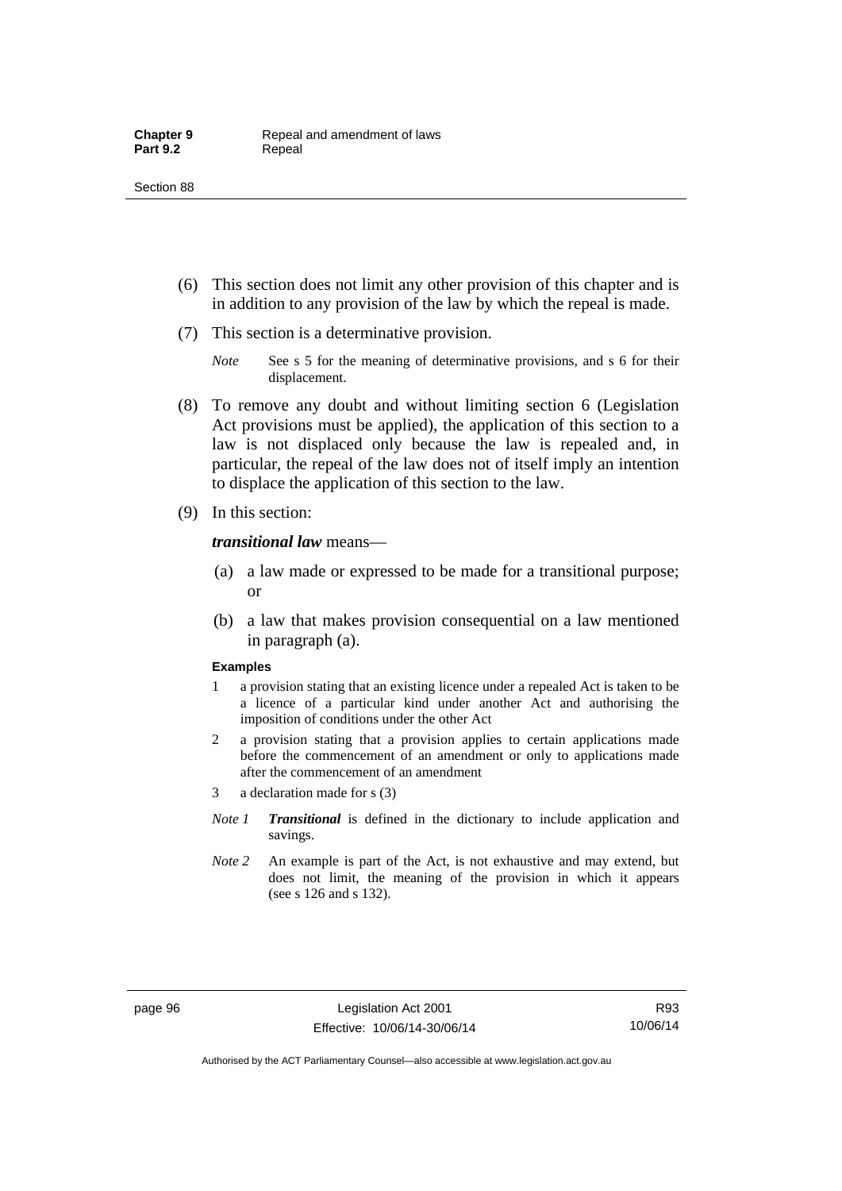(6) This section does not limit any other provision of this chapter and is in addition to any provision of the law by which the repeal is made.

(7) This section is a determinative provision.

*Note* See s 5 for the meaning of determinative provisions, and s 6 for their displacement.

(8) To remove any doubt and without limiting section 6 (Legislation Act provisions must be applied), the application of this section to a law is not displaced only because the law is repealed and, in particular, the repeal of the law does not of itself imply an intention to displace the application of this section to the law.

(9) In this section:

***transitional law*** means—

(a) a law made or expressed to be made for a transitional purpose; or

(b) a law that makes provision consequential on a law mentioned in paragraph (a).

**Examples**

1 a provision stating that an existing licence under a repealed Act is taken to be a licence of a particular kind under another Act and authorising the imposition of conditions under the other Act

2 a provision stating that a provision applies to certain applications made before the commencement of an amendment or only to applications made after the commencement of an amendment

3 a declaration made for s (3)

*Note 1* ***Transitional*** is defined in the dictionary to include application and savings.

*Note 2* An example is part of the Act, is not exhaustive and may extend, but does not limit, the meaning of the provision in which it appears (see s 126 and s 132).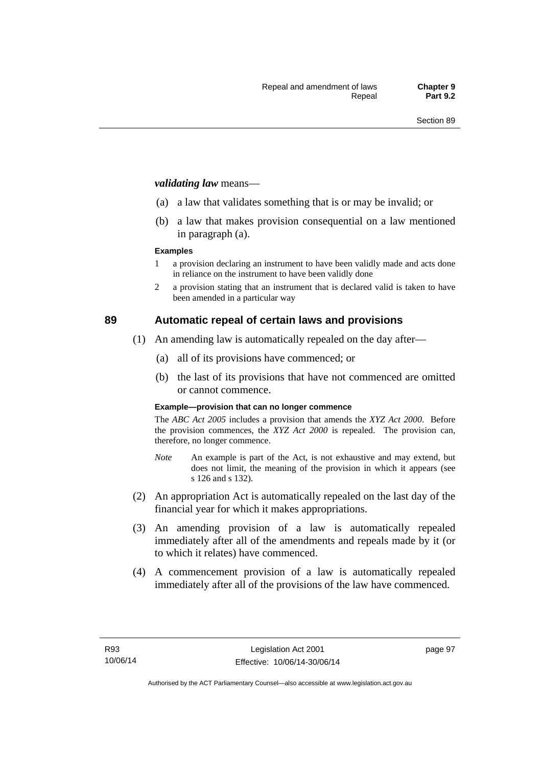***validating law*** means—

(a) a law that validates something that is or may be invalid; or

(b) a law that makes provision consequential on a law mentioned in paragraph (a).

**Examples**

1 a provision declaring an instrument to have been validly made and acts done in reliance on the instrument to have been validly done

2 a provision stating that an instrument that is declared valid is taken to have been amended in a particular way

## 89 Automatic repeal of certain laws and provisions

(1) An amending law is automatically repealed on the day after—

(a) all of its provisions have commenced; or

(b) the last of its provisions that have not commenced are omitted or cannot commence.

**Example—provision that can no longer commence**

The *ABC Act 2005* includes a provision that amends the *XYZ Act 2000*. Before the provision commences, the *XYZ Act 2000* is repealed. The provision can, therefore, no longer commence.

*Note* An example is part of the Act, is not exhaustive and may extend, but does not limit, the meaning of the provision in which it appears (see s 126 and s 132).

(2) An appropriation Act is automatically repealed on the last day of the financial year for which it makes appropriations.

(3) An amending provision of a law is automatically repealed immediately after all of the amendments and repeals made by it (or to which it relates) have commenced.

(4) A commencement provision of a law is automatically repealed immediately after all of the provisions of the law have commenced.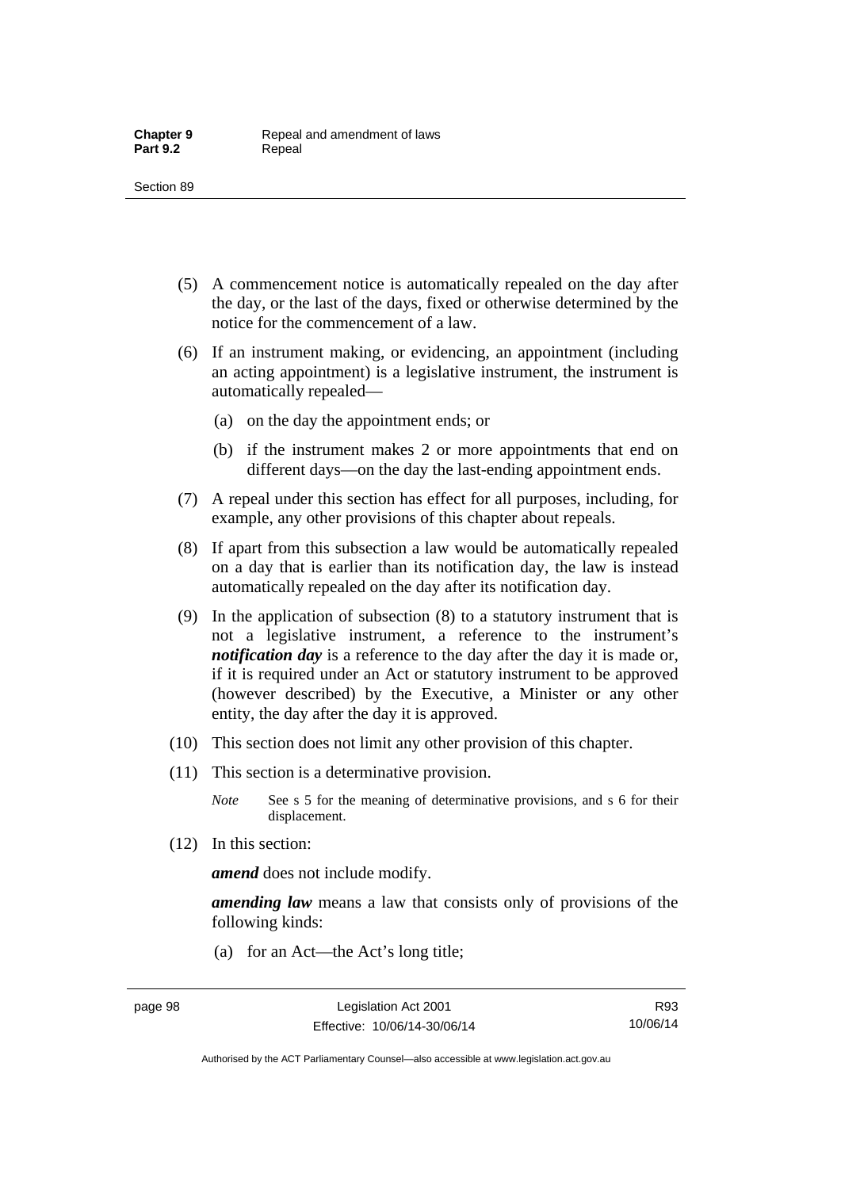(5) A commencement notice is automatically repealed on the day after the day, or the last of the days, fixed or otherwise determined by the notice for the commencement of a law.

(6) If an instrument making, or evidencing, an appointment (including an acting appointment) is a legislative instrument, the instrument is automatically repealed—

(a) on the day the appointment ends; or

(b) if the instrument makes 2 or more appointments that end on different days—on the day the last-ending appointment ends.

(7) A repeal under this section has effect for all purposes, including, for example, any other provisions of this chapter about repeals.

(8) If apart from this subsection a law would be automatically repealed on a day that is earlier than its notification day, the law is instead automatically repealed on the day after its notification day.

(9) In the application of subsection (8) to a statutory instrument that is not a legislative instrument, a reference to the instrument's ***notification day*** is a reference to the day after the day it is made or, if it is required under an Act or statutory instrument to be approved (however described) by the Executive, a Minister or any other entity, the day after the day it is approved.

(10) This section does not limit any other provision of this chapter.

(11) This section is a determinative provision.

*Note* See s 5 for the meaning of determinative provisions, and s 6 for their displacement.

(12) In this section:

***amend*** does not include modify.

***amending law*** means a law that consists only of provisions of the following kinds:

(a) for an Act—the Act's long title;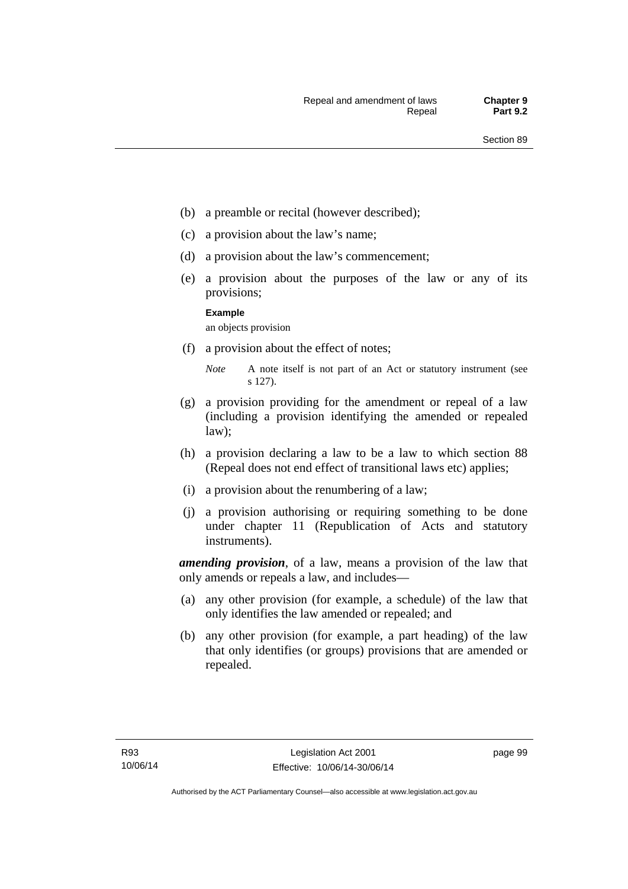(b) a preamble or recital (however described);

(c) a provision about the law's name;

(d) a provision about the law's commencement;

(e) a provision about the purposes of the law or any of its provisions;

**Example**

an objects provision

(f) a provision about the effect of notes;

*Note* A note itself is not part of an Act or statutory instrument (see s 127).

(g) a provision providing for the amendment or repeal of a law (including a provision identifying the amended or repealed law);

(h) a provision declaring a law to be a law to which section 88 (Repeal does not end effect of transitional laws etc) applies;

(i) a provision about the renumbering of a law;

(j) a provision authorising or requiring something to be done under chapter 11 (Republication of Acts and statutory instruments).

***amending provision***, of a law, means a provision of the law that only amends or repeals a law, and includes—

(a) any other provision (for example, a schedule) of the law that only identifies the law amended or repealed; and

(b) any other provision (for example, a part heading) of the law that only identifies (or groups) provisions that are amended or repealed.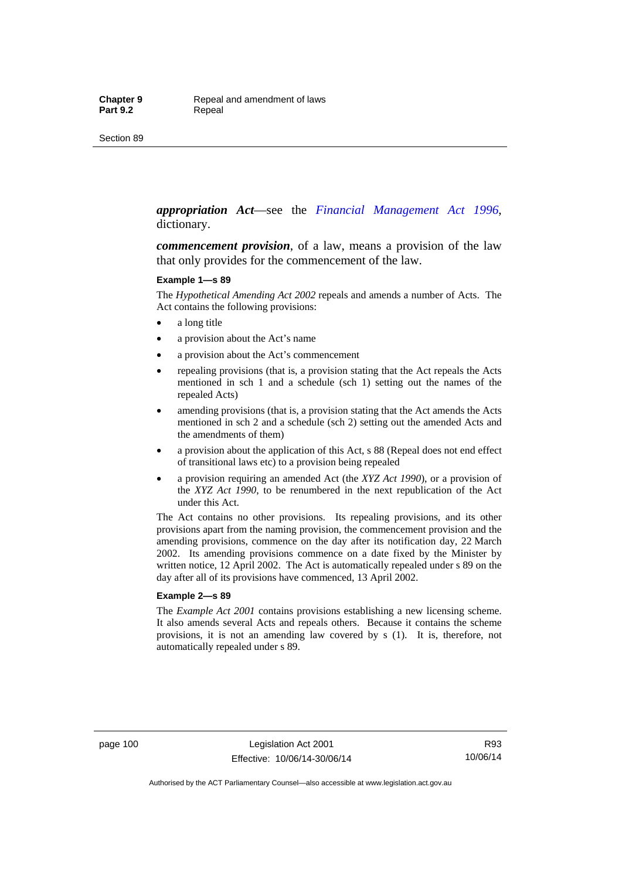***appropriation Act***—see the *Financial Management Act 1996*, dictionary.

***commencement provision***, of a law, means a provision of the law that only provides for the commencement of the law.

**Example 1—s 89**

The *Hypothetical Amending Act 2002* repeals and amends a number of Acts. The Act contains the following provisions:

- a long title
- a provision about the Act's name
- a provision about the Act's commencement
- repealing provisions (that is, a provision stating that the Act repeals the Acts mentioned in sch 1 and a schedule (sch 1) setting out the names of the repealed Acts)
- amending provisions (that is, a provision stating that the Act amends the Acts mentioned in sch 2 and a schedule (sch 2) setting out the amended Acts and the amendments of them)
- a provision about the application of this Act, s 88 (Repeal does not end effect of transitional laws etc) to a provision being repealed
- a provision requiring an amended Act (the *XYZ Act 1990*), or a provision of the *XYZ Act 1990*, to be renumbered in the next republication of the Act under this Act.

The Act contains no other provisions. Its repealing provisions, and its other provisions apart from the naming provision, the commencement provision and the amending provisions, commence on the day after its notification day, 22 March 2002. Its amending provisions commence on a date fixed by the Minister by written notice, 12 April 2002. The Act is automatically repealed under s 89 on the day after all of its provisions have commenced, 13 April 2002.

**Example 2—s 89**

The *Example Act 2001* contains provisions establishing a new licensing scheme. It also amends several Acts and repeals others. Because it contains the scheme provisions, it is not an amending law covered by s (1). It is, therefore, not automatically repealed under s 89.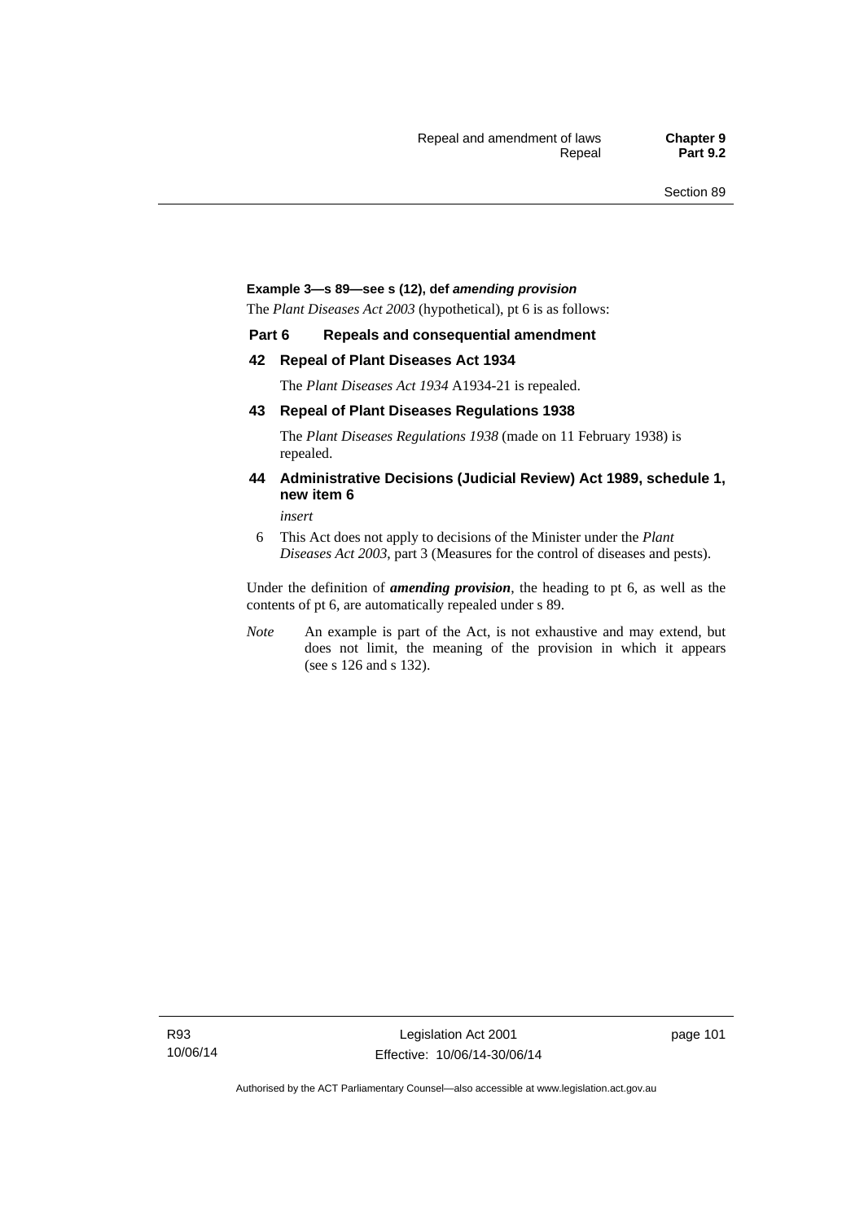**Example 3—s 89—see s (12), def *amending provision***

The *Plant Diseases Act 2003* (hypothetical), pt 6 is as follows:

**Part 6 Repeals and consequential amendment**

**42 Repeal of Plant Diseases Act 1934**

The *Plant Diseases Act 1934* A1934-21 is repealed.

**43 Repeal of Plant Diseases Regulations 1938**

The *Plant Diseases Regulations 1938* (made on 11 February 1938) is repealed.

**44 Administrative Decisions (Judicial Review) Act 1989, schedule 1, new item 6**

*insert*

6 This Act does not apply to decisions of the Minister under the *Plant Diseases Act 2003*, part 3 (Measures for the control of diseases and pests).

Under the definition of ***amending provision***, the heading to pt 6, as well as the contents of pt 6, are automatically repealed under s 89.

*Note* An example is part of the Act, is not exhaustive and may extend, but does not limit, the meaning of the provision in which it appears (see s 126 and s 132).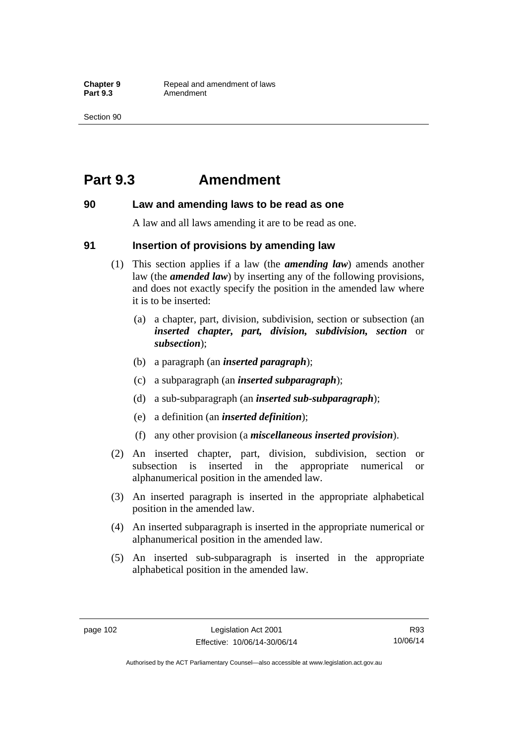# Part 9.3 Amendment

### 90 Law and amending laws to be read as one

A law and all laws amending it are to be read as one.

### 91 Insertion of provisions by amending law

(1) This section applies if a law (the ***amending law***) amends another law (the ***amended law***) by inserting any of the following provisions, and does not exactly specify the position in the amended law where it is to be inserted:

- (a) a chapter, part, division, subdivision, section or subsection (an ***inserted chapter, part, division, subdivision, section*** or ***subsection***);
- (b) a paragraph (an ***inserted paragraph***);
- (c) a subparagraph (an ***inserted subparagraph***);
- (d) a sub-subparagraph (an ***inserted sub-subparagraph***);
- (e) a definition (an ***inserted definition***);
- (f) any other provision (a ***miscellaneous inserted provision***).

(2) An inserted chapter, part, division, subdivision, section or subsection is inserted in the appropriate numerical or alphanumerical position in the amended law.

(3) An inserted paragraph is inserted in the appropriate alphabetical position in the amended law.

(4) An inserted subparagraph is inserted in the appropriate numerical or alphanumerical position in the amended law.

(5) An inserted sub-subparagraph is inserted in the appropriate alphabetical position in the amended law.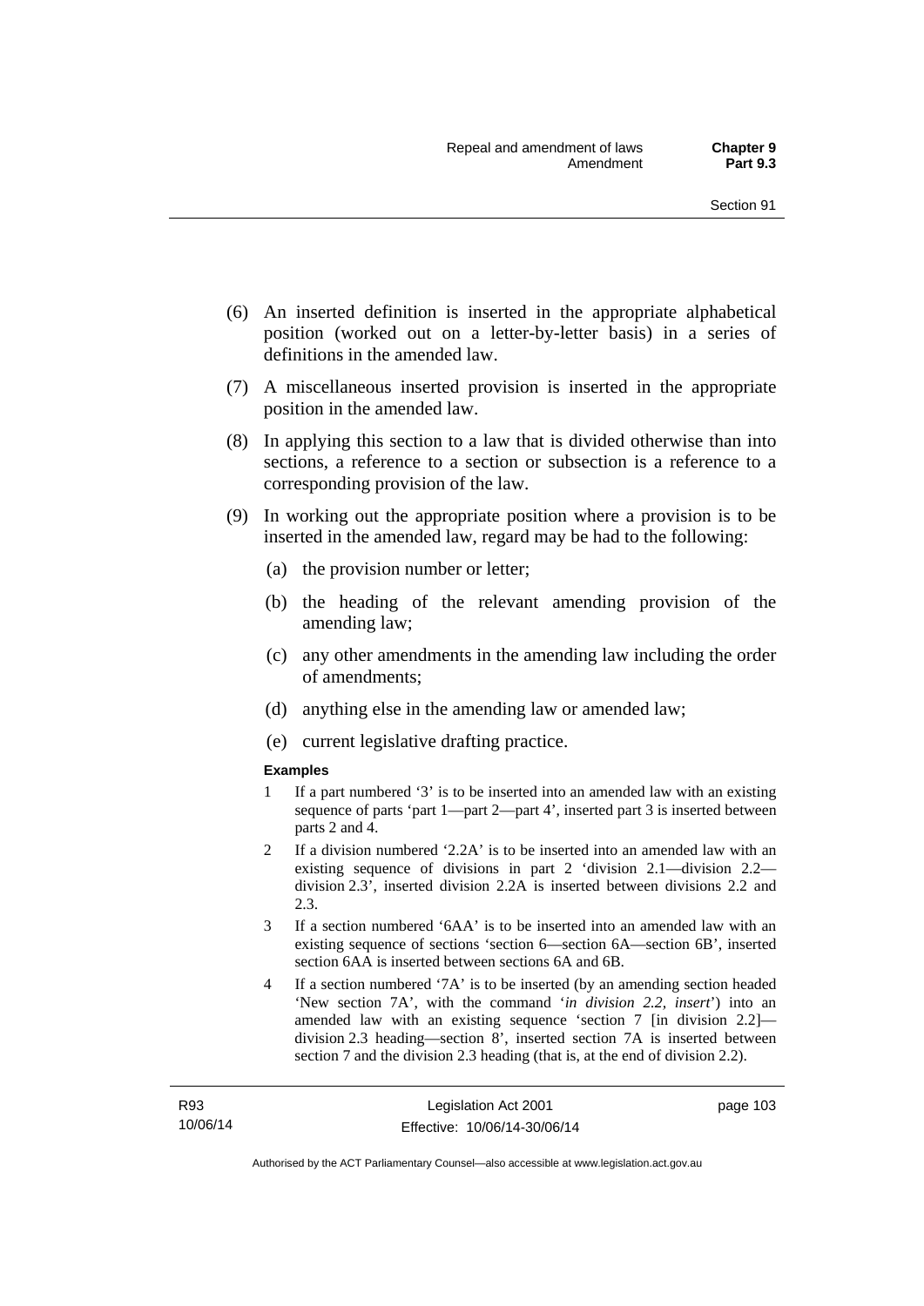(6) An inserted definition is inserted in the appropriate alphabetical position (worked out on a letter-by-letter basis) in a series of definitions in the amended law.

(7) A miscellaneous inserted provision is inserted in the appropriate position in the amended law.

(8) In applying this section to a law that is divided otherwise than into sections, a reference to a section or subsection is a reference to a corresponding provision of the law.

(9) In working out the appropriate position where a provision is to be inserted in the amended law, regard may be had to the following:

(a) the provision number or letter;

(b) the heading of the relevant amending provision of the amending law;

(c) any other amendments in the amending law including the order of amendments;

(d) anything else in the amending law or amended law;

(e) current legislative drafting practice.

**Examples**

1 If a part numbered '3' is to be inserted into an amended law with an existing sequence of parts 'part 1—part 2—part 4', inserted part 3 is inserted between parts 2 and 4.

2 If a division numbered '2.2A' is to be inserted into an amended law with an existing sequence of divisions in part 2 'division 2.1—division 2.2—division 2.3', inserted division 2.2A is inserted between divisions 2.2 and 2.3.

3 If a section numbered '6AA' is to be inserted into an amended law with an existing sequence of sections 'section 6—section 6A—section 6B', inserted section 6AA is inserted between sections 6A and 6B.

4 If a section numbered '7A' is to be inserted (by an amending section headed 'New section 7A', with the command '*in division 2.2, insert*') into an amended law with an existing sequence 'section 7 [in division 2.2]—division 2.3 heading—section 8', inserted section 7A is inserted between section 7 and the division 2.3 heading (that is, at the end of division 2.2).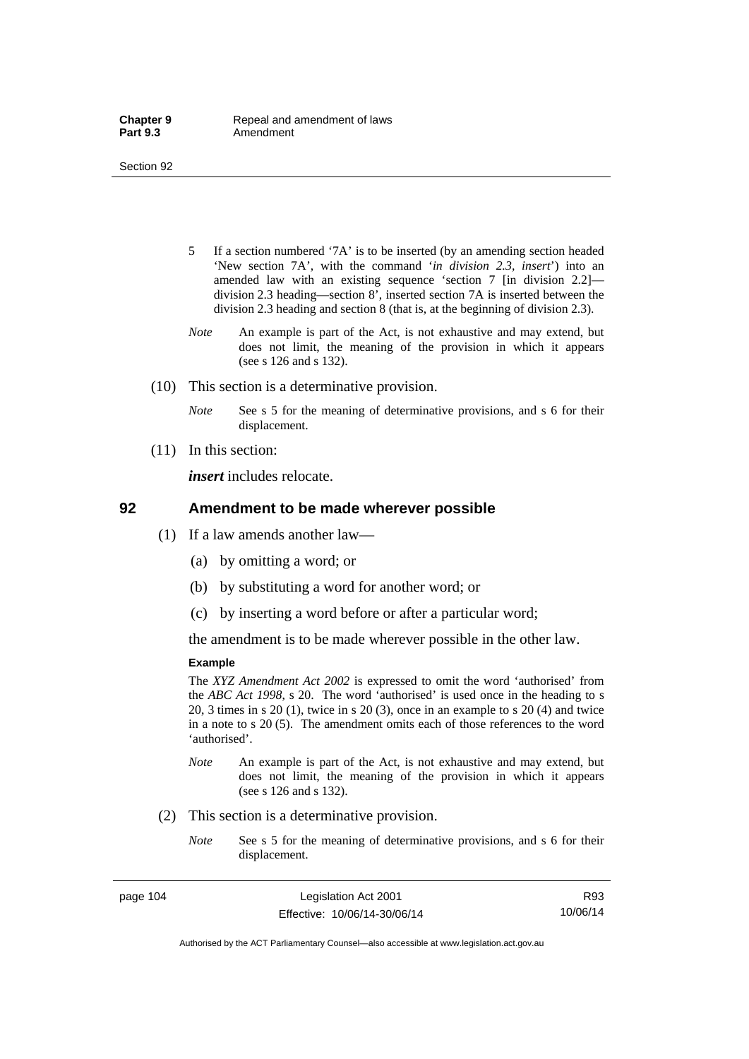5 If a section numbered '7A' is to be inserted (by an amending section headed 'New section 7A', with the command '*in division 2.3, insert*') into an amended law with an existing sequence 'section 7 [in division 2.2]—division 2.3 heading—section 8', inserted section 7A is inserted between the division 2.3 heading and section 8 (that is, at the beginning of division 2.3).

*Note* An example is part of the Act, is not exhaustive and may extend, but does not limit, the meaning of the provision in which it appears (see s 126 and s 132).

(10) This section is a determinative provision.

*Note* See s 5 for the meaning of determinative provisions, and s 6 for their displacement.

(11) In this section:

***insert*** includes relocate.

## 92 Amendment to be made wherever possible

(1) If a law amends another law—

(a) by omitting a word; or

(b) by substituting a word for another word; or

(c) by inserting a word before or after a particular word;

the amendment is to be made wherever possible in the other law.

**Example**

The *XYZ Amendment Act 2002* is expressed to omit the word 'authorised' from the *ABC Act 1998*, s 20. The word 'authorised' is used once in the heading to s 20, 3 times in s 20 (1), twice in s 20 (3), once in an example to s 20 (4) and twice in a note to s 20 (5). The amendment omits each of those references to the word 'authorised'.

*Note* An example is part of the Act, is not exhaustive and may extend, but does not limit, the meaning of the provision in which it appears (see s 126 and s 132).

(2) This section is a determinative provision.

*Note* See s 5 for the meaning of determinative provisions, and s 6 for their displacement.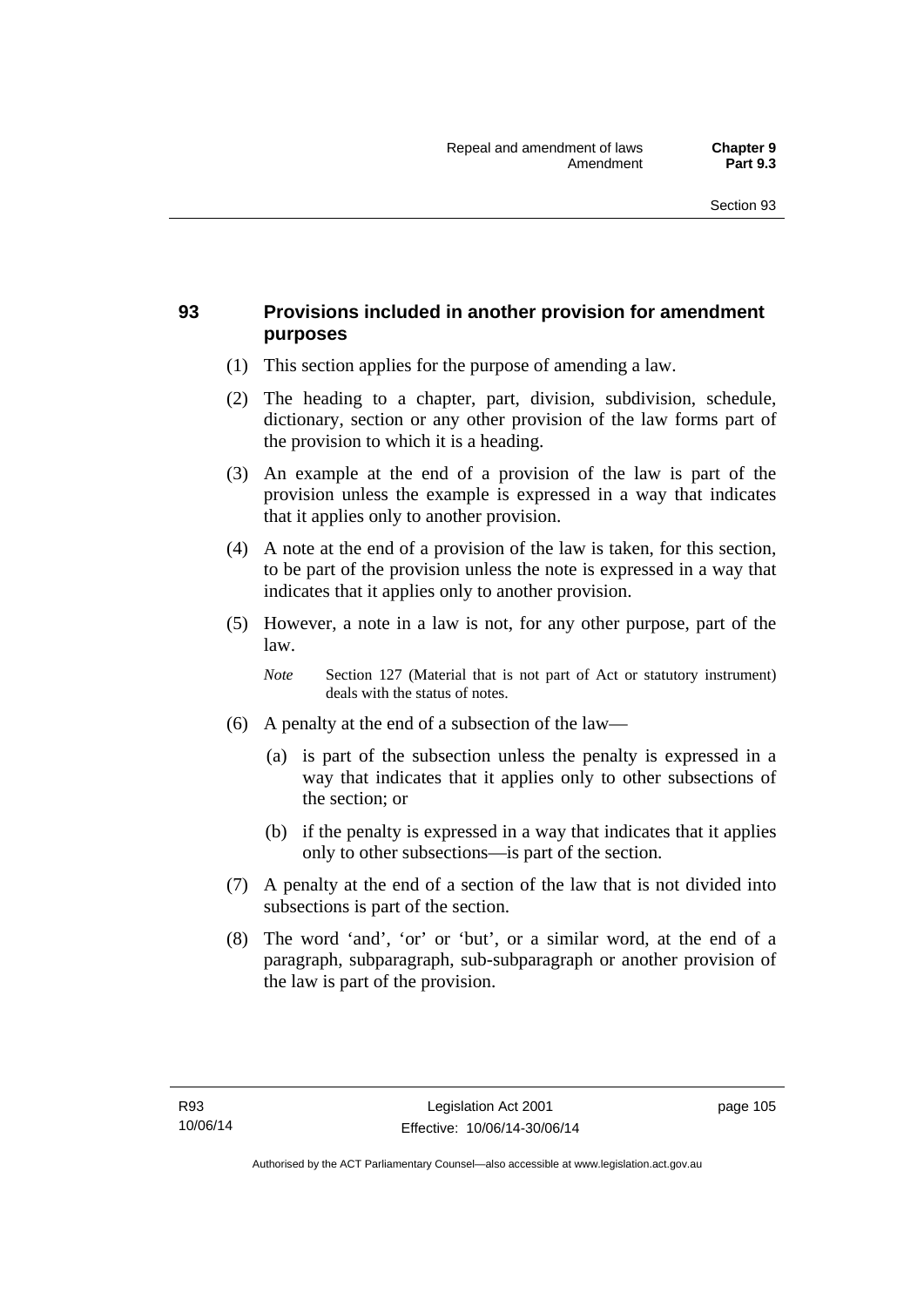## 93 Provisions included in another provision for amendment purposes

(1) This section applies for the purpose of amending a law.

(2) The heading to a chapter, part, division, subdivision, schedule, dictionary, section or any other provision of the law forms part of the provision to which it is a heading.

(3) An example at the end of a provision of the law is part of the provision unless the example is expressed in a way that indicates that it applies only to another provision.

(4) A note at the end of a provision of the law is taken, for this section, to be part of the provision unless the note is expressed in a way that indicates that it applies only to another provision.

(5) However, a note in a law is not, for any other purpose, part of the law.

*Note* Section 127 (Material that is not part of Act or statutory instrument) deals with the status of notes.

(6) A penalty at the end of a subsection of the law—

(a) is part of the subsection unless the penalty is expressed in a way that indicates that it applies only to other subsections of the section; or

(b) if the penalty is expressed in a way that indicates that it applies only to other subsections—is part of the section.

(7) A penalty at the end of a section of the law that is not divided into subsections is part of the section.

(8) The word 'and', 'or' or 'but', or a similar word, at the end of a paragraph, subparagraph, sub-subparagraph or another provision of the law is part of the provision.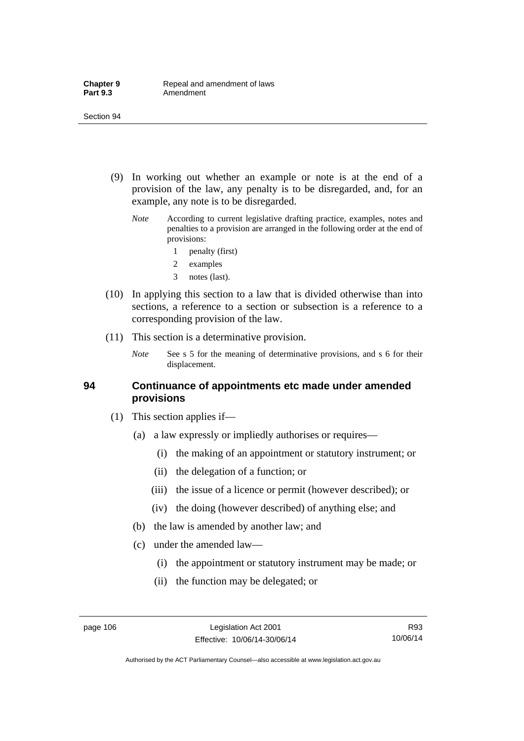(9) In working out whether an example or note is at the end of a provision of the law, any penalty is to be disregarded, and, for an example, any note is to be disregarded.

*Note* According to current legislative drafting practice, examples, notes and penalties to a provision are arranged in the following order at the end of provisions:

1 penalty (first)

2 examples

3 notes (last).

(10) In applying this section to a law that is divided otherwise than into sections, a reference to a section or subsection is a reference to a corresponding provision of the law.

(11) This section is a determinative provision.

*Note* See s 5 for the meaning of determinative provisions, and s 6 for their displacement.

### 94 Continuance of appointments etc made under amended provisions

(1) This section applies if—

(a) a law expressly or impliedly authorises or requires—

(i) the making of an appointment or statutory instrument; or

(ii) the delegation of a function; or

(iii) the issue of a licence or permit (however described); or

(iv) the doing (however described) of anything else; and

(b) the law is amended by another law; and

(c) under the amended law—

(i) the appointment or statutory instrument may be made; or

(ii) the function may be delegated; or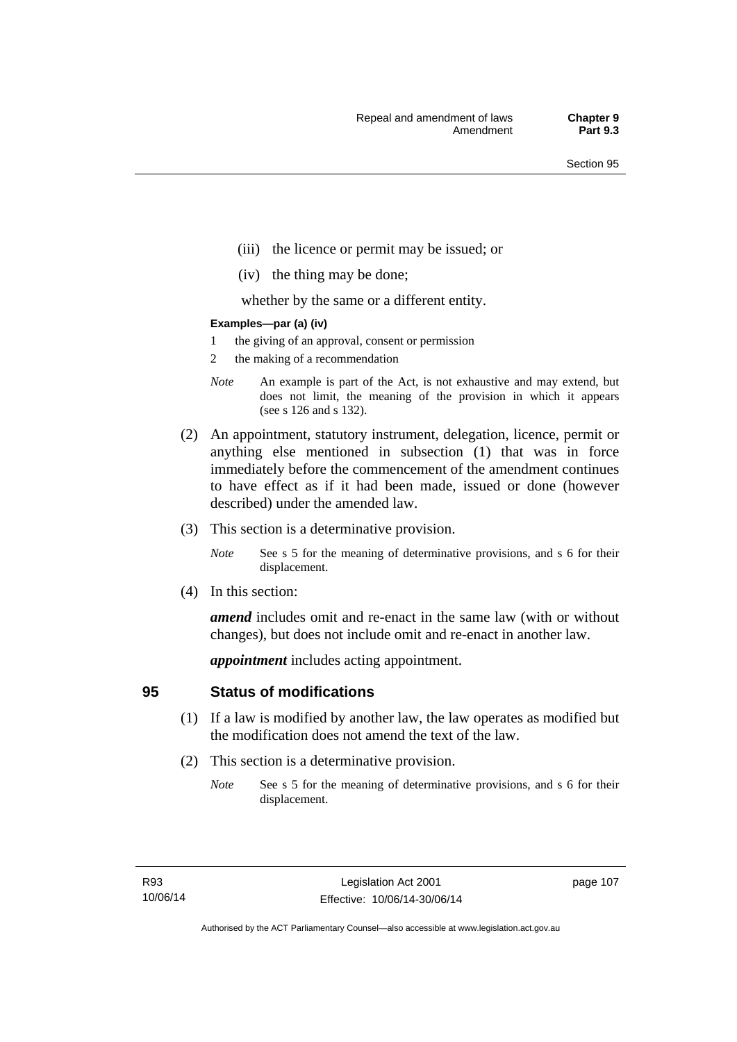(iii) the licence or permit may be issued; or

(iv) the thing may be done;

whether by the same or a different entity.

**Examples—par (a) (iv)**

1 the giving of an approval, consent or permission

2 the making of a recommendation

*Note* An example is part of the Act, is not exhaustive and may extend, but does not limit, the meaning of the provision in which it appears (see s 126 and s 132).

(2) An appointment, statutory instrument, delegation, licence, permit or anything else mentioned in subsection (1) that was in force immediately before the commencement of the amendment continues to have effect as if it had been made, issued or done (however described) under the amended law.

(3) This section is a determinative provision.

*Note* See s 5 for the meaning of determinative provisions, and s 6 for their displacement.

(4) In this section:

***amend*** includes omit and re-enact in the same law (with or without changes), but does not include omit and re-enact in another law.

***appointment*** includes acting appointment.

## 95 Status of modifications

(1) If a law is modified by another law, the law operates as modified but the modification does not amend the text of the law.

(2) This section is a determinative provision.

*Note* See s 5 for the meaning of determinative provisions, and s 6 for their displacement.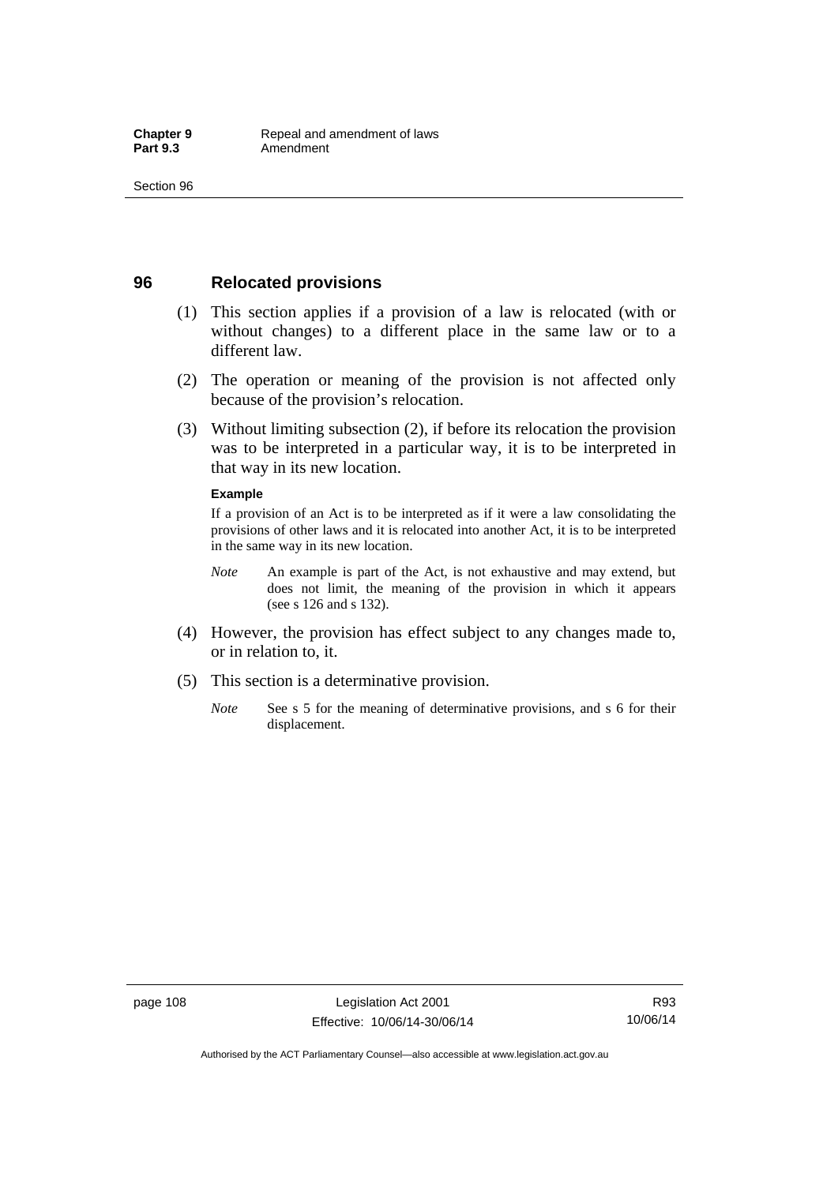## 96 Relocated provisions

(1) This section applies if a provision of a law is relocated (with or without changes) to a different place in the same law or to a different law.

(2) The operation or meaning of the provision is not affected only because of the provision's relocation.

(3) Without limiting subsection (2), if before its relocation the provision was to be interpreted in a particular way, it is to be interpreted in that way in its new location.

**Example**

If a provision of an Act is to be interpreted as if it were a law consolidating the provisions of other laws and it is relocated into another Act, it is to be interpreted in the same way in its new location.

*Note* An example is part of the Act, is not exhaustive and may extend, but does not limit, the meaning of the provision in which it appears (see s 126 and s 132).

(4) However, the provision has effect subject to any changes made to, or in relation to, it.

(5) This section is a determinative provision.

*Note* See s 5 for the meaning of determinative provisions, and s 6 for their displacement.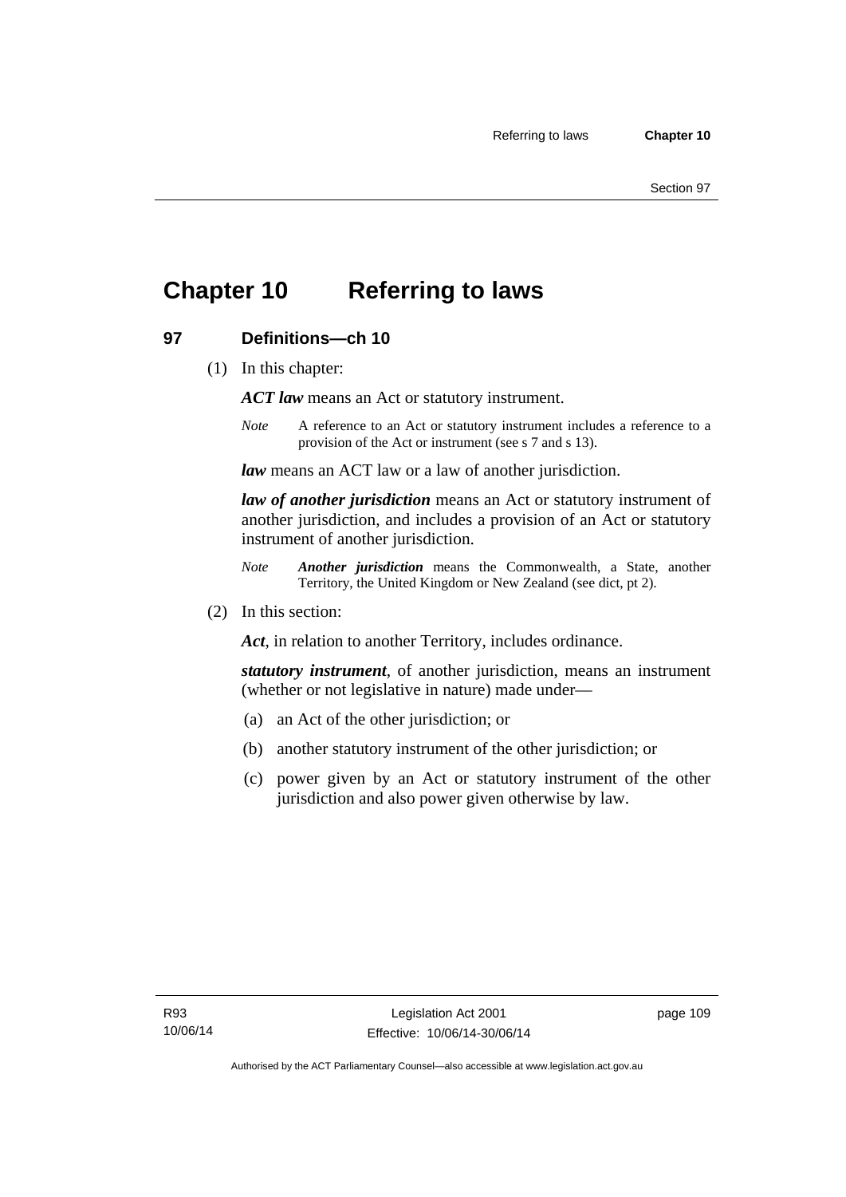# Chapter 10 Referring to laws

## 97 Definitions—ch 10

(1) In this chapter:

***ACT law*** means an Act or statutory instrument.

*Note* A reference to an Act or statutory instrument includes a reference to a provision of the Act or instrument (see s 7 and s 13).

***law*** means an ACT law or a law of another jurisdiction.

***law of another jurisdiction*** means an Act or statutory instrument of another jurisdiction, and includes a provision of an Act or statutory instrument of another jurisdiction.

*Note* ***Another jurisdiction*** means the Commonwealth, a State, another Territory, the United Kingdom or New Zealand (see dict, pt 2).

(2) In this section:

***Act***, in relation to another Territory, includes ordinance.

***statutory instrument***, of another jurisdiction, means an instrument (whether or not legislative in nature) made under—

(a) an Act of the other jurisdiction; or

(b) another statutory instrument of the other jurisdiction; or

(c) power given by an Act or statutory instrument of the other jurisdiction and also power given otherwise by law.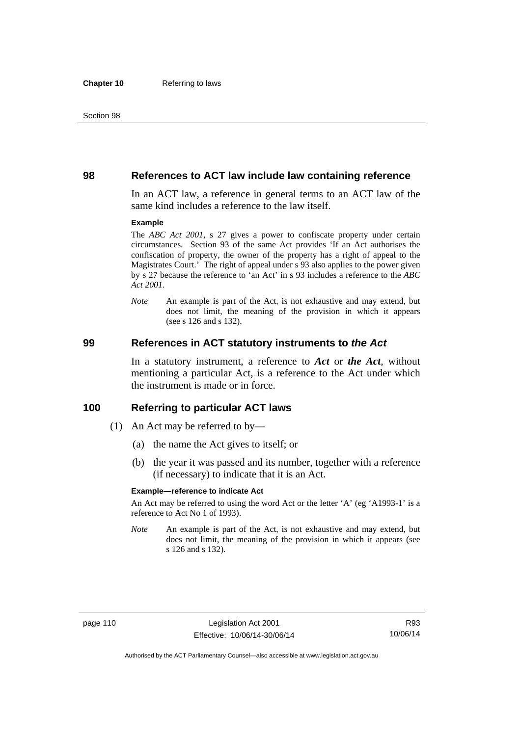## 98 References to ACT law include law containing reference

In an ACT law, a reference in general terms to an ACT law of the same kind includes a reference to the law itself.

**Example**

The *ABC Act 2001*, s 27 gives a power to confiscate property under certain circumstances. Section 93 of the same Act provides 'If an Act authorises the confiscation of property, the owner of the property has a right of appeal to the Magistrates Court.' The right of appeal under s 93 also applies to the power given by s 27 because the reference to 'an Act' in s 93 includes a reference to the *ABC Act 2001*.

*Note* An example is part of the Act, is not exhaustive and may extend, but does not limit, the meaning of the provision in which it appears (see s 126 and s 132).

## 99 References in ACT statutory instruments to *the Act*

In a statutory instrument, a reference to ***Act*** or ***the Act***, without mentioning a particular Act, is a reference to the Act under which the instrument is made or in force.

## 100 Referring to particular ACT laws

(1) An Act may be referred to by—

(a) the name the Act gives to itself; or

(b) the year it was passed and its number, together with a reference (if necessary) to indicate that it is an Act.

**Example—reference to indicate Act**

An Act may be referred to using the word Act or the letter 'A' (eg 'A1993-1' is a reference to Act No 1 of 1993).

*Note* An example is part of the Act, is not exhaustive and may extend, but does not limit, the meaning of the provision in which it appears (see s 126 and s 132).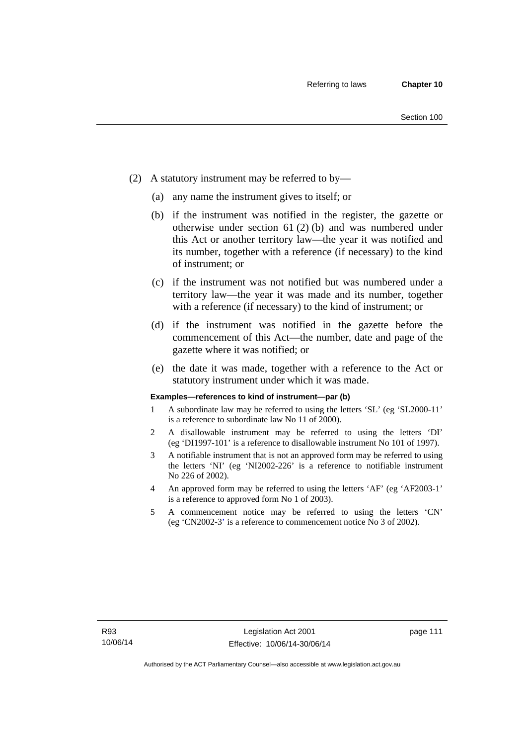(2) A statutory instrument may be referred to by—

(a) any name the instrument gives to itself; or

(b) if the instrument was notified in the register, the gazette or otherwise under section 61 (2) (b) and was numbered under this Act or another territory law—the year it was notified and its number, together with a reference (if necessary) to the kind of instrument; or

(c) if the instrument was not notified but was numbered under a territory law—the year it was made and its number, together with a reference (if necessary) to the kind of instrument; or

(d) if the instrument was notified in the gazette before the commencement of this Act—the number, date and page of the gazette where it was notified; or

(e) the date it was made, together with a reference to the Act or statutory instrument under which it was made.

**Examples—references to kind of instrument—par (b)**

1 A subordinate law may be referred to using the letters 'SL' (eg 'SL2000-11' is a reference to subordinate law No 11 of 2000).

2 A disallowable instrument may be referred to using the letters 'DI' (eg 'DI1997-101' is a reference to disallowable instrument No 101 of 1997).

3 A notifiable instrument that is not an approved form may be referred to using the letters 'NI' (eg 'NI2002-226' is a reference to notifiable instrument No 226 of 2002).

4 An approved form may be referred to using the letters 'AF' (eg 'AF2003-1' is a reference to approved form No 1 of 2003).

5 A commencement notice may be referred to using the letters 'CN' (eg 'CN2002-3' is a reference to commencement notice No 3 of 2002).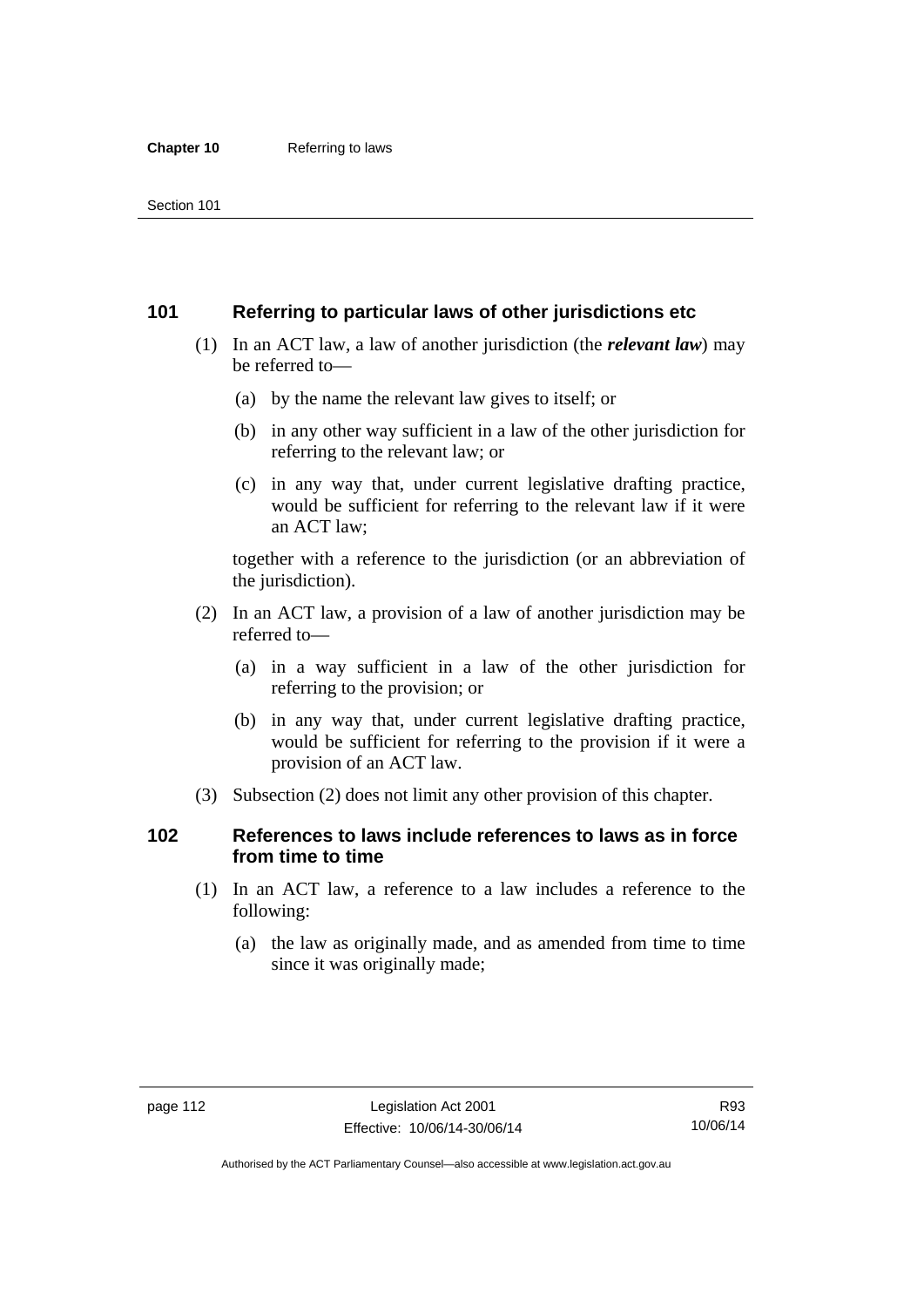## 101 Referring to particular laws of other jurisdictions etc

(1) In an ACT law, a law of another jurisdiction (the ***relevant law***) may be referred to—

(a) by the name the relevant law gives to itself; or

(b) in any other way sufficient in a law of the other jurisdiction for referring to the relevant law; or

(c) in any way that, under current legislative drafting practice, would be sufficient for referring to the relevant law if it were an ACT law;

together with a reference to the jurisdiction (or an abbreviation of the jurisdiction).

(2) In an ACT law, a provision of a law of another jurisdiction may be referred to—

(a) in a way sufficient in a law of the other jurisdiction for referring to the provision; or

(b) in any way that, under current legislative drafting practice, would be sufficient for referring to the provision if it were a provision of an ACT law.

(3) Subsection (2) does not limit any other provision of this chapter.

## 102 References to laws include references to laws as in force from time to time

(1) In an ACT law, a reference to a law includes a reference to the following:

(a) the law as originally made, and as amended from time to time since it was originally made;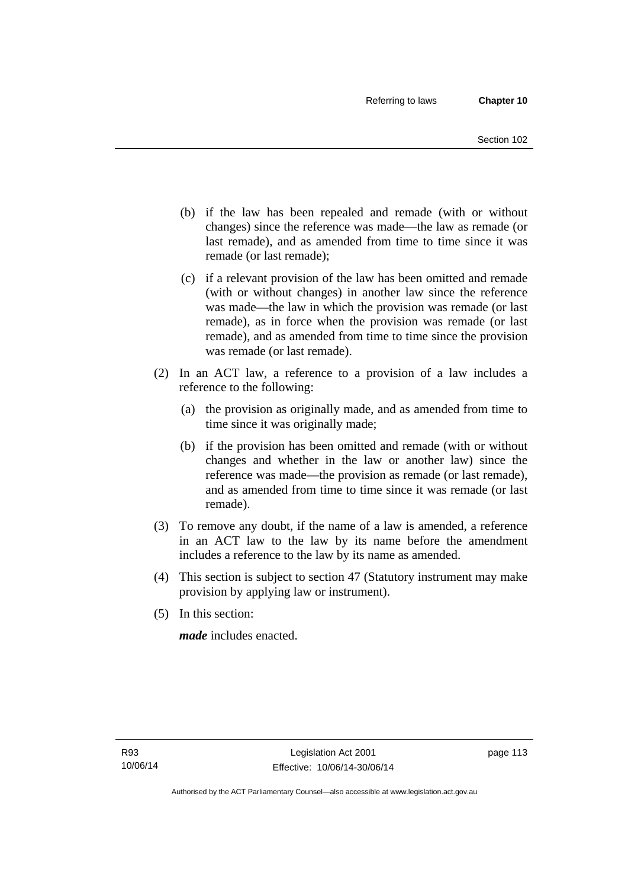(b) if the law has been repealed and remade (with or without changes) since the reference was made—the law as remade (or last remade), and as amended from time to time since it was remade (or last remade);

(c) if a relevant provision of the law has been omitted and remade (with or without changes) in another law since the reference was made—the law in which the provision was remade (or last remade), as in force when the provision was remade (or last remade), and as amended from time to time since the provision was remade (or last remade).

(2) In an ACT law, a reference to a provision of a law includes a reference to the following:

(a) the provision as originally made, and as amended from time to time since it was originally made;

(b) if the provision has been omitted and remade (with or without changes and whether in the law or another law) since the reference was made—the provision as remade (or last remade), and as amended from time to time since it was remade (or last remade).

(3) To remove any doubt, if the name of a law is amended, a reference in an ACT law to the law by its name before the amendment includes a reference to the law by its name as amended.

(4) This section is subject to section 47 (Statutory instrument may make provision by applying law or instrument).

(5) In this section:

***made*** includes enacted.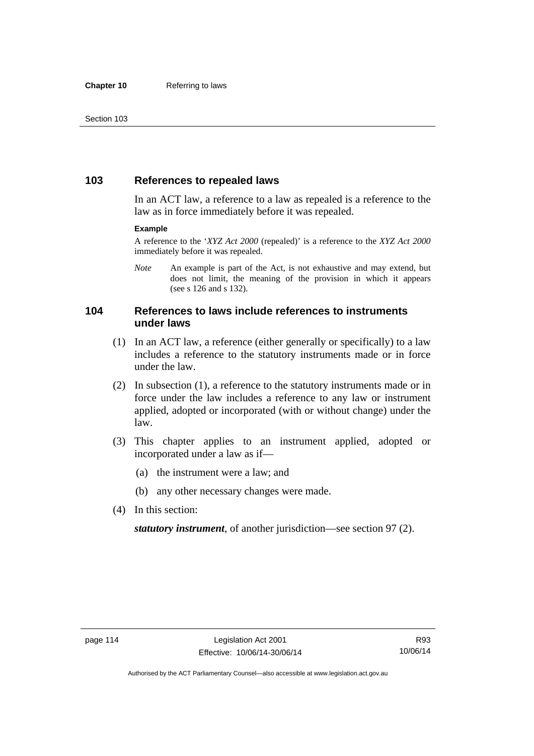## 103 References to repealed laws

In an ACT law, a reference to a law as repealed is a reference to the law as in force immediately before it was repealed.

**Example**

A reference to the '*XYZ Act 2000* (repealed)' is a reference to the *XYZ Act 2000* immediately before it was repealed.

*Note* An example is part of the Act, is not exhaustive and may extend, but does not limit, the meaning of the provision in which it appears (see s 126 and s 132).

## 104 References to laws include references to instruments under laws

(1) In an ACT law, a reference (either generally or specifically) to a law includes a reference to the statutory instruments made or in force under the law.

(2) In subsection (1), a reference to the statutory instruments made or in force under the law includes a reference to any law or instrument applied, adopted or incorporated (with or without change) under the law.

(3) This chapter applies to an instrument applied, adopted or incorporated under a law as if—

(a) the instrument were a law; and

(b) any other necessary changes were made.

(4) In this section:

***statutory instrument***, of another jurisdiction—see section 97 (2).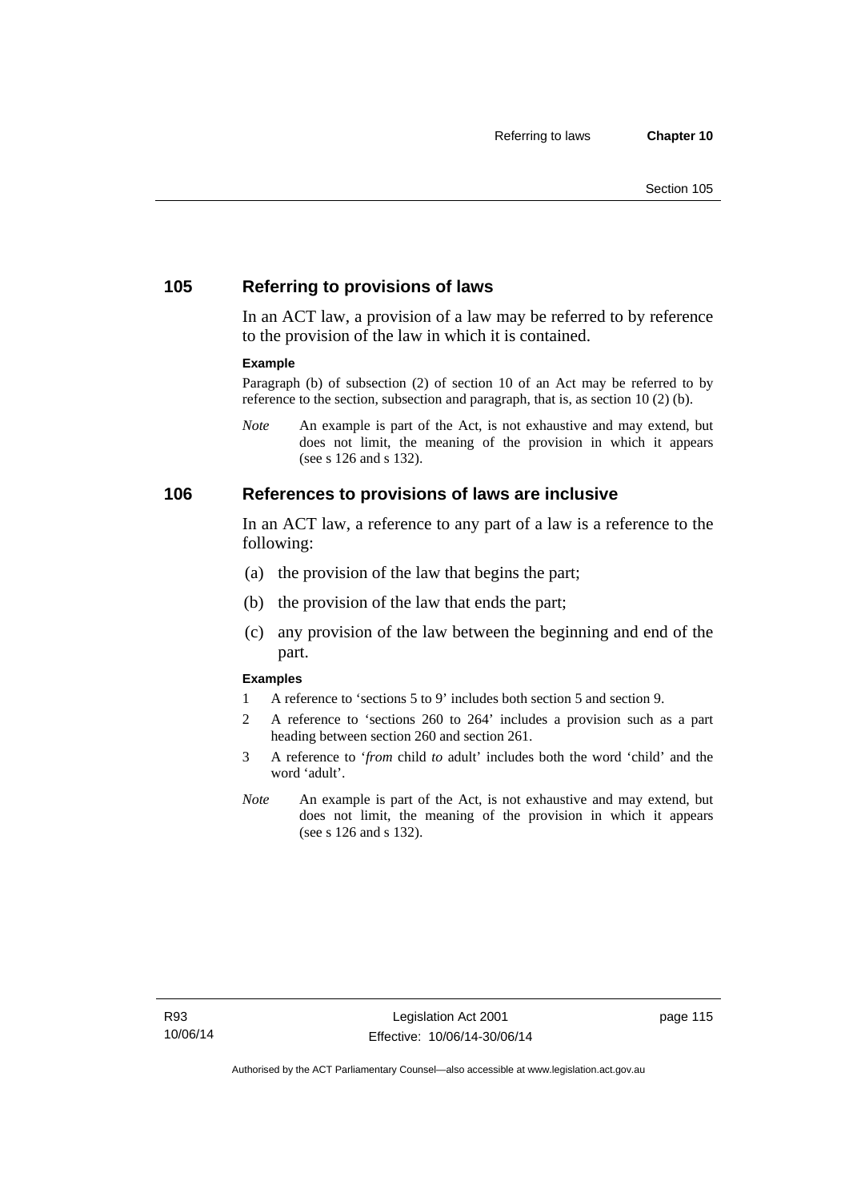## 105 Referring to provisions of laws

In an ACT law, a provision of a law may be referred to by reference to the provision of the law in which it is contained.

**Example**

Paragraph (b) of subsection (2) of section 10 of an Act may be referred to by reference to the section, subsection and paragraph, that is, as section 10 (2) (b).

*Note* An example is part of the Act, is not exhaustive and may extend, but does not limit, the meaning of the provision in which it appears (see s 126 and s 132).

## 106 References to provisions of laws are inclusive

In an ACT law, a reference to any part of a law is a reference to the following:

(a) the provision of the law that begins the part;

(b) the provision of the law that ends the part;

(c) any provision of the law between the beginning and end of the part.

**Examples**

1 A reference to 'sections 5 to 9' includes both section 5 and section 9.

2 A reference to 'sections 260 to 264' includes a provision such as a part heading between section 260 and section 261.

3 A reference to '*from* child *to* adult' includes both the word 'child' and the word 'adult'.

*Note* An example is part of the Act, is not exhaustive and may extend, but does not limit, the meaning of the provision in which it appears (see s 126 and s 132).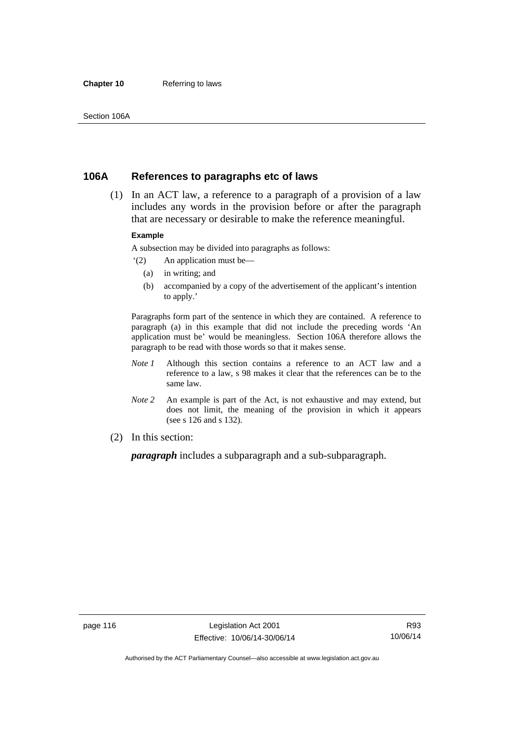## 106A References to paragraphs etc of laws

(1) In an ACT law, a reference to a paragraph of a provision of a law includes any words in the provision before or after the paragraph that are necessary or desirable to make the reference meaningful.

**Example**

A subsection may be divided into paragraphs as follows:

'(2) An application must be—

(a) in writing; and

(b) accompanied by a copy of the advertisement of the applicant's intention to apply.'

Paragraphs form part of the sentence in which they are contained. A reference to paragraph (a) in this example that did not include the preceding words 'An application must be' would be meaningless. Section 106A therefore allows the paragraph to be read with those words so that it makes sense.

*Note 1* Although this section contains a reference to an ACT law and a reference to a law, s 98 makes it clear that the references can be to the same law.

*Note 2* An example is part of the Act, is not exhaustive and may extend, but does not limit, the meaning of the provision in which it appears (see s 126 and s 132).

(2) In this section:

***paragraph*** includes a subparagraph and a sub-subparagraph.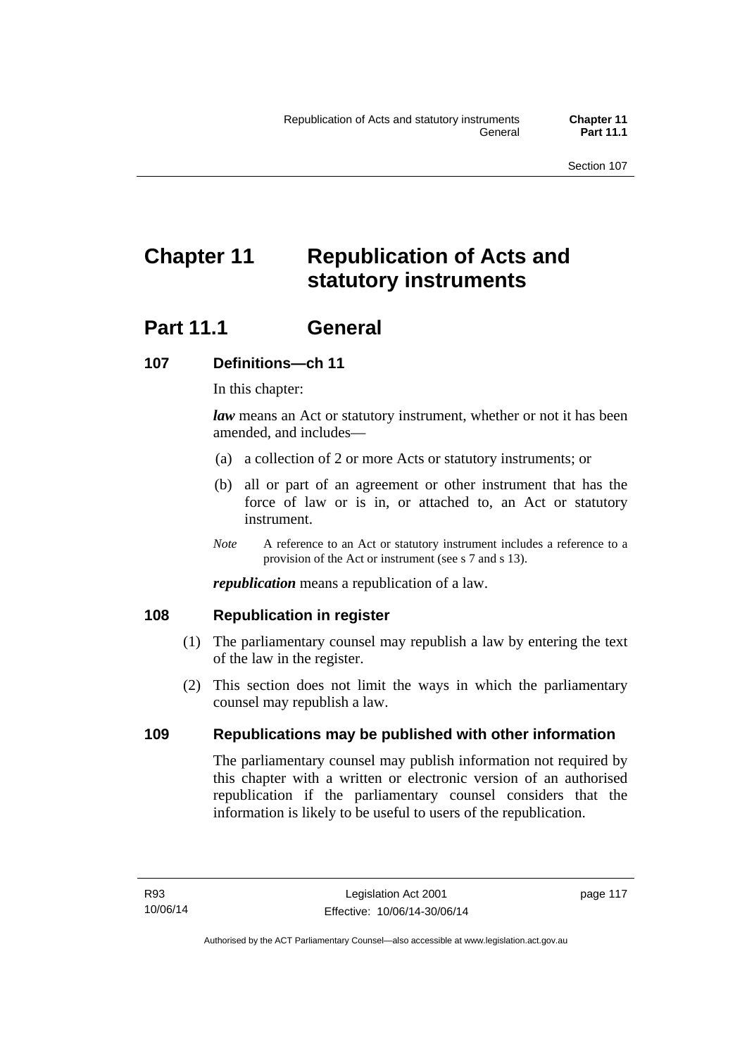# Chapter 11 Republication of Acts and statutory instruments

## Part 11.1 General

### 107 Definitions—ch 11

In this chapter:

***law*** means an Act or statutory instrument, whether or not it has been amended, and includes—

(a) a collection of 2 or more Acts or statutory instruments; or

(b) all or part of an agreement or other instrument that has the force of law or is in, or attached to, an Act or statutory instrument.

*Note* A reference to an Act or statutory instrument includes a reference to a provision of the Act or instrument (see s 7 and s 13).

***republication*** means a republication of a law.

### 108 Republication in register

(1) The parliamentary counsel may republish a law by entering the text of the law in the register.

(2) This section does not limit the ways in which the parliamentary counsel may republish a law.

### 109 Republications may be published with other information

The parliamentary counsel may publish information not required by this chapter with a written or electronic version of an authorised republication if the parliamentary counsel considers that the information is likely to be useful to users of the republication.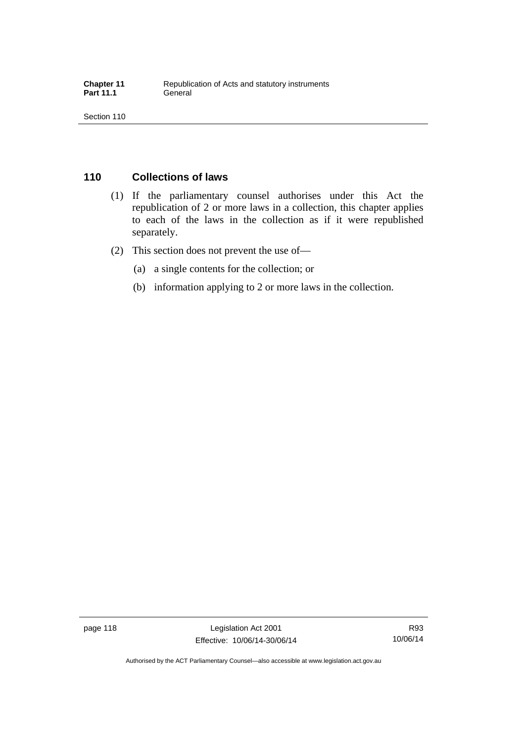## 110 Collections of laws

(1) If the parliamentary counsel authorises under this Act the republication of 2 or more laws in a collection, this chapter applies to each of the laws in the collection as if it were republished separately.

(2) This section does not prevent the use of—

(a) a single contents for the collection; or

(b) information applying to 2 or more laws in the collection.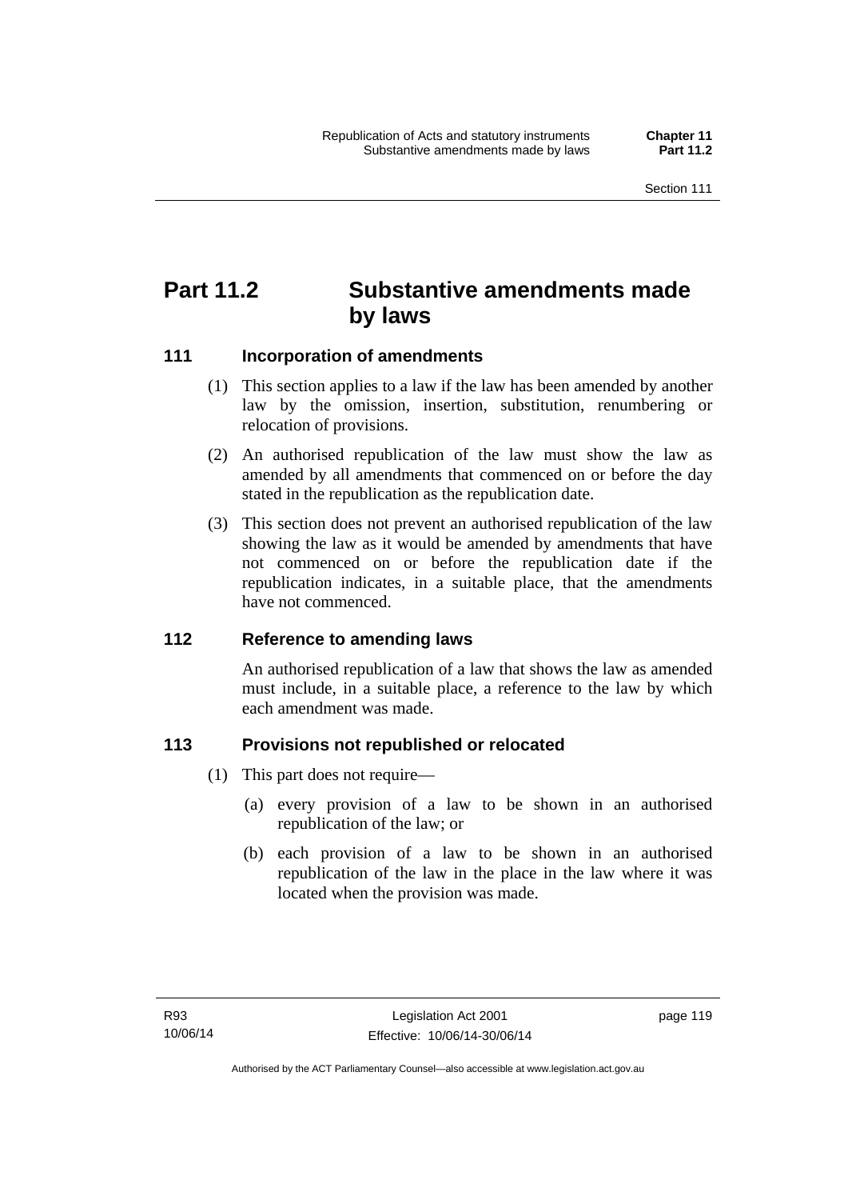# Part 11.2 Substantive amendments made by laws

### 111 Incorporation of amendments

(1) This section applies to a law if the law has been amended by another law by the omission, insertion, substitution, renumbering or relocation of provisions.

(2) An authorised republication of the law must show the law as amended by all amendments that commenced on or before the day stated in the republication as the republication date.

(3) This section does not prevent an authorised republication of the law showing the law as it would be amended by amendments that have not commenced on or before the republication date if the republication indicates, in a suitable place, that the amendments have not commenced.

### 112 Reference to amending laws

An authorised republication of a law that shows the law as amended must include, in a suitable place, a reference to the law by which each amendment was made.

### 113 Provisions not republished or relocated

(1) This part does not require—

(a) every provision of a law to be shown in an authorised republication of the law; or

(b) each provision of a law to be shown in an authorised republication of the law in the place in the law where it was located when the provision was made.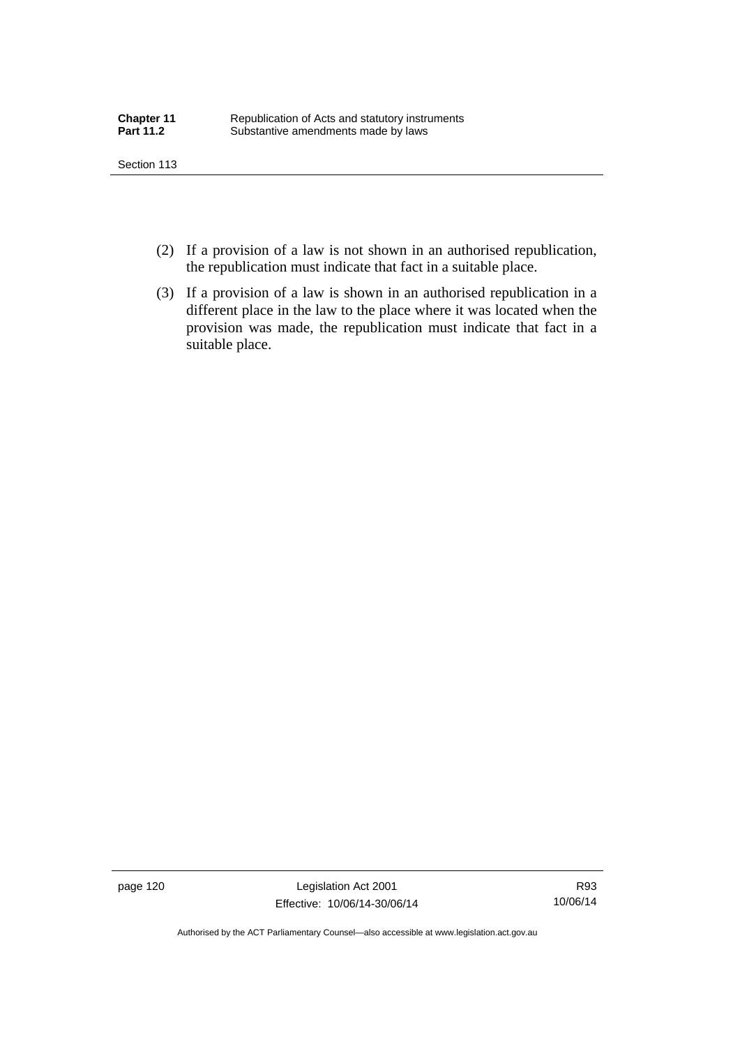(2) If a provision of a law is not shown in an authorised republication, the republication must indicate that fact in a suitable place.

(3) If a provision of a law is shown in an authorised republication in a different place in the law to the place where it was located when the provision was made, the republication must indicate that fact in a suitable place.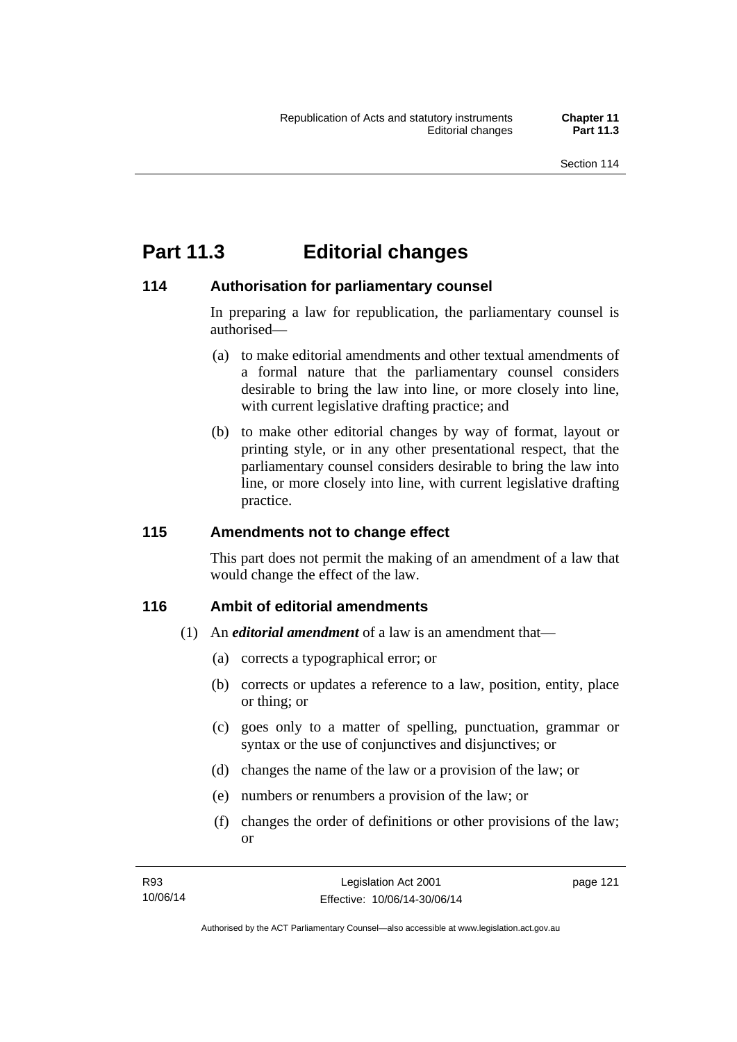# Part 11.3 Editorial changes

## 114 Authorisation for parliamentary counsel

In preparing a law for republication, the parliamentary counsel is authorised—

(a) to make editorial amendments and other textual amendments of a formal nature that the parliamentary counsel considers desirable to bring the law into line, or more closely into line, with current legislative drafting practice; and

(b) to make other editorial changes by way of format, layout or printing style, or in any other presentational respect, that the parliamentary counsel considers desirable to bring the law into line, or more closely into line, with current legislative drafting practice.

## 115 Amendments not to change effect

This part does not permit the making of an amendment of a law that would change the effect of the law.

## 116 Ambit of editorial amendments

(1) An ***editorial amendment*** of a law is an amendment that—

(a) corrects a typographical error; or

(b) corrects or updates a reference to a law, position, entity, place or thing; or

(c) goes only to a matter of spelling, punctuation, grammar or syntax or the use of conjunctives and disjunctives; or

(d) changes the name of the law or a provision of the law; or

(e) numbers or renumbers a provision of the law; or

(f) changes the order of definitions or other provisions of the law; or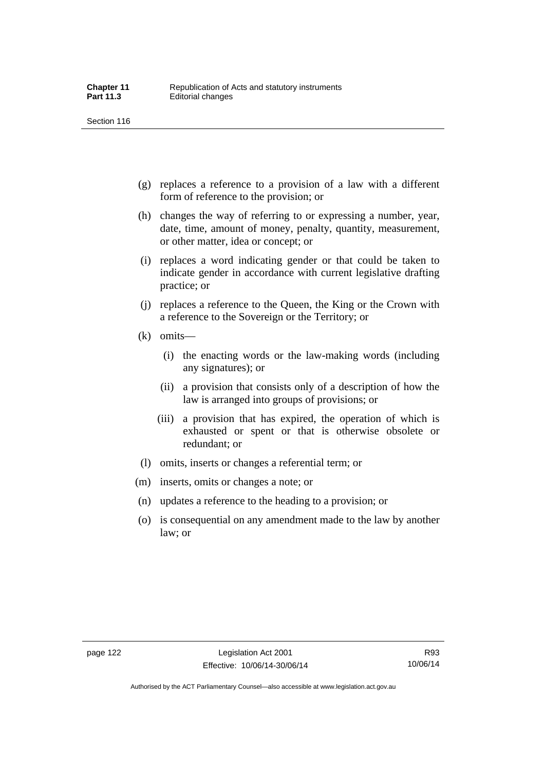(g) replaces a reference to a provision of a law with a different form of reference to the provision; or

(h) changes the way of referring to or expressing a number, year, date, time, amount of money, penalty, quantity, measurement, or other matter, idea or concept; or

(i) replaces a word indicating gender or that could be taken to indicate gender in accordance with current legislative drafting practice; or

(j) replaces a reference to the Queen, the King or the Crown with a reference to the Sovereign or the Territory; or

(k) omits—

   (i) the enacting words or the law-making words (including any signatures); or

   (ii) a provision that consists only of a description of how the law is arranged into groups of provisions; or

   (iii) a provision that has expired, the operation of which is exhausted or spent or that is otherwise obsolete or redundant; or

(l) omits, inserts or changes a referential term; or

(m) inserts, omits or changes a note; or

(n) updates a reference to the heading to a provision; or

(o) is consequential on any amendment made to the law by another law; or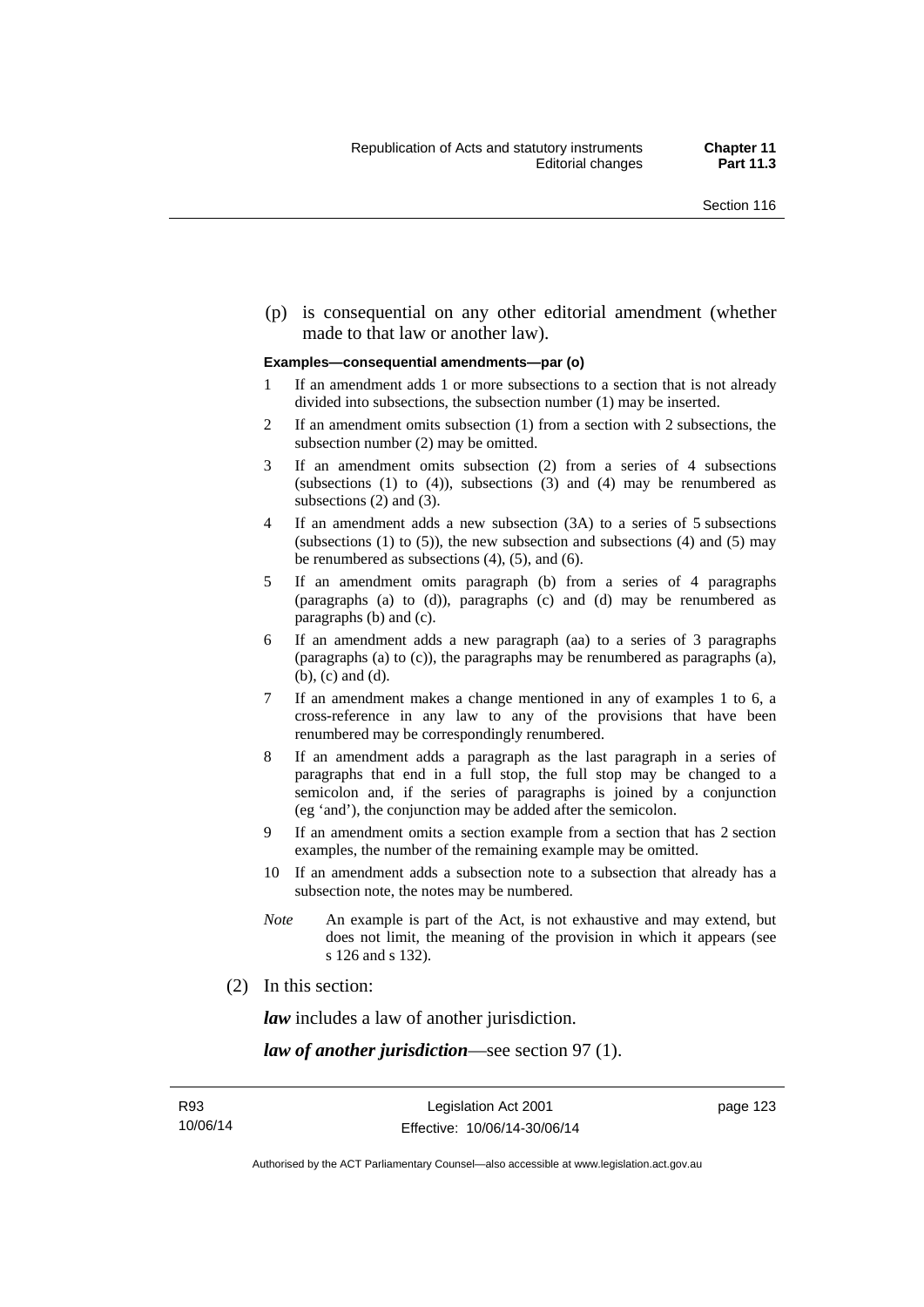(p) is consequential on any other editorial amendment (whether made to that law or another law).

**Examples—consequential amendments—par (o)**

1. If an amendment adds 1 or more subsections to a section that is not already divided into subsections, the subsection number (1) may be inserted.
2. If an amendment omits subsection (1) from a section with 2 subsections, the subsection number (2) may be omitted.
3. If an amendment omits subsection (2) from a series of 4 subsections (subsections (1) to (4)), subsections (3) and (4) may be renumbered as subsections (2) and (3).
4. If an amendment adds a new subsection (3A) to a series of 5 subsections (subsections (1) to (5)), the new subsection and subsections (4) and (5) may be renumbered as subsections (4), (5), and (6).
5. If an amendment omits paragraph (b) from a series of 4 paragraphs (paragraphs (a) to (d)), paragraphs (c) and (d) may be renumbered as paragraphs (b) and (c).
6. If an amendment adds a new paragraph (aa) to a series of 3 paragraphs (paragraphs (a) to (c)), the paragraphs may be renumbered as paragraphs (a), (b), (c) and (d).
7. If an amendment makes a change mentioned in any of examples 1 to 6, a cross-reference in any law to any of the provisions that have been renumbered may be correspondingly renumbered.
8. If an amendment adds a paragraph as the last paragraph in a series of paragraphs that end in a full stop, the full stop may be changed to a semicolon and, if the series of paragraphs is joined by a conjunction (eg 'and'), the conjunction may be added after the semicolon.
9. If an amendment omits a section example from a section that has 2 section examples, the number of the remaining example may be omitted.
10. If an amendment adds a subsection note to a subsection that already has a subsection note, the notes may be numbered.

*Note* An example is part of the Act, is not exhaustive and may extend, but does not limit, the meaning of the provision in which it appears (see s 126 and s 132).

(2) In this section:

***law*** includes a law of another jurisdiction.

***law of another jurisdiction***—see section 97 (1).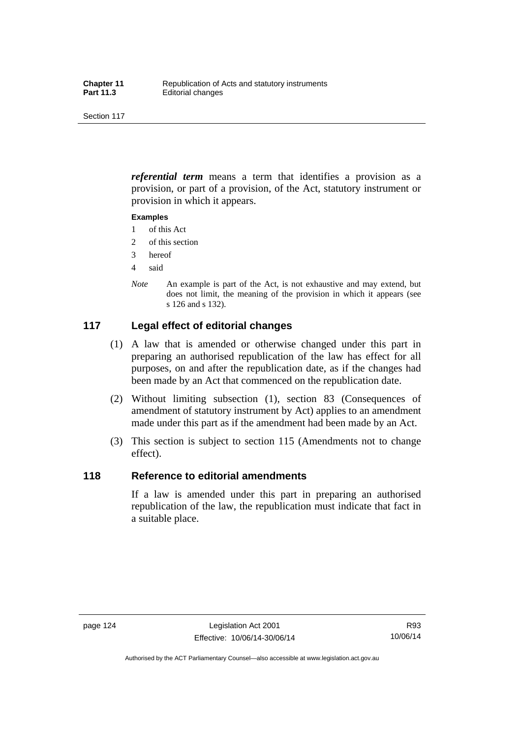***referential term*** means a term that identifies a provision as a provision, or part of a provision, of the Act, statutory instrument or provision in which it appears.

**Examples**

1 of this Act
2 of this section
3 hereof
4 said

*Note* An example is part of the Act, is not exhaustive and may extend, but does not limit, the meaning of the provision in which it appears (see s 126 and s 132).

## 117 Legal effect of editorial changes

(1) A law that is amended or otherwise changed under this part in preparing an authorised republication of the law has effect for all purposes, on and after the republication date, as if the changes had been made by an Act that commenced on the republication date.

(2) Without limiting subsection (1), section 83 (Consequences of amendment of statutory instrument by Act) applies to an amendment made under this part as if the amendment had been made by an Act.

(3) This section is subject to section 115 (Amendments not to change effect).

## 118 Reference to editorial amendments

If a law is amended under this part in preparing an authorised republication of the law, the republication must indicate that fact in a suitable place.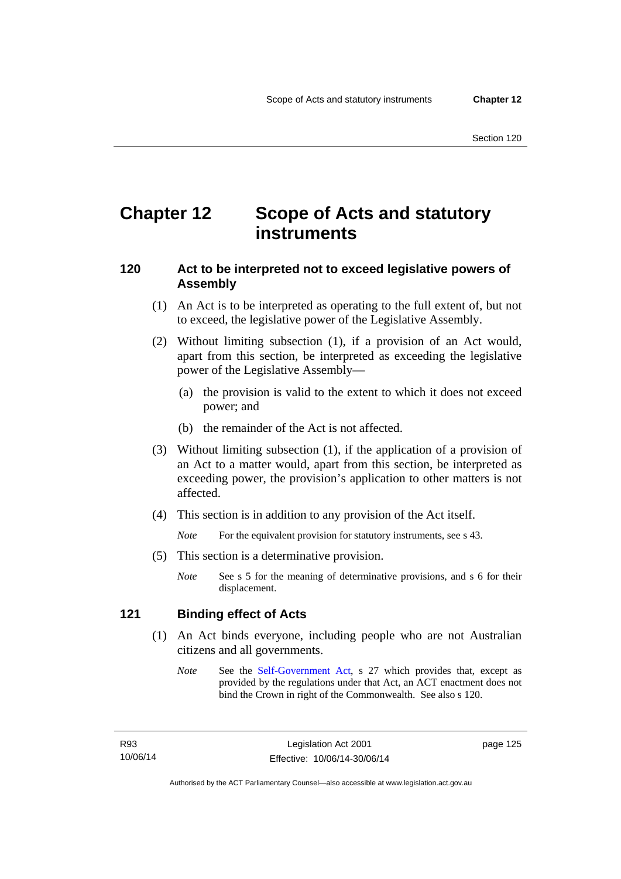# Chapter 12 Scope of Acts and statutory instruments

## 120 Act to be interpreted not to exceed legislative powers of Assembly

(1) An Act is to be interpreted as operating to the full extent of, but not to exceed, the legislative power of the Legislative Assembly.

(2) Without limiting subsection (1), if a provision of an Act would, apart from this section, be interpreted as exceeding the legislative power of the Legislative Assembly—

(a) the provision is valid to the extent to which it does not exceed power; and

(b) the remainder of the Act is not affected.

(3) Without limiting subsection (1), if the application of a provision of an Act to a matter would, apart from this section, be interpreted as exceeding power, the provision's application to other matters is not affected.

(4) This section is in addition to any provision of the Act itself.

*Note* For the equivalent provision for statutory instruments, see s 43.

(5) This section is a determinative provision.

*Note* See s 5 for the meaning of determinative provisions, and s 6 for their displacement.

## 121 Binding effect of Acts

(1) An Act binds everyone, including people who are not Australian citizens and all governments.

*Note* See the Self-Government Act, s 27 which provides that, except as provided by the regulations under that Act, an ACT enactment does not bind the Crown in right of the Commonwealth. See also s 120.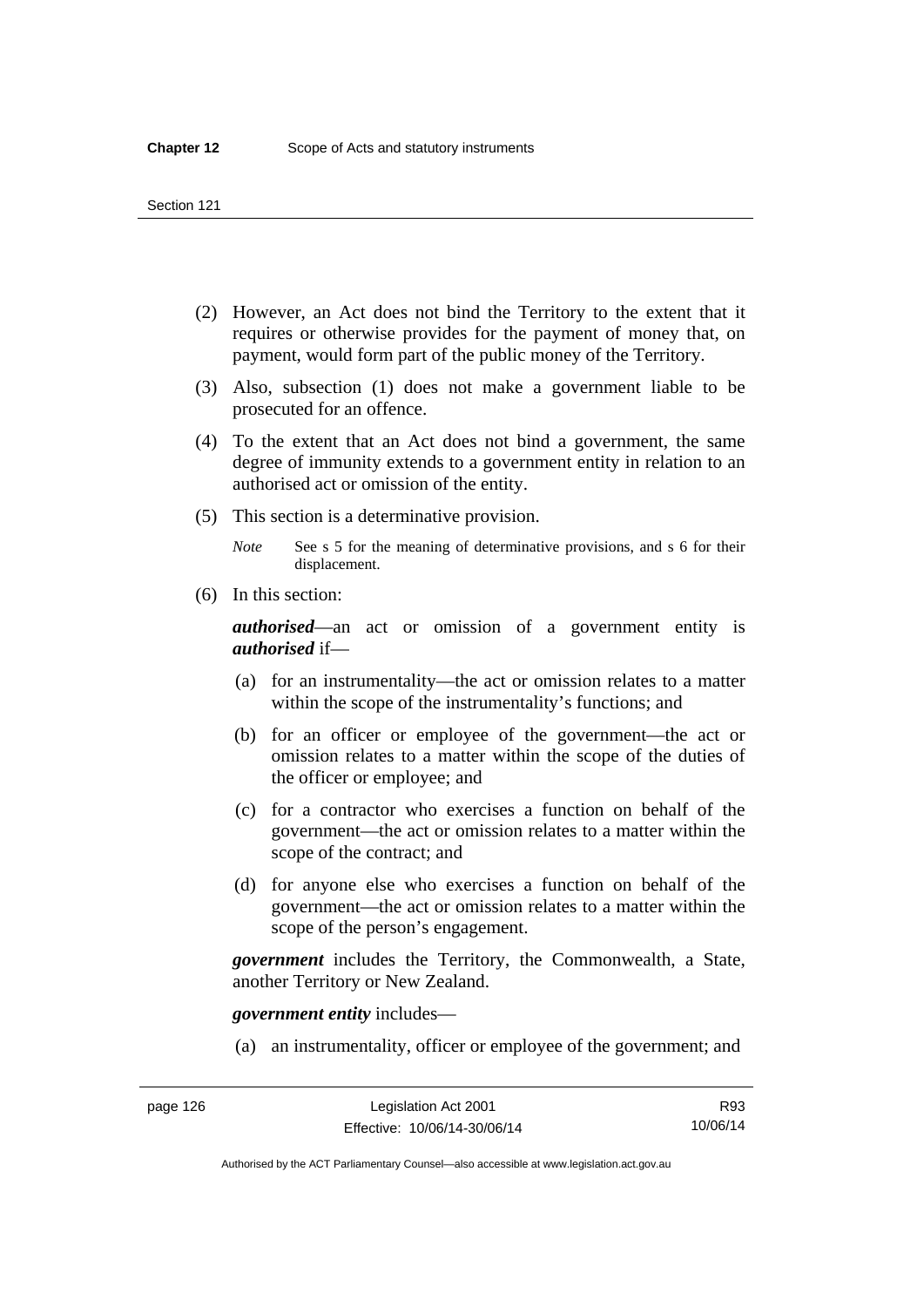(2) However, an Act does not bind the Territory to the extent that it requires or otherwise provides for the payment of money that, on payment, would form part of the public money of the Territory.

(3) Also, subsection (1) does not make a government liable to be prosecuted for an offence.

(4) To the extent that an Act does not bind a government, the same degree of immunity extends to a government entity in relation to an authorised act or omission of the entity.

(5) This section is a determinative provision.

*Note* See s 5 for the meaning of determinative provisions, and s 6 for their displacement.

(6) In this section:

***authorised***—an act or omission of a government entity is ***authorised*** if—

(a) for an instrumentality—the act or omission relates to a matter within the scope of the instrumentality's functions; and

(b) for an officer or employee of the government—the act or omission relates to a matter within the scope of the duties of the officer or employee; and

(c) for a contractor who exercises a function on behalf of the government—the act or omission relates to a matter within the scope of the contract; and

(d) for anyone else who exercises a function on behalf of the government—the act or omission relates to a matter within the scope of the person's engagement.

***government*** includes the Territory, the Commonwealth, a State, another Territory or New Zealand.

***government entity*** includes—

(a) an instrumentality, officer or employee of the government; and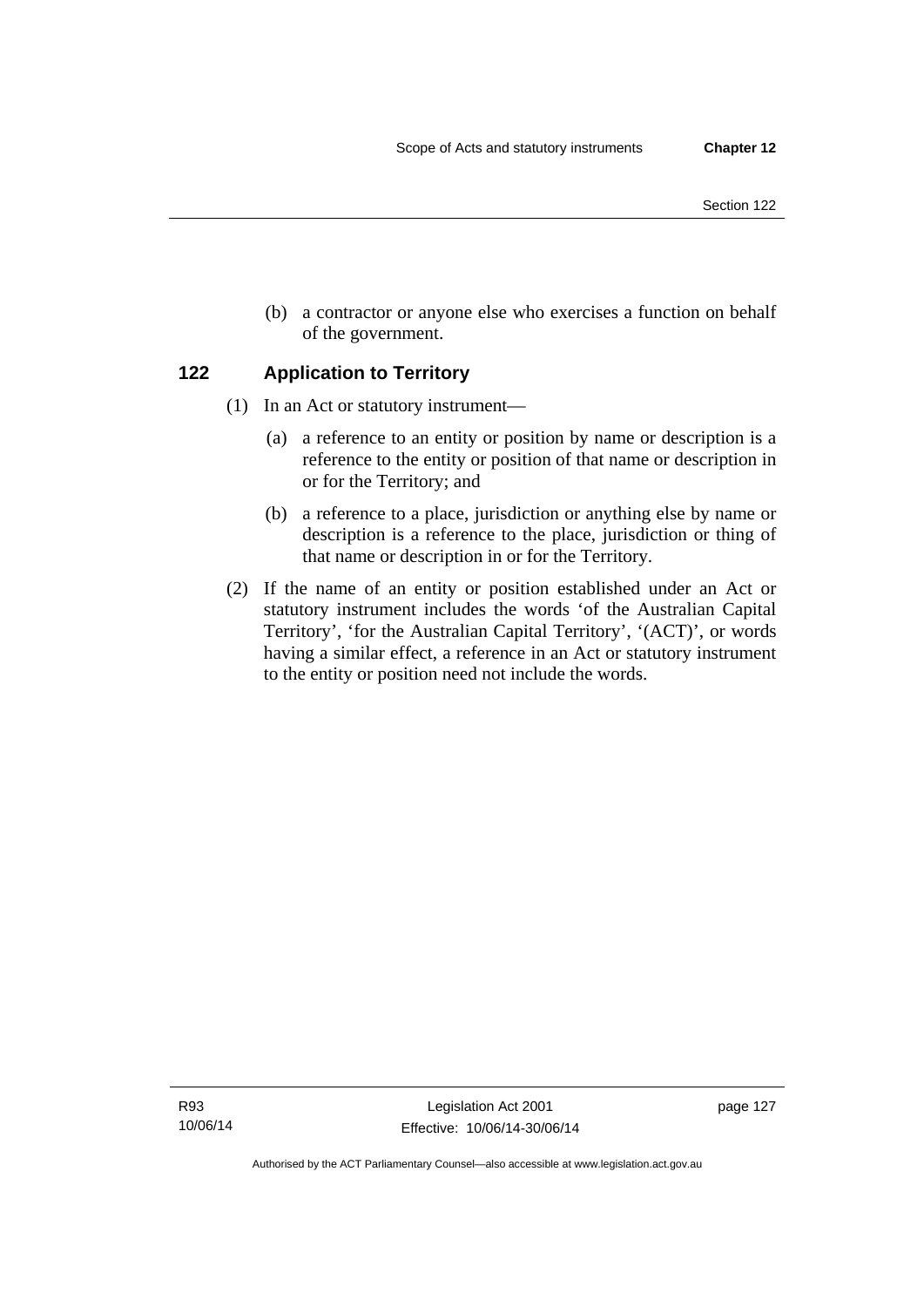(b) a contractor or anyone else who exercises a function on behalf of the government.

## 122 Application to Territory

(1) In an Act or statutory instrument—

(a) a reference to an entity or position by name or description is a reference to the entity or position of that name or description in or for the Territory; and

(b) a reference to a place, jurisdiction or anything else by name or description is a reference to the place, jurisdiction or thing of that name or description in or for the Territory.

(2) If the name of an entity or position established under an Act or statutory instrument includes the words 'of the Australian Capital Territory', 'for the Australian Capital Territory', '(ACT)', or words having a similar effect, a reference in an Act or statutory instrument to the entity or position need not include the words.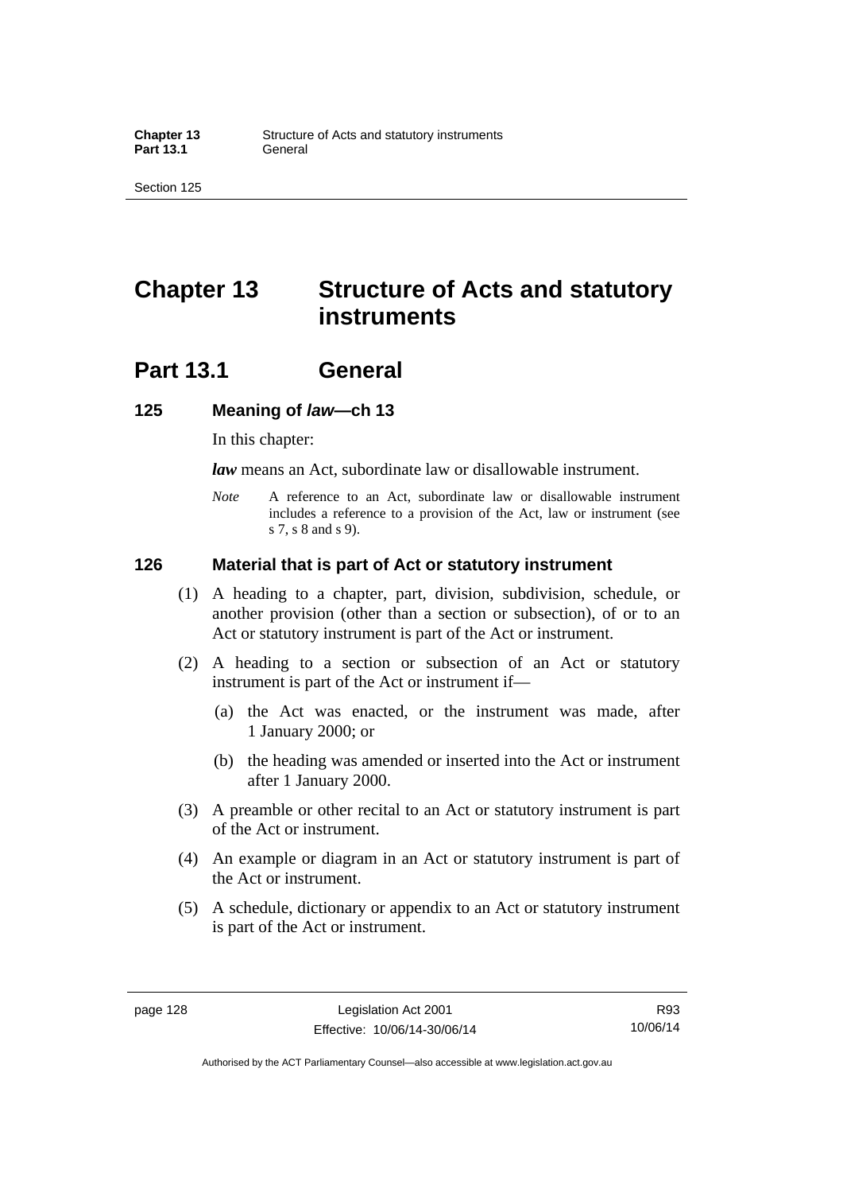# Chapter 13 Structure of Acts and statutory instruments

## Part 13.1 General

### 125 Meaning of *law*—ch 13

In this chapter:

***law*** means an Act, subordinate law or disallowable instrument.

*Note* A reference to an Act, subordinate law or disallowable instrument includes a reference to a provision of the Act, law or instrument (see s 7, s 8 and s 9).

### 126 Material that is part of Act or statutory instrument

(1) A heading to a chapter, part, division, subdivision, schedule, or another provision (other than a section or subsection), of or to an Act or statutory instrument is part of the Act or instrument.

(2) A heading to a section or subsection of an Act or statutory instrument is part of the Act or instrument if—

(a) the Act was enacted, or the instrument was made, after 1 January 2000; or

(b) the heading was amended or inserted into the Act or instrument after 1 January 2000.

(3) A preamble or other recital to an Act or statutory instrument is part of the Act or instrument.

(4) An example or diagram in an Act or statutory instrument is part of the Act or instrument.

(5) A schedule, dictionary or appendix to an Act or statutory instrument is part of the Act or instrument.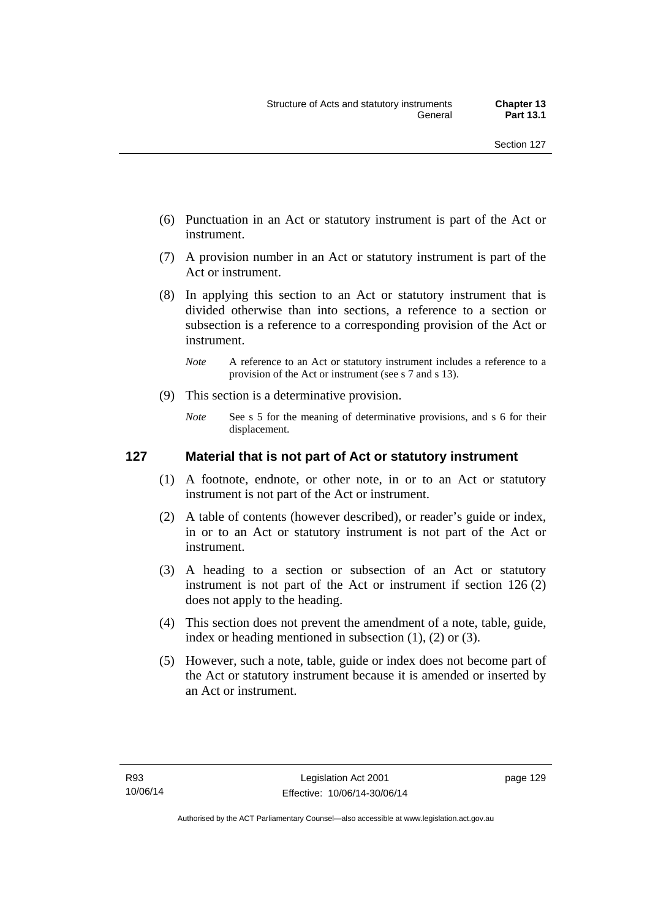(6) Punctuation in an Act or statutory instrument is part of the Act or instrument.

(7) A provision number in an Act or statutory instrument is part of the Act or instrument.

(8) In applying this section to an Act or statutory instrument that is divided otherwise than into sections, a reference to a section or subsection is a reference to a corresponding provision of the Act or instrument.

*Note* A reference to an Act or statutory instrument includes a reference to a provision of the Act or instrument (see s 7 and s 13).

(9) This section is a determinative provision.

*Note* See s 5 for the meaning of determinative provisions, and s 6 for their displacement.

### 127 Material that is not part of Act or statutory instrument

(1) A footnote, endnote, or other note, in or to an Act or statutory instrument is not part of the Act or instrument.

(2) A table of contents (however described), or reader's guide or index, in or to an Act or statutory instrument is not part of the Act or instrument.

(3) A heading to a section or subsection of an Act or statutory instrument is not part of the Act or instrument if section 126 (2) does not apply to the heading.

(4) This section does not prevent the amendment of a note, table, guide, index or heading mentioned in subsection (1), (2) or (3).

(5) However, such a note, table, guide or index does not become part of the Act or statutory instrument because it is amended or inserted by an Act or instrument.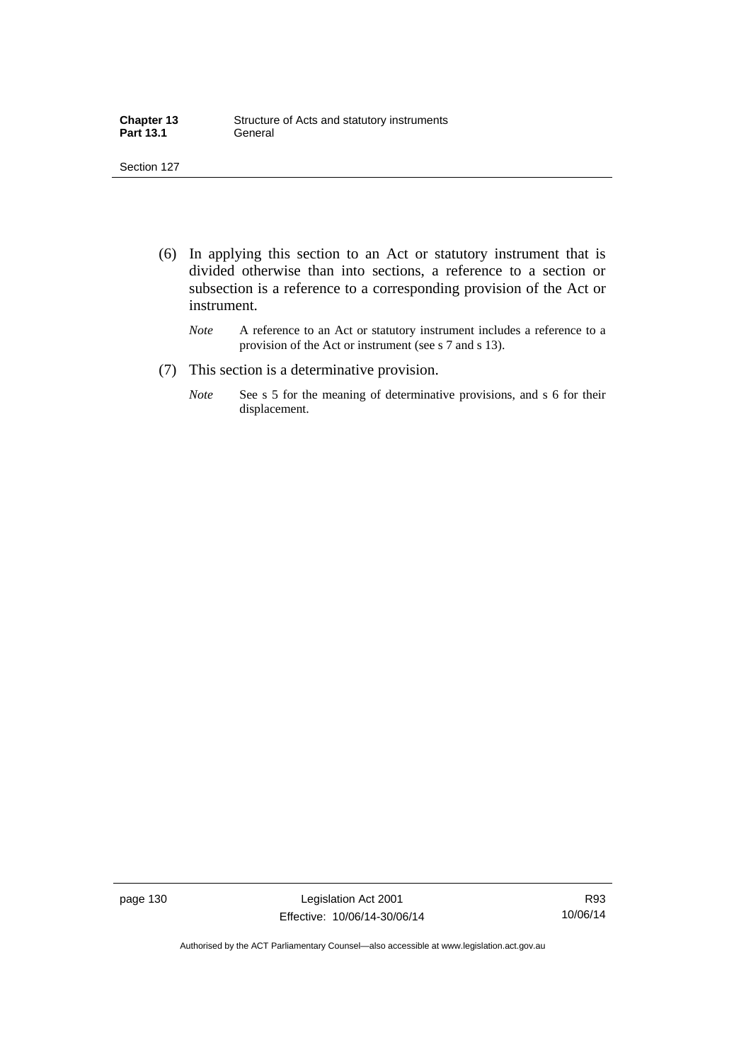(6) In applying this section to an Act or statutory instrument that is divided otherwise than into sections, a reference to a section or subsection is a reference to a corresponding provision of the Act or instrument.

*Note* A reference to an Act or statutory instrument includes a reference to a provision of the Act or instrument (see s 7 and s 13).

(7) This section is a determinative provision.

*Note* See s 5 for the meaning of determinative provisions, and s 6 for their displacement.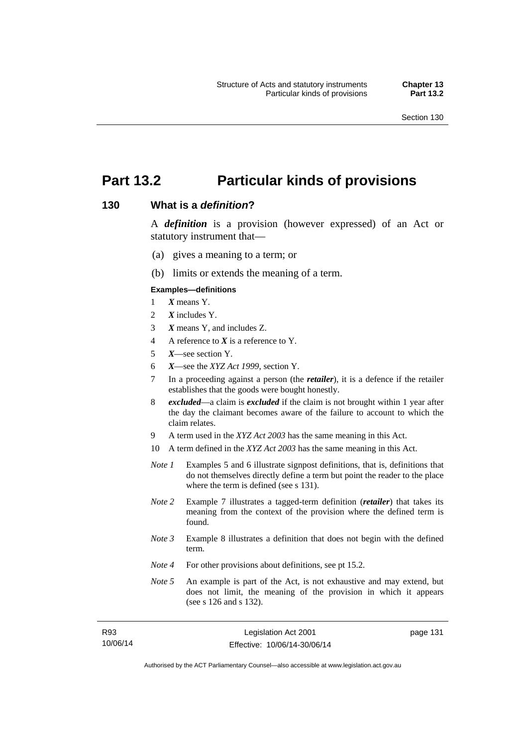# Part 13.2 Particular kinds of provisions

## 130 What is a *definition*?

A ***definition*** is a provision (however expressed) of an Act or statutory instrument that—

(a) gives a meaning to a term; or

(b) limits or extends the meaning of a term.

**Examples—definitions**

1 ***X*** means Y.

2 ***X*** includes Y.

3 ***X*** means Y, and includes Z.

4 A reference to ***X*** is a reference to Y.

5 ***X***—see section Y.

6 ***X***—see the *XYZ Act 1999*, section Y.

7 In a proceeding against a person (the ***retailer***), it is a defence if the retailer establishes that the goods were bought honestly.

8 ***excluded***—a claim is ***excluded*** if the claim is not brought within 1 year after the day the claimant becomes aware of the failure to account to which the claim relates.

9 A term used in the *XYZ Act 2003* has the same meaning in this Act.

10 A term defined in the *XYZ Act 2003* has the same meaning in this Act.

*Note 1* Examples 5 and 6 illustrate signpost definitions, that is, definitions that do not themselves directly define a term but point the reader to the place where the term is defined (see s 131).

*Note 2* Example 7 illustrates a tagged-term definition (***retailer***) that takes its meaning from the context of the provision where the defined term is found.

*Note 3* Example 8 illustrates a definition that does not begin with the defined term.

*Note 4* For other provisions about definitions, see pt 15.2.

*Note 5* An example is part of the Act, is not exhaustive and may extend, but does not limit, the meaning of the provision in which it appears (see s 126 and s 132).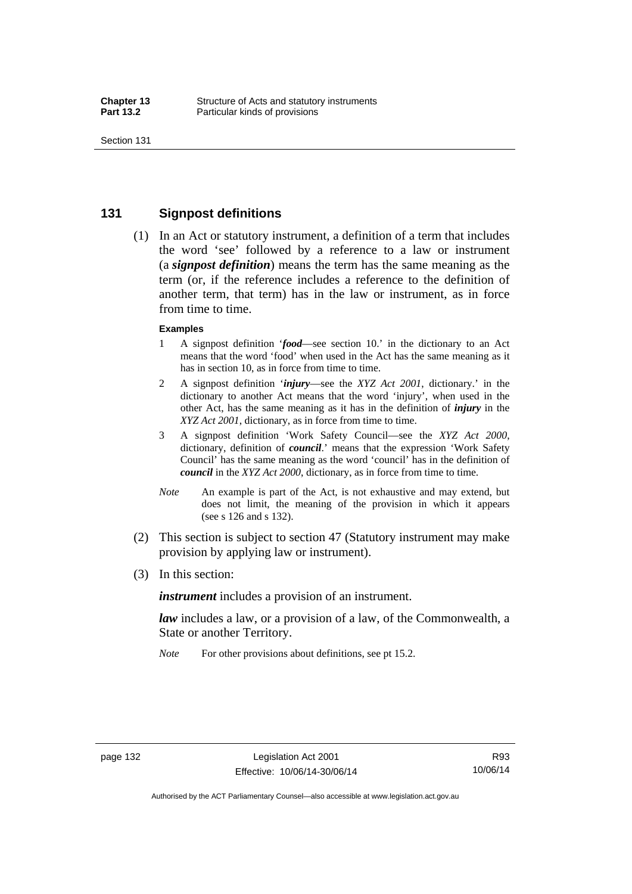## 131 Signpost definitions

(1) In an Act or statutory instrument, a definition of a term that includes the word 'see' followed by a reference to a law or instrument (a ***signpost definition***) means the term has the same meaning as the term (or, if the reference includes a reference to the definition of another term, that term) has in the law or instrument, as in force from time to time.

**Examples**

1 A signpost definition '***food***—see section 10.' in the dictionary to an Act means that the word 'food' when used in the Act has the same meaning as it has in section 10, as in force from time to time.

2 A signpost definition '***injury***—see the *XYZ Act 2001*, dictionary.' in the dictionary to another Act means that the word 'injury', when used in the other Act, has the same meaning as it has in the definition of ***injury*** in the *XYZ Act 2001*, dictionary, as in force from time to time.

3 A signpost definition 'Work Safety Council—see the *XYZ Act 2000*, dictionary, definition of ***council***.' means that the expression 'Work Safety Council' has the same meaning as the word 'council' has in the definition of ***council*** in the *XYZ Act 2000*, dictionary, as in force from time to time.

*Note* An example is part of the Act, is not exhaustive and may extend, but does not limit, the meaning of the provision in which it appears (see s 126 and s 132).

(2) This section is subject to section 47 (Statutory instrument may make provision by applying law or instrument).

(3) In this section:

***instrument*** includes a provision of an instrument.

***law*** includes a law, or a provision of a law, of the Commonwealth, a State or another Territory.

*Note* For other provisions about definitions, see pt 15.2.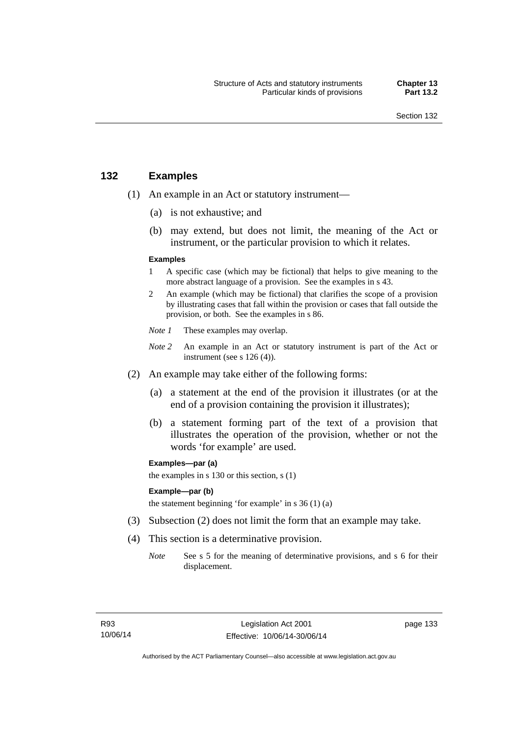## 132 Examples

(1) An example in an Act or statutory instrument—

(a) is not exhaustive; and

(b) may extend, but does not limit, the meaning of the Act or instrument, or the particular provision to which it relates.

**Examples**

1 A specific case (which may be fictional) that helps to give meaning to the more abstract language of a provision. See the examples in s 43.

2 An example (which may be fictional) that clarifies the scope of a provision by illustrating cases that fall within the provision or cases that fall outside the provision, or both. See the examples in s 86.

*Note 1* These examples may overlap.

*Note 2* An example in an Act or statutory instrument is part of the Act or instrument (see s 126 (4)).

(2) An example may take either of the following forms:

(a) a statement at the end of the provision it illustrates (or at the end of a provision containing the provision it illustrates);

(b) a statement forming part of the text of a provision that illustrates the operation of the provision, whether or not the words 'for example' are used.

**Examples—par (a)**

the examples in s 130 or this section, s (1)

**Example—par (b)**

the statement beginning 'for example' in s 36 (1) (a)

(3) Subsection (2) does not limit the form that an example may take.

(4) This section is a determinative provision.

*Note* See s 5 for the meaning of determinative provisions, and s 6 for their displacement.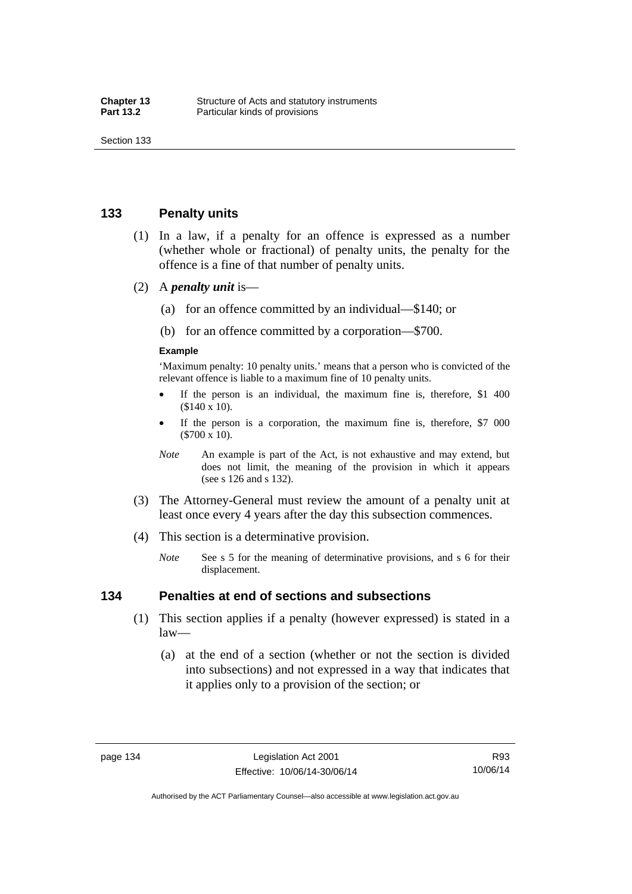## 133 Penalty units

(1) In a law, if a penalty for an offence is expressed as a number (whether whole or fractional) of penalty units, the penalty for the offence is a fine of that number of penalty units.

(2) A ***penalty unit*** is—

(a) for an offence committed by an individual—$140; or

(b) for an offence committed by a corporation—$700.

**Example**

'Maximum penalty: 10 penalty units.' means that a person who is convicted of the relevant offence is liable to a maximum fine of 10 penalty units.

- If the person is an individual, the maximum fine is, therefore, $1 400 ($140 x 10).
- If the person is a corporation, the maximum fine is, therefore, $7 000 ($700 x 10).

*Note* An example is part of the Act, is not exhaustive and may extend, but does not limit, the meaning of the provision in which it appears (see s 126 and s 132).

(3) The Attorney-General must review the amount of a penalty unit at least once every 4 years after the day this subsection commences.

(4) This section is a determinative provision.

*Note* See s 5 for the meaning of determinative provisions, and s 6 for their displacement.

## 134 Penalties at end of sections and subsections

(1) This section applies if a penalty (however expressed) is stated in a law—

(a) at the end of a section (whether or not the section is divided into subsections) and not expressed in a way that indicates that it applies only to a provision of the section; or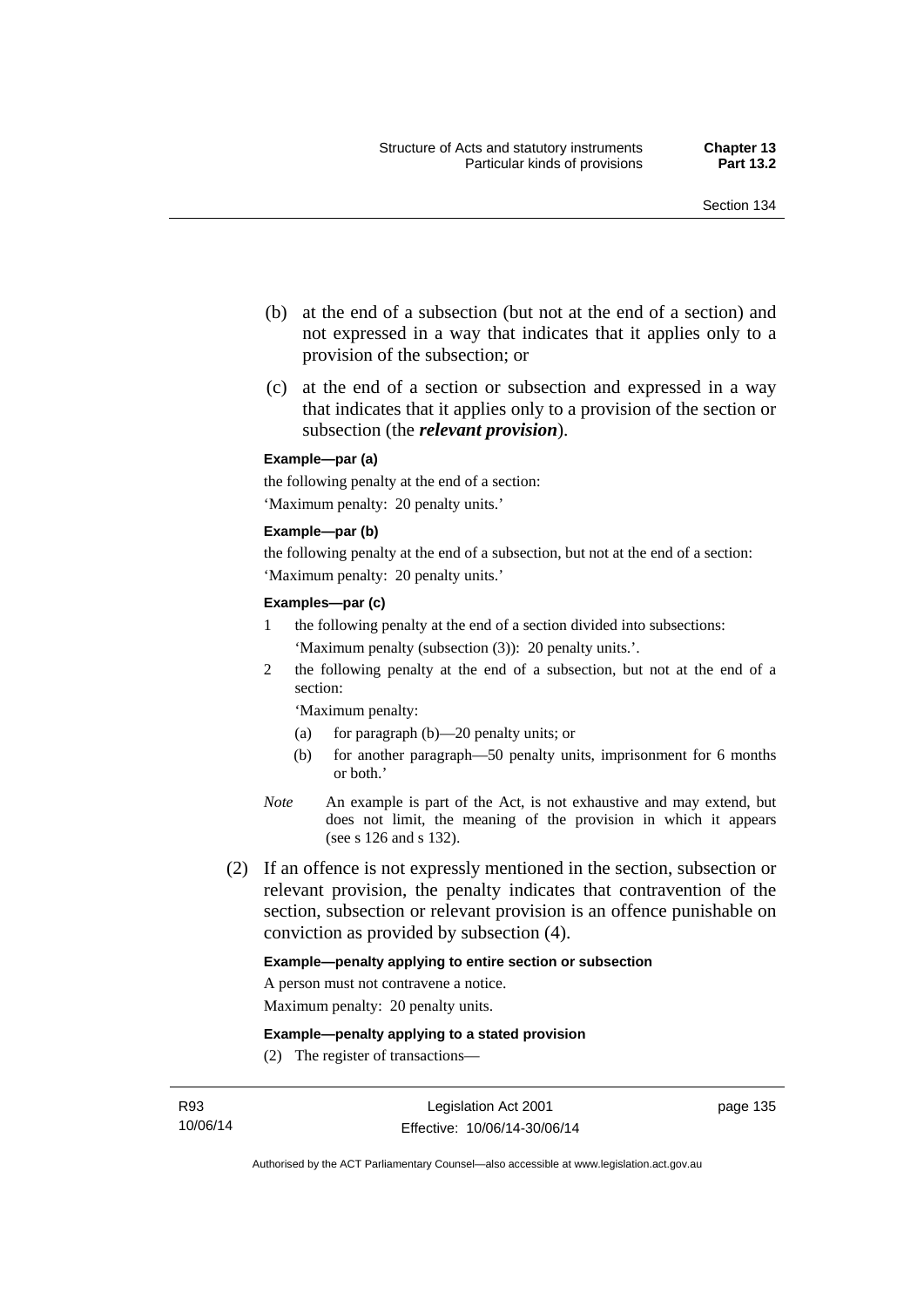(b) at the end of a subsection (but not at the end of a section) and not expressed in a way that indicates that it applies only to a provision of the subsection; or

(c) at the end of a section or subsection and expressed in a way that indicates that it applies only to a provision of the section or subsection (the ***relevant provision***).

**Example—par (a)**

the following penalty at the end of a section:

'Maximum penalty: 20 penalty units.'

**Example—par (b)**

the following penalty at the end of a subsection, but not at the end of a section:

'Maximum penalty: 20 penalty units.'

**Examples—par (c)**

1 the following penalty at the end of a section divided into subsections:

'Maximum penalty (subsection (3)): 20 penalty units.'.

2 the following penalty at the end of a subsection, but not at the end of a section:

'Maximum penalty:

(a) for paragraph (b)—20 penalty units; or

(b) for another paragraph—50 penalty units, imprisonment for 6 months or both.'

*Note* An example is part of the Act, is not exhaustive and may extend, but does not limit, the meaning of the provision in which it appears (see s 126 and s 132).

(2) If an offence is not expressly mentioned in the section, subsection or relevant provision, the penalty indicates that contravention of the section, subsection or relevant provision is an offence punishable on conviction as provided by subsection (4).

**Example—penalty applying to entire section or subsection**

A person must not contravene a notice.

Maximum penalty: 20 penalty units.

**Example—penalty applying to a stated provision**

(2) The register of transactions—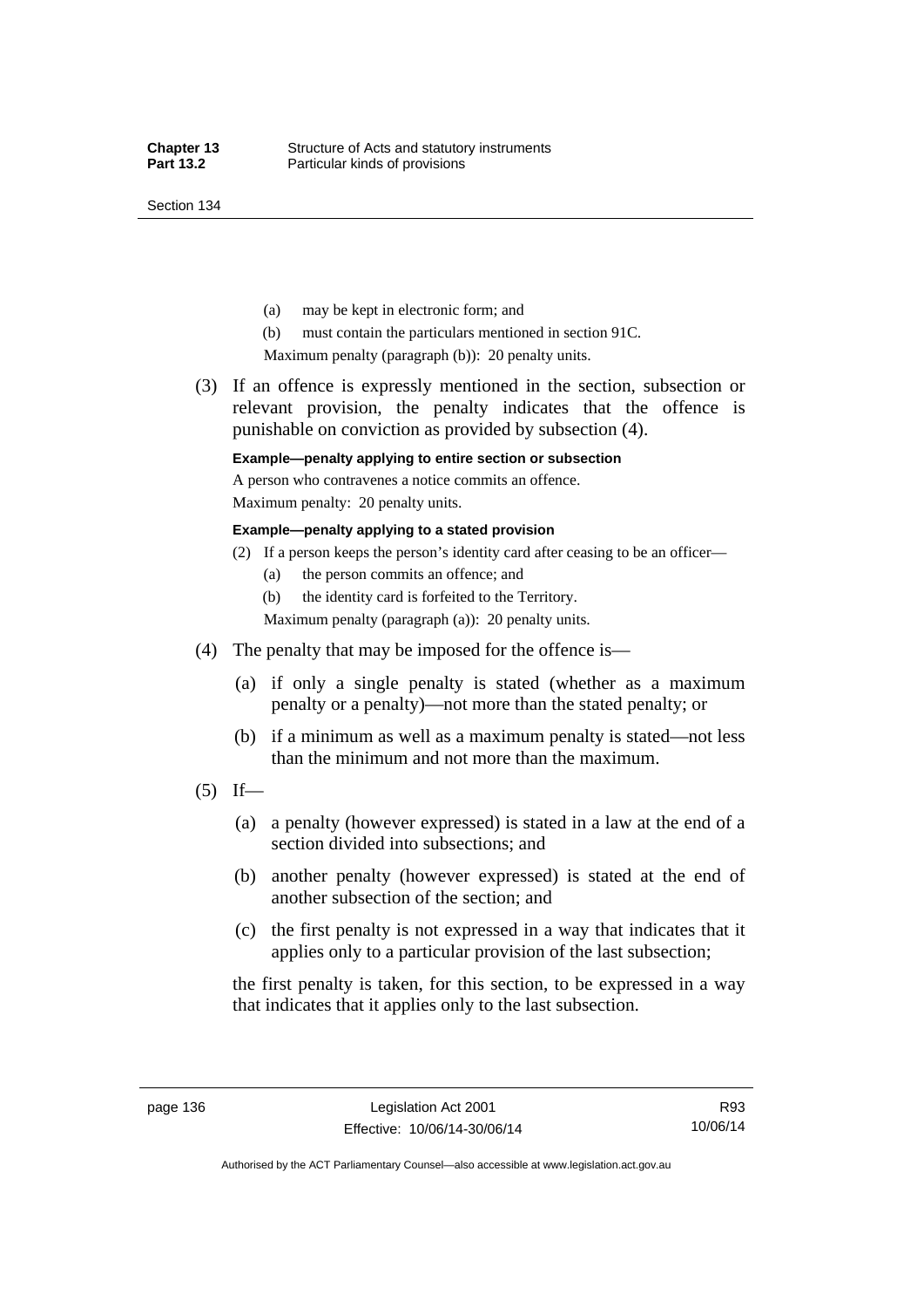(a) may be kept in electronic form; and

(b) must contain the particulars mentioned in section 91C.

Maximum penalty (paragraph (b)): 20 penalty units.

(3) If an offence is expressly mentioned in the section, subsection or relevant provision, the penalty indicates that the offence is punishable on conviction as provided by subsection (4).

**Example—penalty applying to entire section or subsection**

A person who contravenes a notice commits an offence.

Maximum penalty: 20 penalty units.

**Example—penalty applying to a stated provision**

(2) If a person keeps the person's identity card after ceasing to be an officer—

(a) the person commits an offence; and

(b) the identity card is forfeited to the Territory.

Maximum penalty (paragraph (a)): 20 penalty units.

(4) The penalty that may be imposed for the offence is—

(a) if only a single penalty is stated (whether as a maximum penalty or a penalty)—not more than the stated penalty; or

(b) if a minimum as well as a maximum penalty is stated—not less than the minimum and not more than the maximum.

(5) If—

(a) a penalty (however expressed) is stated in a law at the end of a section divided into subsections; and

(b) another penalty (however expressed) is stated at the end of another subsection of the section; and

(c) the first penalty is not expressed in a way that indicates that it applies only to a particular provision of the last subsection;

the first penalty is taken, for this section, to be expressed in a way that indicates that it applies only to the last subsection.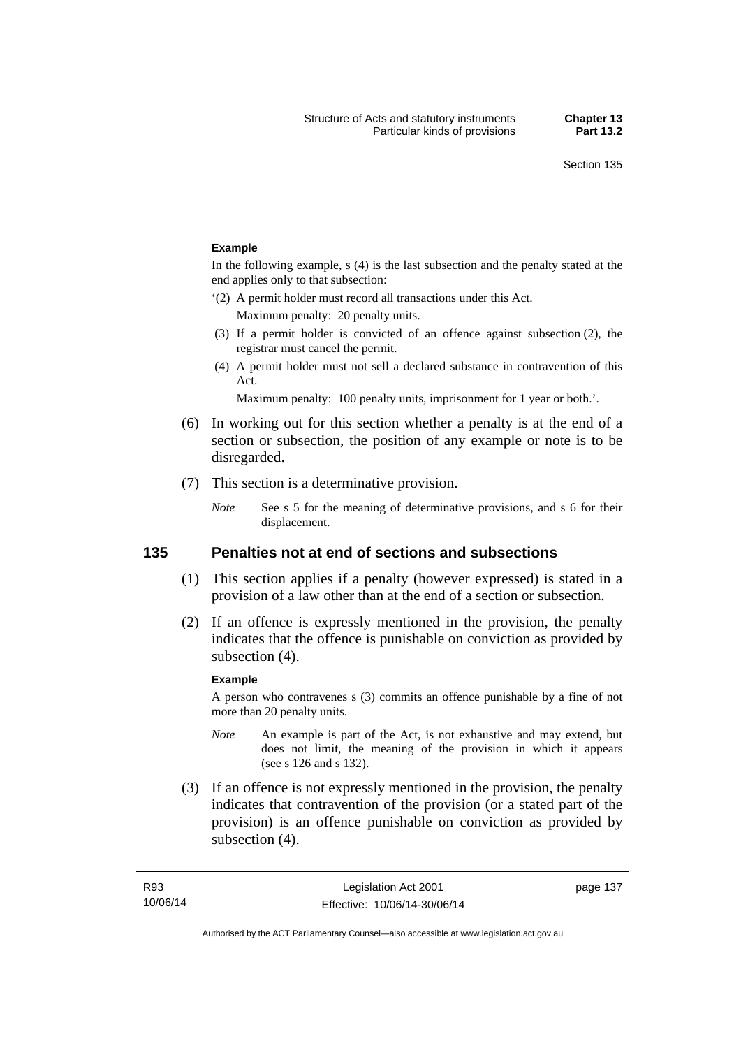**Example**

In the following example, s (4) is the last subsection and the penalty stated at the end applies only to that subsection:

'(2) A permit holder must record all transactions under this Act.

Maximum penalty: 20 penalty units.

(3) If a permit holder is convicted of an offence against subsection (2), the registrar must cancel the permit.

(4) A permit holder must not sell a declared substance in contravention of this Act.

Maximum penalty: 100 penalty units, imprisonment for 1 year or both.'.

(6) In working out for this section whether a penalty is at the end of a section or subsection, the position of any example or note is to be disregarded.

(7) This section is a determinative provision.

*Note* See s 5 for the meaning of determinative provisions, and s 6 for their displacement.

## 135 Penalties not at end of sections and subsections

(1) This section applies if a penalty (however expressed) is stated in a provision of a law other than at the end of a section or subsection.

(2) If an offence is expressly mentioned in the provision, the penalty indicates that the offence is punishable on conviction as provided by subsection (4).

**Example**

A person who contravenes s (3) commits an offence punishable by a fine of not more than 20 penalty units.

*Note* An example is part of the Act, is not exhaustive and may extend, but does not limit, the meaning of the provision in which it appears (see s 126 and s 132).

(3) If an offence is not expressly mentioned in the provision, the penalty indicates that contravention of the provision (or a stated part of the provision) is an offence punishable on conviction as provided by subsection (4).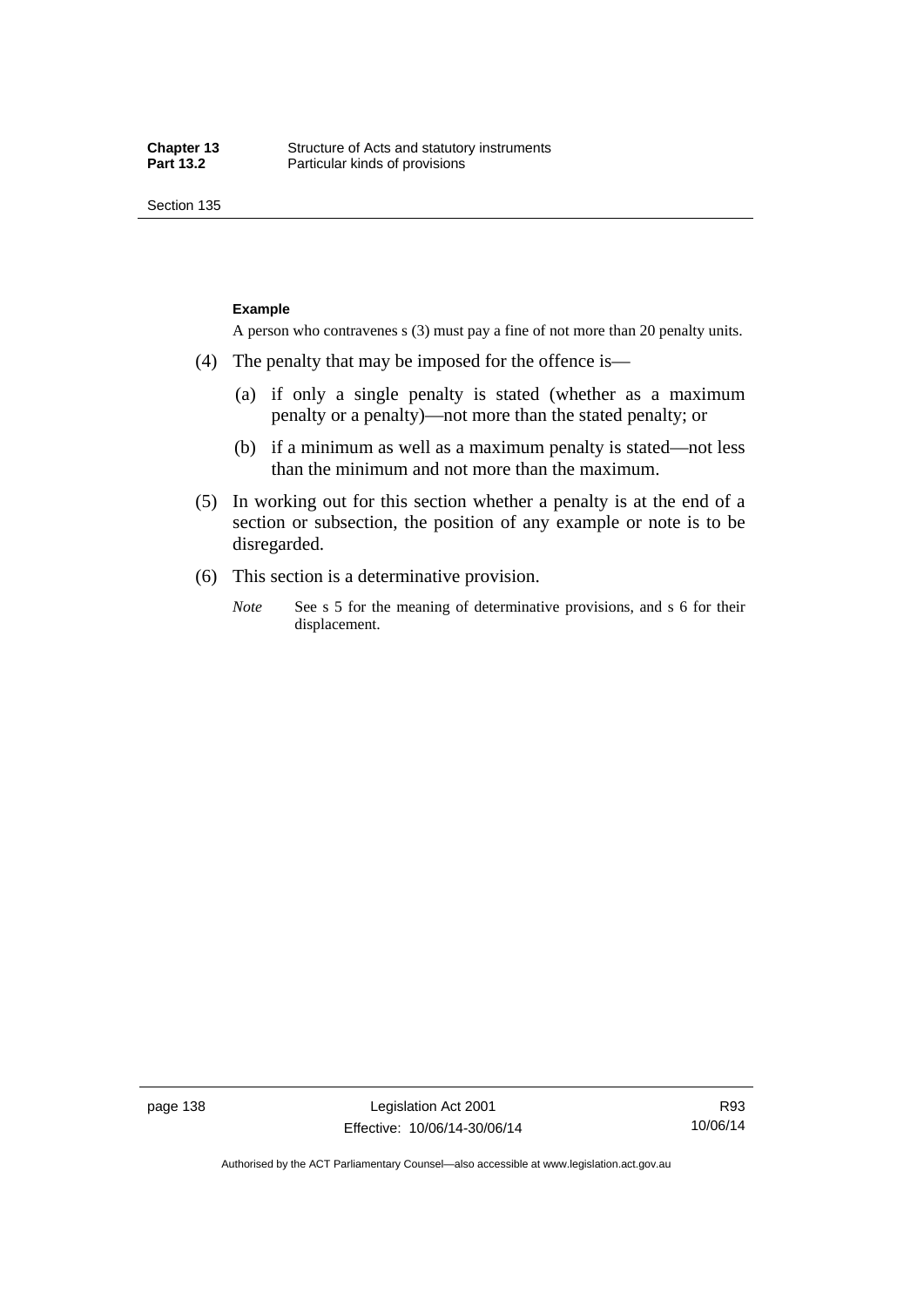**Example**

A person who contravenes s (3) must pay a fine of not more than 20 penalty units.

(4) The penalty that may be imposed for the offence is—

(a) if only a single penalty is stated (whether as a maximum penalty or a penalty)—not more than the stated penalty; or

(b) if a minimum as well as a maximum penalty is stated—not less than the minimum and not more than the maximum.

(5) In working out for this section whether a penalty is at the end of a section or subsection, the position of any example or note is to be disregarded.

(6) This section is a determinative provision.

*Note* See s 5 for the meaning of determinative provisions, and s 6 for their displacement.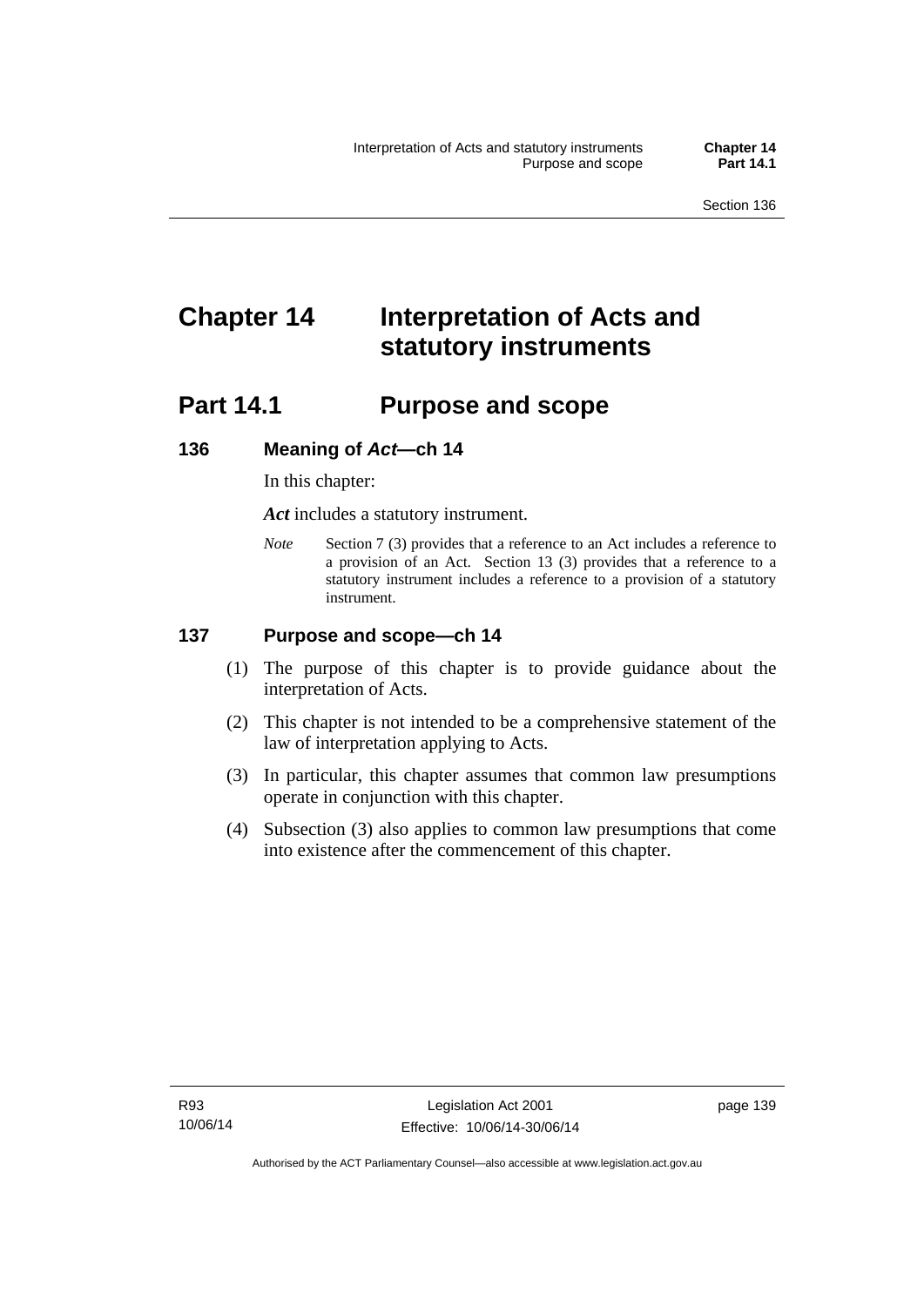# Chapter 14 Interpretation of Acts and statutory instruments

## Part 14.1 Purpose and scope

### 136 Meaning of *Act*—ch 14

In this chapter:

***Act*** includes a statutory instrument.

*Note* Section 7 (3) provides that a reference to an Act includes a reference to a provision of an Act. Section 13 (3) provides that a reference to a statutory instrument includes a reference to a provision of a statutory instrument.

### 137 Purpose and scope—ch 14

(1) The purpose of this chapter is to provide guidance about the interpretation of Acts.

(2) This chapter is not intended to be a comprehensive statement of the law of interpretation applying to Acts.

(3) In particular, this chapter assumes that common law presumptions operate in conjunction with this chapter.

(4) Subsection (3) also applies to common law presumptions that come into existence after the commencement of this chapter.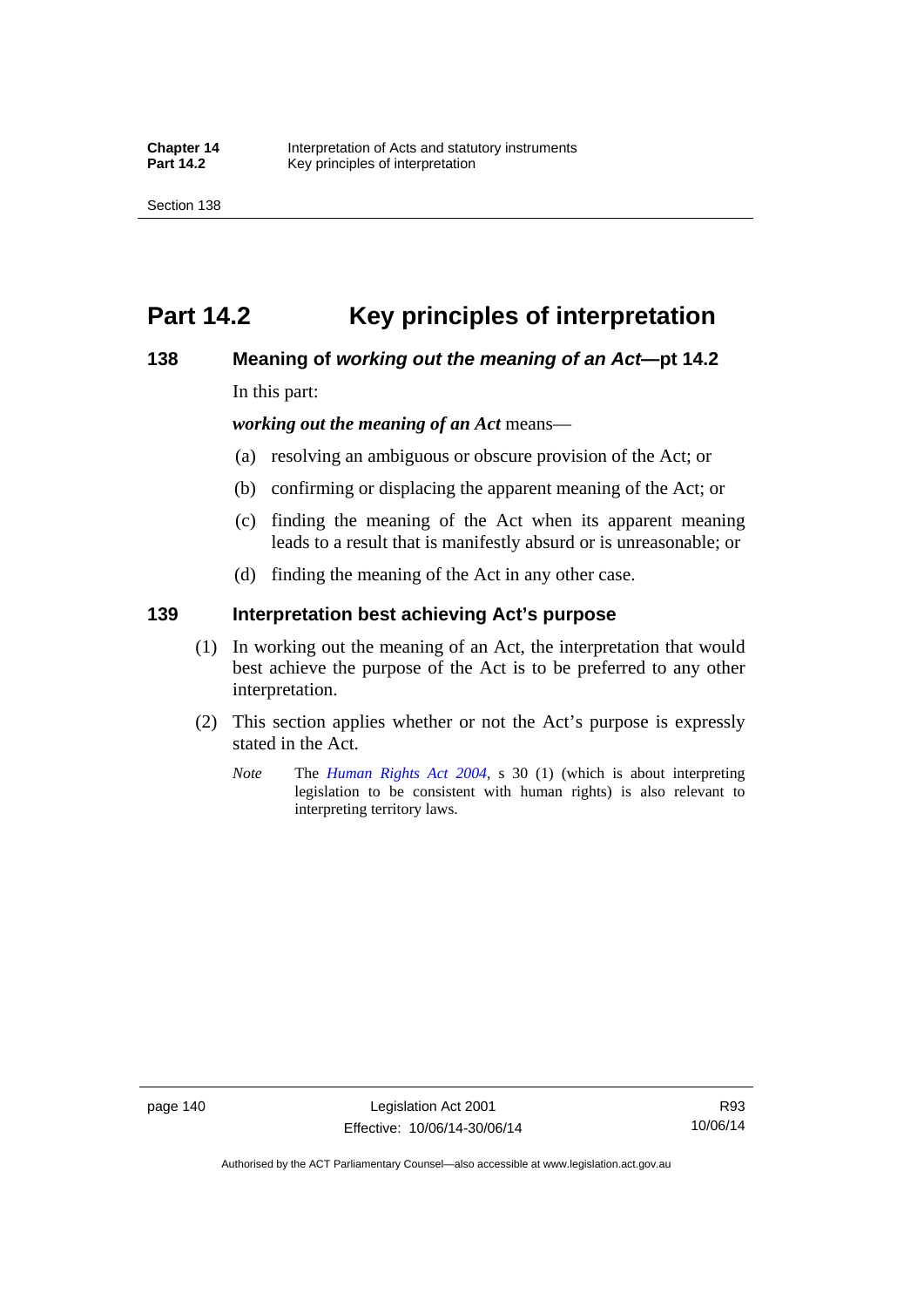# Part 14.2 Key principles of interpretation

## 138 Meaning of *working out the meaning of an Act*—pt 14.2

In this part:

***working out the meaning of an Act*** means—

(a) resolving an ambiguous or obscure provision of the Act; or

(b) confirming or displacing the apparent meaning of the Act; or

(c) finding the meaning of the Act when its apparent meaning leads to a result that is manifestly absurd or is unreasonable; or

(d) finding the meaning of the Act in any other case.

## 139 Interpretation best achieving Act's purpose

(1) In working out the meaning of an Act, the interpretation that would best achieve the purpose of the Act is to be preferred to any other interpretation.

(2) This section applies whether or not the Act's purpose is expressly stated in the Act.

*Note* The *Human Rights Act 2004*, s 30 (1) (which is about interpreting legislation to be consistent with human rights) is also relevant to interpreting territory laws.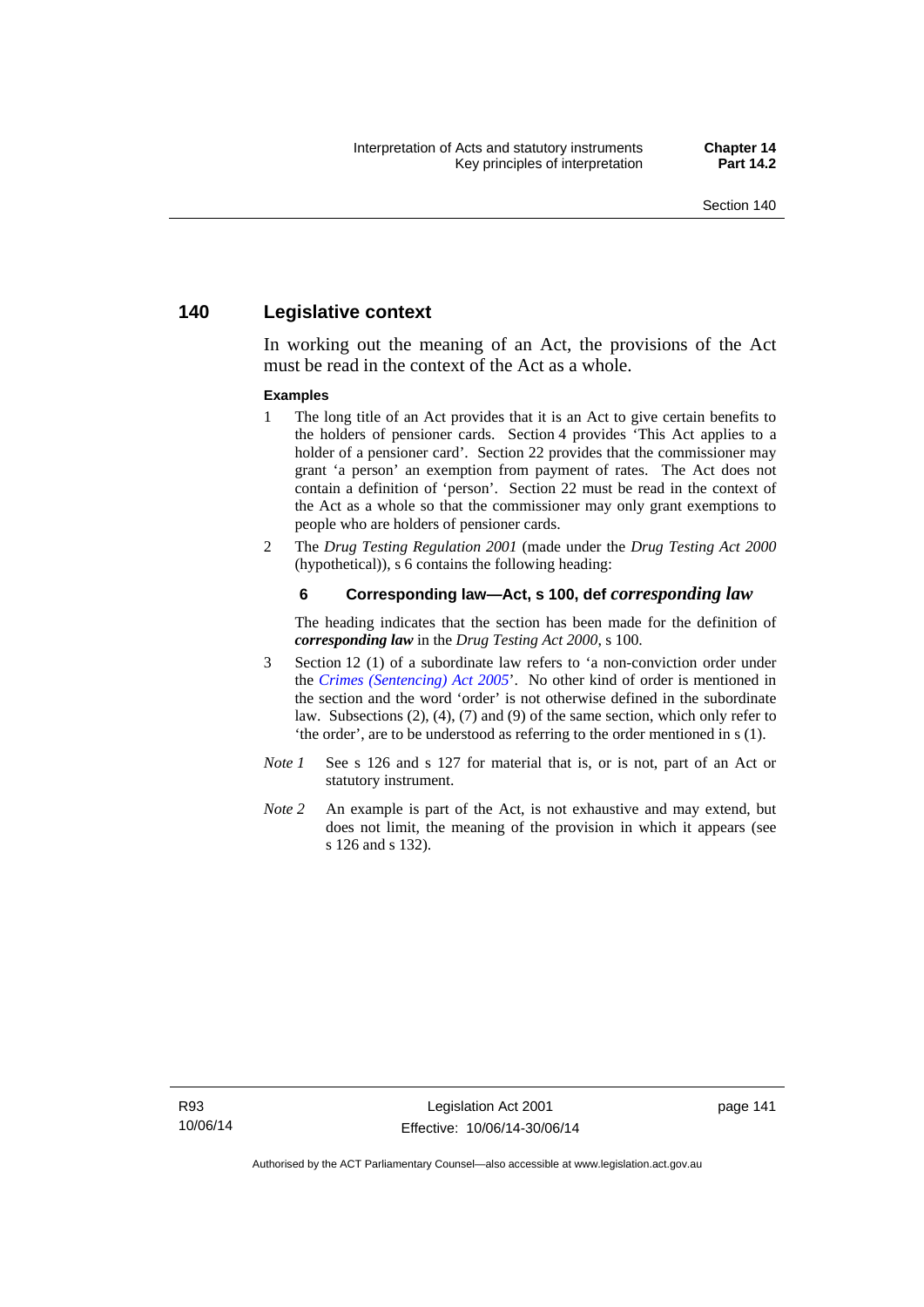## 140 Legislative context

In working out the meaning of an Act, the provisions of the Act must be read in the context of the Act as a whole.

**Examples**

1 The long title of an Act provides that it is an Act to give certain benefits to the holders of pensioner cards. Section 4 provides 'This Act applies to a holder of a pensioner card'. Section 22 provides that the commissioner may grant 'a person' an exemption from payment of rates. The Act does not contain a definition of 'person'. Section 22 must be read in the context of the Act as a whole so that the commissioner may only grant exemptions to people who are holders of pensioner cards.

2 The *Drug Testing Regulation 2001* (made under the *Drug Testing Act 2000* (hypothetical)), s 6 contains the following heading:

**6 Corresponding law—Act, s 100, def *corresponding law***

The heading indicates that the section has been made for the definition of ***corresponding law*** in the *Drug Testing Act 2000*, s 100.

3 Section 12 (1) of a subordinate law refers to 'a non-conviction order under the *Crimes (Sentencing) Act 2005*'. No other kind of order is mentioned in the section and the word 'order' is not otherwise defined in the subordinate law. Subsections (2), (4), (7) and (9) of the same section, which only refer to 'the order', are to be understood as referring to the order mentioned in s (1).

*Note 1* See s 126 and s 127 for material that is, or is not, part of an Act or statutory instrument.

*Note 2* An example is part of the Act, is not exhaustive and may extend, but does not limit, the meaning of the provision in which it appears (see s 126 and s 132).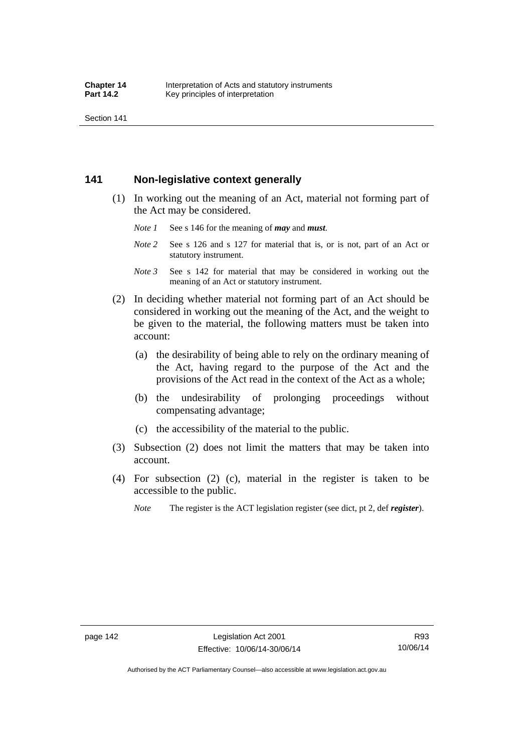## 141 Non-legislative context generally

(1) In working out the meaning of an Act, material not forming part of the Act may be considered.

*Note 1* See s 146 for the meaning of ***may*** and ***must***.

*Note 2* See s 126 and s 127 for material that is, or is not, part of an Act or statutory instrument.

*Note 3* See s 142 for material that may be considered in working out the meaning of an Act or statutory instrument.

(2) In deciding whether material not forming part of an Act should be considered in working out the meaning of the Act, and the weight to be given to the material, the following matters must be taken into account:

(a) the desirability of being able to rely on the ordinary meaning of the Act, having regard to the purpose of the Act and the provisions of the Act read in the context of the Act as a whole;

(b) the undesirability of prolonging proceedings without compensating advantage;

(c) the accessibility of the material to the public.

(3) Subsection (2) does not limit the matters that may be taken into account.

(4) For subsection (2) (c), material in the register is taken to be accessible to the public.

*Note* The register is the ACT legislation register (see dict, pt 2, def ***register***).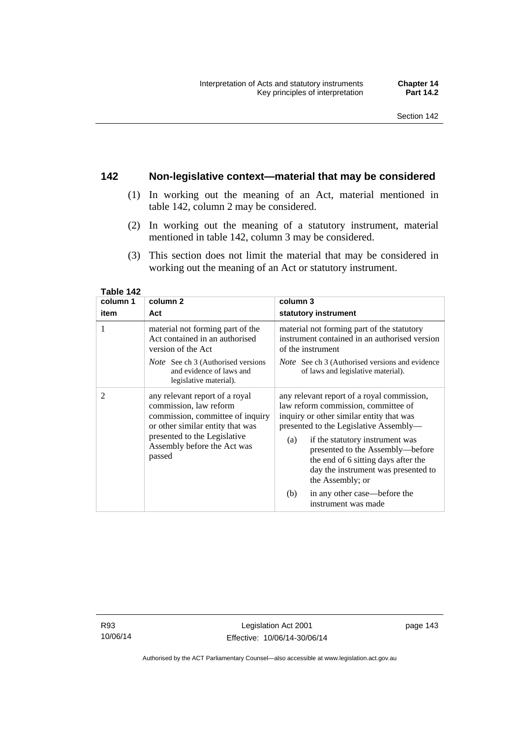## 142 Non-legislative context—material that may be considered

(1) In working out the meaning of an Act, material mentioned in table 142, column 2 may be considered.

(2) In working out the meaning of a statutory instrument, material mentioned in table 142, column 3 may be considered.

(3) This section does not limit the material that may be considered in working out the meaning of an Act or statutory instrument.

**Table 142**

| column 1<br>item | column 2<br>Act | column 3<br>statutory instrument |
|---|---|---|
| 1 | material not forming part of the Act contained in an authorised version of the Act<br>*Note* See ch 3 (Authorised versions and evidence of laws and legislative material). | material not forming part of the statutory instrument contained in an authorised version of the instrument<br>*Note* See ch 3 (Authorised versions and evidence of laws and legislative material). |
| 2 | any relevant report of a royal commission, law reform commission, committee of inquiry or other similar entity that was presented to the Legislative Assembly before the Act was passed | any relevant report of a royal commission, law reform commission, committee of inquiry or other similar entity that was presented to the Legislative Assembly—<br>(a) if the statutory instrument was presented to the Assembly—before the end of 6 sitting days after the day the instrument was presented to the Assembly; or<br>(b) in any other case—before the instrument was made |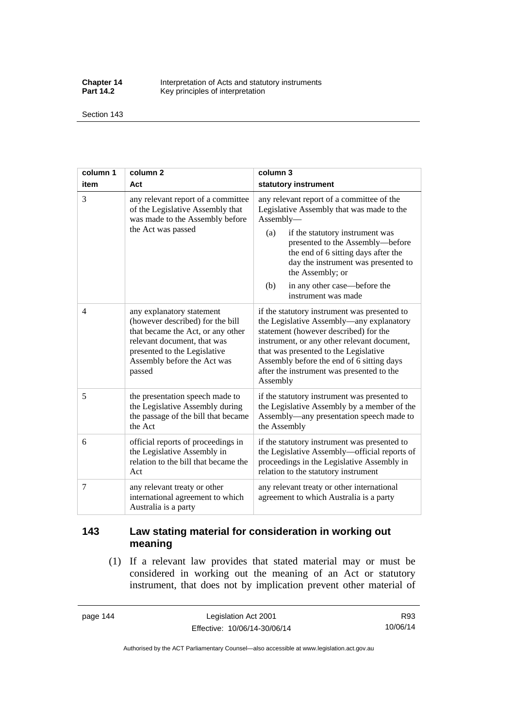| column 1<br>item | column 2<br>Act | column 3<br>statutory instrument |
|---|---|---|
| 3 | any relevant report of a committee of the Legislative Assembly that was made to the Assembly before the Act was passed | any relevant report of a committee of the Legislative Assembly that was made to the Assembly—<br>(a) if the statutory instrument was presented to the Assembly—before the end of 6 sitting days after the day the instrument was presented to the Assembly; or<br>(b) in any other case—before the instrument was made |
| 4 | any explanatory statement (however described) for the bill that became the Act, or any other relevant document, that was presented to the Legislative Assembly before the Act was passed | if the statutory instrument was presented to the Legislative Assembly—any explanatory statement (however described) for the instrument, or any other relevant document, that was presented to the Legislative Assembly before the end of 6 sitting days after the instrument was presented to the Assembly |
| 5 | the presentation speech made to the Legislative Assembly during the passage of the bill that became the Act | if the statutory instrument was presented to the Legislative Assembly by a member of the Assembly—any presentation speech made to the Assembly |
| 6 | official reports of proceedings in the Legislative Assembly in relation to the bill that became the Act | if the statutory instrument was presented to the Legislative Assembly—official reports of proceedings in the Legislative Assembly in relation to the statutory instrument |
| 7 | any relevant treaty or other international agreement to which Australia is a party | any relevant treaty or other international agreement to which Australia is a party |

## 143 Law stating material for consideration in working out meaning

(1) If a relevant law provides that stated material may or must be considered in working out the meaning of an Act or statutory instrument, that does not by implication prevent other material of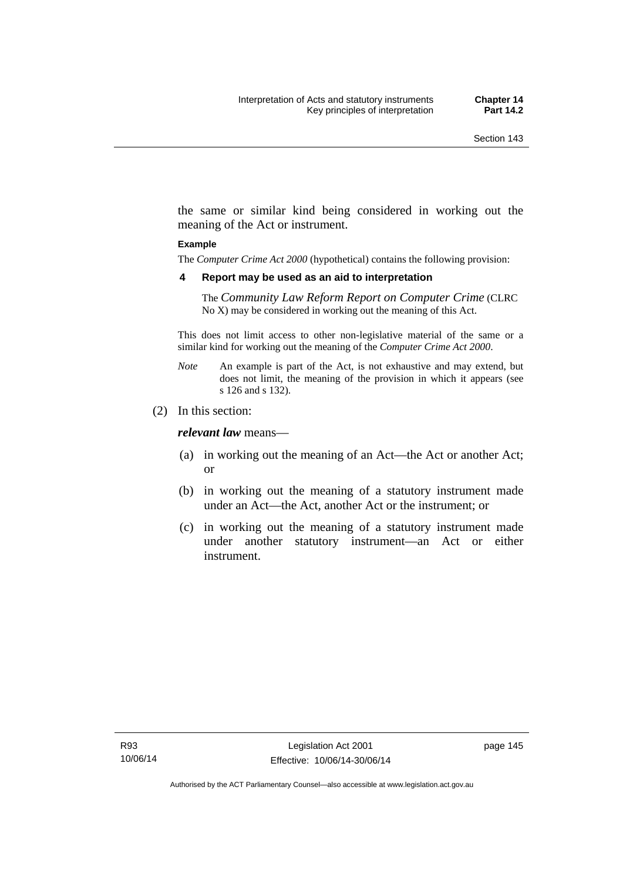the same or similar kind being considered in working out the meaning of the Act or instrument.

**Example**

The *Computer Crime Act 2000* (hypothetical) contains the following provision:

**4 Report may be used as an aid to interpretation**

The *Community Law Reform Report on Computer Crime* (CLRC No X) may be considered in working out the meaning of this Act.

This does not limit access to other non-legislative material of the same or a similar kind for working out the meaning of the *Computer Crime Act 2000*.

*Note* An example is part of the Act, is not exhaustive and may extend, but does not limit, the meaning of the provision in which it appears (see s 126 and s 132).

(2) In this section:

***relevant law*** means—

(a) in working out the meaning of an Act—the Act or another Act; or

(b) in working out the meaning of a statutory instrument made under an Act—the Act, another Act or the instrument; or

(c) in working out the meaning of a statutory instrument made under another statutory instrument—an Act or either instrument.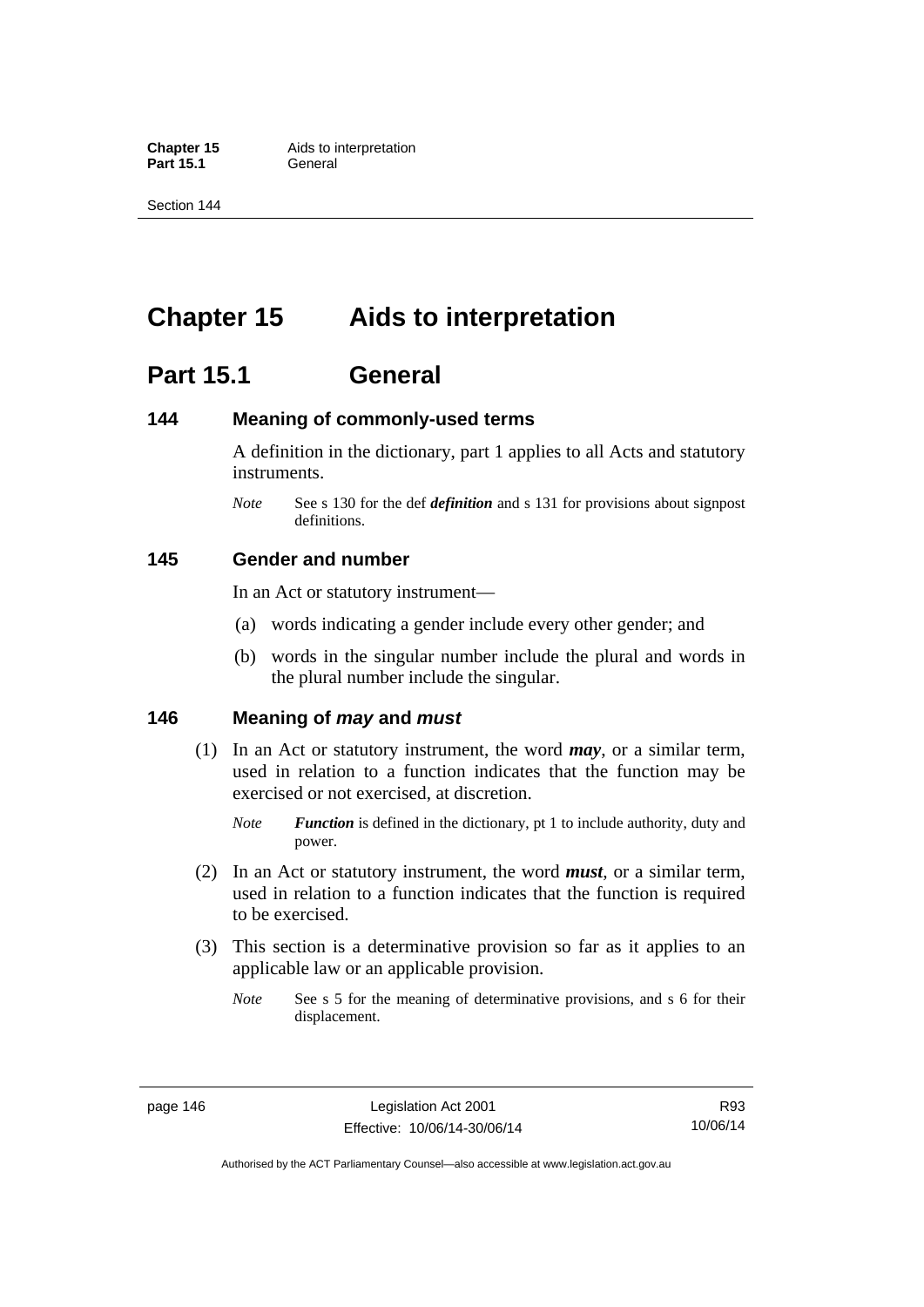# Chapter 15 Aids to interpretation

## Part 15.1 General

### 144 Meaning of commonly-used terms

A definition in the dictionary, part 1 applies to all Acts and statutory instruments.

*Note* See s 130 for the def ***definition*** and s 131 for provisions about signpost definitions.

### 145 Gender and number

In an Act or statutory instrument—

(a) words indicating a gender include every other gender; and

(b) words in the singular number include the plural and words in the plural number include the singular.

### 146 Meaning of *may* and *must*

(1) In an Act or statutory instrument, the word ***may***, or a similar term, used in relation to a function indicates that the function may be exercised or not exercised, at discretion.

*Note* ***Function*** is defined in the dictionary, pt 1 to include authority, duty and power.

(2) In an Act or statutory instrument, the word ***must***, or a similar term, used in relation to a function indicates that the function is required to be exercised.

(3) This section is a determinative provision so far as it applies to an applicable law or an applicable provision.

*Note* See s 5 for the meaning of determinative provisions, and s 6 for their displacement.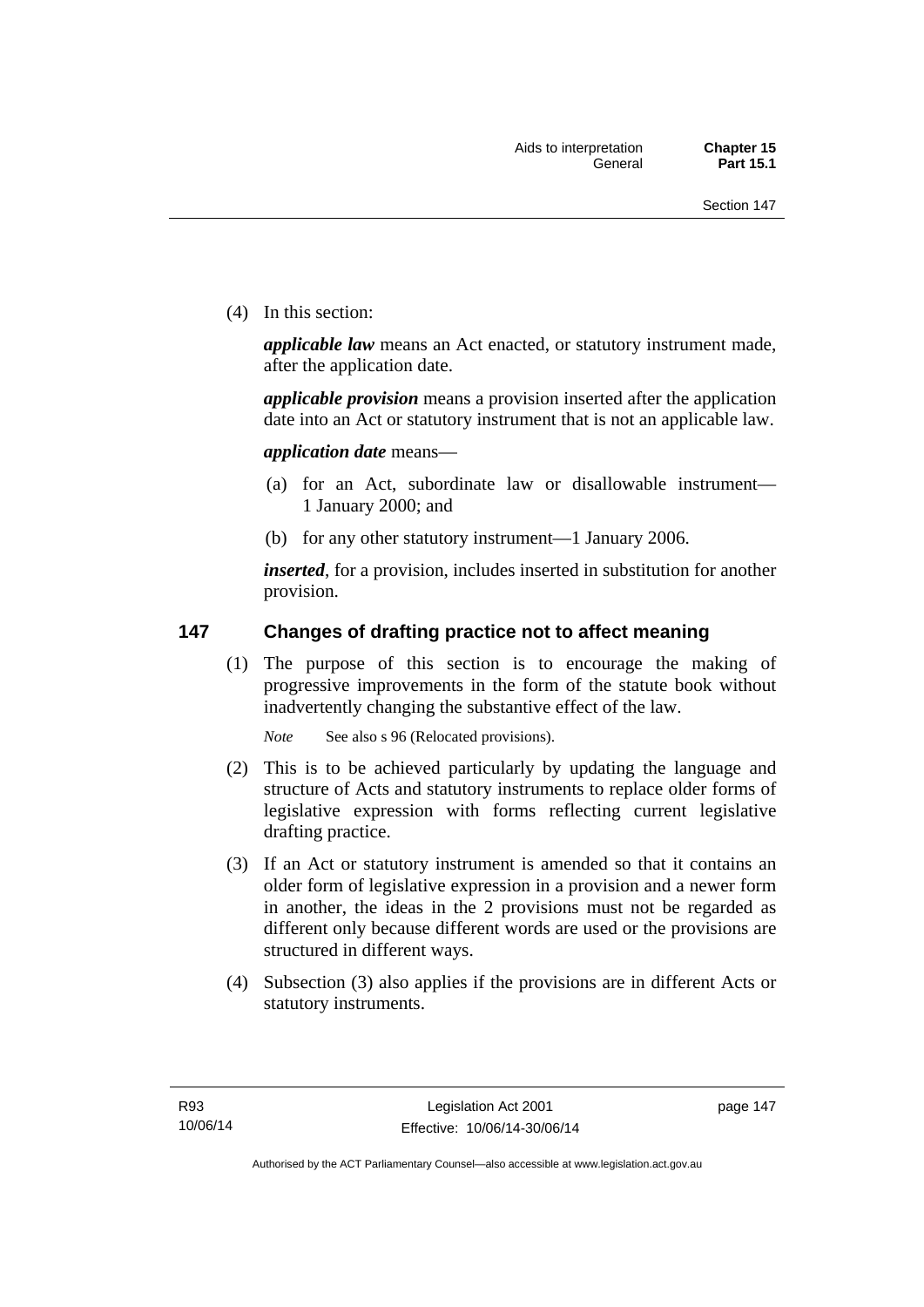(4) In this section:

***applicable law*** means an Act enacted, or statutory instrument made, after the application date.

***applicable provision*** means a provision inserted after the application date into an Act or statutory instrument that is not an applicable law.

***application date*** means—

(a) for an Act, subordinate law or disallowable instrument—1 January 2000; and

(b) for any other statutory instrument—1 January 2006.

***inserted***, for a provision, includes inserted in substitution for another provision.

## 147 Changes of drafting practice not to affect meaning

(1) The purpose of this section is to encourage the making of progressive improvements in the form of the statute book without inadvertently changing the substantive effect of the law.

*Note* See also s 96 (Relocated provisions).

(2) This is to be achieved particularly by updating the language and structure of Acts and statutory instruments to replace older forms of legislative expression with forms reflecting current legislative drafting practice.

(3) If an Act or statutory instrument is amended so that it contains an older form of legislative expression in a provision and a newer form in another, the ideas in the 2 provisions must not be regarded as different only because different words are used or the provisions are structured in different ways.

(4) Subsection (3) also applies if the provisions are in different Acts or statutory instruments.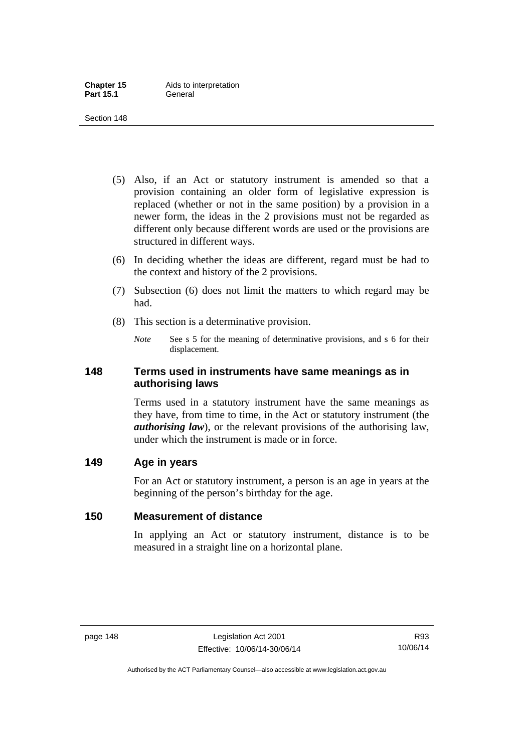(5) Also, if an Act or statutory instrument is amended so that a provision containing an older form of legislative expression is replaced (whether or not in the same position) by a provision in a newer form, the ideas in the 2 provisions must not be regarded as different only because different words are used or the provisions are structured in different ways.

(6) In deciding whether the ideas are different, regard must be had to the context and history of the 2 provisions.

(7) Subsection (6) does not limit the matters to which regard may be had.

(8) This section is a determinative provision.

*Note* See s 5 for the meaning of determinative provisions, and s 6 for their displacement.

## 148 Terms used in instruments have same meanings as in authorising laws

Terms used in a statutory instrument have the same meanings as they have, from time to time, in the Act or statutory instrument (the ***authorising law***), or the relevant provisions of the authorising law, under which the instrument is made or in force.

## 149 Age in years

For an Act or statutory instrument, a person is an age in years at the beginning of the person's birthday for the age.

## 150 Measurement of distance

In applying an Act or statutory instrument, distance is to be measured in a straight line on a horizontal plane.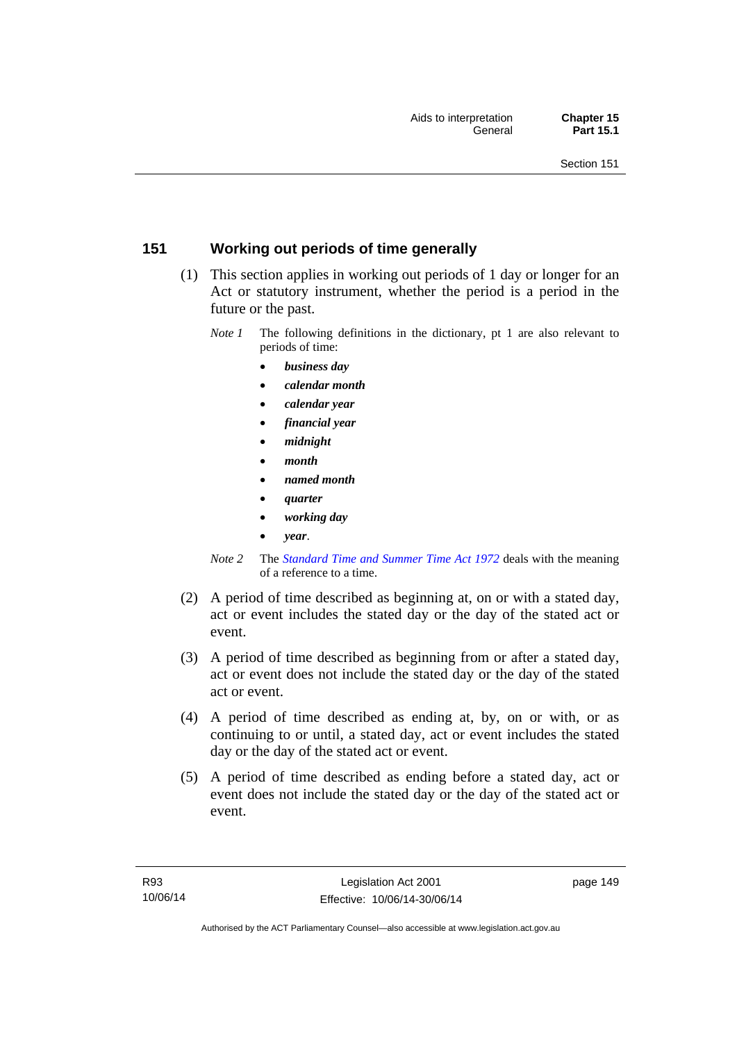## 151 Working out periods of time generally

(1) This section applies in working out periods of 1 day or longer for an Act or statutory instrument, whether the period is a period in the future or the past.

*Note 1* The following definitions in the dictionary, pt 1 are also relevant to periods of time:

- ***business day***
- ***calendar month***
- ***calendar year***
- ***financial year***
- ***midnight***
- ***month***
- ***named month***
- ***quarter***
- ***working day***
- ***year***.

*Note 2* The *Standard Time and Summer Time Act 1972* deals with the meaning of a reference to a time.

(2) A period of time described as beginning at, on or with a stated day, act or event includes the stated day or the day of the stated act or event.

(3) A period of time described as beginning from or after a stated day, act or event does not include the stated day or the day of the stated act or event.

(4) A period of time described as ending at, by, on or with, or as continuing to or until, a stated day, act or event includes the stated day or the day of the stated act or event.

(5) A period of time described as ending before a stated day, act or event does not include the stated day or the day of the stated act or event.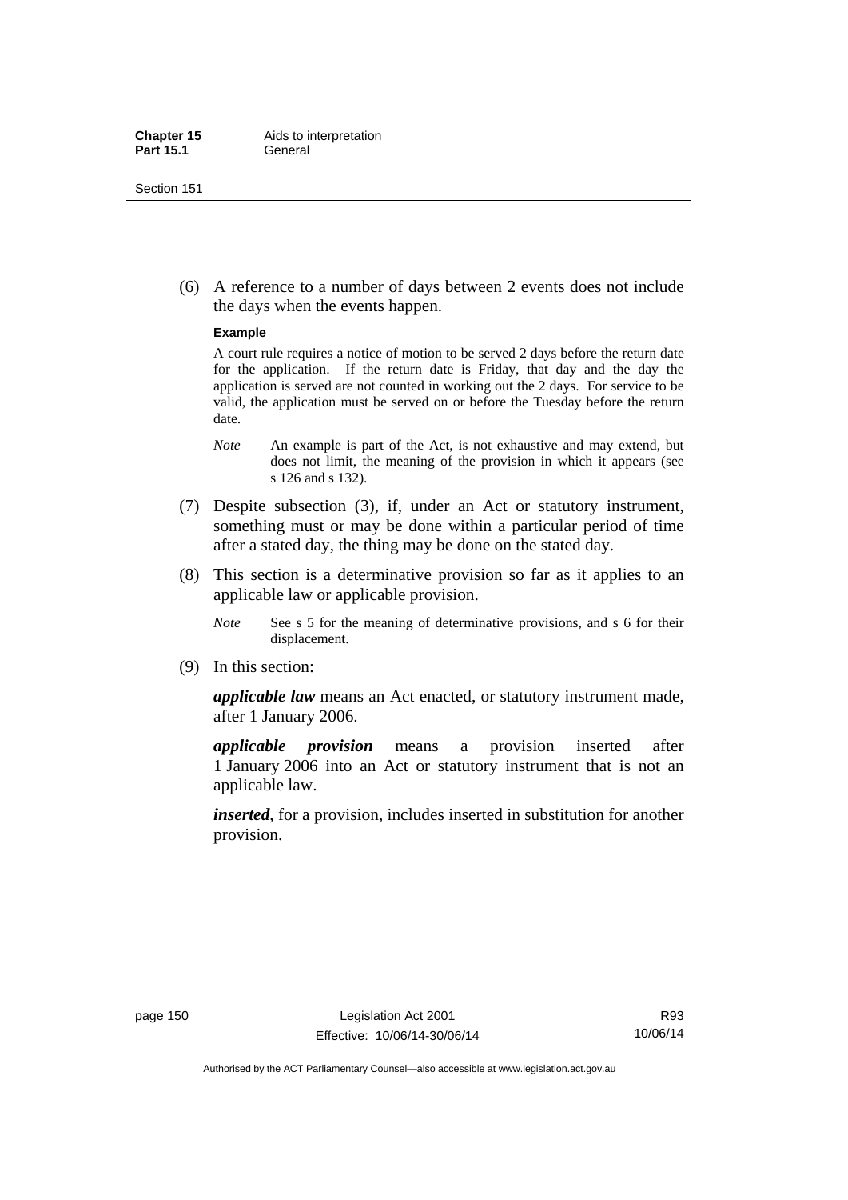(6) A reference to a number of days between 2 events does not include the days when the events happen.

**Example**

A court rule requires a notice of motion to be served 2 days before the return date for the application. If the return date is Friday, that day and the day the application is served are not counted in working out the 2 days. For service to be valid, the application must be served on or before the Tuesday before the return date.

*Note* An example is part of the Act, is not exhaustive and may extend, but does not limit, the meaning of the provision in which it appears (see s 126 and s 132).

(7) Despite subsection (3), if, under an Act or statutory instrument, something must or may be done within a particular period of time after a stated day, the thing may be done on the stated day.

(8) This section is a determinative provision so far as it applies to an applicable law or applicable provision.

*Note* See s 5 for the meaning of determinative provisions, and s 6 for their displacement.

(9) In this section:

***applicable law*** means an Act enacted, or statutory instrument made, after 1 January 2006.

***applicable provision*** means a provision inserted after 1 January 2006 into an Act or statutory instrument that is not an applicable law.

***inserted***, for a provision, includes inserted in substitution for another provision.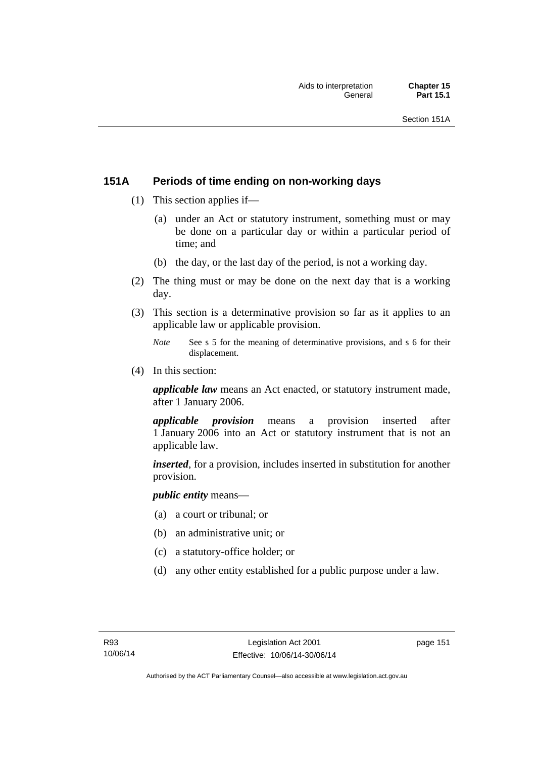## 151A Periods of time ending on non-working days

(1) This section applies if—

(a) under an Act or statutory instrument, something must or may be done on a particular day or within a particular period of time; and

(b) the day, or the last day of the period, is not a working day.

(2) The thing must or may be done on the next day that is a working day.

(3) This section is a determinative provision so far as it applies to an applicable law or applicable provision.

*Note* See s 5 for the meaning of determinative provisions, and s 6 for their displacement.

(4) In this section:

***applicable law*** means an Act enacted, or statutory instrument made, after 1 January 2006.

***applicable provision*** means a provision inserted after 1 January 2006 into an Act or statutory instrument that is not an applicable law.

***inserted***, for a provision, includes inserted in substitution for another provision.

***public entity*** means—

(a) a court or tribunal; or

(b) an administrative unit; or

(c) a statutory-office holder; or

(d) any other entity established for a public purpose under a law.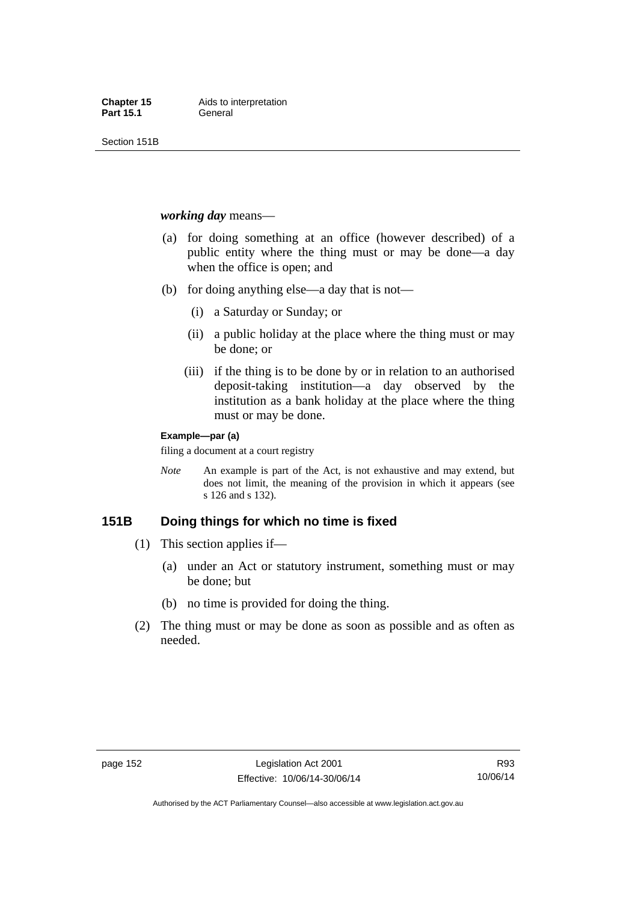***working day*** means—

(a) for doing something at an office (however described) of a public entity where the thing must or may be done—a day when the office is open; and

(b) for doing anything else—a day that is not—

  (i) a Saturday or Sunday; or

  (ii) a public holiday at the place where the thing must or may be done; or

  (iii) if the thing is to be done by or in relation to an authorised deposit-taking institution—a day observed by the institution as a bank holiday at the place where the thing must or may be done.

**Example—par (a)**

filing a document at a court registry

*Note* An example is part of the Act, is not exhaustive and may extend, but does not limit, the meaning of the provision in which it appears (see s 126 and s 132).

## 151B Doing things for which no time is fixed

(1) This section applies if—

  (a) under an Act or statutory instrument, something must or may be done; but

  (b) no time is provided for doing the thing.

(2) The thing must or may be done as soon as possible and as often as needed.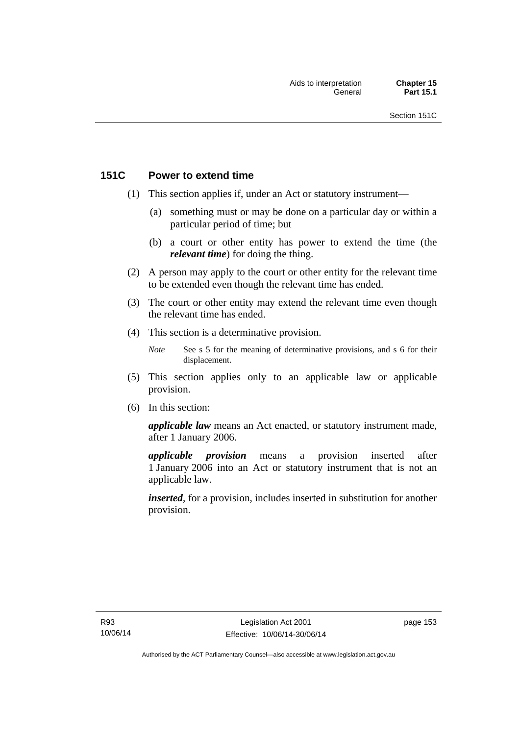## 151C Power to extend time

(1) This section applies if, under an Act or statutory instrument—

(a) something must or may be done on a particular day or within a particular period of time; but

(b) a court or other entity has power to extend the time (the ***relevant time***) for doing the thing.

(2) A person may apply to the court or other entity for the relevant time to be extended even though the relevant time has ended.

(3) The court or other entity may extend the relevant time even though the relevant time has ended.

(4) This section is a determinative provision.

*Note* See s 5 for the meaning of determinative provisions, and s 6 for their displacement.

(5) This section applies only to an applicable law or applicable provision.

(6) In this section:

***applicable law*** means an Act enacted, or statutory instrument made, after 1 January 2006.

***applicable provision*** means a provision inserted after 1 January 2006 into an Act or statutory instrument that is not an applicable law.

***inserted***, for a provision, includes inserted in substitution for another provision.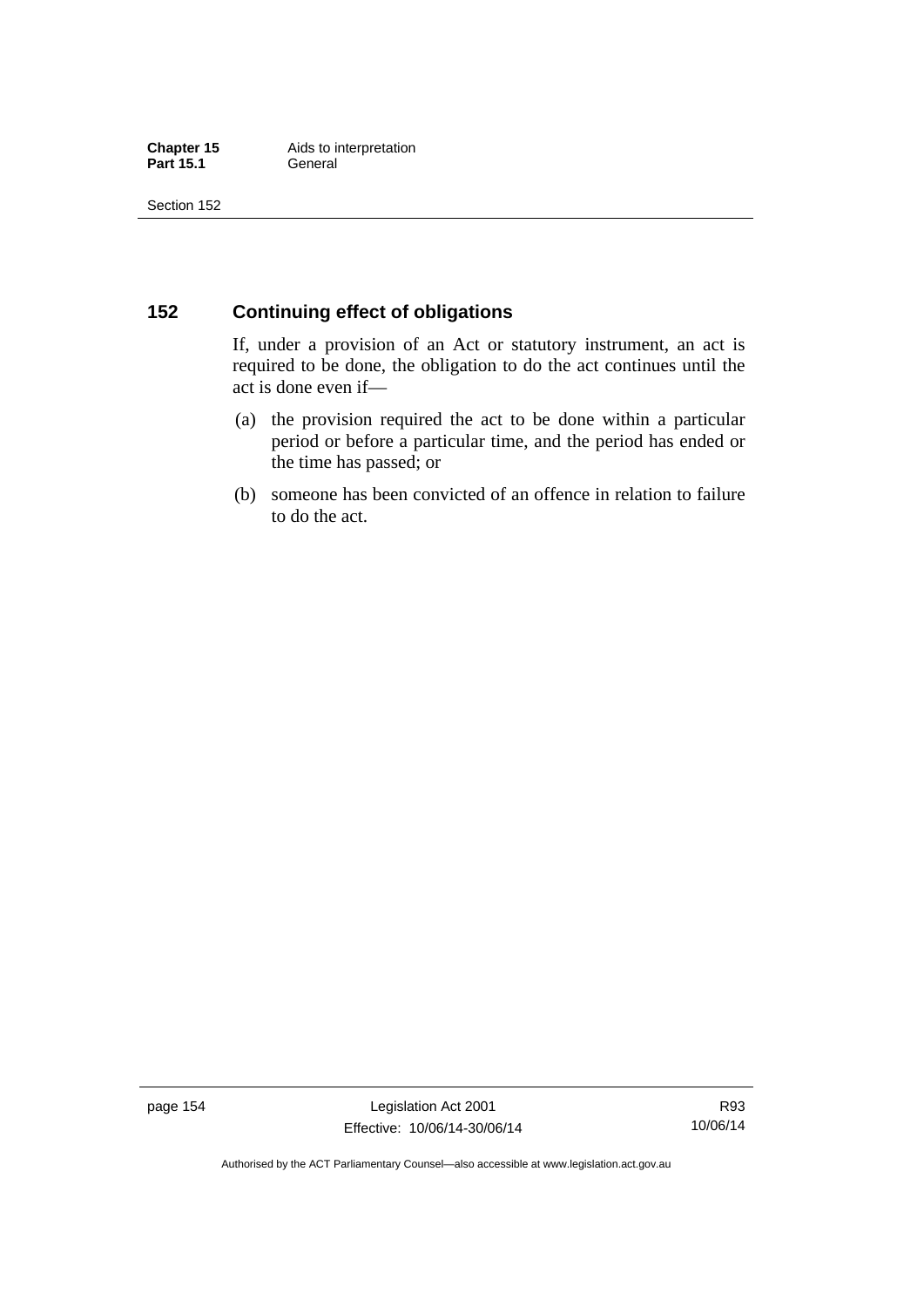## 152 Continuing effect of obligations

If, under a provision of an Act or statutory instrument, an act is required to be done, the obligation to do the act continues until the act is done even if—

(a) the provision required the act to be done within a particular period or before a particular time, and the period has ended or the time has passed; or

(b) someone has been convicted of an offence in relation to failure to do the act.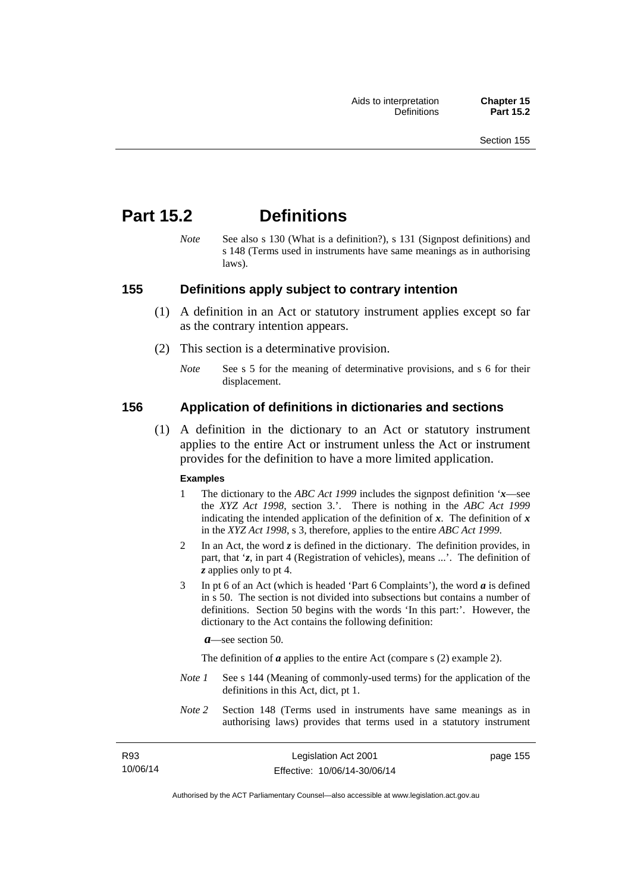# Part 15.2 Definitions

*Note* See also s 130 (What is a definition?), s 131 (Signpost definitions) and s 148 (Terms used in instruments have same meanings as in authorising laws).

## 155 Definitions apply subject to contrary intention

(1) A definition in an Act or statutory instrument applies except so far as the contrary intention appears.

(2) This section is a determinative provision.

*Note* See s 5 for the meaning of determinative provisions, and s 6 for their displacement.

## 156 Application of definitions in dictionaries and sections

(1) A definition in the dictionary to an Act or statutory instrument applies to the entire Act or instrument unless the Act or instrument provides for the definition to have a more limited application.

**Examples**

1 The dictionary to the *ABC Act 1999* includes the signpost definition '***x***—see the *XYZ Act 1998*, section 3.'. There is nothing in the *ABC Act 1999* indicating the intended application of the definition of ***x***. The definition of ***x*** in the *XYZ Act 1998*, s 3, therefore, applies to the entire *ABC Act 1999*.

2 In an Act, the word ***z*** is defined in the dictionary. The definition provides, in part, that '***z***, in part 4 (Registration of vehicles), means ...'. The definition of ***z*** applies only to pt 4.

3 In pt 6 of an Act (which is headed 'Part 6 Complaints'), the word ***a*** is defined in s 50. The section is not divided into subsections but contains a number of definitions. Section 50 begins with the words 'In this part:'. However, the dictionary to the Act contains the following definition:

***a***—see section 50.

The definition of ***a*** applies to the entire Act (compare s (2) example 2).

*Note 1* See s 144 (Meaning of commonly-used terms) for the application of the definitions in this Act, dict, pt 1.

*Note 2* Section 148 (Terms used in instruments have same meanings as in authorising laws) provides that terms used in a statutory instrument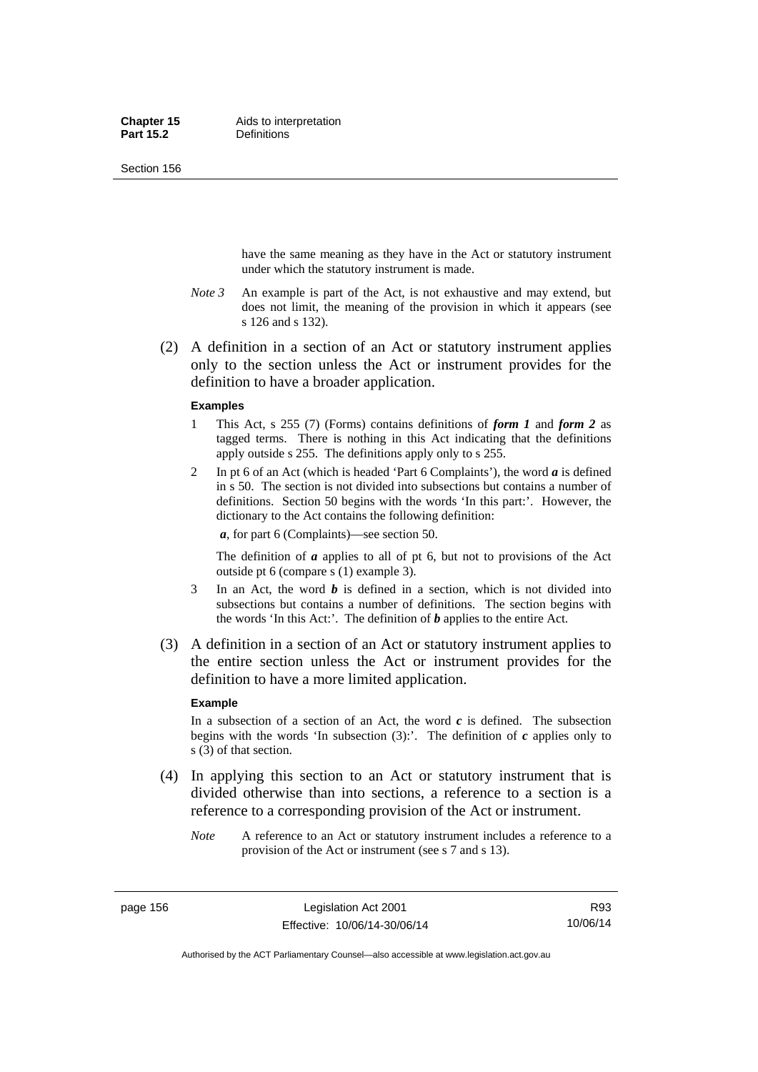have the same meaning as they have in the Act or statutory instrument under which the statutory instrument is made.

*Note 3* An example is part of the Act, is not exhaustive and may extend, but does not limit, the meaning of the provision in which it appears (see s 126 and s 132).

(2) A definition in a section of an Act or statutory instrument applies only to the section unless the Act or instrument provides for the definition to have a broader application.

**Examples**

1 This Act, s 255 (7) (Forms) contains definitions of ***form 1*** and ***form 2*** as tagged terms. There is nothing in this Act indicating that the definitions apply outside s 255. The definitions apply only to s 255.

2 In pt 6 of an Act (which is headed 'Part 6 Complaints'), the word ***a*** is defined in s 50. The section is not divided into subsections but contains a number of definitions. Section 50 begins with the words 'In this part:'. However, the dictionary to the Act contains the following definition:

***a***, for part 6 (Complaints)—see section 50.

The definition of ***a*** applies to all of pt 6, but not to provisions of the Act outside pt 6 (compare s (1) example 3).

3 In an Act, the word ***b*** is defined in a section, which is not divided into subsections but contains a number of definitions. The section begins with the words 'In this Act:'. The definition of ***b*** applies to the entire Act.

(3) A definition in a section of an Act or statutory instrument applies to the entire section unless the Act or instrument provides for the definition to have a more limited application.

**Example**

In a subsection of a section of an Act, the word ***c*** is defined. The subsection begins with the words 'In subsection (3):'. The definition of ***c*** applies only to s (3) of that section.

(4) In applying this section to an Act or statutory instrument that is divided otherwise than into sections, a reference to a section is a reference to a corresponding provision of the Act or instrument.

*Note* A reference to an Act or statutory instrument includes a reference to a provision of the Act or instrument (see s 7 and s 13).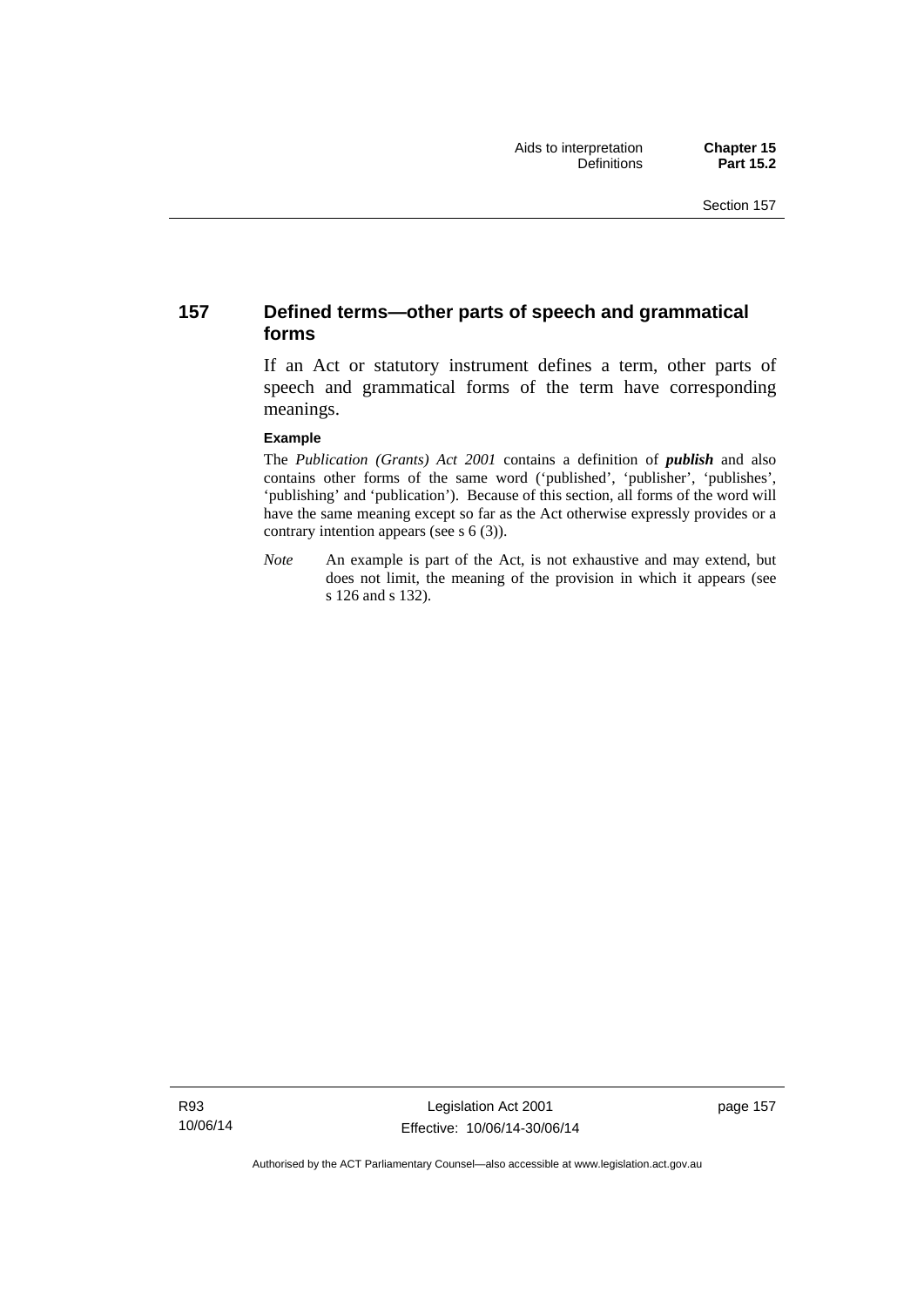## 157 Defined terms—other parts of speech and grammatical forms

If an Act or statutory instrument defines a term, other parts of speech and grammatical forms of the term have corresponding meanings.

**Example**

The *Publication (Grants) Act 2001* contains a definition of ***publish*** and also contains other forms of the same word ('published', 'publisher', 'publishes', 'publishing' and 'publication'). Because of this section, all forms of the word will have the same meaning except so far as the Act otherwise expressly provides or a contrary intention appears (see s 6 (3)).

*Note* An example is part of the Act, is not exhaustive and may extend, but does not limit, the meaning of the provision in which it appears (see s 126 and s 132).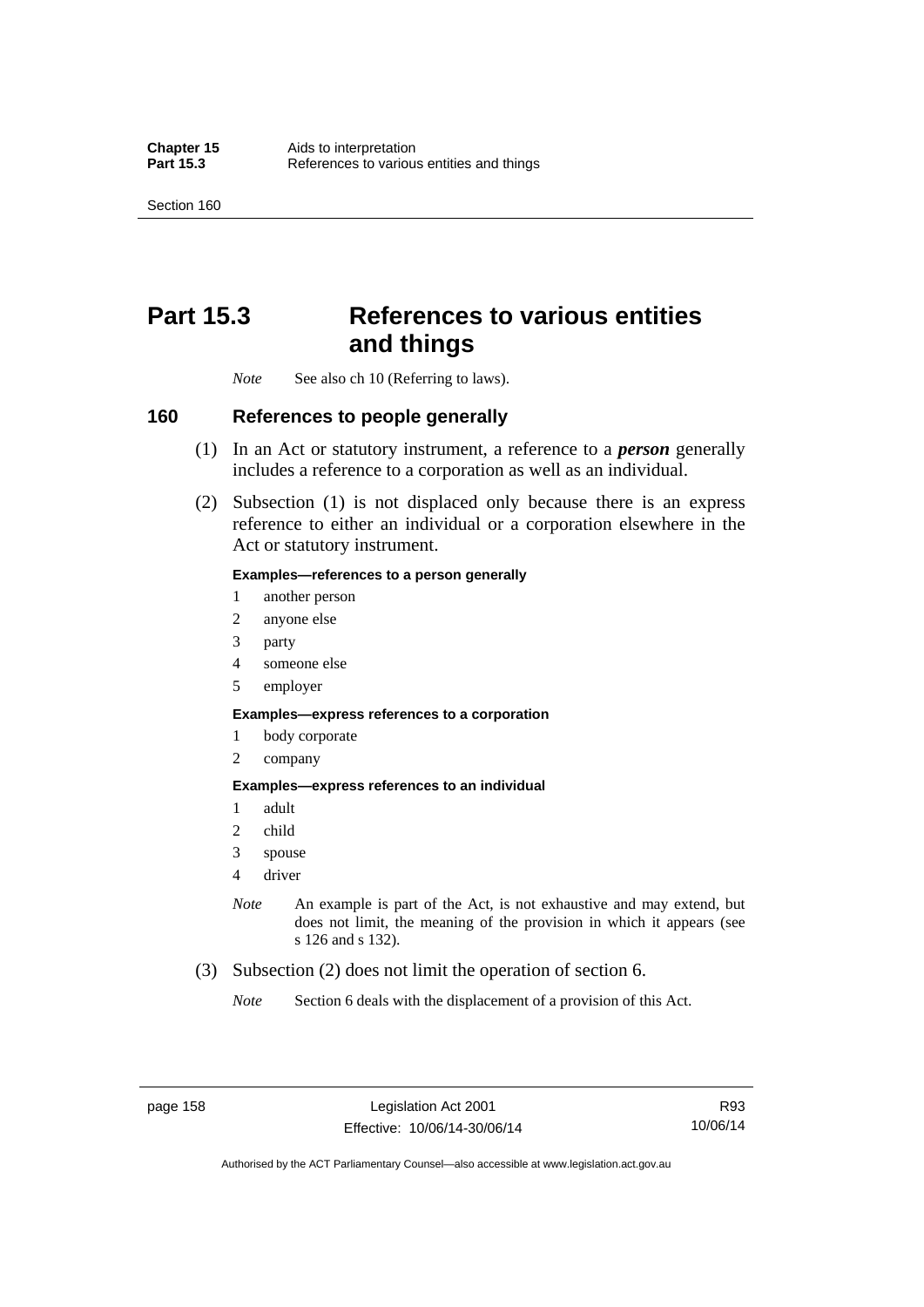# Part 15.3 References to various entities and things

*Note* See also ch 10 (Referring to laws).

## 160 References to people generally

(1) In an Act or statutory instrument, a reference to a ***person*** generally includes a reference to a corporation as well as an individual.

(2) Subsection (1) is not displaced only because there is an express reference to either an individual or a corporation elsewhere in the Act or statutory instrument.

**Examples—references to a person generally**

1 another person
2 anyone else
3 party
4 someone else
5 employer

**Examples—express references to a corporation**

1 body corporate
2 company

**Examples—express references to an individual**

1 adult
2 child
3 spouse
4 driver

*Note* An example is part of the Act, is not exhaustive and may extend, but does not limit, the meaning of the provision in which it appears (see s 126 and s 132).

(3) Subsection (2) does not limit the operation of section 6.

*Note* Section 6 deals with the displacement of a provision of this Act.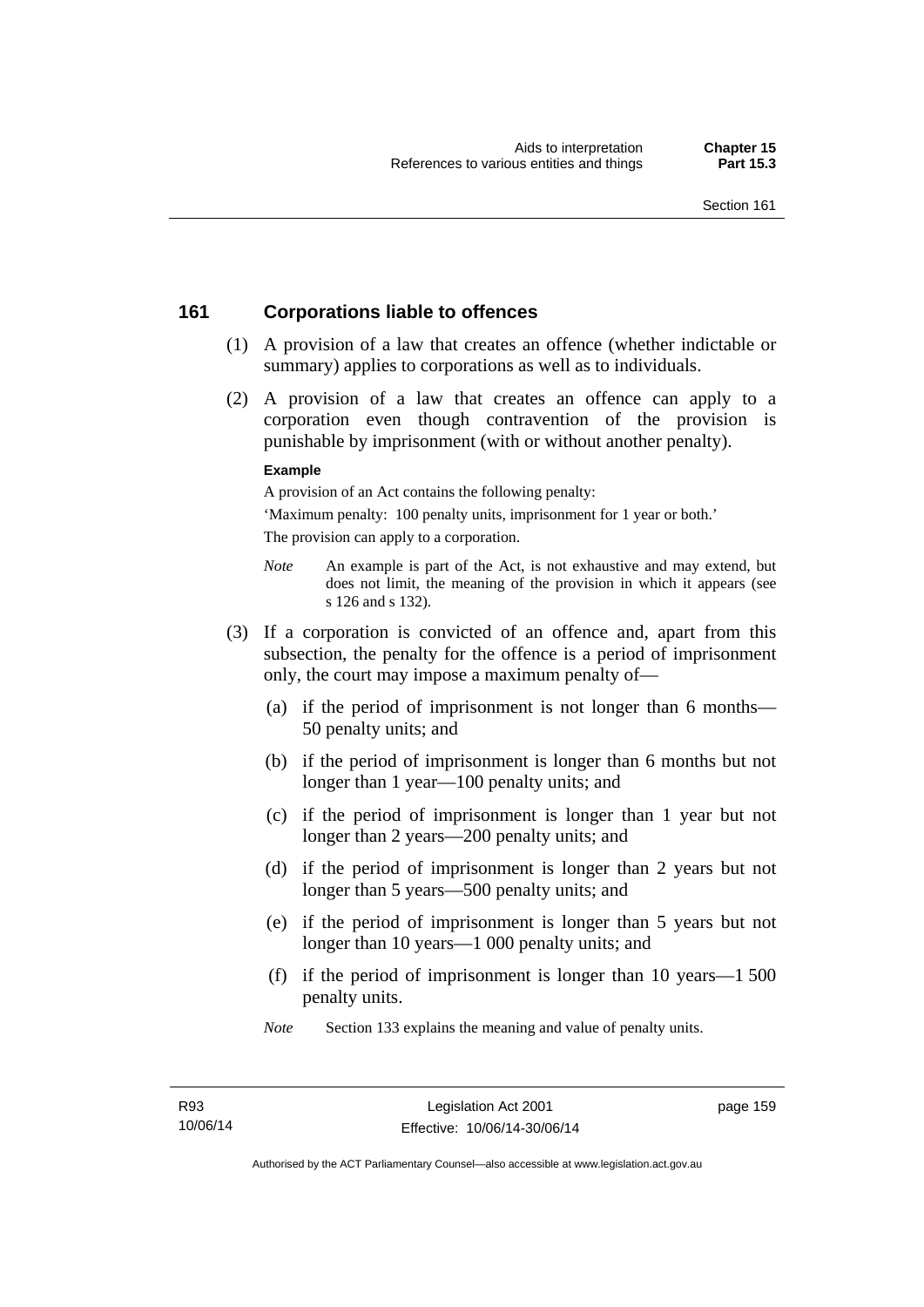## 161 Corporations liable to offences

(1) A provision of a law that creates an offence (whether indictable or summary) applies to corporations as well as to individuals.

(2) A provision of a law that creates an offence can apply to a corporation even though contravention of the provision is punishable by imprisonment (with or without another penalty).

**Example**

A provision of an Act contains the following penalty:

'Maximum penalty: 100 penalty units, imprisonment for 1 year or both.'

The provision can apply to a corporation.

*Note* An example is part of the Act, is not exhaustive and may extend, but does not limit, the meaning of the provision in which it appears (see s 126 and s 132).

(3) If a corporation is convicted of an offence and, apart from this subsection, the penalty for the offence is a period of imprisonment only, the court may impose a maximum penalty of—

(a) if the period of imprisonment is not longer than 6 months—50 penalty units; and

(b) if the period of imprisonment is longer than 6 months but not longer than 1 year—100 penalty units; and

(c) if the period of imprisonment is longer than 1 year but not longer than 2 years—200 penalty units; and

(d) if the period of imprisonment is longer than 2 years but not longer than 5 years—500 penalty units; and

(e) if the period of imprisonment is longer than 5 years but not longer than 10 years—1 000 penalty units; and

(f) if the period of imprisonment is longer than 10 years—1 500 penalty units.

*Note* Section 133 explains the meaning and value of penalty units.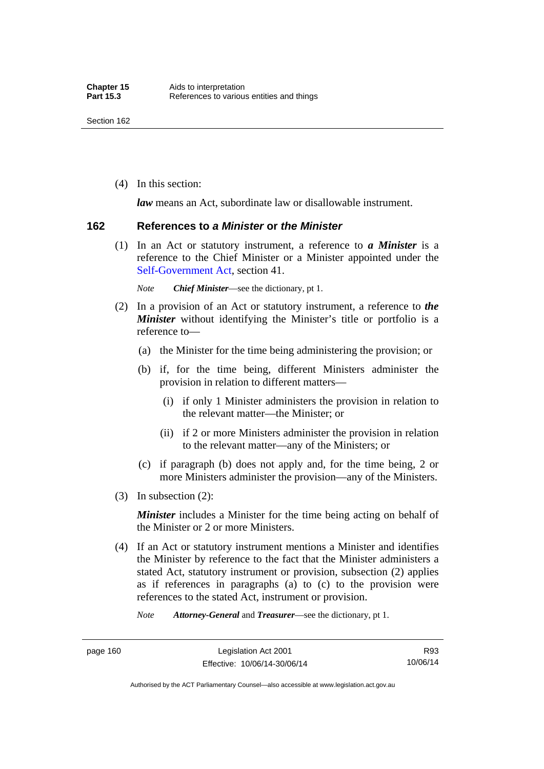(4) In this section:

***law*** means an Act, subordinate law or disallowable instrument.

## 162 References to *a Minister* or *the Minister*

(1) In an Act or statutory instrument, a reference to ***a Minister*** is a reference to the Chief Minister or a Minister appointed under the Self-Government Act, section 41.

*Note* ***Chief Minister***—see the dictionary, pt 1.

(2) In a provision of an Act or statutory instrument, a reference to ***the Minister*** without identifying the Minister's title or portfolio is a reference to—

(a) the Minister for the time being administering the provision; or

(b) if, for the time being, different Ministers administer the provision in relation to different matters—

(i) if only 1 Minister administers the provision in relation to the relevant matter—the Minister; or

(ii) if 2 or more Ministers administer the provision in relation to the relevant matter—any of the Ministers; or

(c) if paragraph (b) does not apply and, for the time being, 2 or more Ministers administer the provision—any of the Ministers.

(3) In subsection (2):

***Minister*** includes a Minister for the time being acting on behalf of the Minister or 2 or more Ministers.

(4) If an Act or statutory instrument mentions a Minister and identifies the Minister by reference to the fact that the Minister administers a stated Act, statutory instrument or provision, subsection (2) applies as if references in paragraphs (a) to (c) to the provision were references to the stated Act, instrument or provision.

*Note* ***Attorney-General*** and ***Treasurer***—see the dictionary, pt 1.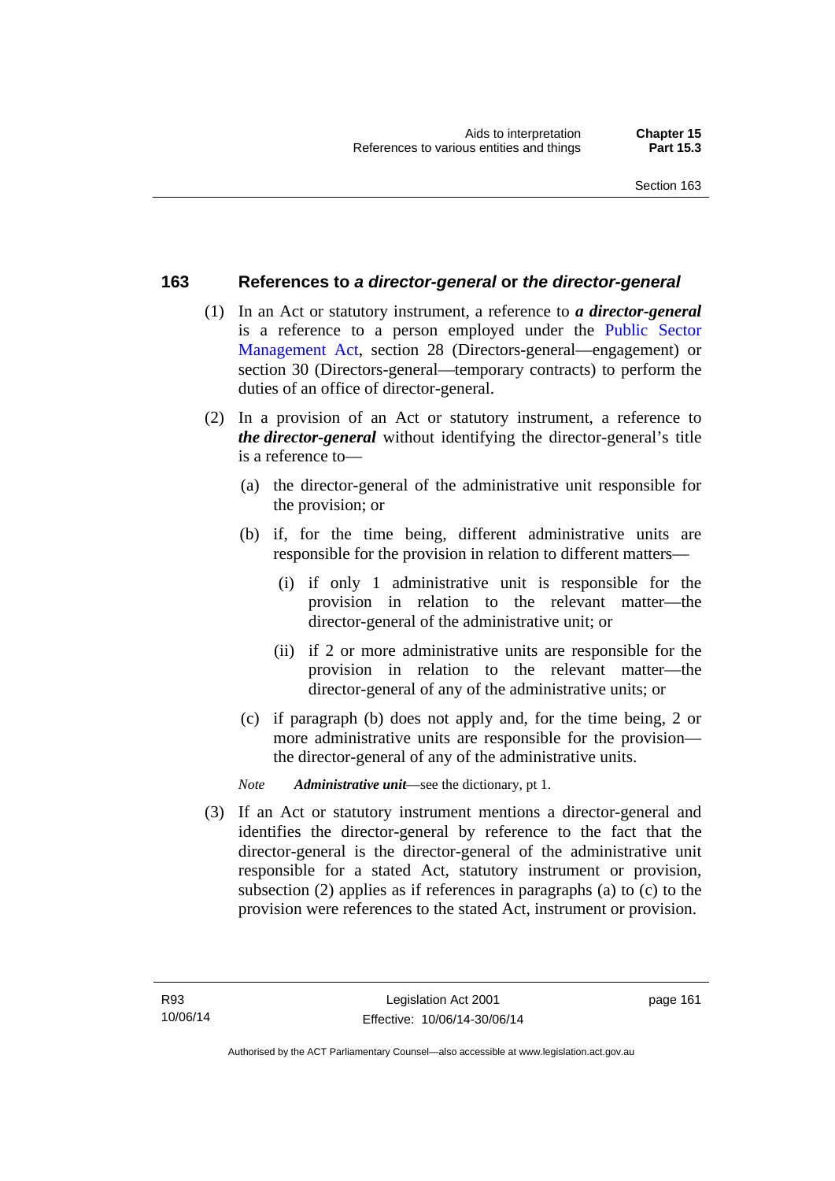## 163 References to *a director-general* or *the director-general*

(1) In an Act or statutory instrument, a reference to ***a director-general*** is a reference to a person employed under the Public Sector Management Act, section 28 (Directors-general—engagement) or section 30 (Directors-general—temporary contracts) to perform the duties of an office of director-general.

(2) In a provision of an Act or statutory instrument, a reference to ***the director-general*** without identifying the director-general's title is a reference to—

(a) the director-general of the administrative unit responsible for the provision; or

(b) if, for the time being, different administrative units are responsible for the provision in relation to different matters—

(i) if only 1 administrative unit is responsible for the provision in relation to the relevant matter—the director-general of the administrative unit; or

(ii) if 2 or more administrative units are responsible for the provision in relation to the relevant matter—the director-general of any of the administrative units; or

(c) if paragraph (b) does not apply and, for the time being, 2 or more administrative units are responsible for the provision—the director-general of any of the administrative units.

*Note* ***Administrative unit***—see the dictionary, pt 1.

(3) If an Act or statutory instrument mentions a director-general and identifies the director-general by reference to the fact that the director-general is the director-general of the administrative unit responsible for a stated Act, statutory instrument or provision, subsection (2) applies as if references in paragraphs (a) to (c) to the provision were references to the stated Act, instrument or provision.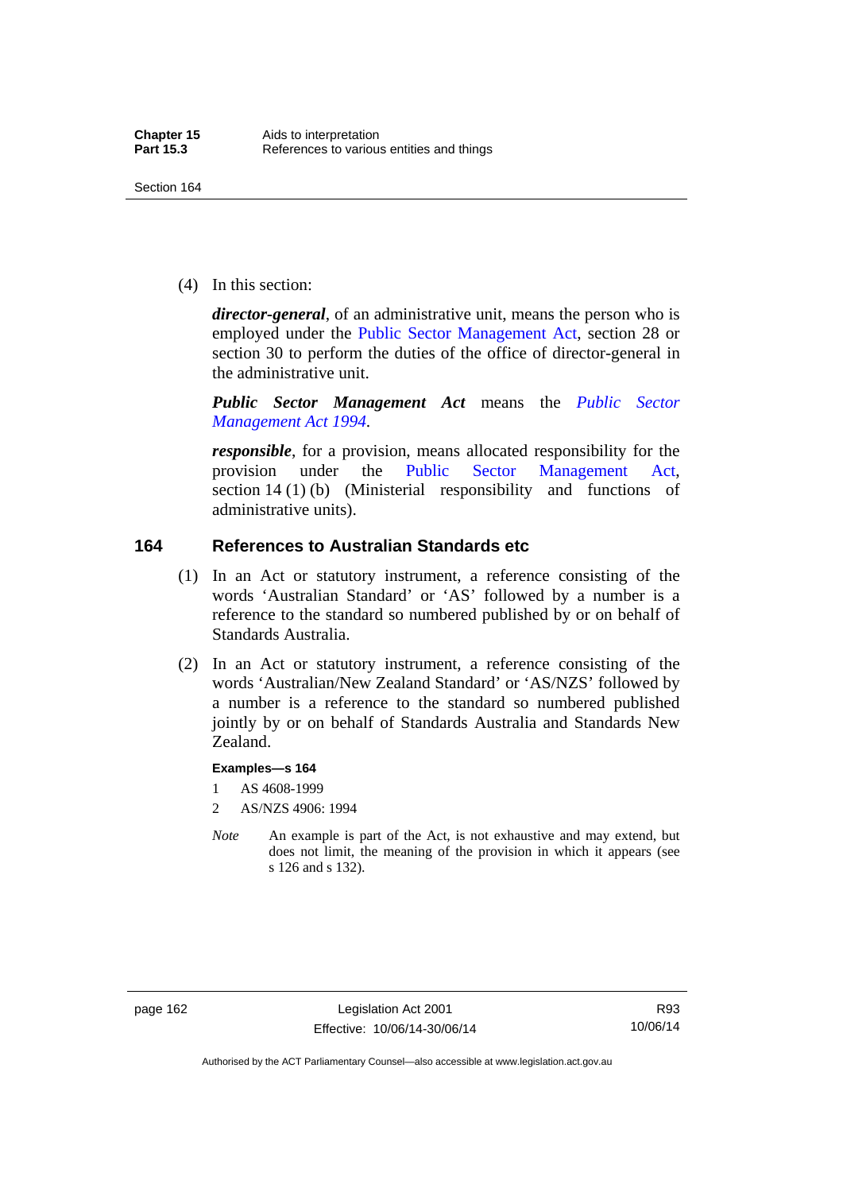(4) In this section:

***director-general***, of an administrative unit, means the person who is employed under the Public Sector Management Act, section 28 or section 30 to perform the duties of the office of director-general in the administrative unit.

***Public Sector Management Act*** means the *Public Sector Management Act 1994*.

***responsible***, for a provision, means allocated responsibility for the provision under the Public Sector Management Act, section 14 (1) (b) (Ministerial responsibility and functions of administrative units).

## 164 References to Australian Standards etc

(1) In an Act or statutory instrument, a reference consisting of the words 'Australian Standard' or 'AS' followed by a number is a reference to the standard so numbered published by or on behalf of Standards Australia.

(2) In an Act or statutory instrument, a reference consisting of the words 'Australian/New Zealand Standard' or 'AS/NZS' followed by a number is a reference to the standard so numbered published jointly by or on behalf of Standards Australia and Standards New Zealand.

**Examples—s 164**

1 AS 4608-1999

2 AS/NZS 4906: 1994

*Note* An example is part of the Act, is not exhaustive and may extend, but does not limit, the meaning of the provision in which it appears (see s 126 and s 132).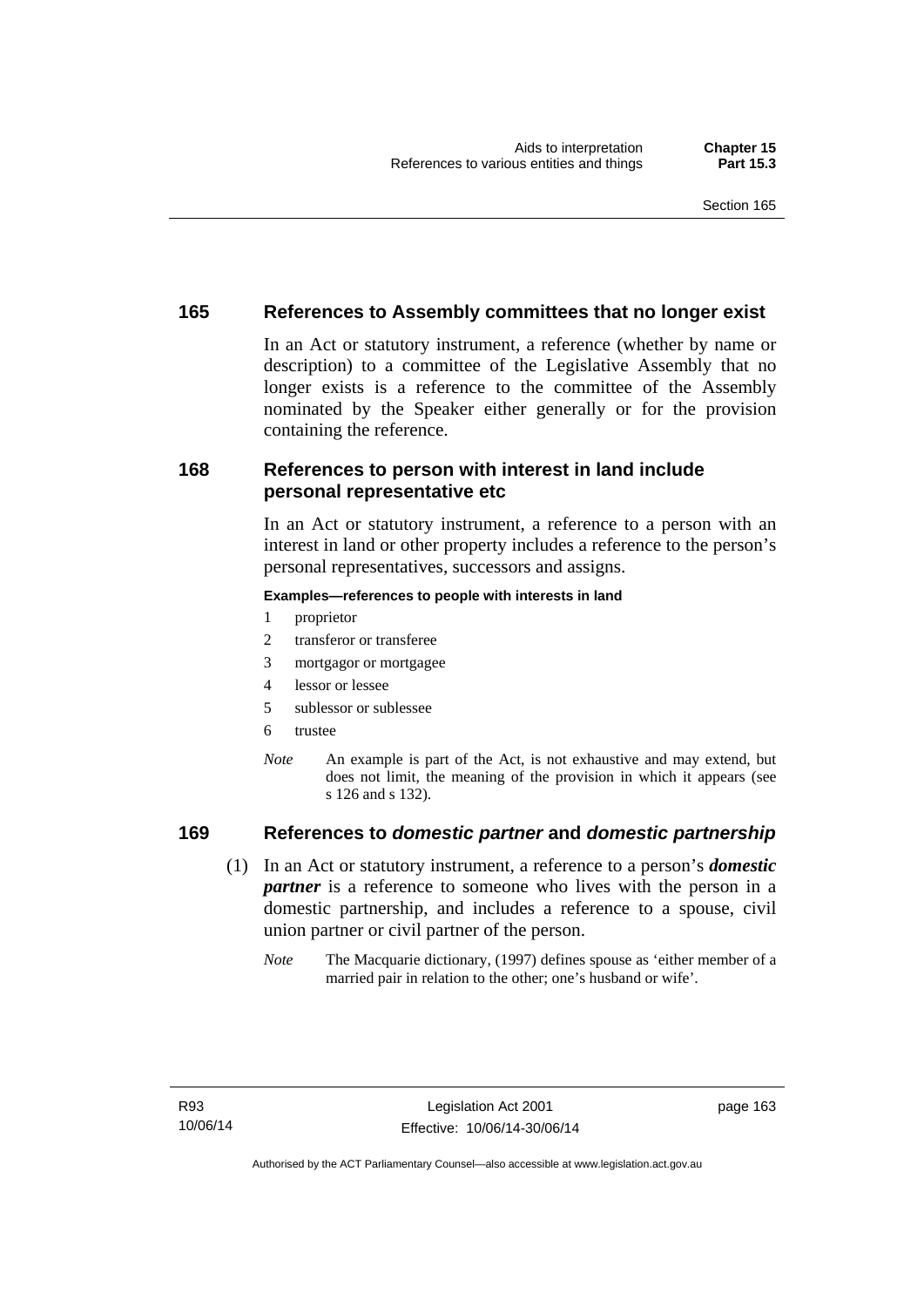## 165 References to Assembly committees that no longer exist

In an Act or statutory instrument, a reference (whether by name or description) to a committee of the Legislative Assembly that no longer exists is a reference to the committee of the Assembly nominated by the Speaker either generally or for the provision containing the reference.

## 168 References to person with interest in land include personal representative etc

In an Act or statutory instrument, a reference to a person with an interest in land or other property includes a reference to the person's personal representatives, successors and assigns.

**Examples—references to people with interests in land**

1 proprietor
2 transferor or transferee
3 mortgagor or mortgagee
4 lessor or lessee
5 sublessor or sublessee
6 trustee

*Note* An example is part of the Act, is not exhaustive and may extend, but does not limit, the meaning of the provision in which it appears (see s 126 and s 132).

## 169 References to *domestic partner* and *domestic partnership*

(1) In an Act or statutory instrument, a reference to a person's ***domestic partner*** is a reference to someone who lives with the person in a domestic partnership, and includes a reference to a spouse, civil union partner or civil partner of the person.

*Note* The Macquarie dictionary, (1997) defines spouse as 'either member of a married pair in relation to the other; one's husband or wife'.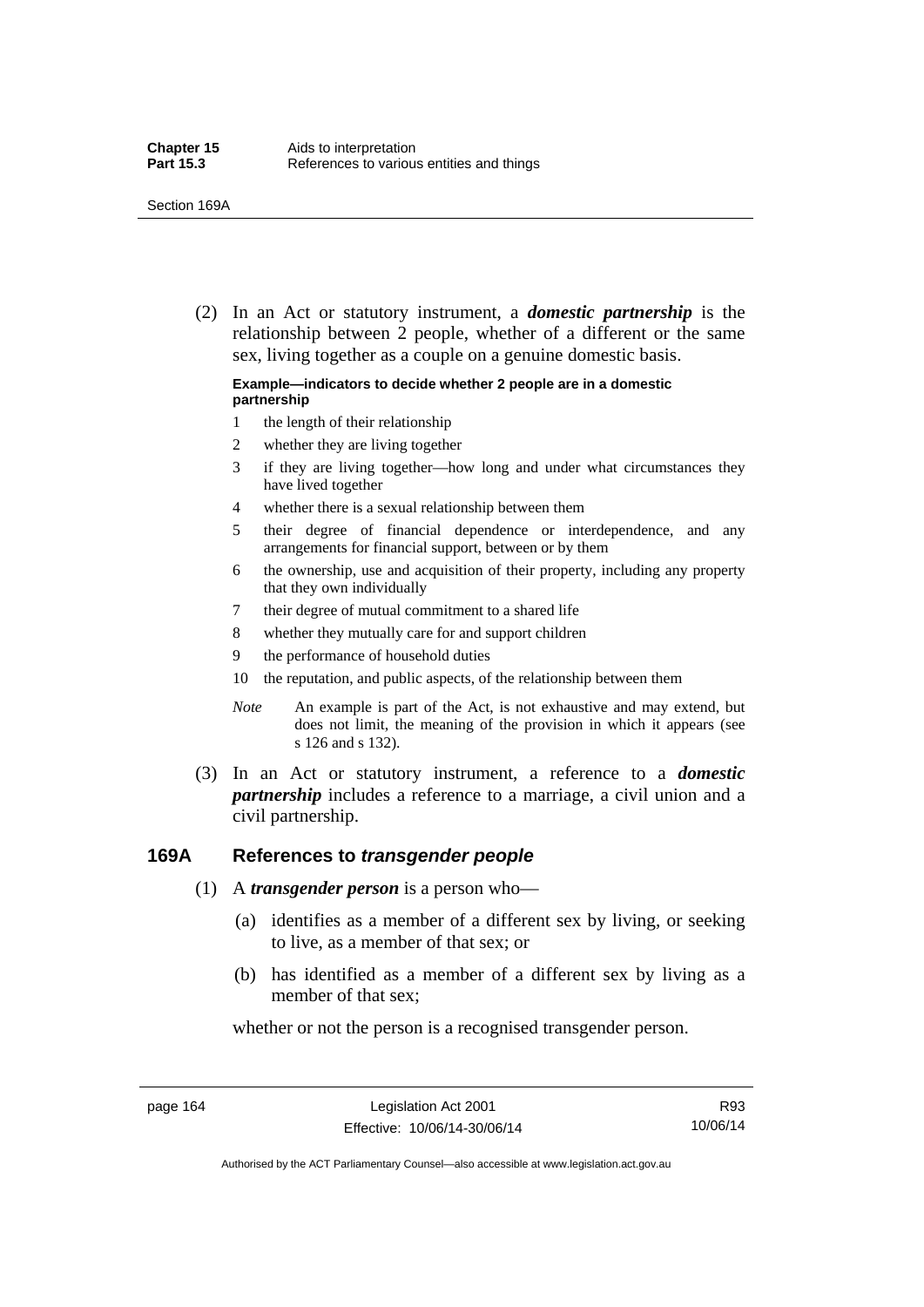(2) In an Act or statutory instrument, a ***domestic partnership*** is the relationship between 2 people, whether of a different or the same sex, living together as a couple on a genuine domestic basis.

**Example—indicators to decide whether 2 people are in a domestic partnership**

1 the length of their relationship
2 whether they are living together
3 if they are living together—how long and under what circumstances they have lived together
4 whether there is a sexual relationship between them
5 their degree of financial dependence or interdependence, and any arrangements for financial support, between or by them
6 the ownership, use and acquisition of their property, including any property that they own individually
7 their degree of mutual commitment to a shared life
8 whether they mutually care for and support children
9 the performance of household duties
10 the reputation, and public aspects, of the relationship between them

*Note* An example is part of the Act, is not exhaustive and may extend, but does not limit, the meaning of the provision in which it appears (see s 126 and s 132).

(3) In an Act or statutory instrument, a reference to a ***domestic partnership*** includes a reference to a marriage, a civil union and a civil partnership.

## 169A References to *transgender people*

(1) A ***transgender person*** is a person who—

(a) identifies as a member of a different sex by living, or seeking to live, as a member of that sex; or

(b) has identified as a member of a different sex by living as a member of that sex;

whether or not the person is a recognised transgender person.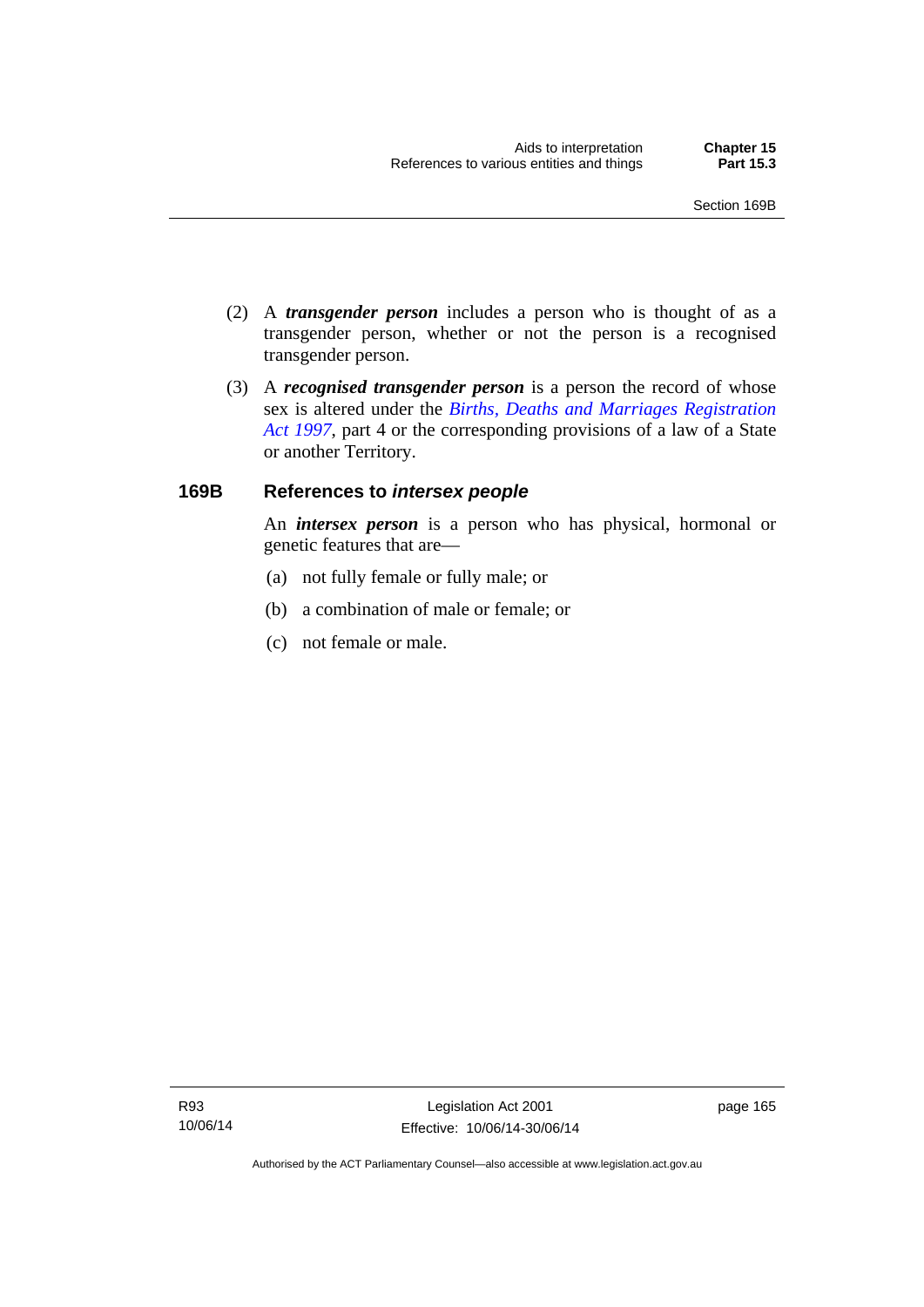(2) A ***transgender person*** includes a person who is thought of as a transgender person, whether or not the person is a recognised transgender person.

(3) A ***recognised transgender person*** is a person the record of whose sex is altered under the *Births, Deaths and Marriages Registration Act 1997*, part 4 or the corresponding provisions of a law of a State or another Territory.

### 169B References to *intersex people*

An ***intersex person*** is a person who has physical, hormonal or genetic features that are—

(a) not fully female or fully male; or

(b) a combination of male or female; or

(c) not female or male.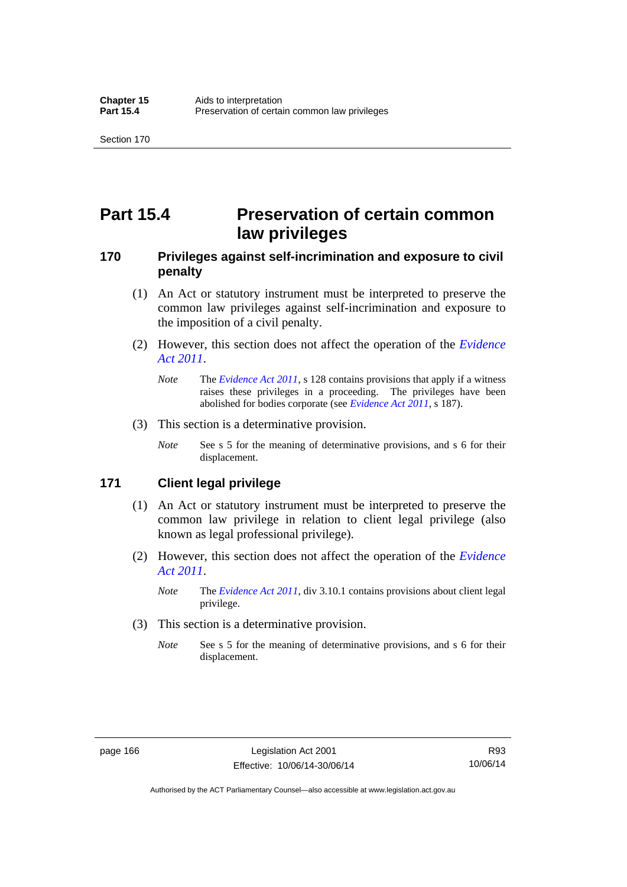# Part 15.4 Preservation of certain common law privileges

## 170 Privileges against self-incrimination and exposure to civil penalty

(1) An Act or statutory instrument must be interpreted to preserve the common law privileges against self-incrimination and exposure to the imposition of a civil penalty.

(2) However, this section does not affect the operation of the *Evidence Act 2011*.

*Note* The *Evidence Act 2011*, s 128 contains provisions that apply if a witness raises these privileges in a proceeding. The privileges have been abolished for bodies corporate (see *Evidence Act 2011*, s 187).

(3) This section is a determinative provision.

*Note* See s 5 for the meaning of determinative provisions, and s 6 for their displacement.

## 171 Client legal privilege

(1) An Act or statutory instrument must be interpreted to preserve the common law privilege in relation to client legal privilege (also known as legal professional privilege).

(2) However, this section does not affect the operation of the *Evidence Act 2011*.

*Note* The *Evidence Act 2011*, div 3.10.1 contains provisions about client legal privilege.

(3) This section is a determinative provision.

*Note* See s 5 for the meaning of determinative provisions, and s 6 for their displacement.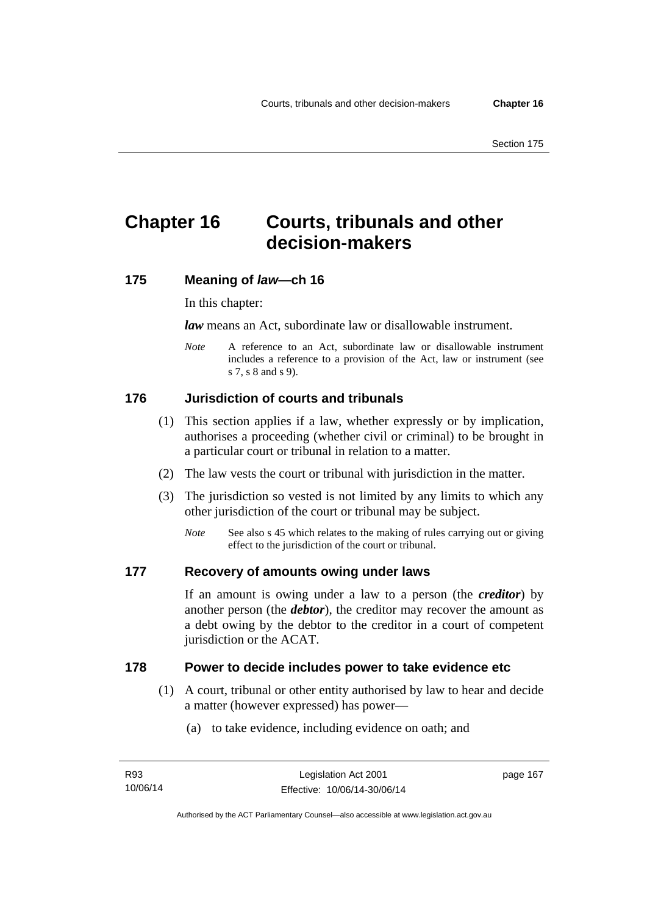# Chapter 16 Courts, tribunals and other decision-makers

## 175 Meaning of *law*—ch 16

In this chapter:

***law*** means an Act, subordinate law or disallowable instrument.

*Note* A reference to an Act, subordinate law or disallowable instrument includes a reference to a provision of the Act, law or instrument (see s 7, s 8 and s 9).

## 176 Jurisdiction of courts and tribunals

(1) This section applies if a law, whether expressly or by implication, authorises a proceeding (whether civil or criminal) to be brought in a particular court or tribunal in relation to a matter.

(2) The law vests the court or tribunal with jurisdiction in the matter.

(3) The jurisdiction so vested is not limited by any limits to which any other jurisdiction of the court or tribunal may be subject.

*Note* See also s 45 which relates to the making of rules carrying out or giving effect to the jurisdiction of the court or tribunal.

## 177 Recovery of amounts owing under laws

If an amount is owing under a law to a person (the ***creditor***) by another person (the ***debtor***), the creditor may recover the amount as a debt owing by the debtor to the creditor in a court of competent jurisdiction or the ACAT.

## 178 Power to decide includes power to take evidence etc

(1) A court, tribunal or other entity authorised by law to hear and decide a matter (however expressed) has power—

(a) to take evidence, including evidence on oath; and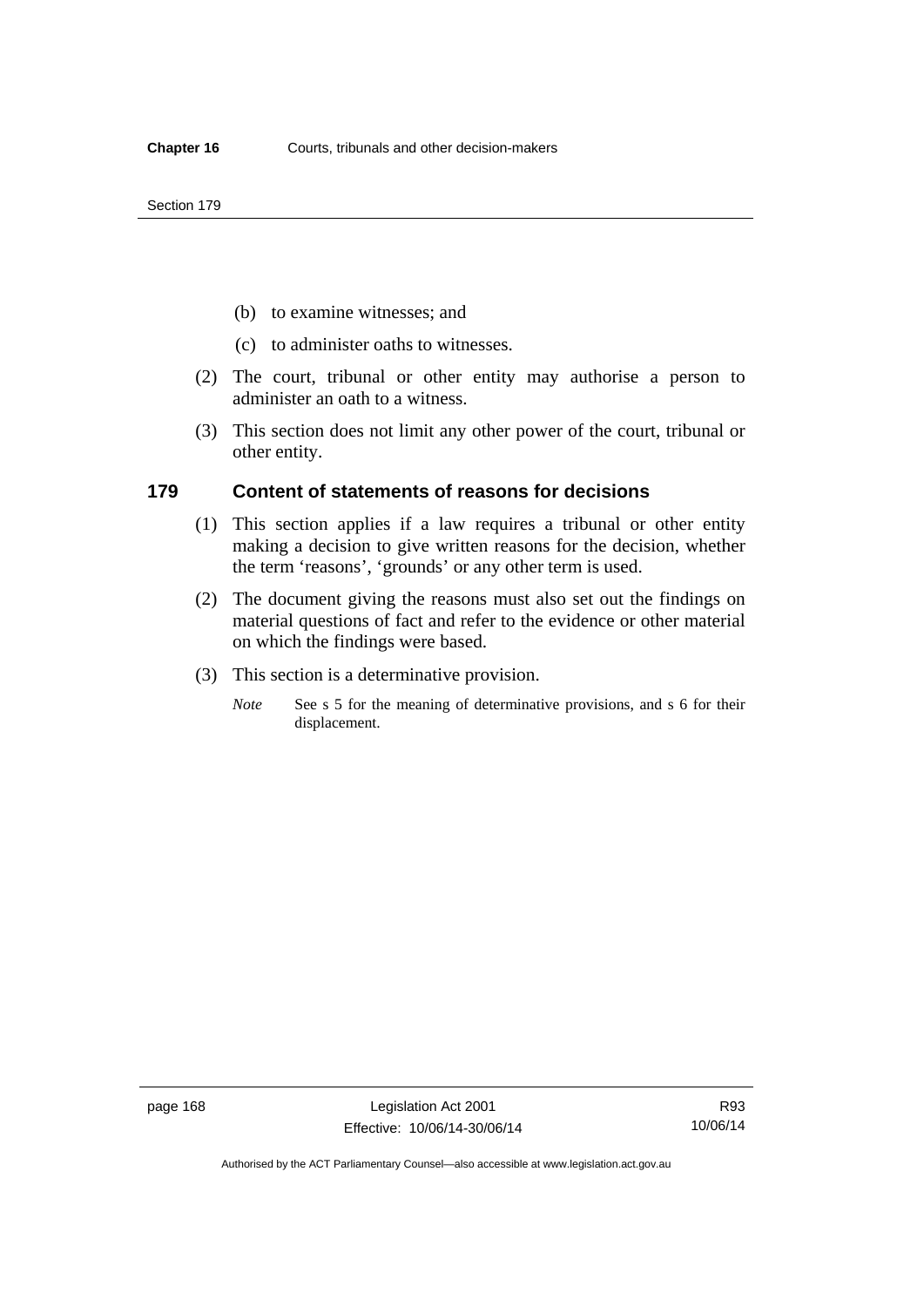(b) to examine witnesses; and

(c) to administer oaths to witnesses.

(2) The court, tribunal or other entity may authorise a person to administer an oath to a witness.

(3) This section does not limit any other power of the court, tribunal or other entity.

## 179 Content of statements of reasons for decisions

(1) This section applies if a law requires a tribunal or other entity making a decision to give written reasons for the decision, whether the term 'reasons', 'grounds' or any other term is used.

(2) The document giving the reasons must also set out the findings on material questions of fact and refer to the evidence or other material on which the findings were based.

(3) This section is a determinative provision.

*Note* See s 5 for the meaning of determinative provisions, and s 6 for their displacement.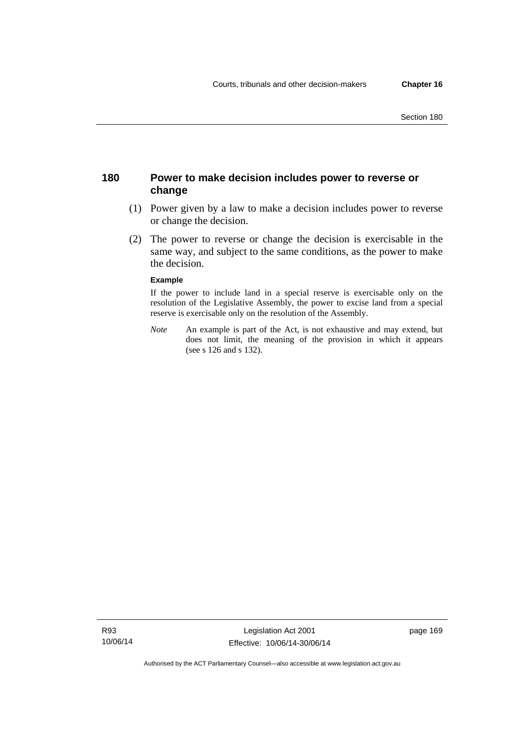## 180 Power to make decision includes power to reverse or change

(1) Power given by a law to make a decision includes power to reverse or change the decision.

(2) The power to reverse or change the decision is exercisable in the same way, and subject to the same conditions, as the power to make the decision.

**Example**

If the power to include land in a special reserve is exercisable only on the resolution of the Legislative Assembly, the power to excise land from a special reserve is exercisable only on the resolution of the Assembly.

*Note* An example is part of the Act, is not exhaustive and may extend, but does not limit, the meaning of the provision in which it appears (see s 126 and s 132).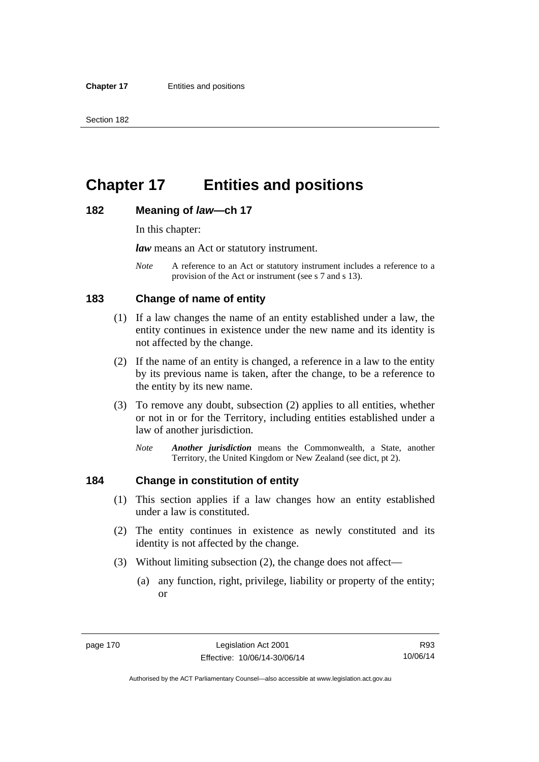# Chapter 17 Entities and positions

## 182 Meaning of *law*—ch 17

In this chapter:

***law*** means an Act or statutory instrument.

*Note* A reference to an Act or statutory instrument includes a reference to a provision of the Act or instrument (see s 7 and s 13).

## 183 Change of name of entity

(1) If a law changes the name of an entity established under a law, the entity continues in existence under the new name and its identity is not affected by the change.

(2) If the name of an entity is changed, a reference in a law to the entity by its previous name is taken, after the change, to be a reference to the entity by its new name.

(3) To remove any doubt, subsection (2) applies to all entities, whether or not in or for the Territory, including entities established under a law of another jurisdiction.

*Note* ***Another jurisdiction*** means the Commonwealth, a State, another Territory, the United Kingdom or New Zealand (see dict, pt 2).

## 184 Change in constitution of entity

(1) This section applies if a law changes how an entity established under a law is constituted.

(2) The entity continues in existence as newly constituted and its identity is not affected by the change.

(3) Without limiting subsection (2), the change does not affect—

(a) any function, right, privilege, liability or property of the entity; or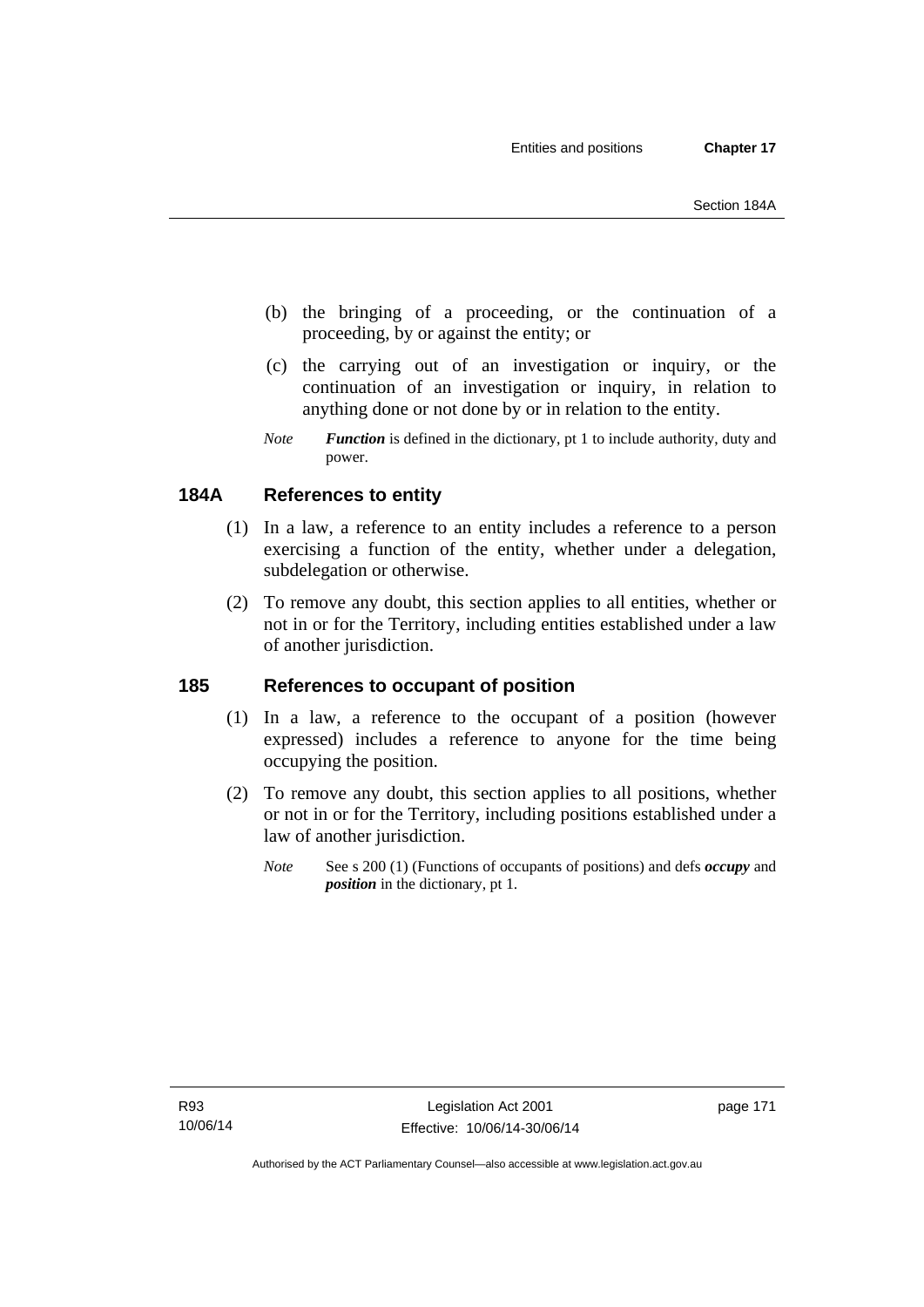(b) the bringing of a proceeding, or the continuation of a proceeding, by or against the entity; or

(c) the carrying out of an investigation or inquiry, or the continuation of an investigation or inquiry, in relation to anything done or not done by or in relation to the entity.

*Note* ***Function*** is defined in the dictionary, pt 1 to include authority, duty and power.

## 184A References to entity

(1) In a law, a reference to an entity includes a reference to a person exercising a function of the entity, whether under a delegation, subdelegation or otherwise.

(2) To remove any doubt, this section applies to all entities, whether or not in or for the Territory, including entities established under a law of another jurisdiction.

## 185 References to occupant of position

(1) In a law, a reference to the occupant of a position (however expressed) includes a reference to anyone for the time being occupying the position.

(2) To remove any doubt, this section applies to all positions, whether or not in or for the Territory, including positions established under a law of another jurisdiction.

*Note* See s 200 (1) (Functions of occupants of positions) and defs ***occupy*** and ***position*** in the dictionary, pt 1.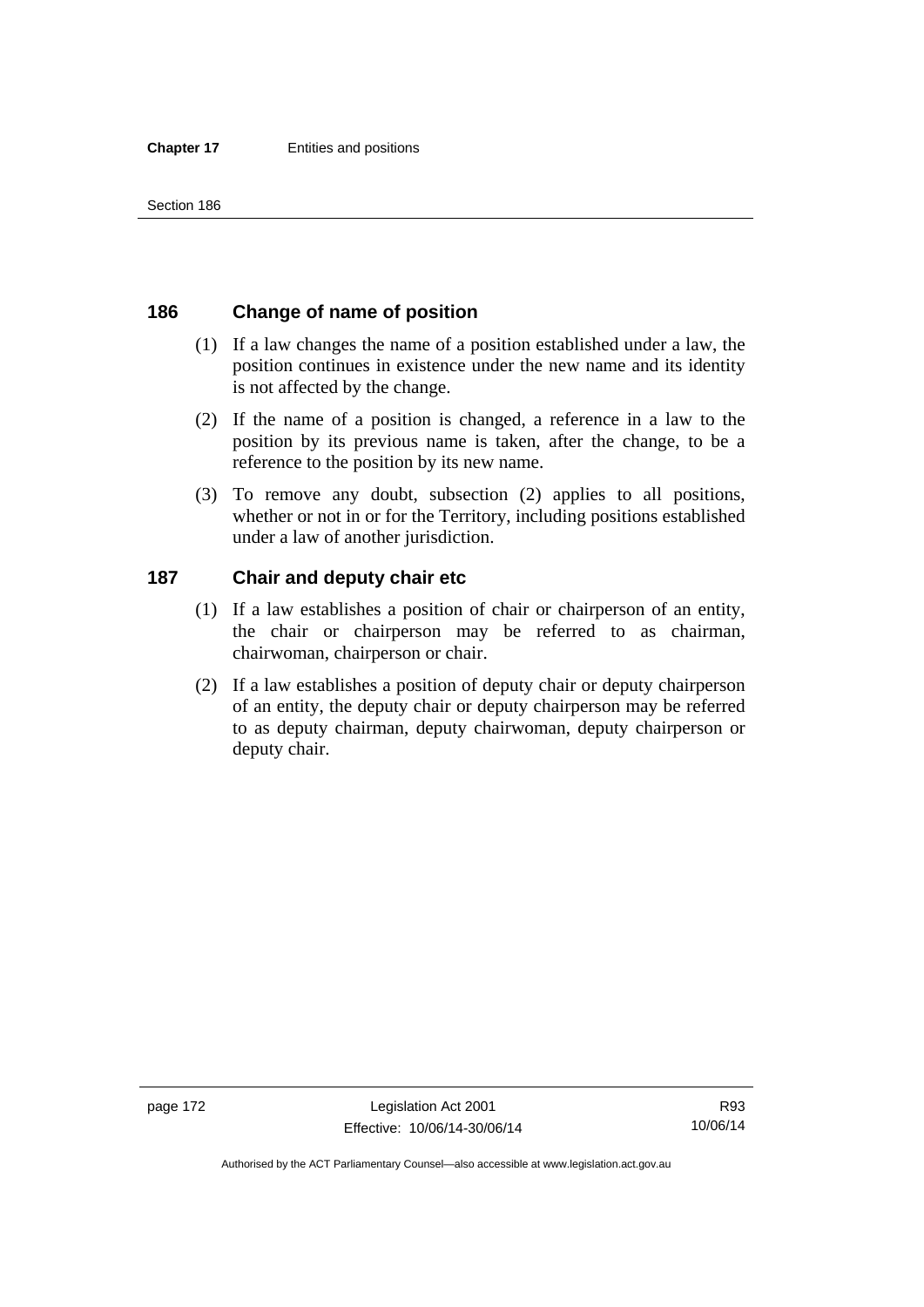## 186 Change of name of position

(1) If a law changes the name of a position established under a law, the position continues in existence under the new name and its identity is not affected by the change.

(2) If the name of a position is changed, a reference in a law to the position by its previous name is taken, after the change, to be a reference to the position by its new name.

(3) To remove any doubt, subsection (2) applies to all positions, whether or not in or for the Territory, including positions established under a law of another jurisdiction.

## 187 Chair and deputy chair etc

(1) If a law establishes a position of chair or chairperson of an entity, the chair or chairperson may be referred to as chairman, chairwoman, chairperson or chair.

(2) If a law establishes a position of deputy chair or deputy chairperson of an entity, the deputy chair or deputy chairperson may be referred to as deputy chairman, deputy chairwoman, deputy chairperson or deputy chair.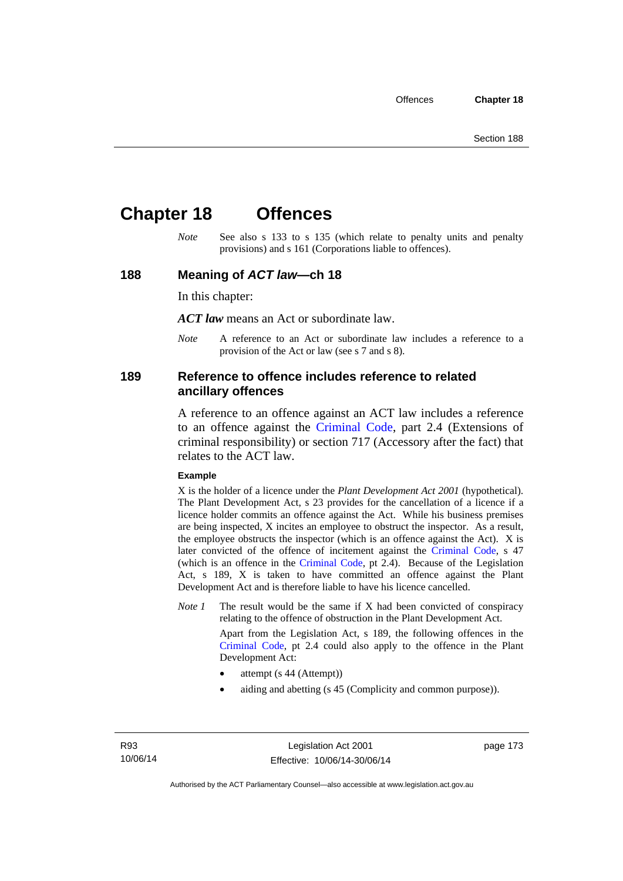# Chapter 18 Offences

*Note* See also s 133 to s 135 (which relate to penalty units and penalty provisions) and s 161 (Corporations liable to offences).

## 188 Meaning of *ACT law*—ch 18

In this chapter:

***ACT law*** means an Act or subordinate law.

*Note* A reference to an Act or subordinate law includes a reference to a provision of the Act or law (see s 7 and s 8).

## 189 Reference to offence includes reference to related ancillary offences

A reference to an offence against an ACT law includes a reference to an offence against the Criminal Code, part 2.4 (Extensions of criminal responsibility) or section 717 (Accessory after the fact) that relates to the ACT law.

**Example**

X is the holder of a licence under the *Plant Development Act 2001* (hypothetical). The Plant Development Act, s 23 provides for the cancellation of a licence if a licence holder commits an offence against the Act. While his business premises are being inspected, X incites an employee to obstruct the inspector. As a result, the employee obstructs the inspector (which is an offence against the Act). X is later convicted of the offence of incitement against the Criminal Code, s 47 (which is an offence in the Criminal Code, pt 2.4). Because of the Legislation Act, s 189, X is taken to have committed an offence against the Plant Development Act and is therefore liable to have his licence cancelled.

*Note 1* The result would be the same if X had been convicted of conspiracy relating to the offence of obstruction in the Plant Development Act.

Apart from the Legislation Act, s 189, the following offences in the Criminal Code, pt 2.4 could also apply to the offence in the Plant Development Act:

- attempt (s 44 (Attempt))
- aiding and abetting (s 45 (Complicity and common purpose)).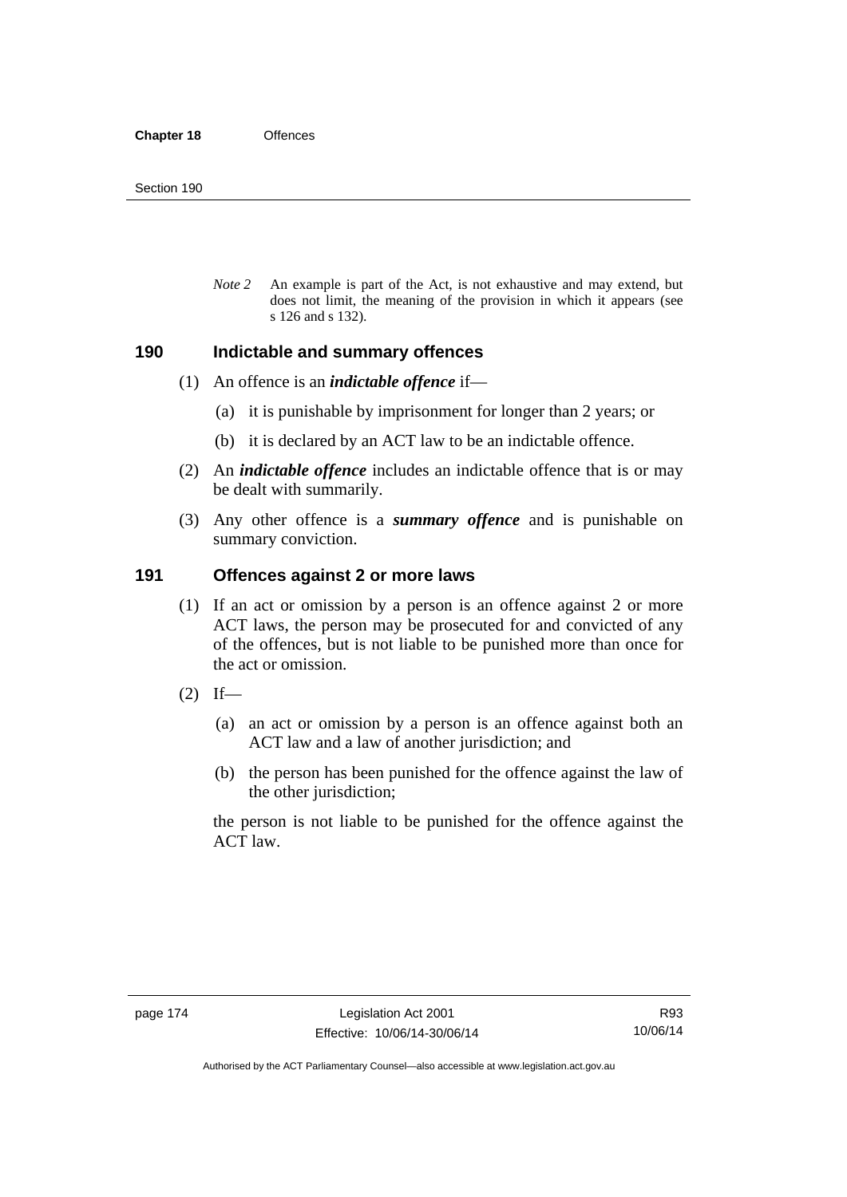*Note 2* An example is part of the Act, is not exhaustive and may extend, but does not limit, the meaning of the provision in which it appears (see s 126 and s 132).

## 190 Indictable and summary offences

(1) An offence is an ***indictable offence*** if—

(a) it is punishable by imprisonment for longer than 2 years; or

(b) it is declared by an ACT law to be an indictable offence.

(2) An ***indictable offence*** includes an indictable offence that is or may be dealt with summarily.

(3) Any other offence is a ***summary offence*** and is punishable on summary conviction.

## 191 Offences against 2 or more laws

(1) If an act or omission by a person is an offence against 2 or more ACT laws, the person may be prosecuted for and convicted of any of the offences, but is not liable to be punished more than once for the act or omission.

(2) If—

(a) an act or omission by a person is an offence against both an ACT law and a law of another jurisdiction; and

(b) the person has been punished for the offence against the law of the other jurisdiction;

the person is not liable to be punished for the offence against the ACT law.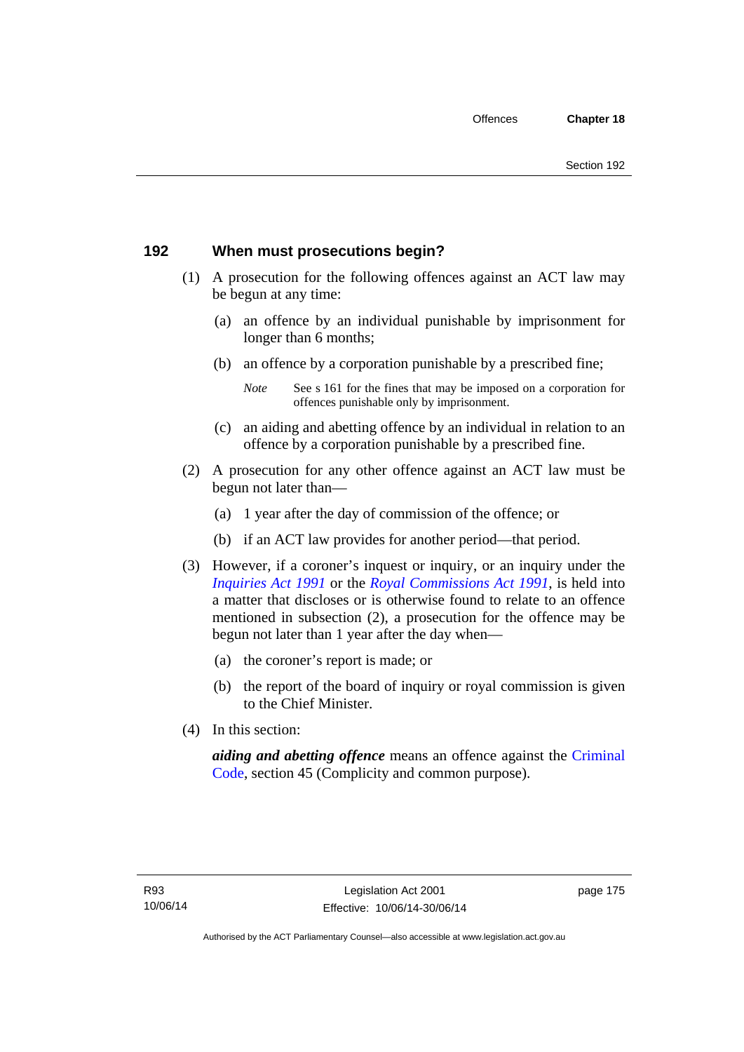## 192 When must prosecutions begin?

(1) A prosecution for the following offences against an ACT law may be begun at any time:

(a) an offence by an individual punishable by imprisonment for longer than 6 months;

(b) an offence by a corporation punishable by a prescribed fine;

*Note* See s 161 for the fines that may be imposed on a corporation for offences punishable only by imprisonment.

(c) an aiding and abetting offence by an individual in relation to an offence by a corporation punishable by a prescribed fine.

(2) A prosecution for any other offence against an ACT law must be begun not later than—

(a) 1 year after the day of commission of the offence; or

(b) if an ACT law provides for another period—that period.

(3) However, if a coroner's inquest or inquiry, or an inquiry under the *Inquiries Act 1991* or the *Royal Commissions Act 1991*, is held into a matter that discloses or is otherwise found to relate to an offence mentioned in subsection (2), a prosecution for the offence may be begun not later than 1 year after the day when—

(a) the coroner's report is made; or

(b) the report of the board of inquiry or royal commission is given to the Chief Minister.

(4) In this section:

***aiding and abetting offence*** means an offence against the Criminal Code, section 45 (Complicity and common purpose).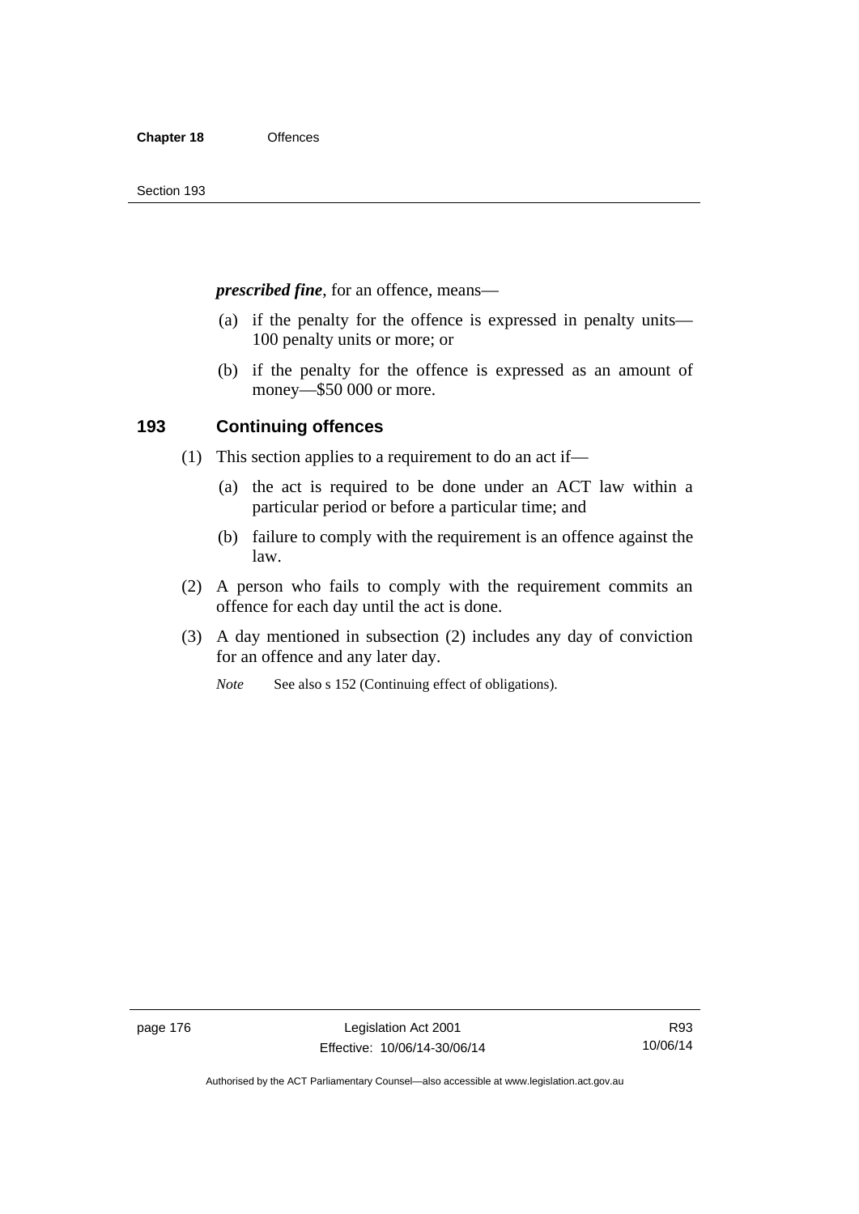***prescribed fine***, for an offence, means—

(a) if the penalty for the offence is expressed in penalty units—100 penalty units or more; or

(b) if the penalty for the offence is expressed as an amount of money—$50 000 or more.

## 193 Continuing offences

(1) This section applies to a requirement to do an act if—

(a) the act is required to be done under an ACT law within a particular period or before a particular time; and

(b) failure to comply with the requirement is an offence against the law.

(2) A person who fails to comply with the requirement commits an offence for each day until the act is done.

(3) A day mentioned in subsection (2) includes any day of conviction for an offence and any later day.

*Note* See also s 152 (Continuing effect of obligations).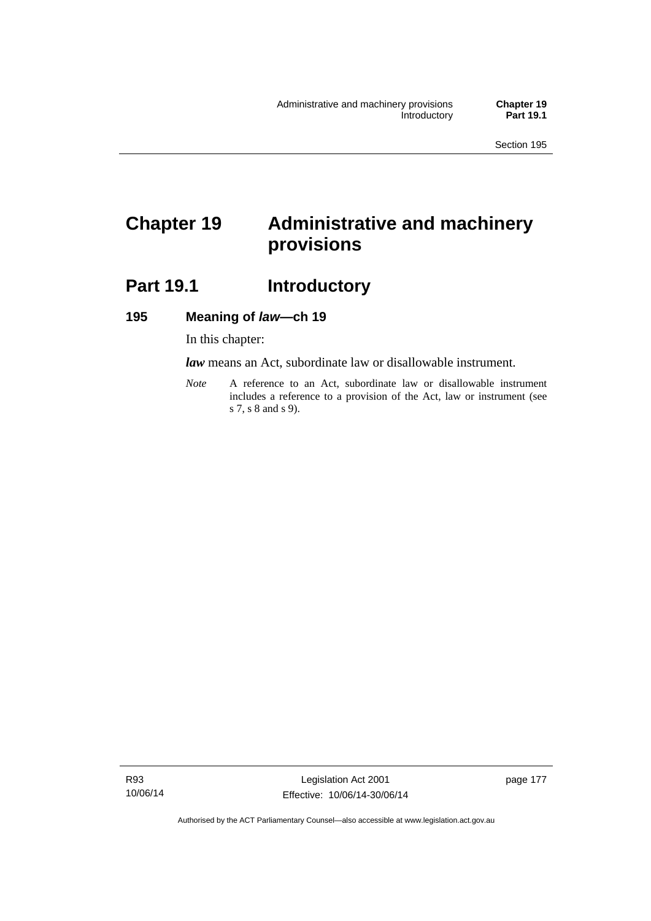# Chapter 19 Administrative and machinery provisions

## Part 19.1 Introductory

### 195 Meaning of *law*—ch 19

In this chapter:

***law*** means an Act, subordinate law or disallowable instrument.

*Note* A reference to an Act, subordinate law or disallowable instrument includes a reference to a provision of the Act, law or instrument (see s 7, s 8 and s 9).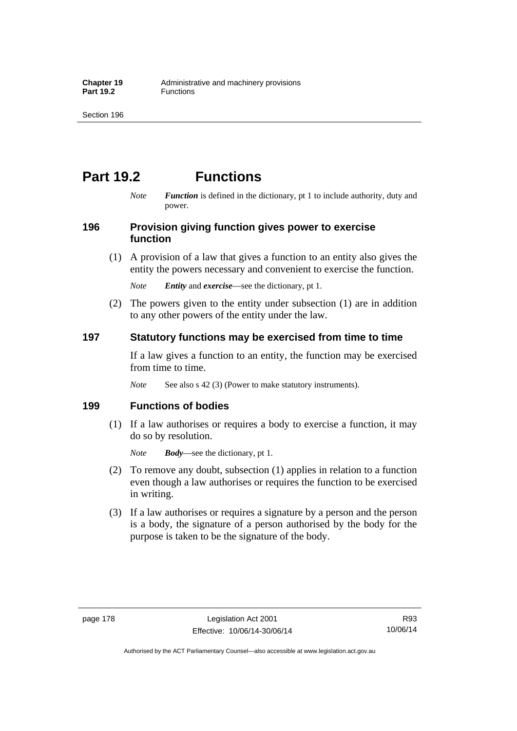# Part 19.2 Functions

*Note* ***Function*** is defined in the dictionary, pt 1 to include authority, duty and power.

## 196 Provision giving function gives power to exercise function

(1) A provision of a law that gives a function to an entity also gives the entity the powers necessary and convenient to exercise the function.

*Note* ***Entity*** and ***exercise***—see the dictionary, pt 1.

(2) The powers given to the entity under subsection (1) are in addition to any other powers of the entity under the law.

## 197 Statutory functions may be exercised from time to time

If a law gives a function to an entity, the function may be exercised from time to time.

*Note* See also s 42 (3) (Power to make statutory instruments).

## 199 Functions of bodies

(1) If a law authorises or requires a body to exercise a function, it may do so by resolution.

*Note* ***Body***—see the dictionary, pt 1.

(2) To remove any doubt, subsection (1) applies in relation to a function even though a law authorises or requires the function to be exercised in writing.

(3) If a law authorises or requires a signature by a person and the person is a body, the signature of a person authorised by the body for the purpose is taken to be the signature of the body.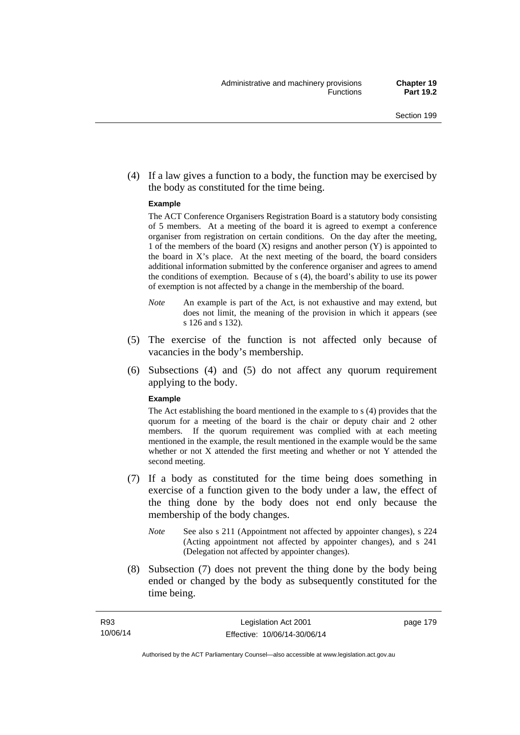(4) If a law gives a function to a body, the function may be exercised by the body as constituted for the time being.

**Example**

The ACT Conference Organisers Registration Board is a statutory body consisting of 5 members. At a meeting of the board it is agreed to exempt a conference organiser from registration on certain conditions. On the day after the meeting, 1 of the members of the board (X) resigns and another person (Y) is appointed to the board in X's place. At the next meeting of the board, the board considers additional information submitted by the conference organiser and agrees to amend the conditions of exemption. Because of s (4), the board's ability to use its power of exemption is not affected by a change in the membership of the board.

*Note* An example is part of the Act, is not exhaustive and may extend, but does not limit, the meaning of the provision in which it appears (see s 126 and s 132).

(5) The exercise of the function is not affected only because of vacancies in the body's membership.

(6) Subsections (4) and (5) do not affect any quorum requirement applying to the body.

**Example**

The Act establishing the board mentioned in the example to s (4) provides that the quorum for a meeting of the board is the chair or deputy chair and 2 other members. If the quorum requirement was complied with at each meeting mentioned in the example, the result mentioned in the example would be the same whether or not X attended the first meeting and whether or not Y attended the second meeting.

(7) If a body as constituted for the time being does something in exercise of a function given to the body under a law, the effect of the thing done by the body does not end only because the membership of the body changes.

*Note* See also s 211 (Appointment not affected by appointer changes), s 224 (Acting appointment not affected by appointer changes), and s 241 (Delegation not affected by appointer changes).

(8) Subsection (7) does not prevent the thing done by the body being ended or changed by the body as subsequently constituted for the time being.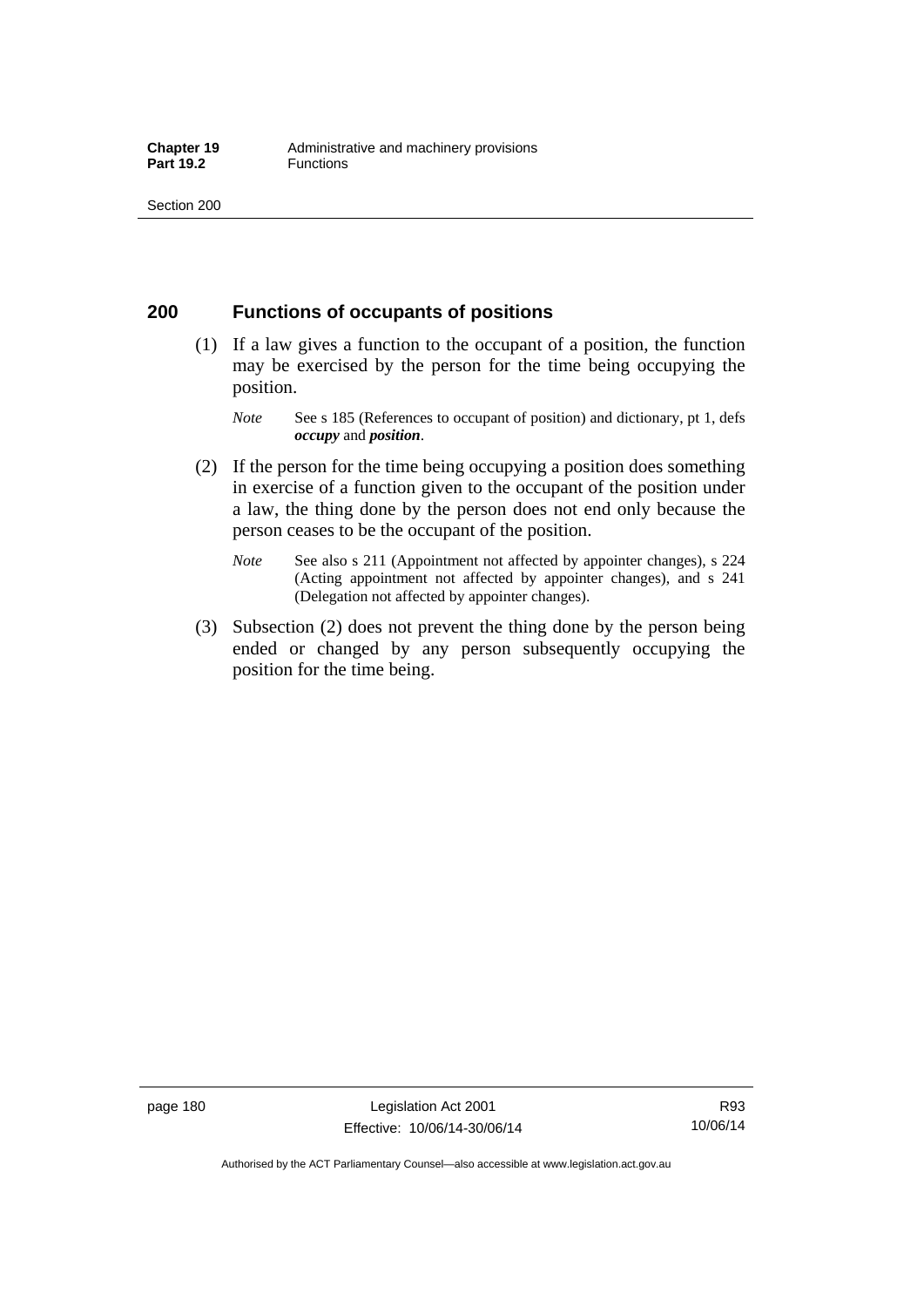## 200 Functions of occupants of positions

(1) If a law gives a function to the occupant of a position, the function may be exercised by the person for the time being occupying the position.

*Note* See s 185 (References to occupant of position) and dictionary, pt 1, defs ***occupy*** and ***position***.

(2) If the person for the time being occupying a position does something in exercise of a function given to the occupant of the position under a law, the thing done by the person does not end only because the person ceases to be the occupant of the position.

*Note* See also s 211 (Appointment not affected by appointer changes), s 224 (Acting appointment not affected by appointer changes), and s 241 (Delegation not affected by appointer changes).

(3) Subsection (2) does not prevent the thing done by the person being ended or changed by any person subsequently occupying the position for the time being.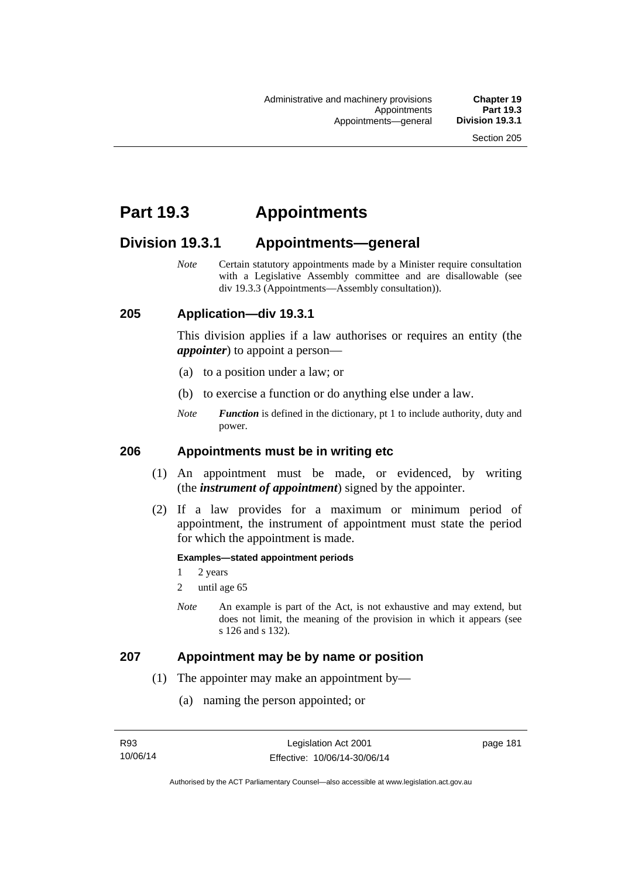# Part 19.3 Appointments

## Division 19.3.1 Appointments—general

*Note* Certain statutory appointments made by a Minister require consultation with a Legislative Assembly committee and are disallowable (see div 19.3.3 (Appointments—Assembly consultation)).

### 205 Application—div 19.3.1

This division applies if a law authorises or requires an entity (the ***appointer***) to appoint a person—

(a) to a position under a law; or

(b) to exercise a function or do anything else under a law.

*Note* ***Function*** is defined in the dictionary, pt 1 to include authority, duty and power.

### 206 Appointments must be in writing etc

(1) An appointment must be made, or evidenced, by writing (the ***instrument of appointment***) signed by the appointer.

(2) If a law provides for a maximum or minimum period of appointment, the instrument of appointment must state the period for which the appointment is made.

**Examples—stated appointment periods**

1 2 years

2 until age 65

*Note* An example is part of the Act, is not exhaustive and may extend, but does not limit, the meaning of the provision in which it appears (see s 126 and s 132).

### 207 Appointment may be by name or position

(1) The appointer may make an appointment by—

(a) naming the person appointed; or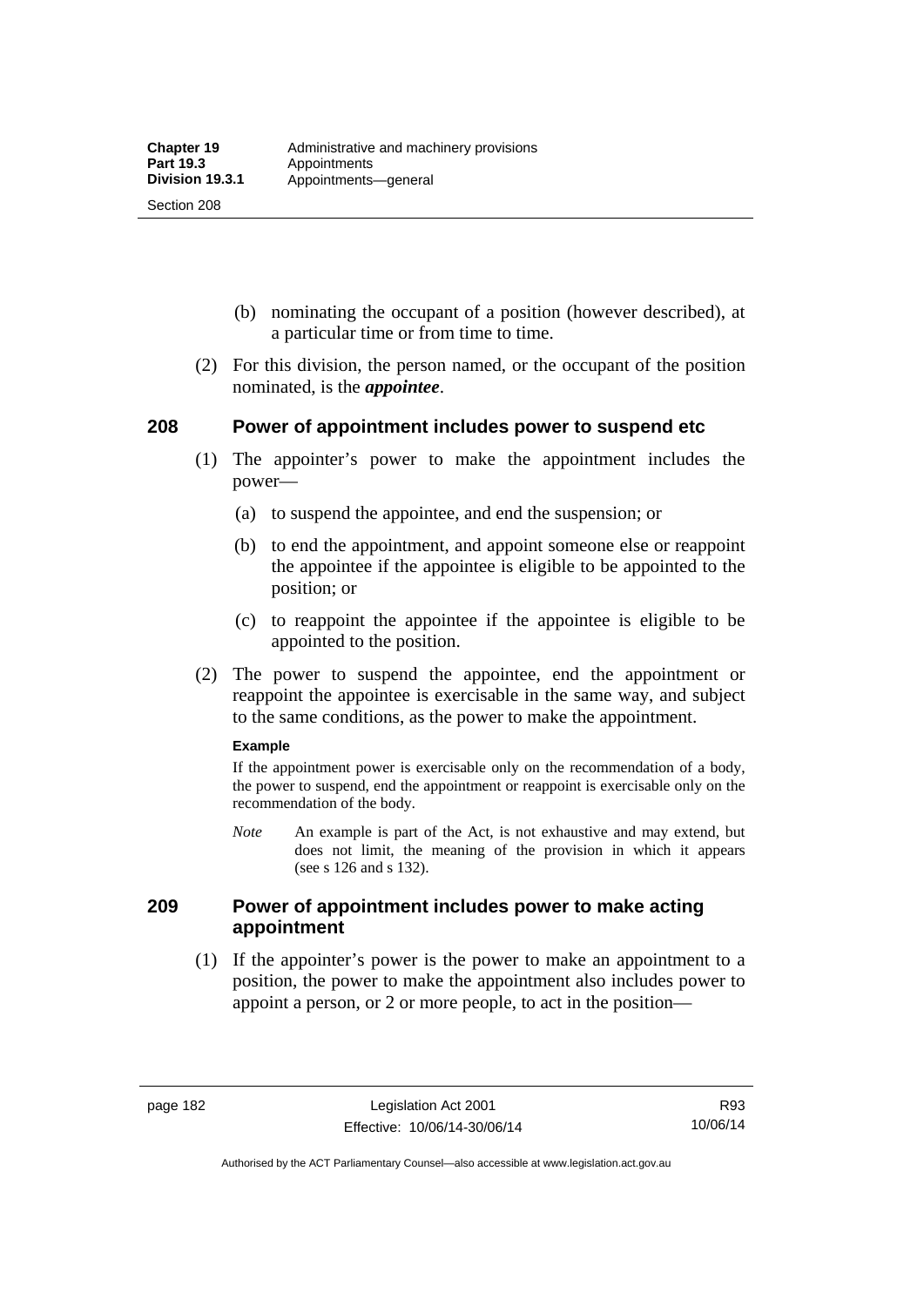(b) nominating the occupant of a position (however described), at a particular time or from time to time.

(2) For this division, the person named, or the occupant of the position nominated, is the ***appointee***.

## 208 Power of appointment includes power to suspend etc

(1) The appointer's power to make the appointment includes the power—

(a) to suspend the appointee, and end the suspension; or

(b) to end the appointment, and appoint someone else or reappoint the appointee if the appointee is eligible to be appointed to the position; or

(c) to reappoint the appointee if the appointee is eligible to be appointed to the position.

(2) The power to suspend the appointee, end the appointment or reappoint the appointee is exercisable in the same way, and subject to the same conditions, as the power to make the appointment.

**Example**

If the appointment power is exercisable only on the recommendation of a body, the power to suspend, end the appointment or reappoint is exercisable only on the recommendation of the body.

*Note* An example is part of the Act, is not exhaustive and may extend, but does not limit, the meaning of the provision in which it appears (see s 126 and s 132).

## 209 Power of appointment includes power to make acting appointment

(1) If the appointer's power is the power to make an appointment to a position, the power to make the appointment also includes power to appoint a person, or 2 or more people, to act in the position—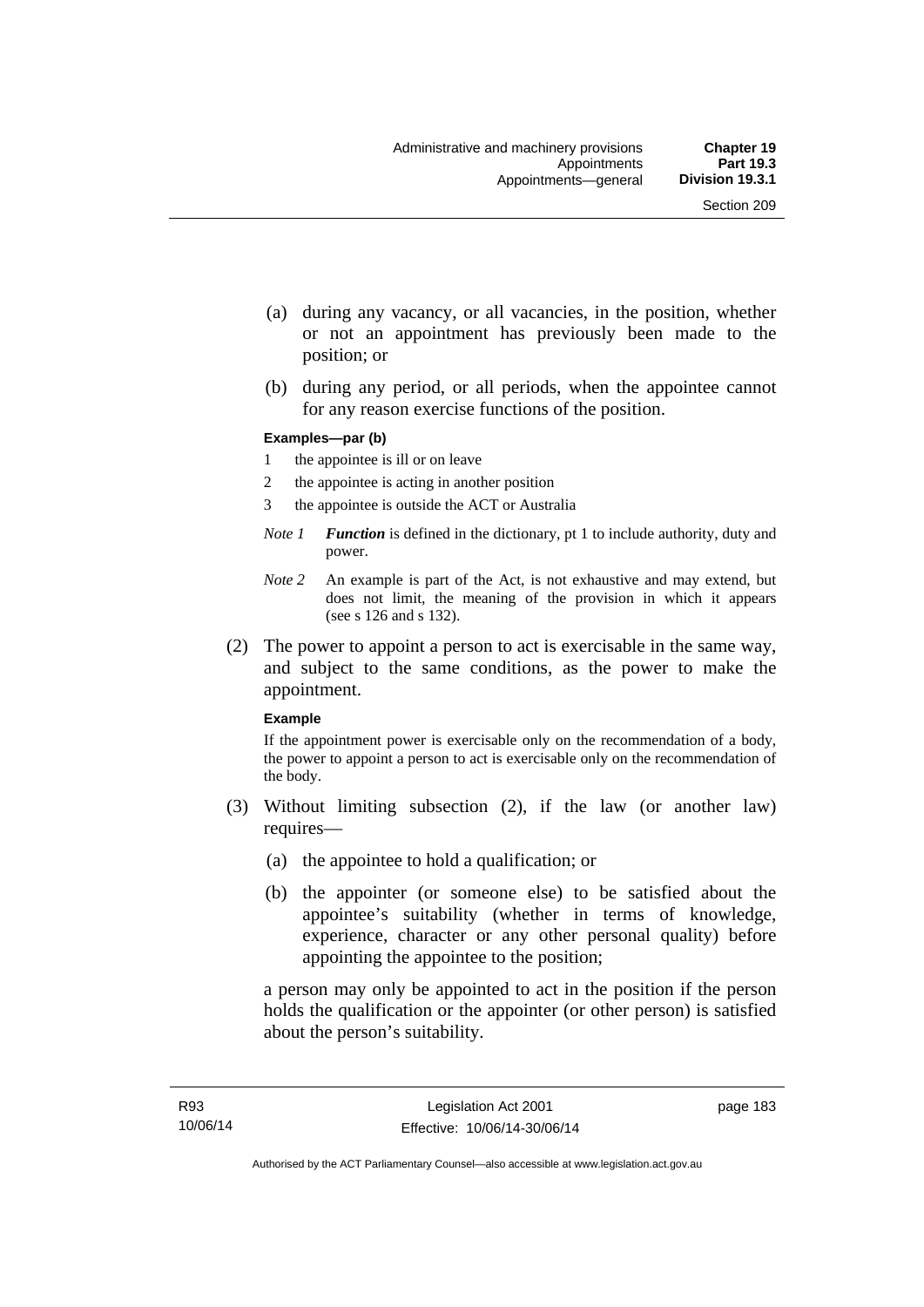(a) during any vacancy, or all vacancies, in the position, whether or not an appointment has previously been made to the position; or

(b) during any period, or all periods, when the appointee cannot for any reason exercise functions of the position.

**Examples—par (b)**

1 the appointee is ill or on leave

2 the appointee is acting in another position

3 the appointee is outside the ACT or Australia

*Note 1* ***Function*** is defined in the dictionary, pt 1 to include authority, duty and power.

*Note 2* An example is part of the Act, is not exhaustive and may extend, but does not limit, the meaning of the provision in which it appears (see s 126 and s 132).

(2) The power to appoint a person to act is exercisable in the same way, and subject to the same conditions, as the power to make the appointment.

**Example**

If the appointment power is exercisable only on the recommendation of a body, the power to appoint a person to act is exercisable only on the recommendation of the body.

(3) Without limiting subsection (2), if the law (or another law) requires—

(a) the appointee to hold a qualification; or

(b) the appointer (or someone else) to be satisfied about the appointee's suitability (whether in terms of knowledge, experience, character or any other personal quality) before appointing the appointee to the position;

a person may only be appointed to act in the position if the person holds the qualification or the appointer (or other person) is satisfied about the person's suitability.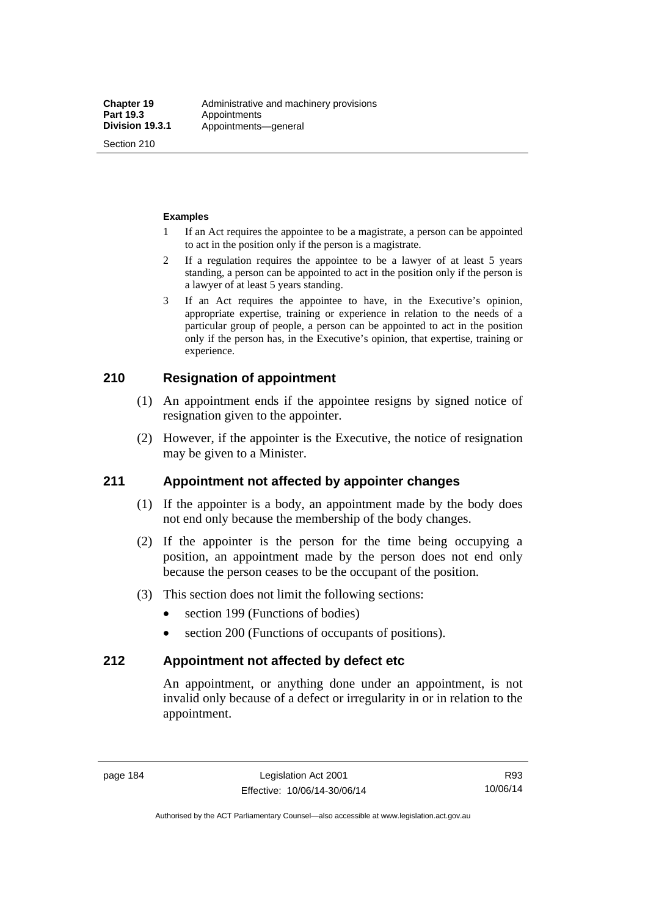**Examples**

1 If an Act requires the appointee to be a magistrate, a person can be appointed to act in the position only if the person is a magistrate.

2 If a regulation requires the appointee to be a lawyer of at least 5 years standing, a person can be appointed to act in the position only if the person is a lawyer of at least 5 years standing.

3 If an Act requires the appointee to have, in the Executive's opinion, appropriate expertise, training or experience in relation to the needs of a particular group of people, a person can be appointed to act in the position only if the person has, in the Executive's opinion, that expertise, training or experience.

## 210 Resignation of appointment

(1) An appointment ends if the appointee resigns by signed notice of resignation given to the appointer.

(2) However, if the appointer is the Executive, the notice of resignation may be given to a Minister.

## 211 Appointment not affected by appointer changes

(1) If the appointer is a body, an appointment made by the body does not end only because the membership of the body changes.

(2) If the appointer is the person for the time being occupying a position, an appointment made by the person does not end only because the person ceases to be the occupant of the position.

(3) This section does not limit the following sections:

- section 199 (Functions of bodies)
- section 200 (Functions of occupants of positions).

## 212 Appointment not affected by defect etc

An appointment, or anything done under an appointment, is not invalid only because of a defect or irregularity in or in relation to the appointment.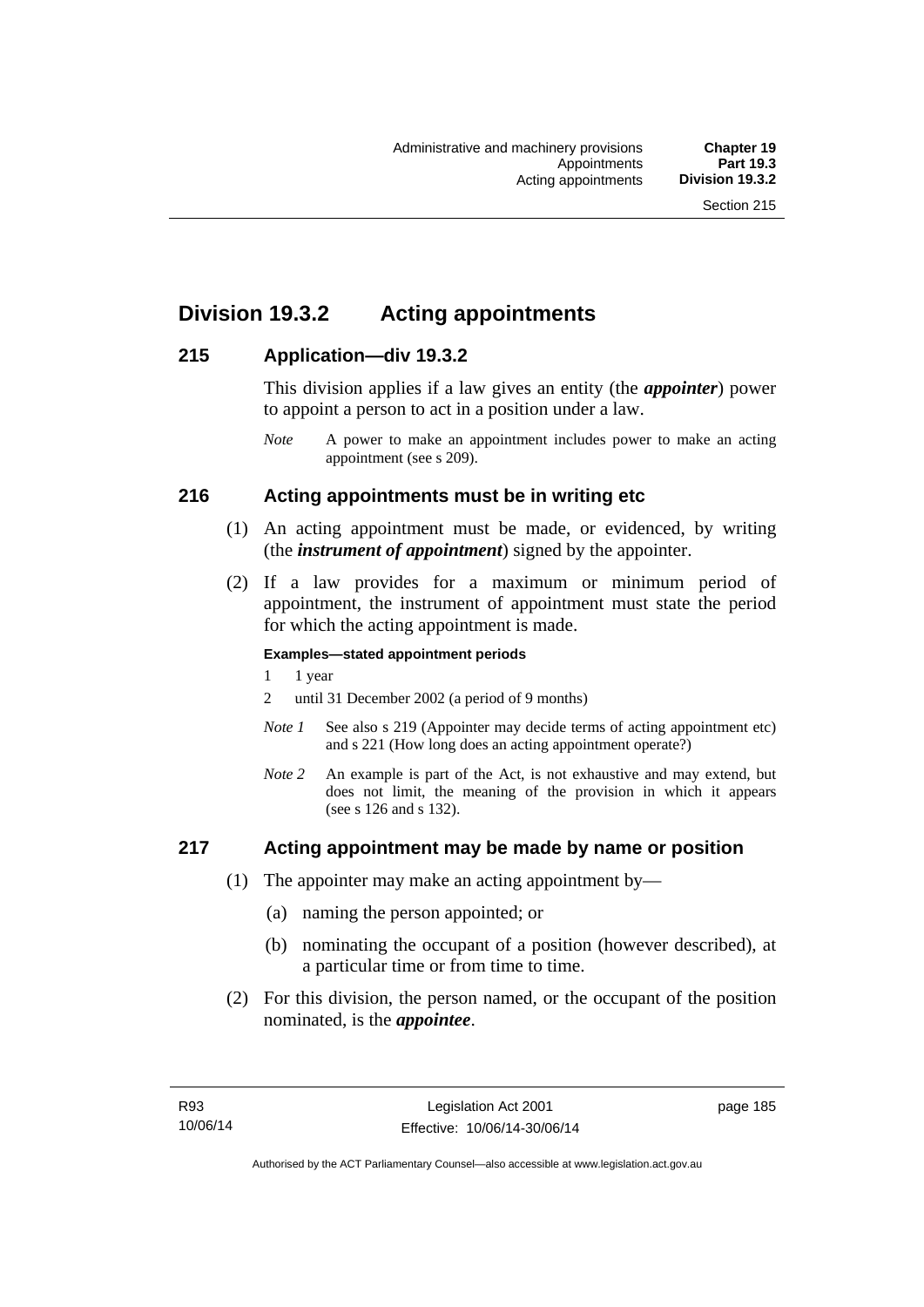## Division 19.3.2 Acting appointments

### 215 Application—div 19.3.2

This division applies if a law gives an entity (the ***appointer***) power to appoint a person to act in a position under a law.

*Note* A power to make an appointment includes power to make an acting appointment (see s 209).

### 216 Acting appointments must be in writing etc

(1) An acting appointment must be made, or evidenced, by writing (the ***instrument of appointment***) signed by the appointer.

(2) If a law provides for a maximum or minimum period of appointment, the instrument of appointment must state the period for which the acting appointment is made.

**Examples—stated appointment periods**

1 1 year

2 until 31 December 2002 (a period of 9 months)

*Note 1* See also s 219 (Appointer may decide terms of acting appointment etc) and s 221 (How long does an acting appointment operate?)

*Note 2* An example is part of the Act, is not exhaustive and may extend, but does not limit, the meaning of the provision in which it appears (see s 126 and s 132).

### 217 Acting appointment may be made by name or position

(1) The appointer may make an acting appointment by—

(a) naming the person appointed; or

(b) nominating the occupant of a position (however described), at a particular time or from time to time.

(2) For this division, the person named, or the occupant of the position nominated, is the ***appointee***.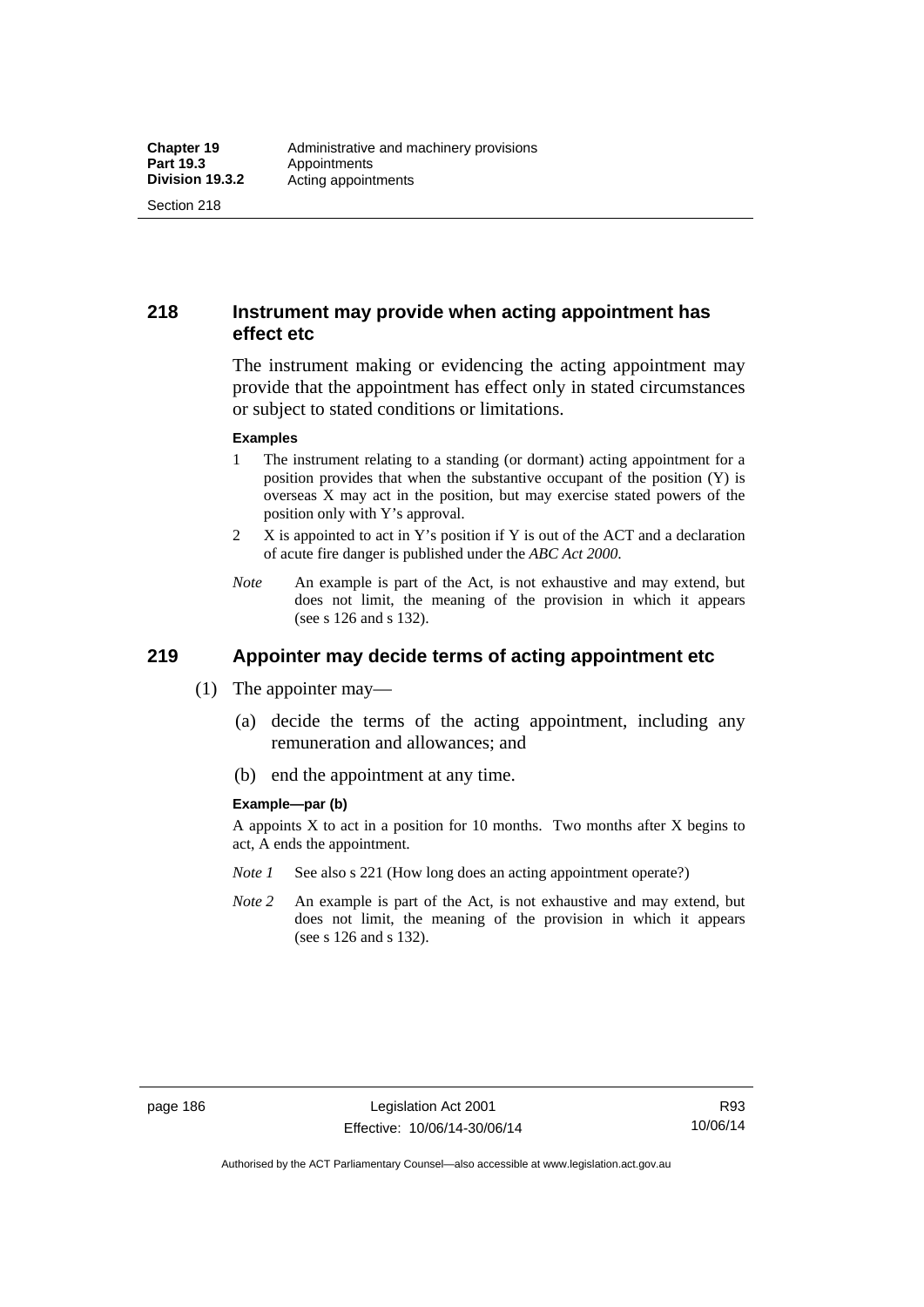## 218 Instrument may provide when acting appointment has effect etc

The instrument making or evidencing the acting appointment may provide that the appointment has effect only in stated circumstances or subject to stated conditions or limitations.

**Examples**

1 The instrument relating to a standing (or dormant) acting appointment for a position provides that when the substantive occupant of the position (Y) is overseas X may act in the position, but may exercise stated powers of the position only with Y's approval.

2 X is appointed to act in Y's position if Y is out of the ACT and a declaration of acute fire danger is published under the *ABC Act 2000*.

*Note* An example is part of the Act, is not exhaustive and may extend, but does not limit, the meaning of the provision in which it appears (see s 126 and s 132).

## 219 Appointer may decide terms of acting appointment etc

(1) The appointer may—

(a) decide the terms of the acting appointment, including any remuneration and allowances; and

(b) end the appointment at any time.

**Example—par (b)**

A appoints X to act in a position for 10 months. Two months after X begins to act, A ends the appointment.

*Note 1* See also s 221 (How long does an acting appointment operate?)

*Note 2* An example is part of the Act, is not exhaustive and may extend, but does not limit, the meaning of the provision in which it appears (see s 126 and s 132).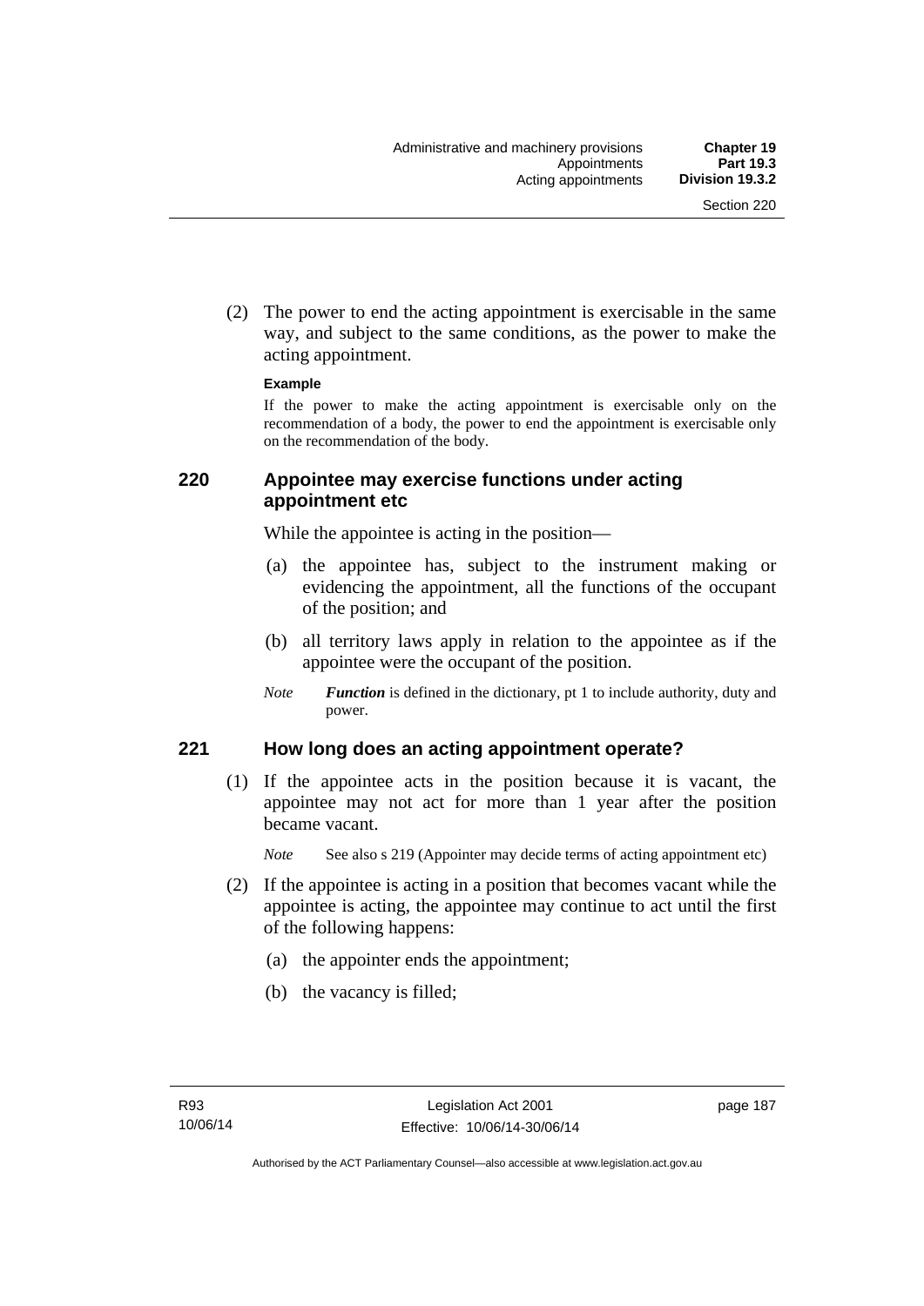(2) The power to end the acting appointment is exercisable in the same way, and subject to the same conditions, as the power to make the acting appointment.

**Example**

If the power to make the acting appointment is exercisable only on the recommendation of a body, the power to end the appointment is exercisable only on the recommendation of the body.

### 220 Appointee may exercise functions under acting appointment etc

While the appointee is acting in the position—

(a) the appointee has, subject to the instrument making or evidencing the appointment, all the functions of the occupant of the position; and

(b) all territory laws apply in relation to the appointee as if the appointee were the occupant of the position.

*Note* ***Function*** is defined in the dictionary, pt 1 to include authority, duty and power.

### 221 How long does an acting appointment operate?

(1) If the appointee acts in the position because it is vacant, the appointee may not act for more than 1 year after the position became vacant.

*Note* See also s 219 (Appointer may decide terms of acting appointment etc)

(2) If the appointee is acting in a position that becomes vacant while the appointee is acting, the appointee may continue to act until the first of the following happens:

(a) the appointer ends the appointment;

(b) the vacancy is filled;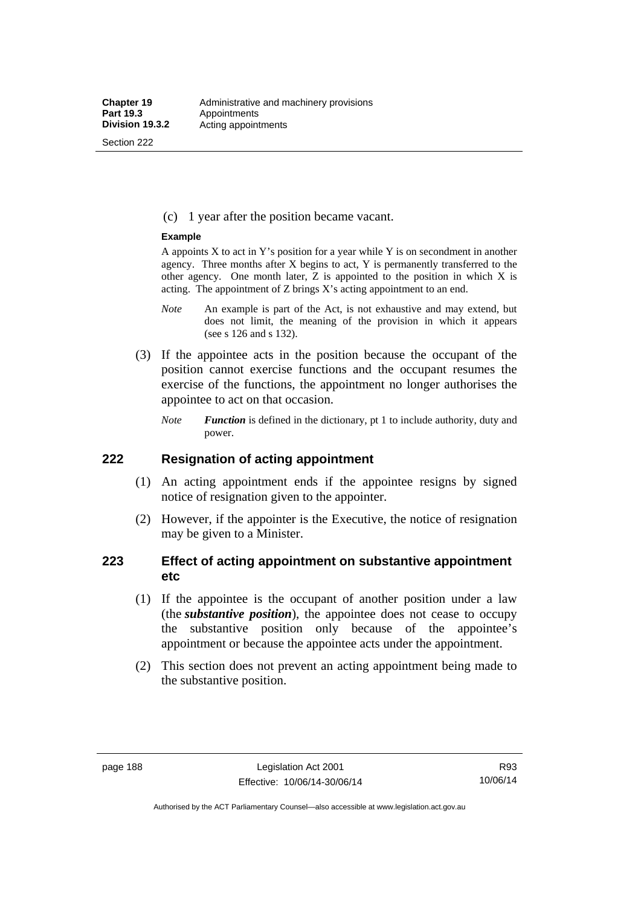(c) 1 year after the position became vacant.

**Example**

A appoints X to act in Y's position for a year while Y is on secondment in another agency. Three months after X begins to act, Y is permanently transferred to the other agency. One month later, Z is appointed to the position in which X is acting. The appointment of Z brings X's acting appointment to an end.

*Note* An example is part of the Act, is not exhaustive and may extend, but does not limit, the meaning of the provision in which it appears (see s 126 and s 132).

(3) If the appointee acts in the position because the occupant of the position cannot exercise functions and the occupant resumes the exercise of the functions, the appointment no longer authorises the appointee to act on that occasion.

*Note* ***Function*** is defined in the dictionary, pt 1 to include authority, duty and power.

## 222 Resignation of acting appointment

(1) An acting appointment ends if the appointee resigns by signed notice of resignation given to the appointer.

(2) However, if the appointer is the Executive, the notice of resignation may be given to a Minister.

## 223 Effect of acting appointment on substantive appointment etc

(1) If the appointee is the occupant of another position under a law (the ***substantive position***), the appointee does not cease to occupy the substantive position only because of the appointee's appointment or because the appointee acts under the appointment.

(2) This section does not prevent an acting appointment being made to the substantive position.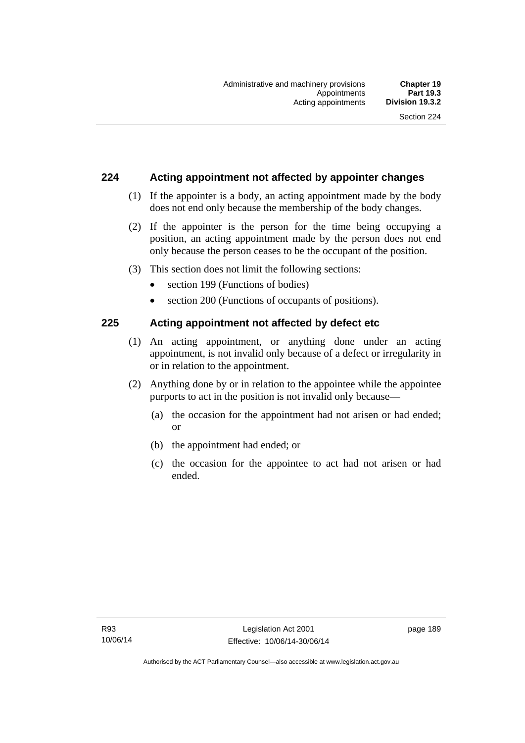## 224 Acting appointment not affected by appointer changes

(1) If the appointer is a body, an acting appointment made by the body does not end only because the membership of the body changes.

(2) If the appointer is the person for the time being occupying a position, an acting appointment made by the person does not end only because the person ceases to be the occupant of the position.

(3) This section does not limit the following sections:

- section 199 (Functions of bodies)
- section 200 (Functions of occupants of positions).

## 225 Acting appointment not affected by defect etc

(1) An acting appointment, or anything done under an acting appointment, is not invalid only because of a defect or irregularity in or in relation to the appointment.

(2) Anything done by or in relation to the appointee while the appointee purports to act in the position is not invalid only because—

(a) the occasion for the appointment had not arisen or had ended; or

(b) the appointment had ended; or

(c) the occasion for the appointee to act had not arisen or had ended.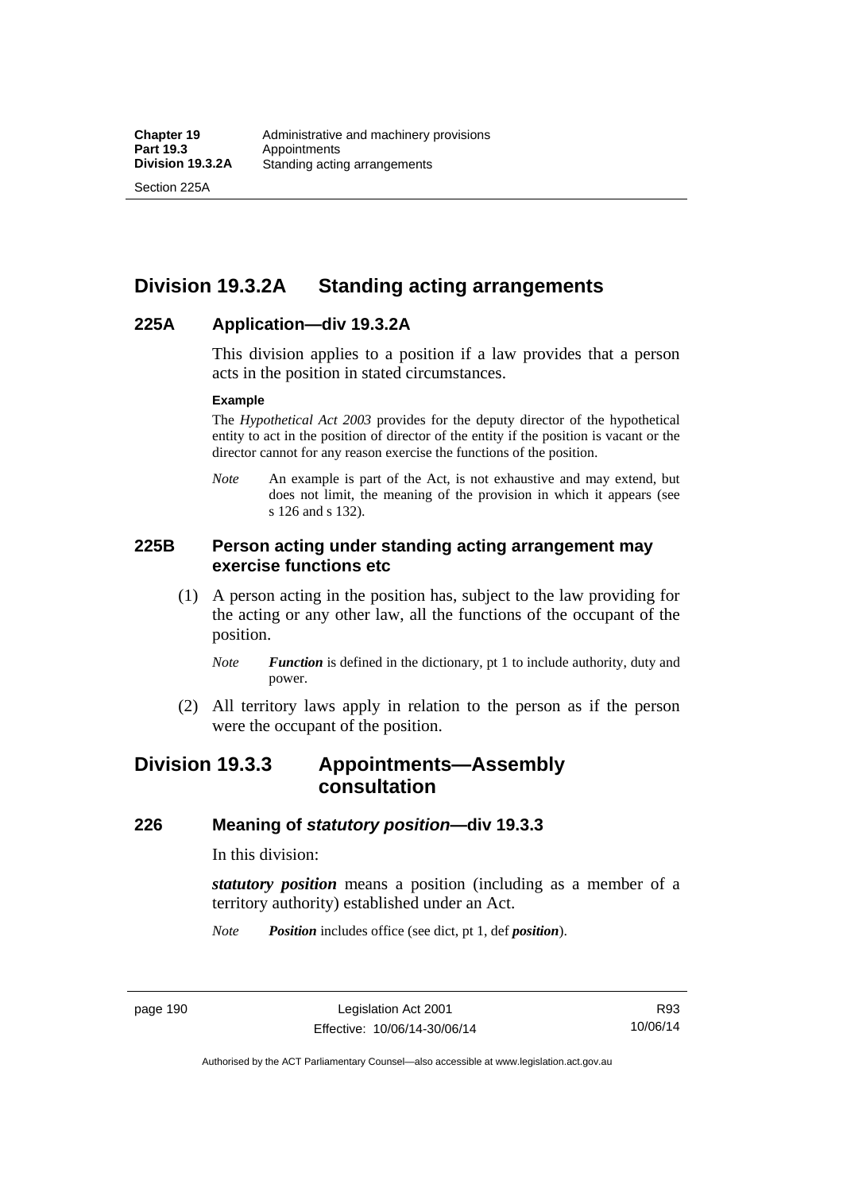## Division 19.3.2A Standing acting arrangements

### 225A Application—div 19.3.2A

This division applies to a position if a law provides that a person acts in the position in stated circumstances.

**Example**

The *Hypothetical Act 2003* provides for the deputy director of the hypothetical entity to act in the position of director of the entity if the position is vacant or the director cannot for any reason exercise the functions of the position.

*Note* An example is part of the Act, is not exhaustive and may extend, but does not limit, the meaning of the provision in which it appears (see s 126 and s 132).

### 225B Person acting under standing acting arrangement may exercise functions etc

(1) A person acting in the position has, subject to the law providing for the acting or any other law, all the functions of the occupant of the position.

*Note* ***Function*** is defined in the dictionary, pt 1 to include authority, duty and power.

(2) All territory laws apply in relation to the person as if the person were the occupant of the position.

## Division 19.3.3 Appointments—Assembly consultation

### 226 Meaning of *statutory position*—div 19.3.3

In this division:

***statutory position*** means a position (including as a member of a territory authority) established under an Act.

*Note* ***Position*** includes office (see dict, pt 1, def ***position***).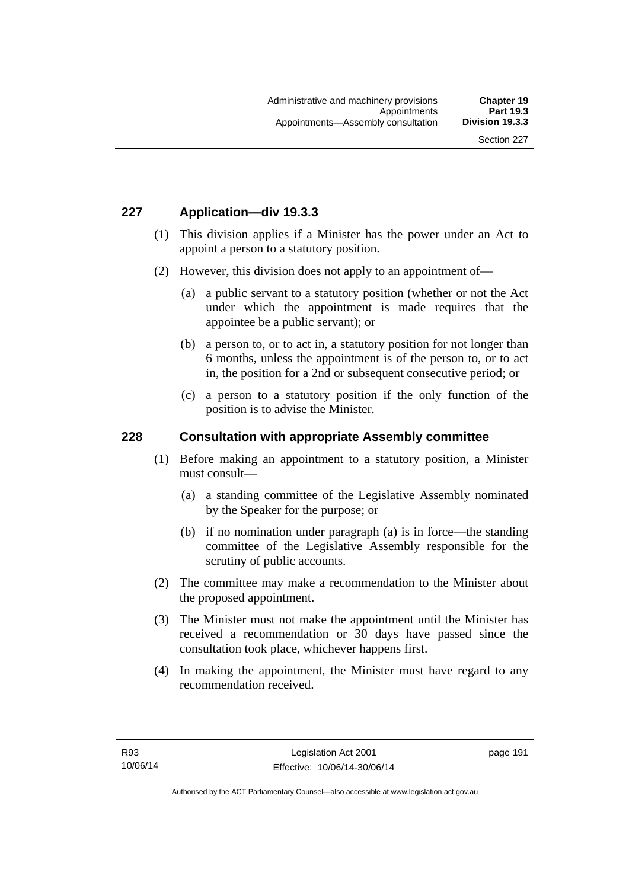## 227 Application—div 19.3.3

(1) This division applies if a Minister has the power under an Act to appoint a person to a statutory position.

(2) However, this division does not apply to an appointment of—

(a) a public servant to a statutory position (whether or not the Act under which the appointment is made requires that the appointee be a public servant); or

(b) a person to, or to act in, a statutory position for not longer than 6 months, unless the appointment is of the person to, or to act in, the position for a 2nd or subsequent consecutive period; or

(c) a person to a statutory position if the only function of the position is to advise the Minister.

## 228 Consultation with appropriate Assembly committee

(1) Before making an appointment to a statutory position, a Minister must consult—

(a) a standing committee of the Legislative Assembly nominated by the Speaker for the purpose; or

(b) if no nomination under paragraph (a) is in force—the standing committee of the Legislative Assembly responsible for the scrutiny of public accounts.

(2) The committee may make a recommendation to the Minister about the proposed appointment.

(3) The Minister must not make the appointment until the Minister has received a recommendation or 30 days have passed since the consultation took place, whichever happens first.

(4) In making the appointment, the Minister must have regard to any recommendation received.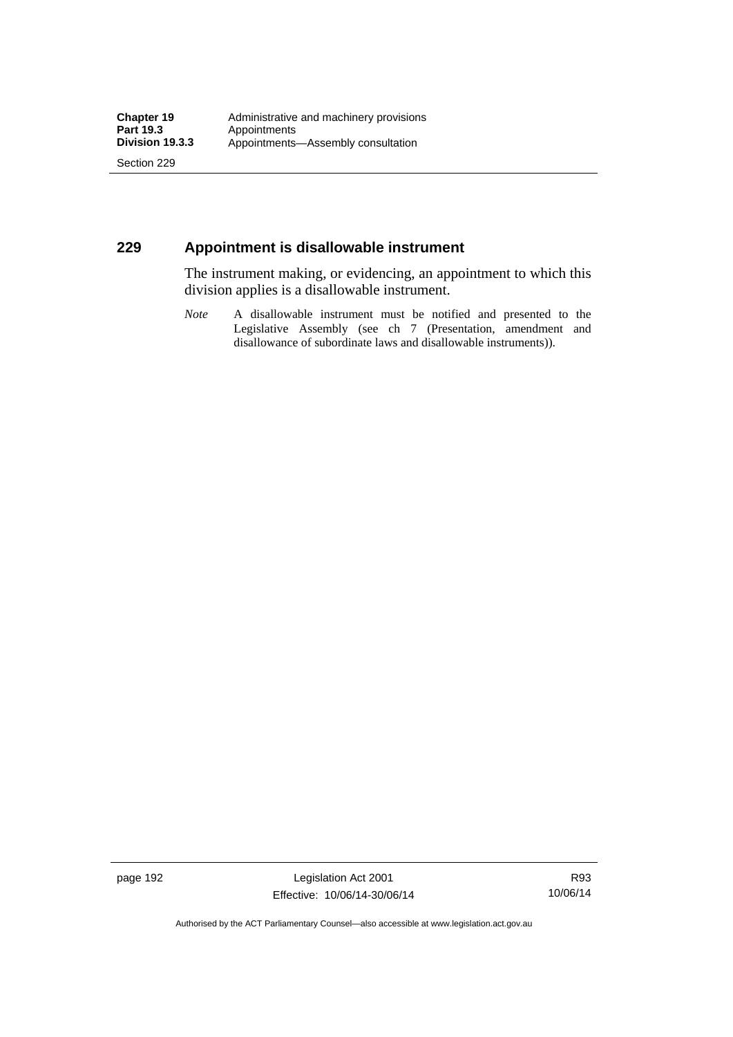## 229 Appointment is disallowable instrument

The instrument making, or evidencing, an appointment to which this division applies is a disallowable instrument.

*Note* A disallowable instrument must be notified and presented to the Legislative Assembly (see ch 7 (Presentation, amendment and disallowance of subordinate laws and disallowable instruments)).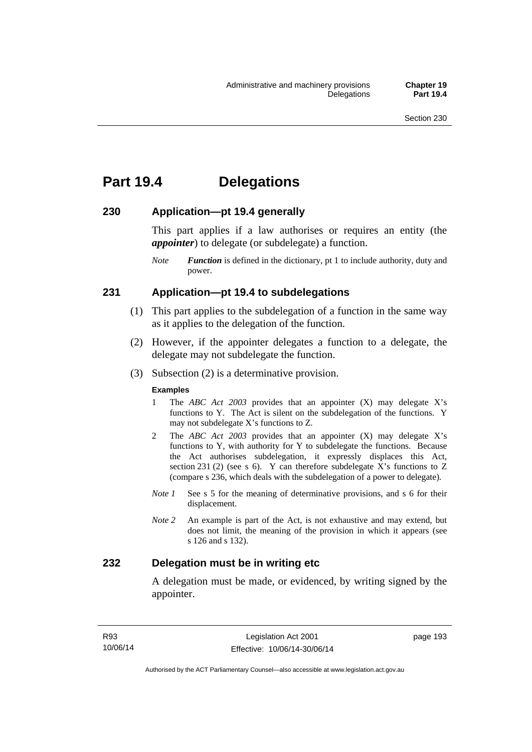# Part 19.4 Delegations

## 230 Application—pt 19.4 generally

This part applies if a law authorises or requires an entity (the ***appointer***) to delegate (or subdelegate) a function.

*Note* ***Function*** is defined in the dictionary, pt 1 to include authority, duty and power.

## 231 Application—pt 19.4 to subdelegations

(1) This part applies to the subdelegation of a function in the same way as it applies to the delegation of the function.

(2) However, if the appointer delegates a function to a delegate, the delegate may not subdelegate the function.

(3) Subsection (2) is a determinative provision.

**Examples**

1 The *ABC Act 2003* provides that an appointer (X) may delegate X's functions to Y. The Act is silent on the subdelegation of the functions. Y may not subdelegate X's functions to Z.

2 The *ABC Act 2003* provides that an appointer (X) may delegate X's functions to Y, with authority for Y to subdelegate the functions. Because the Act authorises subdelegation, it expressly displaces this Act, section 231 (2) (see s 6). Y can therefore subdelegate X's functions to Z (compare s 236, which deals with the subdelegation of a power to delegate).

*Note 1* See s 5 for the meaning of determinative provisions, and s 6 for their displacement.

*Note 2* An example is part of the Act, is not exhaustive and may extend, but does not limit, the meaning of the provision in which it appears (see s 126 and s 132).

## 232 Delegation must be in writing etc

A delegation must be made, or evidenced, by writing signed by the appointer.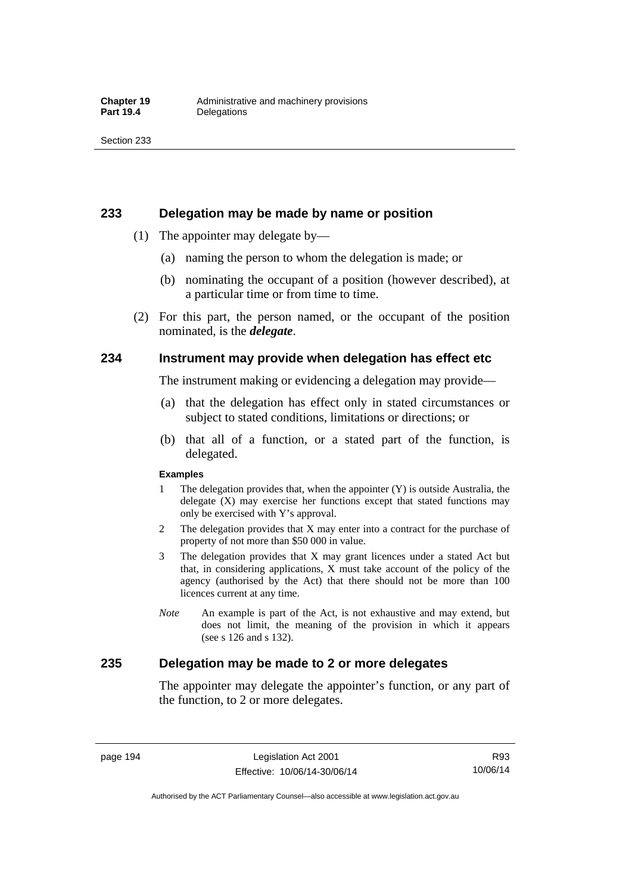## 233 Delegation may be made by name or position

(1) The appointer may delegate by—

(a) naming the person to whom the delegation is made; or

(b) nominating the occupant of a position (however described), at a particular time or from time to time.

(2) For this part, the person named, or the occupant of the position nominated, is the ***delegate***.

## 234 Instrument may provide when delegation has effect etc

The instrument making or evidencing a delegation may provide—

(a) that the delegation has effect only in stated circumstances or subject to stated conditions, limitations or directions; or

(b) that all of a function, or a stated part of the function, is delegated.

**Examples**

1 The delegation provides that, when the appointer (Y) is outside Australia, the delegate (X) may exercise her functions except that stated functions may only be exercised with Y's approval.

2 The delegation provides that X may enter into a contract for the purchase of property of not more than $50 000 in value.

3 The delegation provides that X may grant licences under a stated Act but that, in considering applications, X must take account of the policy of the agency (authorised by the Act) that there should not be more than 100 licences current at any time.

*Note* An example is part of the Act, is not exhaustive and may extend, but does not limit, the meaning of the provision in which it appears (see s 126 and s 132).

## 235 Delegation may be made to 2 or more delegates

The appointer may delegate the appointer's function, or any part of the function, to 2 or more delegates.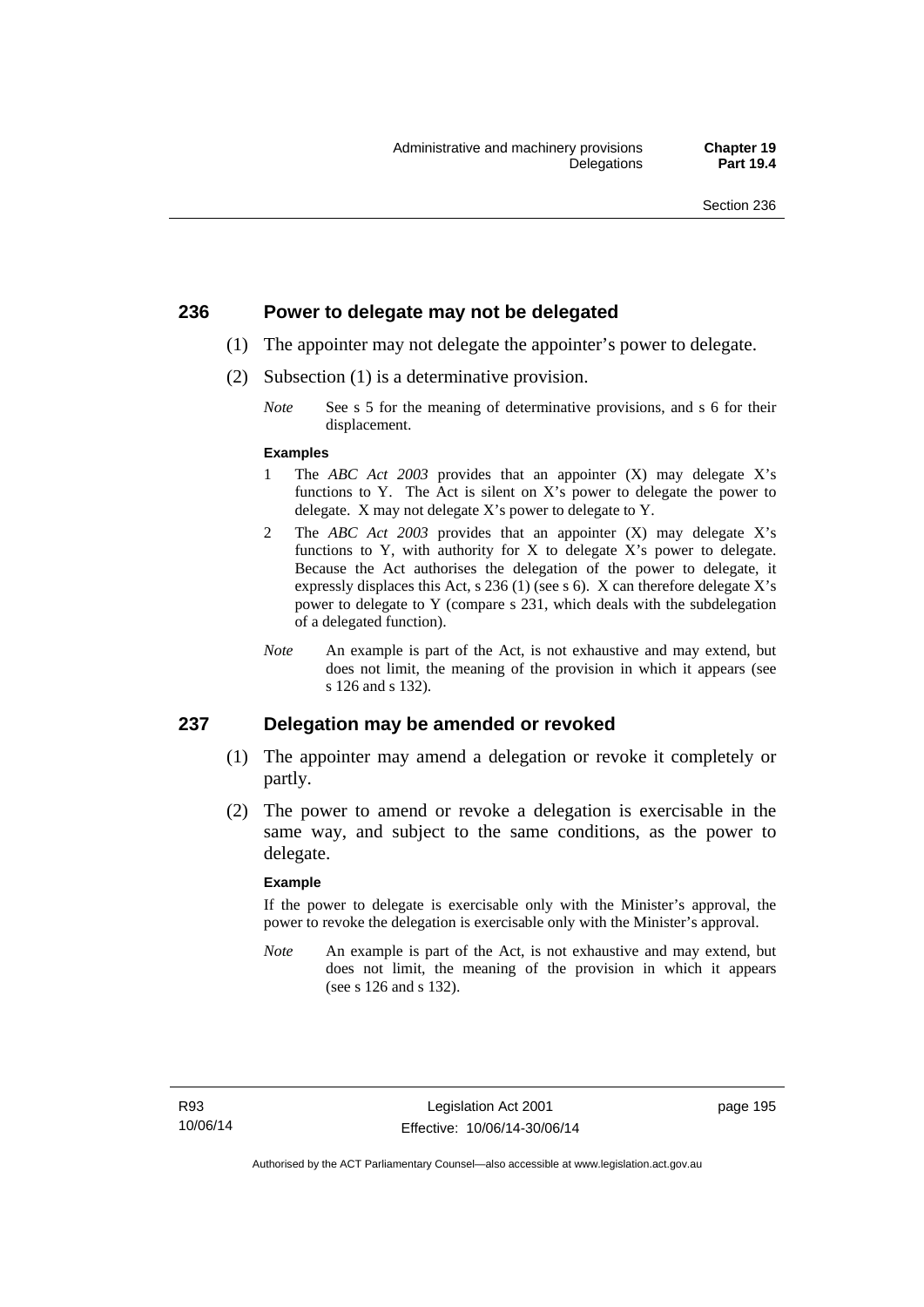## 236 Power to delegate may not be delegated

(1) The appointer may not delegate the appointer's power to delegate.

(2) Subsection (1) is a determinative provision.

*Note* See s 5 for the meaning of determinative provisions, and s 6 for their displacement.

**Examples**

1 The *ABC Act 2003* provides that an appointer (X) may delegate X's functions to Y. The Act is silent on X's power to delegate the power to delegate. X may not delegate X's power to delegate to Y.

2 The *ABC Act 2003* provides that an appointer (X) may delegate X's functions to Y, with authority for X to delegate X's power to delegate. Because the Act authorises the delegation of the power to delegate, it expressly displaces this Act, s 236 (1) (see s 6). X can therefore delegate X's power to delegate to Y (compare s 231, which deals with the subdelegation of a delegated function).

*Note* An example is part of the Act, is not exhaustive and may extend, but does not limit, the meaning of the provision in which it appears (see s 126 and s 132).

## 237 Delegation may be amended or revoked

(1) The appointer may amend a delegation or revoke it completely or partly.

(2) The power to amend or revoke a delegation is exercisable in the same way, and subject to the same conditions, as the power to delegate.

**Example**

If the power to delegate is exercisable only with the Minister's approval, the power to revoke the delegation is exercisable only with the Minister's approval.

*Note* An example is part of the Act, is not exhaustive and may extend, but does not limit, the meaning of the provision in which it appears (see s 126 and s 132).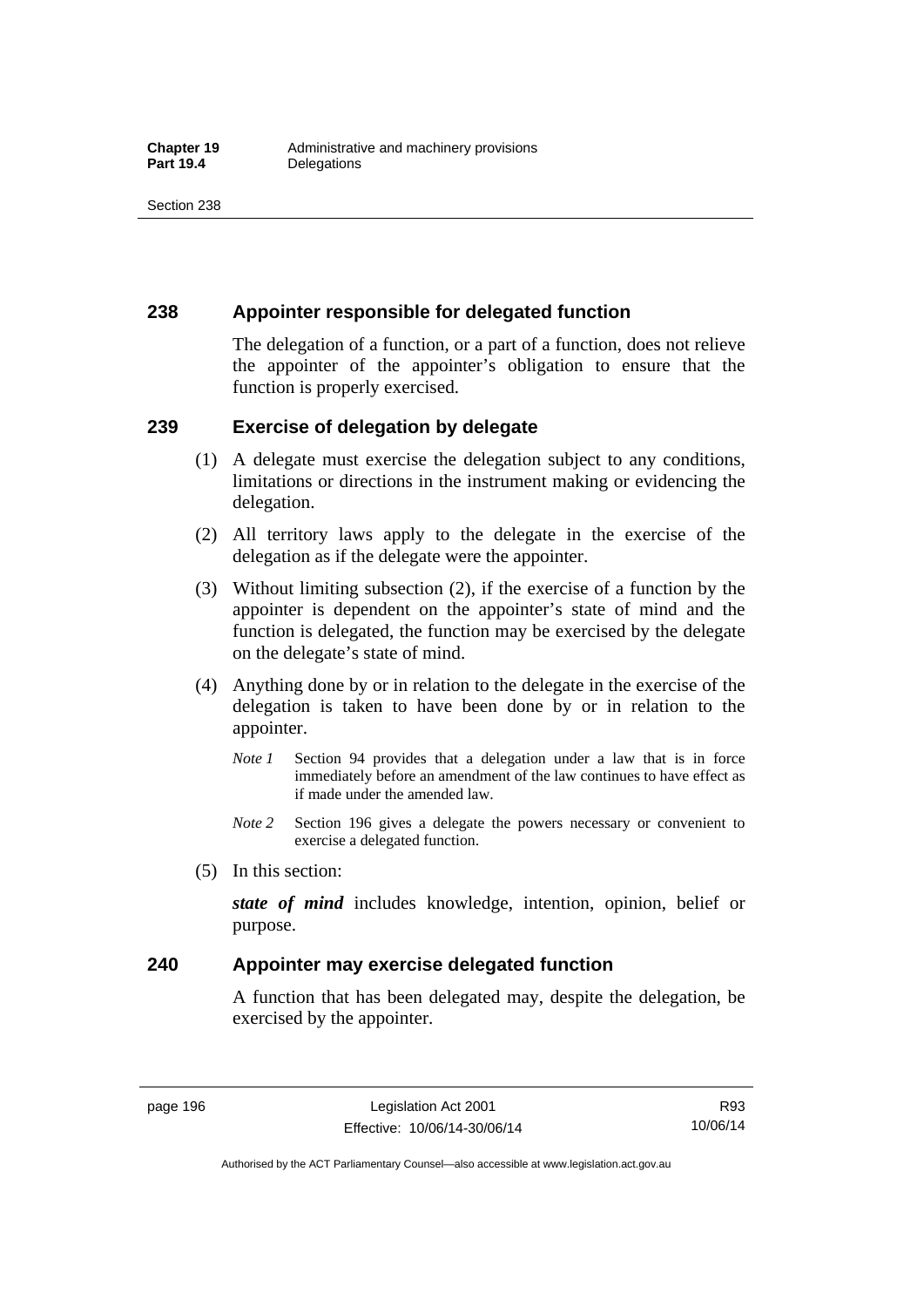## 238 Appointer responsible for delegated function

The delegation of a function, or a part of a function, does not relieve the appointer of the appointer's obligation to ensure that the function is properly exercised.

## 239 Exercise of delegation by delegate

(1) A delegate must exercise the delegation subject to any conditions, limitations or directions in the instrument making or evidencing the delegation.

(2) All territory laws apply to the delegate in the exercise of the delegation as if the delegate were the appointer.

(3) Without limiting subsection (2), if the exercise of a function by the appointer is dependent on the appointer's state of mind and the function is delegated, the function may be exercised by the delegate on the delegate's state of mind.

(4) Anything done by or in relation to the delegate in the exercise of the delegation is taken to have been done by or in relation to the appointer.

*Note 1* Section 94 provides that a delegation under a law that is in force immediately before an amendment of the law continues to have effect as if made under the amended law.

*Note 2* Section 196 gives a delegate the powers necessary or convenient to exercise a delegated function.

(5) In this section:

***state of mind*** includes knowledge, intention, opinion, belief or purpose.

## 240 Appointer may exercise delegated function

A function that has been delegated may, despite the delegation, be exercised by the appointer.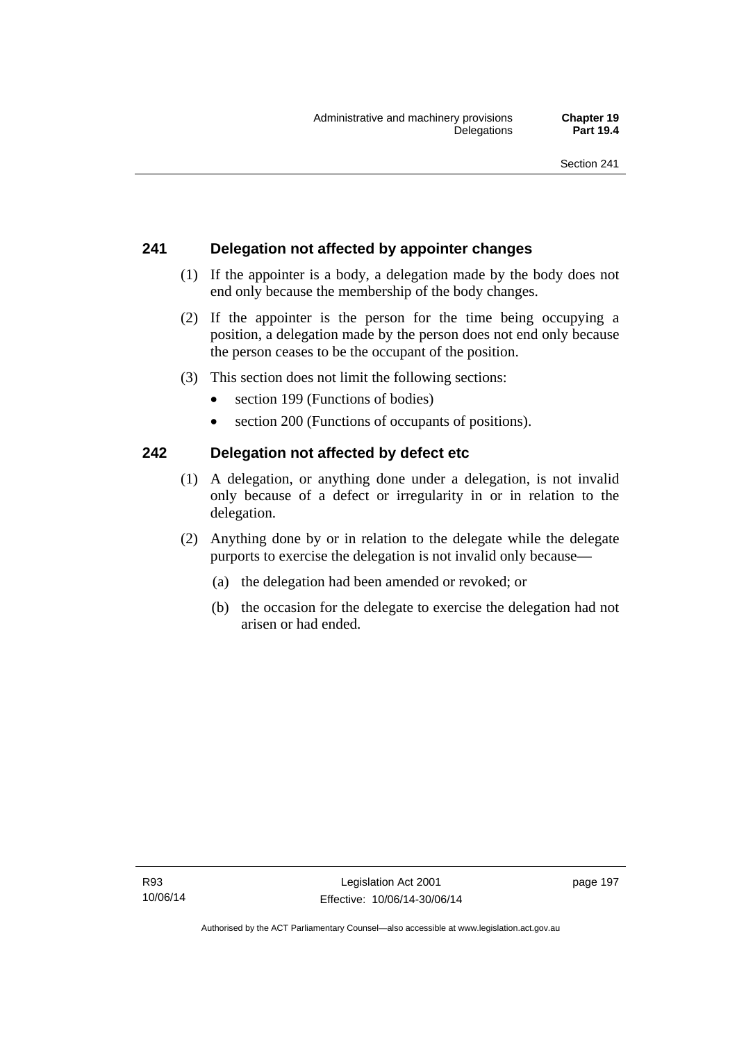## 241 Delegation not affected by appointer changes

(1) If the appointer is a body, a delegation made by the body does not end only because the membership of the body changes.

(2) If the appointer is the person for the time being occupying a position, a delegation made by the person does not end only because the person ceases to be the occupant of the position.

(3) This section does not limit the following sections:

- section 199 (Functions of bodies)
- section 200 (Functions of occupants of positions).

## 242 Delegation not affected by defect etc

(1) A delegation, or anything done under a delegation, is not invalid only because of a defect or irregularity in or in relation to the delegation.

(2) Anything done by or in relation to the delegate while the delegate purports to exercise the delegation is not invalid only because—

(a) the delegation had been amended or revoked; or

(b) the occasion for the delegate to exercise the delegation had not arisen or had ended.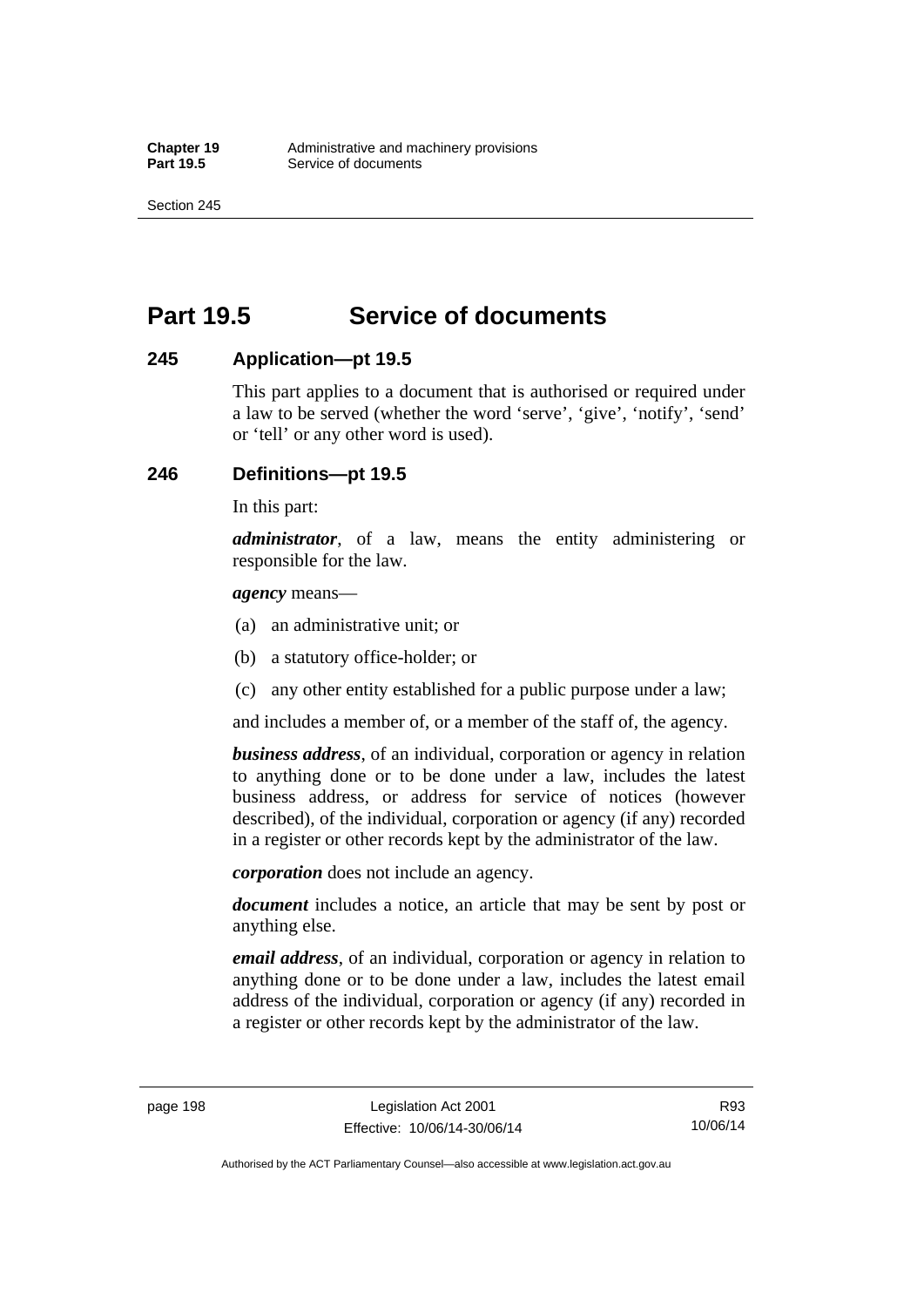# Part 19.5 Service of documents

## 245 Application—pt 19.5

This part applies to a document that is authorised or required under a law to be served (whether the word 'serve', 'give', 'notify', 'send' or 'tell' or any other word is used).

## 246 Definitions—pt 19.5

In this part:

***administrator***, of a law, means the entity administering or responsible for the law.

***agency*** means—

(a) an administrative unit; or

(b) a statutory office-holder; or

(c) any other entity established for a public purpose under a law;

and includes a member of, or a member of the staff of, the agency.

***business address***, of an individual, corporation or agency in relation to anything done or to be done under a law, includes the latest business address, or address for service of notices (however described), of the individual, corporation or agency (if any) recorded in a register or other records kept by the administrator of the law.

***corporation*** does not include an agency.

***document*** includes a notice, an article that may be sent by post or anything else.

***email address***, of an individual, corporation or agency in relation to anything done or to be done under a law, includes the latest email address of the individual, corporation or agency (if any) recorded in a register or other records kept by the administrator of the law.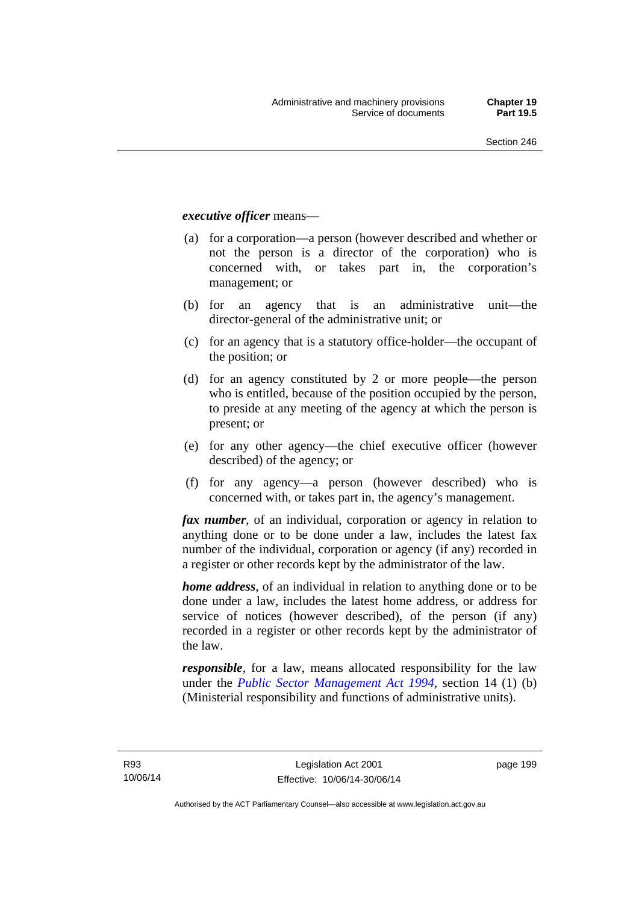***executive officer*** means—

(a) for a corporation—a person (however described and whether or not the person is a director of the corporation) who is concerned with, or takes part in, the corporation's management; or

(b) for an agency that is an administrative unit—the director-general of the administrative unit; or

(c) for an agency that is a statutory office-holder—the occupant of the position; or

(d) for an agency constituted by 2 or more people—the person who is entitled, because of the position occupied by the person, to preside at any meeting of the agency at which the person is present; or

(e) for any other agency—the chief executive officer (however described) of the agency; or

(f) for any agency—a person (however described) who is concerned with, or takes part in, the agency's management.

***fax number***, of an individual, corporation or agency in relation to anything done or to be done under a law, includes the latest fax number of the individual, corporation or agency (if any) recorded in a register or other records kept by the administrator of the law.

***home address***, of an individual in relation to anything done or to be done under a law, includes the latest home address, or address for service of notices (however described), of the person (if any) recorded in a register or other records kept by the administrator of the law.

***responsible***, for a law, means allocated responsibility for the law under the *Public Sector Management Act 1994*, section 14 (1) (b) (Ministerial responsibility and functions of administrative units).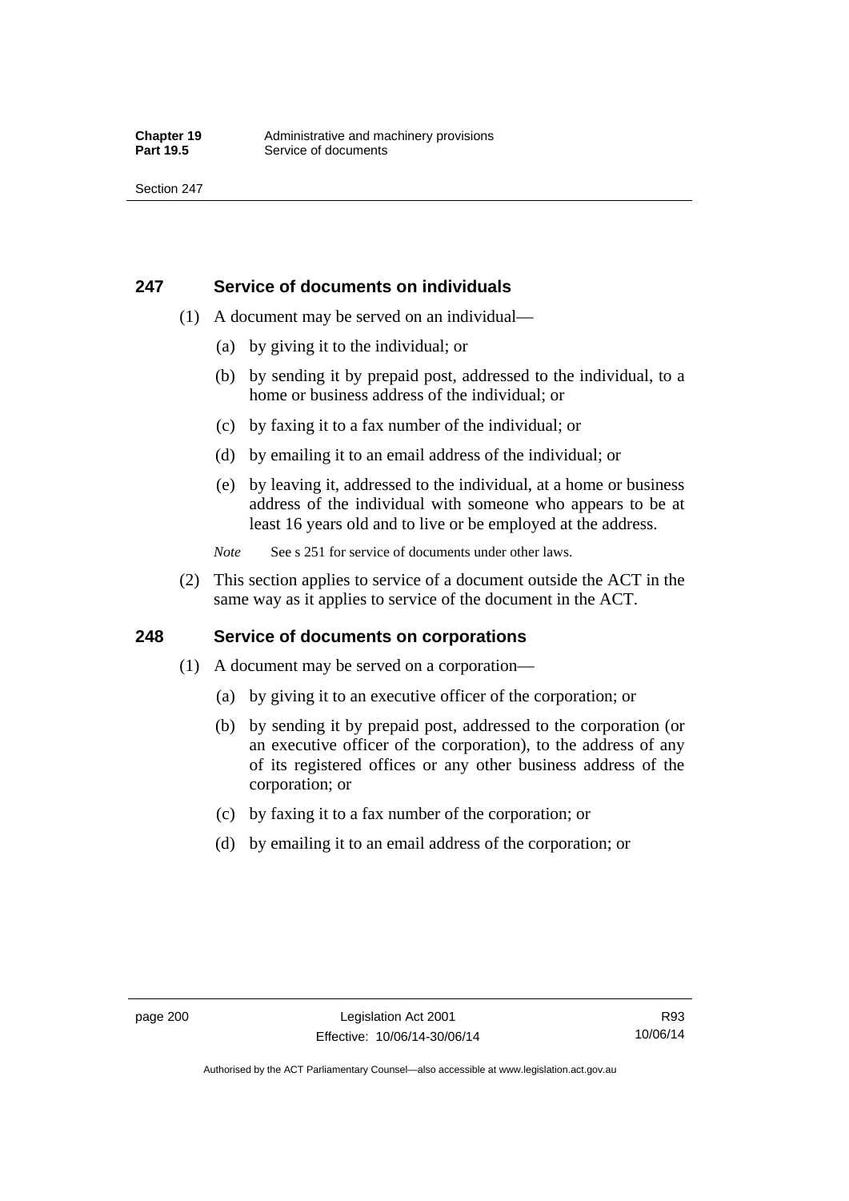## 247 Service of documents on individuals

(1) A document may be served on an individual—

(a) by giving it to the individual; or

(b) by sending it by prepaid post, addressed to the individual, to a home or business address of the individual; or

(c) by faxing it to a fax number of the individual; or

(d) by emailing it to an email address of the individual; or

(e) by leaving it, addressed to the individual, at a home or business address of the individual with someone who appears to be at least 16 years old and to live or be employed at the address.

*Note* See s 251 for service of documents under other laws.

(2) This section applies to service of a document outside the ACT in the same way as it applies to service of the document in the ACT.

## 248 Service of documents on corporations

(1) A document may be served on a corporation—

(a) by giving it to an executive officer of the corporation; or

(b) by sending it by prepaid post, addressed to the corporation (or an executive officer of the corporation), to the address of any of its registered offices or any other business address of the corporation; or

(c) by faxing it to a fax number of the corporation; or

(d) by emailing it to an email address of the corporation; or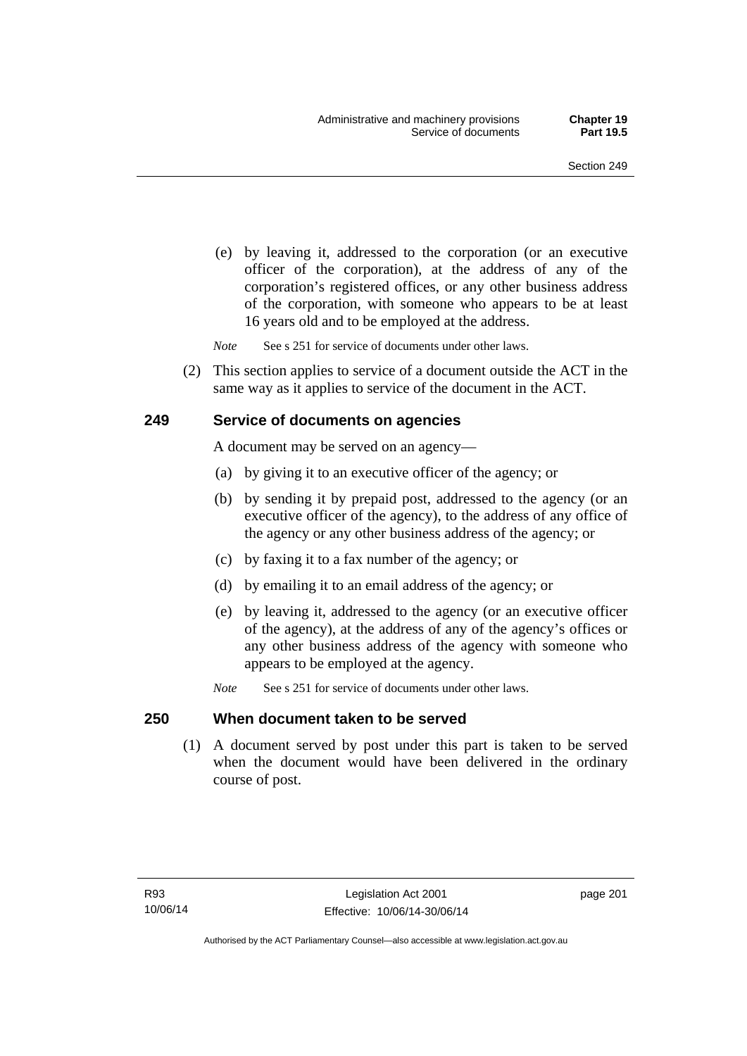(e) by leaving it, addressed to the corporation (or an executive officer of the corporation), at the address of any of the corporation's registered offices, or any other business address of the corporation, with someone who appears to be at least 16 years old and to be employed at the address.

*Note* See s 251 for service of documents under other laws.

(2) This section applies to service of a document outside the ACT in the same way as it applies to service of the document in the ACT.

## 249 Service of documents on agencies

A document may be served on an agency—

(a) by giving it to an executive officer of the agency; or

(b) by sending it by prepaid post, addressed to the agency (or an executive officer of the agency), to the address of any office of the agency or any other business address of the agency; or

(c) by faxing it to a fax number of the agency; or

(d) by emailing it to an email address of the agency; or

(e) by leaving it, addressed to the agency (or an executive officer of the agency), at the address of any of the agency's offices or any other business address of the agency with someone who appears to be employed at the agency.

*Note* See s 251 for service of documents under other laws.

## 250 When document taken to be served

(1) A document served by post under this part is taken to be served when the document would have been delivered in the ordinary course of post.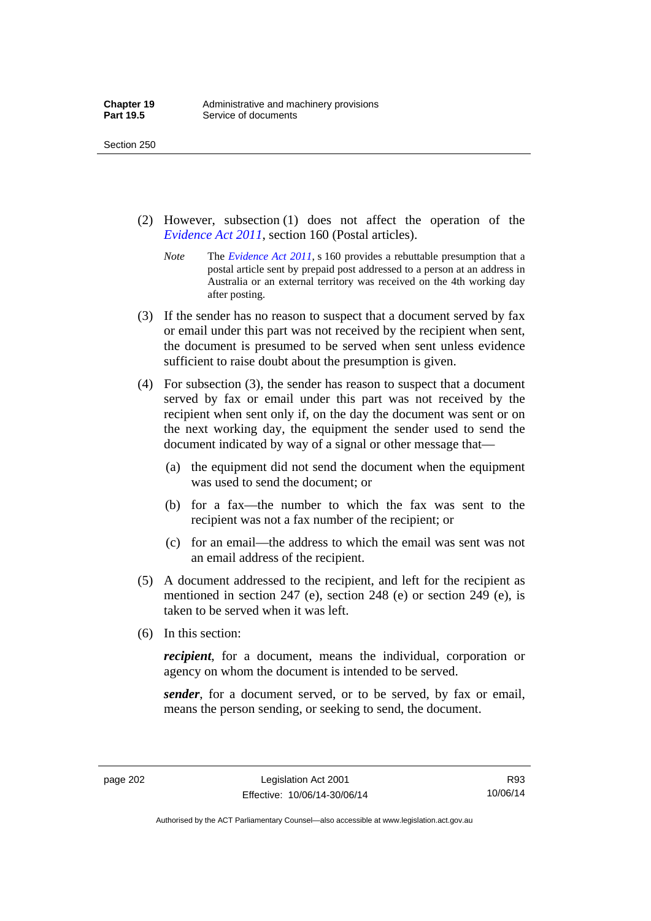(2) However, subsection (1) does not affect the operation of the *Evidence Act 2011*, section 160 (Postal articles).

*Note* The *Evidence Act 2011*, s 160 provides a rebuttable presumption that a postal article sent by prepaid post addressed to a person at an address in Australia or an external territory was received on the 4th working day after posting.

(3) If the sender has no reason to suspect that a document served by fax or email under this part was not received by the recipient when sent, the document is presumed to be served when sent unless evidence sufficient to raise doubt about the presumption is given.

(4) For subsection (3), the sender has reason to suspect that a document served by fax or email under this part was not received by the recipient when sent only if, on the day the document was sent or on the next working day, the equipment the sender used to send the document indicated by way of a signal or other message that—

(a) the equipment did not send the document when the equipment was used to send the document; or

(b) for a fax—the number to which the fax was sent to the recipient was not a fax number of the recipient; or

(c) for an email—the address to which the email was sent was not an email address of the recipient.

(5) A document addressed to the recipient, and left for the recipient as mentioned in section 247 (e), section 248 (e) or section 249 (e), is taken to be served when it was left.

(6) In this section:

***recipient***, for a document, means the individual, corporation or agency on whom the document is intended to be served.

***sender***, for a document served, or to be served, by fax or email, means the person sending, or seeking to send, the document.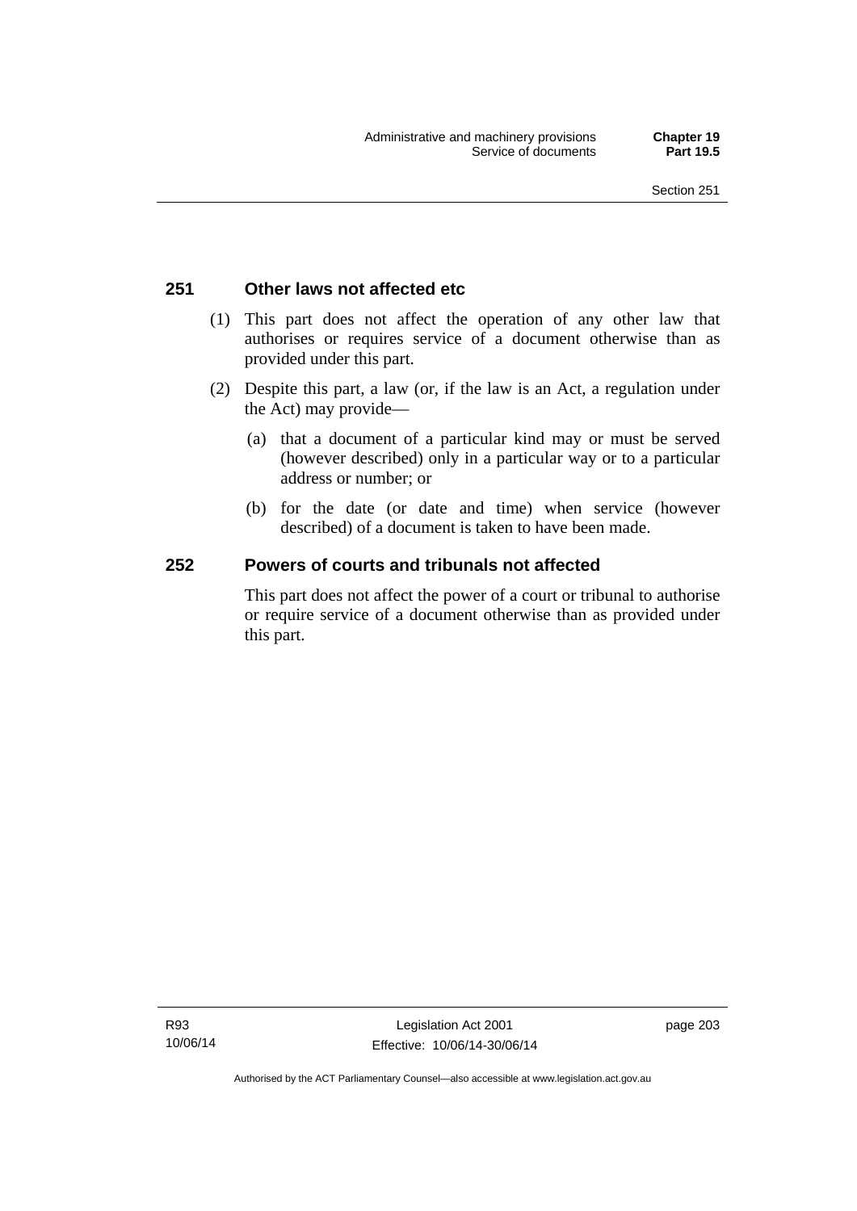## 251 Other laws not affected etc

(1) This part does not affect the operation of any other law that authorises or requires service of a document otherwise than as provided under this part.

(2) Despite this part, a law (or, if the law is an Act, a regulation under the Act) may provide—

(a) that a document of a particular kind may or must be served (however described) only in a particular way or to a particular address or number; or

(b) for the date (or date and time) when service (however described) of a document is taken to have been made.

## 252 Powers of courts and tribunals not affected

This part does not affect the power of a court or tribunal to authorise or require service of a document otherwise than as provided under this part.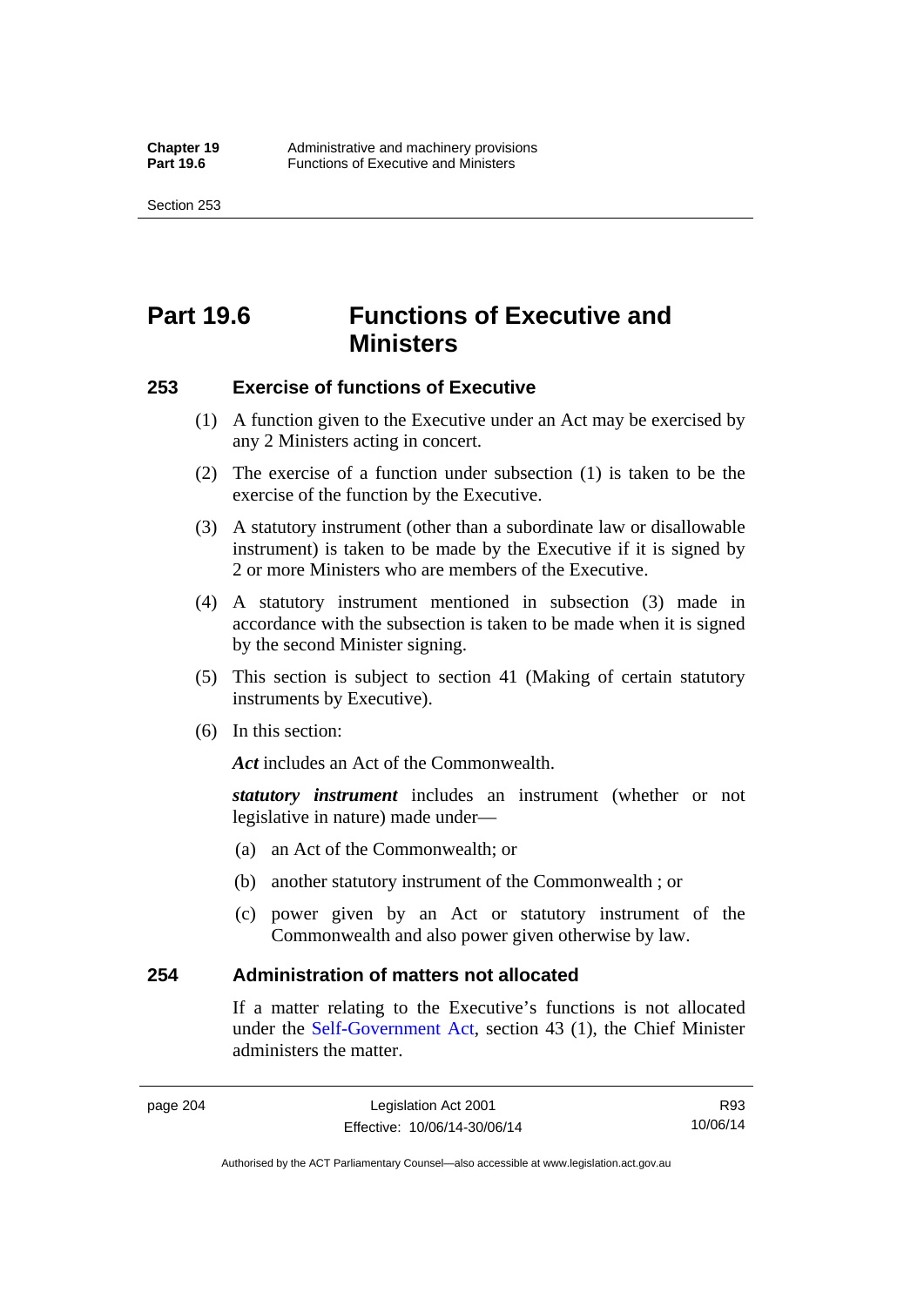# Part 19.6 Functions of Executive and Ministers

## 253 Exercise of functions of Executive

(1) A function given to the Executive under an Act may be exercised by any 2 Ministers acting in concert.

(2) The exercise of a function under subsection (1) is taken to be the exercise of the function by the Executive.

(3) A statutory instrument (other than a subordinate law or disallowable instrument) is taken to be made by the Executive if it is signed by 2 or more Ministers who are members of the Executive.

(4) A statutory instrument mentioned in subsection (3) made in accordance with the subsection is taken to be made when it is signed by the second Minister signing.

(5) This section is subject to section 41 (Making of certain statutory instruments by Executive).

(6) In this section:

***Act*** includes an Act of the Commonwealth.

***statutory instrument*** includes an instrument (whether or not legislative in nature) made under—

(a) an Act of the Commonwealth; or

(b) another statutory instrument of the Commonwealth ; or

(c) power given by an Act or statutory instrument of the Commonwealth and also power given otherwise by law.

## 254 Administration of matters not allocated

If a matter relating to the Executive's functions is not allocated under the Self-Government Act, section 43 (1), the Chief Minister administers the matter.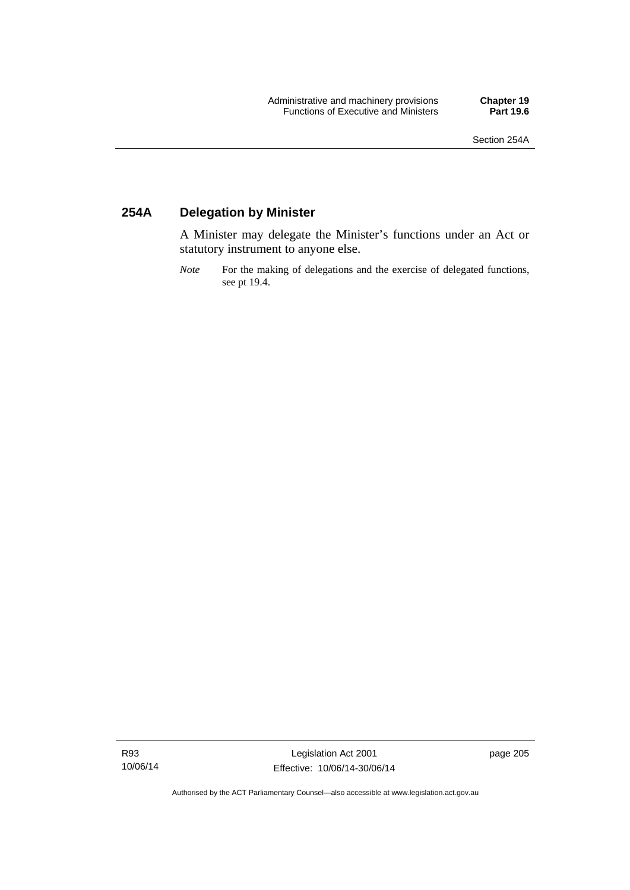## 254A Delegation by Minister

A Minister may delegate the Minister's functions under an Act or statutory instrument to anyone else.

*Note* For the making of delegations and the exercise of delegated functions, see pt 19.4.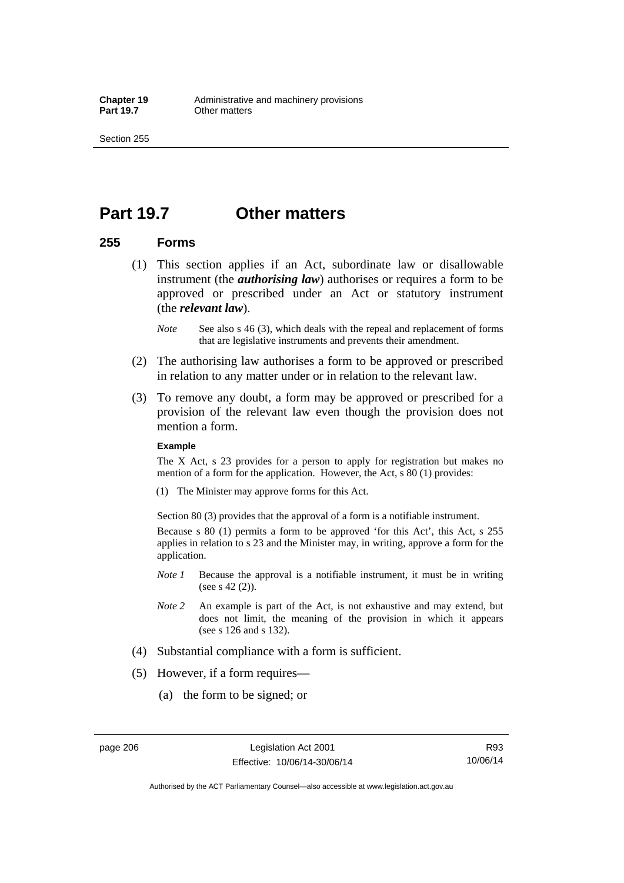# Part 19.7 Other matters

## 255 Forms

(1) This section applies if an Act, subordinate law or disallowable instrument (the ***authorising law***) authorises or requires a form to be approved or prescribed under an Act or statutory instrument (the ***relevant law***).

*Note* See also s 46 (3), which deals with the repeal and replacement of forms that are legislative instruments and prevents their amendment.

(2) The authorising law authorises a form to be approved or prescribed in relation to any matter under or in relation to the relevant law.

(3) To remove any doubt, a form may be approved or prescribed for a provision of the relevant law even though the provision does not mention a form.

**Example**

The X Act, s 23 provides for a person to apply for registration but makes no mention of a form for the application. However, the Act, s 80 (1) provides:

(1) The Minister may approve forms for this Act.

Section 80 (3) provides that the approval of a form is a notifiable instrument.

Because s 80 (1) permits a form to be approved 'for this Act', this Act, s 255 applies in relation to s 23 and the Minister may, in writing, approve a form for the application.

*Note 1* Because the approval is a notifiable instrument, it must be in writing (see s 42 (2)).

*Note 2* An example is part of the Act, is not exhaustive and may extend, but does not limit, the meaning of the provision in which it appears (see s 126 and s 132).

(4) Substantial compliance with a form is sufficient.

(5) However, if a form requires—

(a) the form to be signed; or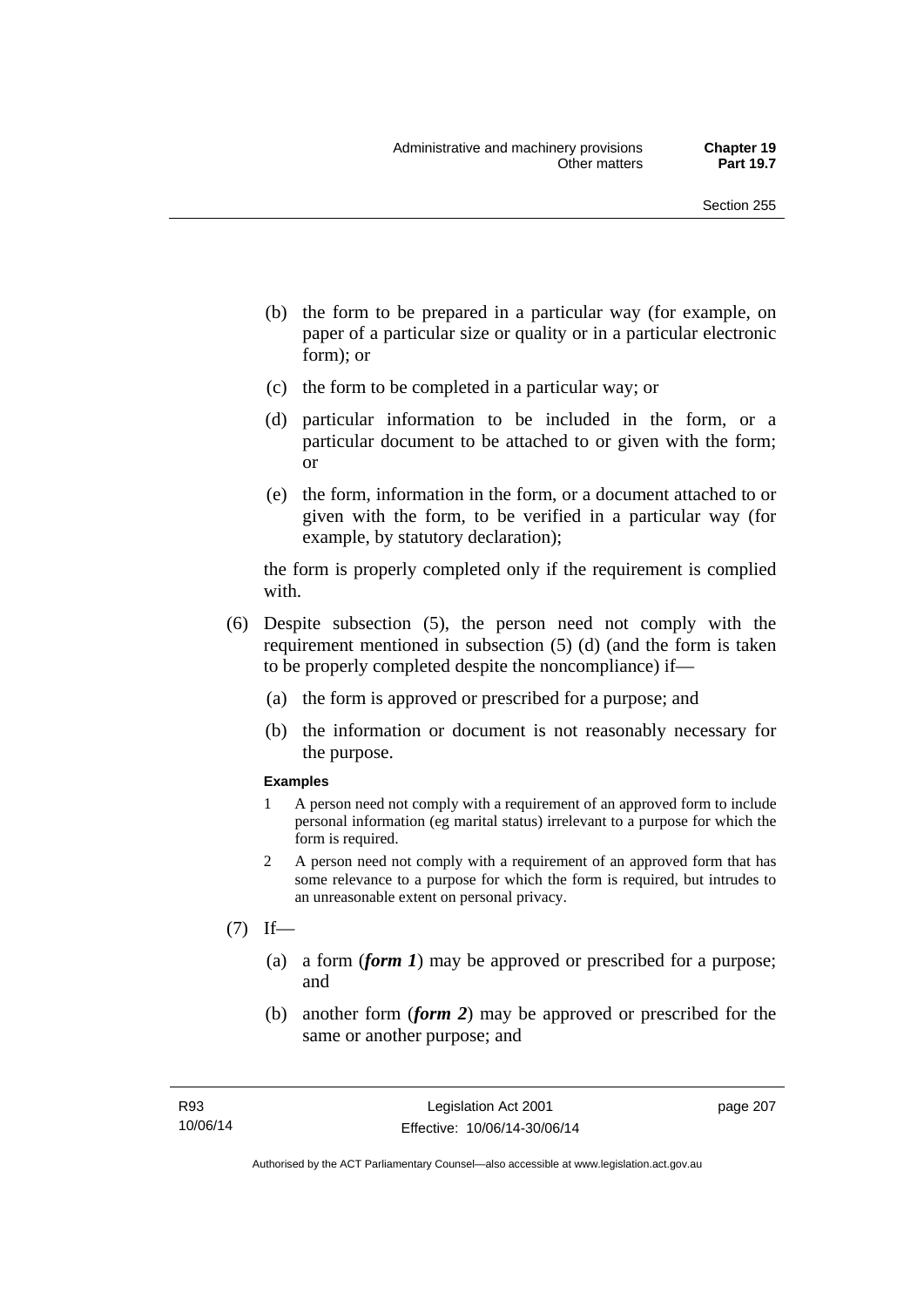(b) the form to be prepared in a particular way (for example, on paper of a particular size or quality or in a particular electronic form); or

(c) the form to be completed in a particular way; or

(d) particular information to be included in the form, or a particular document to be attached to or given with the form; or

(e) the form, information in the form, or a document attached to or given with the form, to be verified in a particular way (for example, by statutory declaration);

the form is properly completed only if the requirement is complied with.

(6) Despite subsection (5), the person need not comply with the requirement mentioned in subsection (5) (d) (and the form is taken to be properly completed despite the noncompliance) if—

(a) the form is approved or prescribed for a purpose; and

(b) the information or document is not reasonably necessary for the purpose.

**Examples**

1 A person need not comply with a requirement of an approved form to include personal information (eg marital status) irrelevant to a purpose for which the form is required.

2 A person need not comply with a requirement of an approved form that has some relevance to a purpose for which the form is required, but intrudes to an unreasonable extent on personal privacy.

(7) If—

(a) a form (***form 1***) may be approved or prescribed for a purpose; and

(b) another form (***form 2***) may be approved or prescribed for the same or another purpose; and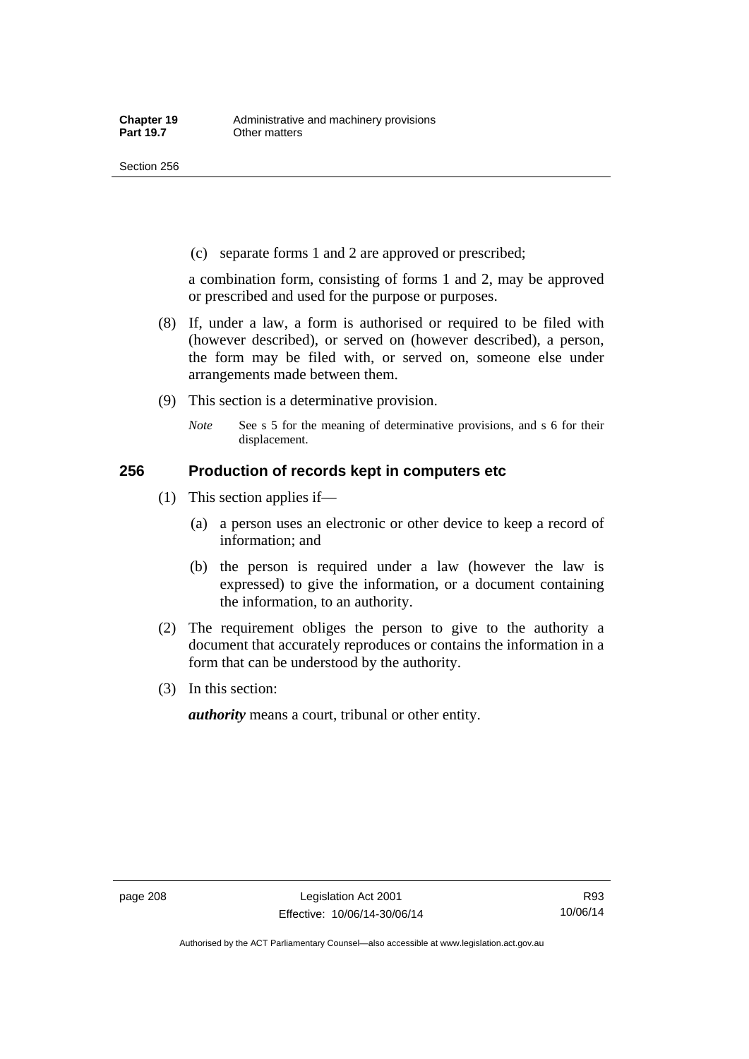(c) separate forms 1 and 2 are approved or prescribed;

a combination form, consisting of forms 1 and 2, may be approved or prescribed and used for the purpose or purposes.

(8) If, under a law, a form is authorised or required to be filed with (however described), or served on (however described), a person, the form may be filed with, or served on, someone else under arrangements made between them.

(9) This section is a determinative provision.

*Note* See s 5 for the meaning of determinative provisions, and s 6 for their displacement.

## 256 Production of records kept in computers etc

(1) This section applies if—

(a) a person uses an electronic or other device to keep a record of information; and

(b) the person is required under a law (however the law is expressed) to give the information, or a document containing the information, to an authority.

(2) The requirement obliges the person to give to the authority a document that accurately reproduces or contains the information in a form that can be understood by the authority.

(3) In this section:

***authority*** means a court, tribunal or other entity.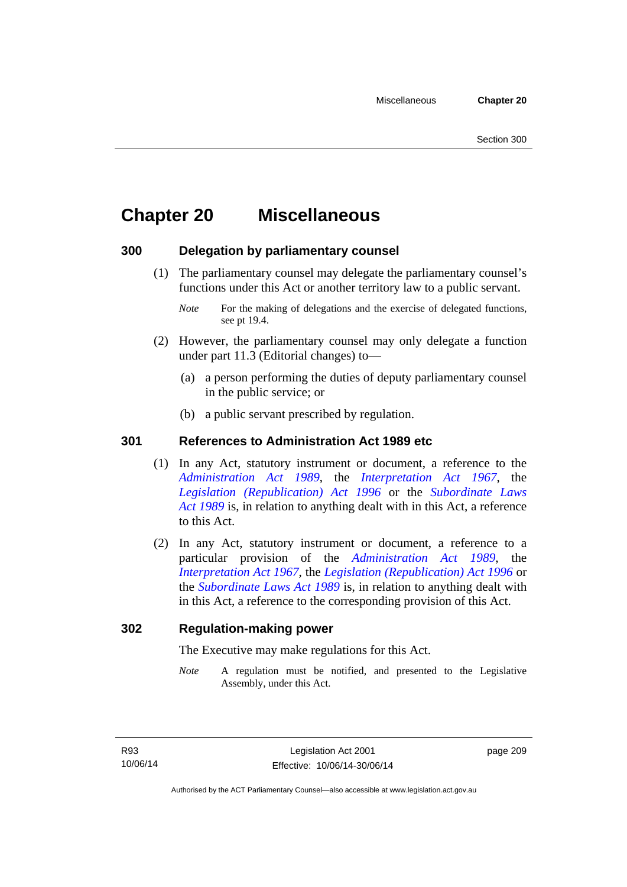# Chapter 20 Miscellaneous

## 300 Delegation by parliamentary counsel

(1) The parliamentary counsel may delegate the parliamentary counsel's functions under this Act or another territory law to a public servant.

*Note* For the making of delegations and the exercise of delegated functions, see pt 19.4.

(2) However, the parliamentary counsel may only delegate a function under part 11.3 (Editorial changes) to—

(a) a person performing the duties of deputy parliamentary counsel in the public service; or

(b) a public servant prescribed by regulation.

## 301 References to Administration Act 1989 etc

(1) In any Act, statutory instrument or document, a reference to the *Administration Act 1989*, the *Interpretation Act 1967*, the *Legislation (Republication) Act 1996* or the *Subordinate Laws Act 1989* is, in relation to anything dealt with in this Act, a reference to this Act.

(2) In any Act, statutory instrument or document, a reference to a particular provision of the *Administration Act 1989*, the *Interpretation Act 1967*, the *Legislation (Republication) Act 1996* or the *Subordinate Laws Act 1989* is, in relation to anything dealt with in this Act, a reference to the corresponding provision of this Act.

## 302 Regulation-making power

The Executive may make regulations for this Act.

*Note* A regulation must be notified, and presented to the Legislative Assembly, under this Act.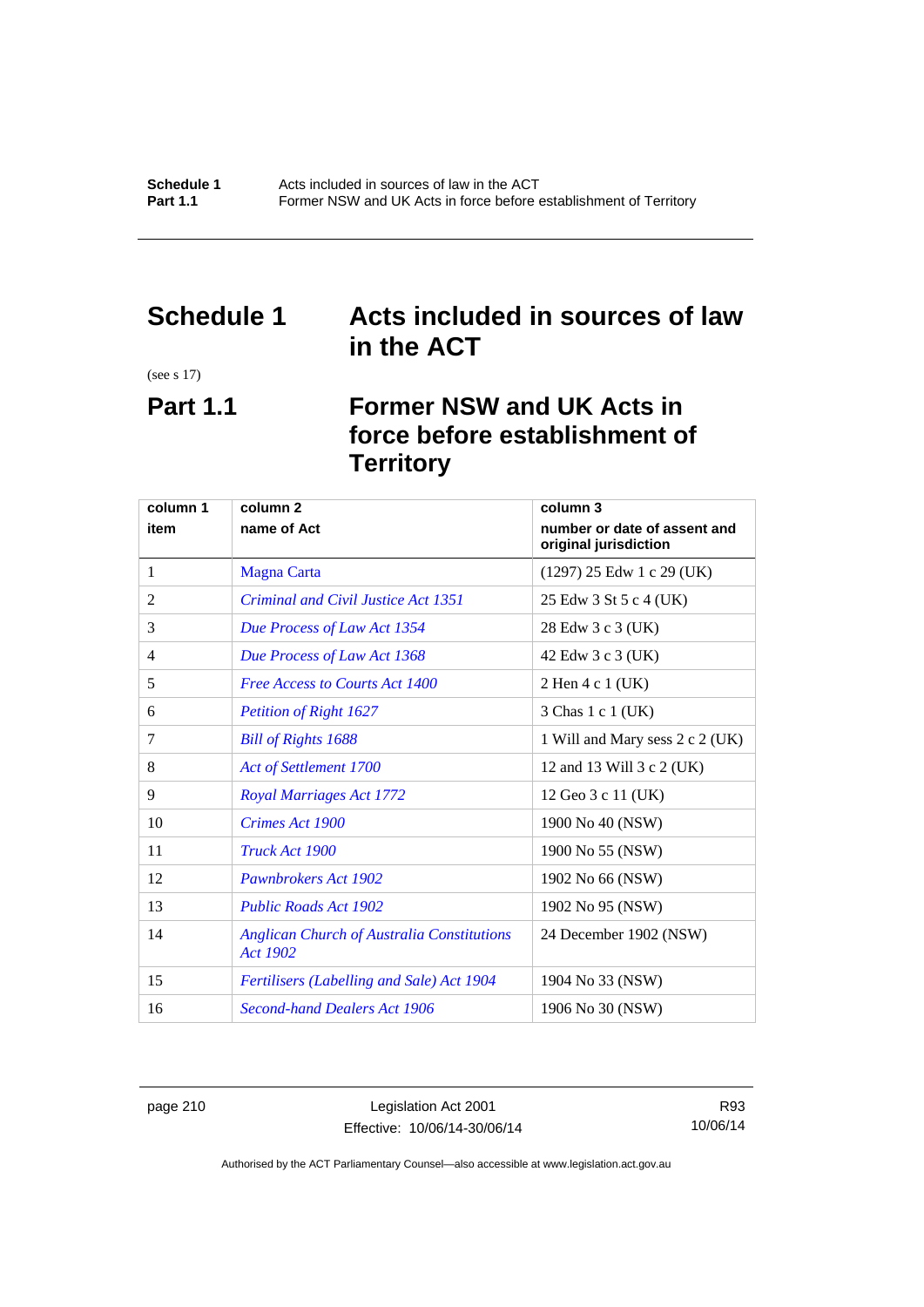# Schedule 1 Acts included in sources of law in the ACT

(see s 17)

## Part 1.1 Former NSW and UK Acts in force before establishment of Territory

| column 1<br>item | column 2<br>name of Act | column 3<br>number or date of assent and original jurisdiction |
|---|---|---|
| 1 | Magna Carta | (1297) 25 Edw 1 c 29 (UK) |
| 2 | *Criminal and Civil Justice Act 1351* | 25 Edw 3 St 5 c 4 (UK) |
| 3 | *Due Process of Law Act 1354* | 28 Edw 3 c 3 (UK) |
| 4 | *Due Process of Law Act 1368* | 42 Edw 3 c 3 (UK) |
| 5 | *Free Access to Courts Act 1400* | 2 Hen 4 c 1 (UK) |
| 6 | *Petition of Right 1627* | 3 Chas 1 c 1 (UK) |
| 7 | *Bill of Rights 1688* | 1 Will and Mary sess 2 c 2 (UK) |
| 8 | *Act of Settlement 1700* | 12 and 13 Will 3 c 2 (UK) |
| 9 | *Royal Marriages Act 1772* | 12 Geo 3 c 11 (UK) |
| 10 | *Crimes Act 1900* | 1900 No 40 (NSW) |
| 11 | *Truck Act 1900* | 1900 No 55 (NSW) |
| 12 | *Pawnbrokers Act 1902* | 1902 No 66 (NSW) |
| 13 | *Public Roads Act 1902* | 1902 No 95 (NSW) |
| 14 | *Anglican Church of Australia Constitutions Act 1902* | 24 December 1902 (NSW) |
| 15 | *Fertilisers (Labelling and Sale) Act 1904* | 1904 No 33 (NSW) |
| 16 | *Second-hand Dealers Act 1906* | 1906 No 30 (NSW) |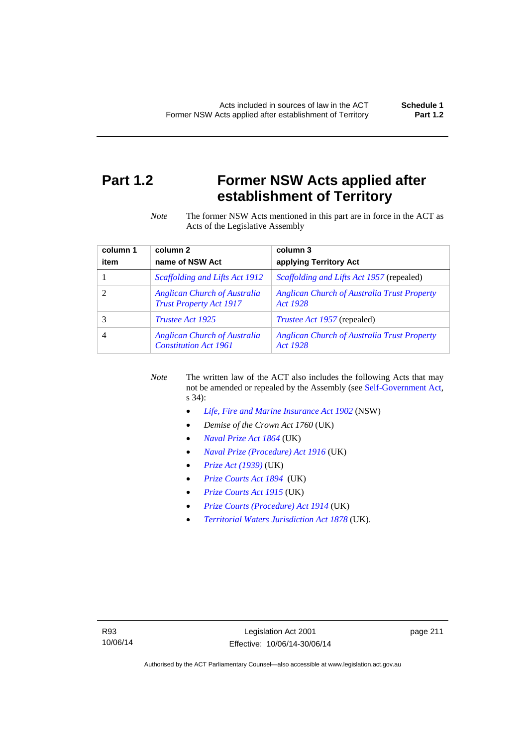# Part 1.2 Former NSW Acts applied after establishment of Territory

*Note* The former NSW Acts mentioned in this part are in force in the ACT as Acts of the Legislative Assembly

| column 1<br>item | column 2<br>name of NSW Act | column 3<br>applying Territory Act |
|---|---|---|
| 1 | *Scaffolding and Lifts Act 1912* | *Scaffolding and Lifts Act 1957* (repealed) |
| 2 | *Anglican Church of Australia Trust Property Act 1917* | *Anglican Church of Australia Trust Property Act 1928* |
| 3 | *Trustee Act 1925* | *Trustee Act 1957* (repealed) |
| 4 | *Anglican Church of Australia Constitution Act 1961* | *Anglican Church of Australia Trust Property Act 1928* |

*Note* The written law of the ACT also includes the following Acts that may not be amended or repealed by the Assembly (see Self-Government Act, s 34):

- *Life, Fire and Marine Insurance Act 1902* (NSW)
- *Demise of the Crown Act 1760* (UK)
- *Naval Prize Act 1864* (UK)
- *Naval Prize (Procedure) Act 1916* (UK)
- *Prize Act (1939)* (UK)
- *Prize Courts Act 1894* (UK)
- *Prize Courts Act 1915* (UK)
- *Prize Courts (Procedure) Act 1914* (UK)
- *Territorial Waters Jurisdiction Act 1878* (UK).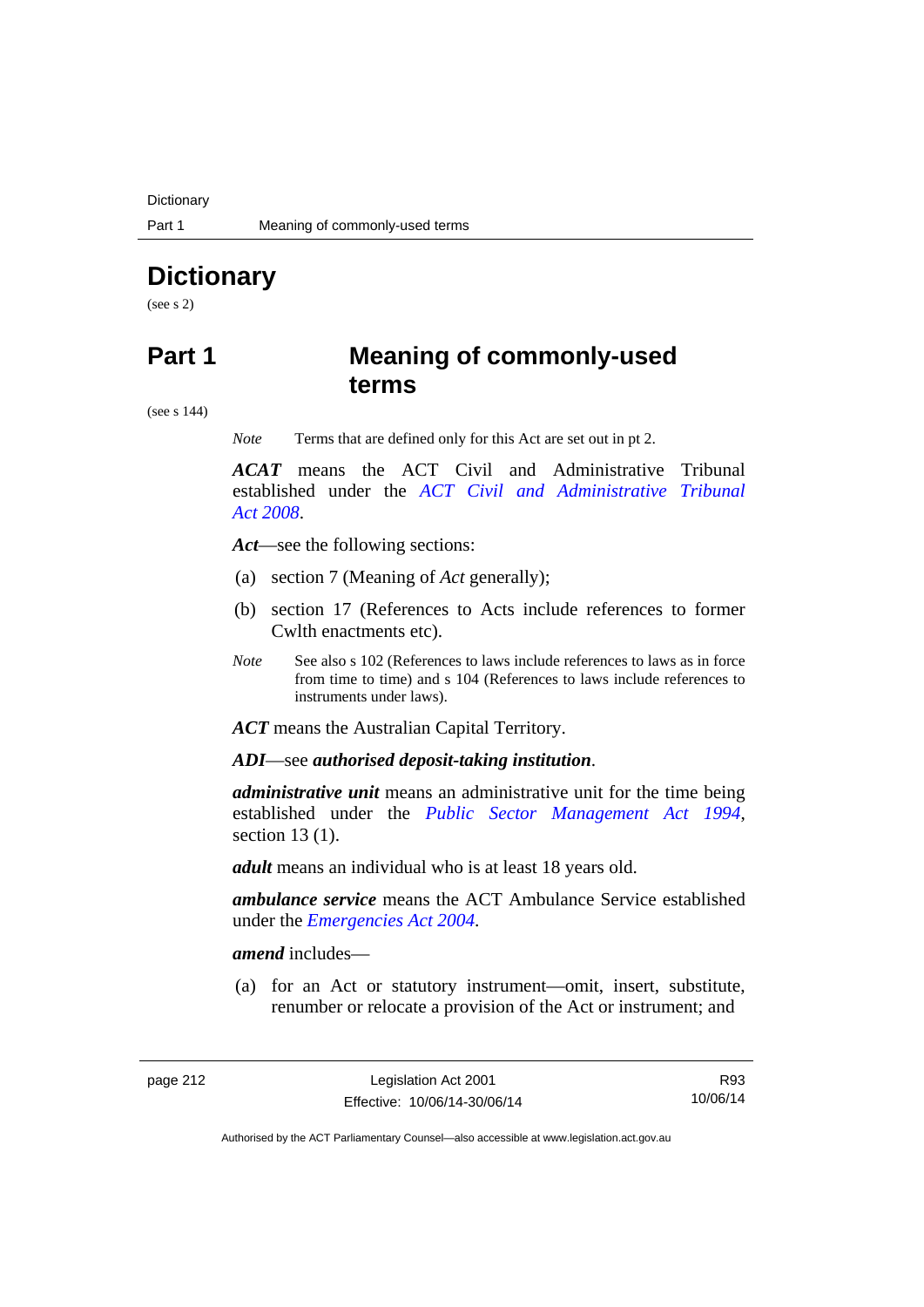# Dictionary

(see s 2)

# Part 1 Meaning of commonly-used terms

(see s 144)

*Note* Terms that are defined only for this Act are set out in pt 2.

***ACAT*** means the ACT Civil and Administrative Tribunal established under the *ACT Civil and Administrative Tribunal Act 2008*.

***Act***—see the following sections:

(a) section 7 (Meaning of *Act* generally);

(b) section 17 (References to Acts include references to former Cwlth enactments etc).

*Note* See also s 102 (References to laws include references to laws as in force from time to time) and s 104 (References to laws include references to instruments under laws).

***ACT*** means the Australian Capital Territory.

***ADI***—see ***authorised deposit-taking institution***.

***administrative unit*** means an administrative unit for the time being established under the *Public Sector Management Act 1994*, section 13 (1).

***adult*** means an individual who is at least 18 years old.

***ambulance service*** means the ACT Ambulance Service established under the *Emergencies Act 2004*.

***amend*** includes—

(a) for an Act or statutory instrument—omit, insert, substitute, renumber or relocate a provision of the Act or instrument; and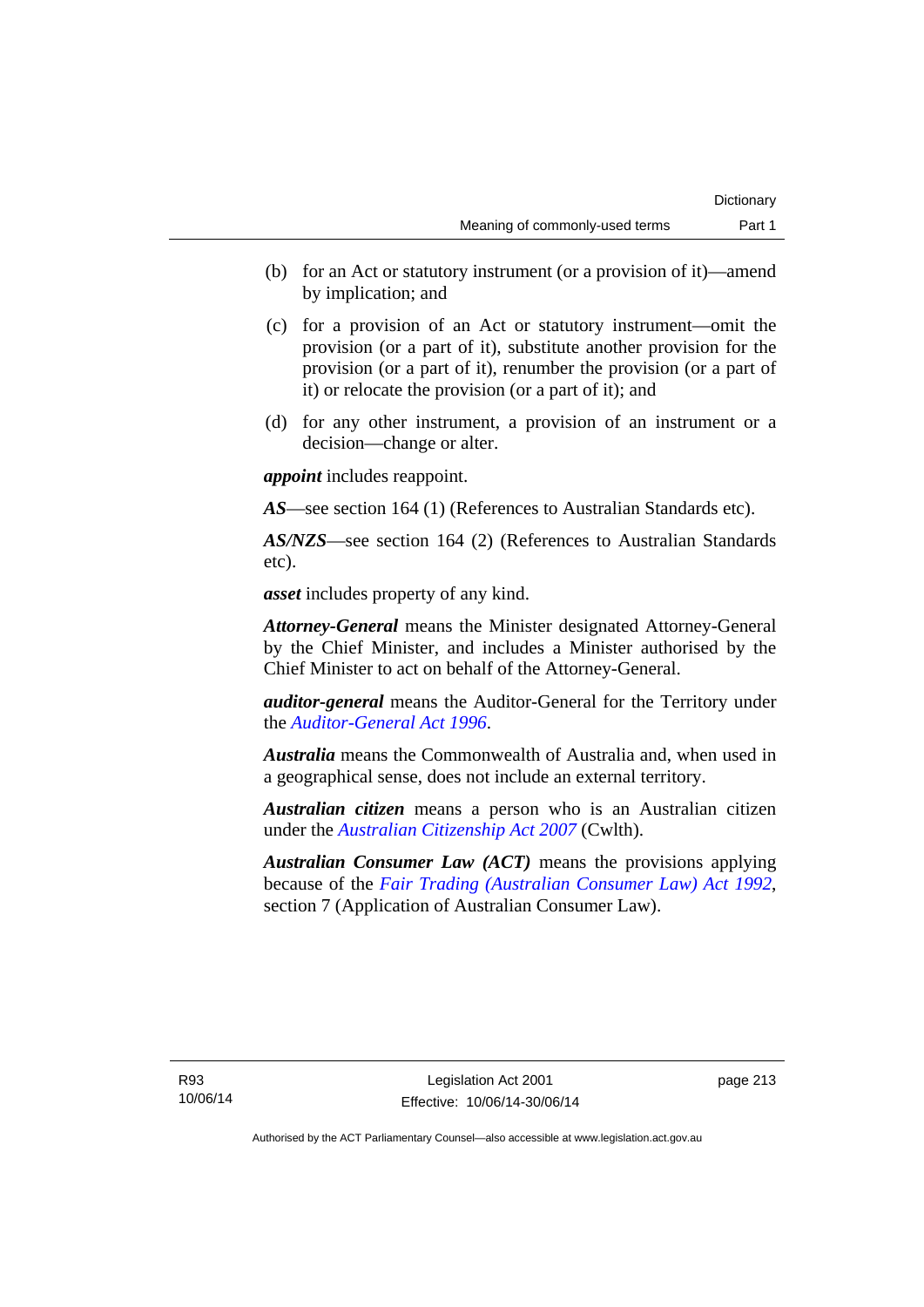(b) for an Act or statutory instrument (or a provision of it)—amend by implication; and

(c) for a provision of an Act or statutory instrument—omit the provision (or a part of it), substitute another provision for the provision (or a part of it), renumber the provision (or a part of it) or relocate the provision (or a part of it); and

(d) for any other instrument, a provision of an instrument or a decision—change or alter.

***appoint*** includes reappoint.

***AS***—see section 164 (1) (References to Australian Standards etc).

***AS/NZS***—see section 164 (2) (References to Australian Standards etc).

***asset*** includes property of any kind.

***Attorney-General*** means the Minister designated Attorney-General by the Chief Minister, and includes a Minister authorised by the Chief Minister to act on behalf of the Attorney-General.

***auditor-general*** means the Auditor-General for the Territory under the *Auditor-General Act 1996*.

***Australia*** means the Commonwealth of Australia and, when used in a geographical sense, does not include an external territory.

***Australian citizen*** means a person who is an Australian citizen under the *Australian Citizenship Act 2007* (Cwlth).

***Australian Consumer Law (ACT)*** means the provisions applying because of the *Fair Trading (Australian Consumer Law) Act 1992*, section 7 (Application of Australian Consumer Law).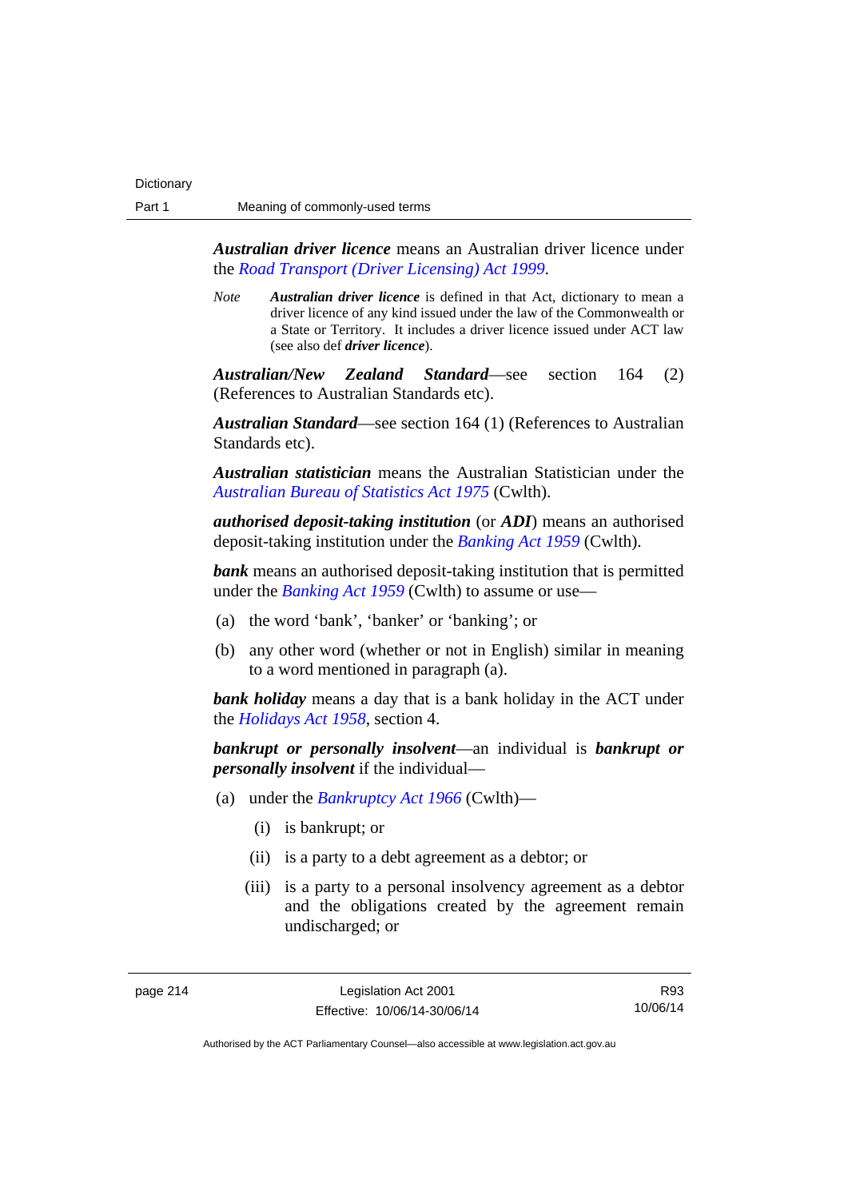***Australian driver licence*** means an Australian driver licence under the *Road Transport (Driver Licensing) Act 1999*.

*Note* ***Australian driver licence*** is defined in that Act, dictionary to mean a driver licence of any kind issued under the law of the Commonwealth or a State or Territory. It includes a driver licence issued under ACT law (see also def ***driver licence***).

***Australian/New Zealand Standard***—see section 164 (2) (References to Australian Standards etc).

***Australian Standard***—see section 164 (1) (References to Australian Standards etc).

***Australian statistician*** means the Australian Statistician under the *Australian Bureau of Statistics Act 1975* (Cwlth).

***authorised deposit-taking institution*** (or ***ADI***) means an authorised deposit-taking institution under the *Banking Act 1959* (Cwlth).

***bank*** means an authorised deposit-taking institution that is permitted under the *Banking Act 1959* (Cwlth) to assume or use—

(a) the word 'bank', 'banker' or 'banking'; or

(b) any other word (whether or not in English) similar in meaning to a word mentioned in paragraph (a).

***bank holiday*** means a day that is a bank holiday in the ACT under the *Holidays Act 1958*, section 4.

***bankrupt or personally insolvent***—an individual is ***bankrupt or personally insolvent*** if the individual—

(a) under the *Bankruptcy Act 1966* (Cwlth)—

  (i) is bankrupt; or

  (ii) is a party to a debt agreement as a debtor; or

  (iii) is a party to a personal insolvency agreement as a debtor and the obligations created by the agreement remain undischarged; or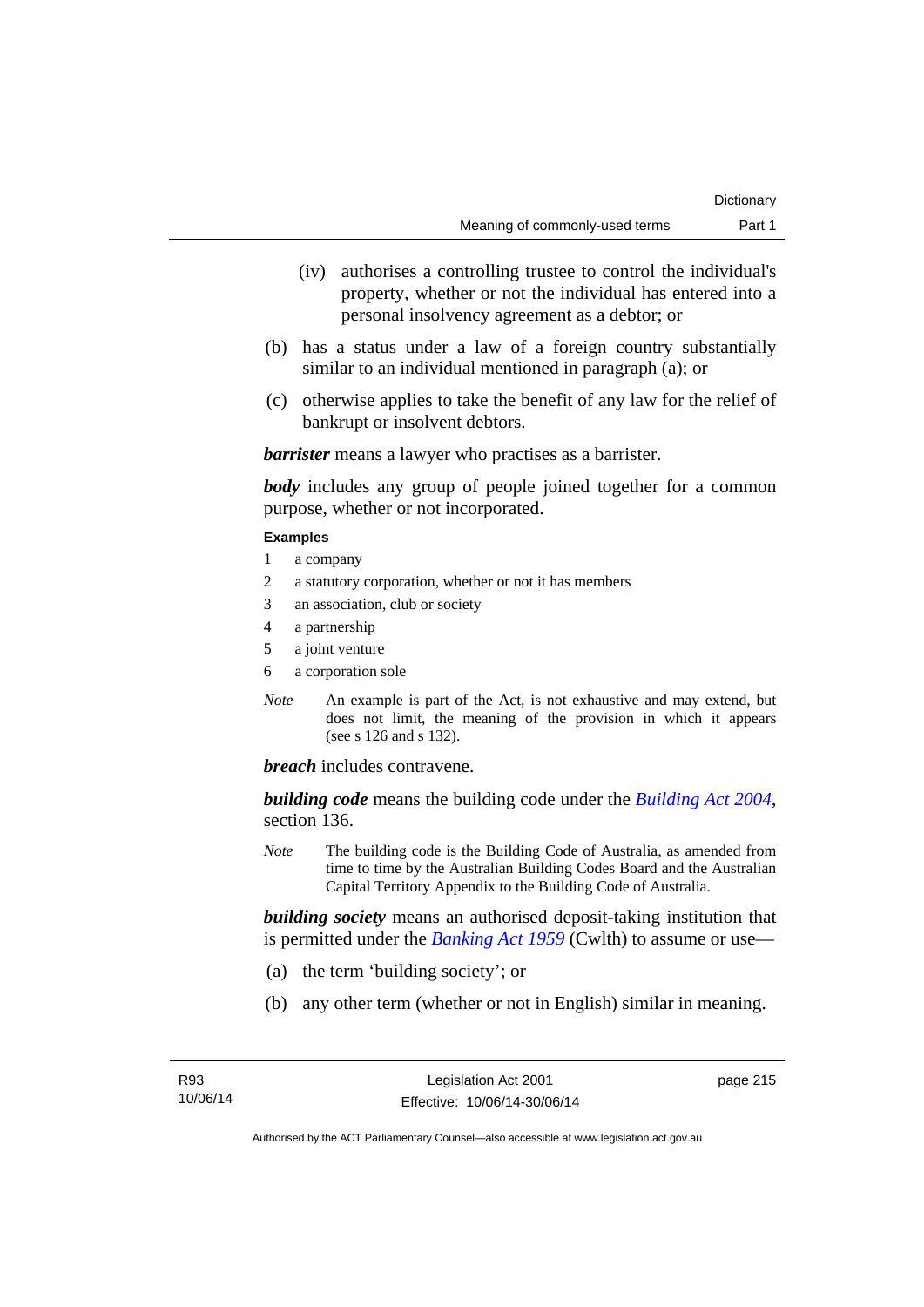(iv) authorises a controlling trustee to control the individual's property, whether or not the individual has entered into a personal insolvency agreement as a debtor; or

(b) has a status under a law of a foreign country substantially similar to an individual mentioned in paragraph (a); or

(c) otherwise applies to take the benefit of any law for the relief of bankrupt or insolvent debtors.

***barrister*** means a lawyer who practises as a barrister.

***body*** includes any group of people joined together for a common purpose, whether or not incorporated.

**Examples**

1 a company
2 a statutory corporation, whether or not it has members
3 an association, club or society
4 a partnership
5 a joint venture
6 a corporation sole

*Note* An example is part of the Act, is not exhaustive and may extend, but does not limit, the meaning of the provision in which it appears (see s 126 and s 132).

***breach*** includes contravene.

***building code*** means the building code under the *Building Act 2004*, section 136.

*Note* The building code is the Building Code of Australia, as amended from time to time by the Australian Building Codes Board and the Australian Capital Territory Appendix to the Building Code of Australia.

***building society*** means an authorised deposit-taking institution that is permitted under the *Banking Act 1959* (Cwlth) to assume or use—

(a) the term 'building society'; or

(b) any other term (whether or not in English) similar in meaning.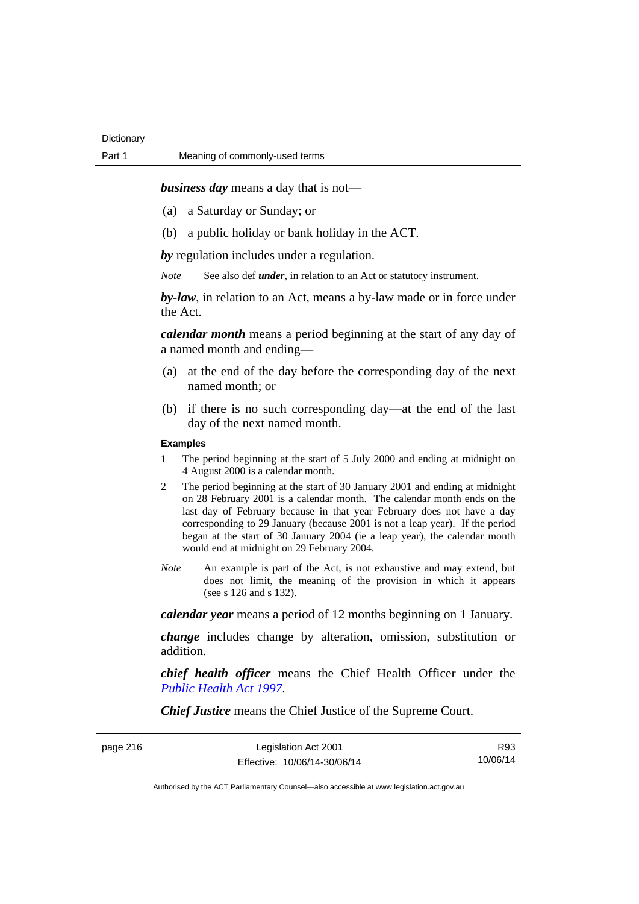***business day*** means a day that is not—

(a) a Saturday or Sunday; or

(b) a public holiday or bank holiday in the ACT.

***by*** regulation includes under a regulation.

*Note* See also def ***under***, in relation to an Act or statutory instrument.

***by-law***, in relation to an Act, means a by-law made or in force under the Act.

***calendar month*** means a period beginning at the start of any day of a named month and ending—

(a) at the end of the day before the corresponding day of the next named month; or

(b) if there is no such corresponding day—at the end of the last day of the next named month.

**Examples**

1 The period beginning at the start of 5 July 2000 and ending at midnight on 4 August 2000 is a calendar month.

2 The period beginning at the start of 30 January 2001 and ending at midnight on 28 February 2001 is a calendar month. The calendar month ends on the last day of February because in that year February does not have a day corresponding to 29 January (because 2001 is not a leap year). If the period began at the start of 30 January 2004 (ie a leap year), the calendar month would end at midnight on 29 February 2004.

*Note* An example is part of the Act, is not exhaustive and may extend, but does not limit, the meaning of the provision in which it appears (see s 126 and s 132).

***calendar year*** means a period of 12 months beginning on 1 January.

***change*** includes change by alteration, omission, substitution or addition.

***chief health officer*** means the Chief Health Officer under the *Public Health Act 1997*.

***Chief Justice*** means the Chief Justice of the Supreme Court.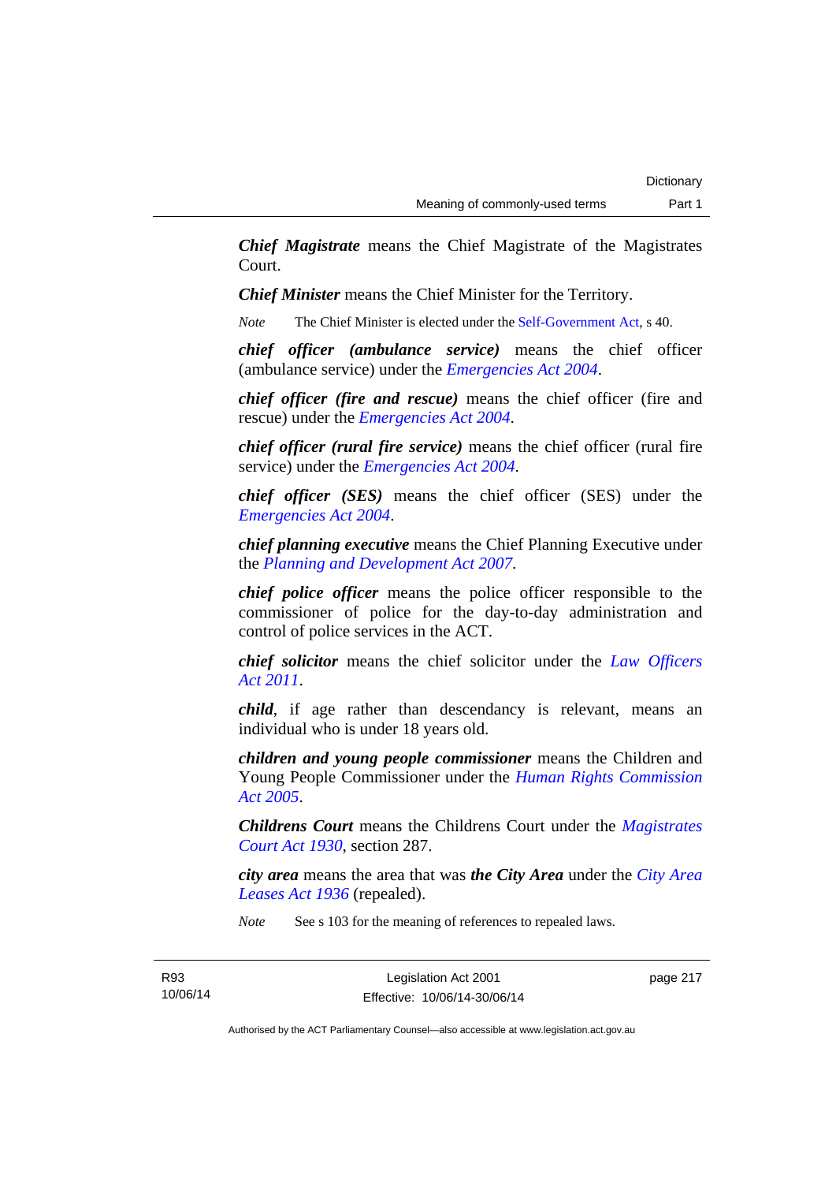***Chief Magistrate*** means the Chief Magistrate of the Magistrates Court.

***Chief Minister*** means the Chief Minister for the Territory.

*Note* The Chief Minister is elected under the Self-Government Act, s 40.

***chief officer (ambulance service)*** means the chief officer (ambulance service) under the *Emergencies Act 2004*.

***chief officer (fire and rescue)*** means the chief officer (fire and rescue) under the *Emergencies Act 2004*.

***chief officer (rural fire service)*** means the chief officer (rural fire service) under the *Emergencies Act 2004*.

***chief officer (SES)*** means the chief officer (SES) under the *Emergencies Act 2004*.

***chief planning executive*** means the Chief Planning Executive under the *Planning and Development Act 2007*.

***chief police officer*** means the police officer responsible to the commissioner of police for the day-to-day administration and control of police services in the ACT.

***chief solicitor*** means the chief solicitor under the *Law Officers Act 2011*.

***child***, if age rather than descendancy is relevant, means an individual who is under 18 years old.

***children and young people commissioner*** means the Children and Young People Commissioner under the *Human Rights Commission Act 2005*.

***Childrens Court*** means the Childrens Court under the *Magistrates Court Act 1930*, section 287.

***city area*** means the area that was ***the City Area*** under the *City Area Leases Act 1936* (repealed).

*Note* See s 103 for the meaning of references to repealed laws.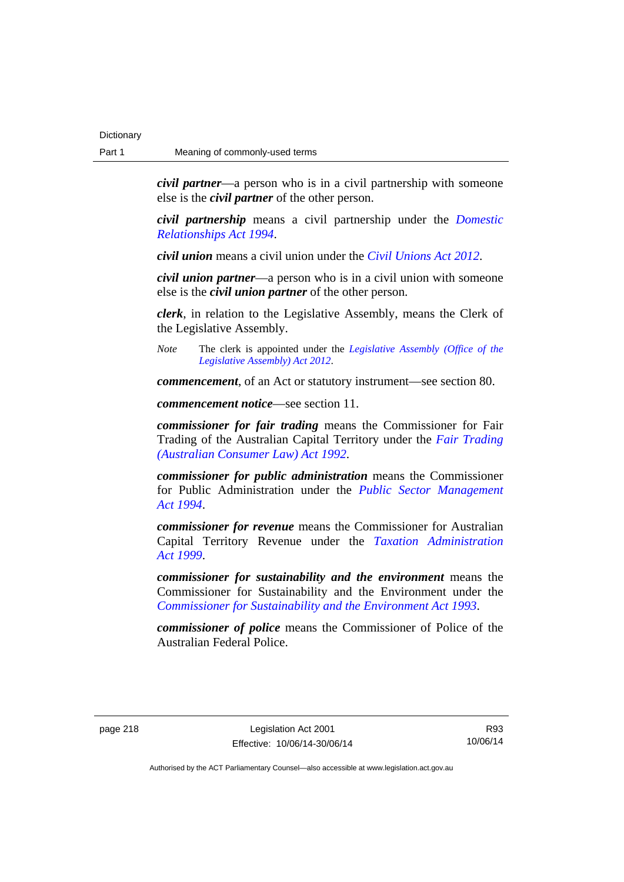***civil partner***—a person who is in a civil partnership with someone else is the ***civil partner*** of the other person.

***civil partnership*** means a civil partnership under the *Domestic Relationships Act 1994*.

***civil union*** means a civil union under the *Civil Unions Act 2012*.

***civil union partner***—a person who is in a civil union with someone else is the ***civil union partner*** of the other person.

***clerk***, in relation to the Legislative Assembly, means the Clerk of the Legislative Assembly.

*Note* The clerk is appointed under the *Legislative Assembly (Office of the Legislative Assembly) Act 2012*.

***commencement***, of an Act or statutory instrument—see section 80.

***commencement notice***—see section 11.

***commissioner for fair trading*** means the Commissioner for Fair Trading of the Australian Capital Territory under the *Fair Trading (Australian Consumer Law) Act 1992*.

***commissioner for public administration*** means the Commissioner for Public Administration under the *Public Sector Management Act 1994*.

***commissioner for revenue*** means the Commissioner for Australian Capital Territory Revenue under the *Taxation Administration Act 1999*.

***commissioner for sustainability and the environment*** means the Commissioner for Sustainability and the Environment under the *Commissioner for Sustainability and the Environment Act 1993*.

***commissioner of police*** means the Commissioner of Police of the Australian Federal Police.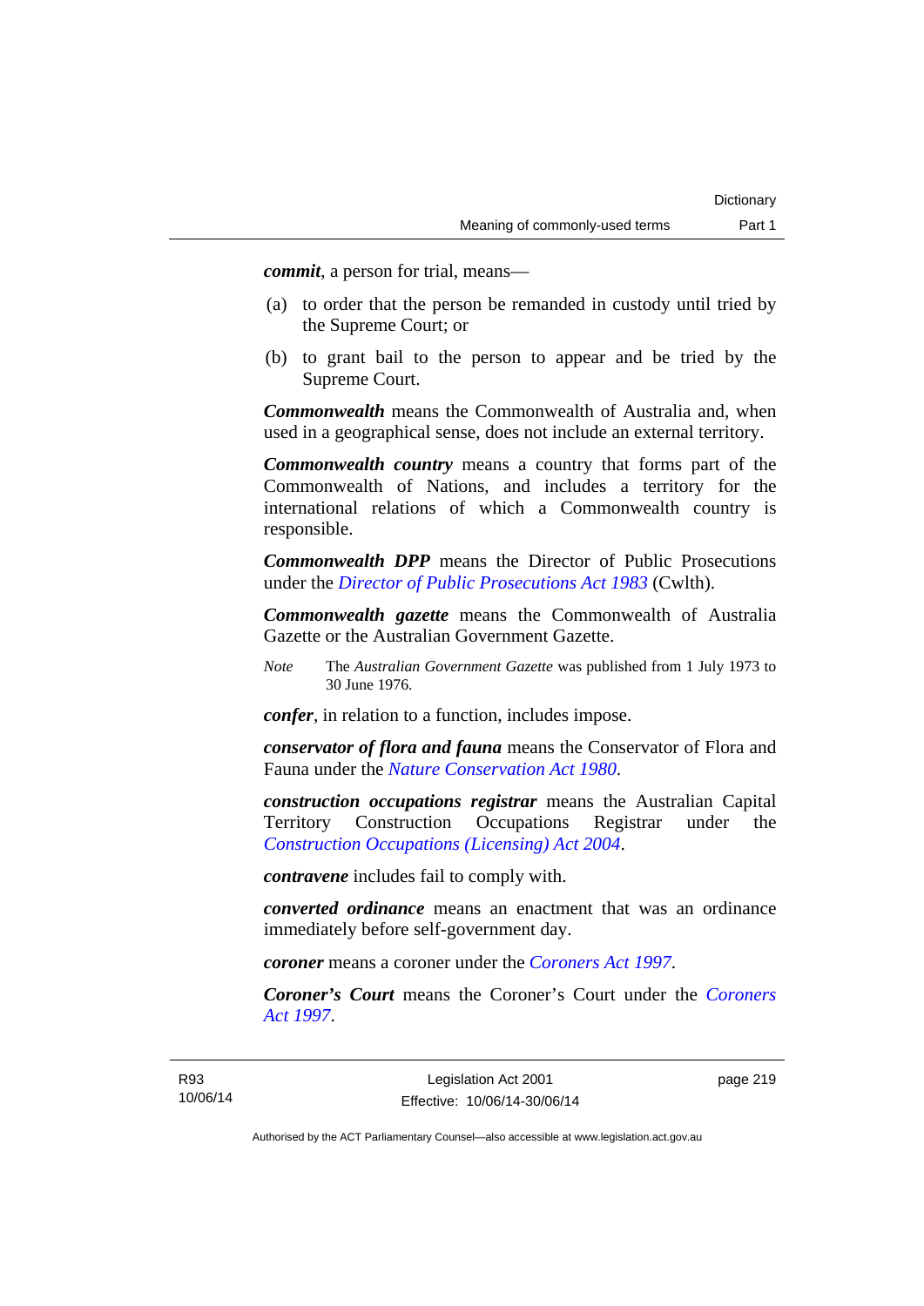***commit***, a person for trial, means—

(a) to order that the person be remanded in custody until tried by the Supreme Court; or

(b) to grant bail to the person to appear and be tried by the Supreme Court.

***Commonwealth*** means the Commonwealth of Australia and, when used in a geographical sense, does not include an external territory.

***Commonwealth country*** means a country that forms part of the Commonwealth of Nations, and includes a territory for the international relations of which a Commonwealth country is responsible.

***Commonwealth DPP*** means the Director of Public Prosecutions under the *Director of Public Prosecutions Act 1983* (Cwlth).

***Commonwealth gazette*** means the Commonwealth of Australia Gazette or the Australian Government Gazette.

*Note* The *Australian Government Gazette* was published from 1 July 1973 to 30 June 1976.

***confer***, in relation to a function, includes impose.

***conservator of flora and fauna*** means the Conservator of Flora and Fauna under the *Nature Conservation Act 1980*.

***construction occupations registrar*** means the Australian Capital Territory Construction Occupations Registrar under the *Construction Occupations (Licensing) Act 2004*.

***contravene*** includes fail to comply with.

***converted ordinance*** means an enactment that was an ordinance immediately before self-government day.

***coroner*** means a coroner under the *Coroners Act 1997*.

***Coroner's Court*** means the Coroner's Court under the *Coroners Act 1997*.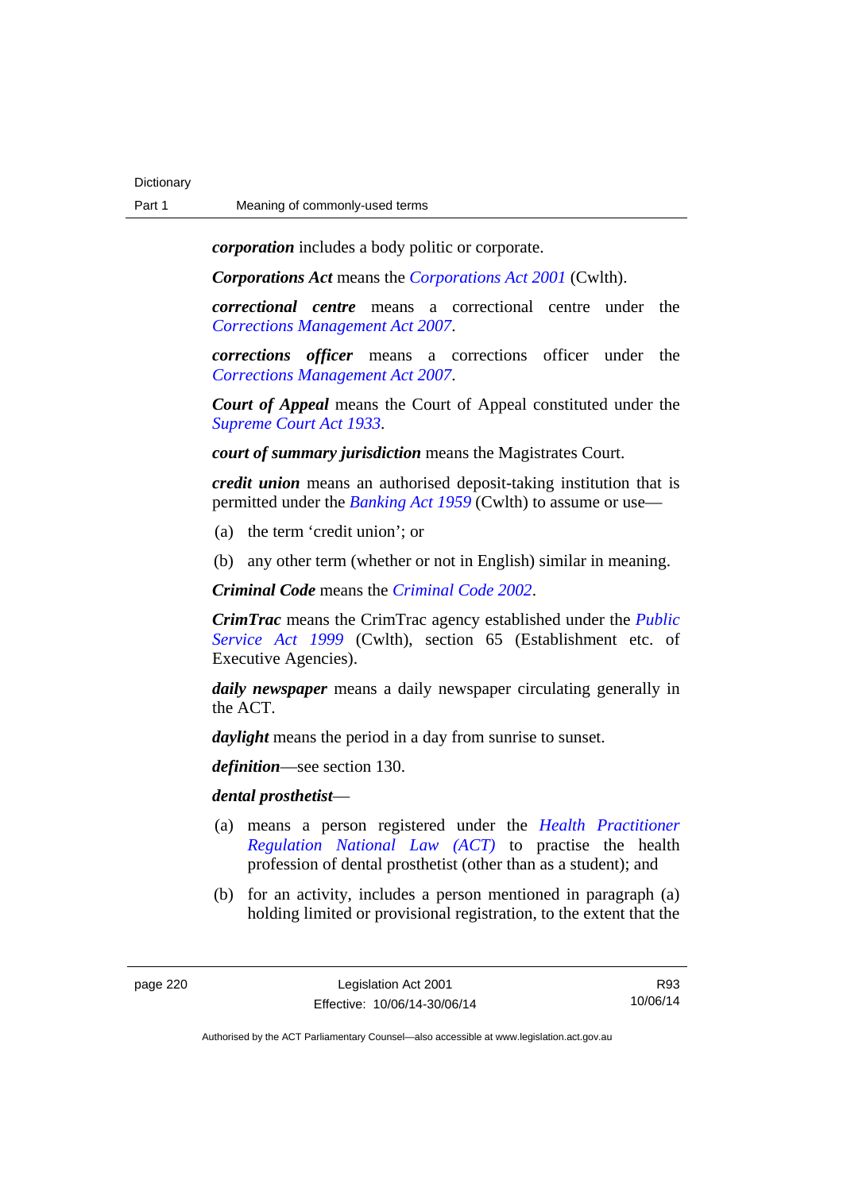***corporation*** includes a body politic or corporate.

***Corporations Act*** means the *Corporations Act 2001* (Cwlth).

***correctional centre*** means a correctional centre under the *Corrections Management Act 2007*.

***corrections officer*** means a corrections officer under the *Corrections Management Act 2007*.

***Court of Appeal*** means the Court of Appeal constituted under the *Supreme Court Act 1933*.

***court of summary jurisdiction*** means the Magistrates Court.

***credit union*** means an authorised deposit-taking institution that is permitted under the *Banking Act 1959* (Cwlth) to assume or use—

(a) the term 'credit union'; or

(b) any other term (whether or not in English) similar in meaning.

***Criminal Code*** means the *Criminal Code 2002*.

***CrimTrac*** means the CrimTrac agency established under the *Public Service Act 1999* (Cwlth), section 65 (Establishment etc. of Executive Agencies).

***daily newspaper*** means a daily newspaper circulating generally in the ACT.

***daylight*** means the period in a day from sunrise to sunset.

***definition***—see section 130.

***dental prosthetist***—

(a) means a person registered under the *Health Practitioner Regulation National Law (ACT)* to practise the health profession of dental prosthetist (other than as a student); and

(b) for an activity, includes a person mentioned in paragraph (a) holding limited or provisional registration, to the extent that the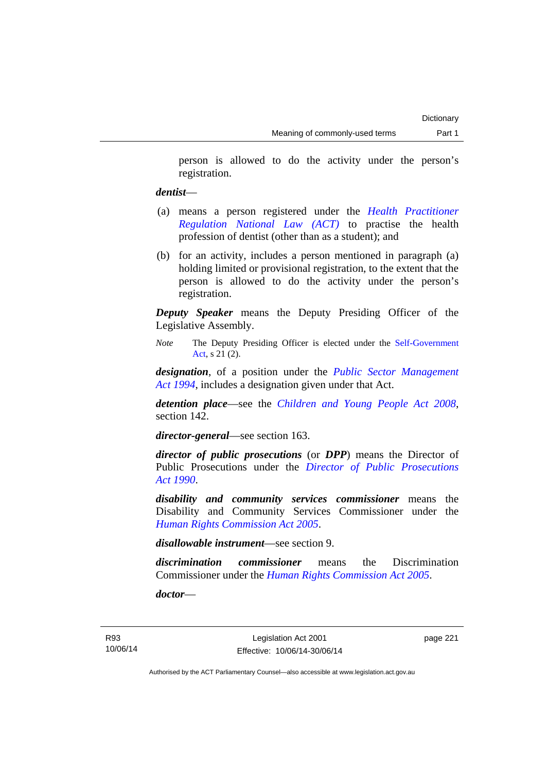person is allowed to do the activity under the person's registration.

***dentist***—

(a) means a person registered under the *Health Practitioner Regulation National Law (ACT)* to practise the health profession of dentist (other than as a student); and

(b) for an activity, includes a person mentioned in paragraph (a) holding limited or provisional registration, to the extent that the person is allowed to do the activity under the person's registration.

***Deputy Speaker*** means the Deputy Presiding Officer of the Legislative Assembly.

*Note* The Deputy Presiding Officer is elected under the Self-Government Act, s 21 (2).

***designation***, of a position under the *Public Sector Management Act 1994*, includes a designation given under that Act.

***detention place***—see the *Children and Young People Act 2008*, section 142.

***director-general***—see section 163.

***director of public prosecutions*** (or ***DPP***) means the Director of Public Prosecutions under the *Director of Public Prosecutions Act 1990*.

***disability and community services commissioner*** means the Disability and Community Services Commissioner under the *Human Rights Commission Act 2005*.

***disallowable instrument***—see section 9.

***discrimination commissioner*** means the Discrimination Commissioner under the *Human Rights Commission Act 2005*.

***doctor***—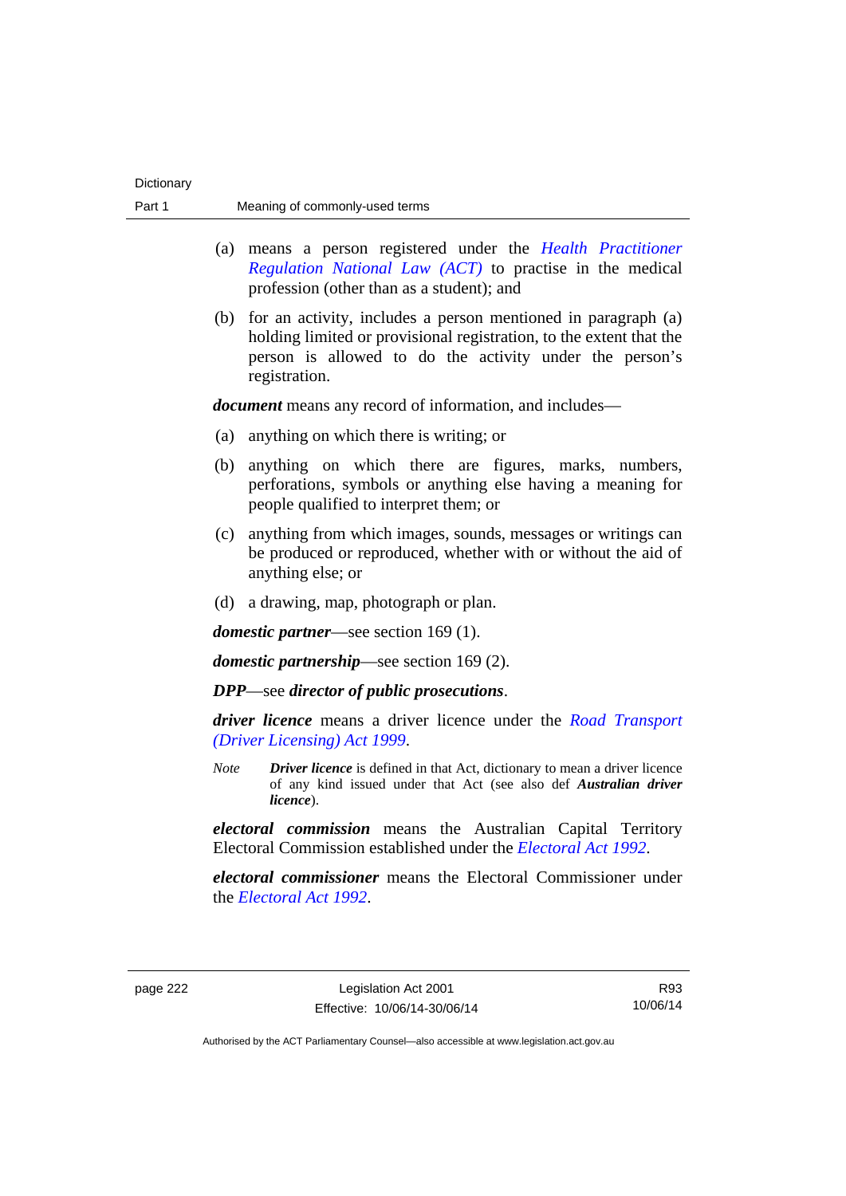(a) means a person registered under the *Health Practitioner Regulation National Law (ACT)* to practise in the medical profession (other than as a student); and

(b) for an activity, includes a person mentioned in paragraph (a) holding limited or provisional registration, to the extent that the person is allowed to do the activity under the person's registration.

***document*** means any record of information, and includes—

(a) anything on which there is writing; or

(b) anything on which there are figures, marks, numbers, perforations, symbols or anything else having a meaning for people qualified to interpret them; or

(c) anything from which images, sounds, messages or writings can be produced or reproduced, whether with or without the aid of anything else; or

(d) a drawing, map, photograph or plan.

***domestic partner***—see section 169 (1).

***domestic partnership***—see section 169 (2).

***DPP***—see ***director of public prosecutions***.

***driver licence*** means a driver licence under the *Road Transport (Driver Licensing) Act 1999*.

*Note* ***Driver licence*** is defined in that Act, dictionary to mean a driver licence of any kind issued under that Act (see also def ***Australian driver licence***).

***electoral commission*** means the Australian Capital Territory Electoral Commission established under the *Electoral Act 1992*.

***electoral commissioner*** means the Electoral Commissioner under the *Electoral Act 1992*.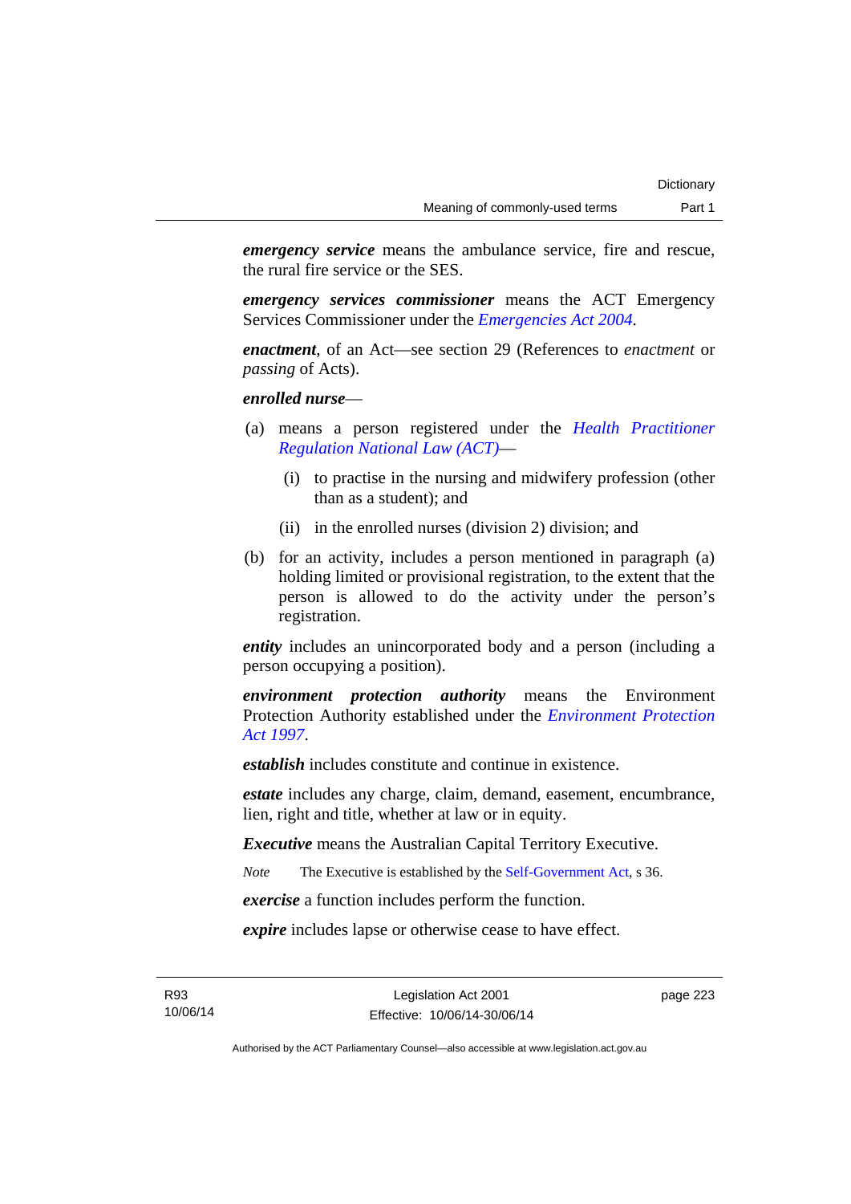***emergency service*** means the ambulance service, fire and rescue, the rural fire service or the SES.

***emergency services commissioner*** means the ACT Emergency Services Commissioner under the *Emergencies Act 2004*.

***enactment***, of an Act—see section 29 (References to *enactment* or *passing* of Acts).

***enrolled nurse***—

(a) means a person registered under the *Health Practitioner Regulation National Law (ACT)*—

  (i) to practise in the nursing and midwifery profession (other than as a student); and

  (ii) in the enrolled nurses (division 2) division; and

(b) for an activity, includes a person mentioned in paragraph (a) holding limited or provisional registration, to the extent that the person is allowed to do the activity under the person's registration.

***entity*** includes an unincorporated body and a person (including a person occupying a position).

***environment protection authority*** means the Environment Protection Authority established under the *Environment Protection Act 1997*.

***establish*** includes constitute and continue in existence.

***estate*** includes any charge, claim, demand, easement, encumbrance, lien, right and title, whether at law or in equity.

***Executive*** means the Australian Capital Territory Executive.

*Note* The Executive is established by the Self-Government Act, s 36.

***exercise*** a function includes perform the function.

***expire*** includes lapse or otherwise cease to have effect.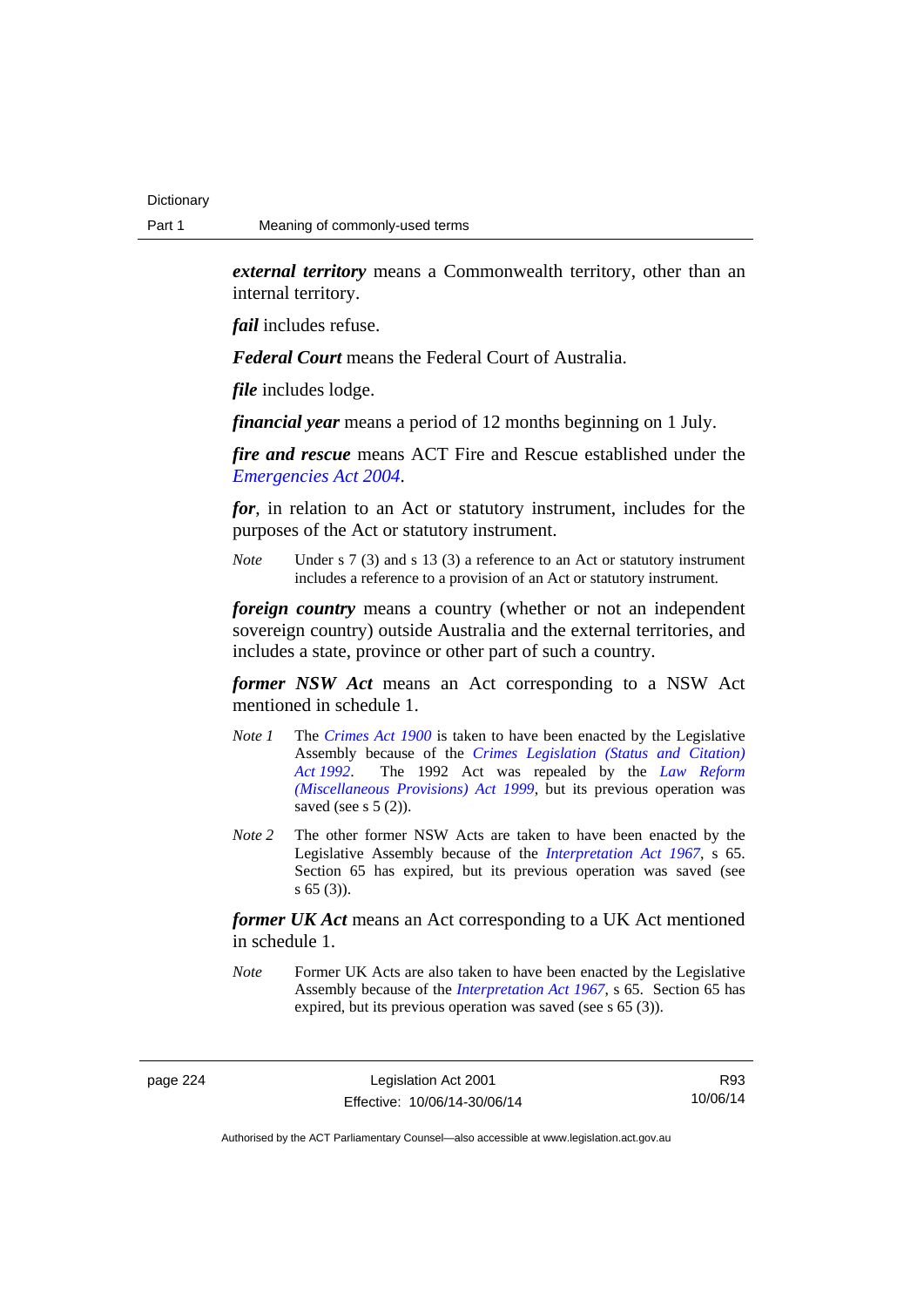***external territory*** means a Commonwealth territory, other than an internal territory.

***fail*** includes refuse.

***Federal Court*** means the Federal Court of Australia.

***file*** includes lodge.

***financial year*** means a period of 12 months beginning on 1 July.

***fire and rescue*** means ACT Fire and Rescue established under the *Emergencies Act 2004*.

***for***, in relation to an Act or statutory instrument, includes for the purposes of the Act or statutory instrument.

*Note* Under s 7 (3) and s 13 (3) a reference to an Act or statutory instrument includes a reference to a provision of an Act or statutory instrument.

***foreign country*** means a country (whether or not an independent sovereign country) outside Australia and the external territories, and includes a state, province or other part of such a country.

***former NSW Act*** means an Act corresponding to a NSW Act mentioned in schedule 1.

*Note 1* The *Crimes Act 1900* is taken to have been enacted by the Legislative Assembly because of the *Crimes Legislation (Status and Citation) Act 1992*. The 1992 Act was repealed by the *Law Reform (Miscellaneous Provisions) Act 1999*, but its previous operation was saved (see s 5 (2)).

*Note 2* The other former NSW Acts are taken to have been enacted by the Legislative Assembly because of the *Interpretation Act 1967*, s 65. Section 65 has expired, but its previous operation was saved (see s 65 (3)).

***former UK Act*** means an Act corresponding to a UK Act mentioned in schedule 1.

*Note* Former UK Acts are also taken to have been enacted by the Legislative Assembly because of the *Interpretation Act 1967*, s 65. Section 65 has expired, but its previous operation was saved (see s 65 (3)).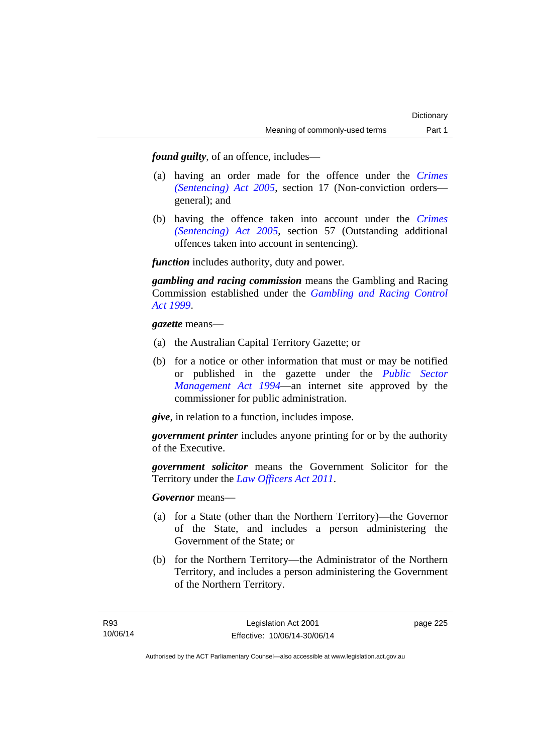***found guilty***, of an offence, includes—

(a) having an order made for the offence under the *Crimes (Sentencing) Act 2005*, section 17 (Non-conviction orders—general); and

(b) having the offence taken into account under the *Crimes (Sentencing) Act 2005*, section 57 (Outstanding additional offences taken into account in sentencing).

***function*** includes authority, duty and power.

***gambling and racing commission*** means the Gambling and Racing Commission established under the *Gambling and Racing Control Act 1999*.

***gazette*** means—

(a) the Australian Capital Territory Gazette; or

(b) for a notice or other information that must or may be notified or published in the gazette under the *Public Sector Management Act 1994*—an internet site approved by the commissioner for public administration.

***give***, in relation to a function, includes impose.

***government printer*** includes anyone printing for or by the authority of the Executive.

***government solicitor*** means the Government Solicitor for the Territory under the *Law Officers Act 2011*.

***Governor*** means—

(a) for a State (other than the Northern Territory)—the Governor of the State, and includes a person administering the Government of the State; or

(b) for the Northern Territory—the Administrator of the Northern Territory, and includes a person administering the Government of the Northern Territory.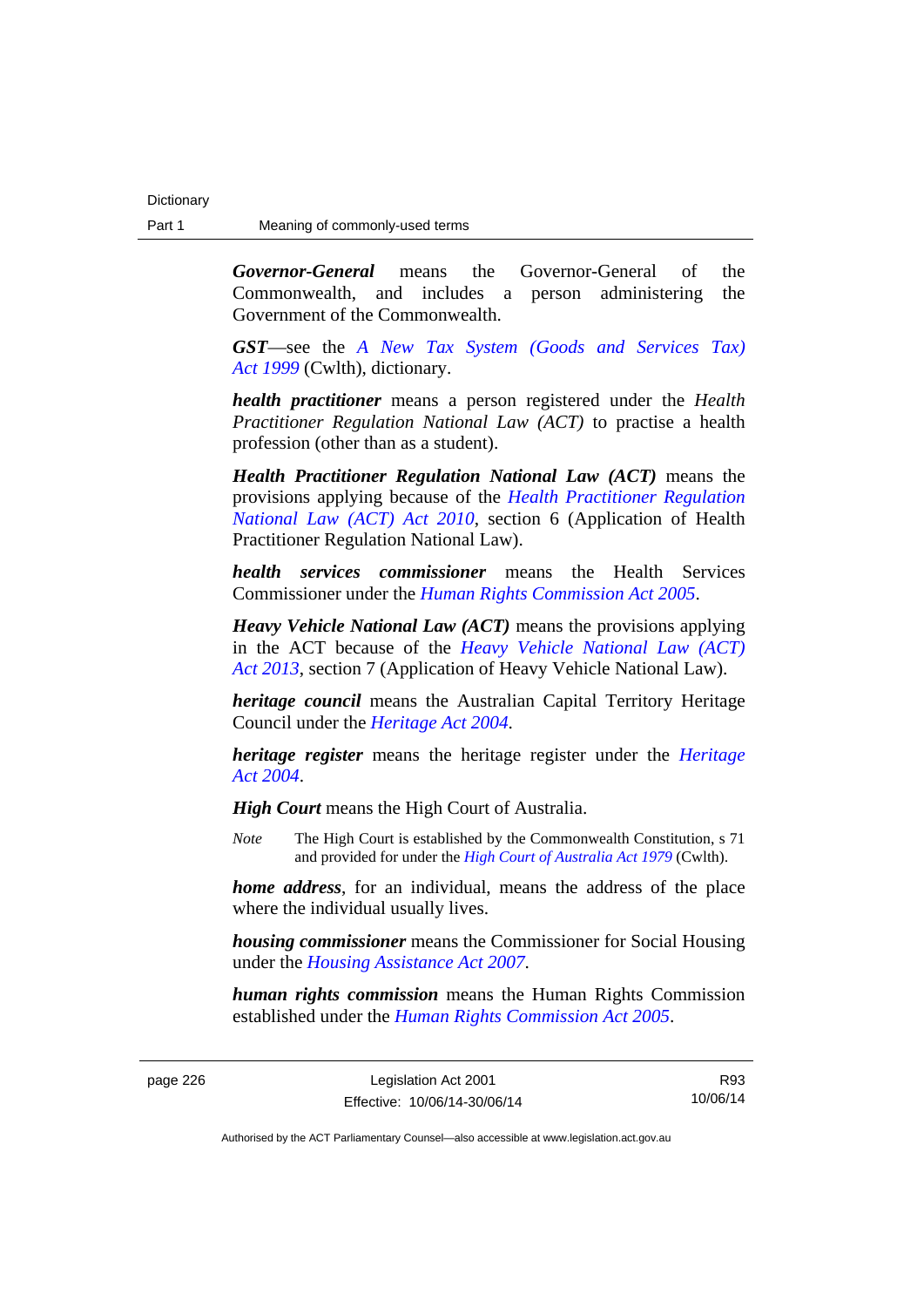***Governor-General*** means the Governor-General of the Commonwealth, and includes a person administering the Government of the Commonwealth.

***GST***—see the *A New Tax System (Goods and Services Tax) Act 1999* (Cwlth), dictionary.

***health practitioner*** means a person registered under the *Health Practitioner Regulation National Law (ACT)* to practise a health profession (other than as a student).

***Health Practitioner Regulation National Law (ACT)*** means the provisions applying because of the *Health Practitioner Regulation National Law (ACT) Act 2010*, section 6 (Application of Health Practitioner Regulation National Law).

***health services commissioner*** means the Health Services Commissioner under the *Human Rights Commission Act 2005*.

***Heavy Vehicle National Law (ACT)*** means the provisions applying in the ACT because of the *Heavy Vehicle National Law (ACT) Act 2013*, section 7 (Application of Heavy Vehicle National Law).

***heritage council*** means the Australian Capital Territory Heritage Council under the *Heritage Act 2004*.

***heritage register*** means the heritage register under the *Heritage Act 2004*.

***High Court*** means the High Court of Australia.

*Note* The High Court is established by the Commonwealth Constitution, s 71 and provided for under the *High Court of Australia Act 1979* (Cwlth).

***home address***, for an individual, means the address of the place where the individual usually lives.

***housing commissioner*** means the Commissioner for Social Housing under the *Housing Assistance Act 2007*.

***human rights commission*** means the Human Rights Commission established under the *Human Rights Commission Act 2005*.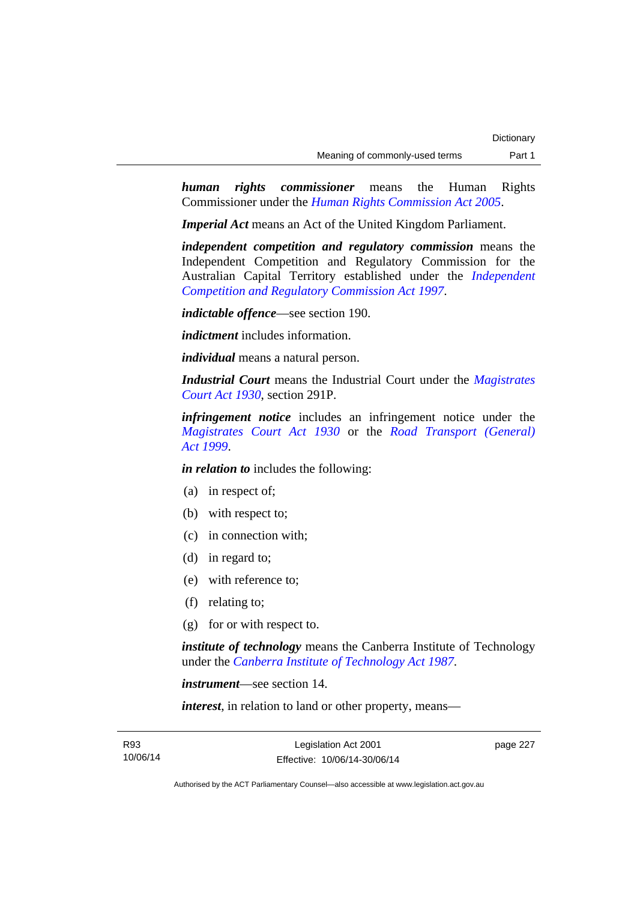***human rights commissioner*** means the Human Rights Commissioner under the *Human Rights Commission Act 2005*.

***Imperial Act*** means an Act of the United Kingdom Parliament.

***independent competition and regulatory commission*** means the Independent Competition and Regulatory Commission for the Australian Capital Territory established under the *Independent Competition and Regulatory Commission Act 1997*.

***indictable offence***—see section 190.

***indictment*** includes information.

***individual*** means a natural person.

***Industrial Court*** means the Industrial Court under the *Magistrates Court Act 1930*, section 291P.

***infringement notice*** includes an infringement notice under the *Magistrates Court Act 1930* or the *Road Transport (General) Act 1999*.

***in relation to*** includes the following:

(a) in respect of;

(b) with respect to;

(c) in connection with;

(d) in regard to;

(e) with reference to;

(f) relating to;

(g) for or with respect to.

***institute of technology*** means the Canberra Institute of Technology under the *Canberra Institute of Technology Act 1987*.

***instrument***—see section 14.

***interest***, in relation to land or other property, means—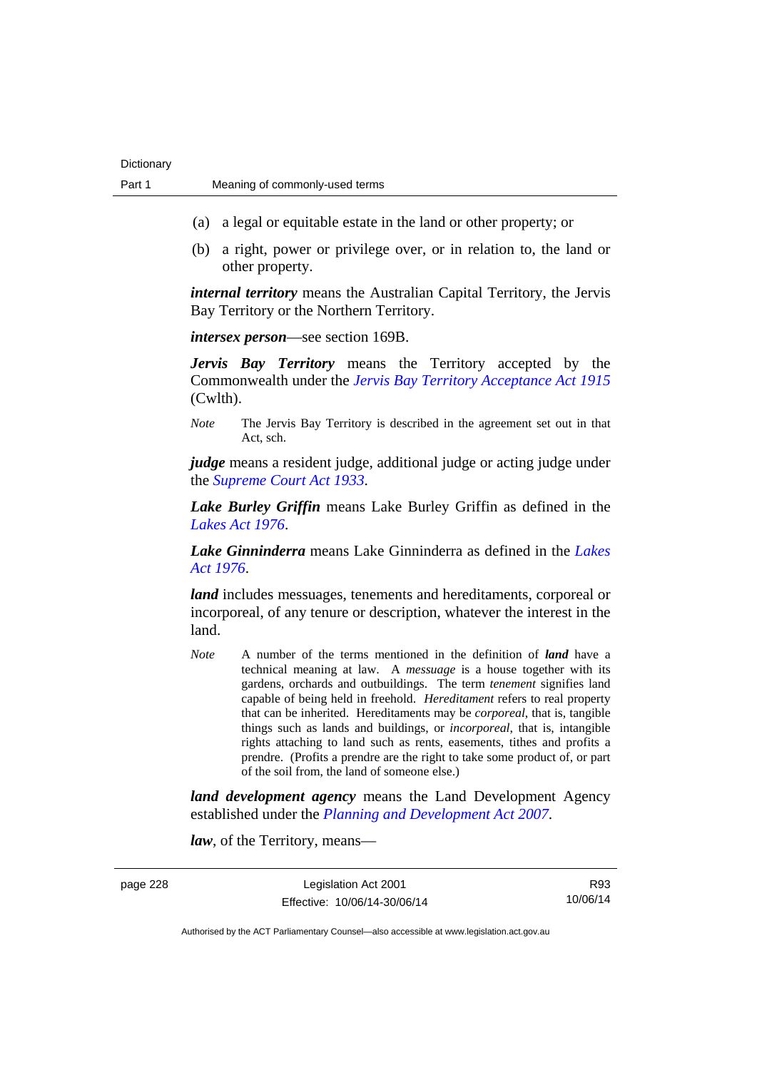(a) a legal or equitable estate in the land or other property; or

(b) a right, power or privilege over, or in relation to, the land or other property.

***internal territory*** means the Australian Capital Territory, the Jervis Bay Territory or the Northern Territory.

***intersex person***—see section 169B.

***Jervis Bay Territory*** means the Territory accepted by the Commonwealth under the *Jervis Bay Territory Acceptance Act 1915* (Cwlth).

*Note* The Jervis Bay Territory is described in the agreement set out in that Act, sch.

***judge*** means a resident judge, additional judge or acting judge under the *Supreme Court Act 1933*.

***Lake Burley Griffin*** means Lake Burley Griffin as defined in the *Lakes Act 1976*.

***Lake Ginninderra*** means Lake Ginninderra as defined in the *Lakes Act 1976*.

***land*** includes messuages, tenements and hereditaments, corporeal or incorporeal, of any tenure or description, whatever the interest in the land.

*Note* A number of the terms mentioned in the definition of ***land*** have a technical meaning at law. A *messuage* is a house together with its gardens, orchards and outbuildings. The term *tenement* signifies land capable of being held in freehold. *Hereditament* refers to real property that can be inherited. Hereditaments may be *corporeal*, that is, tangible things such as lands and buildings, or *incorporeal*, that is, intangible rights attaching to land such as rents, easements, tithes and profits a prendre. (Profits a prendre are the right to take some product of, or part of the soil from, the land of someone else.)

***land development agency*** means the Land Development Agency established under the *Planning and Development Act 2007*.

***law***, of the Territory, means—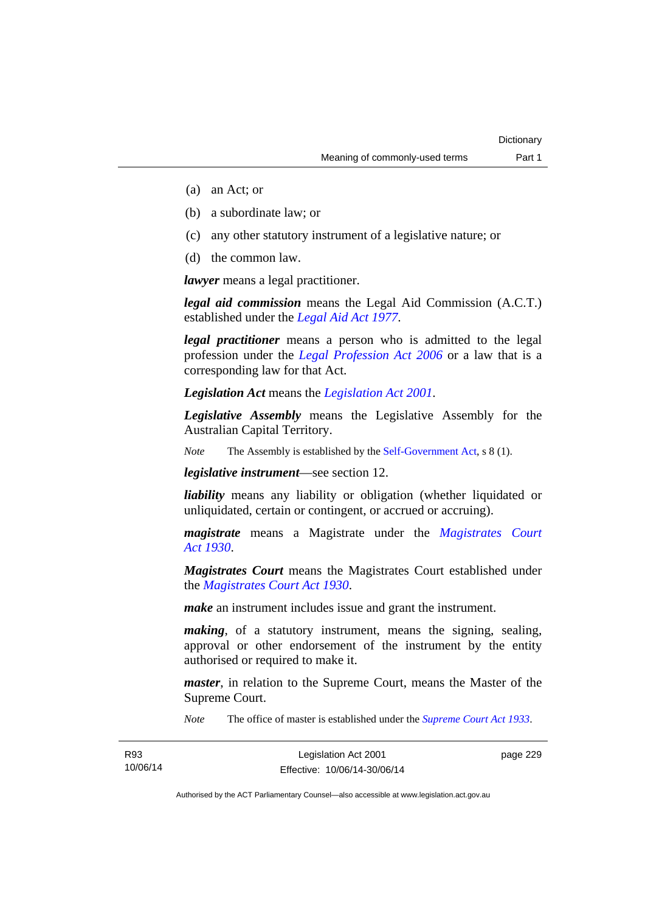(a) an Act; or

(b) a subordinate law; or

(c) any other statutory instrument of a legislative nature; or

(d) the common law.

***lawyer*** means a legal practitioner.

***legal aid commission*** means the Legal Aid Commission (A.C.T.) established under the *Legal Aid Act 1977*.

***legal practitioner*** means a person who is admitted to the legal profession under the *Legal Profession Act 2006* or a law that is a corresponding law for that Act.

***Legislation Act*** means the *Legislation Act 2001*.

***Legislative Assembly*** means the Legislative Assembly for the Australian Capital Territory.

*Note* The Assembly is established by the Self-Government Act, s 8 (1).

***legislative instrument***—see section 12.

***liability*** means any liability or obligation (whether liquidated or unliquidated, certain or contingent, or accrued or accruing).

***magistrate*** means a Magistrate under the *Magistrates Court Act 1930*.

***Magistrates Court*** means the Magistrates Court established under the *Magistrates Court Act 1930*.

***make*** an instrument includes issue and grant the instrument.

***making***, of a statutory instrument, means the signing, sealing, approval or other endorsement of the instrument by the entity authorised or required to make it.

***master***, in relation to the Supreme Court, means the Master of the Supreme Court.

*Note* The office of master is established under the *Supreme Court Act 1933*.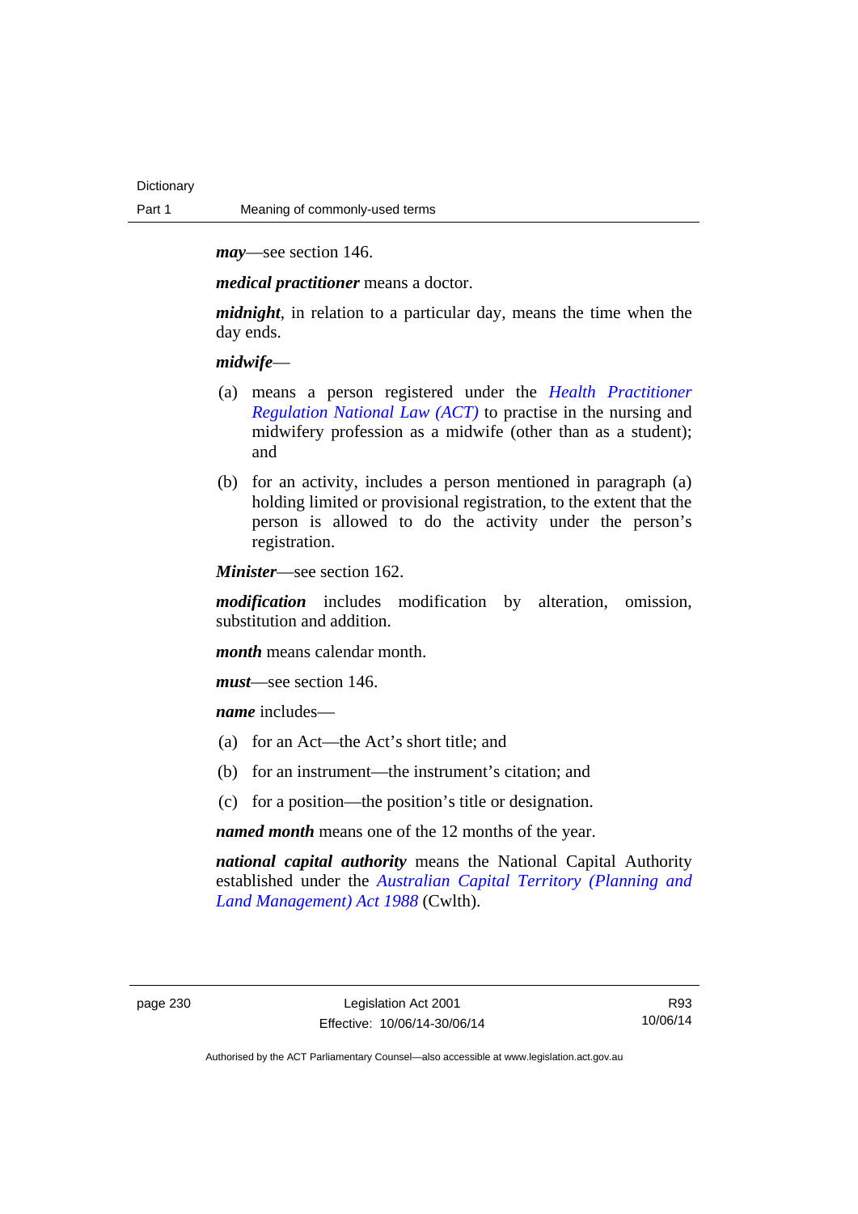***may***—see section 146.

***medical practitioner*** means a doctor.

***midnight***, in relation to a particular day, means the time when the day ends.

***midwife***—

(a) means a person registered under the *Health Practitioner Regulation National Law (ACT)* to practise in the nursing and midwifery profession as a midwife (other than as a student); and

(b) for an activity, includes a person mentioned in paragraph (a) holding limited or provisional registration, to the extent that the person is allowed to do the activity under the person's registration.

***Minister***—see section 162.

***modification*** includes modification by alteration, omission, substitution and addition.

***month*** means calendar month.

***must***—see section 146.

***name*** includes—

(a) for an Act—the Act's short title; and

(b) for an instrument—the instrument's citation; and

(c) for a position—the position's title or designation.

***named month*** means one of the 12 months of the year.

***national capital authority*** means the National Capital Authority established under the *Australian Capital Territory (Planning and Land Management) Act 1988* (Cwlth).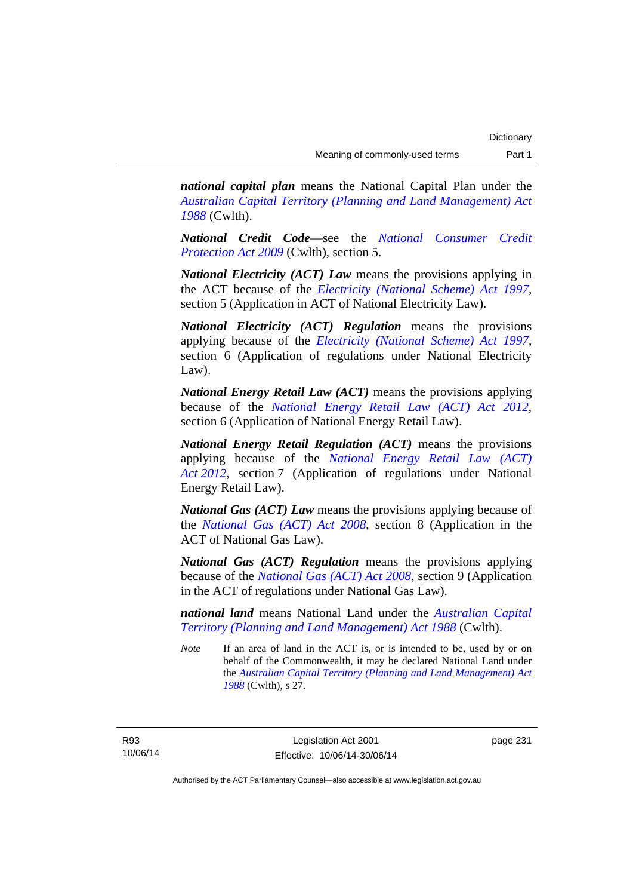***national capital plan*** means the National Capital Plan under the *Australian Capital Territory (Planning and Land Management) Act 1988* (Cwlth).

***National Credit Code***—see the *National Consumer Credit Protection Act 2009* (Cwlth), section 5.

***National Electricity (ACT) Law*** means the provisions applying in the ACT because of the *Electricity (National Scheme) Act 1997*, section 5 (Application in ACT of National Electricity Law).

***National Electricity (ACT) Regulation*** means the provisions applying because of the *Electricity (National Scheme) Act 1997*, section 6 (Application of regulations under National Electricity Law).

***National Energy Retail Law (ACT)*** means the provisions applying because of the *National Energy Retail Law (ACT) Act 2012*, section 6 (Application of National Energy Retail Law).

***National Energy Retail Regulation (ACT)*** means the provisions applying because of the *National Energy Retail Law (ACT) Act 2012*, section 7 (Application of regulations under National Energy Retail Law).

***National Gas (ACT) Law*** means the provisions applying because of the *National Gas (ACT) Act 2008*, section 8 (Application in the ACT of National Gas Law).

***National Gas (ACT) Regulation*** means the provisions applying because of the *National Gas (ACT) Act 2008*, section 9 (Application in the ACT of regulations under National Gas Law).

***national land*** means National Land under the *Australian Capital Territory (Planning and Land Management) Act 1988* (Cwlth).

*Note* If an area of land in the ACT is, or is intended to be, used by or on behalf of the Commonwealth, it may be declared National Land under the *Australian Capital Territory (Planning and Land Management) Act 1988* (Cwlth), s 27.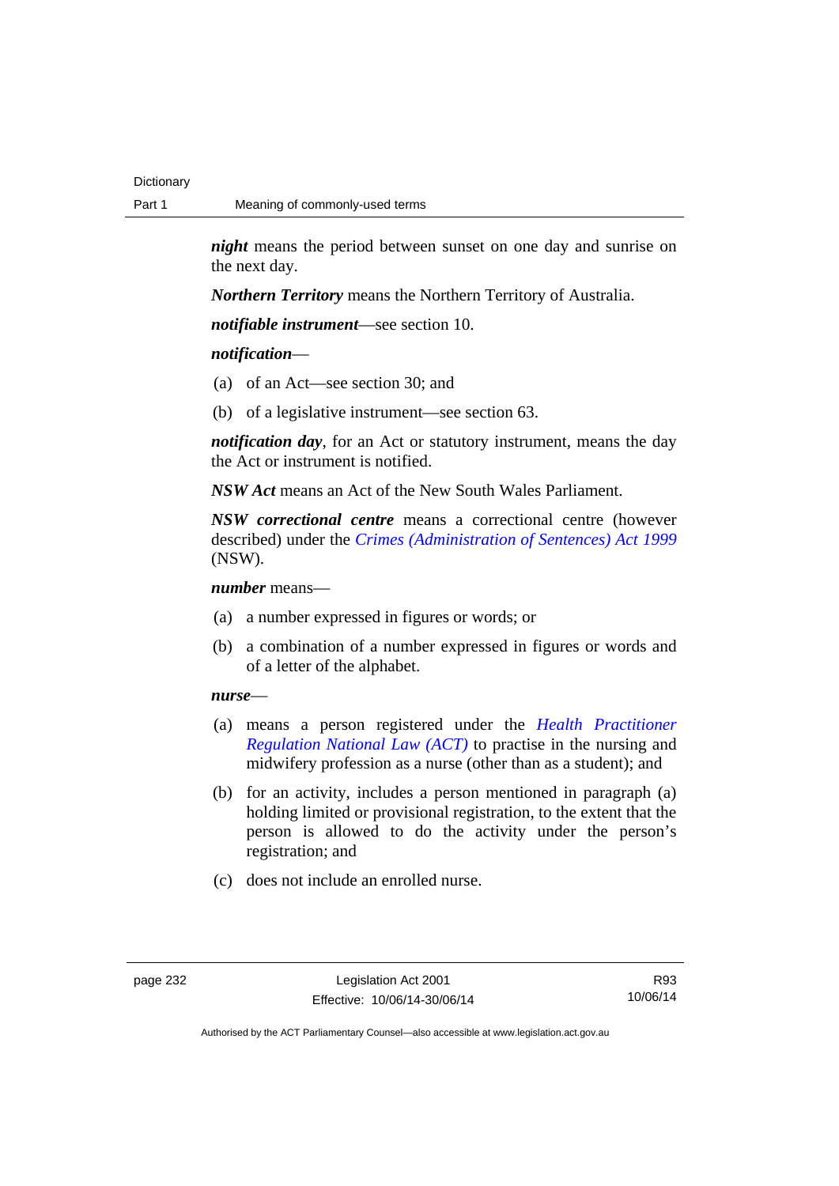***night*** means the period between sunset on one day and sunrise on the next day.

***Northern Territory*** means the Northern Territory of Australia.

***notifiable instrument***—see section 10.

***notification***—

(a) of an Act—see section 30; and

(b) of a legislative instrument—see section 63.

***notification day***, for an Act or statutory instrument, means the day the Act or instrument is notified.

***NSW Act*** means an Act of the New South Wales Parliament.

***NSW correctional centre*** means a correctional centre (however described) under the *Crimes (Administration of Sentences) Act 1999* (NSW).

***number*** means—

(a) a number expressed in figures or words; or

(b) a combination of a number expressed in figures or words and of a letter of the alphabet.

***nurse***—

(a) means a person registered under the *Health Practitioner Regulation National Law (ACT)* to practise in the nursing and midwifery profession as a nurse (other than as a student); and

(b) for an activity, includes a person mentioned in paragraph (a) holding limited or provisional registration, to the extent that the person is allowed to do the activity under the person's registration; and

(c) does not include an enrolled nurse.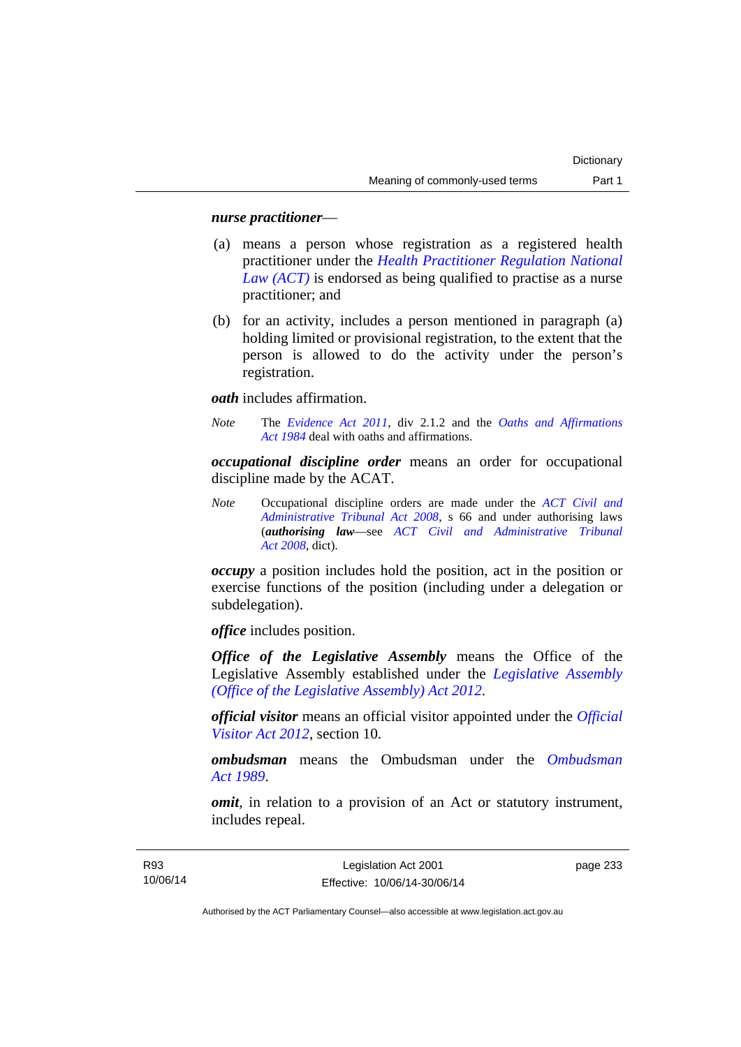***nurse practitioner***—

(a) means a person whose registration as a registered health practitioner under the *Health Practitioner Regulation National Law (ACT)* is endorsed as being qualified to practise as a nurse practitioner; and

(b) for an activity, includes a person mentioned in paragraph (a) holding limited or provisional registration, to the extent that the person is allowed to do the activity under the person's registration.

***oath*** includes affirmation.

*Note* The *Evidence Act 2011*, div 2.1.2 and the *Oaths and Affirmations Act 1984* deal with oaths and affirmations.

***occupational discipline order*** means an order for occupational discipline made by the ACAT.

*Note* Occupational discipline orders are made under the *ACT Civil and Administrative Tribunal Act 2008*, s 66 and under authorising laws (***authorising law***—see *ACT Civil and Administrative Tribunal Act 2008*, dict).

***occupy*** a position includes hold the position, act in the position or exercise functions of the position (including under a delegation or subdelegation).

***office*** includes position.

***Office of the Legislative Assembly*** means the Office of the Legislative Assembly established under the *Legislative Assembly (Office of the Legislative Assembly) Act 2012*.

***official visitor*** means an official visitor appointed under the *Official Visitor Act 2012*, section 10.

***ombudsman*** means the Ombudsman under the *Ombudsman Act 1989*.

***omit***, in relation to a provision of an Act or statutory instrument, includes repeal.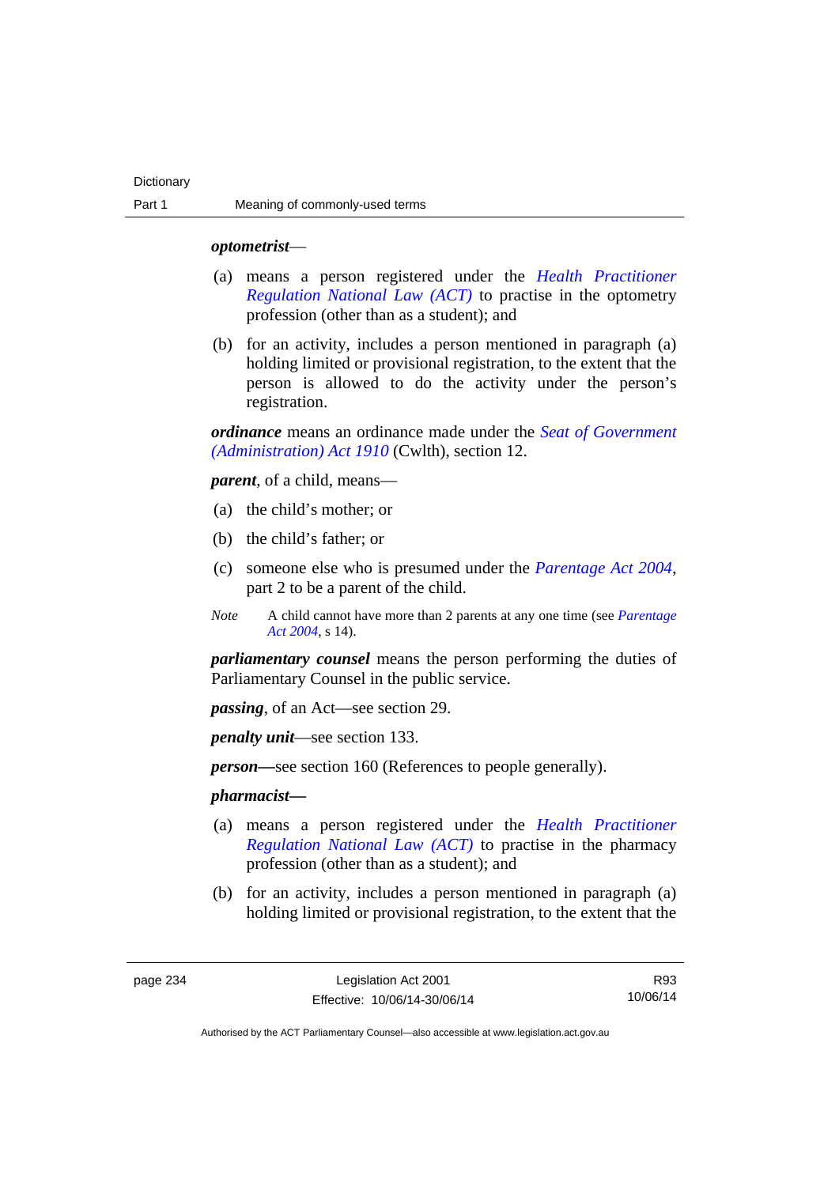***optometrist***—

(a) means a person registered under the *Health Practitioner Regulation National Law (ACT)* to practise in the optometry profession (other than as a student); and

(b) for an activity, includes a person mentioned in paragraph (a) holding limited or provisional registration, to the extent that the person is allowed to do the activity under the person's registration.

***ordinance*** means an ordinance made under the *Seat of Government (Administration) Act 1910* (Cwlth), section 12.

***parent***, of a child, means—

(a) the child's mother; or

(b) the child's father; or

(c) someone else who is presumed under the *Parentage Act 2004*, part 2 to be a parent of the child.

*Note* A child cannot have more than 2 parents at any one time (see *Parentage Act 2004*, s 14).

***parliamentary counsel*** means the person performing the duties of Parliamentary Counsel in the public service.

***passing***, of an Act—see section 29.

***penalty unit***—see section 133.

***person*—**see section 160 (References to people generally).

***pharmacist*—**

(a) means a person registered under the *Health Practitioner Regulation National Law (ACT)* to practise in the pharmacy profession (other than as a student); and

(b) for an activity, includes a person mentioned in paragraph (a) holding limited or provisional registration, to the extent that the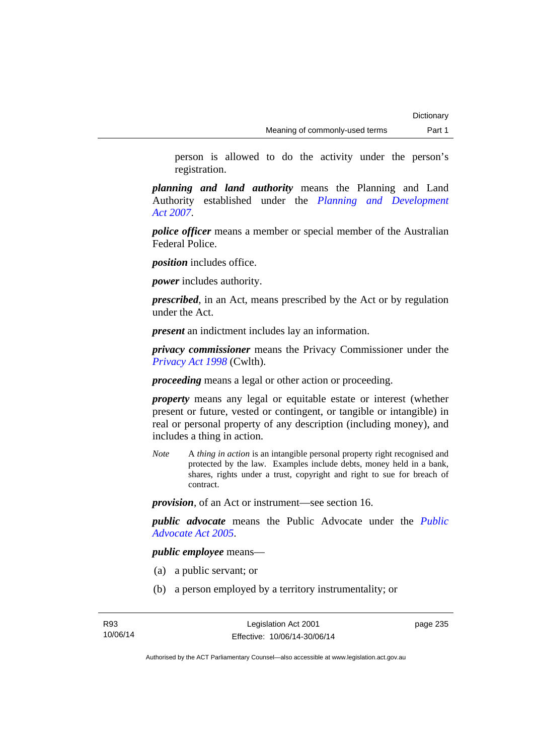person is allowed to do the activity under the person's registration.

***planning and land authority*** means the Planning and Land Authority established under the *Planning and Development Act 2007*.

***police officer*** means a member or special member of the Australian Federal Police.

***position*** includes office.

***power*** includes authority.

***prescribed***, in an Act, means prescribed by the Act or by regulation under the Act.

***present*** an indictment includes lay an information.

***privacy commissioner*** means the Privacy Commissioner under the *Privacy Act 1998* (Cwlth).

***proceeding*** means a legal or other action or proceeding.

***property*** means any legal or equitable estate or interest (whether present or future, vested or contingent, or tangible or intangible) in real or personal property of any description (including money), and includes a thing in action.

*Note* A *thing in action* is an intangible personal property right recognised and protected by the law. Examples include debts, money held in a bank, shares, rights under a trust, copyright and right to sue for breach of contract.

***provision***, of an Act or instrument—see section 16.

***public advocate*** means the Public Advocate under the *Public Advocate Act 2005*.

***public employee*** means—

(a) a public servant; or

(b) a person employed by a territory instrumentality; or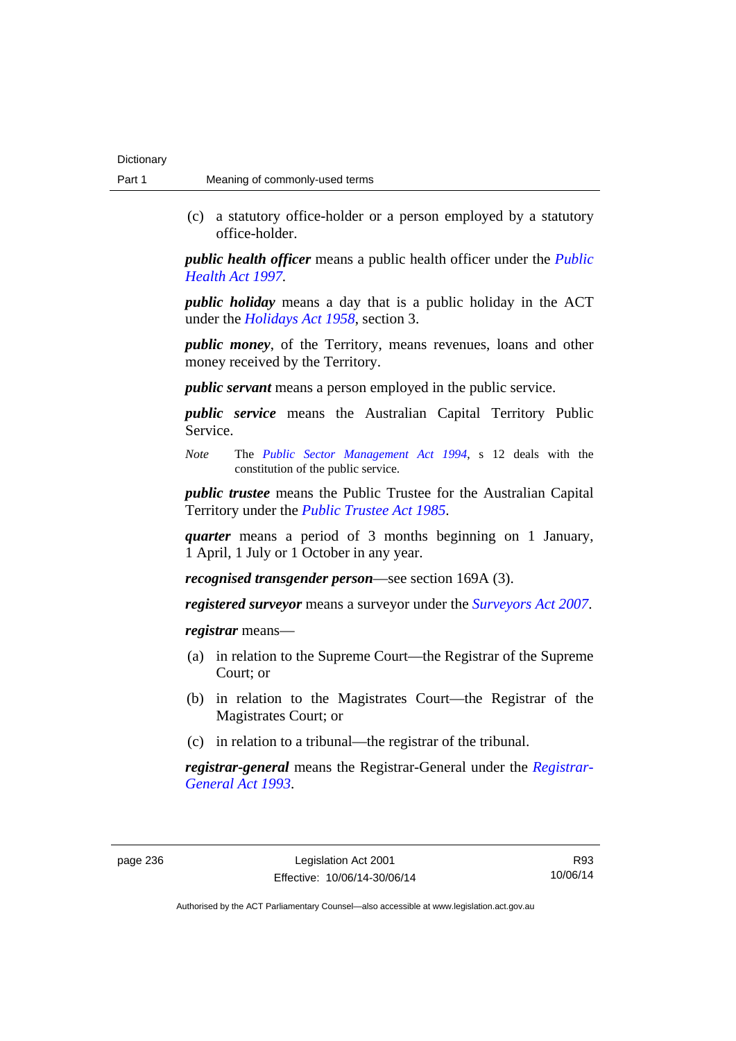(c) a statutory office-holder or a person employed by a statutory office-holder.

***public health officer*** means a public health officer under the *Public Health Act 1997*.

***public holiday*** means a day that is a public holiday in the ACT under the *Holidays Act 1958*, section 3.

***public money***, of the Territory, means revenues, loans and other money received by the Territory.

***public servant*** means a person employed in the public service.

***public service*** means the Australian Capital Territory Public Service.

*Note* The *Public Sector Management Act 1994*, s 12 deals with the constitution of the public service.

***public trustee*** means the Public Trustee for the Australian Capital Territory under the *Public Trustee Act 1985*.

***quarter*** means a period of 3 months beginning on 1 January, 1 April, 1 July or 1 October in any year.

***recognised transgender person***—see section 169A (3).

***registered surveyor*** means a surveyor under the *Surveyors Act 2007*.

***registrar*** means—

(a) in relation to the Supreme Court—the Registrar of the Supreme Court; or

(b) in relation to the Magistrates Court—the Registrar of the Magistrates Court; or

(c) in relation to a tribunal—the registrar of the tribunal.

***registrar-general*** means the Registrar-General under the *Registrar-General Act 1993*.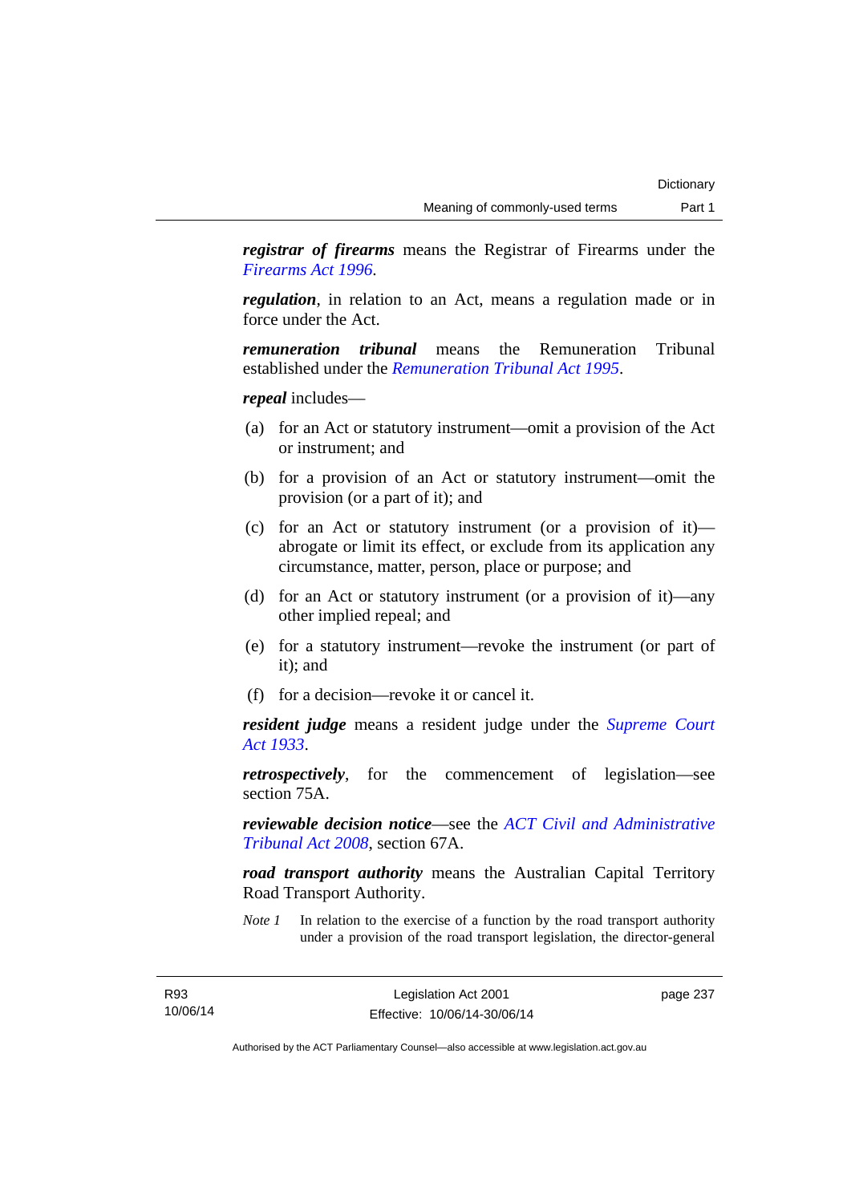***registrar of firearms*** means the Registrar of Firearms under the *Firearms Act 1996*.

***regulation***, in relation to an Act, means a regulation made or in force under the Act.

***remuneration tribunal*** means the Remuneration Tribunal established under the *Remuneration Tribunal Act 1995*.

***repeal*** includes—

(a) for an Act or statutory instrument—omit a provision of the Act or instrument; and

(b) for a provision of an Act or statutory instrument—omit the provision (or a part of it); and

(c) for an Act or statutory instrument (or a provision of it)—abrogate or limit its effect, or exclude from its application any circumstance, matter, person, place or purpose; and

(d) for an Act or statutory instrument (or a provision of it)—any other implied repeal; and

(e) for a statutory instrument—revoke the instrument (or part of it); and

(f) for a decision—revoke it or cancel it.

***resident judge*** means a resident judge under the *Supreme Court Act 1933*.

***retrospectively***, for the commencement of legislation—see section 75A.

***reviewable decision notice***—see the *ACT Civil and Administrative Tribunal Act 2008*, section 67A.

***road transport authority*** means the Australian Capital Territory Road Transport Authority.

*Note 1* In relation to the exercise of a function by the road transport authority under a provision of the road transport legislation, the director-general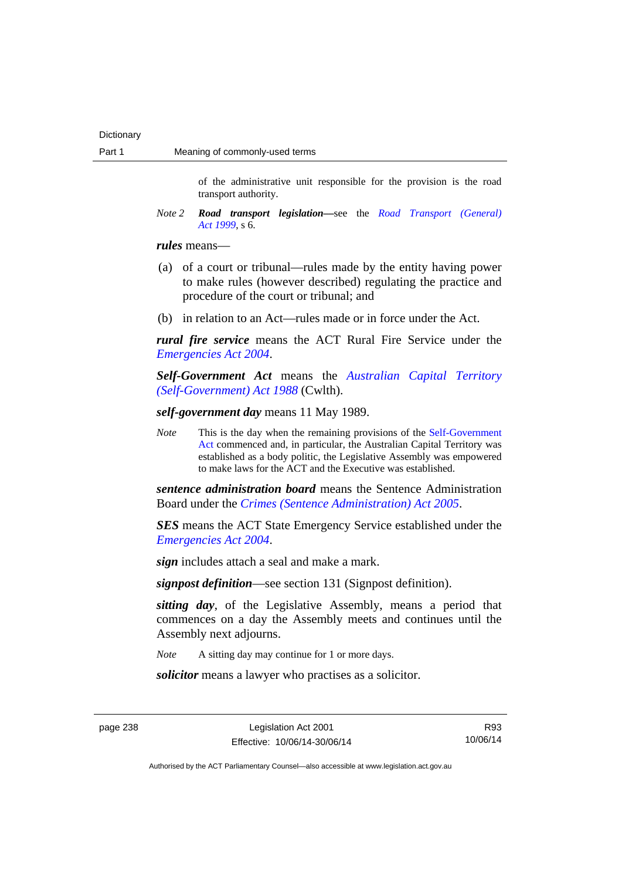of the administrative unit responsible for the provision is the road transport authority.

*Note 2* ***Road transport legislation***—see the *Road Transport (General) Act 1999*, s 6.

***rules*** means—

(a) of a court or tribunal—rules made by the entity having power to make rules (however described) regulating the practice and procedure of the court or tribunal; and

(b) in relation to an Act—rules made or in force under the Act.

***rural fire service*** means the ACT Rural Fire Service under the *Emergencies Act 2004*.

***Self-Government Act*** means the *Australian Capital Territory (Self-Government) Act 1988* (Cwlth).

***self-government day*** means 11 May 1989.

*Note* This is the day when the remaining provisions of the Self-Government Act commenced and, in particular, the Australian Capital Territory was established as a body politic, the Legislative Assembly was empowered to make laws for the ACT and the Executive was established.

***sentence administration board*** means the Sentence Administration Board under the *Crimes (Sentence Administration) Act 2005*.

***SES*** means the ACT State Emergency Service established under the *Emergencies Act 2004*.

***sign*** includes attach a seal and make a mark.

***signpost definition***—see section 131 (Signpost definition).

***sitting day***, of the Legislative Assembly, means a period that commences on a day the Assembly meets and continues until the Assembly next adjourns.

*Note* A sitting day may continue for 1 or more days.

***solicitor*** means a lawyer who practises as a solicitor.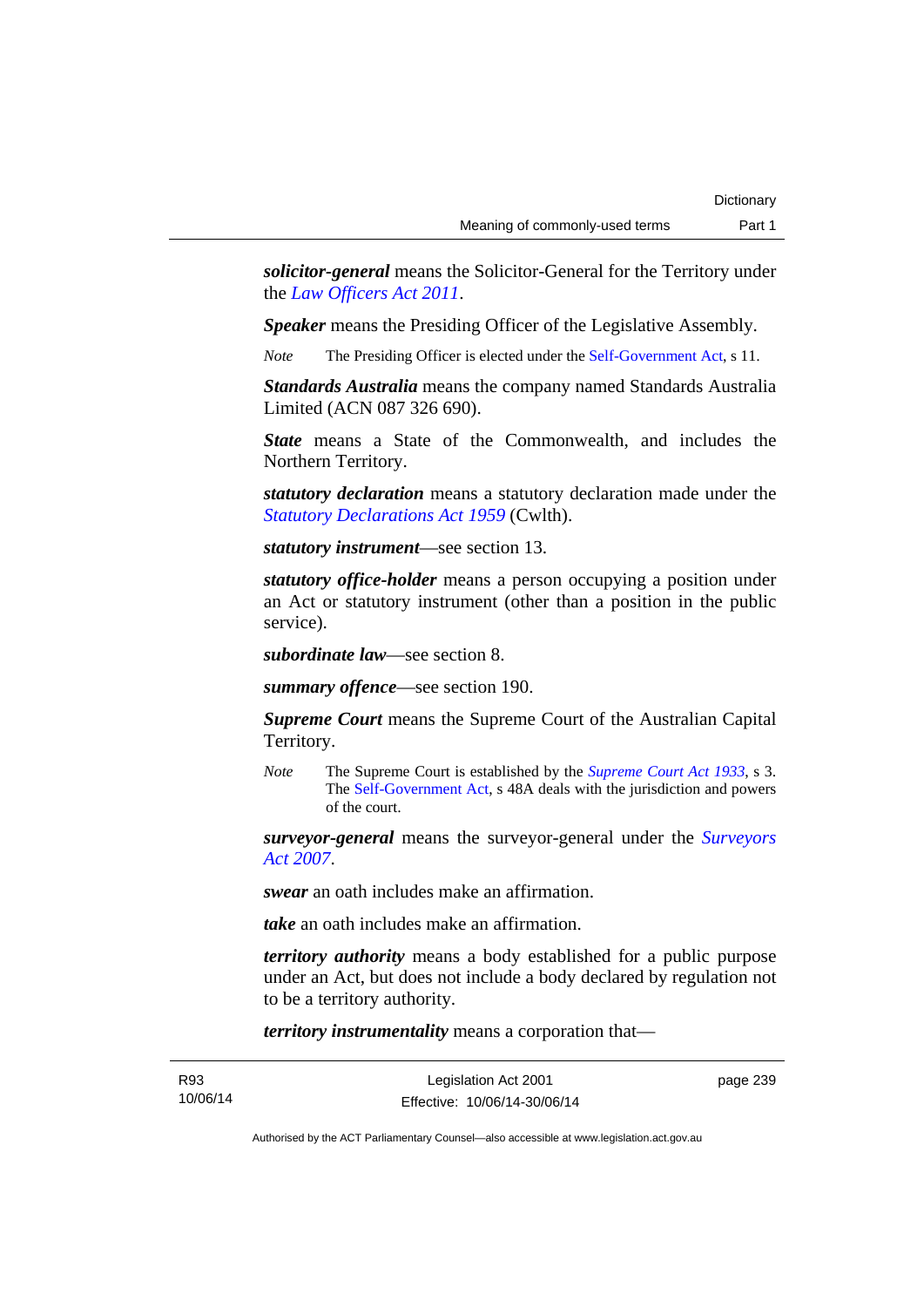***solicitor-general*** means the Solicitor-General for the Territory under the *Law Officers Act 2011*.

***Speaker*** means the Presiding Officer of the Legislative Assembly.

*Note* The Presiding Officer is elected under the Self-Government Act, s 11.

***Standards Australia*** means the company named Standards Australia Limited (ACN 087 326 690).

***State*** means a State of the Commonwealth, and includes the Northern Territory.

***statutory declaration*** means a statutory declaration made under the *Statutory Declarations Act 1959* (Cwlth).

***statutory instrument***—see section 13.

***statutory office-holder*** means a person occupying a position under an Act or statutory instrument (other than a position in the public service).

***subordinate law***—see section 8.

***summary offence***—see section 190.

***Supreme Court*** means the Supreme Court of the Australian Capital Territory.

*Note* The Supreme Court is established by the *Supreme Court Act 1933*, s 3. The Self-Government Act, s 48A deals with the jurisdiction and powers of the court.

***surveyor-general*** means the surveyor-general under the *Surveyors Act 2007*.

***swear*** an oath includes make an affirmation.

***take*** an oath includes make an affirmation.

***territory authority*** means a body established for a public purpose under an Act, but does not include a body declared by regulation not to be a territory authority.

***territory instrumentality*** means a corporation that—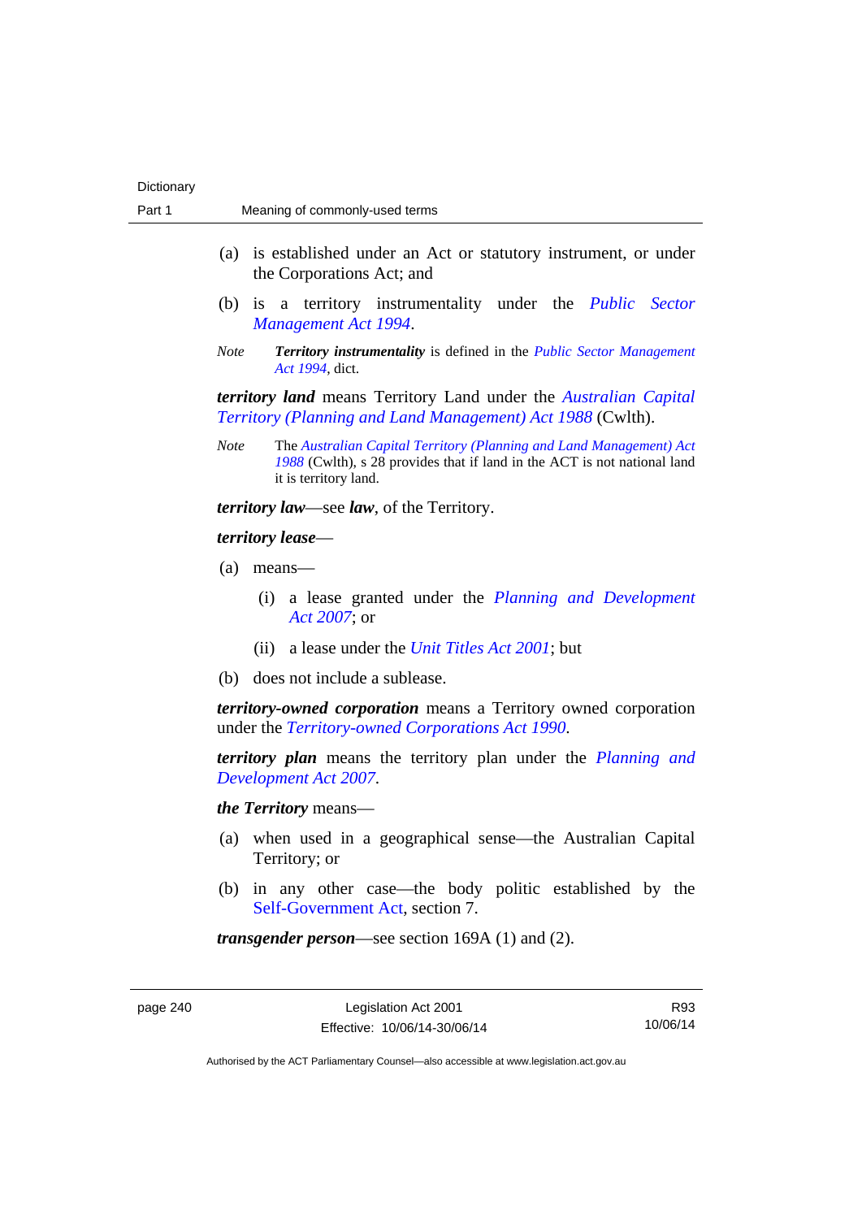(a) is established under an Act or statutory instrument, or under the Corporations Act; and

(b) is a territory instrumentality under the *Public Sector Management Act 1994*.

*Note* ***Territory instrumentality*** is defined in the *Public Sector Management Act 1994*, dict.

***territory land*** means Territory Land under the *Australian Capital Territory (Planning and Land Management) Act 1988* (Cwlth).

*Note* The *Australian Capital Territory (Planning and Land Management) Act 1988* (Cwlth), s 28 provides that if land in the ACT is not national land it is territory land.

***territory law***—see ***law***, of the Territory.

***territory lease***—

(a) means—

  (i) a lease granted under the *Planning and Development Act 2007*; or

  (ii) a lease under the *Unit Titles Act 2001*; but

(b) does not include a sublease.

***territory-owned corporation*** means a Territory owned corporation under the *Territory-owned Corporations Act 1990*.

***territory plan*** means the territory plan under the *Planning and Development Act 2007*.

***the Territory*** means—

(a) when used in a geographical sense—the Australian Capital Territory; or

(b) in any other case—the body politic established by the Self-Government Act, section 7.

***transgender person***—see section 169A (1) and (2).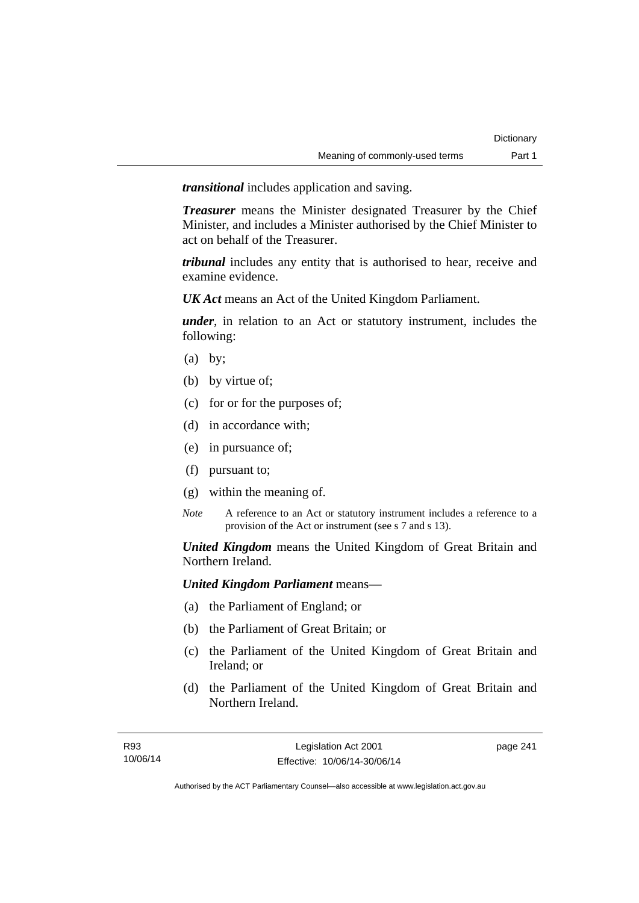***transitional*** includes application and saving.

***Treasurer*** means the Minister designated Treasurer by the Chief Minister, and includes a Minister authorised by the Chief Minister to act on behalf of the Treasurer.

***tribunal*** includes any entity that is authorised to hear, receive and examine evidence.

***UK Act*** means an Act of the United Kingdom Parliament.

***under***, in relation to an Act or statutory instrument, includes the following:

(a) by;

(b) by virtue of;

(c) for or for the purposes of;

(d) in accordance with;

(e) in pursuance of;

(f) pursuant to;

(g) within the meaning of.

*Note* A reference to an Act or statutory instrument includes a reference to a provision of the Act or instrument (see s 7 and s 13).

***United Kingdom*** means the United Kingdom of Great Britain and Northern Ireland.

***United Kingdom Parliament*** means—

(a) the Parliament of England; or

(b) the Parliament of Great Britain; or

(c) the Parliament of the United Kingdom of Great Britain and Ireland; or

(d) the Parliament of the United Kingdom of Great Britain and Northern Ireland.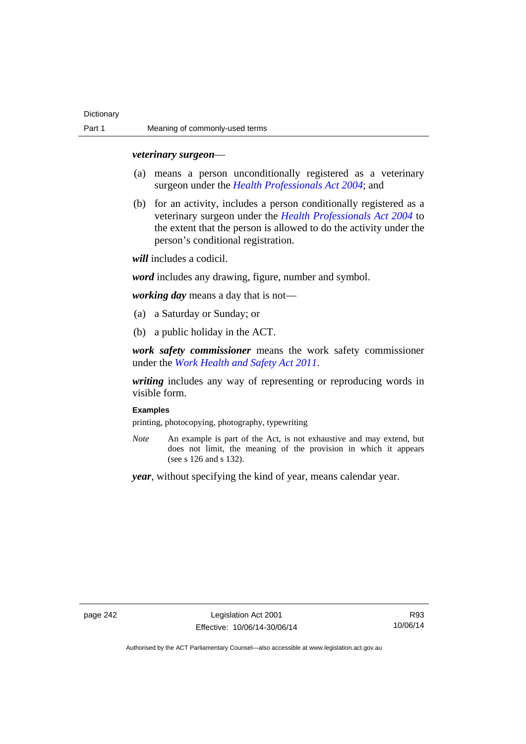***veterinary surgeon***—

(a) means a person unconditionally registered as a veterinary surgeon under the *Health Professionals Act 2004*; and

(b) for an activity, includes a person conditionally registered as a veterinary surgeon under the *Health Professionals Act 2004* to the extent that the person is allowed to do the activity under the person's conditional registration.

***will*** includes a codicil.

***word*** includes any drawing, figure, number and symbol.

***working day*** means a day that is not—

(a) a Saturday or Sunday; or

(b) a public holiday in the ACT.

***work safety commissioner*** means the work safety commissioner under the *Work Health and Safety Act 2011*.

***writing*** includes any way of representing or reproducing words in visible form.

**Examples**

printing, photocopying, photography, typewriting

*Note* An example is part of the Act, is not exhaustive and may extend, but does not limit, the meaning of the provision in which it appears (see s 126 and s 132).

***year***, without specifying the kind of year, means calendar year.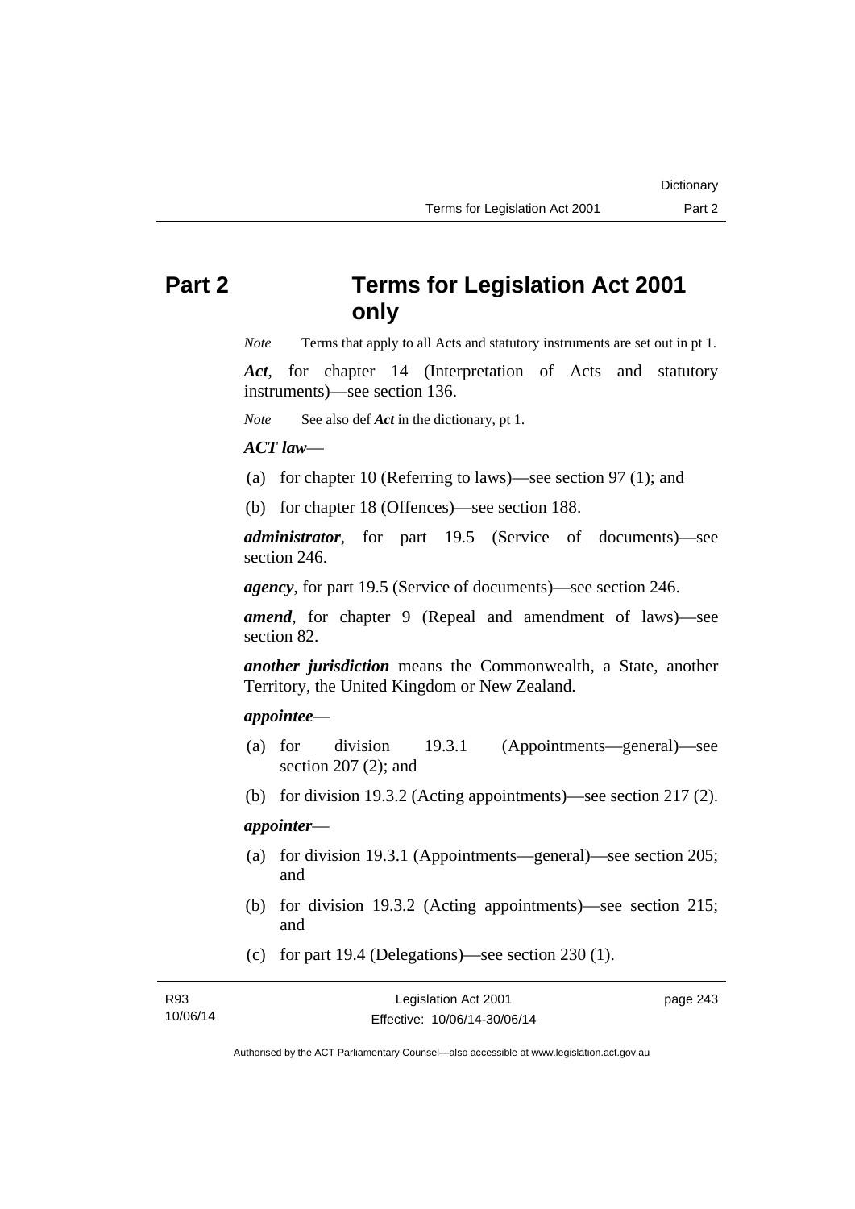# Part 2 Terms for Legislation Act 2001 only

*Note* Terms that apply to all Acts and statutory instruments are set out in pt 1.

***Act***, for chapter 14 (Interpretation of Acts and statutory instruments)—see section 136.

*Note* See also def ***Act*** in the dictionary, pt 1.

***ACT law***—

(a) for chapter 10 (Referring to laws)—see section 97 (1); and

(b) for chapter 18 (Offences)—see section 188.

***administrator***, for part 19.5 (Service of documents)—see section 246.

***agency***, for part 19.5 (Service of documents)—see section 246.

***amend***, for chapter 9 (Repeal and amendment of laws)—see section 82.

***another jurisdiction*** means the Commonwealth, a State, another Territory, the United Kingdom or New Zealand.

***appointee***—

(a) for division 19.3.1 (Appointments—general)—see section 207 (2); and

(b) for division 19.3.2 (Acting appointments)—see section 217 (2).

***appointer***—

(a) for division 19.3.1 (Appointments—general)—see section 205; and

(b) for division 19.3.2 (Acting appointments)—see section 215; and

(c) for part 19.4 (Delegations)—see section 230 (1).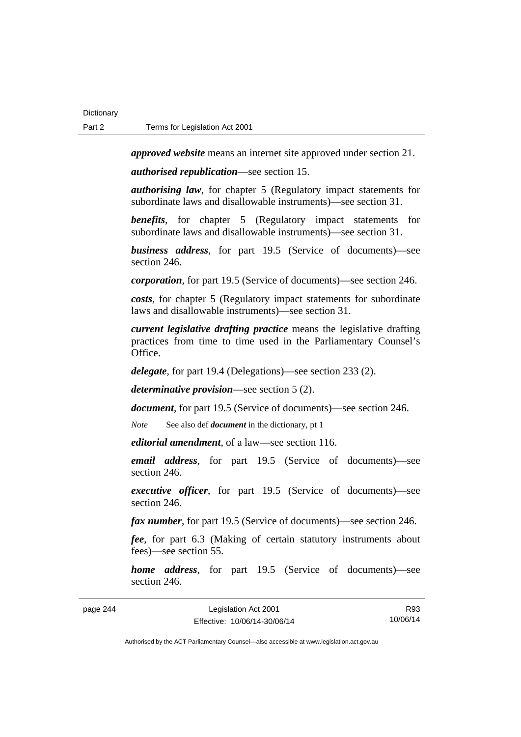***approved website*** means an internet site approved under section 21.

***authorised republication***—see section 15.

***authorising law***, for chapter 5 (Regulatory impact statements for subordinate laws and disallowable instruments)—see section 31.

***benefits***, for chapter 5 (Regulatory impact statements for subordinate laws and disallowable instruments)—see section 31.

***business address***, for part 19.5 (Service of documents)—see section 246.

***corporation***, for part 19.5 (Service of documents)—see section 246.

***costs***, for chapter 5 (Regulatory impact statements for subordinate laws and disallowable instruments)—see section 31.

***current legislative drafting practice*** means the legislative drafting practices from time to time used in the Parliamentary Counsel's Office.

***delegate***, for part 19.4 (Delegations)—see section 233 (2).

***determinative provision***—see section 5 (2).

***document***, for part 19.5 (Service of documents)—see section 246.

*Note* See also def ***document*** in the dictionary, pt 1

***editorial amendment***, of a law—see section 116.

***email address***, for part 19.5 (Service of documents)—see section 246.

***executive officer***, for part 19.5 (Service of documents)—see section 246.

***fax number***, for part 19.5 (Service of documents)—see section 246.

***fee***, for part 6.3 (Making of certain statutory instruments about fees)—see section 55.

***home address***, for part 19.5 (Service of documents)—see section 246.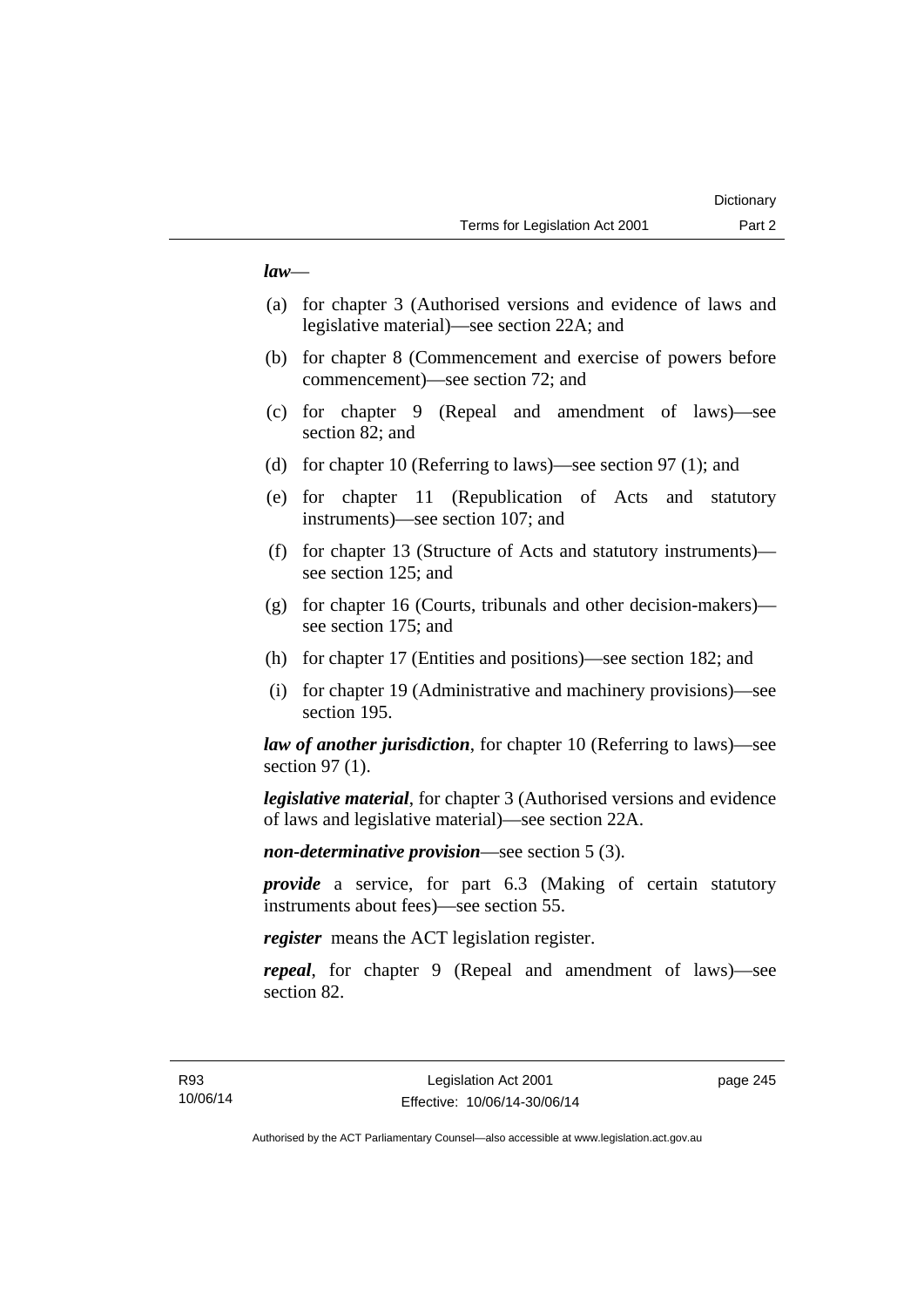***law***—

(a) for chapter 3 (Authorised versions and evidence of laws and legislative material)—see section 22A; and

(b) for chapter 8 (Commencement and exercise of powers before commencement)—see section 72; and

(c) for chapter 9 (Repeal and amendment of laws)—see section 82; and

(d) for chapter 10 (Referring to laws)—see section 97 (1); and

(e) for chapter 11 (Republication of Acts and statutory instruments)—see section 107; and

(f) for chapter 13 (Structure of Acts and statutory instruments)—see section 125; and

(g) for chapter 16 (Courts, tribunals and other decision-makers)—see section 175; and

(h) for chapter 17 (Entities and positions)—see section 182; and

(i) for chapter 19 (Administrative and machinery provisions)—see section 195.

***law of another jurisdiction***, for chapter 10 (Referring to laws)—see section 97 (1).

***legislative material***, for chapter 3 (Authorised versions and evidence of laws and legislative material)—see section 22A.

***non-determinative provision***—see section 5 (3).

***provide*** a service, for part 6.3 (Making of certain statutory instruments about fees)—see section 55.

***register*** means the ACT legislation register.

***repeal***, for chapter 9 (Repeal and amendment of laws)—see section 82.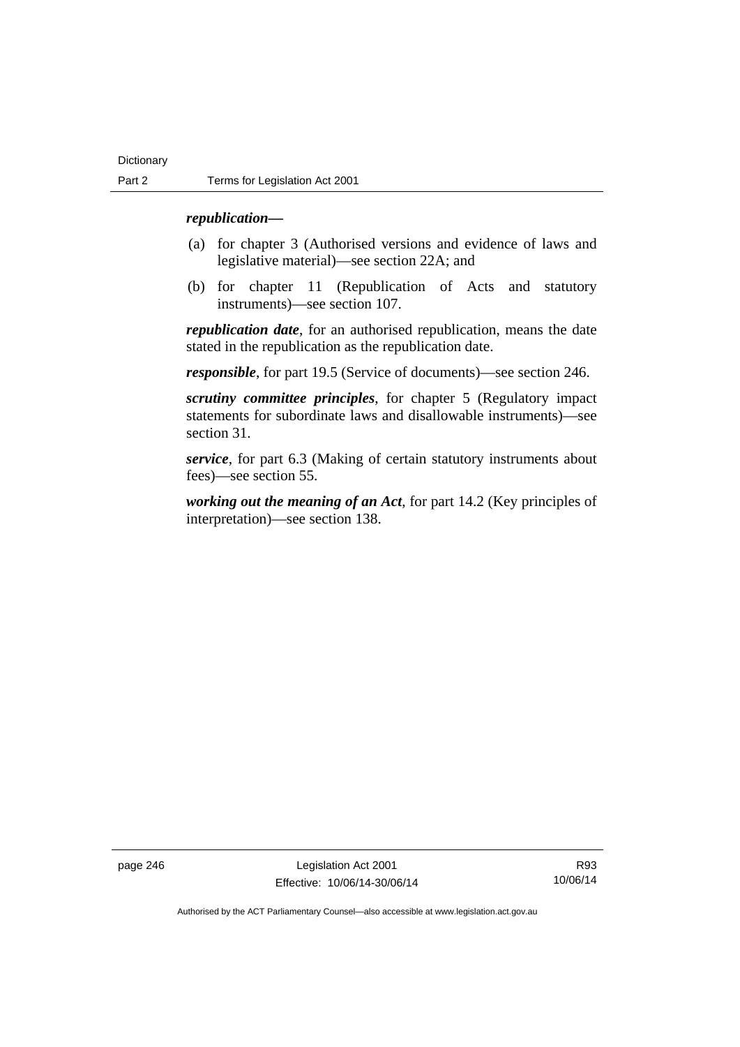***republication*—**

(a) for chapter 3 (Authorised versions and evidence of laws and legislative material)—see section 22A; and

(b) for chapter 11 (Republication of Acts and statutory instruments)—see section 107.

***republication date***, for an authorised republication, means the date stated in the republication as the republication date.

***responsible***, for part 19.5 (Service of documents)—see section 246.

***scrutiny committee principles***, for chapter 5 (Regulatory impact statements for subordinate laws and disallowable instruments)—see section 31.

***service***, for part 6.3 (Making of certain statutory instruments about fees)—see section 55.

***working out the meaning of an Act***, for part 14.2 (Key principles of interpretation)—see section 138.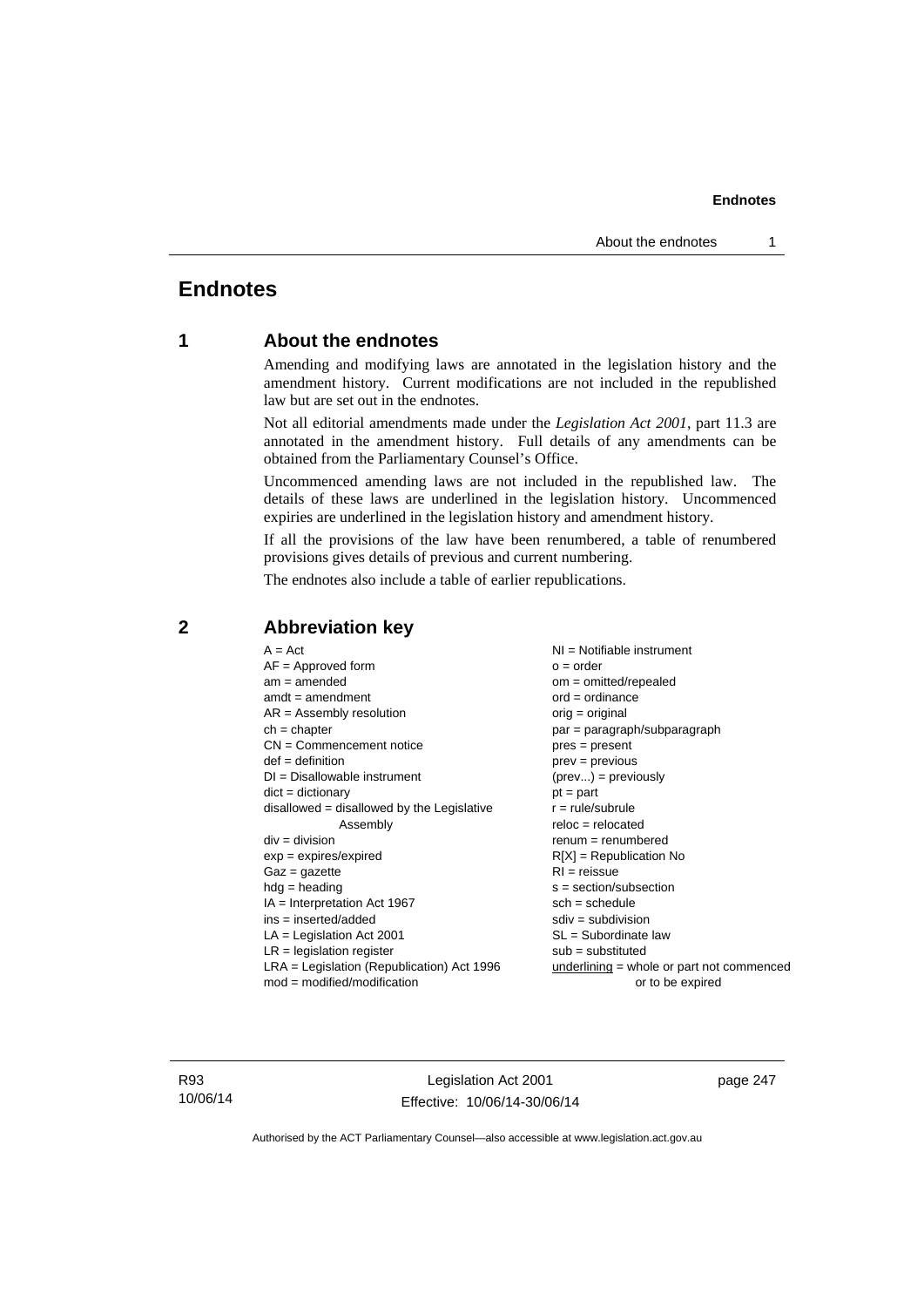# Endnotes

## 1 About the endnotes

Amending and modifying laws are annotated in the legislation history and the amendment history. Current modifications are not included in the republished law but are set out in the endnotes.

Not all editorial amendments made under the *Legislation Act 2001*, part 11.3 are annotated in the amendment history. Full details of any amendments can be obtained from the Parliamentary Counsel's Office.

Uncommenced amending laws are not included in the republished law. The details of these laws are underlined in the legislation history. Uncommenced expiries are underlined in the legislation history and amendment history.

If all the provisions of the law have been renumbered, a table of renumbered provisions gives details of previous and current numbering.

The endnotes also include a table of earlier republications.

## 2 Abbreviation key

A = Act
AF = Approved form
am = amended
amdt = amendment
AR = Assembly resolution
ch = chapter
CN = Commencement notice
def = definition
DI = Disallowable instrument
dict = dictionary
disallowed = disallowed by the Legislative Assembly
div = division
exp = expires/expired
Gaz = gazette
hdg = heading
IA = Interpretation Act 1967
ins = inserted/added
LA = Legislation Act 2001
LR = legislation register
LRA = Legislation (Republication) Act 1996
mod = modified/modification
NI = Notifiable instrument
o = order
om = omitted/repealed
ord = ordinance
orig = original
par = paragraph/subparagraph
pres = present
prev = previous
(prev...) = previously
pt = part
r = rule/subrule
reloc = relocated
renum = renumbered
R[X] = Republication No
RI = reissue
s = section/subsection
sch = schedule
sdiv = subdivision
SL = Subordinate law
sub = substituted
underlining = whole or part not commenced or to be expired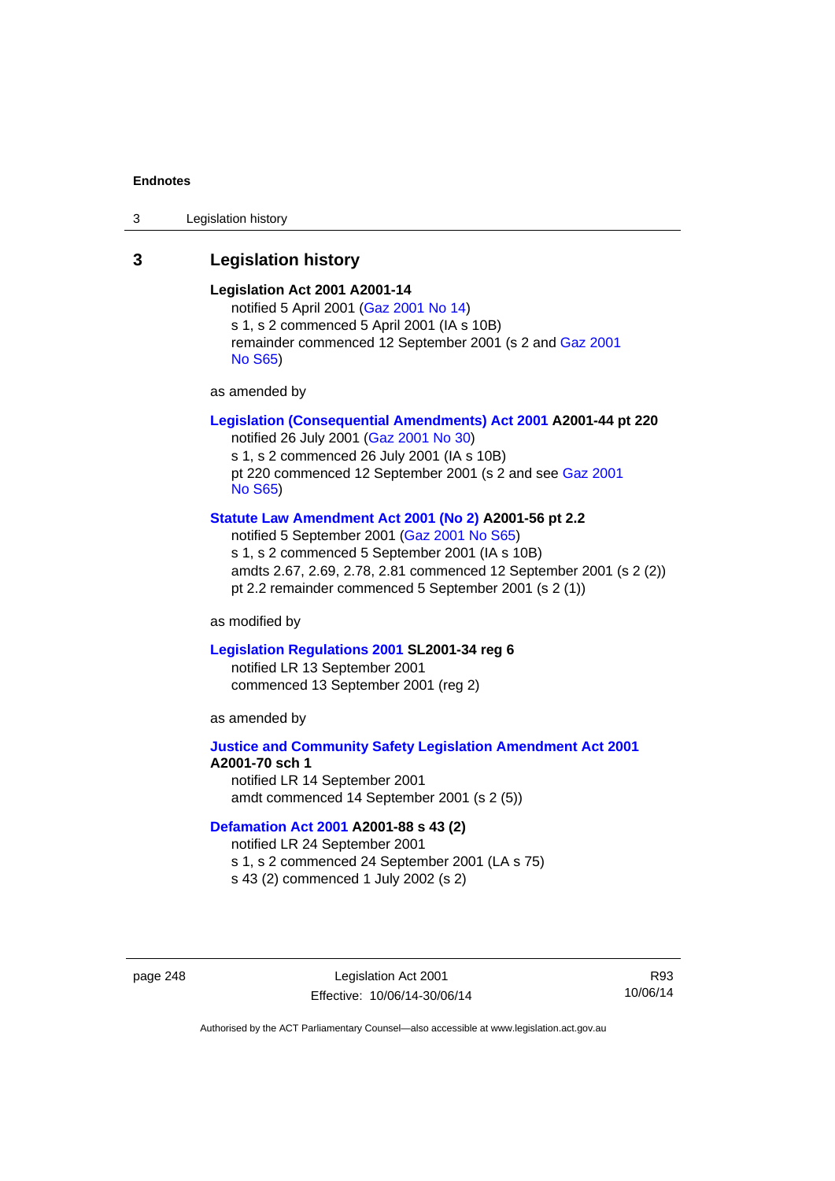## 3 Legislation history

**Legislation Act 2001 A2001-14**

notified 5 April 2001 (Gaz 2001 No 14)
s 1, s 2 commenced 5 April 2001 (IA s 10B)
remainder commenced 12 September 2001 (s 2 and Gaz 2001 No S65)

as amended by

**Legislation (Consequential Amendments) Act 2001 A2001-44 pt 220**

notified 26 July 2001 (Gaz 2001 No 30)
s 1, s 2 commenced 26 July 2001 (IA s 10B)
pt 220 commenced 12 September 2001 (s 2 and see Gaz 2001 No S65)

**Statute Law Amendment Act 2001 (No 2) A2001-56 pt 2.2**

notified 5 September 2001 (Gaz 2001 No S65)
s 1, s 2 commenced 5 September 2001 (IA s 10B)
amdts 2.67, 2.69, 2.78, 2.81 commenced 12 September 2001 (s 2 (2))
pt 2.2 remainder commenced 5 September 2001 (s 2 (1))

as modified by

**Legislation Regulations 2001 SL2001-34 reg 6**

notified LR 13 September 2001
commenced 13 September 2001 (reg 2)

as amended by

**Justice and Community Safety Legislation Amendment Act 2001 A2001-70 sch 1**

notified LR 14 September 2001
amdt commenced 14 September 2001 (s 2 (5))

**Defamation Act 2001 A2001-88 s 43 (2)**

notified LR 24 September 2001
s 1, s 2 commenced 24 September 2001 (LA s 75)
s 43 (2) commenced 1 July 2002 (s 2)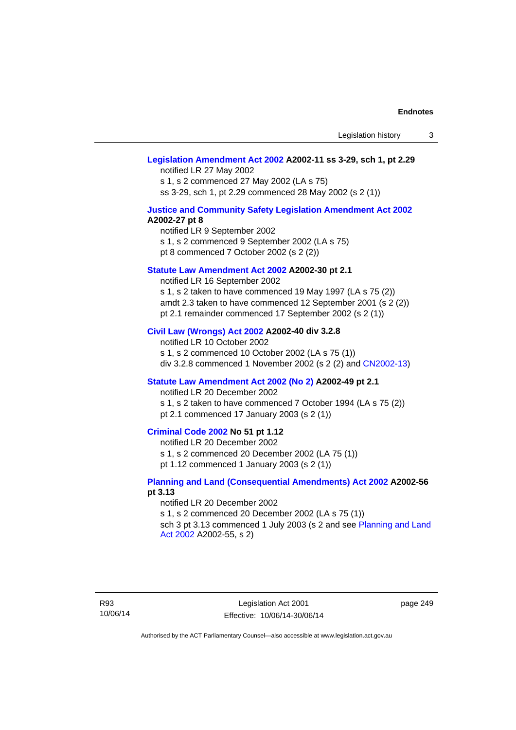**Legislation Amendment Act 2002 A2002-11 ss 3-29, sch 1, pt 2.29**

notified LR 27 May 2002
s 1, s 2 commenced 27 May 2002 (LA s 75)
ss 3-29, sch 1, pt 2.29 commenced 28 May 2002 (s 2 (1))

**Justice and Community Safety Legislation Amendment Act 2002 A2002-27 pt 8**

notified LR 9 September 2002
s 1, s 2 commenced 9 September 2002 (LA s 75)
pt 8 commenced 7 October 2002 (s 2 (2))

**Statute Law Amendment Act 2002 A2002-30 pt 2.1**

notified LR 16 September 2002
s 1, s 2 taken to have commenced 19 May 1997 (LA s 75 (2))
amdt 2.3 taken to have commenced 12 September 2001 (s 2 (2))
pt 2.1 remainder commenced 17 September 2002 (s 2 (1))

**Civil Law (Wrongs) Act 2002 A2002-40 div 3.2.8**

notified LR 10 October 2002
s 1, s 2 commenced 10 October 2002 (LA s 75 (1))
div 3.2.8 commenced 1 November 2002 (s 2 (2) and CN2002-13)

**Statute Law Amendment Act 2002 (No 2) A2002-49 pt 2.1**

notified LR 20 December 2002
s 1, s 2 taken to have commenced 7 October 1994 (LA s 75 (2))
pt 2.1 commenced 17 January 2003 (s 2 (1))

**Criminal Code 2002 No 51 pt 1.12**

notified LR 20 December 2002
s 1, s 2 commenced 20 December 2002 (LA 75 (1))
pt 1.12 commenced 1 January 2003 (s 2 (1))

**Planning and Land (Consequential Amendments) Act 2002 A2002-56 pt 3.13**

notified LR 20 December 2002
s 1, s 2 commenced 20 December 2002 (LA s 75 (1))
sch 3 pt 3.13 commenced 1 July 2003 (s 2 and see Planning and Land Act 2002 A2002-55, s 2)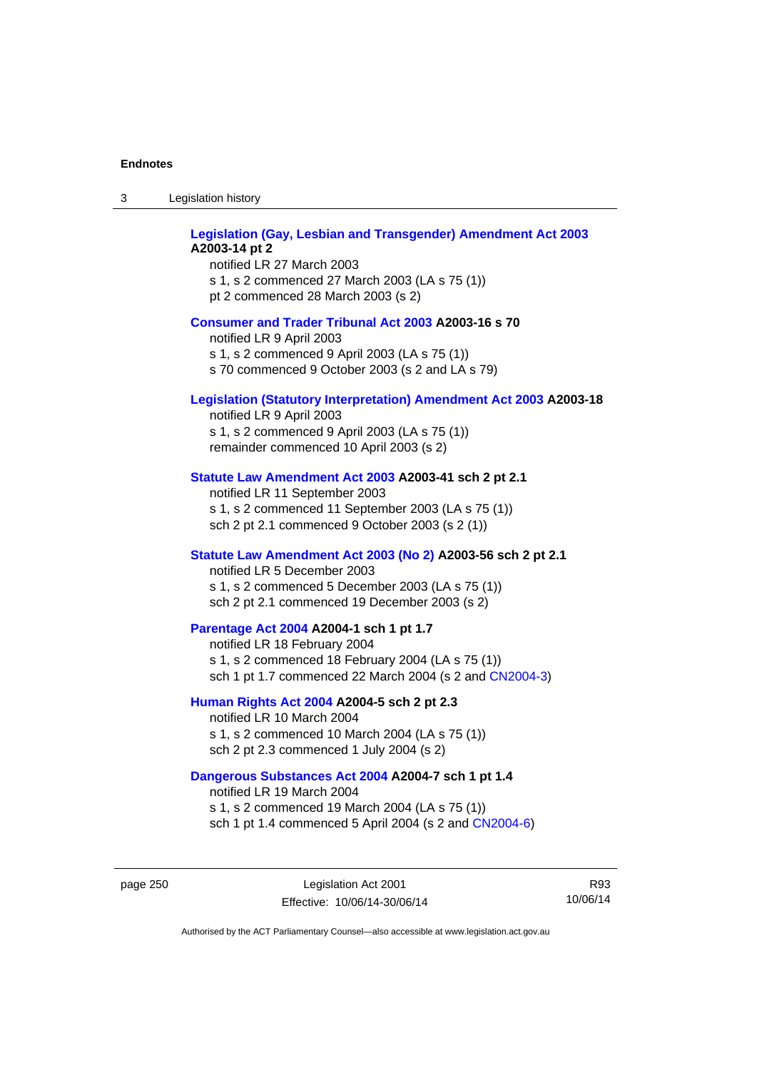**Legislation (Gay, Lesbian and Transgender) Amendment Act 2003 A2003-14 pt 2**

notified LR 27 March 2003

s 1, s 2 commenced 27 March 2003 (LA s 75 (1))

pt 2 commenced 28 March 2003 (s 2)

**Consumer and Trader Tribunal Act 2003 A2003-16 s 70**

notified LR 9 April 2003

s 1, s 2 commenced 9 April 2003 (LA s 75 (1))

s 70 commenced 9 October 2003 (s 2 and LA s 79)

**Legislation (Statutory Interpretation) Amendment Act 2003 A2003-18**

notified LR 9 April 2003

s 1, s 2 commenced 9 April 2003 (LA s 75 (1))

remainder commenced 10 April 2003 (s 2)

**Statute Law Amendment Act 2003 A2003-41 sch 2 pt 2.1**

notified LR 11 September 2003

s 1, s 2 commenced 11 September 2003 (LA s 75 (1))

sch 2 pt 2.1 commenced 9 October 2003 (s 2 (1))

**Statute Law Amendment Act 2003 (No 2) A2003-56 sch 2 pt 2.1**

notified LR 5 December 2003

s 1, s 2 commenced 5 December 2003 (LA s 75 (1))

sch 2 pt 2.1 commenced 19 December 2003 (s 2)

**Parentage Act 2004 A2004-1 sch 1 pt 1.7**

notified LR 18 February 2004

s 1, s 2 commenced 18 February 2004 (LA s 75 (1))

sch 1 pt 1.7 commenced 22 March 2004 (s 2 and CN2004-3)

**Human Rights Act 2004 A2004-5 sch 2 pt 2.3**

notified LR 10 March 2004

s 1, s 2 commenced 10 March 2004 (LA s 75 (1))

sch 2 pt 2.3 commenced 1 July 2004 (s 2)

**Dangerous Substances Act 2004 A2004-7 sch 1 pt 1.4**

notified LR 19 March 2004

s 1, s 2 commenced 19 March 2004 (LA s 75 (1))

sch 1 pt 1.4 commenced 5 April 2004 (s 2 and CN2004-6)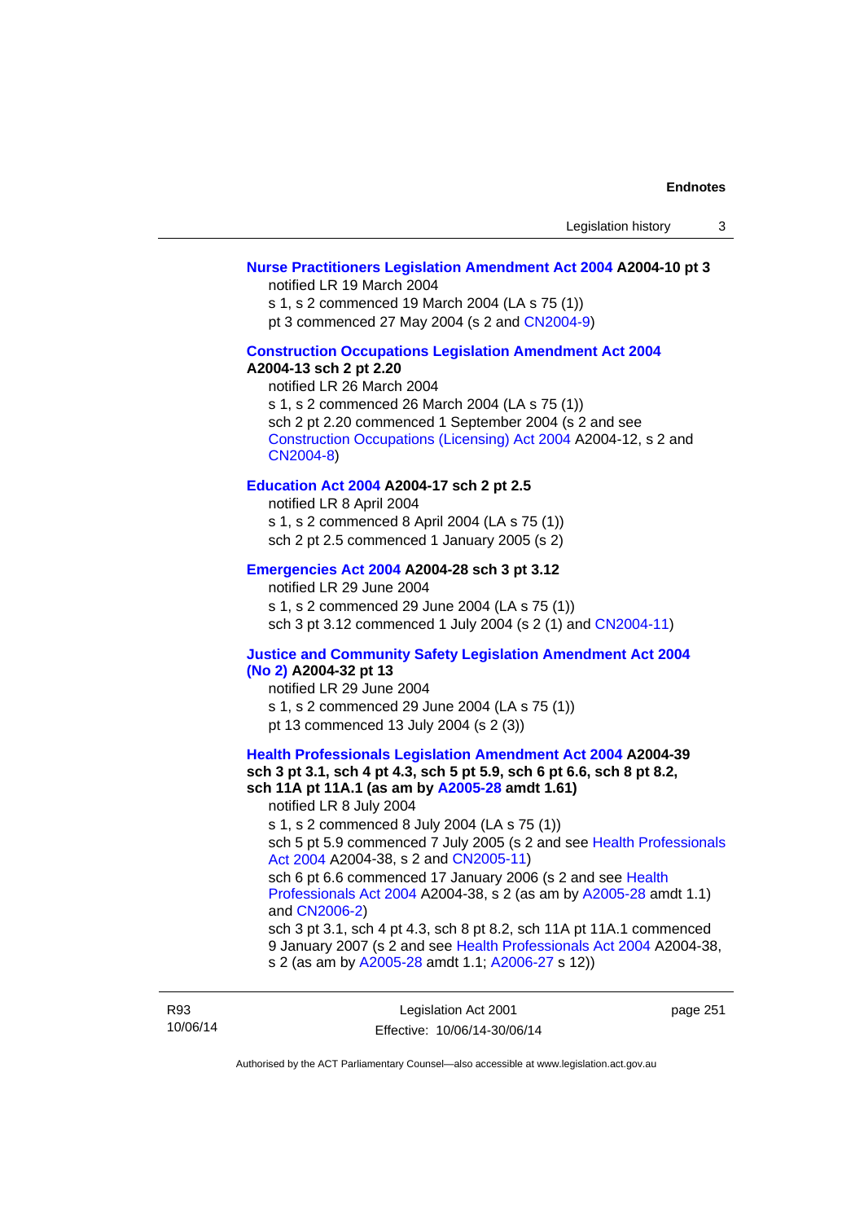**Nurse Practitioners Legislation Amendment Act 2004 A2004-10 pt 3**

notified LR 19 March 2004
s 1, s 2 commenced 19 March 2004 (LA s 75 (1))
pt 3 commenced 27 May 2004 (s 2 and CN2004-9)

**Construction Occupations Legislation Amendment Act 2004 A2004-13 sch 2 pt 2.20**

notified LR 26 March 2004
s 1, s 2 commenced 26 March 2004 (LA s 75 (1))
sch 2 pt 2.20 commenced 1 September 2004 (s 2 and see Construction Occupations (Licensing) Act 2004 A2004-12, s 2 and CN2004-8)

**Education Act 2004 A2004-17 sch 2 pt 2.5**

notified LR 8 April 2004
s 1, s 2 commenced 8 April 2004 (LA s 75 (1))
sch 2 pt 2.5 commenced 1 January 2005 (s 2)

**Emergencies Act 2004 A2004-28 sch 3 pt 3.12**

notified LR 29 June 2004
s 1, s 2 commenced 29 June 2004 (LA s 75 (1))
sch 3 pt 3.12 commenced 1 July 2004 (s 2 (1) and CN2004-11)

**Justice and Community Safety Legislation Amendment Act 2004 (No 2) A2004-32 pt 13**

notified LR 29 June 2004
s 1, s 2 commenced 29 June 2004 (LA s 75 (1))
pt 13 commenced 13 July 2004 (s 2 (3))

**Health Professionals Legislation Amendment Act 2004 A2004-39 sch 3 pt 3.1, sch 4 pt 4.3, sch 5 pt 5.9, sch 6 pt 6.6, sch 8 pt 8.2, sch 11A pt 11A.1 (as am by A2005-28 amdt 1.61)**

notified LR 8 July 2004
s 1, s 2 commenced 8 July 2004 (LA s 75 (1))
sch 5 pt 5.9 commenced 7 July 2005 (s 2 and see Health Professionals Act 2004 A2004-38, s 2 and CN2005-11)
sch 6 pt 6.6 commenced 17 January 2006 (s 2 and see Health Professionals Act 2004 A2004-38, s 2 (as am by A2005-28 amdt 1.1) and CN2006-2)
sch 3 pt 3.1, sch 4 pt 4.3, sch 8 pt 8.2, sch 11A pt 11A.1 commenced 9 January 2007 (s 2 and see Health Professionals Act 2004 A2004-38, s 2 (as am by A2005-28 amdt 1.1; A2006-27 s 12))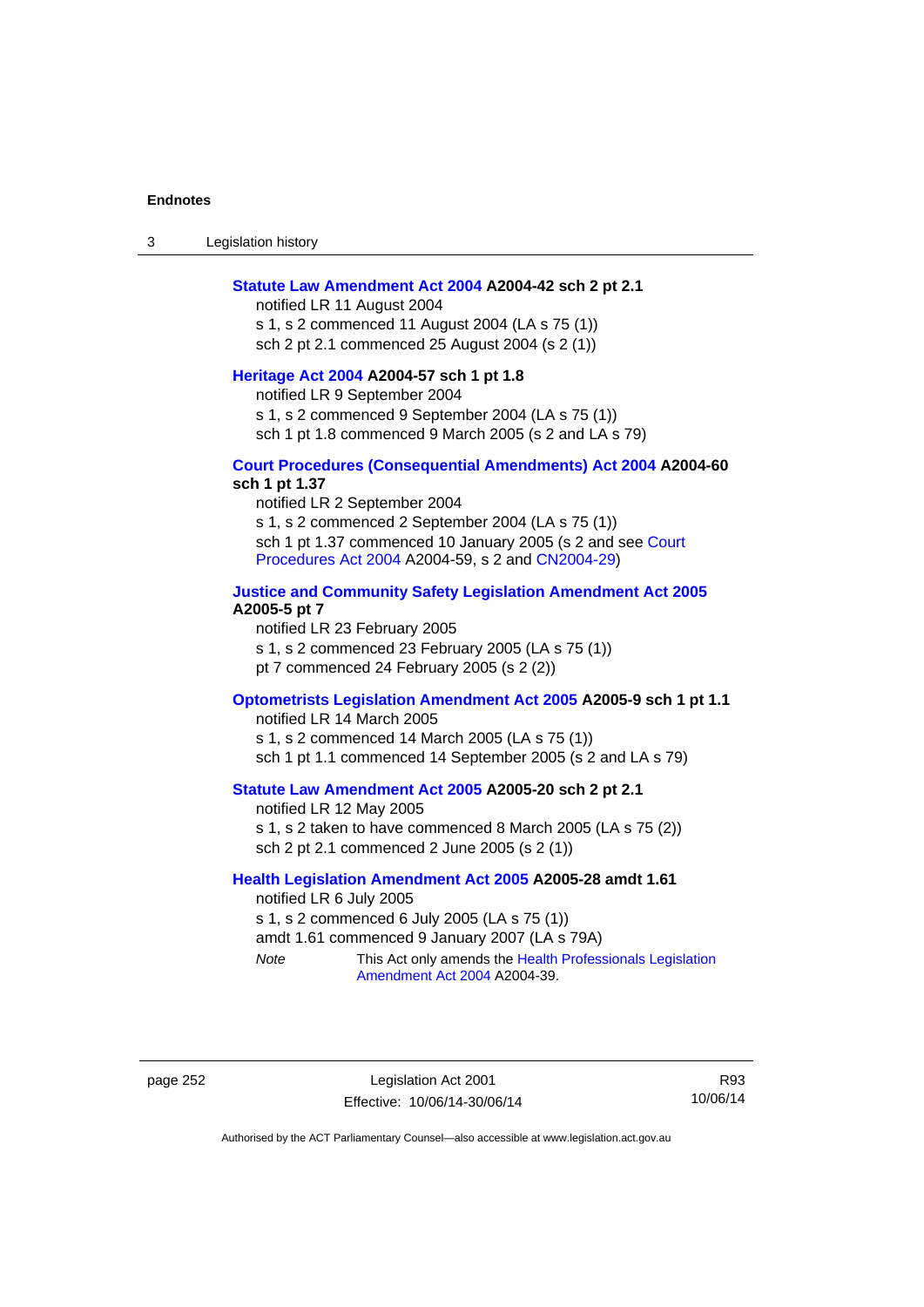**Statute Law Amendment Act 2004 A2004-42 sch 2 pt 2.1**

notified LR 11 August 2004
s 1, s 2 commenced 11 August 2004 (LA s 75 (1))
sch 2 pt 2.1 commenced 25 August 2004 (s 2 (1))

**Heritage Act 2004 A2004-57 sch 1 pt 1.8**

notified LR 9 September 2004
s 1, s 2 commenced 9 September 2004 (LA s 75 (1))
sch 1 pt 1.8 commenced 9 March 2005 (s 2 and LA s 79)

**Court Procedures (Consequential Amendments) Act 2004 A2004-60 sch 1 pt 1.37**

notified LR 2 September 2004
s 1, s 2 commenced 2 September 2004 (LA s 75 (1))
sch 1 pt 1.37 commenced 10 January 2005 (s 2 and see Court Procedures Act 2004 A2004-59, s 2 and CN2004-29)

**Justice and Community Safety Legislation Amendment Act 2005 A2005-5 pt 7**

notified LR 23 February 2005
s 1, s 2 commenced 23 February 2005 (LA s 75 (1))
pt 7 commenced 24 February 2005 (s 2 (2))

**Optometrists Legislation Amendment Act 2005 A2005-9 sch 1 pt 1.1**

notified LR 14 March 2005
s 1, s 2 commenced 14 March 2005 (LA s 75 (1))
sch 1 pt 1.1 commenced 14 September 2005 (s 2 and LA s 79)

**Statute Law Amendment Act 2005 A2005-20 sch 2 pt 2.1**

notified LR 12 May 2005
s 1, s 2 taken to have commenced 8 March 2005 (LA s 75 (2))
sch 2 pt 2.1 commenced 2 June 2005 (s 2 (1))

**Health Legislation Amendment Act 2005 A2005-28 amdt 1.61**

notified LR 6 July 2005
s 1, s 2 commenced 6 July 2005 (LA s 75 (1))
amdt 1.61 commenced 9 January 2007 (LA s 79A)

*Note* This Act only amends the Health Professionals Legislation Amendment Act 2004 A2004-39.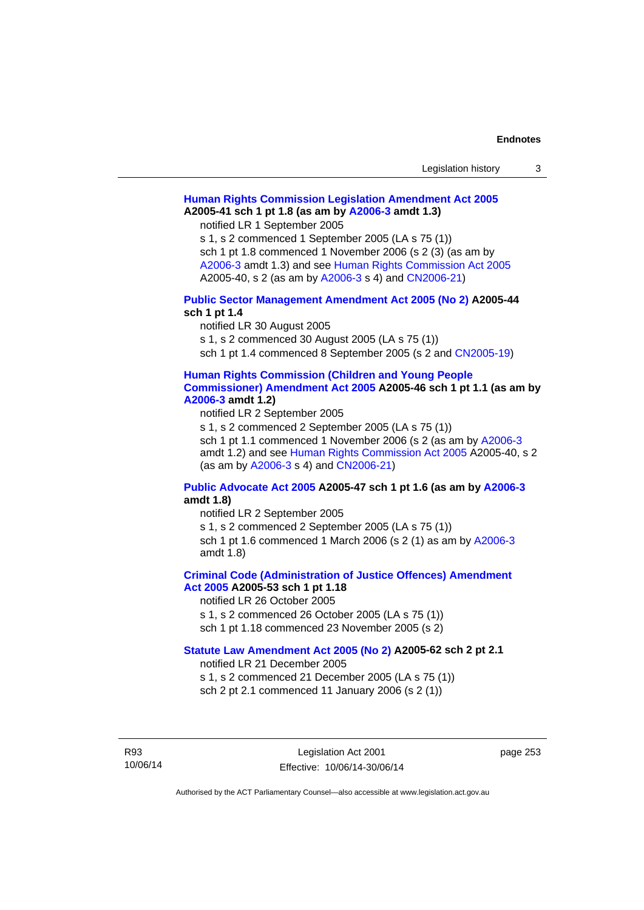**Human Rights Commission Legislation Amendment Act 2005 A2005-41 sch 1 pt 1.8 (as am by A2006-3 amdt 1.3)**

notified LR 1 September 2005

s 1, s 2 commenced 1 September 2005 (LA s 75 (1))

sch 1 pt 1.8 commenced 1 November 2006 (s 2 (3) (as am by A2006-3 amdt 1.3) and see Human Rights Commission Act 2005 A2005-40, s 2 (as am by A2006-3 s 4) and CN2006-21)

**Public Sector Management Amendment Act 2005 (No 2) A2005-44 sch 1 pt 1.4**

notified LR 30 August 2005

s 1, s 2 commenced 30 August 2005 (LA s 75 (1))

sch 1 pt 1.4 commenced 8 September 2005 (s 2 and CN2005-19)

**Human Rights Commission (Children and Young People Commissioner) Amendment Act 2005 A2005-46 sch 1 pt 1.1 (as am by A2006-3 amdt 1.2)**

notified LR 2 September 2005

s 1, s 2 commenced 2 September 2005 (LA s 75 (1))

sch 1 pt 1.1 commenced 1 November 2006 (s 2 (as am by A2006-3 amdt 1.2) and see Human Rights Commission Act 2005 A2005-40, s 2 (as am by A2006-3 s 4) and CN2006-21)

**Public Advocate Act 2005 A2005-47 sch 1 pt 1.6 (as am by A2006-3 amdt 1.8)**

notified LR 2 September 2005

s 1, s 2 commenced 2 September 2005 (LA s 75 (1))

sch 1 pt 1.6 commenced 1 March 2006 (s 2 (1) as am by A2006-3 amdt 1.8)

**Criminal Code (Administration of Justice Offences) Amendment Act 2005 A2005-53 sch 1 pt 1.18**

notified LR 26 October 2005

s 1, s 2 commenced 26 October 2005 (LA s 75 (1))

sch 1 pt 1.18 commenced 23 November 2005 (s 2)

**Statute Law Amendment Act 2005 (No 2) A2005-62 sch 2 pt 2.1**

notified LR 21 December 2005

s 1, s 2 commenced 21 December 2005 (LA s 75 (1))

sch 2 pt 2.1 commenced 11 January 2006 (s 2 (1))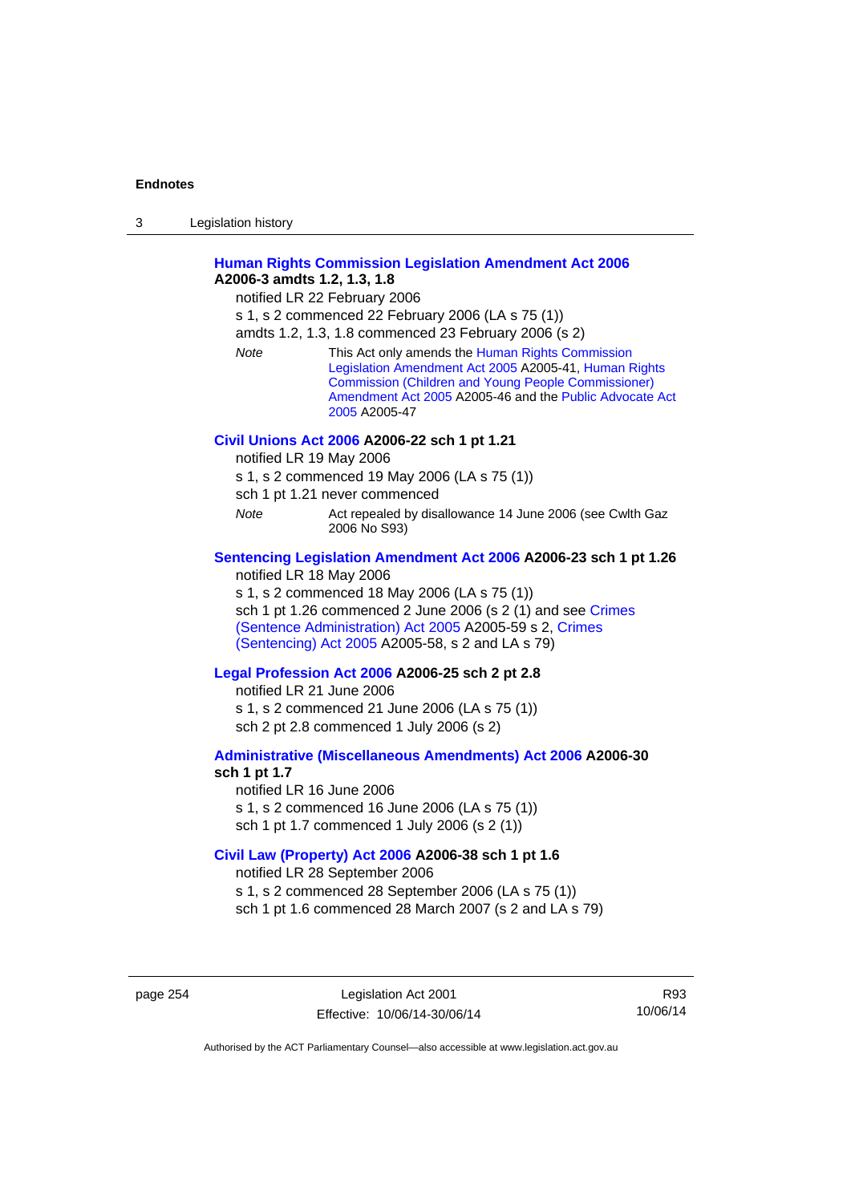**Human Rights Commission Legislation Amendment Act 2006 A2006-3 amdts 1.2, 1.3, 1.8**

notified LR 22 February 2006

s 1, s 2 commenced 22 February 2006 (LA s 75 (1))

amdts 1.2, 1.3, 1.8 commenced 23 February 2006 (s 2)

*Note* This Act only amends the Human Rights Commission Legislation Amendment Act 2005 A2005-41, Human Rights Commission (Children and Young People Commissioner) Amendment Act 2005 A2005-46 and the Public Advocate Act 2005 A2005-47

**Civil Unions Act 2006 A2006-22 sch 1 pt 1.21**

notified LR 19 May 2006

s 1, s 2 commenced 19 May 2006 (LA s 75 (1))

sch 1 pt 1.21 never commenced

*Note* Act repealed by disallowance 14 June 2006 (see Cwlth Gaz 2006 No S93)

**Sentencing Legislation Amendment Act 2006 A2006-23 sch 1 pt 1.26**

notified LR 18 May 2006

s 1, s 2 commenced 18 May 2006 (LA s 75 (1))

sch 1 pt 1.26 commenced 2 June 2006 (s 2 (1) and see Crimes (Sentence Administration) Act 2005 A2005-59 s 2, Crimes (Sentencing) Act 2005 A2005-58, s 2 and LA s 79)

**Legal Profession Act 2006 A2006-25 sch 2 pt 2.8**

notified LR 21 June 2006

s 1, s 2 commenced 21 June 2006 (LA s 75 (1))

sch 2 pt 2.8 commenced 1 July 2006 (s 2)

**Administrative (Miscellaneous Amendments) Act 2006 A2006-30 sch 1 pt 1.7**

notified LR 16 June 2006

s 1, s 2 commenced 16 June 2006 (LA s 75 (1))

sch 1 pt 1.7 commenced 1 July 2006 (s 2 (1))

**Civil Law (Property) Act 2006 A2006-38 sch 1 pt 1.6**

notified LR 28 September 2006

s 1, s 2 commenced 28 September 2006 (LA s 75 (1))

sch 1 pt 1.6 commenced 28 March 2007 (s 2 and LA s 79)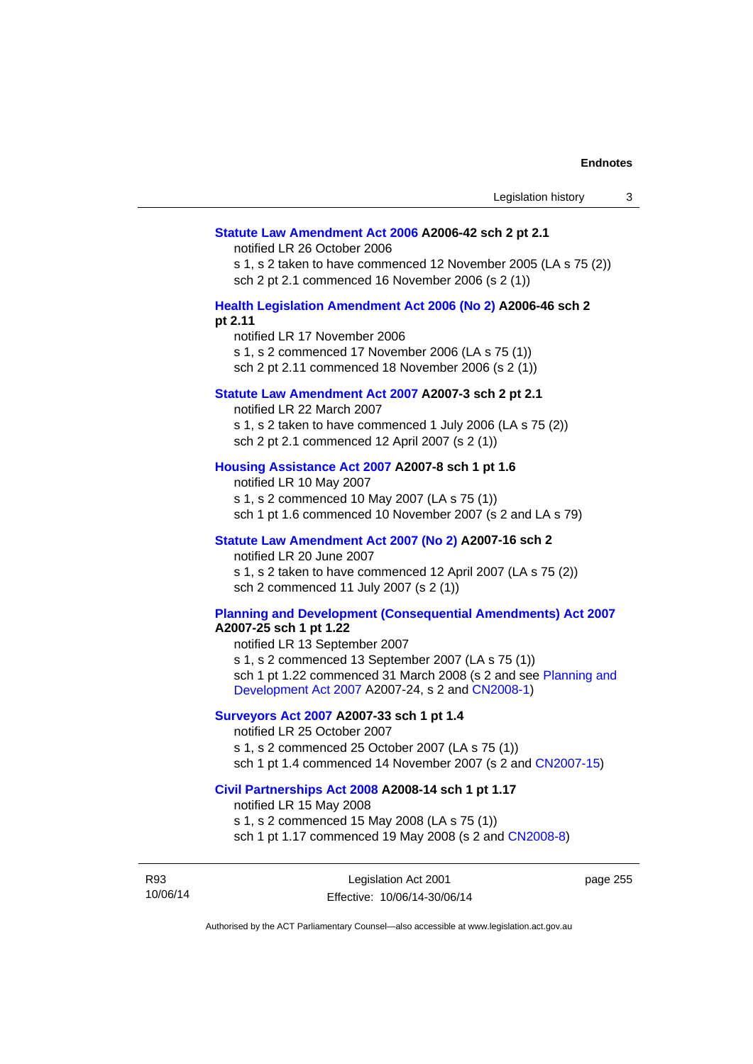**Statute Law Amendment Act 2006 A2006-42 sch 2 pt 2.1**

notified LR 26 October 2006

s 1, s 2 taken to have commenced 12 November 2005 (LA s 75 (2))

sch 2 pt 2.1 commenced 16 November 2006 (s 2 (1))

**Health Legislation Amendment Act 2006 (No 2) A2006-46 sch 2 pt 2.11**

notified LR 17 November 2006

s 1, s 2 commenced 17 November 2006 (LA s 75 (1))

sch 2 pt 2.11 commenced 18 November 2006 (s 2 (1))

**Statute Law Amendment Act 2007 A2007-3 sch 2 pt 2.1**

notified LR 22 March 2007

s 1, s 2 taken to have commenced 1 July 2006 (LA s 75 (2))

sch 2 pt 2.1 commenced 12 April 2007 (s 2 (1))

**Housing Assistance Act 2007 A2007-8 sch 1 pt 1.6**

notified LR 10 May 2007

s 1, s 2 commenced 10 May 2007 (LA s 75 (1))

sch 1 pt 1.6 commenced 10 November 2007 (s 2 and LA s 79)

**Statute Law Amendment Act 2007 (No 2) A2007-16 sch 2**

notified LR 20 June 2007

s 1, s 2 taken to have commenced 12 April 2007 (LA s 75 (2))

sch 2 commenced 11 July 2007 (s 2 (1))

**Planning and Development (Consequential Amendments) Act 2007 A2007-25 sch 1 pt 1.22**

notified LR 13 September 2007

s 1, s 2 commenced 13 September 2007 (LA s 75 (1))

sch 1 pt 1.22 commenced 31 March 2008 (s 2 and see Planning and Development Act 2007 A2007-24, s 2 and CN2008-1)

**Surveyors Act 2007 A2007-33 sch 1 pt 1.4**

notified LR 25 October 2007

s 1, s 2 commenced 25 October 2007 (LA s 75 (1))

sch 1 pt 1.4 commenced 14 November 2007 (s 2 and CN2007-15)

**Civil Partnerships Act 2008 A2008-14 sch 1 pt 1.17**

notified LR 15 May 2008

s 1, s 2 commenced 15 May 2008 (LA s 75 (1))

sch 1 pt 1.17 commenced 19 May 2008 (s 2 and CN2008-8)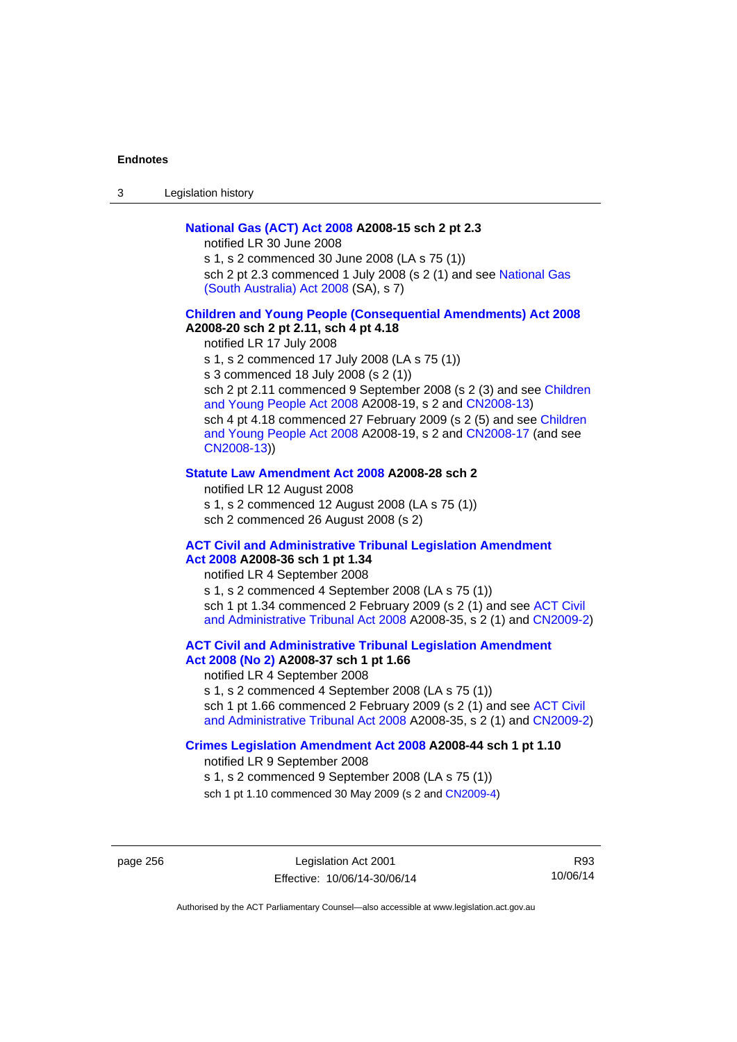**National Gas (ACT) Act 2008 A2008-15 sch 2 pt 2.3**

notified LR 30 June 2008

s 1, s 2 commenced 30 June 2008 (LA s 75 (1))

sch 2 pt 2.3 commenced 1 July 2008 (s 2 (1) and see National Gas (South Australia) Act 2008 (SA), s 7)

**Children and Young People (Consequential Amendments) Act 2008 A2008-20 sch 2 pt 2.11, sch 4 pt 4.18**

notified LR 17 July 2008

s 1, s 2 commenced 17 July 2008 (LA s 75 (1))

s 3 commenced 18 July 2008 (s 2 (1))

sch 2 pt 2.11 commenced 9 September 2008 (s 2 (3) and see Children and Young People Act 2008 A2008-19, s 2 and CN2008-13)

sch 4 pt 4.18 commenced 27 February 2009 (s 2 (5) and see Children and Young People Act 2008 A2008-19, s 2 and CN2008-17 (and see CN2008-13))

**Statute Law Amendment Act 2008 A2008-28 sch 2**

notified LR 12 August 2008

s 1, s 2 commenced 12 August 2008 (LA s 75 (1))

sch 2 commenced 26 August 2008 (s 2)

**ACT Civil and Administrative Tribunal Legislation Amendment Act 2008 A2008-36 sch 1 pt 1.34**

notified LR 4 September 2008

s 1, s 2 commenced 4 September 2008 (LA s 75 (1))

sch 1 pt 1.34 commenced 2 February 2009 (s 2 (1) and see ACT Civil and Administrative Tribunal Act 2008 A2008-35, s 2 (1) and CN2009-2)

**ACT Civil and Administrative Tribunal Legislation Amendment Act 2008 (No 2) A2008-37 sch 1 pt 1.66**

notified LR 4 September 2008

s 1, s 2 commenced 4 September 2008 (LA s 75 (1))

sch 1 pt 1.66 commenced 2 February 2009 (s 2 (1) and see ACT Civil and Administrative Tribunal Act 2008 A2008-35, s 2 (1) and CN2009-2)

**Crimes Legislation Amendment Act 2008 A2008-44 sch 1 pt 1.10**

notified LR 9 September 2008

s 1, s 2 commenced 9 September 2008 (LA s 75 (1))

sch 1 pt 1.10 commenced 30 May 2009 (s 2 and CN2009-4)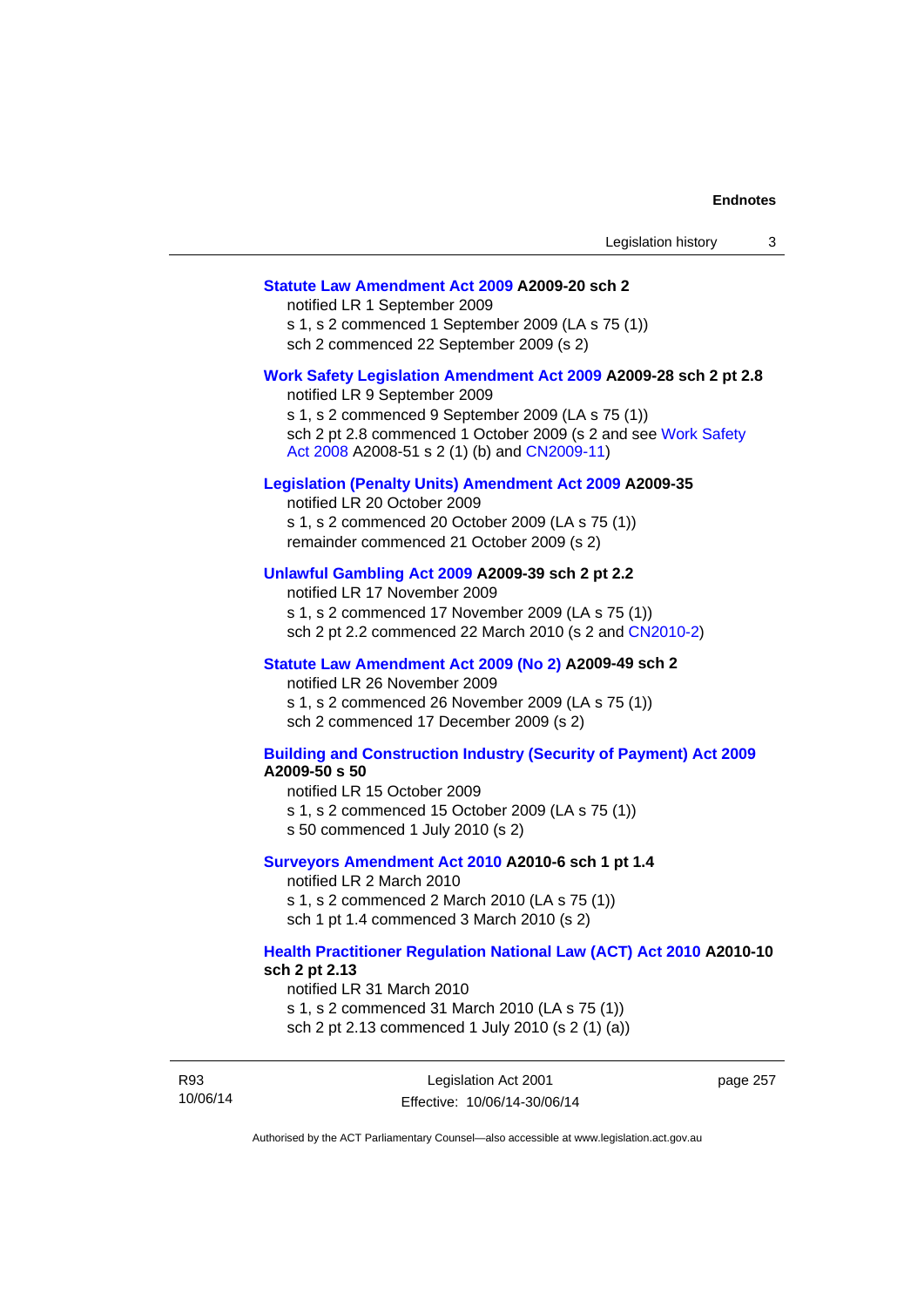**Statute Law Amendment Act 2009 A2009-20 sch 2**

notified LR 1 September 2009

s 1, s 2 commenced 1 September 2009 (LA s 75 (1))

sch 2 commenced 22 September 2009 (s 2)

**Work Safety Legislation Amendment Act 2009 A2009-28 sch 2 pt 2.8**

notified LR 9 September 2009

s 1, s 2 commenced 9 September 2009 (LA s 75 (1))

sch 2 pt 2.8 commenced 1 October 2009 (s 2 and see Work Safety Act 2008 A2008-51 s 2 (1) (b) and CN2009-11)

**Legislation (Penalty Units) Amendment Act 2009 A2009-35**

notified LR 20 October 2009

s 1, s 2 commenced 20 October 2009 (LA s 75 (1))

remainder commenced 21 October 2009 (s 2)

**Unlawful Gambling Act 2009 A2009-39 sch 2 pt 2.2**

notified LR 17 November 2009

s 1, s 2 commenced 17 November 2009 (LA s 75 (1))

sch 2 pt 2.2 commenced 22 March 2010 (s 2 and CN2010-2)

**Statute Law Amendment Act 2009 (No 2) A2009-49 sch 2**

notified LR 26 November 2009

s 1, s 2 commenced 26 November 2009 (LA s 75 (1))

sch 2 commenced 17 December 2009 (s 2)

**Building and Construction Industry (Security of Payment) Act 2009 A2009-50 s 50**

notified LR 15 October 2009

s 1, s 2 commenced 15 October 2009 (LA s 75 (1))

s 50 commenced 1 July 2010 (s 2)

**Surveyors Amendment Act 2010 A2010-6 sch 1 pt 1.4**

notified LR 2 March 2010

s 1, s 2 commenced 2 March 2010 (LA s 75 (1))

sch 1 pt 1.4 commenced 3 March 2010 (s 2)

**Health Practitioner Regulation National Law (ACT) Act 2010 A2010-10 sch 2 pt 2.13**

notified LR 31 March 2010

s 1, s 2 commenced 31 March 2010 (LA s 75 (1))

sch 2 pt 2.13 commenced 1 July 2010 (s 2 (1) (a))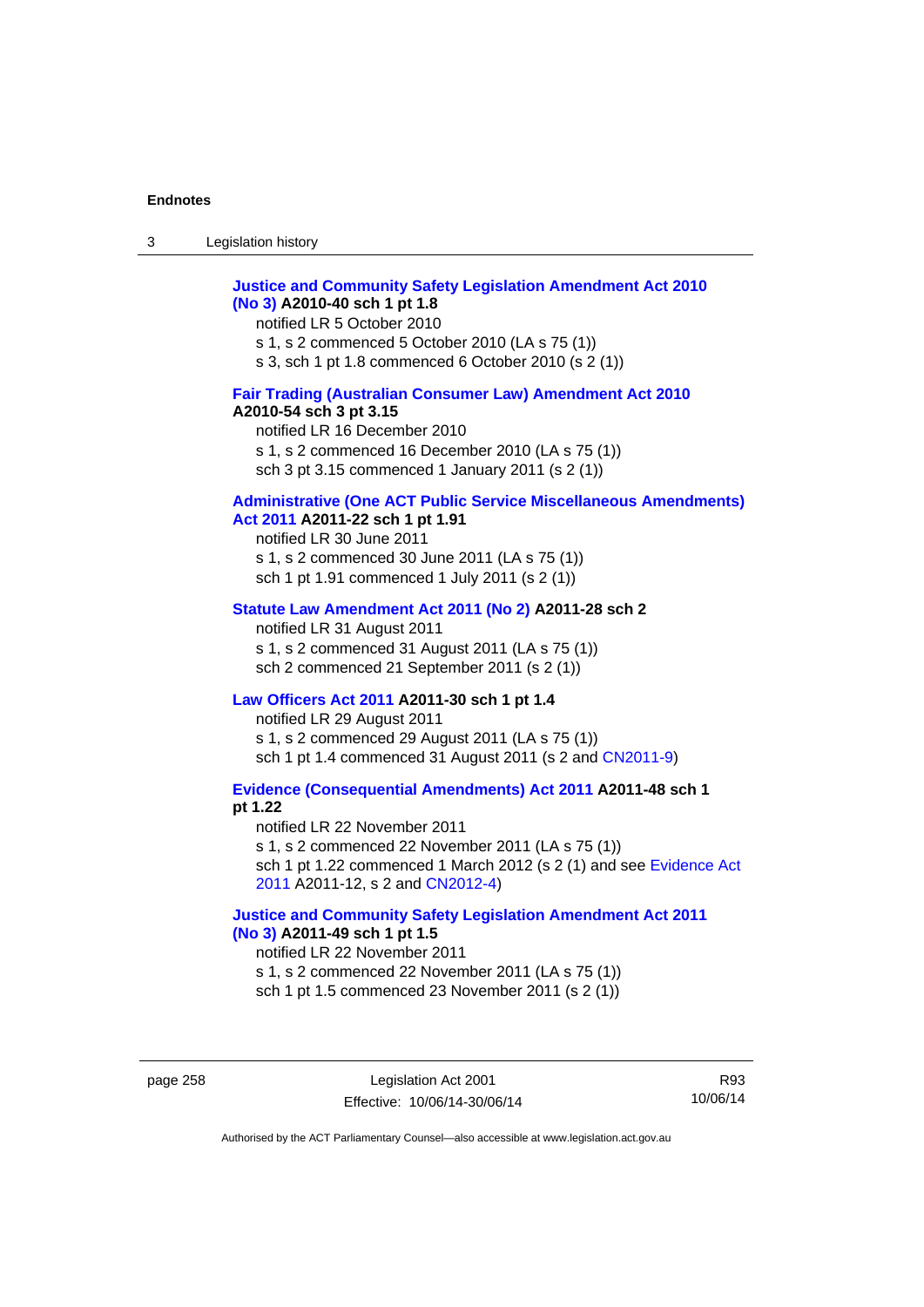**Justice and Community Safety Legislation Amendment Act 2010 (No 3) A2010-40 sch 1 pt 1.8**

notified LR 5 October 2010

s 1, s 2 commenced 5 October 2010 (LA s 75 (1))

s 3, sch 1 pt 1.8 commenced 6 October 2010 (s 2 (1))

**Fair Trading (Australian Consumer Law) Amendment Act 2010 A2010-54 sch 3 pt 3.15**

notified LR 16 December 2010

s 1, s 2 commenced 16 December 2010 (LA s 75 (1))

sch 3 pt 3.15 commenced 1 January 2011 (s 2 (1))

**Administrative (One ACT Public Service Miscellaneous Amendments) Act 2011 A2011-22 sch 1 pt 1.91**

notified LR 30 June 2011

s 1, s 2 commenced 30 June 2011 (LA s 75 (1))

sch 1 pt 1.91 commenced 1 July 2011 (s 2 (1))

**Statute Law Amendment Act 2011 (No 2) A2011-28 sch 2**

notified LR 31 August 2011

s 1, s 2 commenced 31 August 2011 (LA s 75 (1))

sch 2 commenced 21 September 2011 (s 2 (1))

**Law Officers Act 2011 A2011-30 sch 1 pt 1.4**

notified LR 29 August 2011

s 1, s 2 commenced 29 August 2011 (LA s 75 (1))

sch 1 pt 1.4 commenced 31 August 2011 (s 2 and CN2011-9)

**Evidence (Consequential Amendments) Act 2011 A2011-48 sch 1 pt 1.22**

notified LR 22 November 2011

s 1, s 2 commenced 22 November 2011 (LA s 75 (1))

sch 1 pt 1.22 commenced 1 March 2012 (s 2 (1) and see Evidence Act 2011 A2011-12, s 2 and CN2012-4)

**Justice and Community Safety Legislation Amendment Act 2011 (No 3) A2011-49 sch 1 pt 1.5**

notified LR 22 November 2011

s 1, s 2 commenced 22 November 2011 (LA s 75 (1))

sch 1 pt 1.5 commenced 23 November 2011 (s 2 (1))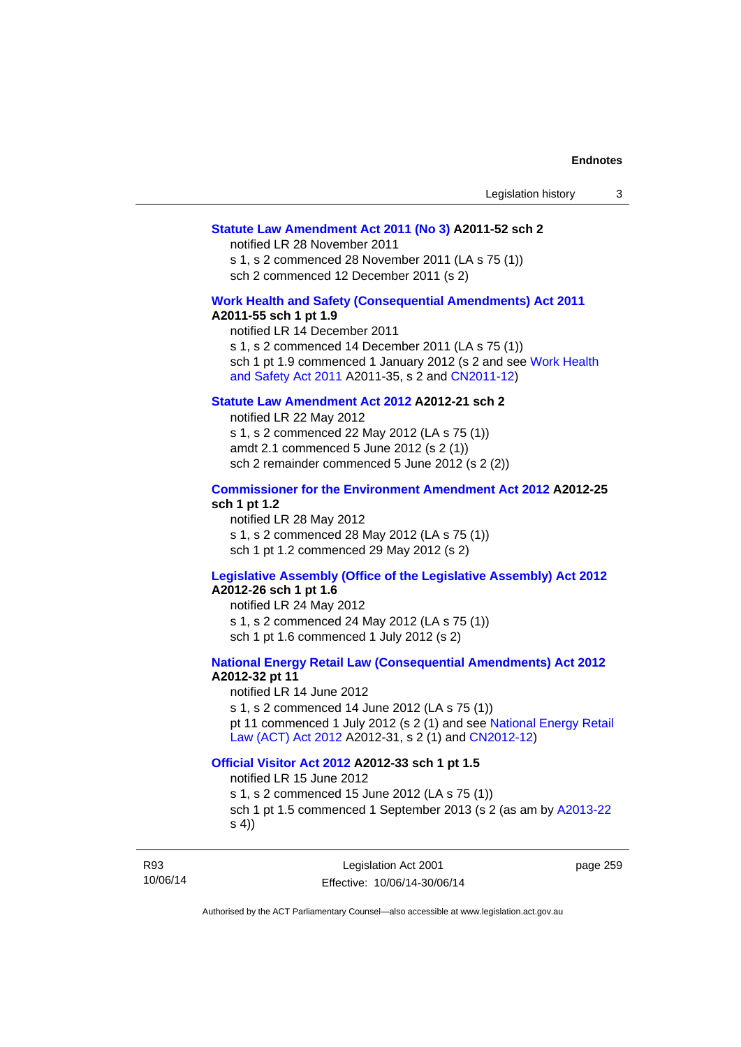**Statute Law Amendment Act 2011 (No 3) A2011-52 sch 2**

notified LR 28 November 2011

s 1, s 2 commenced 28 November 2011 (LA s 75 (1))

sch 2 commenced 12 December 2011 (s 2)

**Work Health and Safety (Consequential Amendments) Act 2011 A2011-55 sch 1 pt 1.9**

notified LR 14 December 2011

s 1, s 2 commenced 14 December 2011 (LA s 75 (1))

sch 1 pt 1.9 commenced 1 January 2012 (s 2 and see Work Health and Safety Act 2011 A2011-35, s 2 and CN2011-12)

**Statute Law Amendment Act 2012 A2012-21 sch 2**

notified LR 22 May 2012

s 1, s 2 commenced 22 May 2012 (LA s 75 (1))

amdt 2.1 commenced 5 June 2012 (s 2 (1))

sch 2 remainder commenced 5 June 2012 (s 2 (2))

**Commissioner for the Environment Amendment Act 2012 A2012-25 sch 1 pt 1.2**

notified LR 28 May 2012

s 1, s 2 commenced 28 May 2012 (LA s 75 (1))

sch 1 pt 1.2 commenced 29 May 2012 (s 2)

**Legislative Assembly (Office of the Legislative Assembly) Act 2012 A2012-26 sch 1 pt 1.6**

notified LR 24 May 2012

s 1, s 2 commenced 24 May 2012 (LA s 75 (1))

sch 1 pt 1.6 commenced 1 July 2012 (s 2)

**National Energy Retail Law (Consequential Amendments) Act 2012 A2012-32 pt 11**

notified LR 14 June 2012

s 1, s 2 commenced 14 June 2012 (LA s 75 (1))

pt 11 commenced 1 July 2012 (s 2 (1) and see National Energy Retail Law (ACT) Act 2012 A2012-31, s 2 (1) and CN2012-12)

**Official Visitor Act 2012 A2012-33 sch 1 pt 1.5**

notified LR 15 June 2012

s 1, s 2 commenced 15 June 2012 (LA s 75 (1))

sch 1 pt 1.5 commenced 1 September 2013 (s 2 (as am by A2013-22 s 4))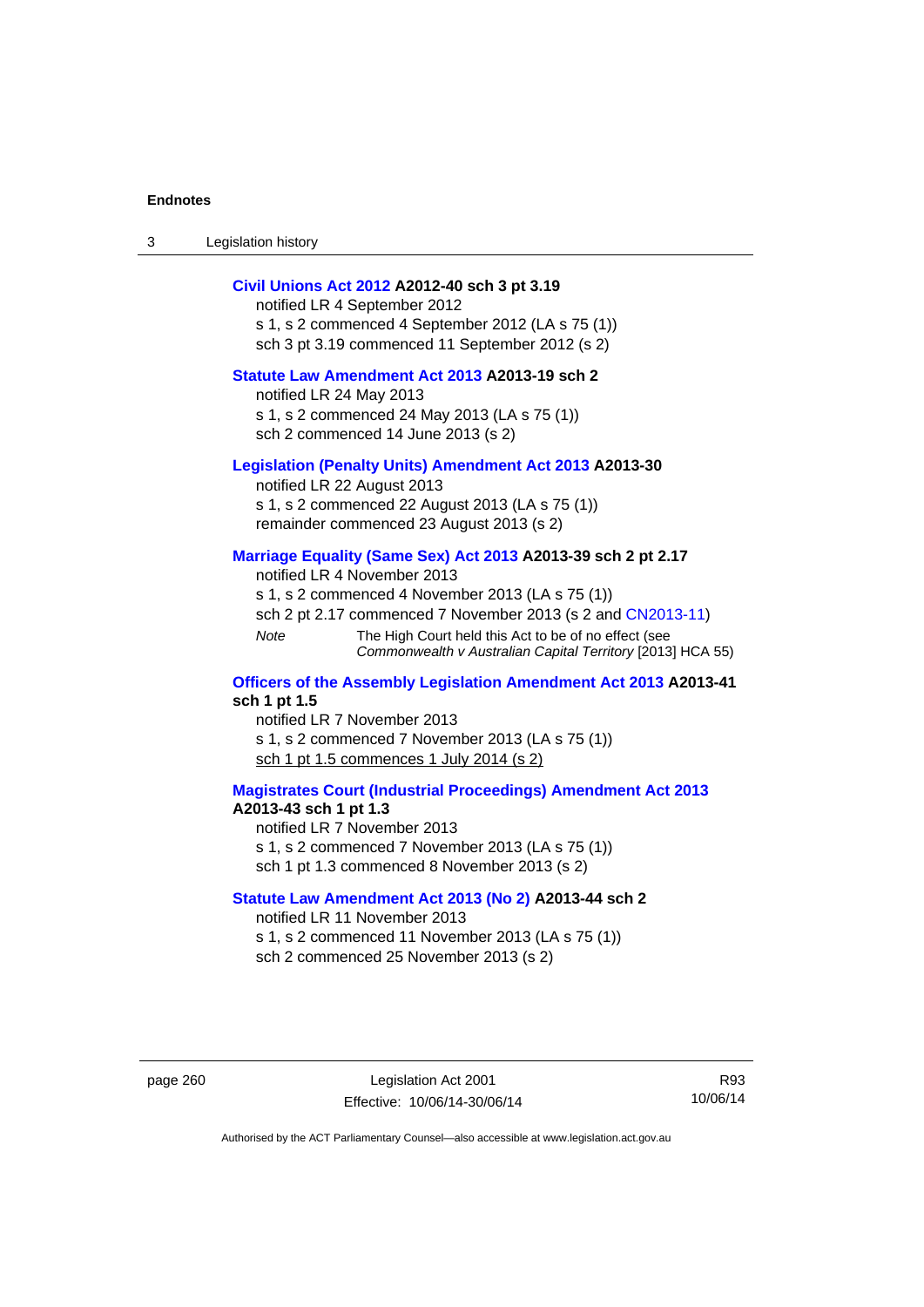**Civil Unions Act 2012** **A2012-40 sch 3 pt 3.19**
notified LR 4 September 2012
s 1, s 2 commenced 4 September 2012 (LA s 75 (1))
sch 3 pt 3.19 commenced 11 September 2012 (s 2)

**Statute Law Amendment Act 2013** **A2013-19 sch 2**
notified LR 24 May 2013
s 1, s 2 commenced 24 May 2013 (LA s 75 (1))
sch 2 commenced 14 June 2013 (s 2)

**Legislation (Penalty Units) Amendment Act 2013** **A2013-30**
notified LR 22 August 2013
s 1, s 2 commenced 22 August 2013 (LA s 75 (1))
remainder commenced 23 August 2013 (s 2)

**Marriage Equality (Same Sex) Act 2013** **A2013-39 sch 2 pt 2.17**
notified LR 4 November 2013
s 1, s 2 commenced 4 November 2013 (LA s 75 (1))
sch 2 pt 2.17 commenced 7 November 2013 (s 2 and CN2013-11)

*Note* The High Court held this Act to be of no effect (see *Commonwealth v Australian Capital Territory* [2013] HCA 55)

**Officers of the Assembly Legislation Amendment Act 2013** **A2013-41 sch 1 pt 1.5**
notified LR 7 November 2013
s 1, s 2 commenced 7 November 2013 (LA s 75 (1))
sch 1 pt 1.5 commences 1 July 2014 (s 2)

**Magistrates Court (Industrial Proceedings) Amendment Act 2013** **A2013-43 sch 1 pt 1.3**
notified LR 7 November 2013
s 1, s 2 commenced 7 November 2013 (LA s 75 (1))
sch 1 pt 1.3 commenced 8 November 2013 (s 2)

**Statute Law Amendment Act 2013 (No 2)** **A2013-44 sch 2**
notified LR 11 November 2013
s 1, s 2 commenced 11 November 2013 (LA s 75 (1))
sch 2 commenced 25 November 2013 (s 2)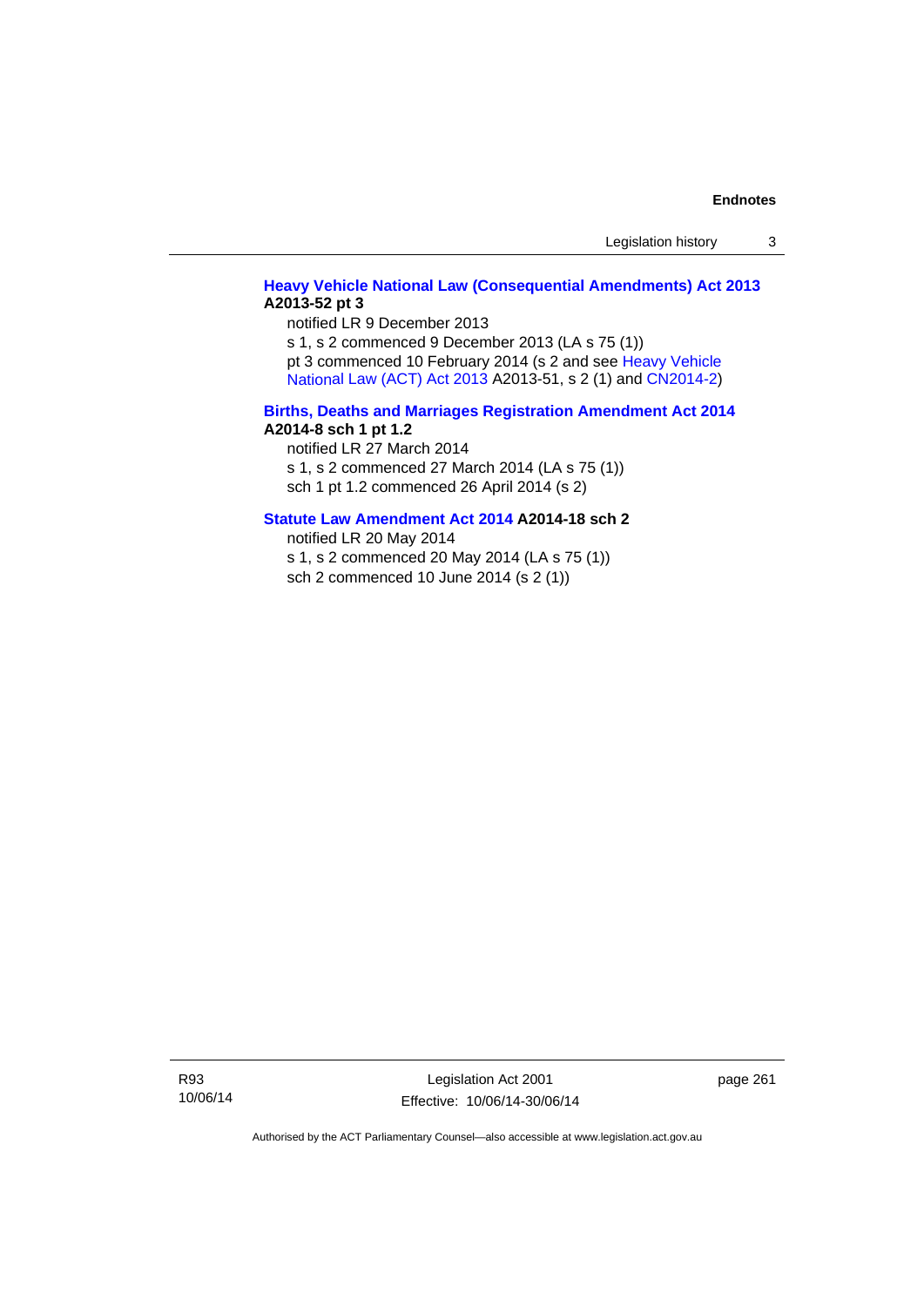**Heavy Vehicle National Law (Consequential Amendments) Act 2013 A2013-52 pt 3**

notified LR 9 December 2013

s 1, s 2 commenced 9 December 2013 (LA s 75 (1))

pt 3 commenced 10 February 2014 (s 2 and see Heavy Vehicle National Law (ACT) Act 2013 A2013-51, s 2 (1) and CN2014-2)

**Births, Deaths and Marriages Registration Amendment Act 2014 A2014-8 sch 1 pt 1.2**

notified LR 27 March 2014

s 1, s 2 commenced 27 March 2014 (LA s 75 (1))

sch 1 pt 1.2 commenced 26 April 2014 (s 2)

**Statute Law Amendment Act 2014 A2014-18 sch 2**

notified LR 20 May 2014

s 1, s 2 commenced 20 May 2014 (LA s 75 (1))

sch 2 commenced 10 June 2014 (s 2 (1))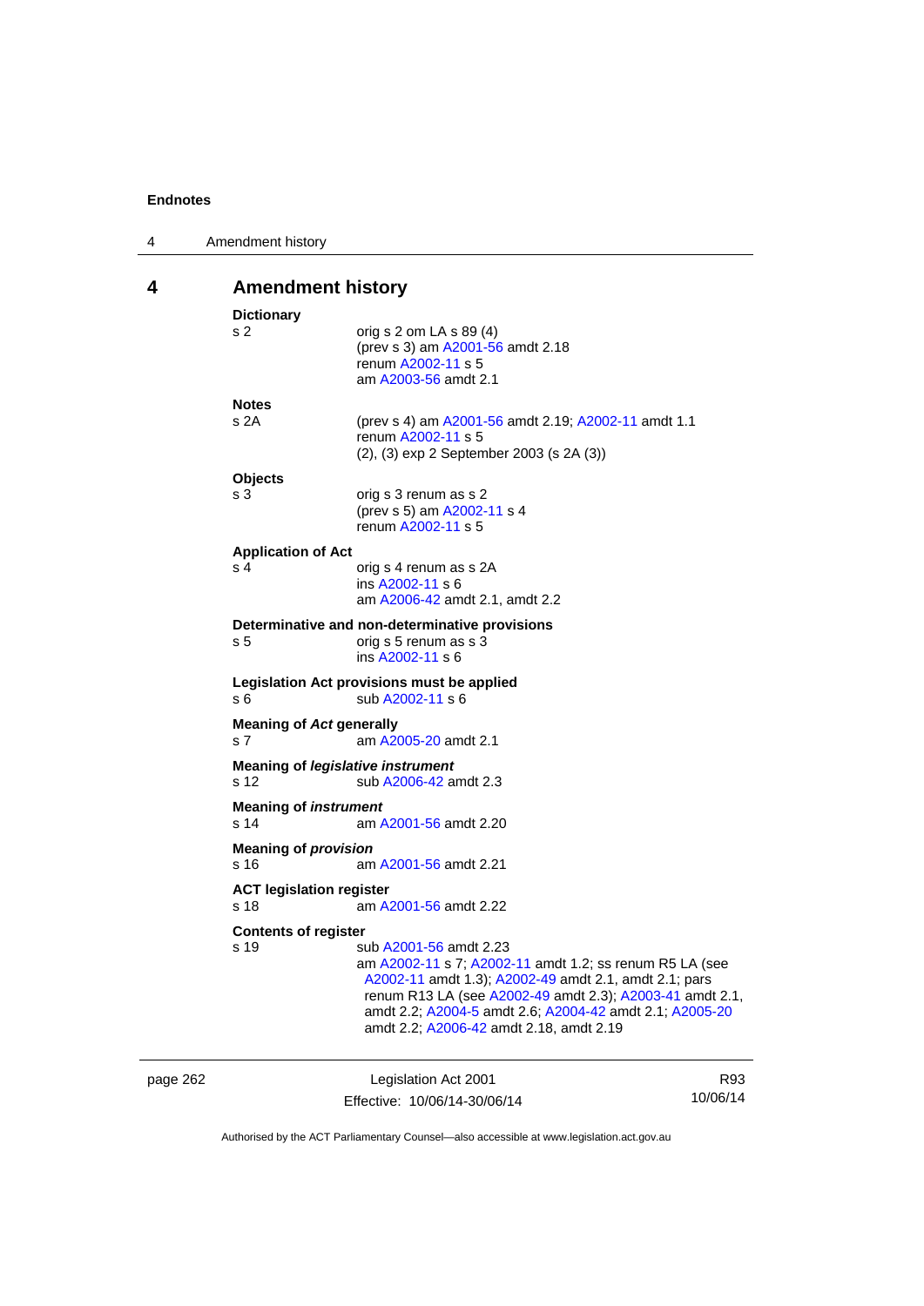# 4 Amendment history

**Dictionary**

s 2 — orig s 2 om LA s 89 (4)
(prev s 3) am A2001-56 amdt 2.18
renum A2002-11 s 5
am A2003-56 amdt 2.1

**Notes**

s 2A — (prev s 4) am A2001-56 amdt 2.19; A2002-11 amdt 1.1
renum A2002-11 s 5
(2), (3) exp 2 September 2003 (s 2A (3))

**Objects**

s 3 — orig s 3 renum as s 2
(prev s 5) am A2002-11 s 4
renum A2002-11 s 5

**Application of Act**

s 4 — orig s 4 renum as s 2A
ins A2002-11 s 6
am A2006-42 amdt 2.1, amdt 2.2

**Determinative and non-determinative provisions**

s 5 — orig s 5 renum as s 3
ins A2002-11 s 6

**Legislation Act provisions must be applied**

s 6 — sub A2002-11 s 6

**Meaning of *Act* generally**

s 7 — am A2005-20 amdt 2.1

**Meaning of *legislative instrument***

s 12 — sub A2006-42 amdt 2.3

**Meaning of *instrument***

s 14 — am A2001-56 amdt 2.20

**Meaning of *provision***

s 16 — am A2001-56 amdt 2.21

**ACT legislation register**

s 18 — am A2001-56 amdt 2.22

**Contents of register**

s 19 — sub A2001-56 amdt 2.23
am A2002-11 s 7; A2002-11 amdt 1.2; ss renum R5 LA (see A2002-11 amdt 1.3); A2002-49 amdt 2.1, amdt 2.1; pars renum R13 LA (see A2002-49 amdt 2.3); A2003-41 amdt 2.1, amdt 2.2; A2004-5 amdt 2.6; A2004-42 amdt 2.1; A2005-20 amdt 2.2; A2006-42 amdt 2.18, amdt 2.19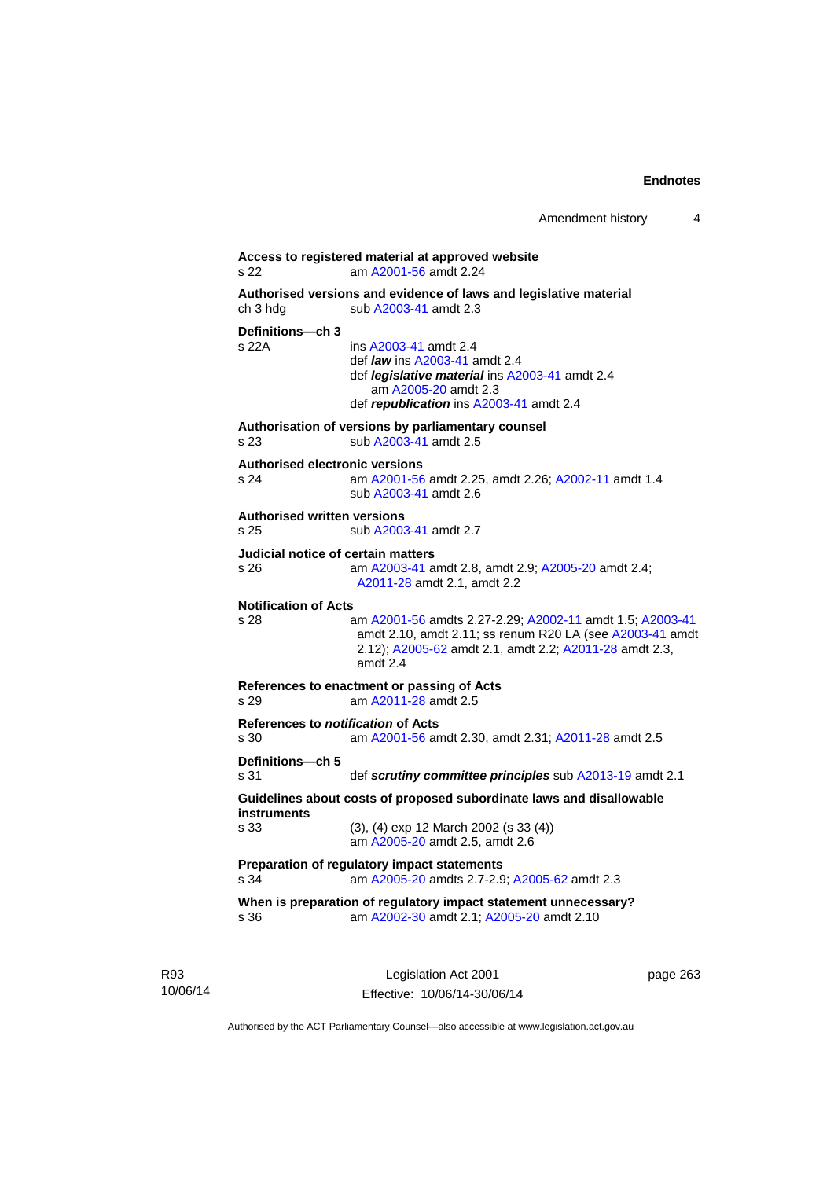**Access to registered material at approved website**
s 22 am A2001-56 amdt 2.24

**Authorised versions and evidence of laws and legislative material**
ch 3 hdg sub A2003-41 amdt 2.3

**Definitions—ch 3**
s 22A ins A2003-41 amdt 2.4
def ***law*** ins A2003-41 amdt 2.4
def ***legislative material*** ins A2003-41 amdt 2.4
am A2005-20 amdt 2.3
def ***republication*** ins A2003-41 amdt 2.4

**Authorisation of versions by parliamentary counsel**
s 23 sub A2003-41 amdt 2.5

**Authorised electronic versions**
s 24 am A2001-56 amdt 2.25, amdt 2.26; A2002-11 amdt 1.4
sub A2003-41 amdt 2.6

**Authorised written versions**
s 25 sub A2003-41 amdt 2.7

**Judicial notice of certain matters**
s 26 am A2003-41 amdt 2.8, amdt 2.9; A2005-20 amdt 2.4; A2011-28 amdt 2.1, amdt 2.2

**Notification of Acts**
s 28 am A2001-56 amdts 2.27-2.29; A2002-11 amdt 1.5; A2003-41 amdt 2.10, amdt 2.11; ss renum R20 LA (see A2003-41 amdt 2.12); A2005-62 amdt 2.1, amdt 2.2; A2011-28 amdt 2.3, amdt 2.4

**References to enactment or passing of Acts**
s 29 am A2011-28 amdt 2.5

**References to *notification* of Acts**
s 30 am A2001-56 amdt 2.30, amdt 2.31; A2011-28 amdt 2.5

**Definitions—ch 5**
s 31 def ***scrutiny committee principles*** sub A2013-19 amdt 2.1

**Guidelines about costs of proposed subordinate laws and disallowable instruments**
s 33 (3), (4) exp 12 March 2002 (s 33 (4))
am A2005-20 amdt 2.5, amdt 2.6

**Preparation of regulatory impact statements**
s 34 am A2005-20 amdts 2.7-2.9; A2005-62 amdt 2.3

**When is preparation of regulatory impact statement unnecessary?**
s 36 am A2002-30 amdt 2.1; A2005-20 amdt 2.10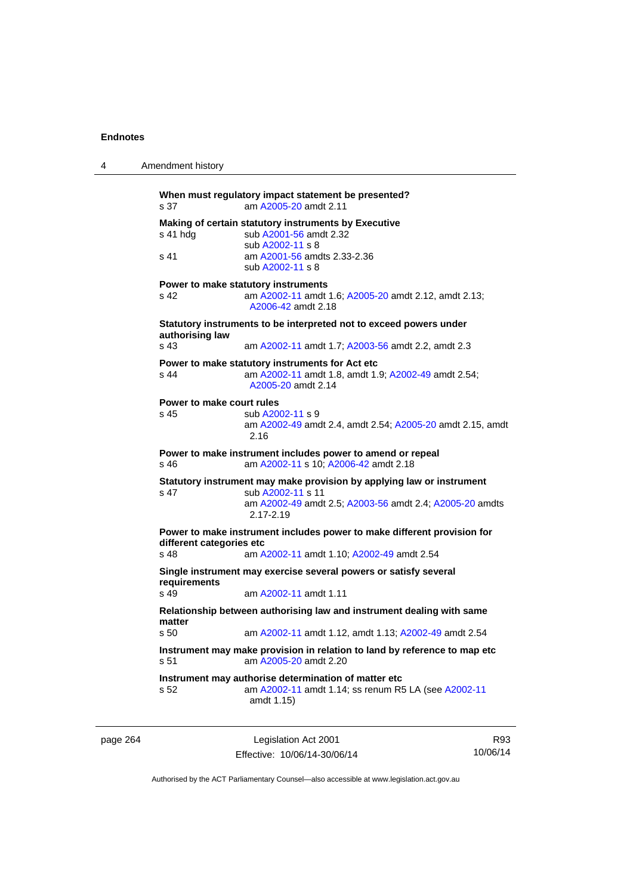**When must regulatory impact statement be presented?**

s 37 — am A2005-20 amdt 2.11

**Making of certain statutory instruments by Executive**

s 41 hdg — sub A2001-56 amdt 2.32; sub A2002-11 s 8

s 41 — am A2001-56 amdts 2.33-2.36; sub A2002-11 s 8

**Power to make statutory instruments**

s 42 — am A2002-11 amdt 1.6; A2005-20 amdt 2.12, amdt 2.13; A2006-42 amdt 2.18

**Statutory instruments to be interpreted not to exceed powers under authorising law**

s 43 — am A2002-11 amdt 1.7; A2003-56 amdt 2.2, amdt 2.3

**Power to make statutory instruments for Act etc**

s 44 — am A2002-11 amdt 1.8, amdt 1.9; A2002-49 amdt 2.54; A2005-20 amdt 2.14

**Power to make court rules**

s 45 — sub A2002-11 s 9; am A2002-49 amdt 2.4, amdt 2.54; A2005-20 amdt 2.15, amdt 2.16

**Power to make instrument includes power to amend or repeal**

s 46 — am A2002-11 s 10; A2006-42 amdt 2.18

**Statutory instrument may make provision by applying law or instrument**

s 47 — sub A2002-11 s 11; am A2002-49 amdt 2.5; A2003-56 amdt 2.4; A2005-20 amdts 2.17-2.19

**Power to make instrument includes power to make different provision for different categories etc**

s 48 — am A2002-11 amdt 1.10; A2002-49 amdt 2.54

**Single instrument may exercise several powers or satisfy several requirements**

s 49 — am A2002-11 amdt 1.11

**Relationship between authorising law and instrument dealing with same matter**

s 50 — am A2002-11 amdt 1.12, amdt 1.13; A2002-49 amdt 2.54

**Instrument may make provision in relation to land by reference to map etc**

s 51 — am A2005-20 amdt 2.20

**Instrument may authorise determination of matter etc**

s 52 — am A2002-11 amdt 1.14; ss renum R5 LA (see A2002-11 amdt 1.15)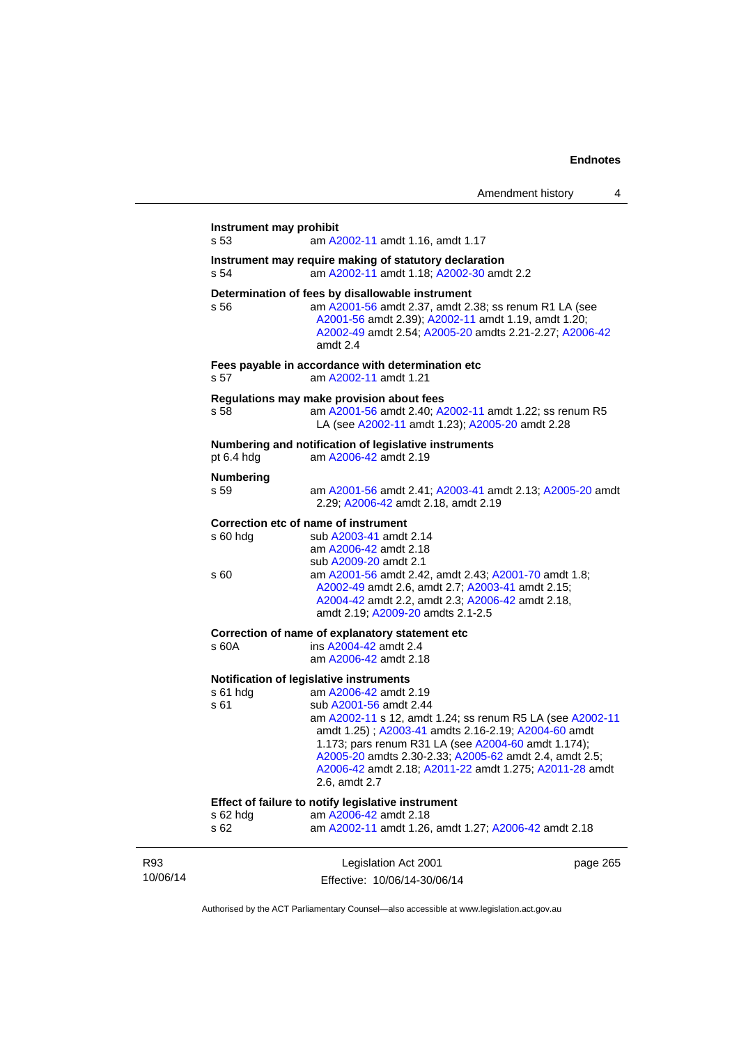**Instrument may prohibit**

s 53 am A2002-11 amdt 1.16, amdt 1.17

**Instrument may require making of statutory declaration**

s 54 am A2002-11 amdt 1.18; A2002-30 amdt 2.2

**Determination of fees by disallowable instrument**

s 56 am A2001-56 amdt 2.37, amdt 2.38; ss renum R1 LA (see A2001-56 amdt 2.39); A2002-11 amdt 1.19, amdt 1.20; A2002-49 amdt 2.54; A2005-20 amdts 2.21-2.27; A2006-42 amdt 2.4

**Fees payable in accordance with determination etc**

s 57 am A2002-11 amdt 1.21

**Regulations may make provision about fees**

s 58 am A2001-56 amdt 2.40; A2002-11 amdt 1.22; ss renum R5 LA (see A2002-11 amdt 1.23); A2005-20 amdt 2.28

**Numbering and notification of legislative instruments**

pt 6.4 hdg am A2006-42 amdt 2.19

**Numbering**

s 59 am A2001-56 amdt 2.41; A2003-41 amdt 2.13; A2005-20 amdt 2.29; A2006-42 amdt 2.18, amdt 2.19

**Correction etc of name of instrument**

s 60 hdg sub A2003-41 amdt 2.14
am A2006-42 amdt 2.18
sub A2009-20 amdt 2.1

s 60 am A2001-56 amdt 2.42, amdt 2.43; A2001-70 amdt 1.8; A2002-49 amdt 2.6, amdt 2.7; A2003-41 amdt 2.15; A2004-42 amdt 2.2, amdt 2.3; A2006-42 amdt 2.18, amdt 2.19; A2009-20 amdts 2.1-2.5

**Correction of name of explanatory statement etc**

s 60A ins A2004-42 amdt 2.4
am A2006-42 amdt 2.18

**Notification of legislative instruments**

s 61 hdg am A2006-42 amdt 2.19

s 61 sub A2001-56 amdt 2.44
am A2002-11 s 12, amdt 1.24; ss renum R5 LA (see A2002-11 amdt 1.25) ; A2003-41 amdts 2.16-2.19; A2004-60 amdt 1.173; pars renum R31 LA (see A2004-60 amdt 1.174); A2005-20 amdts 2.30-2.33; A2005-62 amdt 2.4, amdt 2.5; A2006-42 amdt 2.18; A2011-22 amdt 1.275; A2011-28 amdt 2.6, amdt 2.7

**Effect of failure to notify legislative instrument**

s 62 hdg am A2006-42 amdt 2.18

s 62 am A2002-11 amdt 1.26, amdt 1.27; A2006-42 amdt 2.18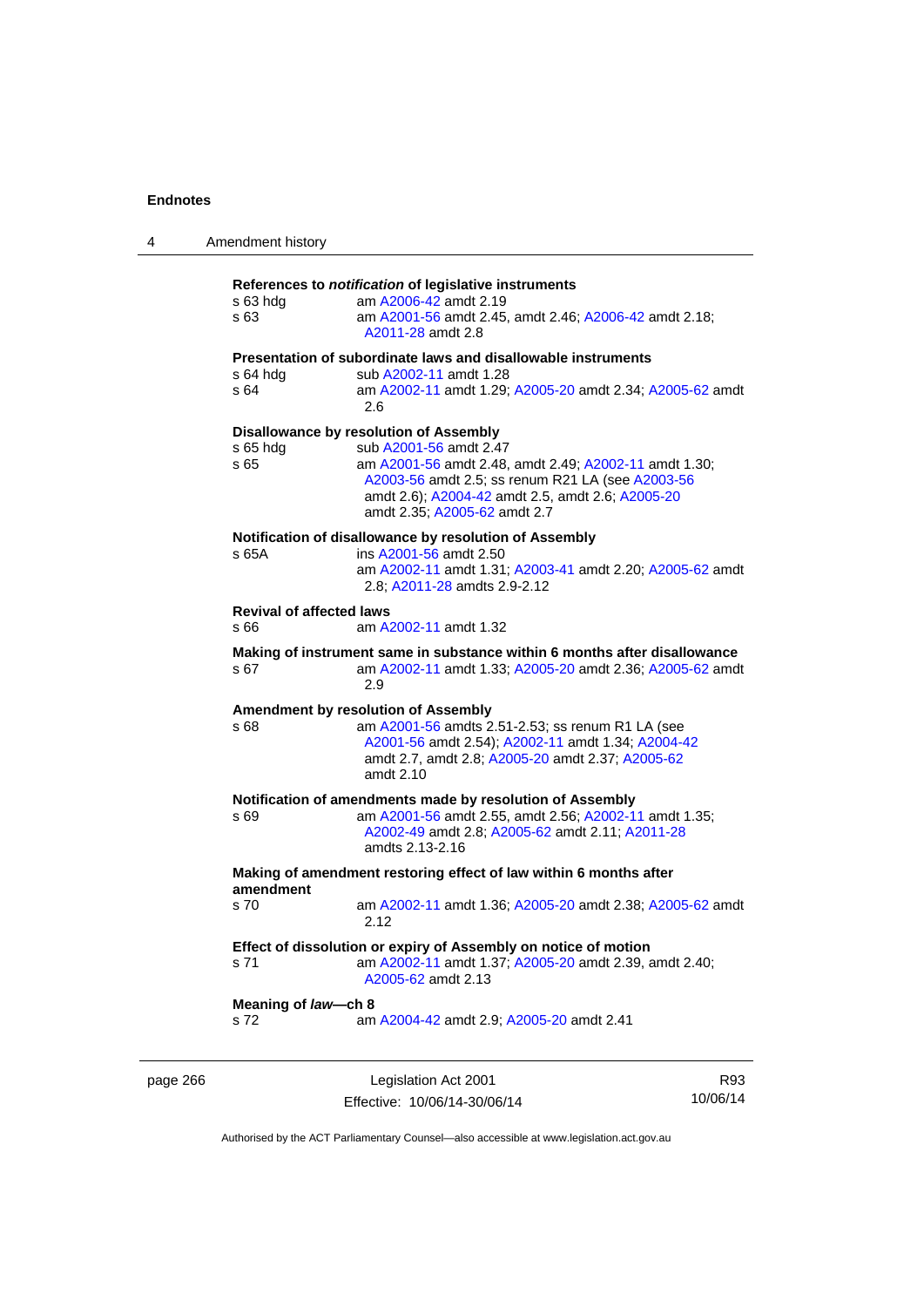**References to *notification* of legislative instruments**

s 63 hdg — am A2006-42 amdt 2.19

s 63 — am A2001-56 amdt 2.45, amdt 2.46; A2006-42 amdt 2.18; A2011-28 amdt 2.8

**Presentation of subordinate laws and disallowable instruments**

s 64 hdg — sub A2002-11 amdt 1.28

s 64 — am A2002-11 amdt 1.29; A2005-20 amdt 2.34; A2005-62 amdt 2.6

**Disallowance by resolution of Assembly**

s 65 hdg — sub A2001-56 amdt 2.47

s 65 — am A2001-56 amdt 2.48, amdt 2.49; A2002-11 amdt 1.30; A2003-56 amdt 2.5; ss renum R21 LA (see A2003-56 amdt 2.6); A2004-42 amdt 2.5, amdt 2.6; A2005-20 amdt 2.35; A2005-62 amdt 2.7

**Notification of disallowance by resolution of Assembly**

s 65A — ins A2001-56 amdt 2.50
am A2002-11 amdt 1.31; A2003-41 amdt 2.20; A2005-62 amdt 2.8; A2011-28 amdts 2.9-2.12

**Revival of affected laws**

s 66 — am A2002-11 amdt 1.32

**Making of instrument same in substance within 6 months after disallowance**

s 67 — am A2002-11 amdt 1.33; A2005-20 amdt 2.36; A2005-62 amdt 2.9

**Amendment by resolution of Assembly**

s 68 — am A2001-56 amdts 2.51-2.53; ss renum R1 LA (see A2001-56 amdt 2.54); A2002-11 amdt 1.34; A2004-42 amdt 2.7, amdt 2.8; A2005-20 amdt 2.37; A2005-62 amdt 2.10

**Notification of amendments made by resolution of Assembly**

s 69 — am A2001-56 amdt 2.55, amdt 2.56; A2002-11 amdt 1.35; A2002-49 amdt 2.8; A2005-62 amdt 2.11; A2011-28 amdts 2.13-2.16

**Making of amendment restoring effect of law within 6 months after amendment**

s 70 — am A2002-11 amdt 1.36; A2005-20 amdt 2.38; A2005-62 amdt 2.12

**Effect of dissolution or expiry of Assembly on notice of motion**

s 71 — am A2002-11 amdt 1.37; A2005-20 amdt 2.39, amdt 2.40; A2005-62 amdt 2.13

**Meaning of *law*—ch 8**

s 72 — am A2004-42 amdt 2.9; A2005-20 amdt 2.41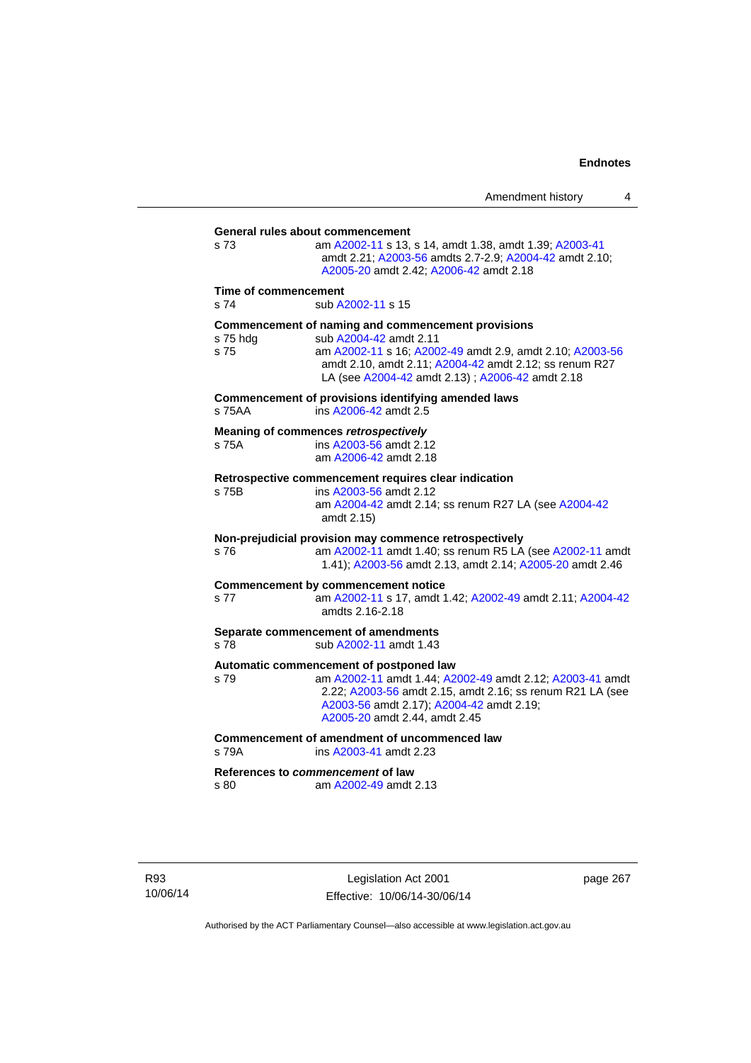**General rules about commencement**

s 73 — am A2002-11 s 13, s 14, amdt 1.38, amdt 1.39; A2003-41 amdt 2.21; A2003-56 amdts 2.7-2.9; A2004-42 amdt 2.10; A2005-20 amdt 2.42; A2006-42 amdt 2.18

**Time of commencement**

s 74 — sub A2002-11 s 15

**Commencement of naming and commencement provisions**

s 75 hdg — sub A2004-42 amdt 2.11

s 75 — am A2002-11 s 16; A2002-49 amdt 2.9, amdt 2.10; A2003-56 amdt 2.10, amdt 2.11; A2004-42 amdt 2.12; ss renum R27 LA (see A2004-42 amdt 2.13) ; A2006-42 amdt 2.18

**Commencement of provisions identifying amended laws**

s 75AA — ins A2006-42 amdt 2.5

**Meaning of commences *retrospectively***

s 75A — ins A2003-56 amdt 2.12
am A2006-42 amdt 2.18

**Retrospective commencement requires clear indication**

s 75B — ins A2003-56 amdt 2.12
am A2004-42 amdt 2.14; ss renum R27 LA (see A2004-42 amdt 2.15)

**Non-prejudicial provision may commence retrospectively**

s 76 — am A2002-11 amdt 1.40; ss renum R5 LA (see A2002-11 amdt 1.41); A2003-56 amdt 2.13, amdt 2.14; A2005-20 amdt 2.46

**Commencement by commencement notice**

s 77 — am A2002-11 s 17, amdt 1.42; A2002-49 amdt 2.11; A2004-42 amdts 2.16-2.18

**Separate commencement of amendments**

s 78 — sub A2002-11 amdt 1.43

**Automatic commencement of postponed law**

s 79 — am A2002-11 amdt 1.44; A2002-49 amdt 2.12; A2003-41 amdt 2.22; A2003-56 amdt 2.15, amdt 2.16; ss renum R21 LA (see A2003-56 amdt 2.17); A2004-42 amdt 2.19; A2005-20 amdt 2.44, amdt 2.45

**Commencement of amendment of uncommenced law**

s 79A — ins A2003-41 amdt 2.23

**References to *commencement* of law**

s 80 — am A2002-49 amdt 2.13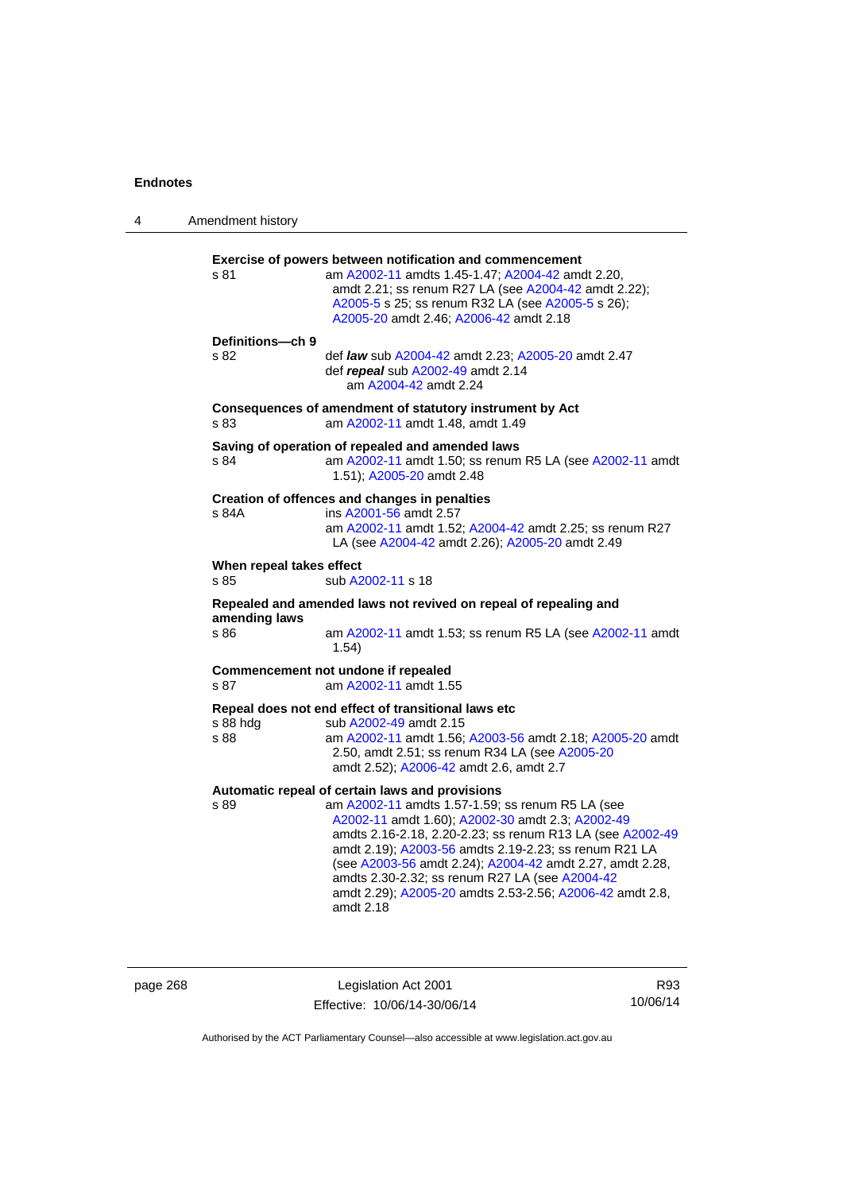**Exercise of powers between notification and commencement**

s 81 — am A2002-11 amdts 1.45-1.47; A2004-42 amdt 2.20, amdt 2.21; ss renum R27 LA (see A2004-42 amdt 2.22); A2005-5 s 25; ss renum R32 LA (see A2005-5 s 26); A2005-20 amdt 2.46; A2006-42 amdt 2.18

**Definitions—ch 9**

s 82 — def ***law*** sub A2004-42 amdt 2.23; A2005-20 amdt 2.47
def ***repeal*** sub A2002-49 amdt 2.14
am A2004-42 amdt 2.24

**Consequences of amendment of statutory instrument by Act**

s 83 — am A2002-11 amdt 1.48, amdt 1.49

**Saving of operation of repealed and amended laws**

s 84 — am A2002-11 amdt 1.50; ss renum R5 LA (see A2002-11 amdt 1.51); A2005-20 amdt 2.48

**Creation of offences and changes in penalties**

s 84A — ins A2001-56 amdt 2.57
am A2002-11 amdt 1.52; A2004-42 amdt 2.25; ss renum R27 LA (see A2004-42 amdt 2.26); A2005-20 amdt 2.49

**When repeal takes effect**

s 85 — sub A2002-11 s 18

**Repealed and amended laws not revived on repeal of repealing and amending laws**

s 86 — am A2002-11 amdt 1.53; ss renum R5 LA (see A2002-11 amdt 1.54)

**Commencement not undone if repealed**

s 87 — am A2002-11 amdt 1.55

**Repeal does not end effect of transitional laws etc**

s 88 hdg — sub A2002-49 amdt 2.15
s 88 — am A2002-11 amdt 1.56; A2003-56 amdt 2.18; A2005-20 amdt 2.50, amdt 2.51; ss renum R34 LA (see A2005-20 amdt 2.52); A2006-42 amdt 2.6, amdt 2.7

**Automatic repeal of certain laws and provisions**

s 89 — am A2002-11 amdts 1.57-1.59; ss renum R5 LA (see A2002-11 amdt 1.60); A2002-30 amdt 2.3; A2002-49 amdts 2.16-2.18, 2.20-2.23; ss renum R13 LA (see A2002-49 amdt 2.19); A2003-56 amdts 2.19-2.23; ss renum R21 LA (see A2003-56 amdt 2.24); A2004-42 amdt 2.27, amdt 2.28, amdts 2.30-2.32; ss renum R27 LA (see A2004-42 amdt 2.29); A2005-20 amdts 2.53-2.56; A2006-42 amdt 2.8, amdt 2.18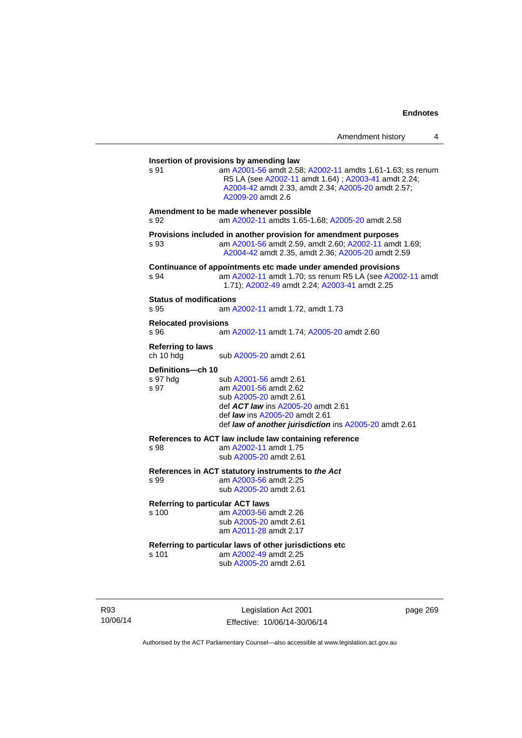**Insertion of provisions by amending law**

s 91 am A2001-56 amdt 2.58; A2002-11 amdts 1.61-1.63; ss renum R5 LA (see A2002-11 amdt 1.64) ; A2003-41 amdt 2.24; A2004-42 amdt 2.33, amdt 2.34; A2005-20 amdt 2.57; A2009-20 amdt 2.6

**Amendment to be made whenever possible**

s 92 am A2002-11 amdts 1.65-1.68; A2005-20 amdt 2.58

**Provisions included in another provision for amendment purposes**

s 93 am A2001-56 amdt 2.59, amdt 2.60; A2002-11 amdt 1.69; A2004-42 amdt 2.35, amdt 2.36; A2005-20 amdt 2.59

**Continuance of appointments etc made under amended provisions**

s 94 am A2002-11 amdt 1.70; ss renum R5 LA (see A2002-11 amdt 1.71); A2002-49 amdt 2.24; A2003-41 amdt 2.25

**Status of modifications**

s 95 am A2002-11 amdt 1.72, amdt 1.73

**Relocated provisions**

s 96 am A2002-11 amdt 1.74; A2005-20 amdt 2.60

**Referring to laws**

ch 10 hdg sub A2005-20 amdt 2.61

**Definitions—ch 10**

s 97 hdg sub A2001-56 amdt 2.61

s 97 am A2001-56 amdt 2.62
sub A2005-20 amdt 2.61
def ***ACT law*** ins A2005-20 amdt 2.61
def ***law*** ins A2005-20 amdt 2.61
def ***law of another jurisdiction*** ins A2005-20 amdt 2.61

**References to ACT law include law containing reference**

s 98 am A2002-11 amdt 1.75
sub A2005-20 amdt 2.61

**References in ACT statutory instruments to *the Act***

s 99 am A2003-56 amdt 2.25
sub A2005-20 amdt 2.61

**Referring to particular ACT laws**

s 100 am A2003-56 amdt 2.26
sub A2005-20 amdt 2.61
am A2011-28 amdt 2.17

**Referring to particular laws of other jurisdictions etc**

s 101 am A2002-49 amdt 2.25
sub A2005-20 amdt 2.61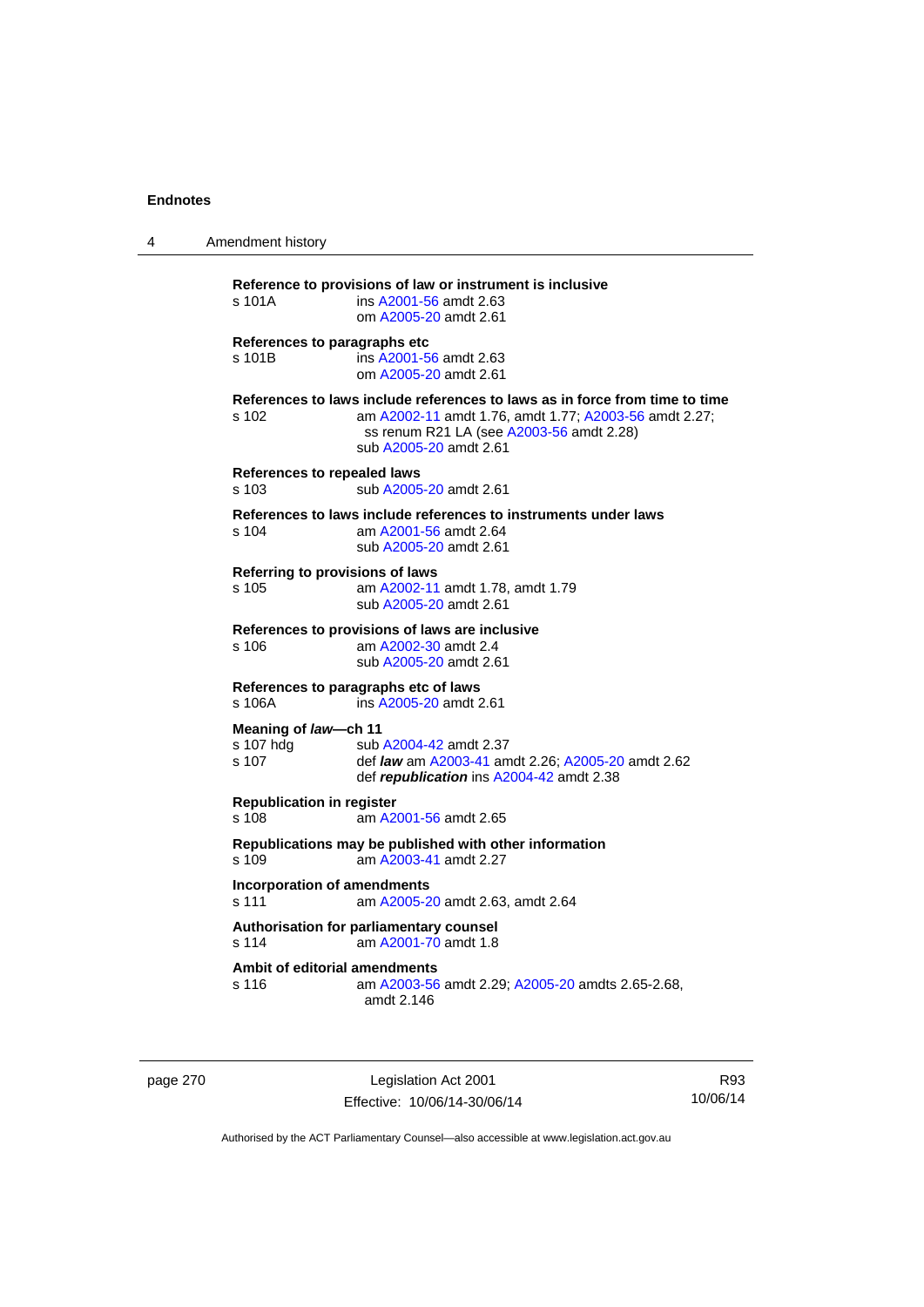**Reference to provisions of law or instrument is inclusive**

s 101A ins A2001-56 amdt 2.63
om A2005-20 amdt 2.61

**References to paragraphs etc**

s 101B ins A2001-56 amdt 2.63
om A2005-20 amdt 2.61

**References to laws include references to laws as in force from time to time**

s 102 am A2002-11 amdt 1.76, amdt 1.77; A2003-56 amdt 2.27; ss renum R21 LA (see A2003-56 amdt 2.28)
sub A2005-20 amdt 2.61

**References to repealed laws**

s 103 sub A2005-20 amdt 2.61

**References to laws include references to instruments under laws**

s 104 am A2001-56 amdt 2.64
sub A2005-20 amdt 2.61

**Referring to provisions of laws**

s 105 am A2002-11 amdt 1.78, amdt 1.79
sub A2005-20 amdt 2.61

**References to provisions of laws are inclusive**

s 106 am A2002-30 amdt 2.4
sub A2005-20 amdt 2.61

**References to paragraphs etc of laws**

s 106A ins A2005-20 amdt 2.61

**Meaning of *law*—ch 11**

s 107 hdg sub A2004-42 amdt 2.37
s 107 def ***law*** am A2003-41 amdt 2.26; A2005-20 amdt 2.62
def ***republication*** ins A2004-42 amdt 2.38

**Republication in register**

s 108 am A2001-56 amdt 2.65

**Republications may be published with other information**

s 109 am A2003-41 amdt 2.27

**Incorporation of amendments**

s 111 am A2005-20 amdt 2.63, amdt 2.64

**Authorisation for parliamentary counsel**

s 114 am A2001-70 amdt 1.8

**Ambit of editorial amendments**

s 116 am A2003-56 amdt 2.29; A2005-20 amdts 2.65-2.68, amdt 2.146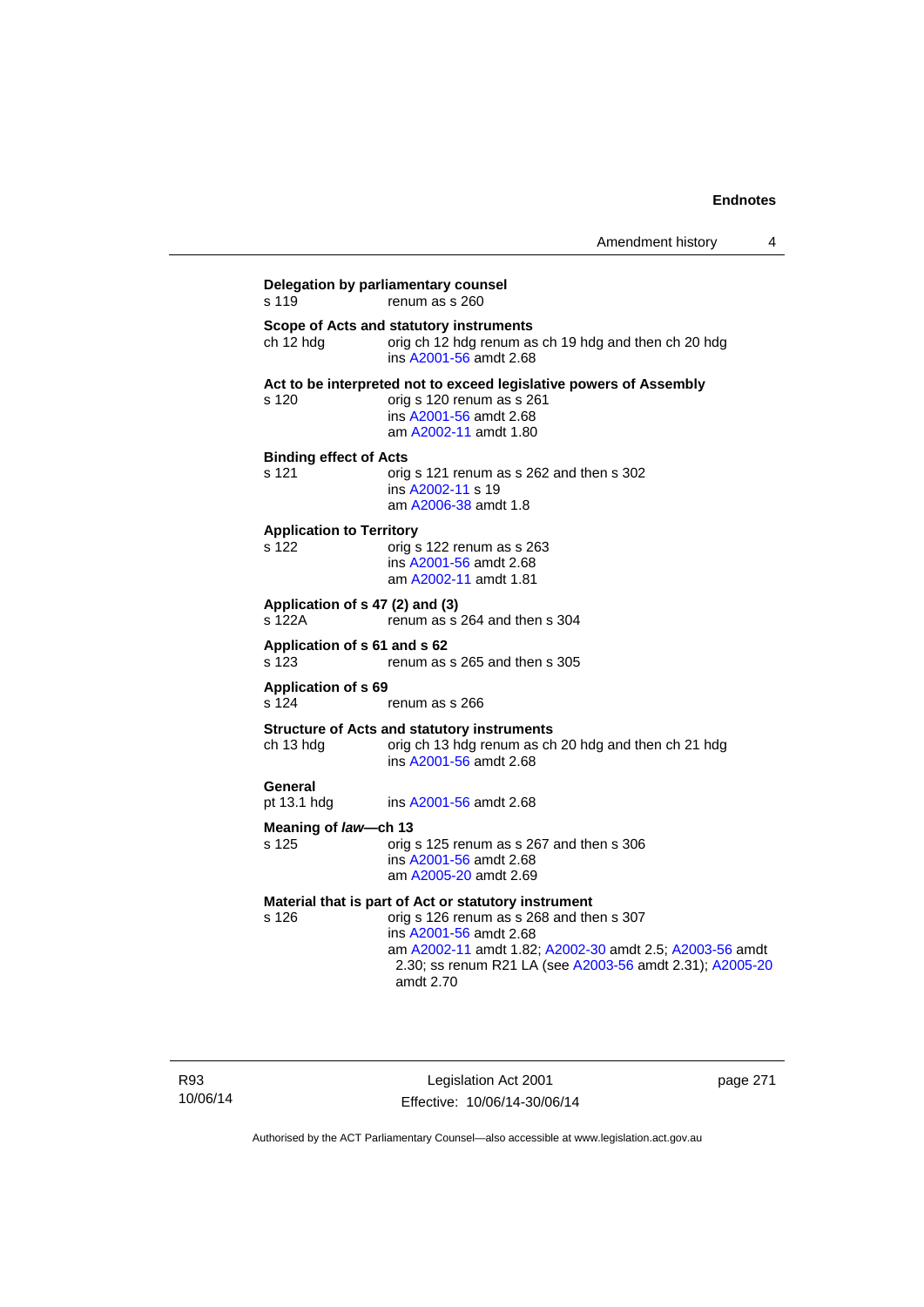**Delegation by parliamentary counsel**
s 119 renum as s 260

**Scope of Acts and statutory instruments**
ch 12 hdg orig ch 12 hdg renum as ch 19 hdg and then ch 20 hdg
ins A2001-56 amdt 2.68

**Act to be interpreted not to exceed legislative powers of Assembly**
s 120 orig s 120 renum as s 261
ins A2001-56 amdt 2.68
am A2002-11 amdt 1.80

**Binding effect of Acts**
s 121 orig s 121 renum as s 262 and then s 302
ins A2002-11 s 19
am A2006-38 amdt 1.8

**Application to Territory**
s 122 orig s 122 renum as s 263
ins A2001-56 amdt 2.68
am A2002-11 amdt 1.81

**Application of s 47 (2) and (3)**
s 122A renum as s 264 and then s 304

**Application of s 61 and s 62**
s 123 renum as s 265 and then s 305

**Application of s 69**
s 124 renum as s 266

**Structure of Acts and statutory instruments**
ch 13 hdg orig ch 13 hdg renum as ch 20 hdg and then ch 21 hdg
ins A2001-56 amdt 2.68

**General**
pt 13.1 hdg ins A2001-56 amdt 2.68

**Meaning of *law*—ch 13**
s 125 orig s 125 renum as s 267 and then s 306
ins A2001-56 amdt 2.68
am A2005-20 amdt 2.69

**Material that is part of Act or statutory instrument**
s 126 orig s 126 renum as s 268 and then s 307
ins A2001-56 amdt 2.68
am A2002-11 amdt 1.82; A2002-30 amdt 2.5; A2003-56 amdt 2.30; ss renum R21 LA (see A2003-56 amdt 2.31); A2005-20 amdt 2.70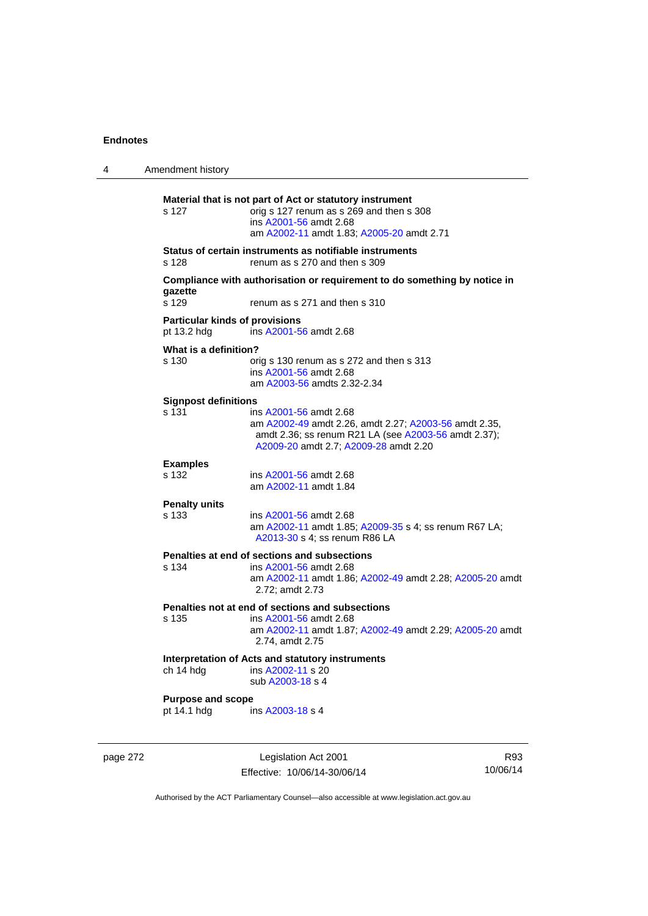**Material that is not part of Act or statutory instrument**

s 127 orig s 127 renum as s 269 and then s 308
ins A2001-56 amdt 2.68
am A2002-11 amdt 1.83; A2005-20 amdt 2.71

**Status of certain instruments as notifiable instruments**

s 128 renum as s 270 and then s 309

**Compliance with authorisation or requirement to do something by notice in gazette**

s 129 renum as s 271 and then s 310

**Particular kinds of provisions**

pt 13.2 hdg ins A2001-56 amdt 2.68

**What is a definition?**

s 130 orig s 130 renum as s 272 and then s 313
ins A2001-56 amdt 2.68
am A2003-56 amdts 2.32-2.34

**Signpost definitions**

s 131 ins A2001-56 amdt 2.68
am A2002-49 amdt 2.26, amdt 2.27; A2003-56 amdt 2.35, amdt 2.36; ss renum R21 LA (see A2003-56 amdt 2.37); A2009-20 amdt 2.7; A2009-28 amdt 2.20

**Examples**

s 132 ins A2001-56 amdt 2.68
am A2002-11 amdt 1.84

**Penalty units**

s 133 ins A2001-56 amdt 2.68
am A2002-11 amdt 1.85; A2009-35 s 4; ss renum R67 LA; A2013-30 s 4; ss renum R86 LA

**Penalties at end of sections and subsections**

s 134 ins A2001-56 amdt 2.68
am A2002-11 amdt 1.86; A2002-49 amdt 2.28; A2005-20 amdt 2.72; amdt 2.73

**Penalties not at end of sections and subsections**

s 135 ins A2001-56 amdt 2.68
am A2002-11 amdt 1.87; A2002-49 amdt 2.29; A2005-20 amdt 2.74, amdt 2.75

**Interpretation of Acts and statutory instruments**

ch 14 hdg ins A2002-11 s 20
sub A2003-18 s 4

**Purpose and scope**

pt 14.1 hdg ins A2003-18 s 4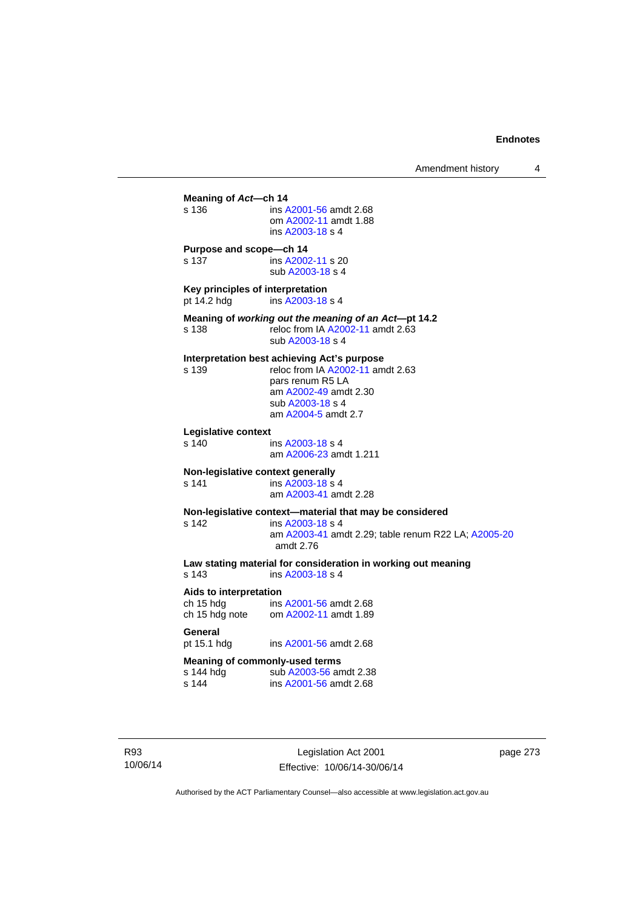**Meaning of *Act*—ch 14**

s 136 ins A2001-56 amdt 2.68
om A2002-11 amdt 1.88
ins A2003-18 s 4

**Purpose and scope—ch 14**

s 137 ins A2002-11 s 20
sub A2003-18 s 4

**Key principles of interpretation**

pt 14.2 hdg ins A2003-18 s 4

**Meaning of *working out the meaning of an Act*—pt 14.2**

s 138 reloc from IA A2002-11 amdt 2.63
sub A2003-18 s 4

**Interpretation best achieving Act's purpose**

s 139 reloc from IA A2002-11 amdt 2.63
pars renum R5 LA
am A2002-49 amdt 2.30
sub A2003-18 s 4
am A2004-5 amdt 2.7

**Legislative context**

s 140 ins A2003-18 s 4
am A2006-23 amdt 1.211

**Non-legislative context generally**

s 141 ins A2003-18 s 4
am A2003-41 amdt 2.28

**Non-legislative context—material that may be considered**

s 142 ins A2003-18 s 4
am A2003-41 amdt 2.29; table renum R22 LA; A2005-20 amdt 2.76

**Law stating material for consideration in working out meaning**

s 143 ins A2003-18 s 4

**Aids to interpretation**

ch 15 hdg ins A2001-56 amdt 2.68
ch 15 hdg note om A2002-11 amdt 1.89

**General**

pt 15.1 hdg ins A2001-56 amdt 2.68

**Meaning of commonly-used terms**

s 144 hdg sub A2003-56 amdt 2.38
s 144 ins A2001-56 amdt 2.68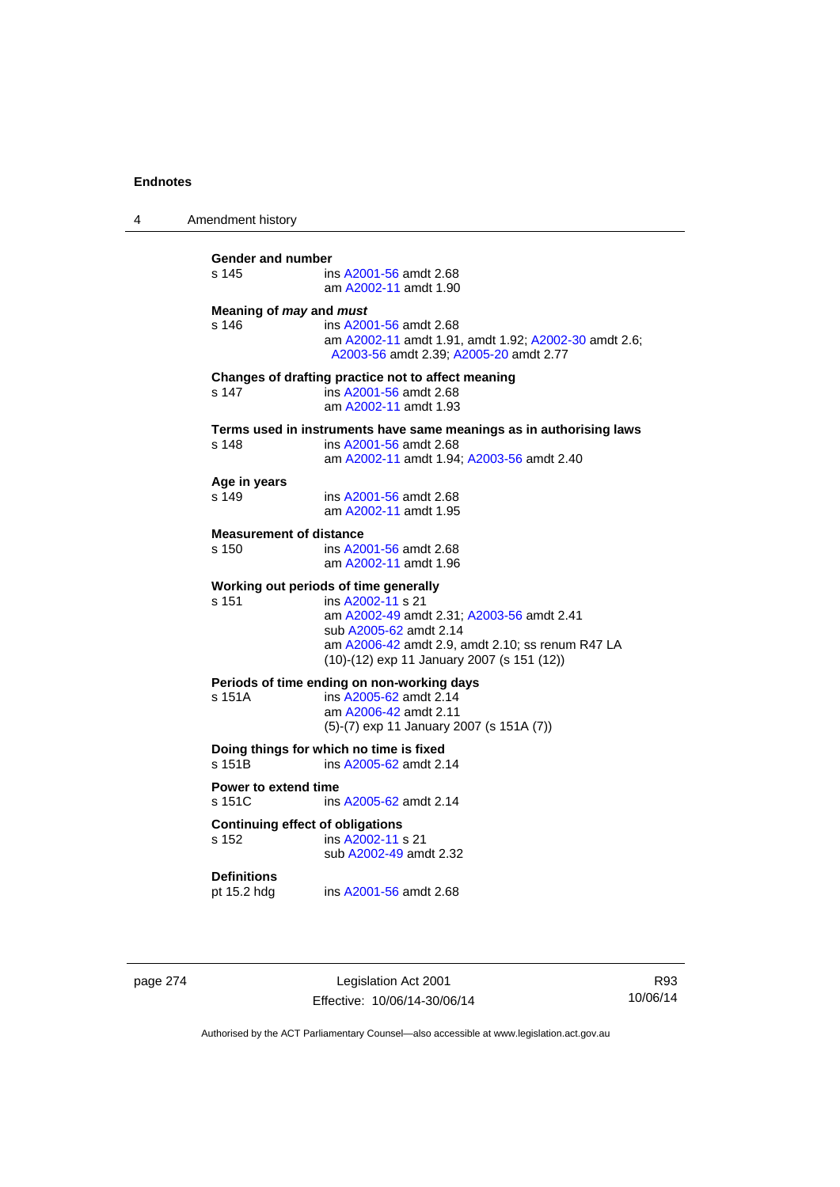**Gender and number**

s 145 ins A2001-56 amdt 2.68
am A2002-11 amdt 1.90

**Meaning of *may* and *must***

s 146 ins A2001-56 amdt 2.68
am A2002-11 amdt 1.91, amdt 1.92; A2002-30 amdt 2.6; A2003-56 amdt 2.39; A2005-20 amdt 2.77

**Changes of drafting practice not to affect meaning**

s 147 ins A2001-56 amdt 2.68
am A2002-11 amdt 1.93

**Terms used in instruments have same meanings as in authorising laws**

s 148 ins A2001-56 amdt 2.68
am A2002-11 amdt 1.94; A2003-56 amdt 2.40

**Age in years**

s 149 ins A2001-56 amdt 2.68
am A2002-11 amdt 1.95

**Measurement of distance**

s 150 ins A2001-56 amdt 2.68
am A2002-11 amdt 1.96

**Working out periods of time generally**

s 151 ins A2002-11 s 21
am A2002-49 amdt 2.31; A2003-56 amdt 2.41
sub A2005-62 amdt 2.14
am A2006-42 amdt 2.9, amdt 2.10; ss renum R47 LA
(10)-(12) exp 11 January 2007 (s 151 (12))

**Periods of time ending on non-working days**

s 151A ins A2005-62 amdt 2.14
am A2006-42 amdt 2.11
(5)-(7) exp 11 January 2007 (s 151A (7))

**Doing things for which no time is fixed**

s 151B ins A2005-62 amdt 2.14

**Power to extend time**

s 151C ins A2005-62 amdt 2.14

**Continuing effect of obligations**

s 152 ins A2002-11 s 21
sub A2002-49 amdt 2.32

**Definitions**

pt 15.2 hdg ins A2001-56 amdt 2.68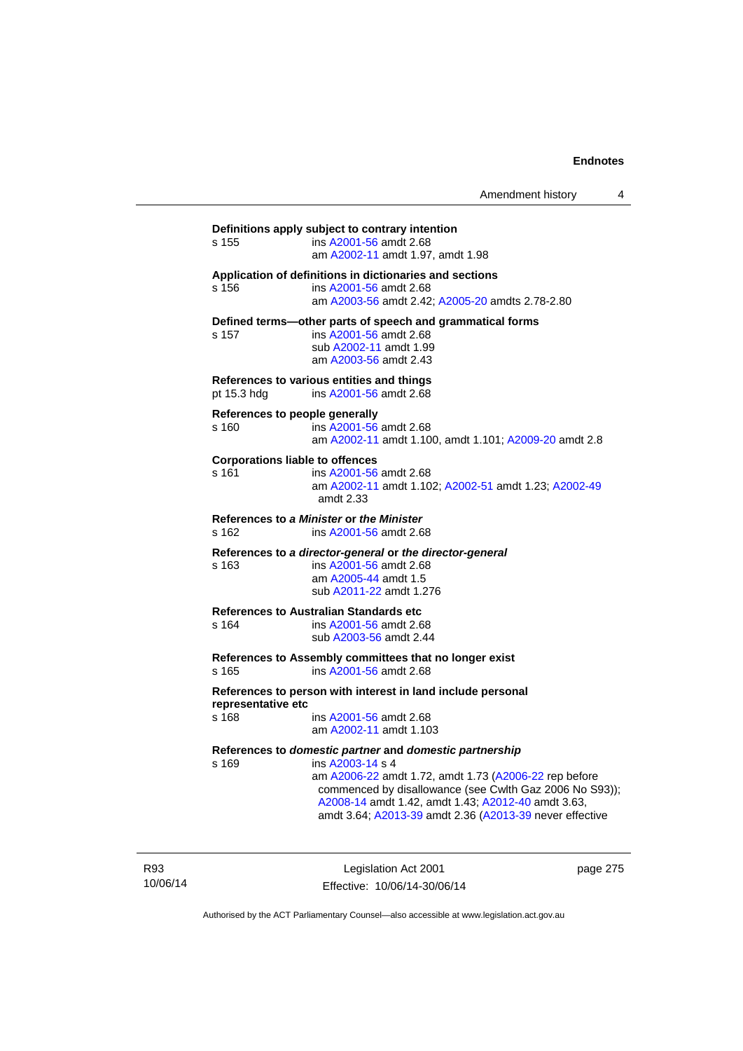**Definitions apply subject to contrary intention**

s 155 ins A2001-56 amdt 2.68
am A2002-11 amdt 1.97, amdt 1.98

**Application of definitions in dictionaries and sections**

s 156 ins A2001-56 amdt 2.68
am A2003-56 amdt 2.42; A2005-20 amdts 2.78-2.80

**Defined terms—other parts of speech and grammatical forms**

s 157 ins A2001-56 amdt 2.68
sub A2002-11 amdt 1.99
am A2003-56 amdt 2.43

**References to various entities and things**

pt 15.3 hdg ins A2001-56 amdt 2.68

**References to people generally**

s 160 ins A2001-56 amdt 2.68
am A2002-11 amdt 1.100, amdt 1.101; A2009-20 amdt 2.8

**Corporations liable to offences**

s 161 ins A2001-56 amdt 2.68
am A2002-11 amdt 1.102; A2002-51 amdt 1.23; A2002-49 amdt 2.33

**References to *a Minister* or *the Minister***

s 162 ins A2001-56 amdt 2.68

**References to *a director-general* or *the director-general***

s 163 ins A2001-56 amdt 2.68
am A2005-44 amdt 1.5
sub A2011-22 amdt 1.276

**References to Australian Standards etc**

s 164 ins A2001-56 amdt 2.68
sub A2003-56 amdt 2.44

**References to Assembly committees that no longer exist**

s 165 ins A2001-56 amdt 2.68

**References to person with interest in land include personal representative etc**

s 168 ins A2001-56 amdt 2.68
am A2002-11 amdt 1.103

**References to *domestic partner* and *domestic partnership***

s 169 ins A2003-14 s 4
am A2006-22 amdt 1.72, amdt 1.73 (A2006-22 rep before commenced by disallowance (see Cwlth Gaz 2006 No S93)); A2008-14 amdt 1.42, amdt 1.43; A2012-40 amdt 3.63, amdt 3.64; A2013-39 amdt 2.36 (A2013-39 never effective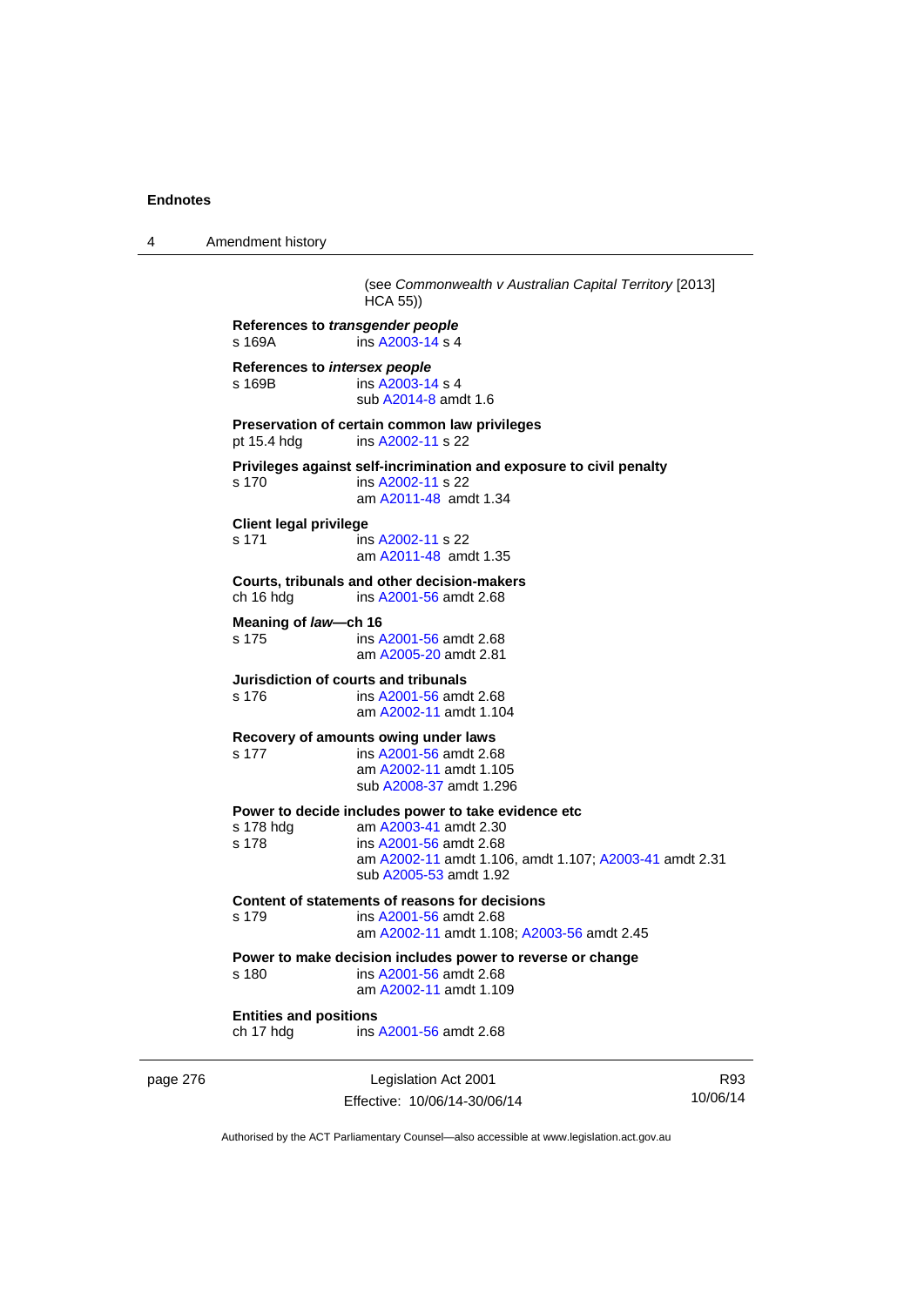(see *Commonwealth v Australian Capital Territory* [2013] HCA 55))

**References to *transgender people***
s 169A ins A2003-14 s 4

**References to *intersex people***
s 169B ins A2003-14 s 4
sub A2014-8 amdt 1.6

**Preservation of certain common law privileges**
pt 15.4 hdg ins A2002-11 s 22

**Privileges against self-incrimination and exposure to civil penalty**
s 170 ins A2002-11 s 22
am A2011-48 amdt 1.34

**Client legal privilege**
s 171 ins A2002-11 s 22
am A2011-48 amdt 1.35

**Courts, tribunals and other decision-makers**
ch 16 hdg ins A2001-56 amdt 2.68

**Meaning of *law*—ch 16**
s 175 ins A2001-56 amdt 2.68
am A2005-20 amdt 2.81

**Jurisdiction of courts and tribunals**
s 176 ins A2001-56 amdt 2.68
am A2002-11 amdt 1.104

**Recovery of amounts owing under laws**
s 177 ins A2001-56 amdt 2.68
am A2002-11 amdt 1.105
sub A2008-37 amdt 1.296

**Power to decide includes power to take evidence etc**
s 178 hdg am A2003-41 amdt 2.30
s 178 ins A2001-56 amdt 2.68
am A2002-11 amdt 1.106, amdt 1.107; A2003-41 amdt 2.31
sub A2005-53 amdt 1.92

**Content of statements of reasons for decisions**
s 179 ins A2001-56 amdt 2.68
am A2002-11 amdt 1.108; A2003-56 amdt 2.45

**Power to make decision includes power to reverse or change**
s 180 ins A2001-56 amdt 2.68
am A2002-11 amdt 1.109

**Entities and positions**
ch 17 hdg ins A2001-56 amdt 2.68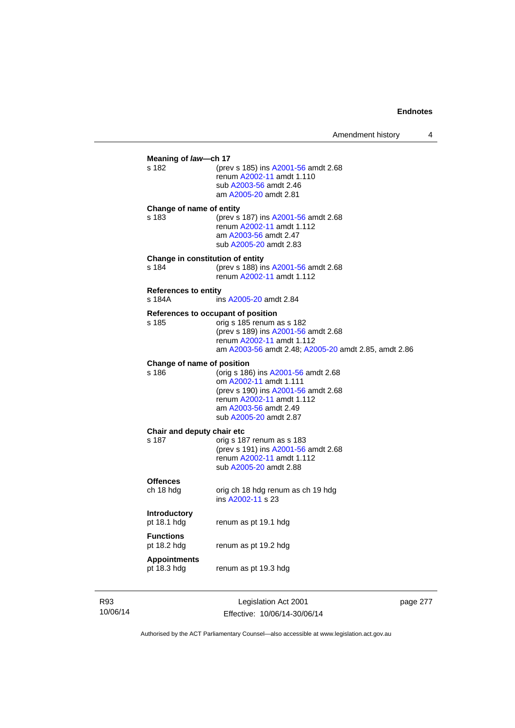**Meaning of *law*—ch 17**

s 182 — (prev s 185) ins A2001-56 amdt 2.68
renum A2002-11 amdt 1.110
sub A2003-56 amdt 2.46
am A2005-20 amdt 2.81

**Change of name of entity**

s 183 — (prev s 187) ins A2001-56 amdt 2.68
renum A2002-11 amdt 1.112
am A2003-56 amdt 2.47
sub A2005-20 amdt 2.83

**Change in constitution of entity**

s 184 — (prev s 188) ins A2001-56 amdt 2.68
renum A2002-11 amdt 1.112

**References to entity**

s 184A — ins A2005-20 amdt 2.84

**References to occupant of position**

s 185 — orig s 185 renum as s 182
(prev s 189) ins A2001-56 amdt 2.68
renum A2002-11 amdt 1.112
am A2003-56 amdt 2.48; A2005-20 amdt 2.85, amdt 2.86

**Change of name of position**

s 186 — (orig s 186) ins A2001-56 amdt 2.68
om A2002-11 amdt 1.111
(prev s 190) ins A2001-56 amdt 2.68
renum A2002-11 amdt 1.112
am A2003-56 amdt 2.49
sub A2005-20 amdt 2.87

**Chair and deputy chair etc**

s 187 — orig s 187 renum as s 183
(prev s 191) ins A2001-56 amdt 2.68
renum A2002-11 amdt 1.112
sub A2005-20 amdt 2.88

**Offences**

ch 18 hdg — orig ch 18 hdg renum as ch 19 hdg
ins A2002-11 s 23

**Introductory**

pt 18.1 hdg — renum as pt 19.1 hdg

**Functions**

pt 18.2 hdg — renum as pt 19.2 hdg

**Appointments**

pt 18.3 hdg — renum as pt 19.3 hdg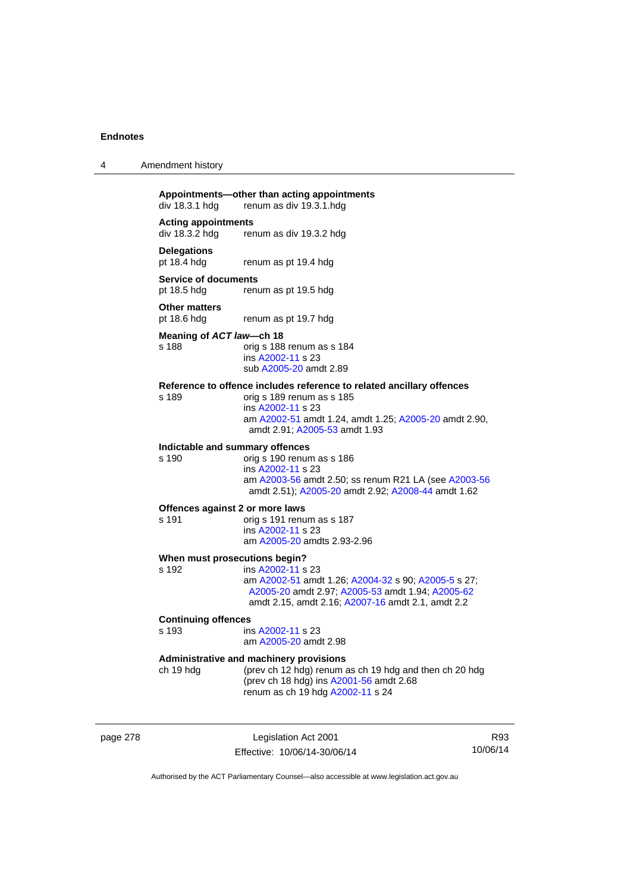**Appointments—other than acting appointments**
div 18.3.1 hdg renum as div 19.3.1.hdg

**Acting appointments**
div 18.3.2 hdg renum as div 19.3.2 hdg

**Delegations**
pt 18.4 hdg renum as pt 19.4 hdg

**Service of documents**
pt 18.5 hdg renum as pt 19.5 hdg

**Other matters**
pt 18.6 hdg renum as pt 19.7 hdg

**Meaning of *ACT law*—ch 18**
s 188 orig s 188 renum as s 184
ins A2002-11 s 23
sub A2005-20 amdt 2.89

**Reference to offence includes reference to related ancillary offences**
s 189 orig s 189 renum as s 185
ins A2002-11 s 23
am A2002-51 amdt 1.24, amdt 1.25; A2005-20 amdt 2.90, amdt 2.91; A2005-53 amdt 1.93

**Indictable and summary offences**
s 190 orig s 190 renum as s 186
ins A2002-11 s 23
am A2003-56 amdt 2.50; ss renum R21 LA (see A2003-56 amdt 2.51); A2005-20 amdt 2.92; A2008-44 amdt 1.62

**Offences against 2 or more laws**
s 191 orig s 191 renum as s 187
ins A2002-11 s 23
am A2005-20 amdts 2.93-2.96

**When must prosecutions begin?**
s 192 ins A2002-11 s 23
am A2002-51 amdt 1.26; A2004-32 s 90; A2005-5 s 27; A2005-20 amdt 2.97; A2005-53 amdt 1.94; A2005-62 amdt 2.15, amdt 2.16; A2007-16 amdt 2.1, amdt 2.2

**Continuing offences**
s 193 ins A2002-11 s 23
am A2005-20 amdt 2.98

**Administrative and machinery provisions**
ch 19 hdg (prev ch 12 hdg) renum as ch 19 hdg and then ch 20 hdg (prev ch 18 hdg) ins A2001-56 amdt 2.68
renum as ch 19 hdg A2002-11 s 24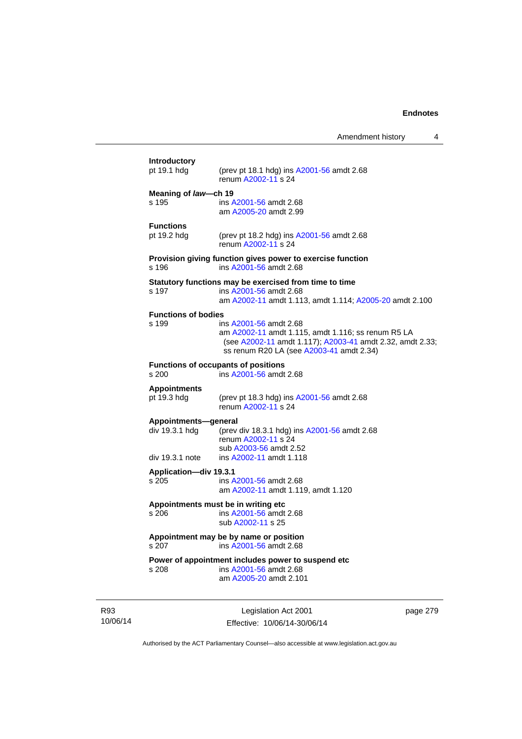**Introductory**

pt 19.1 hdg — (prev pt 18.1 hdg) ins A2001-56 amdt 2.68
renum A2002-11 s 24

**Meaning of *law*—ch 19**

s 195 — ins A2001-56 amdt 2.68
am A2005-20 amdt 2.99

**Functions**

pt 19.2 hdg — (prev pt 18.2 hdg) ins A2001-56 amdt 2.68
renum A2002-11 s 24

**Provision giving function gives power to exercise function**

s 196 — ins A2001-56 amdt 2.68

**Statutory functions may be exercised from time to time**

s 197 — ins A2001-56 amdt 2.68
am A2002-11 amdt 1.113, amdt 1.114; A2005-20 amdt 2.100

**Functions of bodies**

s 199 — ins A2001-56 amdt 2.68
am A2002-11 amdt 1.115, amdt 1.116; ss renum R5 LA (see A2002-11 amdt 1.117); A2003-41 amdt 2.32, amdt 2.33; ss renum R20 LA (see A2003-41 amdt 2.34)

**Functions of occupants of positions**

s 200 — ins A2001-56 amdt 2.68

**Appointments**

pt 19.3 hdg — (prev pt 18.3 hdg) ins A2001-56 amdt 2.68
renum A2002-11 s 24

**Appointments—general**

div 19.3.1 hdg — (prev div 18.3.1 hdg) ins A2001-56 amdt 2.68
renum A2002-11 s 24
sub A2003-56 amdt 2.52

div 19.3.1 note — ins A2002-11 amdt 1.118

**Application—div 19.3.1**

s 205 — ins A2001-56 amdt 2.68
am A2002-11 amdt 1.119, amdt 1.120

**Appointments must be in writing etc**

s 206 — ins A2001-56 amdt 2.68
sub A2002-11 s 25

**Appointment may be by name or position**

s 207 — ins A2001-56 amdt 2.68

**Power of appointment includes power to suspend etc**

s 208 — ins A2001-56 amdt 2.68
am A2005-20 amdt 2.101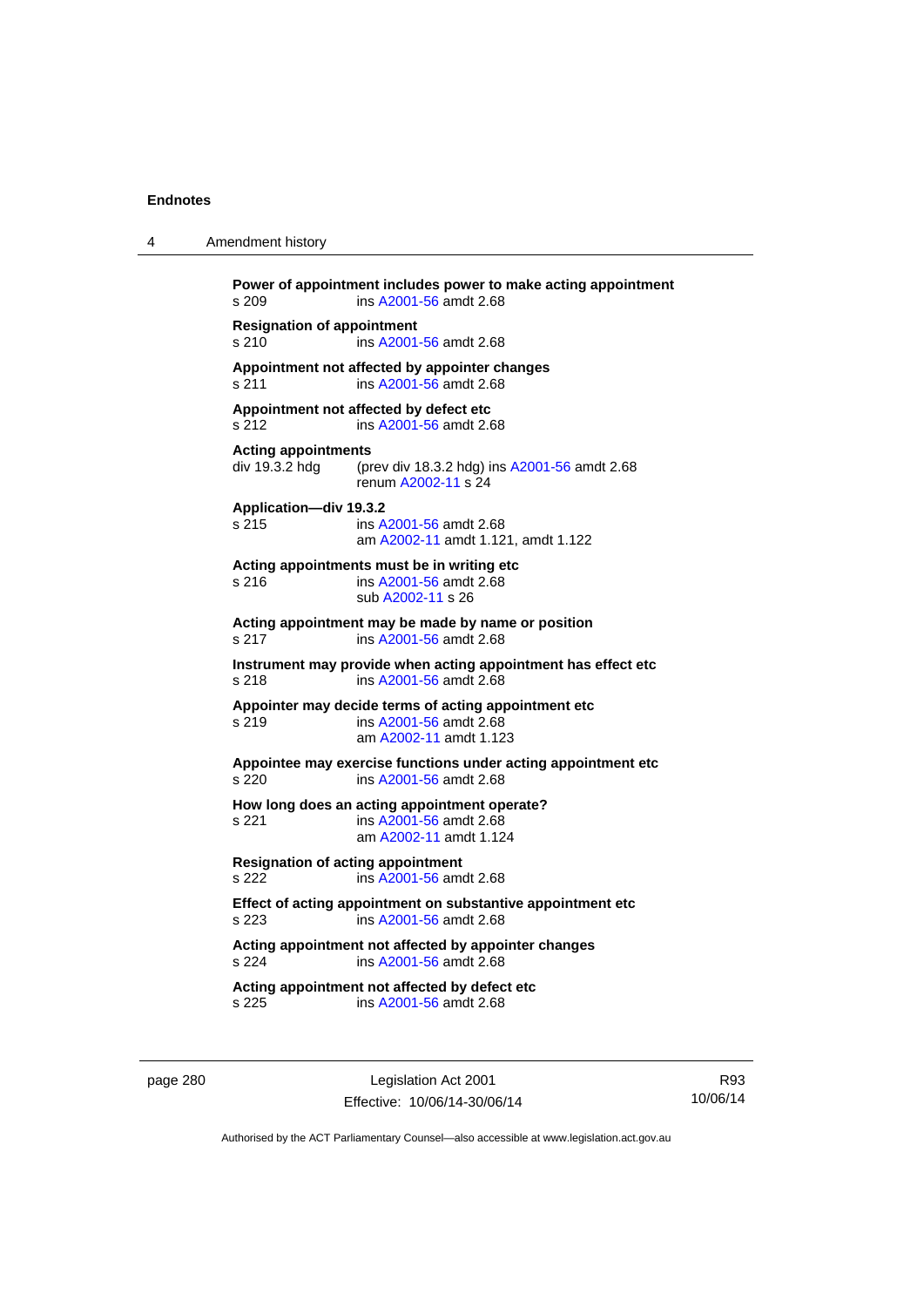**Power of appointment includes power to make acting appointment**
s 209 ins A2001-56 amdt 2.68

**Resignation of appointment**
s 210 ins A2001-56 amdt 2.68

**Appointment not affected by appointer changes**
s 211 ins A2001-56 amdt 2.68

**Appointment not affected by defect etc**
s 212 ins A2001-56 amdt 2.68

**Acting appointments**
div 19.3.2 hdg (prev div 18.3.2 hdg) ins A2001-56 amdt 2.68
renum A2002-11 s 24

**Application—div 19.3.2**
s 215 ins A2001-56 amdt 2.68
am A2002-11 amdt 1.121, amdt 1.122

**Acting appointments must be in writing etc**
s 216 ins A2001-56 amdt 2.68
sub A2002-11 s 26

**Acting appointment may be made by name or position**
s 217 ins A2001-56 amdt 2.68

**Instrument may provide when acting appointment has effect etc**
s 218 ins A2001-56 amdt 2.68

**Appointer may decide terms of acting appointment etc**
s 219 ins A2001-56 amdt 2.68
am A2002-11 amdt 1.123

**Appointee may exercise functions under acting appointment etc**
s 220 ins A2001-56 amdt 2.68

**How long does an acting appointment operate?**
s 221 ins A2001-56 amdt 2.68
am A2002-11 amdt 1.124

**Resignation of acting appointment**
s 222 ins A2001-56 amdt 2.68

**Effect of acting appointment on substantive appointment etc**
s 223 ins A2001-56 amdt 2.68

**Acting appointment not affected by appointer changes**
s 224 ins A2001-56 amdt 2.68

**Acting appointment not affected by defect etc**
s 225 ins A2001-56 amdt 2.68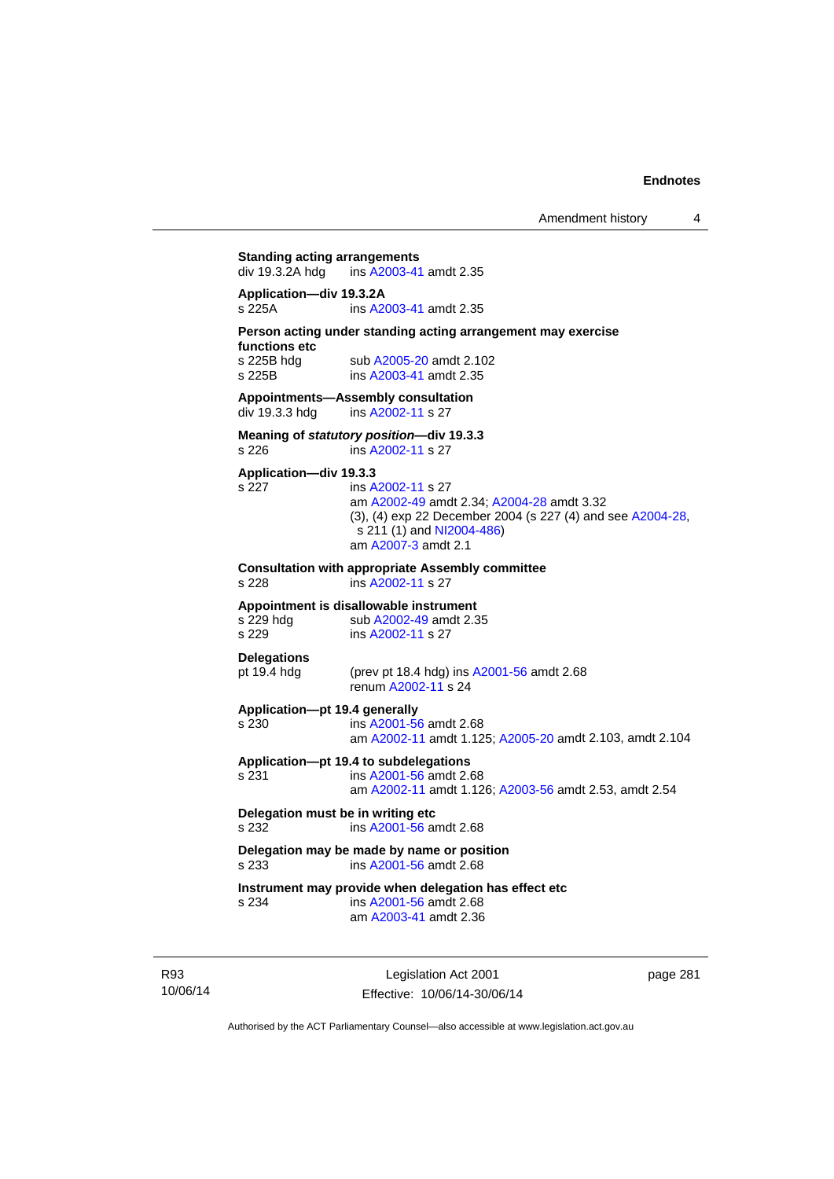**Standing acting arrangements**
div 19.3.2A hdg ins A2003-41 amdt 2.35

**Application—div 19.3.2A**
s 225A ins A2003-41 amdt 2.35

**Person acting under standing acting arrangement may exercise functions etc**
s 225B hdg sub A2005-20 amdt 2.102
s 225B ins A2003-41 amdt 2.35

**Appointments—Assembly consultation**
div 19.3.3 hdg ins A2002-11 s 27

**Meaning of *statutory position*—div 19.3.3**
s 226 ins A2002-11 s 27

**Application—div 19.3.3**
s 227 ins A2002-11 s 27
am A2002-49 amdt 2.34; A2004-28 amdt 3.32
(3), (4) exp 22 December 2004 (s 227 (4) and see A2004-28, s 211 (1) and NI2004-486)
am A2007-3 amdt 2.1

**Consultation with appropriate Assembly committee**
s 228 ins A2002-11 s 27

**Appointment is disallowable instrument**
s 229 hdg sub A2002-49 amdt 2.35
s 229 ins A2002-11 s 27

**Delegations**
pt 19.4 hdg (prev pt 18.4 hdg) ins A2001-56 amdt 2.68
renum A2002-11 s 24

**Application—pt 19.4 generally**
s 230 ins A2001-56 amdt 2.68
am A2002-11 amdt 1.125; A2005-20 amdt 2.103, amdt 2.104

**Application—pt 19.4 to subdelegations**
s 231 ins A2001-56 amdt 2.68
am A2002-11 amdt 1.126; A2003-56 amdt 2.53, amdt 2.54

**Delegation must be in writing etc**
s 232 ins A2001-56 amdt 2.68

**Delegation may be made by name or position**
s 233 ins A2001-56 amdt 2.68

**Instrument may provide when delegation has effect etc**
s 234 ins A2001-56 amdt 2.68
am A2003-41 amdt 2.36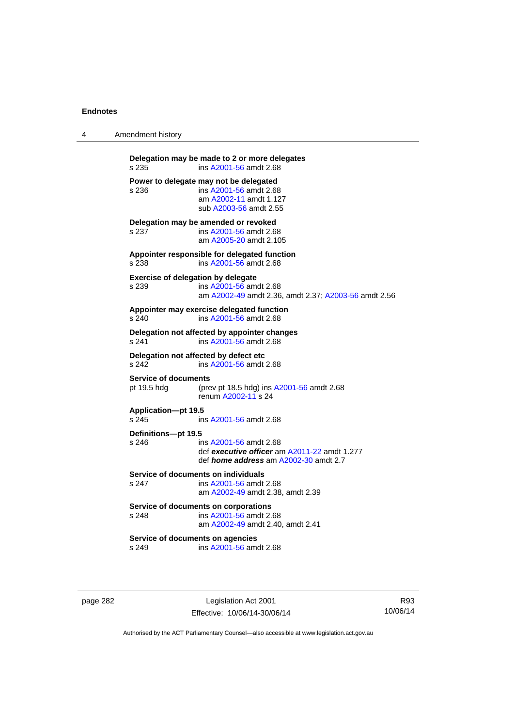**Delegation may be made to 2 or more delegates**
s 235 ins A2001-56 amdt 2.68

**Power to delegate may not be delegated**
s 236 ins A2001-56 amdt 2.68
am A2002-11 amdt 1.127
sub A2003-56 amdt 2.55

**Delegation may be amended or revoked**
s 237 ins A2001-56 amdt 2.68
am A2005-20 amdt 2.105

**Appointer responsible for delegated function**
s 238 ins A2001-56 amdt 2.68

**Exercise of delegation by delegate**
s 239 ins A2001-56 amdt 2.68
am A2002-49 amdt 2.36, amdt 2.37; A2003-56 amdt 2.56

**Appointer may exercise delegated function**
s 240 ins A2001-56 amdt 2.68

**Delegation not affected by appointer changes**
s 241 ins A2001-56 amdt 2.68

**Delegation not affected by defect etc**
s 242 ins A2001-56 amdt 2.68

**Service of documents**
pt 19.5 hdg (prev pt 18.5 hdg) ins A2001-56 amdt 2.68
renum A2002-11 s 24

**Application—pt 19.5**
s 245 ins A2001-56 amdt 2.68

**Definitions—pt 19.5**
s 246 ins A2001-56 amdt 2.68
def ***executive officer*** am A2011-22 amdt 1.277
def ***home address*** am A2002-30 amdt 2.7

**Service of documents on individuals**
s 247 ins A2001-56 amdt 2.68
am A2002-49 amdt 2.38, amdt 2.39

**Service of documents on corporations**
s 248 ins A2001-56 amdt 2.68
am A2002-49 amdt 2.40, amdt 2.41

**Service of documents on agencies**
s 249 ins A2001-56 amdt 2.68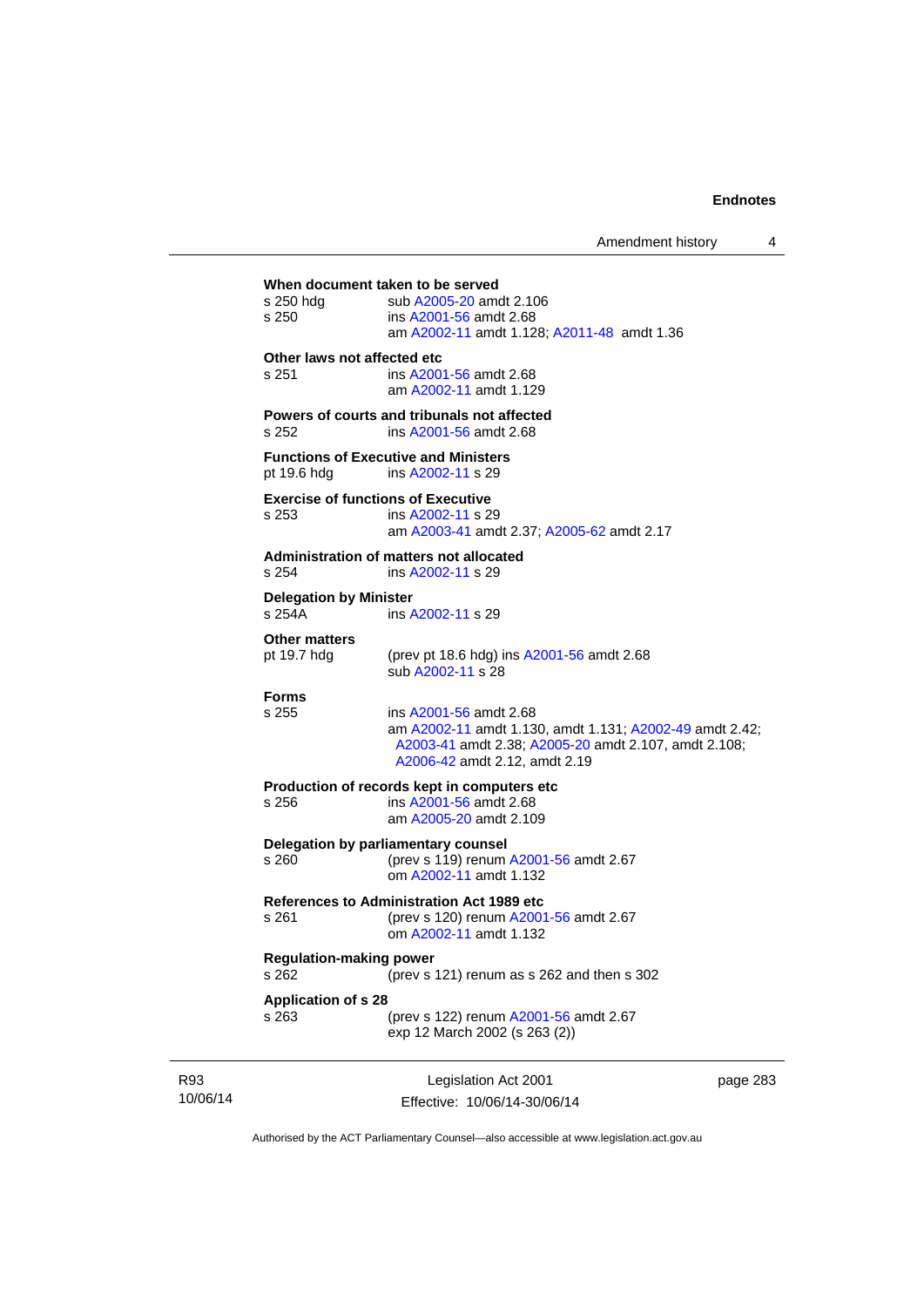**When document taken to be served**

s 250 hdg sub A2005-20 amdt 2.106
s 250 ins A2001-56 amdt 2.68
am A2002-11 amdt 1.128; A2011-48 amdt 1.36

**Other laws not affected etc**

s 251 ins A2001-56 amdt 2.68
am A2002-11 amdt 1.129

**Powers of courts and tribunals not affected**

s 252 ins A2001-56 amdt 2.68

**Functions of Executive and Ministers**

pt 19.6 hdg ins A2002-11 s 29

**Exercise of functions of Executive**

s 253 ins A2002-11 s 29
am A2003-41 amdt 2.37; A2005-62 amdt 2.17

**Administration of matters not allocated**

s 254 ins A2002-11 s 29

**Delegation by Minister**

s 254A ins A2002-11 s 29

**Other matters**

pt 19.7 hdg (prev pt 18.6 hdg) ins A2001-56 amdt 2.68
sub A2002-11 s 28

**Forms**

s 255 ins A2001-56 amdt 2.68
am A2002-11 amdt 1.130, amdt 1.131; A2002-49 amdt 2.42; A2003-41 amdt 2.38; A2005-20 amdt 2.107, amdt 2.108; A2006-42 amdt 2.12, amdt 2.19

**Production of records kept in computers etc**

s 256 ins A2001-56 amdt 2.68
am A2005-20 amdt 2.109

**Delegation by parliamentary counsel**

s 260 (prev s 119) renum A2001-56 amdt 2.67
om A2002-11 amdt 1.132

**References to Administration Act 1989 etc**

s 261 (prev s 120) renum A2001-56 amdt 2.67
om A2002-11 amdt 1.132

**Regulation-making power**

s 262 (prev s 121) renum as s 262 and then s 302

**Application of s 28**

s 263 (prev s 122) renum A2001-56 amdt 2.67
exp 12 March 2002 (s 263 (2))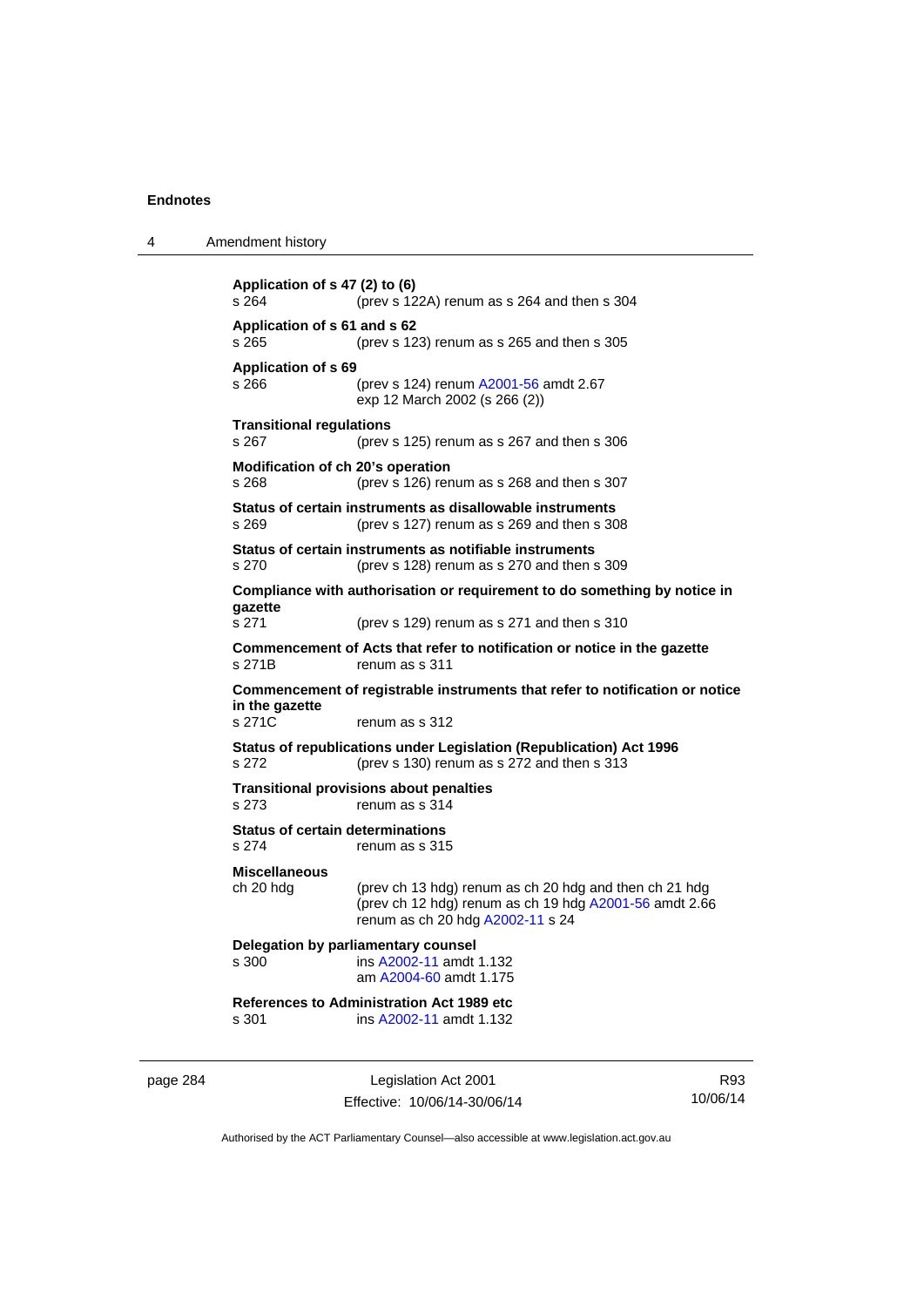**Application of s 47 (2) to (6)**
s 264 (prev s 122A) renum as s 264 and then s 304

**Application of s 61 and s 62**
s 265 (prev s 123) renum as s 265 and then s 305

**Application of s 69**
s 266 (prev s 124) renum A2001-56 amdt 2.67
exp 12 March 2002 (s 266 (2))

**Transitional regulations**
s 267 (prev s 125) renum as s 267 and then s 306

**Modification of ch 20's operation**
s 268 (prev s 126) renum as s 268 and then s 307

**Status of certain instruments as disallowable instruments**
s 269 (prev s 127) renum as s 269 and then s 308

**Status of certain instruments as notifiable instruments**
s 270 (prev s 128) renum as s 270 and then s 309

**Compliance with authorisation or requirement to do something by notice in gazette**
s 271 (prev s 129) renum as s 271 and then s 310

**Commencement of Acts that refer to notification or notice in the gazette**
s 271B renum as s 311

**Commencement of registrable instruments that refer to notification or notice in the gazette**
s 271C renum as s 312

**Status of republications under Legislation (Republication) Act 1996**
s 272 (prev s 130) renum as s 272 and then s 313

**Transitional provisions about penalties**
s 273 renum as s 314

**Status of certain determinations**
s 274 renum as s 315

**Miscellaneous**
ch 20 hdg (prev ch 13 hdg) renum as ch 20 hdg and then ch 21 hdg
(prev ch 12 hdg) renum as ch 19 hdg A2001-56 amdt 2.66
renum as ch 20 hdg A2002-11 s 24

**Delegation by parliamentary counsel**
s 300 ins A2002-11 amdt 1.132
am A2004-60 amdt 1.175

**References to Administration Act 1989 etc**
s 301 ins A2002-11 amdt 1.132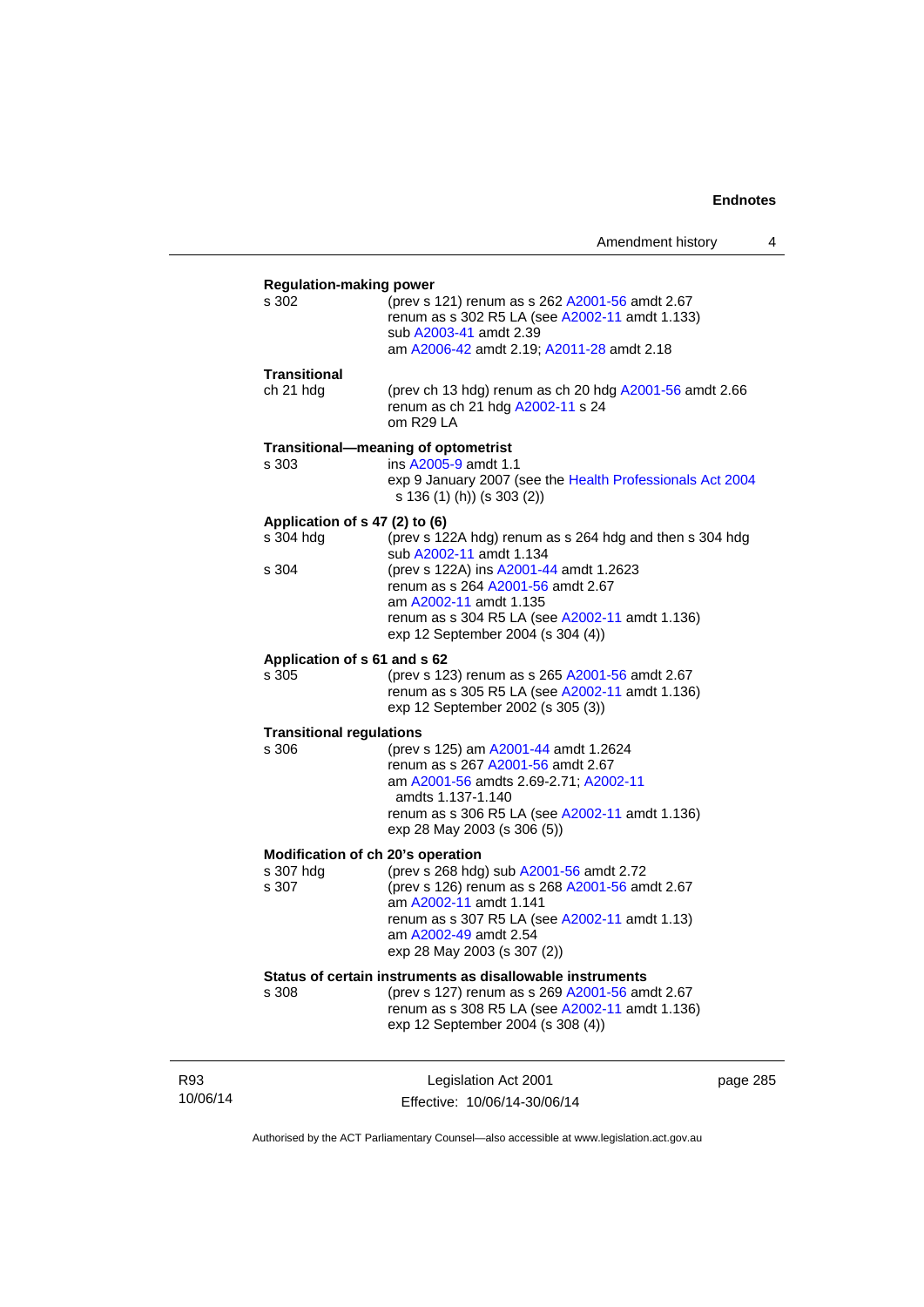**Regulation-making power**

s 302 (prev s 121) renum as s 262 A2001-56 amdt 2.67
renum as s 302 R5 LA (see A2002-11 amdt 1.133)
sub A2003-41 amdt 2.39
am A2006-42 amdt 2.19; A2011-28 amdt 2.18

**Transitional**

ch 21 hdg (prev ch 13 hdg) renum as ch 20 hdg A2001-56 amdt 2.66
renum as ch 21 hdg A2002-11 s 24
om R29 LA

**Transitional—meaning of optometrist**

s 303 ins A2005-9 amdt 1.1
exp 9 January 2007 (see the Health Professionals Act 2004 s 136 (1) (h)) (s 303 (2))

**Application of s 47 (2) to (6)**

s 304 hdg (prev s 122A hdg) renum as s 264 hdg and then s 304 hdg
sub A2002-11 amdt 1.134

s 304 (prev s 122A) ins A2001-44 amdt 1.2623
renum as s 264 A2001-56 amdt 2.67
am A2002-11 amdt 1.135
renum as s 304 R5 LA (see A2002-11 amdt 1.136)
exp 12 September 2004 (s 304 (4))

**Application of s 61 and s 62**

s 305 (prev s 123) renum as s 265 A2001-56 amdt 2.67
renum as s 305 R5 LA (see A2002-11 amdt 1.136)
exp 12 September 2002 (s 305 (3))

**Transitional regulations**

s 306 (prev s 125) am A2001-44 amdt 1.2624
renum as s 267 A2001-56 amdt 2.67
am A2001-56 amdts 2.69-2.71; A2002-11 amdts 1.137-1.140
renum as s 306 R5 LA (see A2002-11 amdt 1.136)
exp 28 May 2003 (s 306 (5))

**Modification of ch 20's operation**

s 307 hdg (prev s 268 hdg) sub A2001-56 amdt 2.72

s 307 (prev s 126) renum as s 268 A2001-56 amdt 2.67
am A2002-11 amdt 1.141
renum as s 307 R5 LA (see A2002-11 amdt 1.13)
am A2002-49 amdt 2.54
exp 28 May 2003 (s 307 (2))

**Status of certain instruments as disallowable instruments**

s 308 (prev s 127) renum as s 269 A2001-56 amdt 2.67
renum as s 308 R5 LA (see A2002-11 amdt 1.136)
exp 12 September 2004 (s 308 (4))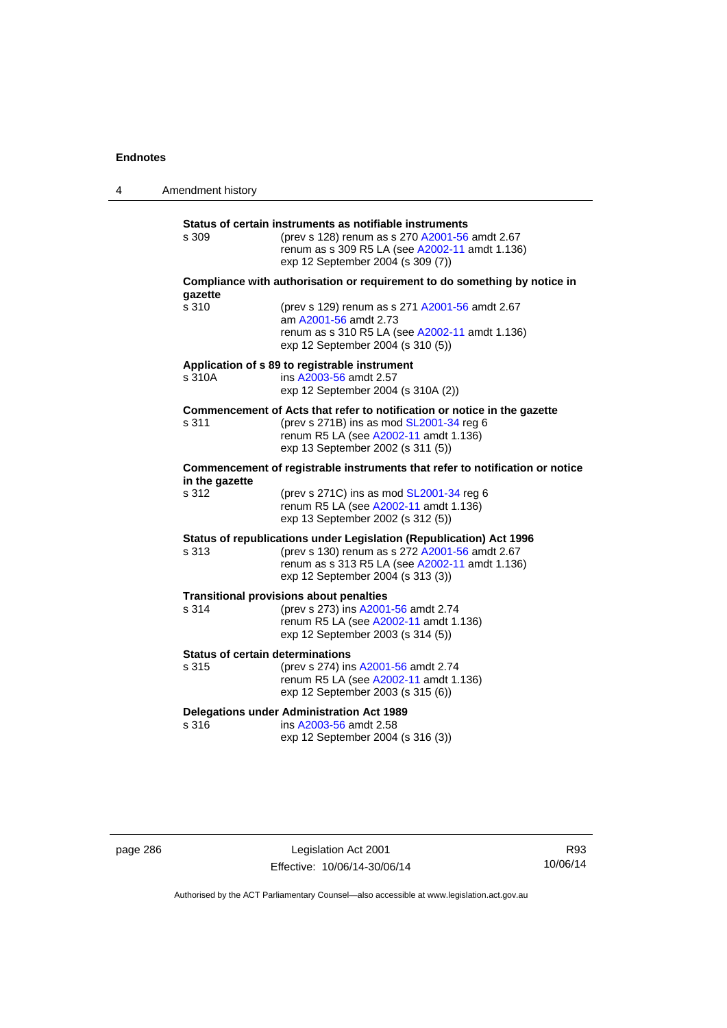**Status of certain instruments as notifiable instruments**

s 309 (prev s 128) renum as s 270 A2001-56 amdt 2.67
renum as s 309 R5 LA (see A2002-11 amdt 1.136)
exp 12 September 2004 (s 309 (7))

**Compliance with authorisation or requirement to do something by notice in gazette**

s 310 (prev s 129) renum as s 271 A2001-56 amdt 2.67
am A2001-56 amdt 2.73
renum as s 310 R5 LA (see A2002-11 amdt 1.136)
exp 12 September 2004 (s 310 (5))

**Application of s 89 to registrable instrument**

s 310A ins A2003-56 amdt 2.57
exp 12 September 2004 (s 310A (2))

**Commencement of Acts that refer to notification or notice in the gazette**

s 311 (prev s 271B) ins as mod SL2001-34 reg 6
renum R5 LA (see A2002-11 amdt 1.136)
exp 13 September 2002 (s 311 (5))

**Commencement of registrable instruments that refer to notification or notice in the gazette**

s 312 (prev s 271C) ins as mod SL2001-34 reg 6
renum R5 LA (see A2002-11 amdt 1.136)
exp 13 September 2002 (s 312 (5))

**Status of republications under Legislation (Republication) Act 1996**

s 313 (prev s 130) renum as s 272 A2001-56 amdt 2.67
renum as s 313 R5 LA (see A2002-11 amdt 1.136)
exp 12 September 2004 (s 313 (3))

**Transitional provisions about penalties**

s 314 (prev s 273) ins A2001-56 amdt 2.74
renum R5 LA (see A2002-11 amdt 1.136)
exp 12 September 2003 (s 314 (5))

**Status of certain determinations**

s 315 (prev s 274) ins A2001-56 amdt 2.74
renum R5 LA (see A2002-11 amdt 1.136)
exp 12 September 2003 (s 315 (6))

**Delegations under Administration Act 1989**

s 316 ins A2003-56 amdt 2.58
exp 12 September 2004 (s 316 (3))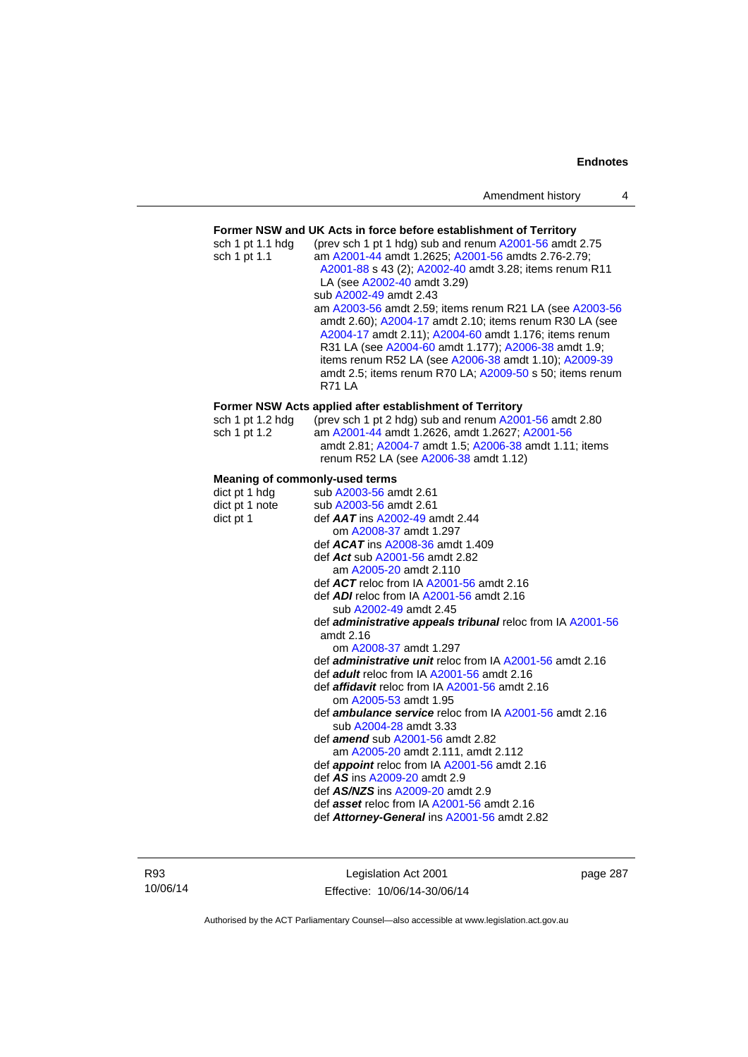**Former NSW and UK Acts in force before establishment of Territory**

sch 1 pt 1.1 hdg (prev sch 1 pt 1 hdg) sub and renum A2001-56 amdt 2.75

sch 1 pt 1.1 am A2001-44 amdt 1.2625; A2001-56 amdts 2.76-2.79; A2001-88 s 43 (2); A2002-40 amdt 3.28; items renum R11 LA (see A2002-40 amdt 3.29)
sub A2002-49 amdt 2.43
am A2003-56 amdt 2.59; items renum R21 LA (see A2003-56 amdt 2.60); A2004-17 amdt 2.10; items renum R30 LA (see A2004-17 amdt 2.11); A2004-60 amdt 1.176; items renum R31 LA (see A2004-60 amdt 1.177); A2006-38 amdt 1.9; items renum R52 LA (see A2006-38 amdt 1.10); A2009-39 amdt 2.5; items renum R70 LA; A2009-50 s 50; items renum R71 LA

**Former NSW Acts applied after establishment of Territory**

sch 1 pt 1.2 hdg (prev sch 1 pt 2 hdg) sub and renum A2001-56 amdt 2.80

sch 1 pt 1.2 am A2001-44 amdt 1.2626, amdt 1.2627; A2001-56 amdt 2.81; A2004-7 amdt 1.5; A2006-38 amdt 1.11; items renum R52 LA (see A2006-38 amdt 1.12)

**Meaning of commonly-used terms**

dict pt 1 hdg sub A2003-56 amdt 2.61

dict pt 1 note sub A2003-56 amdt 2.61

dict pt 1 def ***AAT*** ins A2002-49 amdt 2.44
om A2008-37 amdt 1.297
def ***ACAT*** ins A2008-36 amdt 1.409
def ***Act*** sub A2001-56 amdt 2.82
am A2005-20 amdt 2.110
def ***ACT*** reloc from IA A2001-56 amdt 2.16
def ***ADI*** reloc from IA A2001-56 amdt 2.16
sub A2002-49 amdt 2.45
def ***administrative appeals tribunal*** reloc from IA A2001-56 amdt 2.16
om A2008-37 amdt 1.297
def ***administrative unit*** reloc from IA A2001-56 amdt 2.16
def ***adult*** reloc from IA A2001-56 amdt 2.16
def ***affidavit*** reloc from IA A2001-56 amdt 2.16
om A2005-53 amdt 1.95
def ***ambulance service*** reloc from IA A2001-56 amdt 2.16
sub A2004-28 amdt 3.33
def ***amend*** sub A2001-56 amdt 2.82
am A2005-20 amdt 2.111, amdt 2.112
def ***appoint*** reloc from IA A2001-56 amdt 2.16
def ***AS*** ins A2009-20 amdt 2.9
def ***AS/NZS*** ins A2009-20 amdt 2.9
def ***asset*** reloc from IA A2001-56 amdt 2.16
def ***Attorney-General*** ins A2001-56 amdt 2.82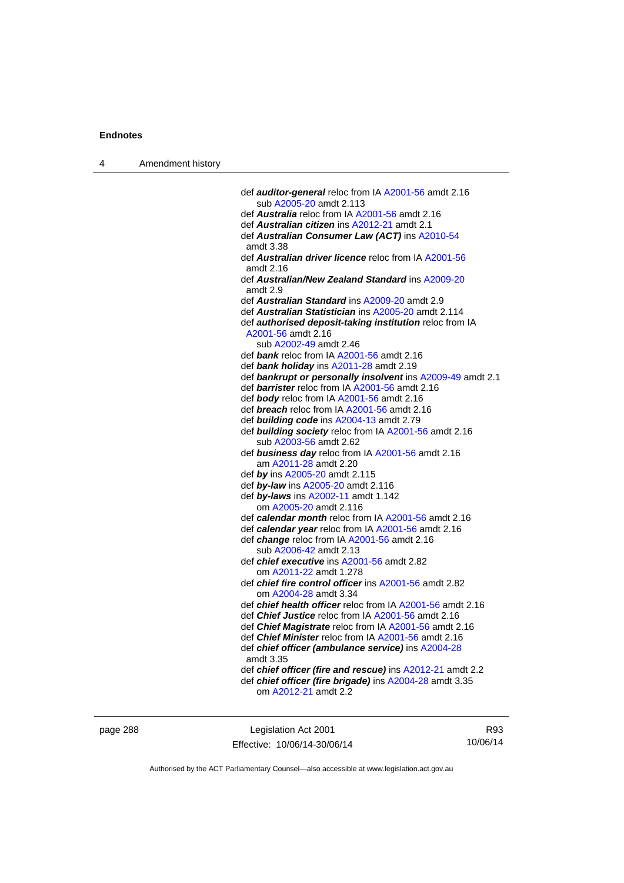def ***auditor-general*** reloc from IA A2001-56 amdt 2.16
sub A2005-20 amdt 2.113
def ***Australia*** reloc from IA A2001-56 amdt 2.16
def ***Australian citizen*** ins A2012-21 amdt 2.1
def ***Australian Consumer Law (ACT)*** ins A2010-54 amdt 3.38
def ***Australian driver licence*** reloc from IA A2001-56 amdt 2.16
def ***Australian/New Zealand Standard*** ins A2009-20 amdt 2.9
def ***Australian Standard*** ins A2009-20 amdt 2.9
def ***Australian Statistician*** ins A2005-20 amdt 2.114
def ***authorised deposit-taking institution*** reloc from IA A2001-56 amdt 2.16
sub A2002-49 amdt 2.46
def ***bank*** reloc from IA A2001-56 amdt 2.16
def ***bank holiday*** ins A2011-28 amdt 2.19
def ***bankrupt or personally insolvent*** ins A2009-49 amdt 2.1
def ***barrister*** reloc from IA A2001-56 amdt 2.16
def ***body*** reloc from IA A2001-56 amdt 2.16
def ***breach*** reloc from IA A2001-56 amdt 2.16
def ***building code*** ins A2004-13 amdt 2.79
def ***building society*** reloc from IA A2001-56 amdt 2.16
sub A2003-56 amdt 2.62
def ***business day*** reloc from IA A2001-56 amdt 2.16
am A2011-28 amdt 2.20
def ***by*** ins A2005-20 amdt 2.115
def ***by-law*** ins A2005-20 amdt 2.116
def ***by-laws*** ins A2002-11 amdt 1.142
om A2005-20 amdt 2.116
def ***calendar month*** reloc from IA A2001-56 amdt 2.16
def ***calendar year*** reloc from IA A2001-56 amdt 2.16
def ***change*** reloc from IA A2001-56 amdt 2.16
sub A2006-42 amdt 2.13
def ***chief executive*** ins A2001-56 amdt 2.82
om A2011-22 amdt 1.278
def ***chief fire control officer*** ins A2001-56 amdt 2.82
om A2004-28 amdt 3.34
def ***chief health officer*** reloc from IA A2001-56 amdt 2.16
def ***Chief Justice*** reloc from IA A2001-56 amdt 2.16
def ***Chief Magistrate*** reloc from IA A2001-56 amdt 2.16
def ***Chief Minister*** reloc from IA A2001-56 amdt 2.16
def ***chief officer (ambulance service)*** ins A2004-28 amdt 3.35
def ***chief officer (fire and rescue)*** ins A2012-21 amdt 2.2
def ***chief officer (fire brigade)*** ins A2004-28 amdt 3.35
om A2012-21 amdt 2.2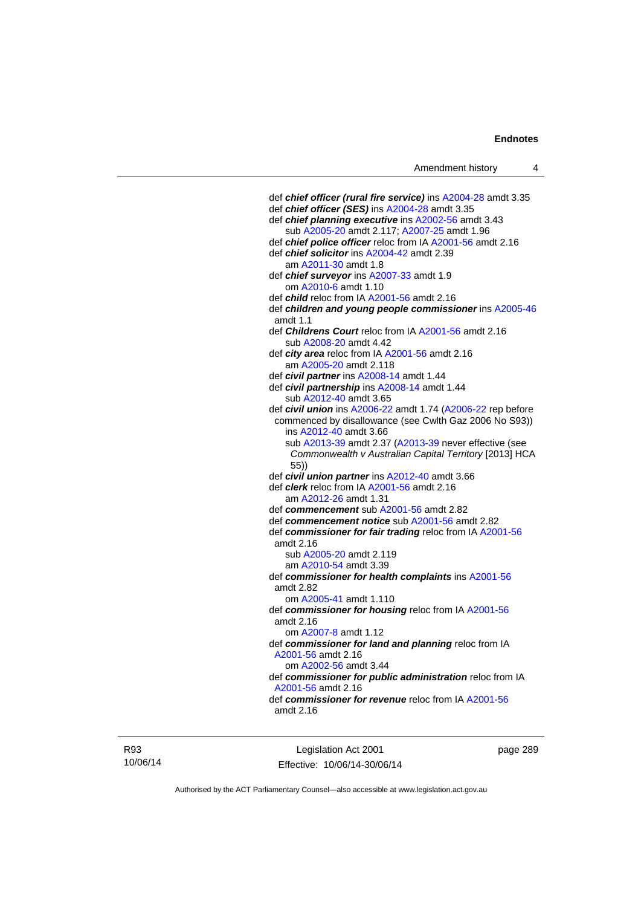def ***chief officer (rural fire service)*** ins A2004-28 amdt 3.35

def ***chief officer (SES)*** ins A2004-28 amdt 3.35

def ***chief planning executive*** ins A2002-56 amdt 3.43
   sub A2005-20 amdt 2.117; A2007-25 amdt 1.96

def ***chief police officer*** reloc from IA A2001-56 amdt 2.16

def ***chief solicitor*** ins A2004-42 amdt 2.39
   am A2011-30 amdt 1.8

def ***chief surveyor*** ins A2007-33 amdt 1.9
   om A2010-6 amdt 1.10

def ***child*** reloc from IA A2001-56 amdt 2.16

def ***children and young people commissioner*** ins A2005-46 amdt 1.1

def ***Childrens Court*** reloc from IA A2001-56 amdt 2.16
   sub A2008-20 amdt 4.42

def ***city area*** reloc from IA A2001-56 amdt 2.16
   am A2005-20 amdt 2.118

def ***civil partner*** ins A2008-14 amdt 1.44

def ***civil partnership*** ins A2008-14 amdt 1.44
   sub A2012-40 amdt 3.65

def ***civil union*** ins A2006-22 amdt 1.74 (A2006-22 rep before commenced by disallowance (see Cwlth Gaz 2006 No S93))
   ins A2012-40 amdt 3.66
   sub A2013-39 amdt 2.37 (A2013-39 never effective (see *Commonwealth v Australian Capital Territory* [2013] HCA 55))

def ***civil union partner*** ins A2012-40 amdt 3.66

def ***clerk*** reloc from IA A2001-56 amdt 2.16
   am A2012-26 amdt 1.31

def ***commencement*** sub A2001-56 amdt 2.82

def ***commencement notice*** sub A2001-56 amdt 2.82

def ***commissioner for fair trading*** reloc from IA A2001-56 amdt 2.16
   sub A2005-20 amdt 2.119
   am A2010-54 amdt 3.39

def ***commissioner for health complaints*** ins A2001-56 amdt 2.82
   om A2005-41 amdt 1.110

def ***commissioner for housing*** reloc from IA A2001-56 amdt 2.16
   om A2007-8 amdt 1.12

def ***commissioner for land and planning*** reloc from IA A2001-56 amdt 2.16
   om A2002-56 amdt 3.44

def ***commissioner for public administration*** reloc from IA A2001-56 amdt 2.16

def ***commissioner for revenue*** reloc from IA A2001-56 amdt 2.16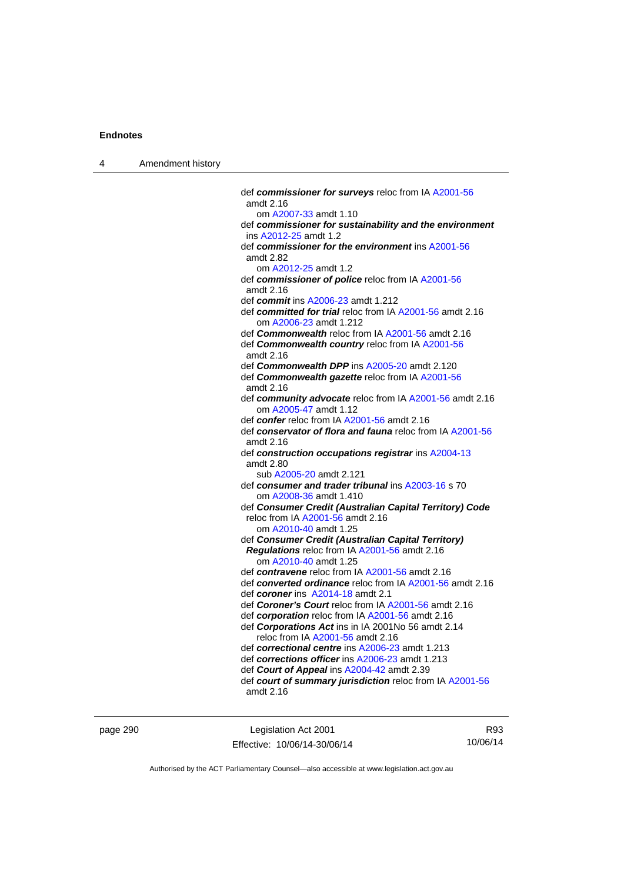def ***commissioner for surveys*** reloc from IA A2001-56 amdt 2.16
om A2007-33 amdt 1.10

def ***commissioner for sustainability and the environment*** ins A2012-25 amdt 1.2

def ***commissioner for the environment*** ins A2001-56 amdt 2.82
om A2012-25 amdt 1.2

def ***commissioner of police*** reloc from IA A2001-56 amdt 2.16

def ***commit*** ins A2006-23 amdt 1.212

def ***committed for trial*** reloc from IA A2001-56 amdt 2.16
om A2006-23 amdt 1.212

def ***Commonwealth*** reloc from IA A2001-56 amdt 2.16

def ***Commonwealth country*** reloc from IA A2001-56 amdt 2.16

def ***Commonwealth DPP*** ins A2005-20 amdt 2.120

def ***Commonwealth gazette*** reloc from IA A2001-56 amdt 2.16

def ***community advocate*** reloc from IA A2001-56 amdt 2.16
om A2005-47 amdt 1.12

def ***confer*** reloc from IA A2001-56 amdt 2.16

def ***conservator of flora and fauna*** reloc from IA A2001-56 amdt 2.16

def ***construction occupations registrar*** ins A2004-13 amdt 2.80
sub A2005-20 amdt 2.121

def ***consumer and trader tribunal*** ins A2003-16 s 70
om A2008-36 amdt 1.410

def ***Consumer Credit (Australian Capital Territory) Code*** reloc from IA A2001-56 amdt 2.16
om A2010-40 amdt 1.25

def ***Consumer Credit (Australian Capital Territory) Regulations*** reloc from IA A2001-56 amdt 2.16
om A2010-40 amdt 1.25

def ***contravene*** reloc from IA A2001-56 amdt 2.16

def ***converted ordinance*** reloc from IA A2001-56 amdt 2.16

def ***coroner*** ins A2014-18 amdt 2.1

def ***Coroner's Court*** reloc from IA A2001-56 amdt 2.16

def ***corporation*** reloc from IA A2001-56 amdt 2.16

def ***Corporations Act*** ins in IA 2001No 56 amdt 2.14
reloc from IA A2001-56 amdt 2.16

def ***correctional centre*** ins A2006-23 amdt 1.213

def ***corrections officer*** ins A2006-23 amdt 1.213

def ***Court of Appeal*** ins A2004-42 amdt 2.39

def ***court of summary jurisdiction*** reloc from IA A2001-56 amdt 2.16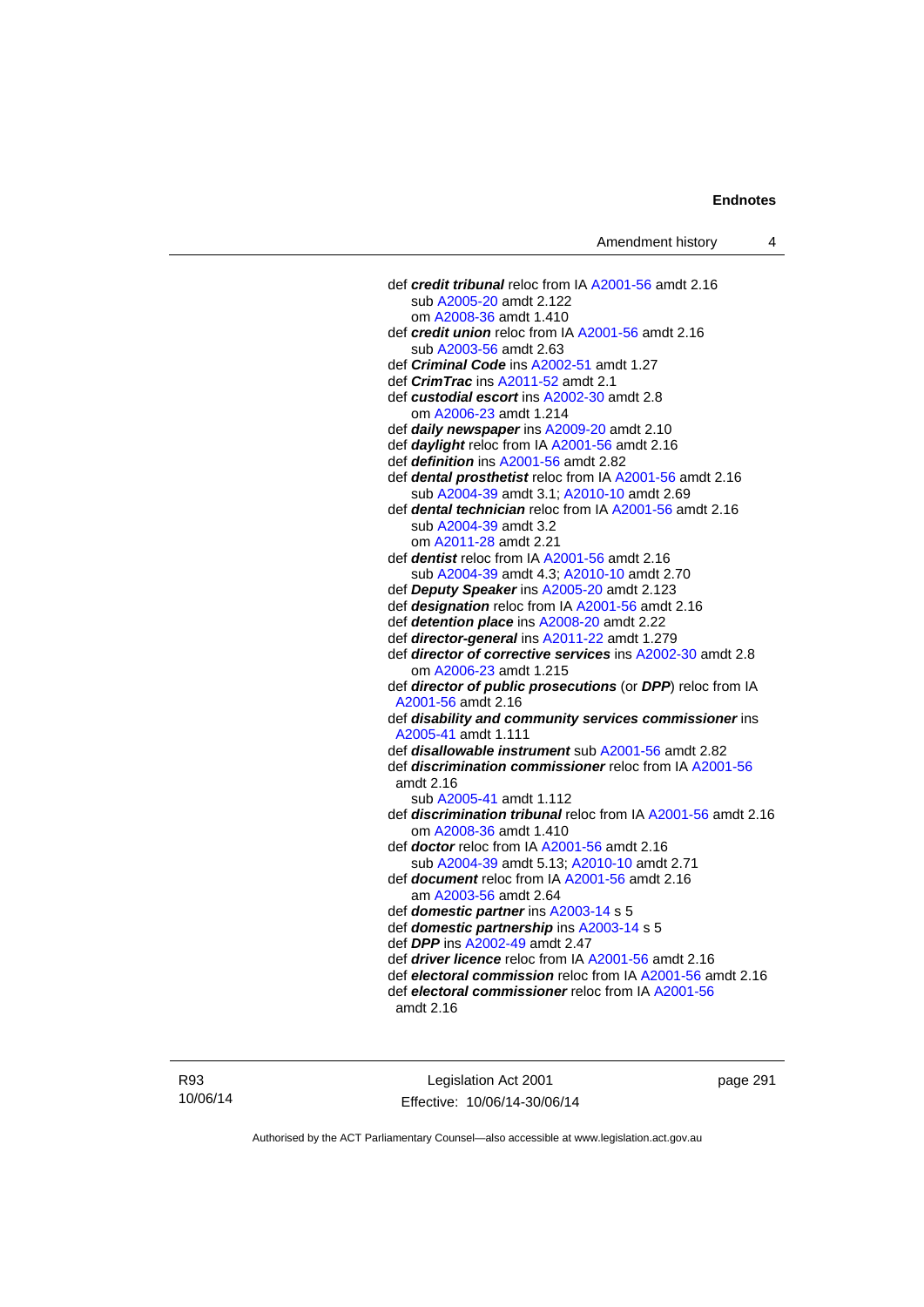def ***credit tribunal*** reloc from IA A2001-56 amdt 2.16
    sub A2005-20 amdt 2.122
    om A2008-36 amdt 1.410

def ***credit union*** reloc from IA A2001-56 amdt 2.16
    sub A2003-56 amdt 2.63

def ***Criminal Code*** ins A2002-51 amdt 1.27

def ***CrimTrac*** ins A2011-52 amdt 2.1

def ***custodial escort*** ins A2002-30 amdt 2.8
    om A2006-23 amdt 1.214

def ***daily newspaper*** ins A2009-20 amdt 2.10

def ***daylight*** reloc from IA A2001-56 amdt 2.16

def ***definition*** ins A2001-56 amdt 2.82

def ***dental prosthetist*** reloc from IA A2001-56 amdt 2.16
    sub A2004-39 amdt 3.1; A2010-10 amdt 2.69

def ***dental technician*** reloc from IA A2001-56 amdt 2.16
    sub A2004-39 amdt 3.2
    om A2011-28 amdt 2.21

def ***dentist*** reloc from IA A2001-56 amdt 2.16
    sub A2004-39 amdt 4.3; A2010-10 amdt 2.70

def ***Deputy Speaker*** ins A2005-20 amdt 2.123

def ***designation*** reloc from IA A2001-56 amdt 2.16

def ***detention place*** ins A2008-20 amdt 2.22

def ***director-general*** ins A2011-22 amdt 1.279

def ***director of corrective services*** ins A2002-30 amdt 2.8
    om A2006-23 amdt 1.215

def ***director of public prosecutions*** (or ***DPP***) reloc from IA A2001-56 amdt 2.16

def ***disability and community services commissioner*** ins A2005-41 amdt 1.111

def ***disallowable instrument*** sub A2001-56 amdt 2.82

def ***discrimination commissioner*** reloc from IA A2001-56 amdt 2.16
    sub A2005-41 amdt 1.112

def ***discrimination tribunal*** reloc from IA A2001-56 amdt 2.16
    om A2008-36 amdt 1.410

def ***doctor*** reloc from IA A2001-56 amdt 2.16
    sub A2004-39 amdt 5.13; A2010-10 amdt 2.71

def ***document*** reloc from IA A2001-56 amdt 2.16
    am A2003-56 amdt 2.64

def ***domestic partner*** ins A2003-14 s 5

def ***domestic partnership*** ins A2003-14 s 5

def ***DPP*** ins A2002-49 amdt 2.47

def ***driver licence*** reloc from IA A2001-56 amdt 2.16

def ***electoral commission*** reloc from IA A2001-56 amdt 2.16

def ***electoral commissioner*** reloc from IA A2001-56 amdt 2.16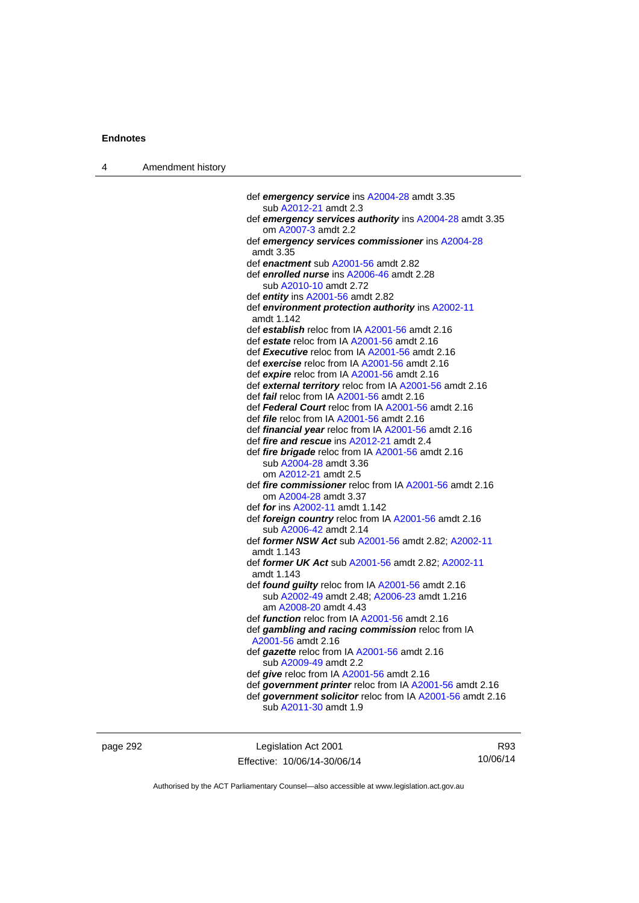def ***emergency service*** ins A2004-28 amdt 3.35
sub A2012-21 amdt 2.3

def ***emergency services authority*** ins A2004-28 amdt 3.35
om A2007-3 amdt 2.2

def ***emergency services commissioner*** ins A2004-28 amdt 3.35

def ***enactment*** sub A2001-56 amdt 2.82

def ***enrolled nurse*** ins A2006-46 amdt 2.28
sub A2010-10 amdt 2.72

def ***entity*** ins A2001-56 amdt 2.82

def ***environment protection authority*** ins A2002-11 amdt 1.142

def ***establish*** reloc from IA A2001-56 amdt 2.16

def ***estate*** reloc from IA A2001-56 amdt 2.16

def ***Executive*** reloc from IA A2001-56 amdt 2.16

def ***exercise*** reloc from IA A2001-56 amdt 2.16

def ***expire*** reloc from IA A2001-56 amdt 2.16

def ***external territory*** reloc from IA A2001-56 amdt 2.16

def ***fail*** reloc from IA A2001-56 amdt 2.16

def ***Federal Court*** reloc from IA A2001-56 amdt 2.16

def ***file*** reloc from IA A2001-56 amdt 2.16

def ***financial year*** reloc from IA A2001-56 amdt 2.16

def ***fire and rescue*** ins A2012-21 amdt 2.4

def ***fire brigade*** reloc from IA A2001-56 amdt 2.16
sub A2004-28 amdt 3.36
om A2012-21 amdt 2.5

def ***fire commissioner*** reloc from IA A2001-56 amdt 2.16
om A2004-28 amdt 3.37

def ***for*** ins A2002-11 amdt 1.142

def ***foreign country*** reloc from IA A2001-56 amdt 2.16
sub A2006-42 amdt 2.14

def ***former NSW Act*** sub A2001-56 amdt 2.82; A2002-11 amdt 1.143

def ***former UK Act*** sub A2001-56 amdt 2.82; A2002-11 amdt 1.143

def ***found guilty*** reloc from IA A2001-56 amdt 2.16
sub A2002-49 amdt 2.48; A2006-23 amdt 1.216
am A2008-20 amdt 4.43

def ***function*** reloc from IA A2001-56 amdt 2.16

def ***gambling and racing commission*** reloc from IA A2001-56 amdt 2.16

def ***gazette*** reloc from IA A2001-56 amdt 2.16
sub A2009-49 amdt 2.2

def ***give*** reloc from IA A2001-56 amdt 2.16

def ***government printer*** reloc from IA A2001-56 amdt 2.16

def ***government solicitor*** reloc from IA A2001-56 amdt 2.16
sub A2011-30 amdt 1.9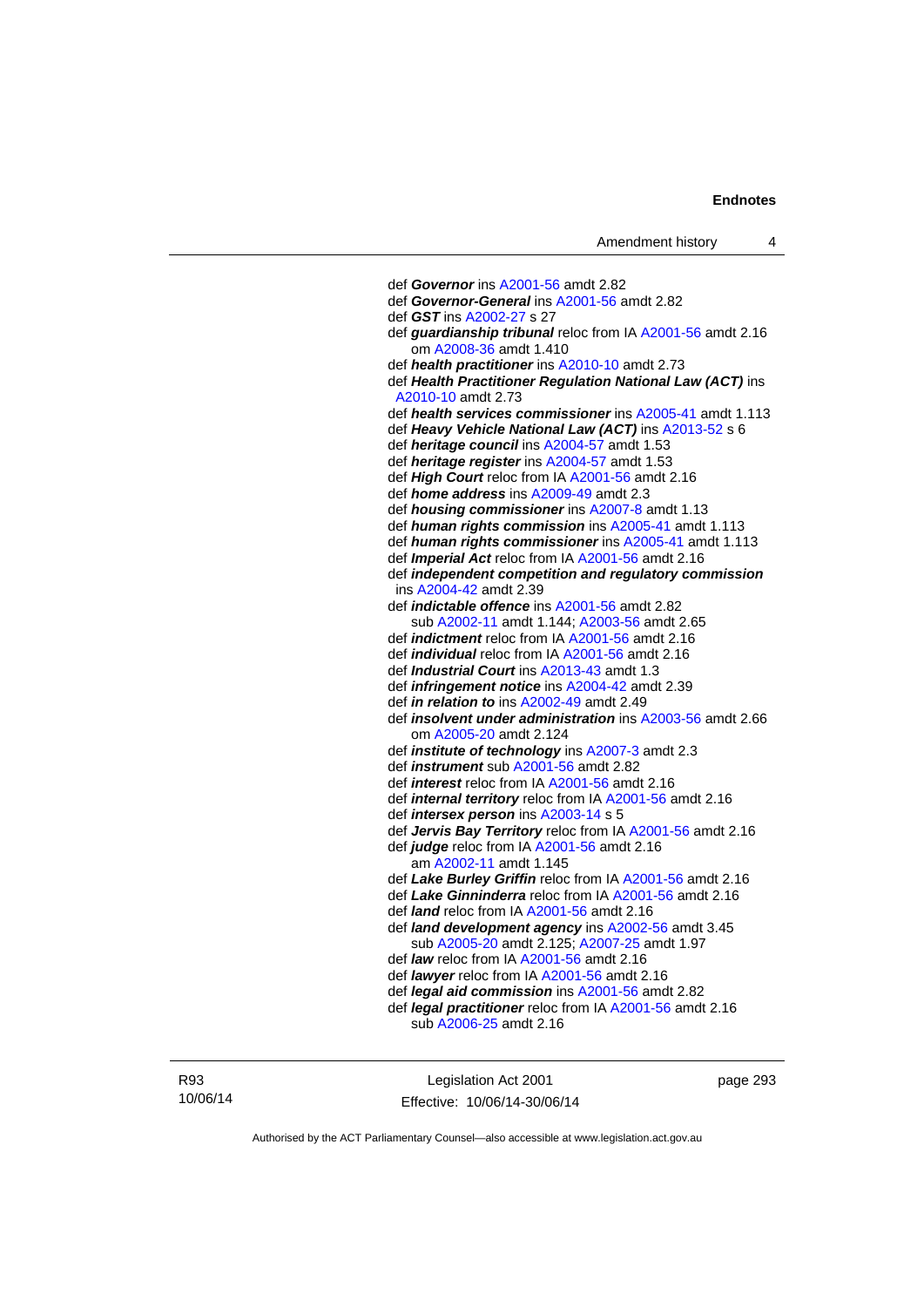def ***Governor*** ins A2001-56 amdt 2.82
def ***Governor-General*** ins A2001-56 amdt 2.82
def ***GST*** ins A2002-27 s 27
def ***guardianship tribunal*** reloc from IA A2001-56 amdt 2.16
    om A2008-36 amdt 1.410
def ***health practitioner*** ins A2010-10 amdt 2.73
def ***Health Practitioner Regulation National Law (ACT)*** ins A2010-10 amdt 2.73
def ***health services commissioner*** ins A2005-41 amdt 1.113
def ***Heavy Vehicle National Law (ACT)*** ins A2013-52 s 6
def ***heritage council*** ins A2004-57 amdt 1.53
def ***heritage register*** ins A2004-57 amdt 1.53
def ***High Court*** reloc from IA A2001-56 amdt 2.16
def ***home address*** ins A2009-49 amdt 2.3
def ***housing commissioner*** ins A2007-8 amdt 1.13
def ***human rights commission*** ins A2005-41 amdt 1.113
def ***human rights commissioner*** ins A2005-41 amdt 1.113
def ***Imperial Act*** reloc from IA A2001-56 amdt 2.16
def ***independent competition and regulatory commission*** ins A2004-42 amdt 2.39
def ***indictable offence*** ins A2001-56 amdt 2.82
    sub A2002-11 amdt 1.144; A2003-56 amdt 2.65
def ***indictment*** reloc from IA A2001-56 amdt 2.16
def ***individual*** reloc from IA A2001-56 amdt 2.16
def ***Industrial Court*** ins A2013-43 amdt 1.3
def ***infringement notice*** ins A2004-42 amdt 2.39
def ***in relation to*** ins A2002-49 amdt 2.49
def ***insolvent under administration*** ins A2003-56 amdt 2.66
    om A2005-20 amdt 2.124
def ***institute of technology*** ins A2007-3 amdt 2.3
def ***instrument*** sub A2001-56 amdt 2.82
def ***interest*** reloc from IA A2001-56 amdt 2.16
def ***internal territory*** reloc from IA A2001-56 amdt 2.16
def ***intersex person*** ins A2003-14 s 5
def ***Jervis Bay Territory*** reloc from IA A2001-56 amdt 2.16
def ***judge*** reloc from IA A2001-56 amdt 2.16
    am A2002-11 amdt 1.145
def ***Lake Burley Griffin*** reloc from IA A2001-56 amdt 2.16
def ***Lake Ginninderra*** reloc from IA A2001-56 amdt 2.16
def ***land*** reloc from IA A2001-56 amdt 2.16
def ***land development agency*** ins A2002-56 amdt 3.45
    sub A2005-20 amdt 2.125; A2007-25 amdt 1.97
def ***law*** reloc from IA A2001-56 amdt 2.16
def ***lawyer*** reloc from IA A2001-56 amdt 2.16
def ***legal aid commission*** ins A2001-56 amdt 2.82
def ***legal practitioner*** reloc from IA A2001-56 amdt 2.16
    sub A2006-25 amdt 2.16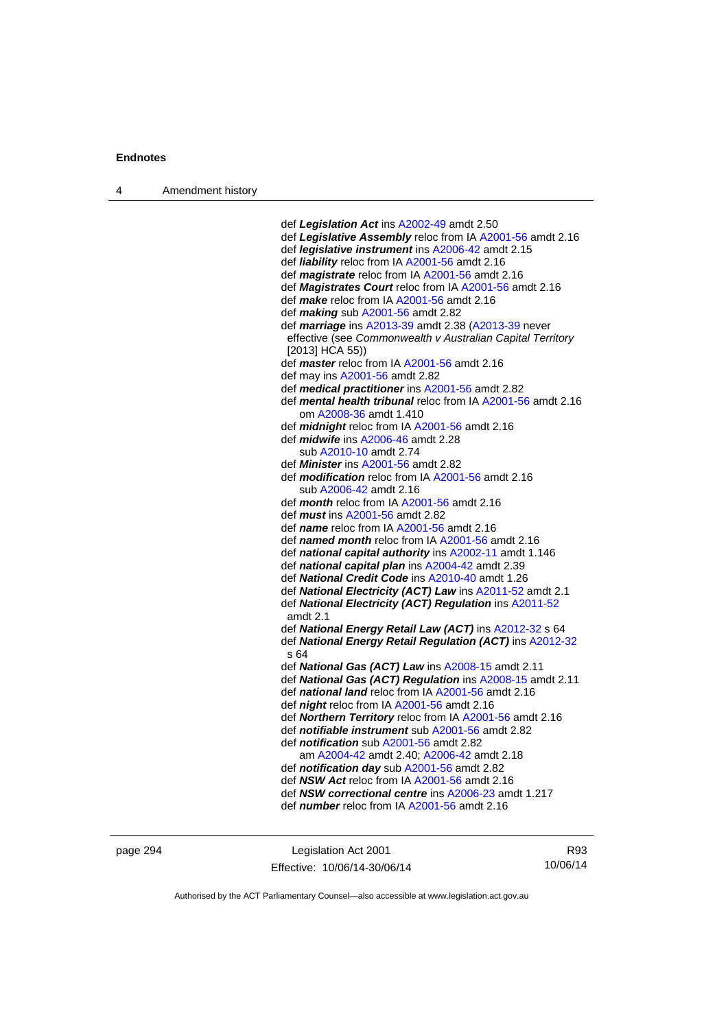def ***Legislation Act*** ins A2002-49 amdt 2.50
def ***Legislative Assembly*** reloc from IA A2001-56 amdt 2.16
def ***legislative instrument*** ins A2006-42 amdt 2.15
def ***liability*** reloc from IA A2001-56 amdt 2.16
def ***magistrate*** reloc from IA A2001-56 amdt 2.16
def ***Magistrates Court*** reloc from IA A2001-56 amdt 2.16
def ***make*** reloc from IA A2001-56 amdt 2.16
def ***making*** sub A2001-56 amdt 2.82
def ***marriage*** ins A2013-39 amdt 2.38 (A2013-39 never effective (see *Commonwealth v Australian Capital Territory* [2013] HCA 55))
def ***master*** reloc from IA A2001-56 amdt 2.16
def may ins A2001-56 amdt 2.82
def ***medical practitioner*** ins A2001-56 amdt 2.82
def ***mental health tribunal*** reloc from IA A2001-56 amdt 2.16
  om A2008-36 amdt 1.410
def ***midnight*** reloc from IA A2001-56 amdt 2.16
def ***midwife*** ins A2006-46 amdt 2.28
  sub A2010-10 amdt 2.74
def ***Minister*** ins A2001-56 amdt 2.82
def ***modification*** reloc from IA A2001-56 amdt 2.16
  sub A2006-42 amdt 2.16
def ***month*** reloc from IA A2001-56 amdt 2.16
def ***must*** ins A2001-56 amdt 2.82
def ***name*** reloc from IA A2001-56 amdt 2.16
def ***named month*** reloc from IA A2001-56 amdt 2.16
def ***national capital authority*** ins A2002-11 amdt 1.146
def ***national capital plan*** ins A2004-42 amdt 2.39
def ***National Credit Code*** ins A2010-40 amdt 1.26
def ***National Electricity (ACT) Law*** ins A2011-52 amdt 2.1
def ***National Electricity (ACT) Regulation*** ins A2011-52 amdt 2.1
def ***National Energy Retail Law (ACT)*** ins A2012-32 s 64
def ***National Energy Retail Regulation (ACT)*** ins A2012-32 s 64
def ***National Gas (ACT) Law*** ins A2008-15 amdt 2.11
def ***National Gas (ACT) Regulation*** ins A2008-15 amdt 2.11
def ***national land*** reloc from IA A2001-56 amdt 2.16
def ***night*** reloc from IA A2001-56 amdt 2.16
def ***Northern Territory*** reloc from IA A2001-56 amdt 2.16
def ***notifiable instrument*** sub A2001-56 amdt 2.82
def ***notification*** sub A2001-56 amdt 2.82
  am A2004-42 amdt 2.40; A2006-42 amdt 2.18
def ***notification day*** sub A2001-56 amdt 2.82
def ***NSW Act*** reloc from IA A2001-56 amdt 2.16
def ***NSW correctional centre*** ins A2006-23 amdt 1.217
def ***number*** reloc from IA A2001-56 amdt 2.16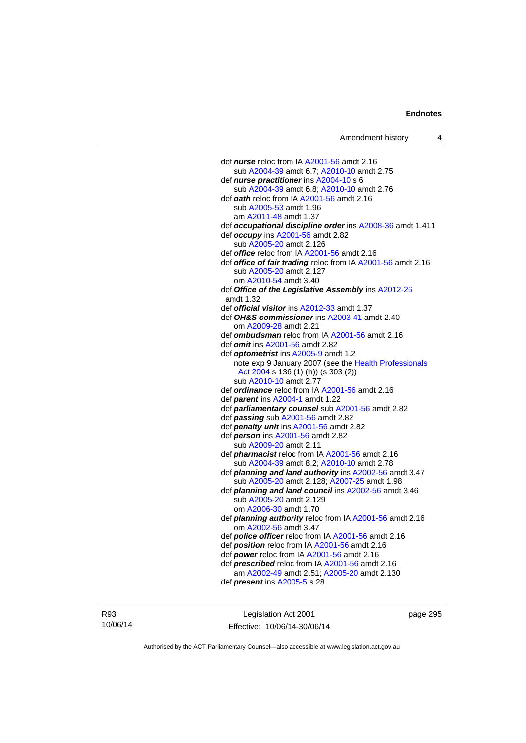def ***nurse*** reloc from IA A2001-56 amdt 2.16
sub A2004-39 amdt 6.7; A2010-10 amdt 2.75
def ***nurse practitioner*** ins A2004-10 s 6
sub A2004-39 amdt 6.8; A2010-10 amdt 2.76
def ***oath*** reloc from IA A2001-56 amdt 2.16
sub A2005-53 amdt 1.96
am A2011-48 amdt 1.37
def ***occupational discipline order*** ins A2008-36 amdt 1.411
def ***occupy*** ins A2001-56 amdt 2.82
sub A2005-20 amdt 2.126
def ***office*** reloc from IA A2001-56 amdt 2.16
def ***office of fair trading*** reloc from IA A2001-56 amdt 2.16
sub A2005-20 amdt 2.127
om A2010-54 amdt 3.40
def ***Office of the Legislative Assembly*** ins A2012-26 amdt 1.32
def ***official visitor*** ins A2012-33 amdt 1.37
def ***OH&S commissioner*** ins A2003-41 amdt 2.40
om A2009-28 amdt 2.21
def ***ombudsman*** reloc from IA A2001-56 amdt 2.16
def ***omit*** ins A2001-56 amdt 2.82
def ***optometrist*** ins A2005-9 amdt 1.2
note exp 9 January 2007 (see the Health Professionals Act 2004 s 136 (1) (h)) (s 303 (2))
sub A2010-10 amdt 2.77
def ***ordinance*** reloc from IA A2001-56 amdt 2.16
def ***parent*** ins A2004-1 amdt 1.22
def ***parliamentary counsel*** sub A2001-56 amdt 2.82
def ***passing*** sub A2001-56 amdt 2.82
def ***penalty unit*** ins A2001-56 amdt 2.82
def ***person*** ins A2001-56 amdt 2.82
sub A2009-20 amdt 2.11
def ***pharmacist*** reloc from IA A2001-56 amdt 2.16
sub A2004-39 amdt 8.2; A2010-10 amdt 2.78
def ***planning and land authority*** ins A2002-56 amdt 3.47
sub A2005-20 amdt 2.128; A2007-25 amdt 1.98
def ***planning and land council*** ins A2002-56 amdt 3.46
sub A2005-20 amdt 2.129
om A2006-30 amdt 1.70
def ***planning authority*** reloc from IA A2001-56 amdt 2.16
om A2002-56 amdt 3.47
def ***police officer*** reloc from IA A2001-56 amdt 2.16
def ***position*** reloc from IA A2001-56 amdt 2.16
def ***power*** reloc from IA A2001-56 amdt 2.16
def ***prescribed*** reloc from IA A2001-56 amdt 2.16
am A2002-49 amdt 2.51; A2005-20 amdt 2.130
def ***present*** ins A2005-5 s 28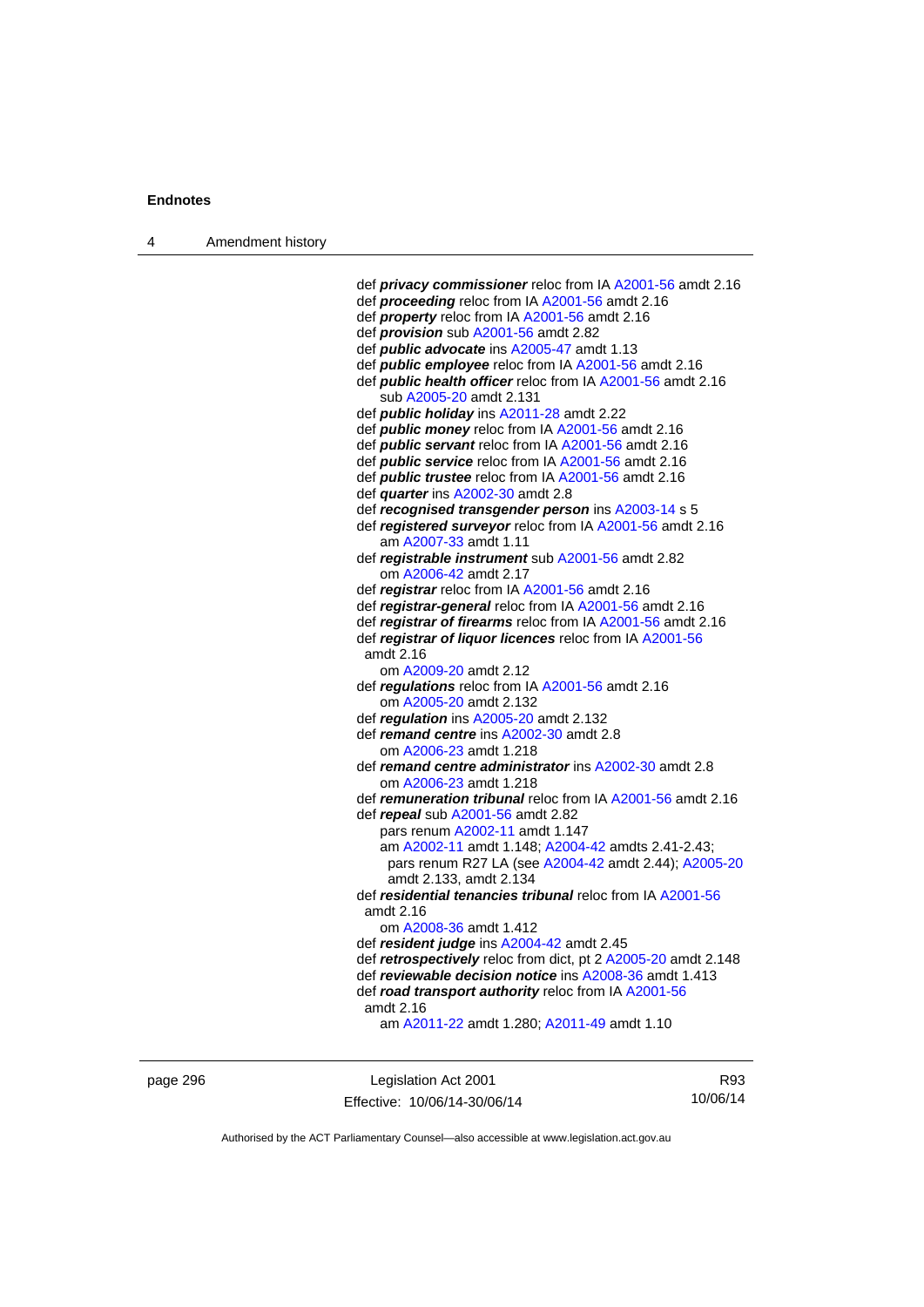def ***privacy commissioner*** reloc from IA A2001-56 amdt 2.16
def ***proceeding*** reloc from IA A2001-56 amdt 2.16
def ***property*** reloc from IA A2001-56 amdt 2.16
def ***provision*** sub A2001-56 amdt 2.82
def ***public advocate*** ins A2005-47 amdt 1.13
def ***public employee*** reloc from IA A2001-56 amdt 2.16
def ***public health officer*** reloc from IA A2001-56 amdt 2.16
sub A2005-20 amdt 2.131
def ***public holiday*** ins A2011-28 amdt 2.22
def ***public money*** reloc from IA A2001-56 amdt 2.16
def ***public servant*** reloc from IA A2001-56 amdt 2.16
def ***public service*** reloc from IA A2001-56 amdt 2.16
def ***public trustee*** reloc from IA A2001-56 amdt 2.16
def ***quarter*** ins A2002-30 amdt 2.8
def ***recognised transgender person*** ins A2003-14 s 5
def ***registered surveyor*** reloc from IA A2001-56 amdt 2.16
am A2007-33 amdt 1.11
def ***registrable instrument*** sub A2001-56 amdt 2.82
om A2006-42 amdt 2.17
def ***registrar*** reloc from IA A2001-56 amdt 2.16
def ***registrar-general*** reloc from IA A2001-56 amdt 2.16
def ***registrar of firearms*** reloc from IA A2001-56 amdt 2.16
def ***registrar of liquor licences*** reloc from IA A2001-56 amdt 2.16
om A2009-20 amdt 2.12
def ***regulations*** reloc from IA A2001-56 amdt 2.16
om A2005-20 amdt 2.132
def ***regulation*** ins A2005-20 amdt 2.132
def ***remand centre*** ins A2002-30 amdt 2.8
om A2006-23 amdt 1.218
def ***remand centre administrator*** ins A2002-30 amdt 2.8
om A2006-23 amdt 1.218
def ***remuneration tribunal*** reloc from IA A2001-56 amdt 2.16
def ***repeal*** sub A2001-56 amdt 2.82
pars renum A2002-11 amdt 1.147
am A2002-11 amdt 1.148; A2004-42 amdts 2.41-2.43; pars renum R27 LA (see A2004-42 amdt 2.44); A2005-20 amdt 2.133, amdt 2.134
def ***residential tenancies tribunal*** reloc from IA A2001-56 amdt 2.16
om A2008-36 amdt 1.412
def ***resident judge*** ins A2004-42 amdt 2.45
def ***retrospectively*** reloc from dict, pt 2 A2005-20 amdt 2.148
def ***reviewable decision notice*** ins A2008-36 amdt 1.413
def ***road transport authority*** reloc from IA A2001-56 amdt 2.16
am A2011-22 amdt 1.280; A2011-49 amdt 1.10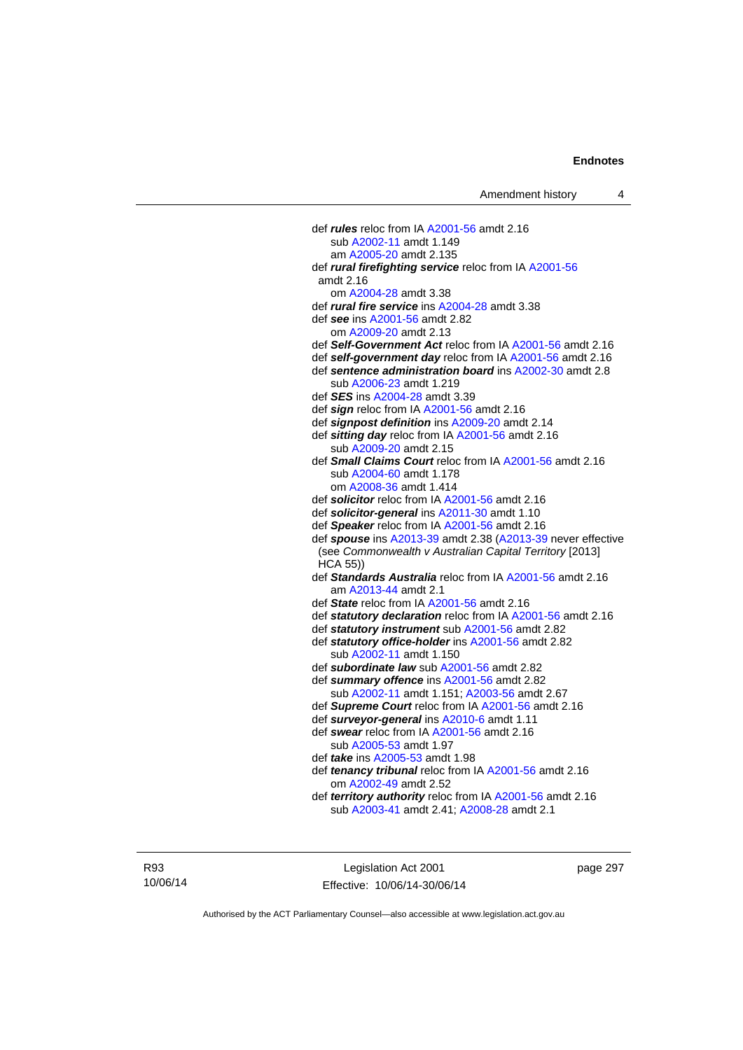def ***rules*** reloc from IA A2001-56 amdt 2.16
  sub A2002-11 amdt 1.149
  am A2005-20 amdt 2.135

def ***rural firefighting service*** reloc from IA A2001-56 amdt 2.16
  om A2004-28 amdt 3.38

def ***rural fire service*** ins A2004-28 amdt 3.38

def ***see*** ins A2001-56 amdt 2.82
  om A2009-20 amdt 2.13

def ***Self-Government Act*** reloc from IA A2001-56 amdt 2.16

def ***self-government day*** reloc from IA A2001-56 amdt 2.16

def ***sentence administration board*** ins A2002-30 amdt 2.8
  sub A2006-23 amdt 1.219

def ***SES*** ins A2004-28 amdt 3.39

def ***sign*** reloc from IA A2001-56 amdt 2.16

def ***signpost definition*** ins A2009-20 amdt 2.14

def ***sitting day*** reloc from IA A2001-56 amdt 2.16
  sub A2009-20 amdt 2.15

def ***Small Claims Court*** reloc from IA A2001-56 amdt 2.16
  sub A2004-60 amdt 1.178
  om A2008-36 amdt 1.414

def ***solicitor*** reloc from IA A2001-56 amdt 2.16

def ***solicitor-general*** ins A2011-30 amdt 1.10

def ***Speaker*** reloc from IA A2001-56 amdt 2.16

def ***spouse*** ins A2013-39 amdt 2.38 (A2013-39 never effective (see *Commonwealth v Australian Capital Territory* [2013] HCA 55))

def ***Standards Australia*** reloc from IA A2001-56 amdt 2.16
  am A2013-44 amdt 2.1

def ***State*** reloc from IA A2001-56 amdt 2.16

def ***statutory declaration*** reloc from IA A2001-56 amdt 2.16

def ***statutory instrument*** sub A2001-56 amdt 2.82

def ***statutory office-holder*** ins A2001-56 amdt 2.82
  sub A2002-11 amdt 1.150

def ***subordinate law*** sub A2001-56 amdt 2.82

def ***summary offence*** ins A2001-56 amdt 2.82
  sub A2002-11 amdt 1.151; A2003-56 amdt 2.67

def ***Supreme Court*** reloc from IA A2001-56 amdt 2.16

def ***surveyor-general*** ins A2010-6 amdt 1.11

def ***swear*** reloc from IA A2001-56 amdt 2.16
  sub A2005-53 amdt 1.97

def ***take*** ins A2005-53 amdt 1.98

def ***tenancy tribunal*** reloc from IA A2001-56 amdt 2.16
  om A2002-49 amdt 2.52

def ***territory authority*** reloc from IA A2001-56 amdt 2.16
  sub A2003-41 amdt 2.41; A2008-28 amdt 2.1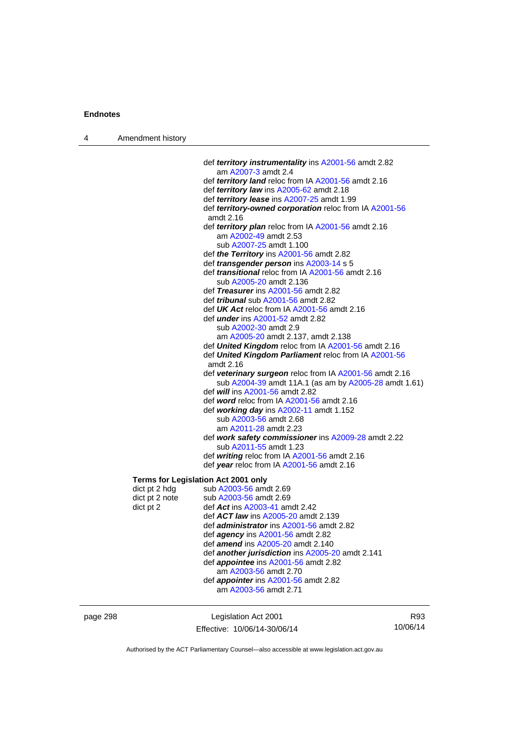def ***territory instrumentality*** ins A2001-56 amdt 2.82
    am A2007-3 amdt 2.4
def ***territory land*** reloc from IA A2001-56 amdt 2.16
def ***territory law*** ins A2005-62 amdt 2.18
def ***territory lease*** ins A2007-25 amdt 1.99
def ***territory-owned corporation*** reloc from IA A2001-56 amdt 2.16
def ***territory plan*** reloc from IA A2001-56 amdt 2.16
    am A2002-49 amdt 2.53
    sub A2007-25 amdt 1.100
def ***the Territory*** ins A2001-56 amdt 2.82
def ***transgender person*** ins A2003-14 s 5
def ***transitional*** reloc from IA A2001-56 amdt 2.16
    sub A2005-20 amdt 2.136
def ***Treasurer*** ins A2001-56 amdt 2.82
def ***tribunal*** sub A2001-56 amdt 2.82
def ***UK Act*** reloc from IA A2001-56 amdt 2.16
def ***under*** ins A2001-52 amdt 2.82
    sub A2002-30 amdt 2.9
    am A2005-20 amdt 2.137, amdt 2.138
def ***United Kingdom*** reloc from IA A2001-56 amdt 2.16
def ***United Kingdom Parliament*** reloc from IA A2001-56 amdt 2.16
def ***veterinary surgeon*** reloc from IA A2001-56 amdt 2.16
    sub A2004-39 amdt 11A.1 (as am by A2005-28 amdt 1.61)
def ***will*** ins A2001-56 amdt 2.82
def ***word*** reloc from IA A2001-56 amdt 2.16
def ***working day*** ins A2002-11 amdt 1.152
    sub A2003-56 amdt 2.68
    am A2011-28 amdt 2.23
def ***work safety commissioner*** ins A2009-28 amdt 2.22
    sub A2011-55 amdt 1.23
def ***writing*** reloc from IA A2001-56 amdt 2.16
def ***year*** reloc from IA A2001-56 amdt 2.16

**Terms for Legislation Act 2001 only**

dict pt 2 hdg — sub A2003-56 amdt 2.69
dict pt 2 note — sub A2003-56 amdt 2.69
dict pt 2 — def ***Act*** ins A2003-41 amdt 2.42
def ***ACT law*** ins A2005-20 amdt 2.139
def ***administrator*** ins A2001-56 amdt 2.82
def ***agency*** ins A2001-56 amdt 2.82
def ***amend*** ins A2005-20 amdt 2.140
def ***another jurisdiction*** ins A2005-20 amdt 2.141
def ***appointee*** ins A2001-56 amdt 2.82
    am A2003-56 amdt 2.70
def ***appointer*** ins A2001-56 amdt 2.82
    am A2003-56 amdt 2.71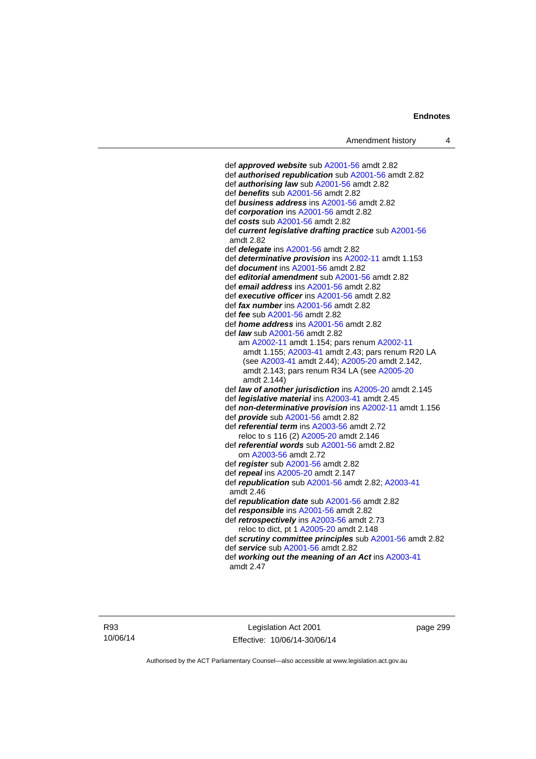def ***approved website*** sub A2001-56 amdt 2.82
def ***authorised republication*** sub A2001-56 amdt 2.82
def ***authorising law*** sub A2001-56 amdt 2.82
def ***benefits*** sub A2001-56 amdt 2.82
def ***business address*** ins A2001-56 amdt 2.82
def ***corporation*** ins A2001-56 amdt 2.82
def ***costs*** sub A2001-56 amdt 2.82
def ***current legislative drafting practice*** sub A2001-56 amdt 2.82
def ***delegate*** ins A2001-56 amdt 2.82
def ***determinative provision*** ins A2002-11 amdt 1.153
def ***document*** ins A2001-56 amdt 2.82
def ***editorial amendment*** sub A2001-56 amdt 2.82
def ***email address*** ins A2001-56 amdt 2.82
def ***executive officer*** ins A2001-56 amdt 2.82
def ***fax number*** ins A2001-56 amdt 2.82
def ***fee*** sub A2001-56 amdt 2.82
def ***home address*** ins A2001-56 amdt 2.82
def ***law*** sub A2001-56 amdt 2.82
am A2002-11 amdt 1.154; pars renum A2002-11 amdt 1.155; A2003-41 amdt 2.43; pars renum R20 LA (see A2003-41 amdt 2.44); A2005-20 amdt 2.142, amdt 2.143; pars renum R34 LA (see A2005-20 amdt 2.144)
def ***law of another jurisdiction*** ins A2005-20 amdt 2.145
def ***legislative material*** ins A2003-41 amdt 2.45
def ***non-determinative provision*** ins A2002-11 amdt 1.156
def ***provide*** sub A2001-56 amdt 2.82
def ***referential term*** ins A2003-56 amdt 2.72
reloc to s 116 (2) A2005-20 amdt 2.146
def ***referential words*** sub A2001-56 amdt 2.82
om A2003-56 amdt 2.72
def ***register*** sub A2001-56 amdt 2.82
def ***repeal*** ins A2005-20 amdt 2.147
def ***republication*** sub A2001-56 amdt 2.82; A2003-41 amdt 2.46
def ***republication date*** sub A2001-56 amdt 2.82
def ***responsible*** ins A2001-56 amdt 2.82
def ***retrospectively*** ins A2003-56 amdt 2.73
reloc to dict, pt 1 A2005-20 amdt 2.148
def ***scrutiny committee principles*** sub A2001-56 amdt 2.82
def ***service*** sub A2001-56 amdt 2.82
def ***working out the meaning of an Act*** ins A2003-41 amdt 2.47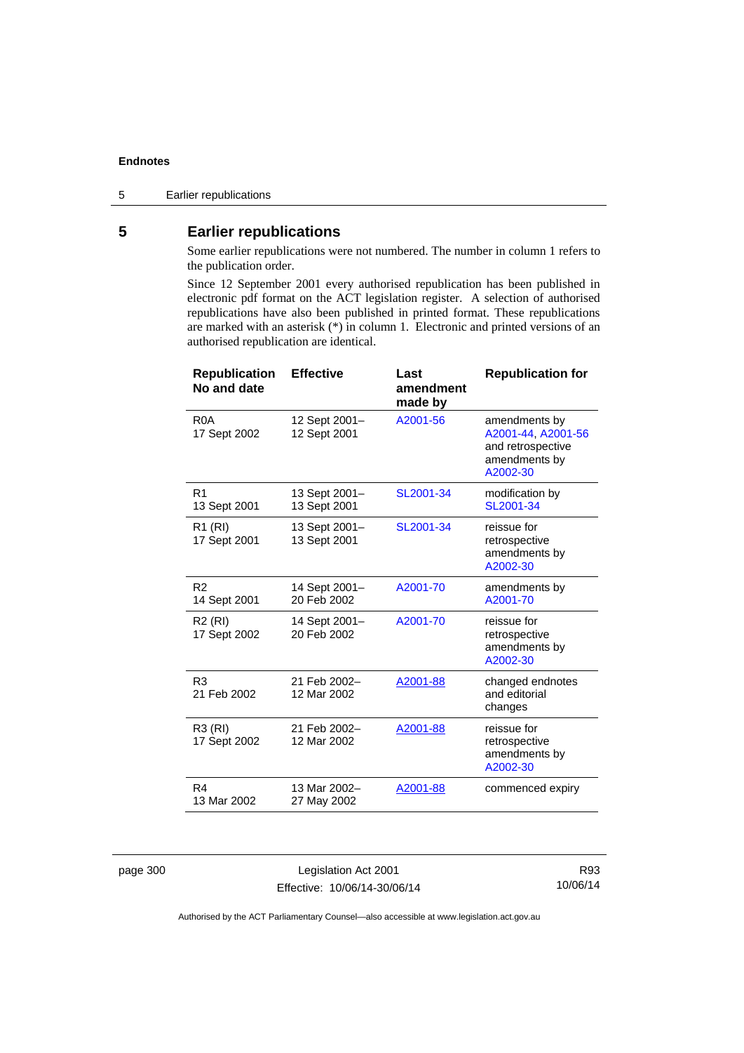## 5 Earlier republications

Some earlier republications were not numbered. The number in column 1 refers to the publication order.

Since 12 September 2001 every authorised republication has been published in electronic pdf format on the ACT legislation register. A selection of authorised republications have also been published in printed format. These republications are marked with an asterisk (*) in column 1. Electronic and printed versions of an authorised republication are identical.

| Republication No and date | Effective | Last amendment made by | Republication for |
|---|---|---|---|
| R0A<br>17 Sept 2002 | 12 Sept 2001–<br>12 Sept 2001 | A2001-56 | amendments by A2001-44, A2001-56 and retrospective amendments by A2002-30 |
| R1<br>13 Sept 2001 | 13 Sept 2001–<br>13 Sept 2001 | SL2001-34 | modification by SL2001-34 |
| R1 (RI)<br>17 Sept 2001 | 13 Sept 2001–<br>13 Sept 2001 | SL2001-34 | reissue for retrospective amendments by A2002-30 |
| R2<br>14 Sept 2001 | 14 Sept 2001–<br>20 Feb 2002 | A2001-70 | amendments by A2001-70 |
| R2 (RI)<br>17 Sept 2002 | 14 Sept 2001–<br>20 Feb 2002 | A2001-70 | reissue for retrospective amendments by A2002-30 |
| R3<br>21 Feb 2002 | 21 Feb 2002–<br>12 Mar 2002 | A2001-88 | changed endnotes and editorial changes |
| R3 (RI)<br>17 Sept 2002 | 21 Feb 2002–<br>12 Mar 2002 | A2001-88 | reissue for retrospective amendments by A2002-30 |
| R4<br>13 Mar 2002 | 13 Mar 2002–<br>27 May 2002 | A2001-88 | commenced expiry |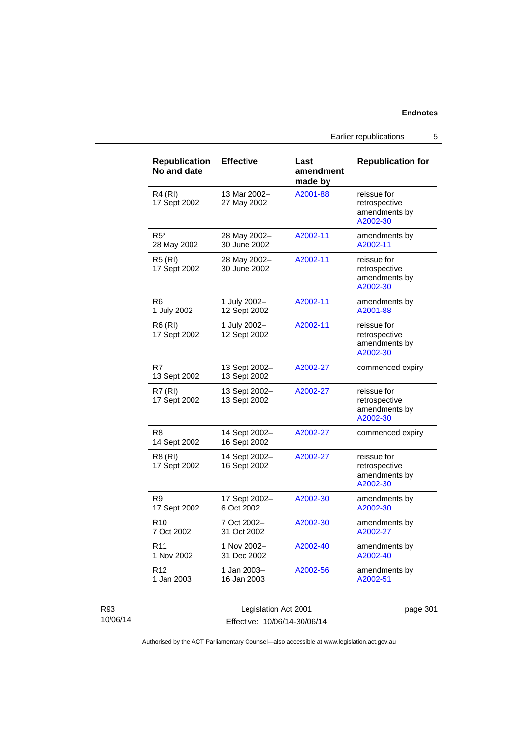| Republication No and date | Effective | Last amendment made by | Republication for |
|---|---|---|---|
| R4 (RI)<br>17 Sept 2002 | 13 Mar 2002–<br>27 May 2002 | A2001-88 | reissue for retrospective amendments by A2002-30 |
| R5*<br>28 May 2002 | 28 May 2002–<br>30 June 2002 | A2002-11 | amendments by A2002-11 |
| R5 (RI)<br>17 Sept 2002 | 28 May 2002–<br>30 June 2002 | A2002-11 | reissue for retrospective amendments by A2002-30 |
| R6<br>1 July 2002 | 1 July 2002–<br>12 Sept 2002 | A2002-11 | amendments by A2001-88 |
| R6 (RI)<br>17 Sept 2002 | 1 July 2002–<br>12 Sept 2002 | A2002-11 | reissue for retrospective amendments by A2002-30 |
| R7<br>13 Sept 2002 | 13 Sept 2002–<br>13 Sept 2002 | A2002-27 | commenced expiry |
| R7 (RI)<br>17 Sept 2002 | 13 Sept 2002–<br>13 Sept 2002 | A2002-27 | reissue for retrospective amendments by A2002-30 |
| R8<br>14 Sept 2002 | 14 Sept 2002–<br>16 Sept 2002 | A2002-27 | commenced expiry |
| R8 (RI)<br>17 Sept 2002 | 14 Sept 2002–<br>16 Sept 2002 | A2002-27 | reissue for retrospective amendments by A2002-30 |
| R9<br>17 Sept 2002 | 17 Sept 2002–<br>6 Oct 2002 | A2002-30 | amendments by A2002-30 |
| R10<br>7 Oct 2002 | 7 Oct 2002–<br>31 Oct 2002 | A2002-30 | amendments by A2002-27 |
| R11<br>1 Nov 2002 | 1 Nov 2002–<br>31 Dec 2002 | A2002-40 | amendments by A2002-40 |
| R12<br>1 Jan 2003 | 1 Jan 2003–<br>16 Jan 2003 | A2002-56 | amendments by A2002-51 |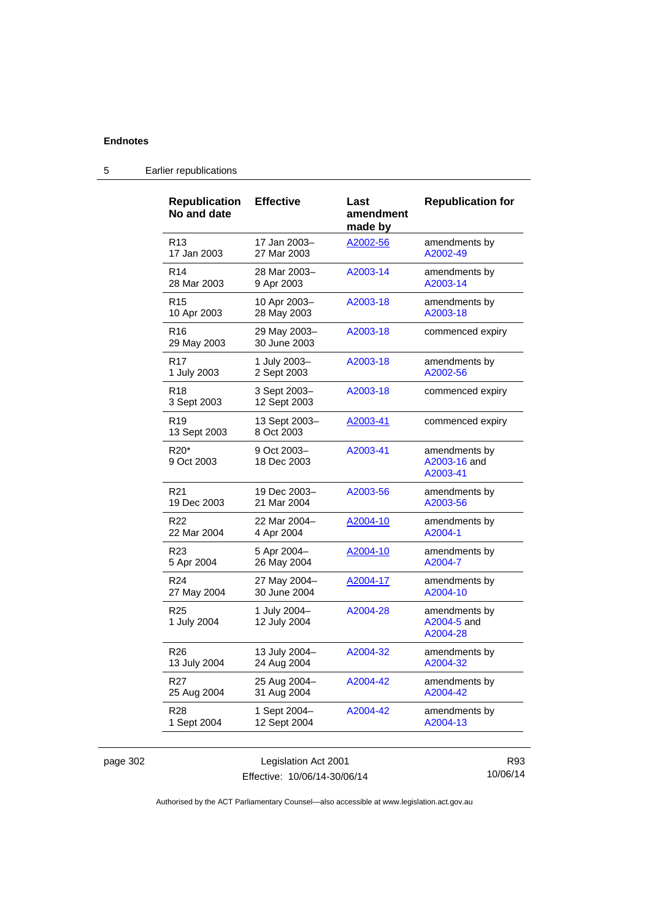## 5 Earlier republications

| Republication No and date | Effective | Last amendment made by | Republication for |
|---|---|---|---|
| R13<br>17 Jan 2003 | 17 Jan 2003–<br>27 Mar 2003 | A2002-56 | amendments by A2002-49 |
| R14<br>28 Mar 2003 | 28 Mar 2003–<br>9 Apr 2003 | A2003-14 | amendments by A2003-14 |
| R15<br>10 Apr 2003 | 10 Apr 2003–<br>28 May 2003 | A2003-18 | amendments by A2003-18 |
| R16<br>29 May 2003 | 29 May 2003–<br>30 June 2003 | A2003-18 | commenced expiry |
| R17<br>1 July 2003 | 1 July 2003–<br>2 Sept 2003 | A2003-18 | amendments by A2002-56 |
| R18<br>3 Sept 2003 | 3 Sept 2003–<br>12 Sept 2003 | A2003-18 | commenced expiry |
| R19<br>13 Sept 2003 | 13 Sept 2003–<br>8 Oct 2003 | A2003-41 | commenced expiry |
| R20*<br>9 Oct 2003 | 9 Oct 2003–<br>18 Dec 2003 | A2003-41 | amendments by A2003-16 and A2003-41 |
| R21<br>19 Dec 2003 | 19 Dec 2003–<br>21 Mar 2004 | A2003-56 | amendments by A2003-56 |
| R22<br>22 Mar 2004 | 22 Mar 2004–<br>4 Apr 2004 | A2004-10 | amendments by A2004-1 |
| R23<br>5 Apr 2004 | 5 Apr 2004–<br>26 May 2004 | A2004-10 | amendments by A2004-7 |
| R24<br>27 May 2004 | 27 May 2004–<br>30 June 2004 | A2004-17 | amendments by A2004-10 |
| R25<br>1 July 2004 | 1 July 2004–<br>12 July 2004 | A2004-28 | amendments by A2004-5 and A2004-28 |
| R26<br>13 July 2004 | 13 July 2004–<br>24 Aug 2004 | A2004-32 | amendments by A2004-32 |
| R27<br>25 Aug 2004 | 25 Aug 2004–<br>31 Aug 2004 | A2004-42 | amendments by A2004-42 |
| R28<br>1 Sept 2004 | 1 Sept 2004–<br>12 Sept 2004 | A2004-42 | amendments by A2004-13 |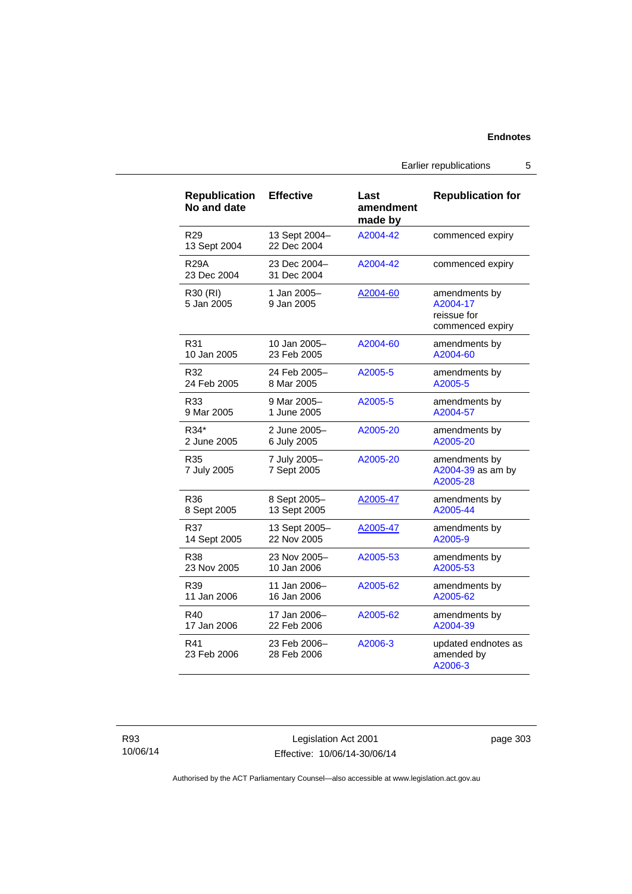| Republication No and date | Effective | Last amendment made by | Republication for |
|---|---|---|---|
| R29<br>13 Sept 2004 | 13 Sept 2004–<br>22 Dec 2004 | A2004-42 | commenced expiry |
| R29A<br>23 Dec 2004 | 23 Dec 2004–<br>31 Dec 2004 | A2004-42 | commenced expiry |
| R30 (RI)<br>5 Jan 2005 | 1 Jan 2005–<br>9 Jan 2005 | A2004-60 | amendments by A2004-17<br>reissue for commenced expiry |
| R31<br>10 Jan 2005 | 10 Jan 2005–<br>23 Feb 2005 | A2004-60 | amendments by A2004-60 |
| R32<br>24 Feb 2005 | 24 Feb 2005–<br>8 Mar 2005 | A2005-5 | amendments by A2005-5 |
| R33<br>9 Mar 2005 | 9 Mar 2005–<br>1 June 2005 | A2005-5 | amendments by A2004-57 |
| R34*<br>2 June 2005 | 2 June 2005–<br>6 July 2005 | A2005-20 | amendments by A2005-20 |
| R35<br>7 July 2005 | 7 July 2005–<br>7 Sept 2005 | A2005-20 | amendments by A2004-39 as am by A2005-28 |
| R36<br>8 Sept 2005 | 8 Sept 2005–<br>13 Sept 2005 | A2005-47 | amendments by A2005-44 |
| R37<br>14 Sept 2005 | 13 Sept 2005–<br>22 Nov 2005 | A2005-47 | amendments by A2005-9 |
| R38<br>23 Nov 2005 | 23 Nov 2005–<br>10 Jan 2006 | A2005-53 | amendments by A2005-53 |
| R39<br>11 Jan 2006 | 11 Jan 2006–<br>16 Jan 2006 | A2005-62 | amendments by A2005-62 |
| R40<br>17 Jan 2006 | 17 Jan 2006–<br>22 Feb 2006 | A2005-62 | amendments by A2004-39 |
| R41<br>23 Feb 2006 | 23 Feb 2006–<br>28 Feb 2006 | A2006-3 | updated endnotes as amended by A2006-3 |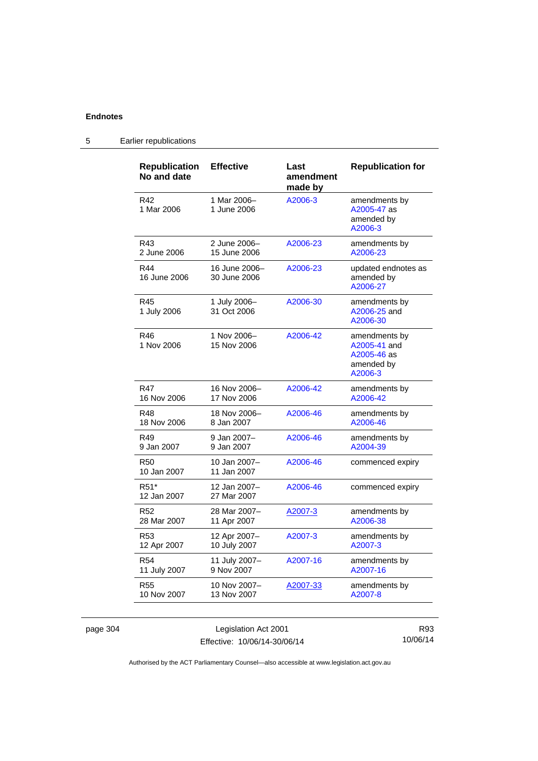## 5 Earlier republications

| Republication No and date | Effective | Last amendment made by | Republication for |
|---|---|---|---|
| R42<br>1 Mar 2006 | 1 Mar 2006–<br>1 June 2006 | A2006-3 | amendments by A2005-47 as amended by A2006-3 |
| R43<br>2 June 2006 | 2 June 2006–<br>15 June 2006 | A2006-23 | amendments by A2006-23 |
| R44<br>16 June 2006 | 16 June 2006–<br>30 June 2006 | A2006-23 | updated endnotes as amended by A2006-27 |
| R45<br>1 July 2006 | 1 July 2006–<br>31 Oct 2006 | A2006-30 | amendments by A2006-25 and A2006-30 |
| R46<br>1 Nov 2006 | 1 Nov 2006–<br>15 Nov 2006 | A2006-42 | amendments by A2005-41 and A2005-46 as amended by A2006-3 |
| R47<br>16 Nov 2006 | 16 Nov 2006–<br>17 Nov 2006 | A2006-42 | amendments by A2006-42 |
| R48<br>18 Nov 2006 | 18 Nov 2006–<br>8 Jan 2007 | A2006-46 | amendments by A2006-46 |
| R49<br>9 Jan 2007 | 9 Jan 2007–<br>9 Jan 2007 | A2006-46 | amendments by A2004-39 |
| R50<br>10 Jan 2007 | 10 Jan 2007–<br>11 Jan 2007 | A2006-46 | commenced expiry |
| R51*<br>12 Jan 2007 | 12 Jan 2007–<br>27 Mar 2007 | A2006-46 | commenced expiry |
| R52<br>28 Mar 2007 | 28 Mar 2007–<br>11 Apr 2007 | A2007-3 | amendments by A2006-38 |
| R53<br>12 Apr 2007 | 12 Apr 2007–<br>10 July 2007 | A2007-3 | amendments by A2007-3 |
| R54<br>11 July 2007 | 11 July 2007–<br>9 Nov 2007 | A2007-16 | amendments by A2007-16 |
| R55<br>10 Nov 2007 | 10 Nov 2007–<br>13 Nov 2007 | A2007-33 | amendments by A2007-8 |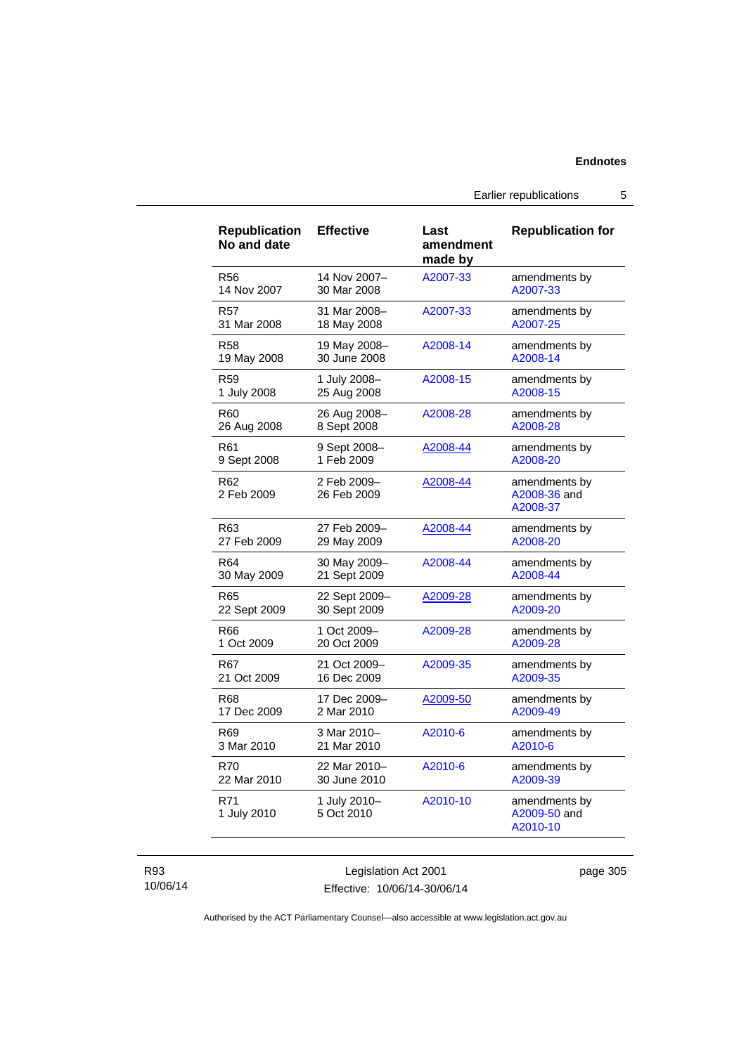| Republication No and date | Effective | Last amendment made by | Republication for |
|---|---|---|---|
| R56<br>14 Nov 2007 | 14 Nov 2007–<br>30 Mar 2008 | A2007-33 | amendments by A2007-33 |
| R57<br>31 Mar 2008 | 31 Mar 2008–<br>18 May 2008 | A2007-33 | amendments by A2007-25 |
| R58<br>19 May 2008 | 19 May 2008–<br>30 June 2008 | A2008-14 | amendments by A2008-14 |
| R59<br>1 July 2008 | 1 July 2008–<br>25 Aug 2008 | A2008-15 | amendments by A2008-15 |
| R60<br>26 Aug 2008 | 26 Aug 2008–<br>8 Sept 2008 | A2008-28 | amendments by A2008-28 |
| R61<br>9 Sept 2008 | 9 Sept 2008–<br>1 Feb 2009 | A2008-44 | amendments by A2008-20 |
| R62<br>2 Feb 2009 | 2 Feb 2009–<br>26 Feb 2009 | A2008-44 | amendments by A2008-36 and A2008-37 |
| R63<br>27 Feb 2009 | 27 Feb 2009–<br>29 May 2009 | A2008-44 | amendments by A2008-20 |
| R64<br>30 May 2009 | 30 May 2009–<br>21 Sept 2009 | A2008-44 | amendments by A2008-44 |
| R65<br>22 Sept 2009 | 22 Sept 2009–<br>30 Sept 2009 | A2009-28 | amendments by A2009-20 |
| R66<br>1 Oct 2009 | 1 Oct 2009–<br>20 Oct 2009 | A2009-28 | amendments by A2009-28 |
| R67<br>21 Oct 2009 | 21 Oct 2009–<br>16 Dec 2009 | A2009-35 | amendments by A2009-35 |
| R68<br>17 Dec 2009 | 17 Dec 2009–<br>2 Mar 2010 | A2009-50 | amendments by A2009-49 |
| R69<br>3 Mar 2010 | 3 Mar 2010–<br>21 Mar 2010 | A2010-6 | amendments by A2010-6 |
| R70<br>22 Mar 2010 | 22 Mar 2010–<br>30 June 2010 | A2010-6 | amendments by A2009-39 |
| R71<br>1 July 2010 | 1 July 2010–<br>5 Oct 2010 | A2010-10 | amendments by A2009-50 and A2010-10 |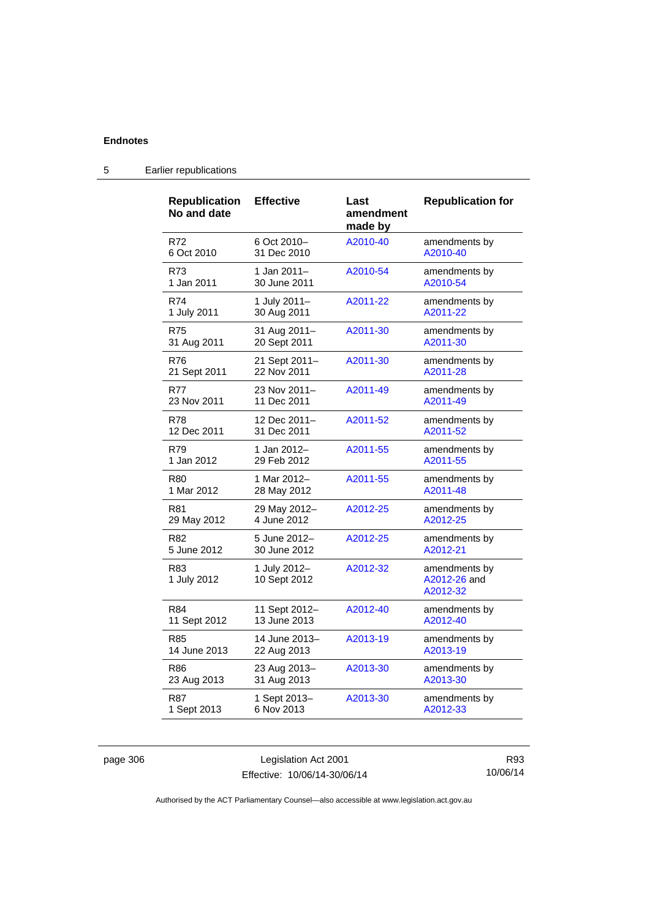## Endnotes

### 5 Earlier republications

| Republication No and date | Effective | Last amendment made by | Republication for |
|---|---|---|---|
| R72 6 Oct 2010 | 6 Oct 2010– 31 Dec 2010 | A2010-40 | amendments by A2010-40 |
| R73 1 Jan 2011 | 1 Jan 2011– 30 June 2011 | A2010-54 | amendments by A2010-54 |
| R74 1 July 2011 | 1 July 2011– 30 Aug 2011 | A2011-22 | amendments by A2011-22 |
| R75 31 Aug 2011 | 31 Aug 2011– 20 Sept 2011 | A2011-30 | amendments by A2011-30 |
| R76 21 Sept 2011 | 21 Sept 2011– 22 Nov 2011 | A2011-30 | amendments by A2011-28 |
| R77 23 Nov 2011 | 23 Nov 2011– 11 Dec 2011 | A2011-49 | amendments by A2011-49 |
| R78 12 Dec 2011 | 12 Dec 2011– 31 Dec 2011 | A2011-52 | amendments by A2011-52 |
| R79 1 Jan 2012 | 1 Jan 2012– 29 Feb 2012 | A2011-55 | amendments by A2011-55 |
| R80 1 Mar 2012 | 1 Mar 2012– 28 May 2012 | A2011-55 | amendments by A2011-48 |
| R81 29 May 2012 | 29 May 2012– 4 June 2012 | A2012-25 | amendments by A2012-25 |
| R82 5 June 2012 | 5 June 2012– 30 June 2012 | A2012-25 | amendments by A2012-21 |
| R83 1 July 2012 | 1 July 2012– 10 Sept 2012 | A2012-32 | amendments by A2012-26 and A2012-32 |
| R84 11 Sept 2012 | 11 Sept 2012– 13 June 2013 | A2012-40 | amendments by A2012-40 |
| R85 14 June 2013 | 14 June 2013– 22 Aug 2013 | A2013-19 | amendments by A2013-19 |
| R86 23 Aug 2013 | 23 Aug 2013– 31 Aug 2013 | A2013-30 | amendments by A2013-30 |
| R87 1 Sept 2013 | 1 Sept 2013– 6 Nov 2013 | A2013-30 | amendments by A2012-33 |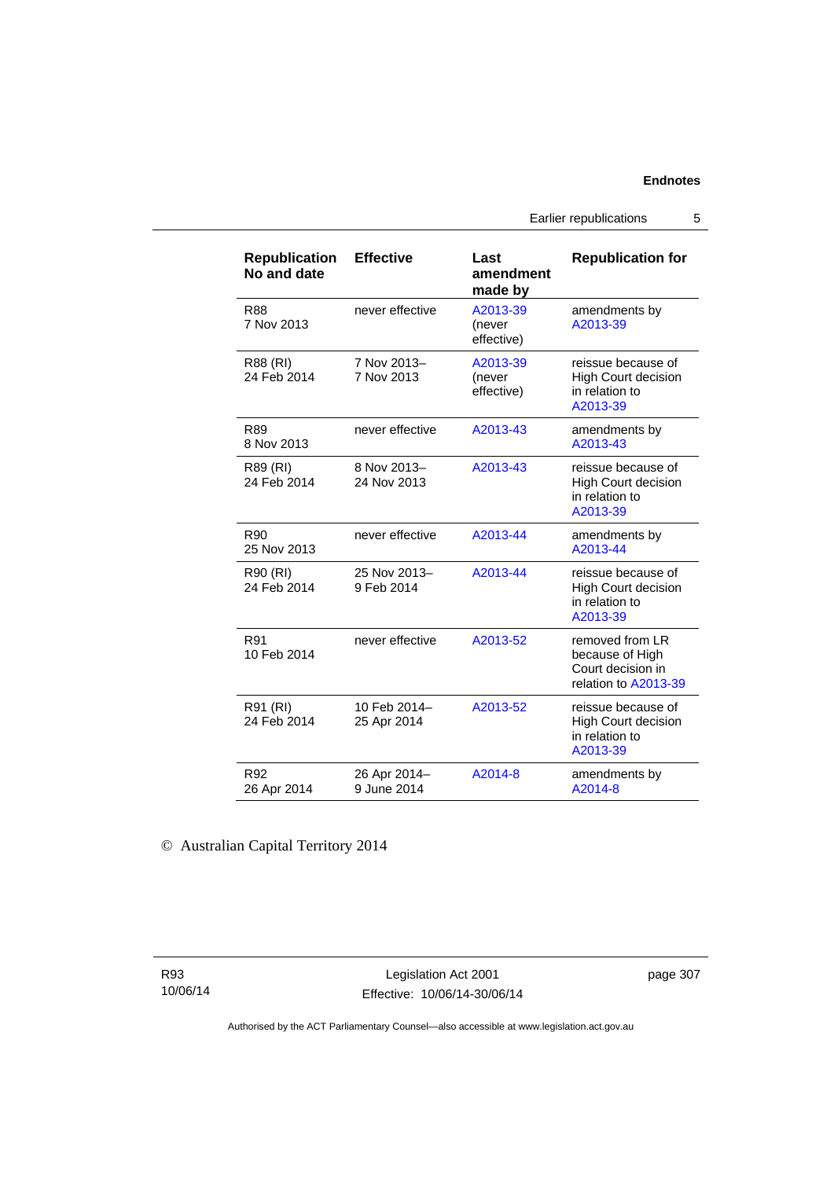| Republication No and date | Effective | Last amendment made by | Republication for |
|---|---|---|---|
| R88<br>7 Nov 2013 | never effective | A2013-39<br>(never effective) | amendments by A2013-39 |
| R88 (RI)<br>24 Feb 2014 | 7 Nov 2013–<br>7 Nov 2013 | A2013-39<br>(never effective) | reissue because of High Court decision in relation to A2013-39 |
| R89<br>8 Nov 2013 | never effective | A2013-43 | amendments by A2013-43 |
| R89 (RI)<br>24 Feb 2014 | 8 Nov 2013–<br>24 Nov 2013 | A2013-43 | reissue because of High Court decision in relation to A2013-39 |
| R90<br>25 Nov 2013 | never effective | A2013-44 | amendments by A2013-44 |
| R90 (RI)<br>24 Feb 2014 | 25 Nov 2013–<br>9 Feb 2014 | A2013-44 | reissue because of High Court decision in relation to A2013-39 |
| R91<br>10 Feb 2014 | never effective | A2013-52 | removed from LR because of High Court decision in relation to A2013-39 |
| R91 (RI)<br>24 Feb 2014 | 10 Feb 2014–<br>25 Apr 2014 | A2013-52 | reissue because of High Court decision in relation to A2013-39 |
| R92<br>26 Apr 2014 | 26 Apr 2014–<br>9 June 2014 | A2014-8 | amendments by A2014-8 |

© Australian Capital Territory 2014